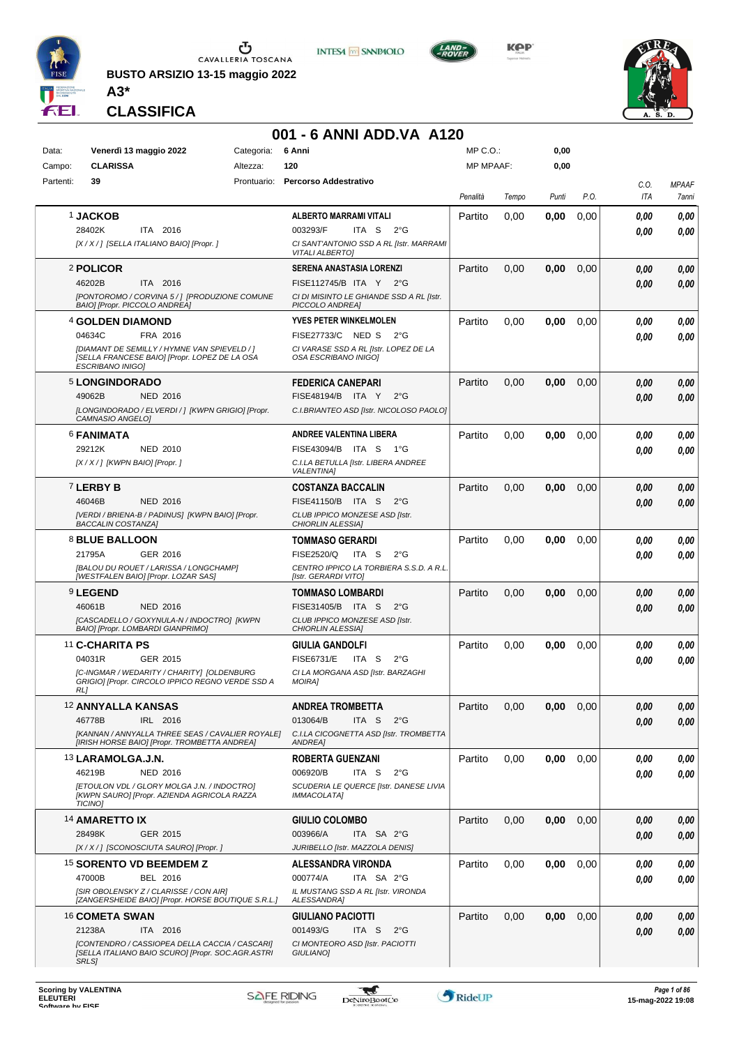CAVALLERIA TOSCANA

**BUSTO ARSIZIO 13-15 maggio 2022**

**A3***

## CLASSIFICA

# 001 - 6 ANNI ADD.VA A120

| | | | | | |
|---|---|---|---|---|---|
| Data: | **Venerdì 13 maggio 2022** | Categoria: | **6 Anni** | MP C.O.: | **0,00** |
| Campo: | **CLARISSA** | Altezza: | **120** | MP MPAAF: | **0,00** |
| Partenti: | **39** | Prontuario: | **Percorso Addestrativo** | | |

| Cavallo | Cavaliere | Penalità | Tempo | Punti | P.O. | C.O. ITA | MPAAF 7anni |
|---|---|---|---|---|---|---|---|
| 1 **JACKOB** 28402K ITA 2016 *[X / X / ] [SELLA ITALIANO BAIO] [Propr. ]* | **ALBERTO MARRAMI VITALI** 003293/F ITA S 2°G *CI SANT'ANTONIO SSD A RL [Istr. MARRAMI VITALI ALBERTO]* | Partito | 0,00 | **0,00** | 0,00 | ***0,00*** ***0,00*** | ***0,00*** ***0,00*** |
| 2 **POLICOR** 46202B ITA 2016 *[PONTOROMO / CORVINA 5 / ] [PRODUZIONE COMUNE BAIO] [Propr. PICCOLO ANDREA]* | **SERENA ANASTASIA LORENZI** FISE112745/B ITA Y 2°G *CI DI MISINTO LE GHIANDE SSD A RL [Istr. PICCOLO ANDREA]* | Partito | 0,00 | **0,00** | 0,00 | ***0,00*** ***0,00*** | ***0,00*** ***0,00*** |
| 4 **GOLDEN DIAMOND** 04634C FRA 2016 *[DIAMANT DE SEMILLY / HYMNE VAN SPIEVELD / ] [SELLA FRANCESE BAIO] [Propr. LOPEZ DE LA OSA ESCRIBANO INIGO]* | **YVES PETER WINKELMOLEN** FISE27733/C NED S 2°G *CI VARASE SSD A RL [Istr. LOPEZ DE LA OSA ESCRIBANO INIGO]* | Partito | 0,00 | **0,00** | 0,00 | ***0,00*** ***0,00*** | ***0,00*** ***0,00*** |
| 5 **LONGINDORADO** 49062B NED 2016 *[LONGINDORADO / ELVERDI / ] [KWPN GRIGIO] [Propr. CAMNASIO ANGELO]* | **FEDERICA CANEPARI** FISE48194/B ITA Y 2°G *C.I.BRIANTEO ASD [Istr. NICOLOSO PAOLO]* | Partito | 0,00 | **0,00** | 0,00 | ***0,00*** ***0,00*** | ***0,00*** ***0,00*** |
| 6 **FANIMATA** 29212K NED 2010 *[X / X / ] [KWPN BAIO] [Propr. ]* | **ANDREE VALENTINA LIBERA** FISE43094/B ITA S 1°G *C.I.LA BETULLA [Istr. LIBERA ANDREE VALENTINA]* | Partito | 0,00 | **0,00** | 0,00 | ***0,00*** ***0,00*** | ***0,00*** ***0,00*** |
| 7 **LERBY B** 46046B NED 2016 *[VERDI / BRIENA-B / PADINUS] [KWPN BAIO] [Propr. BACCALIN COSTANZA]* | **COSTANZA BACCALIN** FISE41150/B ITA S 2°G *CLUB IPPICO MONZESE ASD [Istr. CHIORLIN ALESSIA]* | Partito | 0,00 | **0,00** | 0,00 | ***0,00*** ***0,00*** | ***0,00*** ***0,00*** |
| 8 **BLUE BALLOON** 21795A GER 2016 *[BALOU DU ROUET / LARISSA / LONGCHAMP] [WESTFALEN BAIO] [Propr. LOZAR SAS]* | **TOMMASO GERARDI** FISE2520/Q ITA S 2°G *CENTRO IPPICO LA TORBIERA S.S.D. A R.L. [Istr. GERARDI VITO]* | Partito | 0,00 | **0,00** | 0,00 | ***0,00*** ***0,00*** | ***0,00*** ***0,00*** |
| 9 **LEGEND** 46061B NED 2016 *[CASCADELLO / GOXYNULA-N / INDOCTRO] [KWPN BAIO] [Propr. LOMBARDI GIANPRIMO]* | **TOMMASO LOMBARDI** FISE31405/B ITA S 2°G *CLUB IPPICO MONZESE ASD [Istr. CHIORLIN ALESSIA]* | Partito | 0,00 | **0,00** | 0,00 | ***0,00*** ***0,00*** | ***0,00*** ***0,00*** |
| 11 **C-CHARITA PS** 04031R GER 2015 *[C-INGMAR / WEDARITY / CHARITY] [OLDENBURG GRIGIO] [Propr. CIRCOLO IPPICO REGNO VERDE SSD A RL]* | **GIULIA GANDOLFI** FISE6731/E ITA S 2°G *CI LA MORGANA ASD [Istr. BARZAGHI MOIRA]* | Partito | 0,00 | **0,00** | 0,00 | ***0,00*** ***0,00*** | ***0,00*** ***0,00*** |
| 12 **ANNYALLA KANSAS** 46778B IRL 2016 *[KANNAN / ANNYALLA THREE SEAS / CAVALIER ROYALE] [IRISH HORSE BAIO] [Propr. TROMBETTA ANDREA]* | **ANDREA TROMBETTA** 013064/B ITA S 2°G *C.I.LA CICOGNETTA ASD [Istr. TROMBETTA ANDREA]* | Partito | 0,00 | **0,00** | 0,00 | ***0,00*** ***0,00*** | ***0,00*** ***0,00*** |
| 13 **LARAMOLGA.J.N.** 46219B NED 2016 *[ETOULON VDL / GLORY MOLGA J.N. / INDOCTRO] [KWPN SAURO] [Propr. AZIENDA AGRICOLA RAZZA TICINO]* | **ROBERTA GUENZANI** 006920/B ITA S 2°G *SCUDERIA LE QUERCE [Istr. DANESE LIVIA IMMACOLATA]* | Partito | 0,00 | **0,00** | 0,00 | ***0,00*** ***0,00*** | ***0,00*** ***0,00*** |
| 14 **AMARETTO IX** 28498K GER 2015 *[X / X / ] [SCONOSCIUTA SAURO] [Propr. ]* | **GIULIO COLOMBO** 003966/A ITA SA 2°G *JURIBELLO [Istr. MAZZOLA DENIS]* | Partito | 0,00 | **0,00** | 0,00 | ***0,00*** ***0,00*** | ***0,00*** ***0,00*** |
| 15 **SORENTO VD BEEMDEM Z** 47000B BEL 2016 *[SIR OBOLENSKY Z / CLARISSE / CON AIR] [ZANGERSHEIDE BAIO] [Propr. HORSE BOUTIQUE S.R.L.]* | **ALESSANDRA VIRONDA** 000774/A ITA SA 2°G *IL MUSTANG SSD A RL [Istr. VIRONDA ALESSANDRA]* | Partito | 0,00 | **0,00** | 0,00 | ***0,00*** ***0,00*** | ***0,00*** ***0,00*** |
| 16 **COMETA SWAN** 21238A ITA 2016 *[CONTENDRO / CASSIOPEA DELLA CACCIA / CASCARI] [SELLA ITALIANO BAIO SCURO] [Propr. SOC.AGR.ASTRI SRLS]* | **GIULIANO PACIOTTI** 001493/G ITA S 2°G *CI MONTEORO ASD [Istr. PACIOTTI GIULIANO]* | Partito | 0,00 | **0,00** | 0,00 | ***0,00*** ***0,00*** | ***0,00*** ***0,00*** |

**Scoring by VALENTINA ELEUTERI**
Software by FISE

15-mag-2022 19:08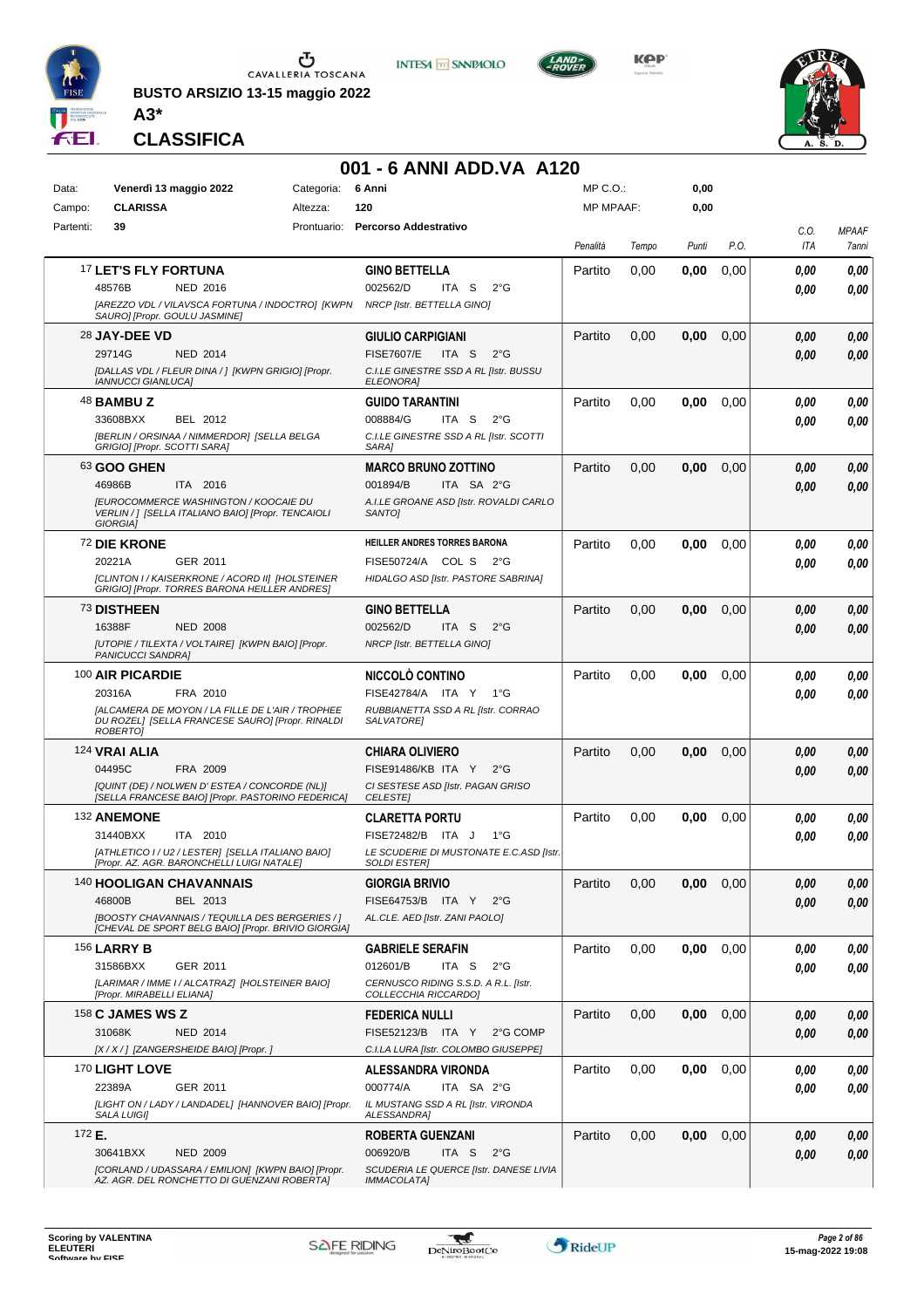**BUSTO ARSIZIO 13-15 maggio 2022**

**A3***

**CLASSIFICA**

# 001 - 6 ANNI ADD.VA A120

| | | | |
|---|---|---|---|
| Data: | **Venerdì 13 maggio 2022** | Categoria: | **6 Anni** |
| Campo: | **CLARISSA** | Altezza: | **120** |
| Partenti: | **39** | Prontuario: | **Percorso Addestrativo** |

MP C.O.: **0,00**
MP MPAAF: **0,00**

| Cavallo | Cavaliere | Penalità | Tempo | Punti | P.O. | C.O. ITA | MPAAF 7anni |
|---|---|---|---|---|---|---|---|
| 17 **LET'S FLY FORTUNA**<br>48576B NED 2016<br>*[AREZZO VDL / VILAVSCA FORTUNA / INDOCTRO] [KWPN SAURO] [Propr. GOULU JASMINE]* | **GINO BETTELLA**<br>002562/D ITA S 2°G<br>*NRCP [Istr. BETTELLA GINO]* | Partito | 0,00 | **0,00** | 0,00 | *0,00*<br>*0,00* | *0,00*<br>*0,00* |
| 28 **JAY-DEE VD**<br>29714G NED 2014<br>*[DALLAS VDL / FLEUR DINA / ] [KWPN GRIGIO] [Propr. IANNUCCI GIANLUCA]* | **GIULIO CARPIGIANI**<br>FISE7607/E ITA S 2°G<br>*C.I.LE GINESTRE SSD A RL [Istr. BUSSU ELEONORA]* | Partito | 0,00 | **0,00** | 0,00 | *0,00*<br>*0,00* | *0,00*<br>*0,00* |
| 48 **BAMBU Z**<br>33608BXX BEL 2012<br>*[BERLIN / ORSINAA / NIMMERDOR] [SELLA BELGA GRIGIO] [Propr. SCOTTI SARA]* | **GUIDO TARANTINI**<br>008884/G ITA S 2°G<br>*C.I.LE GINESTRE SSD A RL [Istr. SCOTTI SARA]* | Partito | 0,00 | **0,00** | 0,00 | *0,00*<br>*0,00* | *0,00*<br>*0,00* |
| 63 **GOO GHEN**<br>46986B ITA 2016<br>*[EUROCOMMERCE WASHINGTON / KOOCAIE DU VERLIN / ] [SELLA ITALIANO BAIO] [Propr. TENCAIOLI GIORGIA]* | **MARCO BRUNO ZOTTINO**<br>001894/B ITA SA 2°G<br>*A.I.LE GROANE ASD [Istr. ROVALDI CARLO SANTO]* | Partito | 0,00 | **0,00** | 0,00 | *0,00*<br>*0,00* | *0,00*<br>*0,00* |
| 72 **DIE KRONE**<br>20221A GER 2011<br>*[CLINTON I / KAISERKRONE / ACORD II] [HOLSTEINER GRIGIO] [Propr. TORRES BARONA HEILLER ANDRES]* | **HEILLER ANDRES TORRES BARONA**<br>FISE50724/A COL S 2°G<br>*HIDALGO ASD [Istr. PASTORE SABRINA]* | Partito | 0,00 | **0,00** | 0,00 | *0,00*<br>*0,00* | *0,00*<br>*0,00* |
| 73 **DISTHEEN**<br>16388F NED 2008<br>*[UTOPIE / TILEXTA / VOLTAIRE] [KWPN BAIO] [Propr. PANICUCCI SANDRA]* | **GINO BETTELLA**<br>002562/D ITA S 2°G<br>*NRCP [Istr. BETTELLA GINO]* | Partito | 0,00 | **0,00** | 0,00 | *0,00*<br>*0,00* | *0,00*<br>*0,00* |
| 100 **AIR PICARDIE**<br>20316A FRA 2010<br>*[ALCAMERA DE MOYON / LA FILLE DE L'AIR / TROPHEE DU ROZEL] [SELLA FRANCESE SAURO] [Propr. RINALDI ROBERTO]* | **NICCOLÒ CONTINO**<br>FISE42784/A ITA Y 1°G<br>*RUBBIANETTA SSD A RL [Istr. CORRAO SALVATORE]* | Partito | 0,00 | **0,00** | 0,00 | *0,00*<br>*0,00* | *0,00*<br>*0,00* |
| 124 **VRAI ALIA**<br>04495C FRA 2009<br>*[QUINT (DE) / NOLWEN D' ESTEA / CONCORDE (NL)] [SELLA FRANCESE BAIO] [Propr. PASTORINO FEDERICA]* | **CHIARA OLIVIERO**<br>FISE91486/KB ITA Y 2°G<br>*CI SESTESE ASD [Istr. PAGAN GRISO CELESTE]* | Partito | 0,00 | **0,00** | 0,00 | *0,00*<br>*0,00* | *0,00*<br>*0,00* |
| 132 **ANEMONE**<br>31440BXX ITA 2010<br>*[ATHLETICO I / U2 / LESTER] [SELLA ITALIANO BAIO] [Propr. AZ. AGR. BARONCHELLI LUIGI NATALE]* | **CLARETTA PORTU**<br>FISE72482/B ITA J 1°G<br>*LE SCUDERIE DI MUSTONATE E.C.ASD [Istr. SOLDI ESTER]* | Partito | 0,00 | **0,00** | 0,00 | *0,00*<br>*0,00* | *0,00*<br>*0,00* |
| 140 **HOOLIGAN CHAVANNAIS**<br>46800B BEL 2013<br>*[BOOSTY CHAVANNAIS / TEQUILLA DES BERGERIES / ] [CHEVAL DE SPORT BELG BAIO] [Propr. BRIVIO GIORGIA]* | **GIORGIA BRIVIO**<br>FISE64753/B ITA Y 2°G<br>*AL.CLE. AED [Istr. ZANI PAOLO]* | Partito | 0,00 | **0,00** | 0,00 | *0,00*<br>*0,00* | *0,00*<br>*0,00* |
| 156 **LARRY B**<br>31586BXX GER 2011<br>*[LARIMAR / IMME I / ALCATRAZ] [HOLSTEINER BAIO] [Propr. MIRABELLI ELIANA]* | **GABRIELE SERAFIN**<br>012601/B ITA S 2°G<br>*CERNUSCO RIDING S.S.D. A R.L. [Istr. COLLECCHIA RICCARDO]* | Partito | 0,00 | **0,00** | 0,00 | *0,00*<br>*0,00* | *0,00*<br>*0,00* |
| 158 **C JAMES WS Z**<br>31068K NED 2014<br>*[X / X / ] [ZANGERSHEIDE BAIO] [Propr. ]* | **FEDERICA NULLI**<br>FISE52123/B ITA Y 2°G COMP<br>*C.I.LA LURA [Istr. COLOMBO GIUSEPPE]* | Partito | 0,00 | **0,00** | 0,00 | *0,00*<br>*0,00* | *0,00*<br>*0,00* |
| 170 **LIGHT LOVE**<br>22389A GER 2011<br>*[LIGHT ON / LADY / LANDADEL] [HANNOVER BAIO] [Propr. SALA LUIGI]* | **ALESSANDRA VIRONDA**<br>000774/A ITA SA 2°G<br>*IL MUSTANG SSD A RL [Istr. VIRONDA ALESSANDRA]* | Partito | 0,00 | **0,00** | 0,00 | *0,00*<br>*0,00* | *0,00*<br>*0,00* |
| 172 **E.**<br>30641BXX NED 2009<br>*[CORLAND / UDASSARA / EMILION] [KWPN BAIO] [Propr. AZ. AGR. DEL RONCHETTO DI GUENZANI ROBERTA]* | **ROBERTA GUENZANI**<br>006920/B ITA S 2°G<br>*SCUDERIA LE QUERCE [Istr. DANESE LIVIA IMMACOLATA]* | Partito | 0,00 | **0,00** | 0,00 | *0,00*<br>*0,00* | *0,00*<br>*0,00* |

Scoring by VALENTINA ELEUTERI
Software by FISE

15-mag-2022 19:08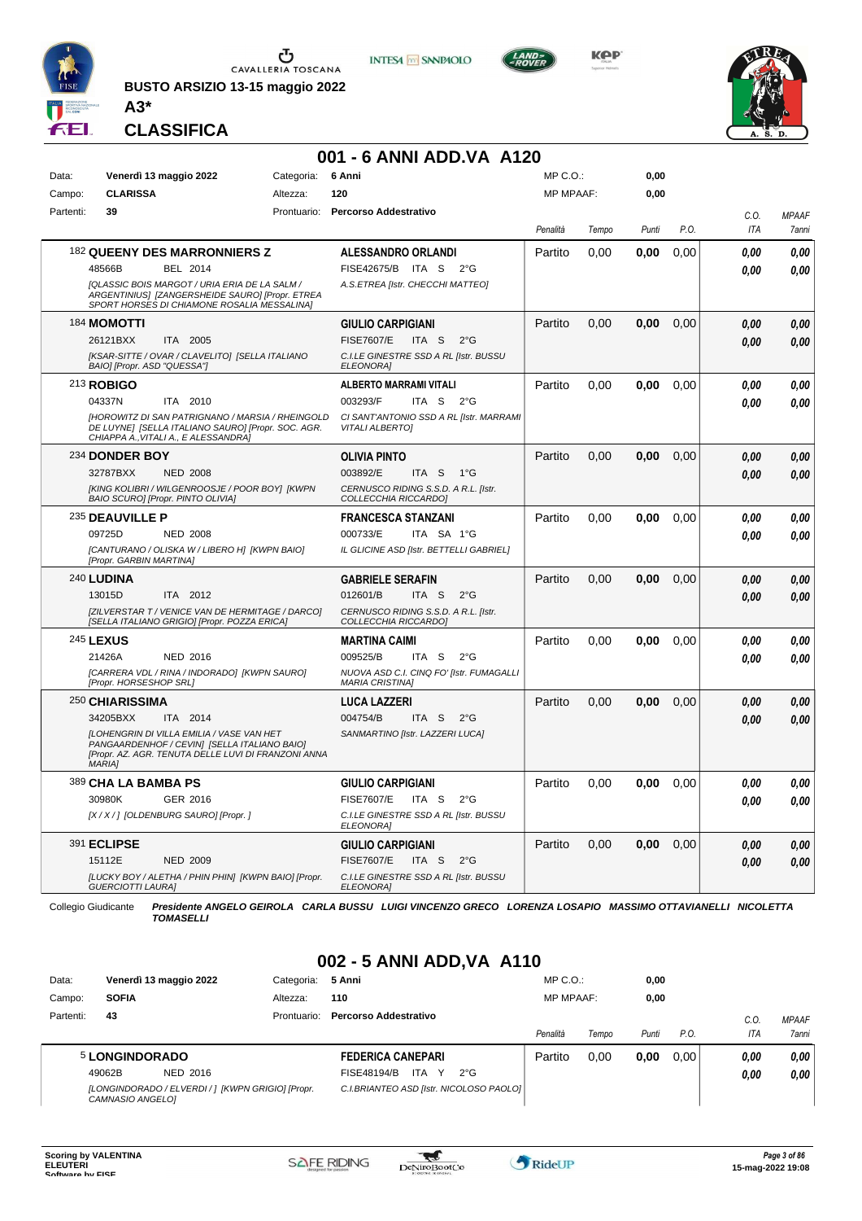BUSTO ARSIZIO 13-15 maggio 2022

**A3***

**CLASSIFICA**

## 001 - 6 ANNI ADD.VA A120

| Data: | Venerdì 13 maggio 2022 | Categoria: | 6 Anni | MP C.O.: | 0,00 |
|---|---|---|---|---|---|
| Campo: | CLARISSA | Altezza: | 120 | MP MPAAF: | 0,00 |
| Partenti: | 39 | Prontuario: | Percorso Addestrativo | | |

| Cavallo | Cavaliere | Penalità | Tempo | Punti | P.O. | C.O. ITA | MPAAF 7anni |
|---|---|---|---|---|---|---|---|
| 182 **QUEENY DES MARRONNIERS Z** 48566B BEL 2014 *[QLASSIC BOIS MARGOT / URIA ERIA DE LA SALM / ARGENTINIUS] [ZANGERSHEIDE SAURO] [Propr. ETREA SPORT HORSES DI CHIAMONE ROSALIA MESSALINA]* | **ALESSANDRO ORLANDI** FISE42675/B ITA S 2°G *A.S.ETREA [Istr. CHECCHI MATTEO]* | Partito | 0,00 | **0,00** | 0,00 | *0,00* *0,00* | *0,00* *0,00* |
| 184 **MOMOTTI** 26121BXX ITA 2005 *[KSAR-SITTE / OVAR / CLAVELITO] [SELLA ITALIANO BAIO] [Propr. ASD "QUESSA"]* | **GIULIO CARPIGIANI** FISE7607/E ITA S 2°G *C.I.LE GINESTRE SSD A RL [Istr. BUSSU ELEONORA]* | Partito | 0,00 | **0,00** | 0,00 | *0,00* *0,00* | *0,00* *0,00* |
| 213 **ROBIGO** 04337N ITA 2010 *[HOROWITZ DI SAN PATRIGNANO / MARSIA / RHEINGOLD DE LUYNE] [SELLA ITALIANO SAURO] [Propr. SOC. AGR. CHIAPPA A.,VITALI A., E ALESSANDRA]* | **ALBERTO MARRAMI VITALI** 003293/F ITA S 2°G *CI SANT'ANTONIO SSD A RL [Istr. MARRAMI VITALI ALBERTO]* | Partito | 0,00 | **0,00** | 0,00 | *0,00* *0,00* | *0,00* *0,00* |
| 234 **DONDER BOY** 32787BXX NED 2008 *[KING KOLIBRI / WILGENROOSJE / POOR BOY] [KWPN BAIO SCURO] [Propr. PINTO OLIVIA]* | **OLIVIA PINTO** 003892/E ITA S 1°G *CERNUSCO RIDING S.S.D. A R.L. [Istr. COLLECCHIA RICCARDO]* | Partito | 0,00 | **0,00** | 0,00 | *0,00* *0,00* | *0,00* *0,00* |
| 235 **DEAUVILLE P** 09725D NED 2008 *[CANTURANO / OLISKA W / LIBERO H] [KWPN BAIO] [Propr. GARBIN MARTINA]* | **FRANCESCA STANZANI** 000733/E ITA SA 1°G *IL GLICINE ASD [Istr. BETTELLI GABRIEL]* | Partito | 0,00 | **0,00** | 0,00 | *0,00* *0,00* | *0,00* *0,00* |
| 240 **LUDINA** 13015D ITA 2012 *[ZILVERSTAR T / VENICE VAN DE HERMITAGE / DARCO] [SELLA ITALIANO GRIGIO] [Propr. POZZA ERICA]* | **GABRIELE SERAFIN** 012601/B ITA S 2°G *CERNUSCO RIDING S.S.D. A R.L. [Istr. COLLECCHIA RICCARDO]* | Partito | 0,00 | **0,00** | 0,00 | *0,00* *0,00* | *0,00* *0,00* |
| 245 **LEXUS** 21426A NED 2016 *[CARRERA VDL / RINA / INDORADO] [KWPN SAURO] [Propr. HORSESHOP SRL]* | **MARTINA CAIMI** 009525/B ITA S 2°G *NUOVA ASD C.I. CINQ FO' [Istr. FUMAGALLI MARIA CRISTINA]* | Partito | 0,00 | **0,00** | 0,00 | *0,00* *0,00* | *0,00* *0,00* |
| 250 **CHIARISSIMA** 34205BXX ITA 2014 *[LOHENGRIN DI VILLA EMILIA / VASE VAN HET PANGAARDENHOF / CEVIN] [SELLA ITALIANO BAIO] [Propr. AZ. AGR. TENUTA DELLE LUVI DI FRANZONI ANNA MARIA]* | **LUCA LAZZERI** 004754/B ITA S 2°G *SANMARTINO [Istr. LAZZERI LUCA]* | Partito | 0,00 | **0,00** | 0,00 | *0,00* *0,00* | *0,00* *0,00* |
| 389 **CHA LA BAMBA PS** 30980K GER 2016 *[X / X / ] [OLDENBURG SAURO] [Propr. ]* | **GIULIO CARPIGIANI** FISE7607/E ITA S 2°G *C.I.LE GINESTRE SSD A RL [Istr. BUSSU ELEONORA]* | Partito | 0,00 | **0,00** | 0,00 | *0,00* *0,00* | *0,00* *0,00* |
| 391 **ECLIPSE** 15112E NED 2009 *[LUCKY BOY / ALETHA / PHIN PHIN] [KWPN BAIO] [Propr. GUERCIOTTI LAURA]* | **GIULIO CARPIGIANI** FISE7607/E ITA S 2°G *C.I.LE GINESTRE SSD A RL [Istr. BUSSU ELEONORA]* | Partito | 0,00 | **0,00** | 0,00 | *0,00* *0,00* | *0,00* *0,00* |

Collegio Giudicante *Presidente ANGELO GEIROLA CARLA BUSSU LUIGI VINCENZO GRECO LORENZA LOSAPIO MASSIMO OTTAVIANELLI NICOLETTA TOMASELLI*

## 002 - 5 ANNI ADD,VA A110

| Data: | Venerdì 13 maggio 2022 | Categoria: | 5 Anni | MP C.O.: | 0,00 |
|---|---|---|---|---|---|
| Campo: | SOFIA | Altezza: | 110 | MP MPAAF: | 0,00 |
| Partenti: | 43 | Prontuario: | Percorso Addestrativo | | |

| Cavallo | Cavaliere | Penalità | Tempo | Punti | P.O. | C.O. ITA | MPAAF 7anni |
|---|---|---|---|---|---|---|---|
| 5 **LONGINDORADO** 49062B NED 2016 *[LONGINDORADO / ELVERDI / ] [KWPN GRIGIO] [Propr. CAMNASIO ANGELO]* | **FEDERICA CANEPARI** FISE48194/B ITA Y 2°G *C.I.BRIANTEO ASD [Istr. NICOLOSO PAOLO]* | Partito | 0,00 | **0,00** | 0,00 | *0,00* *0,00* | *0,00* *0,00* |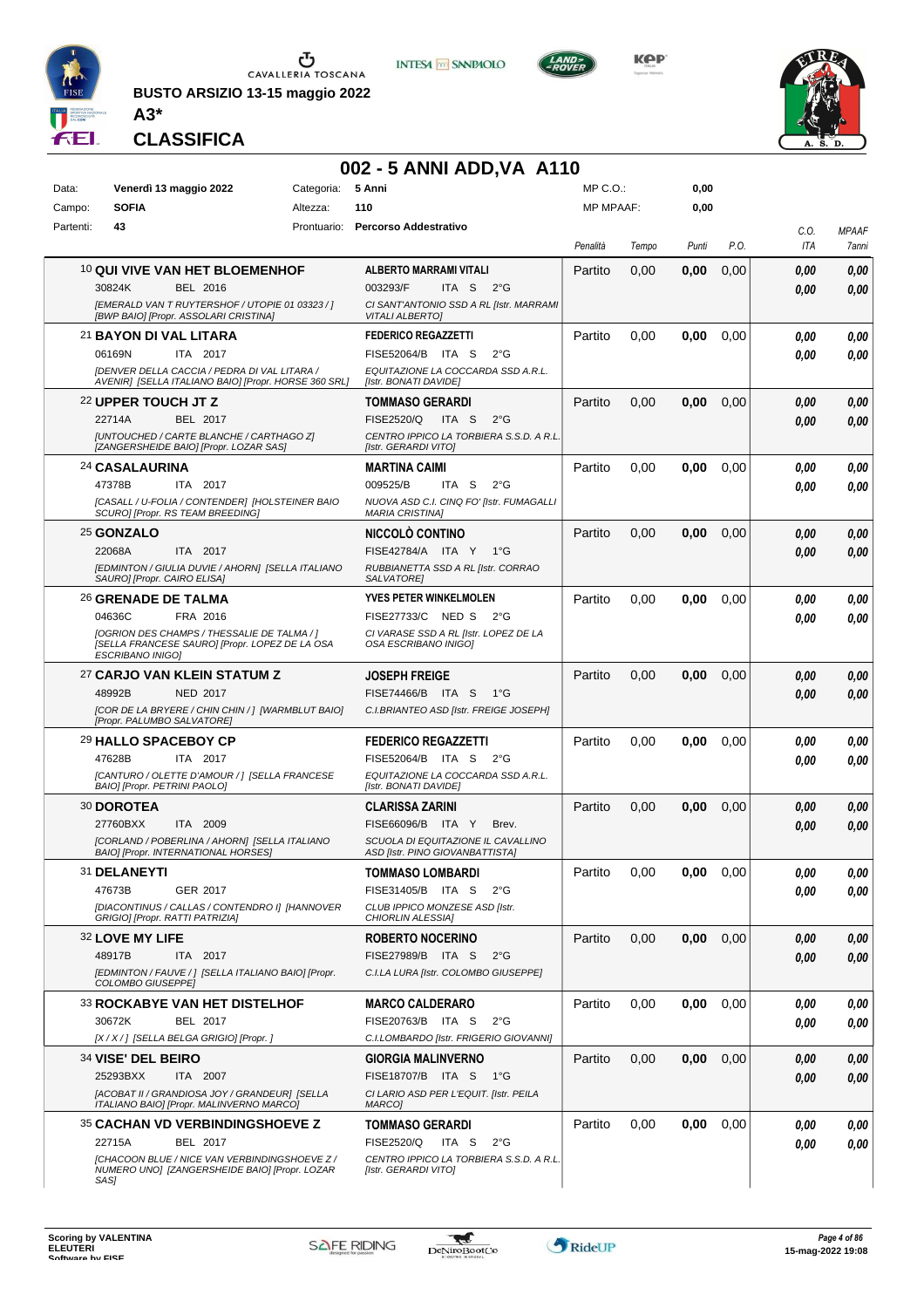BUSTO ARSIZIO 13-15 maggio 2022

A3*

# CLASSIFICA

## 002 - 5 ANNI ADD,VA A110

| Data: | Venerdì 13 maggio 2022 | Categoria: | 5 Anni | MP C.O.: | 0,00 |
|---|---|---|---|---|---|
| Campo: | SOFIA | Altezza: | 110 | MP MPAAF: | 0,00 |
| Partenti: | 43 | Prontuario: | Percorso Addestrativo | | |

| Cavallo | Cavaliere | Penalità | Tempo | Punti | P.O. | C.O. ITA | MPAAF 7anni |
|---|---|---|---|---|---|---|---|
| 10 **QUI VIVE VAN HET BLOEMENHOF** 30824K BEL 2016 *[EMERALD VAN T RUYTERSHOF / UTOPIE 01 03323 / ] [BWP BAIO] [Propr. ASSOLARI CRISTINA]* | **ALBERTO MARRAMI VITALI** 003293/F ITA S 2°G *CI SANT'ANTONIO SSD A RL [Istr. MARRAMI VITALI ALBERTO]* | Partito | 0,00 | **0,00** | 0,00 | *0,00* *0,00* | *0,00* *0,00* |
| 21 **BAYON DI VAL LITARA** 06169N ITA 2017 *[DENVER DELLA CACCIA / PEDRA DI VAL LITARA / AVENIR] [SELLA ITALIANO BAIO] [Propr. HORSE 360 SRL]* | **FEDERICO REGAZZETTI** FISE52064/B ITA S 2°G *EQUITAZIONE LA COCCARDA SSD A.R.L. [Istr. BONATI DAVIDE]* | Partito | 0,00 | **0,00** | 0,00 | *0,00* *0,00* | *0,00* *0,00* |
| 22 **UPPER TOUCH JT Z** 22714A BEL 2017 *[UNTOUCHED / CARTE BLANCHE / CARTHAGO Z] [ZANGERSHEIDE BAIO] [Propr. LOZAR SAS]* | **TOMMASO GERARDI** FISE2520/Q ITA S 2°G *CENTRO IPPICO LA TORBIERA S.S.D. A R.L. [Istr. GERARDI VITO]* | Partito | 0,00 | **0,00** | 0,00 | *0,00* *0,00* | *0,00* *0,00* |
| 24 **CASALAURINA** 47378B ITA 2017 *[CASALL / U-FOLIA / CONTENDER] [HOLSTEINER BAIO SCURO] [Propr. RS TEAM BREEDING]* | **MARTINA CAIMI** 009525/B ITA S 2°G *NUOVA ASD C.I. CINQ FO' [Istr. FUMAGALLI MARIA CRISTINA]* | Partito | 0,00 | **0,00** | 0,00 | *0,00* *0,00* | *0,00* *0,00* |
| 25 **GONZALO** 22068A ITA 2017 *[EDMINTON / GIULIA DUVIE / AHORN] [SELLA ITALIANO SAURO] [Propr. CAIRO ELISA]* | **NICCOLÒ CONTINO** FISE42784/A ITA Y 1°G *RUBBIANETTA SSD A RL [Istr. CORRAO SALVATORE]* | Partito | 0,00 | **0,00** | 0,00 | *0,00* *0,00* | *0,00* *0,00* |
| 26 **GRENADE DE TALMA** 04636C FRA 2016 *[OGRION DES CHAMPS / THESSALIE DE TALMA / ] [SELLA FRANCESE SAURO] [Propr. LOPEZ DE LA OSA ESCRIBANO INIGO]* | **YVES PETER WINKELMOLEN** FISE27733/C NED S 2°G *CI VARASE SSD A RL [Istr. LOPEZ DE LA OSA ESCRIBANO INIGO]* | Partito | 0,00 | **0,00** | 0,00 | *0,00* *0,00* | *0,00* *0,00* |
| 27 **CARJO VAN KLEIN STATUM Z** 48992B NED 2017 *[COR DE LA BRYERE / CHIN CHIN / ] [WARMBLUT BAIO] [Propr. PALUMBO SALVATORE]* | **JOSEPH FREIGE** FISE74466/B ITA S 1°G *C.I.BRIANTEO ASD [Istr. FREIGE JOSEPH]* | Partito | 0,00 | **0,00** | 0,00 | *0,00* *0,00* | *0,00* *0,00* |
| 29 **HALLO SPACEBOY CP** 47628B ITA 2017 *[CANTURO / OLETTE D'AMOUR / ] [SELLA FRANCESE BAIO] [Propr. PETRINI PAOLO]* | **FEDERICO REGAZZETTI** FISE52064/B ITA S 2°G *EQUITAZIONE LA COCCARDA SSD A.R.L. [Istr. BONATI DAVIDE]* | Partito | 0,00 | **0,00** | 0,00 | *0,00* *0,00* | *0,00* *0,00* |
| 30 **DOROTEA** 27760BXX ITA 2009 *[CORLAND / POBERLINA / AHORN] [SELLA ITALIANO BAIO] [Propr. INTERNATIONAL HORSES]* | **CLARISSA ZARINI** FISE66096/B ITA Y Brev. *SCUOLA DI EQUITAZIONE IL CAVALLINO ASD [Istr. PINO GIOVANBATTISTA]* | Partito | 0,00 | **0,00** | 0,00 | *0,00* *0,00* | *0,00* *0,00* |
| 31 **DELANEYTI** 47673B GER 2017 *[DIACONTINUS / CALLAS / CONTENDRO I] [HANNOVER GRIGIO] [Propr. RATTI PATRIZIA]* | **TOMMASO LOMBARDI** FISE31405/B ITA S 2°G *CLUB IPPICO MONZESE ASD [Istr. CHIORLIN ALESSIA]* | Partito | 0,00 | **0,00** | 0,00 | *0,00* *0,00* | *0,00* *0,00* |
| 32 **LOVE MY LIFE** 48917B ITA 2017 *[EDMINTON / FAUVE / ] [SELLA ITALIANO BAIO] [Propr. COLOMBO GIUSEPPE]* | **ROBERTO NOCERINO** FISE27989/B ITA S 2°G *C.I.LA LURA [Istr. COLOMBO GIUSEPPE]* | Partito | 0,00 | **0,00** | 0,00 | *0,00* *0,00* | *0,00* *0,00* |
| 33 **ROCKABYE VAN HET DISTELHOF** 30672K BEL 2017 *[X / X / ] [SELLA BELGA GRIGIO] [Propr. ]* | **MARCO CALDERARO** FISE20763/B ITA S 2°G *C.I.LOMBARDO [Istr. FRIGERIO GIOVANNI]* | Partito | 0,00 | **0,00** | 0,00 | *0,00* *0,00* | *0,00* *0,00* |
| 34 **VISE' DEL BEIRO** 25293BXX ITA 2007 *[ACOBAT II / GRANDIOSA JOY / GRANDEUR] [SELLA ITALIANO BAIO] [Propr. MALINVERNO MARCO]* | **GIORGIA MALINVERNO** FISE18707/B ITA S 1°G *CI LARIO ASD PER L'EQUIT. [Istr. PEILA MARCO]* | Partito | 0,00 | **0,00** | 0,00 | *0,00* *0,00* | *0,00* *0,00* |
| 35 **CACHAN VD VERBINDINGSHOEVE Z** 22715A BEL 2017 *[CHACOON BLUE / NICE VAN VERBINDINGSHOEVE Z / NUMERO UNO] [ZANGERSHEIDE BAIO] [Propr. LOZAR SAS]* | **TOMMASO GERARDI** FISE2520/Q ITA S 2°G *CENTRO IPPICO LA TORBIERA S.S.D. A R.L. [Istr. GERARDI VITO]* | Partito | 0,00 | **0,00** | 0,00 | *0,00* *0,00* | *0,00* *0,00* |

Scoring by VALENTINA ELEUTERI
Software by FISE

15-mag-2022 19:08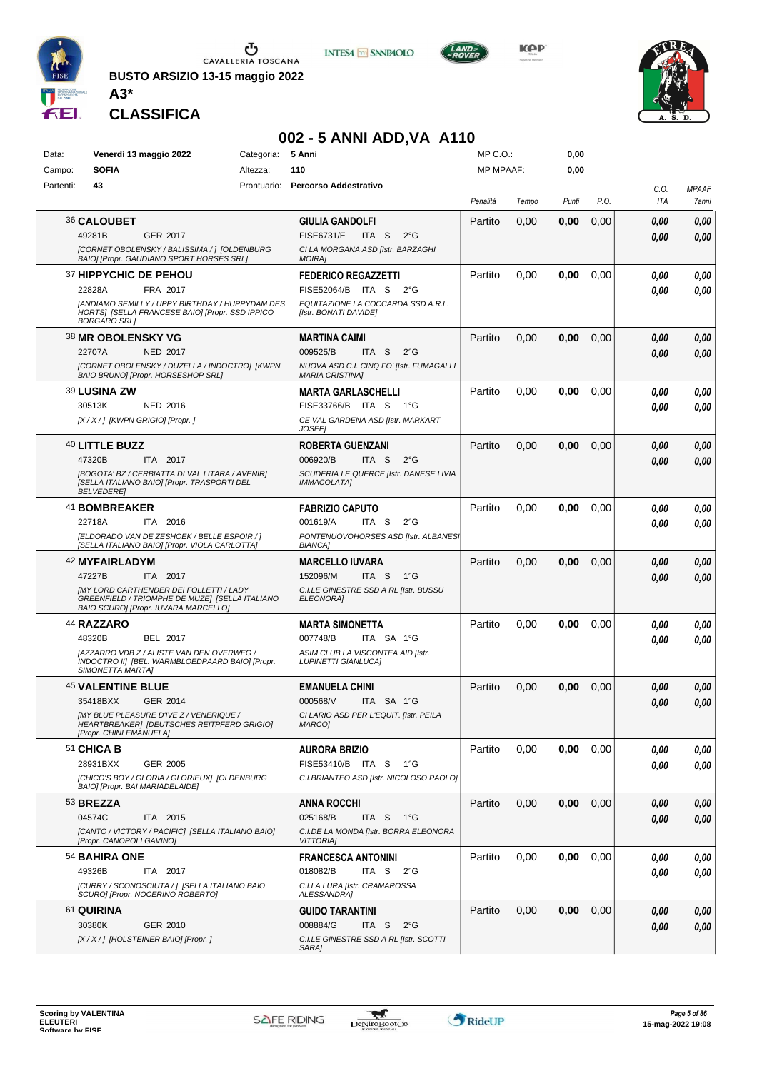BUSTO ARSIZIO 13-15 maggio 2022

**A3***

**CLASSIFICA**

## 002 - 5 ANNI ADD,VA A110

| | | | |
|---|---|---|---|
| Data: | Venerdì 13 maggio 2022 | Categoria: | 5 Anni |
| Campo: | SOFIA | Altezza: | 110 |
| Partenti: | 43 | Prontuario: | Percorso Addestrativo |

MP C.O.: 0,00
MP MPAAF: 0,00

| # | Cavallo | Cavaliere | Penalità | Tempo | Punti | P.O. | C.O. ITA | MPAAF 7anni |
|---|---|---|---|---|---|---|---|---|
| 36 | **CALOUBET** 49281B GER 2017 *[CORNET OBOLENSKY / BALISSIMA / ] [OLDENBURG BAIO] [Propr. GAUDIANO SPORT HORSES SRL]* | **GIULIA GANDOLFI** FISE6731/E ITA S 2°G *CI LA MORGANA ASD [Istr. BARZAGHI MOIRA]* | Partito | 0,00 | **0,00** | 0,00 | *0,00* *0,00* | *0,00* *0,00* |
| 37 | **HIPPYCHIC DE PEHOU** 22828A FRA 2017 *[ANDIAMO SEMILLY / UPPY BIRTHDAY / HUPPYDAM DES HORTS] [SELLA FRANCESE BAIO] [Propr. SSD IPPICO BORGARO SRL]* | **FEDERICO REGAZZETTI** FISE52064/B ITA S 2°G *EQUITAZIONE LA COCCARDA SSD A.R.L. [Istr. BONATI DAVIDE]* | Partito | 0,00 | **0,00** | 0,00 | *0,00* *0,00* | *0,00* *0,00* |
| 38 | **MR OBOLENSKY VG** 22707A NED 2017 *[CORNET OBOLENSKY / DUZELLA / INDOCTRO] [KWPN BAIO BRUNO] [Propr. HORSESHOP SRL]* | **MARTINA CAIMI** 009525/B ITA S 2°G *NUOVA ASD C.I. CINQ FO' [Istr. FUMAGALLI MARIA CRISTINA]* | Partito | 0,00 | **0,00** | 0,00 | *0,00* *0,00* | *0,00* *0,00* |
| 39 | **LUSINA ZW** 30513K NED 2016 *[X / X / ] [KWPN GRIGIO] [Propr. ]* | **MARTA GARLASCHELLI** FISE33766/B ITA S 1°G *CE VAL GARDENA ASD [Istr. MARKART JOSEF]* | Partito | 0,00 | **0,00** | 0,00 | *0,00* *0,00* | *0,00* *0,00* |
| 40 | **LITTLE BUZZ** 47320B ITA 2017 *[BOGOTA' BZ / CERBIATTA DI VAL LITARA / AVENIR] [SELLA ITALIANO BAIO] [Propr. TRASPORTI DEL BELVEDERE]* | **ROBERTA GUENZANI** 006920/B ITA S 2°G *SCUDERIA LE QUERCE [Istr. DANESE LIVIA IMMACOLATA]* | Partito | 0,00 | **0,00** | 0,00 | *0,00* *0,00* | *0,00* *0,00* |
| 41 | **BOMBREAKER** 22718A ITA 2016 *[ELDORADO VAN DE ZESHOEK / BELLE ESPOIR / ] [SELLA ITALIANO BAIO] [Propr. VIOLA CARLOTTA]* | **FABRIZIO CAPUTO** 001619/A ITA S 2°G *PONTENUOVOHORSES ASD [Istr. ALBANESI BIANCA]* | Partito | 0,00 | **0,00** | 0,00 | *0,00* *0,00* | *0,00* *0,00* |
| 42 | **MYFAIRLADYM** 47227B ITA 2017 *[MY LORD CARTHENDER DEI FOLLETTI / LADY GREENFIELD / TRIOMPHE DE MUZE] [SELLA ITALIANO BAIO SCURO] [Propr. IUVARA MARCELLO]* | **MARCELLO IUVARA** 152096/M ITA S 1°G *C.I.LE GINESTRE SSD A RL [Istr. BUSSU ELEONORA]* | Partito | 0,00 | **0,00** | 0,00 | *0,00* *0,00* | *0,00* *0,00* |
| 44 | **RAZZARO** 48320B BEL 2017 *[AZZARRO VDB Z / ALISTE VAN DEN OVERWEG / INDOCTRO II] [BEL. WARMBLOEDPAARD BAIO] [Propr. SIMONETTA MARTA]* | **MARTA SIMONETTA** 007748/B ITA SA 1°G *ASIM CLUB LA VISCONTEA AID [Istr. LUPINETTI GIANLUCA]* | Partito | 0,00 | **0,00** | 0,00 | *0,00* *0,00* | *0,00* *0,00* |
| 45 | **VALENTINE BLUE** 35418BXX GER 2014 *[MY BLUE PLEASURE D'IVE Z / VENERIQUE / HEARTBREAKER] [DEUTSCHES REITPFERD GRIGIO] [Propr. CHINI EMANUELA]* | **EMANUELA CHINI** 000568/V ITA SA 1°G *CI LARIO ASD PER L'EQUIT. [Istr. PEILA MARCO]* | Partito | 0,00 | **0,00** | 0,00 | *0,00* *0,00* | *0,00* *0,00* |
| 51 | **CHICA B** 28931BXX GER 2005 *[CHICO'S BOY / GLORIA / GLORIEUX] [OLDENBURG BAIO] [Propr. BAI MARIADELAIDE]* | **AURORA BRIZIO** FISE53410/B ITA S 1°G *C.I.BRIANTEO ASD [Istr. NICOLOSO PAOLO]* | Partito | 0,00 | **0,00** | 0,00 | *0,00* *0,00* | *0,00* *0,00* |
| 53 | **BREZZA** 04574C ITA 2015 *[CANTO / VICTORY / PACIFIC] [SELLA ITALIANO BAIO] [Propr. CANOPOLI GAVINO]* | **ANNA ROCCHI** 025168/B ITA S 1°G *C.I.DE LA MONDA [Istr. BORRA ELEONORA VITTORIA]* | Partito | 0,00 | **0,00** | 0,00 | *0,00* *0,00* | *0,00* *0,00* |
| 54 | **BAHIRA ONE** 49326B ITA 2017 *[CURRY / SCONOSCIUTA / ] [SELLA ITALIANO BAIO SCURO] [Propr. NOCERINO ROBERTO]* | **FRANCESCA ANTONINI** 018082/B ITA S 2°G *C.I.LA LURA [Istr. CRAMAROSSA ALESSANDRA]* | Partito | 0,00 | **0,00** | 0,00 | *0,00* *0,00* | *0,00* *0,00* |
| 61 | **QUIRINA** 30380K GER 2010 *[X / X / ] [HOLSTEINER BAIO] [Propr. ]* | **GUIDO TARANTINI** 008884/G ITA S 2°G *C.I.LE GINESTRE SSD A RL [Istr. SCOTTI SARA]* | Partito | 0,00 | **0,00** | 0,00 | *0,00* *0,00* | *0,00* *0,00* |

Scoring by VALENTINA ELEUTERI

15-mag-2022 19:08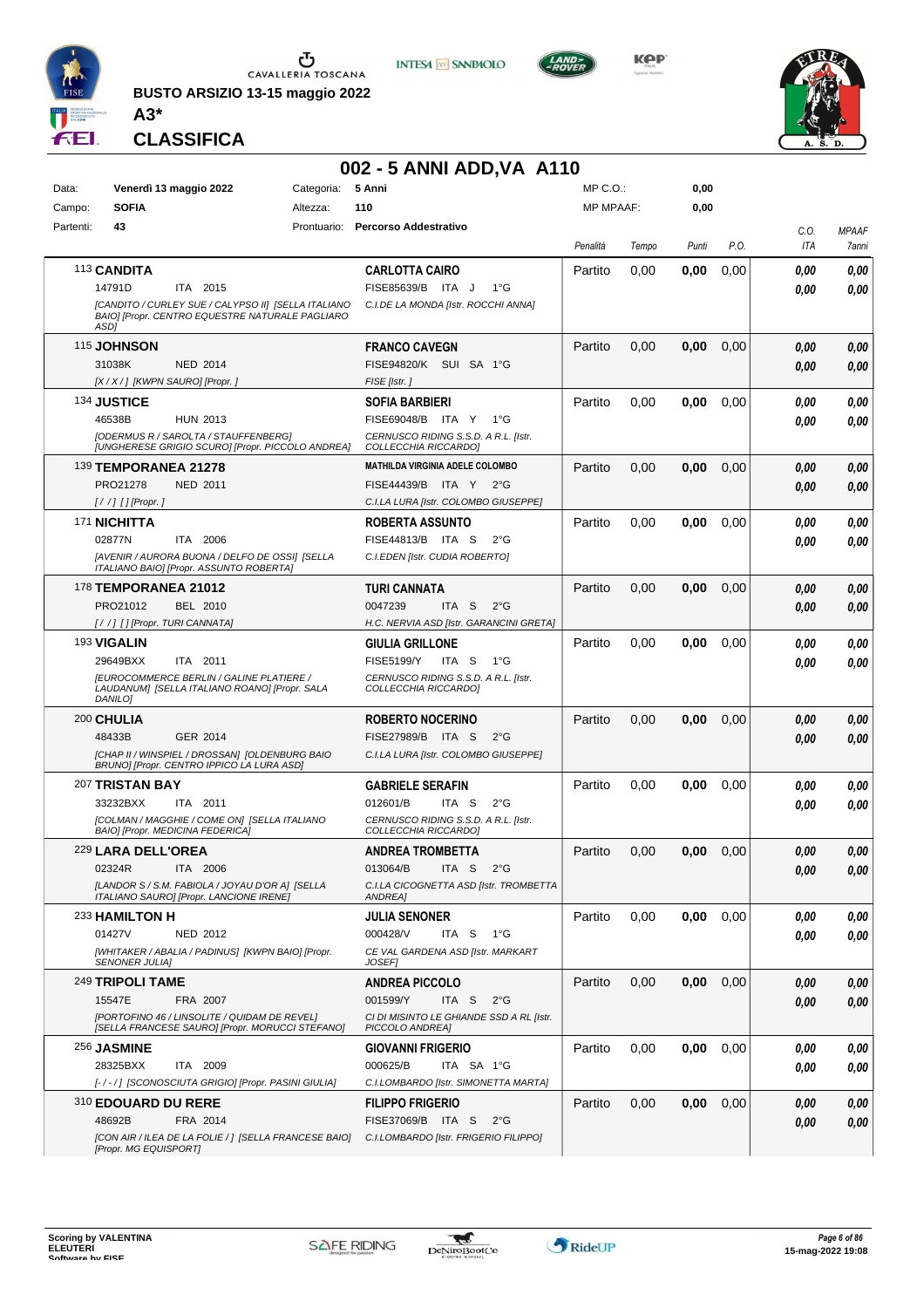BUSTO ARSIZIO 13-15 maggio 2022

**A3***

**CLASSIFICA**

## 002 - 5 ANNI ADD,VA A110

| | | | | | |
|---|---|---|---|---|---|
| Data: | Venerdì 13 maggio 2022 | Categoria: | 5 Anni | MP C.O.: | 0,00 |
| Campo: | SOFIA | Altezza: | 110 | MP MPAAF: | 0,00 |
| Partenti: | 43 | Prontuario: | Percorso Addestrativo | | |

| Cavallo | Cavaliere | Penalità | Tempo | Punti | P.O. | C.O. ITA | MPAAF 7anni |
|---|---|---|---|---|---|---|---|
| 113 **CANDITA**<br>14791D ITA 2015<br>*[CANDITO / CURLEY SUE / CALYPSO II] [SELLA ITALIANO BAIO] [Propr. CENTRO EQUESTRE NATURALE PAGLIARO ASD]* | **CARLOTTA CAIRO**<br>FISE85639/B ITA J 1°G<br>*C.I.DE LA MONDA [Istr. ROCCHI ANNA]* | Partito | 0,00 | **0,00** | 0,00 | *0,00*<br>*0,00* | *0,00*<br>*0,00* |
| 115 **JOHNSON**<br>31038K NED 2014<br>*[X / X / ] [KWPN SAURO] [Propr. ]* | **FRANCO CAVEGN**<br>FISE94820/K SUI SA 1°G<br>*FISE [Istr. ]* | Partito | 0,00 | **0,00** | 0,00 | *0,00*<br>*0,00* | *0,00*<br>*0,00* |
| 134 **JUSTICE**<br>46538B HUN 2013<br>*[ODERMUS R / SAROLTA / STAUFFENBERG] [UNGHERESE GRIGIO SCURO] [Propr. PICCOLO ANDREA]* | **SOFIA BARBIERI**<br>FISE69048/B ITA Y 1°G<br>*CERNUSCO RIDING S.S.D. A R.L. [Istr. COLLECCHIA RICCARDO]* | Partito | 0,00 | **0,00** | 0,00 | *0,00*<br>*0,00* | *0,00*<br>*0,00* |
| 139 **TEMPORANEA 21278**<br>PRO21278 NED 2011<br>*[ / / ] [] [Propr. ]* | **MATHILDA VIRGINIA ADELE COLOMBO**<br>FISE44439/B ITA Y 2°G<br>*C.I.LA LURA [Istr. COLOMBO GIUSEPPE]* | Partito | 0,00 | **0,00** | 0,00 | *0,00*<br>*0,00* | *0,00*<br>*0,00* |
| 171 **NICHITTA**<br>02877N ITA 2006<br>*[AVENIR / AURORA BUONA / DELFO DE OSSI] [SELLA ITALIANO BAIO] [Propr. ASSUNTO ROBERTA]* | **ROBERTA ASSUNTO**<br>FISE44813/B ITA S 2°G<br>*C.I.EDEN [Istr. CUDIA ROBERTO]* | Partito | 0,00 | **0,00** | 0,00 | *0,00*<br>*0,00* | *0,00*<br>*0,00* |
| 178 **TEMPORANEA 21012**<br>PRO21012 BEL 2010<br>*[ / / ] [] [Propr. TURI CANNATA]* | **TURI CANNATA**<br>0047239 ITA S 2°G<br>*H.C. NERVIA ASD [Istr. GARANCINI GRETA]* | Partito | 0,00 | **0,00** | 0,00 | *0,00*<br>*0,00* | *0,00*<br>*0,00* |
| 193 **VIGALIN**<br>29649BXX ITA 2011<br>*[EUROCOMMERCE BERLIN / GALINE PLATIERE / LAUDANUM] [SELLA ITALIANO ROANO] [Propr. SALA DANILO]* | **GIULIA GRILLONE**<br>FISE5199/Y ITA S 1°G<br>*CERNUSCO RIDING S.S.D. A R.L. [Istr. COLLECCHIA RICCARDO]* | Partito | 0,00 | **0,00** | 0,00 | *0,00*<br>*0,00* | *0,00*<br>*0,00* |
| 200 **CHULIA**<br>48433B GER 2014<br>*[CHAP II / WINSPIEL / DROSSAN] [OLDENBURG BAIO BRUNO] [Propr. CENTRO IPPICO LA LURA ASD]* | **ROBERTO NOCERINO**<br>FISE27989/B ITA S 2°G<br>*C.I.LA LURA [Istr. COLOMBO GIUSEPPE]* | Partito | 0,00 | **0,00** | 0,00 | *0,00*<br>*0,00* | *0,00*<br>*0,00* |
| 207 **TRISTAN BAY**<br>33232BXX ITA 2011<br>*[COLMAN / MAGGHIE / COME ON] [SELLA ITALIANO BAIO] [Propr. MEDICINA FEDERICA]* | **GABRIELE SERAFIN**<br>012601/B ITA S 2°G<br>*CERNUSCO RIDING S.S.D. A R.L. [Istr. COLLECCHIA RICCARDO]* | Partito | 0,00 | **0,00** | 0,00 | *0,00*<br>*0,00* | *0,00*<br>*0,00* |
| 229 **LARA DELL'OREA**<br>02324R ITA 2006<br>*[LANDOR S / S.M. FABIOLA / JOYAU D'OR A] [SELLA ITALIANO SAURO] [Propr. LANCIONE IRENE]* | **ANDREA TROMBETTA**<br>013064/B ITA S 2°G<br>*C.I.LA CICOGNETTA ASD [Istr. TROMBETTA ANDREA]* | Partito | 0,00 | **0,00** | 0,00 | *0,00*<br>*0,00* | *0,00*<br>*0,00* |
| 233 **HAMILTON H**<br>01427V NED 2012<br>*[WHITAKER / ABALIA / PADINUS] [KWPN BAIO] [Propr. SENONER JULIA]* | **JULIA SENONER**<br>000428/V ITA S 1°G<br>*CE VAL GARDENA ASD [Istr. MARKART JOSEF]* | Partito | 0,00 | **0,00** | 0,00 | *0,00*<br>*0,00* | *0,00*<br>*0,00* |
| 249 **TRIPOLI TAME**<br>15547E FRA 2007<br>*[PORTOFINO 46 / LINSOLITE / QUIDAM DE REVEL] [SELLA FRANCESE SAURO] [Propr. MORUCCI STEFANO]* | **ANDREA PICCOLO**<br>001599/Y ITA S 2°G<br>*CI DI MISINTO LE GHIANDE SSD A RL [Istr. PICCOLO ANDREA]* | Partito | 0,00 | **0,00** | 0,00 | *0,00*<br>*0,00* | *0,00*<br>*0,00* |
| 256 **JASMINE**<br>28325BXX ITA 2009<br>*[- / - / ] [SCONOSCIUTA GRIGIO] [Propr. PASINI GIULIA]* | **GIOVANNI FRIGERIO**<br>000625/B ITA SA 1°G<br>*C.I.LOMBARDO [Istr. SIMONETTA MARTA]* | Partito | 0,00 | **0,00** | 0,00 | *0,00*<br>*0,00* | *0,00*<br>*0,00* |
| 310 **EDOUARD DU RERE**<br>48692B FRA 2014<br>*[CON AIR / ILEA DE LA FOLIE / ] [SELLA FRANCESE BAIO] [Propr. MG EQUISPORT]* | **FILIPPO FRIGERIO**<br>FISE37069/B ITA S 2°G<br>*C.I.LOMBARDO [Istr. FRIGERIO FILIPPO]* | Partito | 0,00 | **0,00** | 0,00 | *0,00*<br>*0,00* | *0,00*<br>*0,00* |

Scoring by VALENTINA ELEUTERI

15-mag-2022 19:08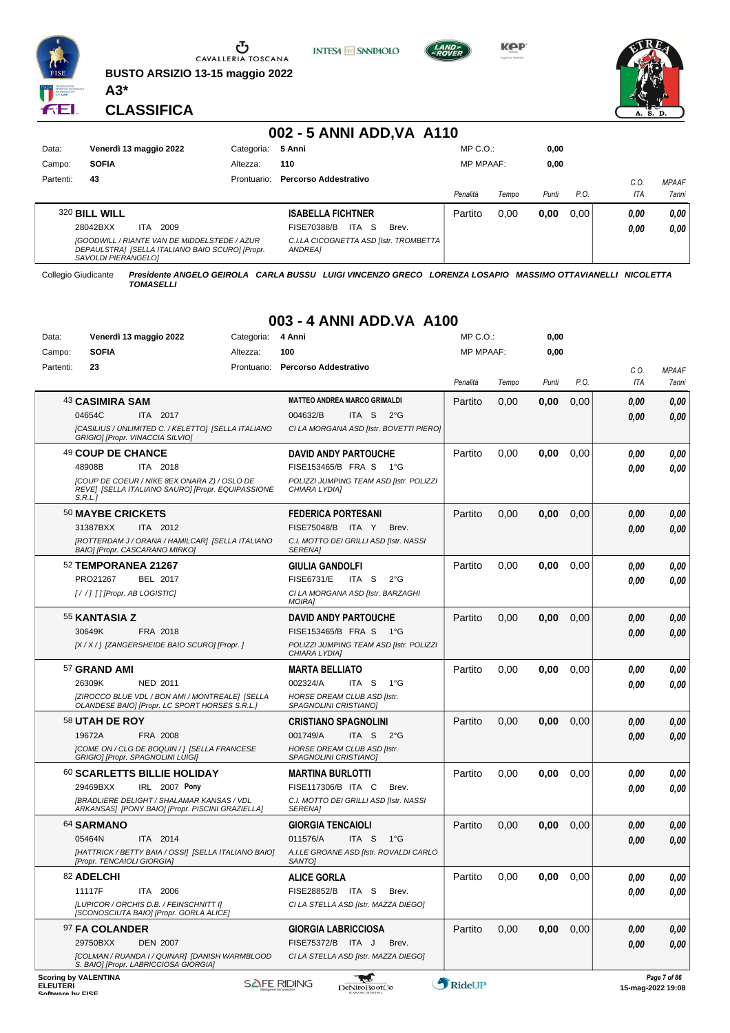BUSTO ARSIZIO 13-15 maggio 2022

A3*

CLASSIFICA

## 002 - 5 ANNI ADD,VA A110

| | | | | | |
|---|---|---|---|---|---|
| Data: | Venerdì 13 maggio 2022 | Categoria: | 5 Anni | MP C.O.: | 0,00 |
| Campo: | SOFIA | Altezza: | 110 | MP MPAAF: | 0,00 |
| Partenti: | 43 | Prontuario: | Percorso Addestrativo | | |

| Cavallo | Cavaliere | Penalità | Tempo | Punti | P.O. | C.O. ITA | MPAAF 7anni |
|---|---|---|---|---|---|---|---|
| 320 **BILL WILL** 28042BXX ITA 2009 *[GOODWILL / RIANTE VAN DE MIDDELSTEDE / AZUR DEPAULSTRA] [SELLA ITALIANO BAIO SCURO] [Propr. SAVOLDI PIERANGELO]* | **ISABELLA FICHTNER** FISE70388/B ITA S Brev. *C.I.LA CICOGNETTA ASD [Istr. TROMBETTA ANDREA]* | Partito | 0,00 | 0,00 | 0,00 | 0,00 / 0,00 | 0,00 / 0,00 |

Collegio Giudicante *Presidente ANGELO GEIROLA CARLA BUSSU LUIGI VINCENZO GRECO LORENZA LOSAPIO MASSIMO OTTAVIANELLI NICOLETTA TOMASELLI*

## 003 - 4 ANNI ADD.VA A100

| | | | | | |
|---|---|---|---|---|---|
| Data: | Venerdì 13 maggio 2022 | Categoria: | 4 Anni | MP C.O.: | 0,00 |
| Campo: | SOFIA | Altezza: | 100 | MP MPAAF: | 0,00 |
| Partenti: | 23 | Prontuario: | Percorso Addestrativo | | |

| Cavallo | Cavaliere | Penalità | Tempo | Punti | P.O. | C.O. ITA | MPAAF 7anni |
|---|---|---|---|---|---|---|---|
| 43 **CASIMIRA SAM** 04654C ITA 2017 *[CASILIUS / UNLIMITED C. / KELETTO] [SELLA ITALIANO GRIGIO] [Propr. VINACCIA SILVIO]* | **MATTEO ANDREA MARCO GRIMALDI** 004632/B ITA S 2°G *CI LA MORGANA ASD [Istr. BOVETTI PIERO]* | Partito | 0,00 | 0,00 | 0,00 | 0,00 / 0,00 | 0,00 / 0,00 |
| 49 **COUP DE CHANCE** 48908B ITA 2018 *[COUP DE COEUR / NIKE 8EX ONARA Z) / OSLO DE REVE] [SELLA ITALIANO SAURO] [Propr. EQUIPASSIONE S.R.L.]* | **DAVID ANDY PARTOUCHE** FISE153465/B FRA S 1°G *POLIZZI JUMPING TEAM ASD [Istr. POLIZZI CHIARA LYDIA]* | Partito | 0,00 | 0,00 | 0,00 | 0,00 / 0,00 | 0,00 / 0,00 |
| 50 **MAYBE CRICKETS** 31387BXX ITA 2012 *[ROTTERDAM J / ORANA / HAMILCAR] [SELLA ITALIANO BAIO] [Propr. CASCARANO MIRKO]* | **FEDERICA PORTESANI** FISE75048/B ITA Y Brev. *C.I. MOTTO DEI GRILLI ASD [Istr. NASSI SERENA]* | Partito | 0,00 | 0,00 | 0,00 | 0,00 / 0,00 | 0,00 / 0,00 |
| 52 **TEMPORANEA 21267** PRO21267 BEL 2017 *[ / / ] [] [Propr. AB LOGISTIC]* | **GIULIA GANDOLFI** FISE6731/E ITA S 2°G *CI LA MORGANA ASD [Istr. BARZAGHI MOIRA]* | Partito | 0,00 | 0,00 | 0,00 | 0,00 / 0,00 | 0,00 / 0,00 |
| 55 **KANTASIA Z** 30649K FRA 2018 *[X / X / ] [ZANGERSHEIDE BAIO SCURO] [Propr. ]* | **DAVID ANDY PARTOUCHE** FISE153465/B FRA S 1°G *POLIZZI JUMPING TEAM ASD [Istr. POLIZZI CHIARA LYDIA]* | Partito | 0,00 | 0,00 | 0,00 | 0,00 / 0,00 | 0,00 / 0,00 |
| 57 **GRAND AMI** 26309K NED 2011 *[ZIROCCO BLUE VDL / BON AMI / MONTREALE] [SELLA OLANDESE BAIO] [Propr. LC SPORT HORSES S.R.L.]* | **MARTA BELLIATO** 002324/A ITA S 1°G *HORSE DREAM CLUB ASD [Istr. SPAGNOLINI CRISTIANO]* | Partito | 0,00 | 0,00 | 0,00 | 0,00 / 0,00 | 0,00 / 0,00 |
| 58 **UTAH DE ROY** 19672A FRA 2008 *[COME ON / CLG DE BOQUIN / ] [SELLA FRANCESE GRIGIO] [Propr. SPAGNOLINI LUIGI]* | **CRISTIANO SPAGNOLINI** 001749/A ITA S 2°G *HORSE DREAM CLUB ASD [Istr. SPAGNOLINI CRISTIANO]* | Partito | 0,00 | 0,00 | 0,00 | 0,00 / 0,00 | 0,00 / 0,00 |
| 60 **SCARLETTS BILLIE HOLIDAY** 29469BXX IRL 2007 **Pony** *[BRADLIERE DELIGHT / SHALAMAR KANSAS / VDL ARKANSAS] [PONY BAIO] [Propr. PISCINI GRAZIELLA]* | **MARTINA BURLOTTI** FISE117306/B ITA C Brev. *C.I. MOTTO DEI GRILLI ASD [Istr. NASSI SERENA]* | Partito | 0,00 | 0,00 | 0,00 | 0,00 / 0,00 | 0,00 / 0,00 |
| 64 **SARMANO** 05464N ITA 2014 *[HATTRICK / BETTY BAIA / OSSI] [SELLA ITALIANO BAIO] [Propr. TENCAIOLI GIORGIA]* | **GIORGIA TENCAIOLI** 011576/A ITA S 1°G *A.I.LE GROANE ASD [Istr. ROVALDI CARLO SANTO]* | Partito | 0,00 | 0,00 | 0,00 | 0,00 / 0,00 | 0,00 / 0,00 |
| 82 **ADELCHI** 11117F ITA 2006 *[LUPICOR / ORCHIS D.B. / FEINSCHNITT I] [SCONOSCIUTA BAIO] [Propr. GORLA ALICE]* | **ALICE GORLA** FISE28852/B ITA S Brev. *CI LA STELLA ASD [Istr. MAZZA DIEGO]* | Partito | 0,00 | 0,00 | 0,00 | 0,00 / 0,00 | 0,00 / 0,00 |
| 97 **FA COLANDER** 29750BXX DEN 2007 *[COLMAN / RUANDA I / QUINAR] [DANISH WARMBLOOD S. BAIO] [Propr. LABRICCIOSA GIORGIA]* | **GIORGIA LABRICCIOSA** FISE75372/B ITA J Brev. *CI LA STELLA ASD [Istr. MAZZA DIEGO]* | Partito | 0,00 | 0,00 | 0,00 | 0,00 / 0,00 | 0,00 / 0,00 |

Scoring by VALENTINA ELEUTERI Software by FISE — 15-mag-2022 19:08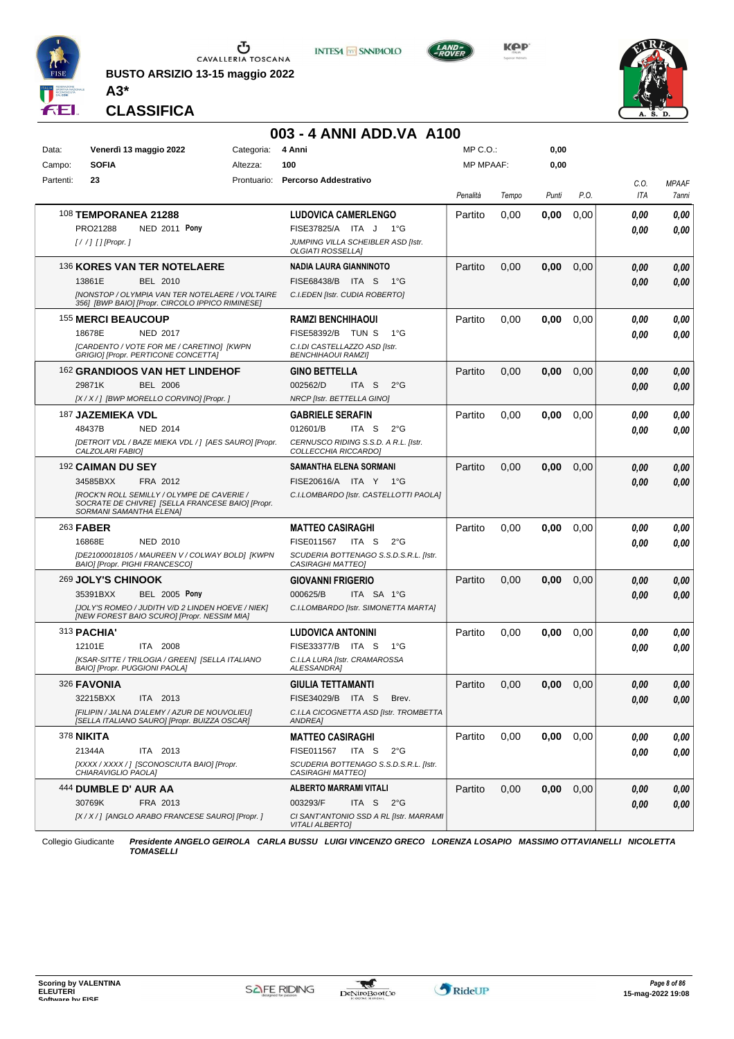BUSTO ARSIZIO 13-15 maggio 2022

**A3***

**CLASSIFICA**

## 003 - 4 ANNI ADD.VA A100

| | | | | | |
|---|---|---|---|---|---|
| Data: | Venerdì 13 maggio 2022 | Categoria: | 4 Anni | MP C.O.: | 0,00 |
| Campo: | SOFIA | Altezza: | 100 | MP MPAAF: | 0,00 |
| Partenti: | 23 | Prontuario: | Percorso Addestrativo | | |

| Cavallo | Cavaliere | Penalità | Tempo | Punti | P.O. | C.O. ITA | MPAAF 7anni |
|---|---|---|---|---|---|---|---|
| 108 **TEMPORANEA 21288**<br>PRO21288 NED 2011 **Pony**<br>*[ / / ] [] [Propr. ]* | **LUDOVICA CAMERLENGO**<br>FISE37825/A ITA J 1°G<br>*JUMPING VILLA SCHEIBLER ASD [Istr. OLGIATI ROSSELLA]* | Partito | 0,00 | **0,00** | 0,00 | **0,00**<br>**0,00** | **0,00**<br>**0,00** |
| 136 **KORES VAN TER NOTELAERE**<br>13861E BEL 2010<br>*[NONSTOP / OLYMPIA VAN TER NOTELAERE / VOLTAIRE 356] [BWP BAIO] [Propr. CIRCOLO IPPICO RIMINESE]* | **NADIA LAURA GIANNINOTO**<br>FISE68438/B ITA S 1°G<br>*C.I.EDEN [Istr. CUDIA ROBERTO]* | Partito | 0,00 | **0,00** | 0,00 | **0,00**<br>**0,00** | **0,00**<br>**0,00** |
| 155 **MERCI BEAUCOUP**<br>18678E NED 2017<br>*[CARDENTO / VOTE FOR ME / CARETINO] [KWPN GRIGIO] [Propr. PERTICONE CONCETTA]* | **RAMZI BENCHIHAOUI**<br>FISE58392/B TUN S 1°G<br>*C.I.DI CASTELLAZZO ASD [Istr. BENCHIHAOUI RAMZI]* | Partito | 0,00 | **0,00** | 0,00 | **0,00**<br>**0,00** | **0,00**<br>**0,00** |
| 162 **GRANDIOOS VAN HET LINDEHOF**<br>29871K BEL 2006<br>*[X / X / ] [BWP MORELLO CORVINO] [Propr. ]* | **GINO BETTELLA**<br>002562/D ITA S 2°G<br>*NRCP [Istr. BETTELLA GINO]* | Partito | 0,00 | **0,00** | 0,00 | **0,00**<br>**0,00** | **0,00**<br>**0,00** |
| 187 **JAZEMIEKA VDL**<br>48437B NED 2014<br>*[DETROIT VDL / BAZE MIEKA VDL / ] [AES SAURO] [Propr. CALZOLARI FABIO]* | **GABRIELE SERAFIN**<br>012601/B ITA S 2°G<br>*CERNUSCO RIDING S.S.D. A R.L. [Istr. COLLECCHIA RICCARDO]* | Partito | 0,00 | **0,00** | 0,00 | **0,00**<br>**0,00** | **0,00**<br>**0,00** |
| 192 **CAIMAN DU SEY**<br>34585BXX FRA 2012<br>*[ROCK'N ROLL SEMILLY / OLYMPE DE CAVERIE / SOCRATE DE CHIVRE] [SELLA FRANCESE BAIO] [Propr. SORMANI SAMANTHA ELENA]* | **SAMANTHA ELENA SORMANI**<br>FISE20616/A ITA Y 1°G<br>*C.I.LOMBARDO [Istr. CASTELLOTTI PAOLA]* | Partito | 0,00 | **0,00** | 0,00 | **0,00**<br>**0,00** | **0,00**<br>**0,00** |
| 263 **FABER**<br>16868E NED 2010<br>*[DE21000018105 / MAUREEN V / COLWAY BOLD] [KWPN BAIO] [Propr. PIGHI FRANCESCO]* | **MATTEO CASIRAGHI**<br>FISE011567 ITA S 2°G<br>*SCUDERIA BOTTENAGO S.S.D.S.R.L. [Istr. CASIRAGHI MATTEO]* | Partito | 0,00 | **0,00** | 0,00 | **0,00**<br>**0,00** | **0,00**<br>**0,00** |
| 269 **JOLY'S CHINOOK**<br>35391BXX BEL 2005 **Pony**<br>*[JOLY'S ROMEO / JUDITH V/D 2 LINDEN HOEVE / NIEK] [NEW FOREST BAIO SCURO] [Propr. NESSIM MIA]* | **GIOVANNI FRIGERIO**<br>000625/B ITA SA 1°G<br>*C.I.LOMBARDO [Istr. SIMONETTA MARTA]* | Partito | 0,00 | **0,00** | 0,00 | **0,00**<br>**0,00** | **0,00**<br>**0,00** |
| 313 **PACHIA'**<br>12101E ITA 2008<br>*[KSAR-SITTE / TRILOGIA / GREEN] [SELLA ITALIANO BAIO] [Propr. PUGGIONI PAOLA]* | **LUDOVICA ANTONINI**<br>FISE33377/B ITA S 1°G<br>*C.I.LA LURA [Istr. CRAMAROSSA ALESSANDRA]* | Partito | 0,00 | **0,00** | 0,00 | **0,00**<br>**0,00** | **0,00**<br>**0,00** |
| 326 **FAVONIA**<br>32215BXX ITA 2013<br>*[FILIPIN / JALNA D'ALEMY / AZUR DE NOUVOLIEU] [SELLA ITALIANO SAURO] [Propr. BUIZZA OSCAR]* | **GIULIA TETTAMANTI**<br>FISE34029/B ITA S Brev.<br>*C.I.LA CICOGNETTA ASD [Istr. TROMBETTA ANDREA]* | Partito | 0,00 | **0,00** | 0,00 | **0,00**<br>**0,00** | **0,00**<br>**0,00** |
| 378 **NIKITA**<br>21344A ITA 2013<br>*[XXXX / XXXX / ] [SCONOSCIUTA BAIO] [Propr. CHIARAVIGLIO PAOLA]* | **MATTEO CASIRAGHI**<br>FISE011567 ITA S 2°G<br>*SCUDERIA BOTTENAGO S.S.D.S.R.L. [Istr. CASIRAGHI MATTEO]* | Partito | 0,00 | **0,00** | 0,00 | **0,00**<br>**0,00** | **0,00**<br>**0,00** |
| 444 **DUMBLE D' AUR AA**<br>30769K FRA 2013<br>*[X / X / ] [ANGLO ARABO FRANCESE SAURO] [Propr. ]* | **ALBERTO MARRAMI VITALI**<br>003293/F ITA S 2°G<br>*CI SANT'ANTONIO SSD A RL [Istr. MARRAMI VITALI ALBERTO]* | Partito | 0,00 | **0,00** | 0,00 | **0,00**<br>**0,00** | **0,00**<br>**0,00** |

Collegio Giudicante *Presidente ANGELO GEIROLA CARLA BUSSU LUIGI VINCENZO GRECO LORENZA LOSAPIO MASSIMO OTTAVIANELLI NICOLETTA TOMASELLI*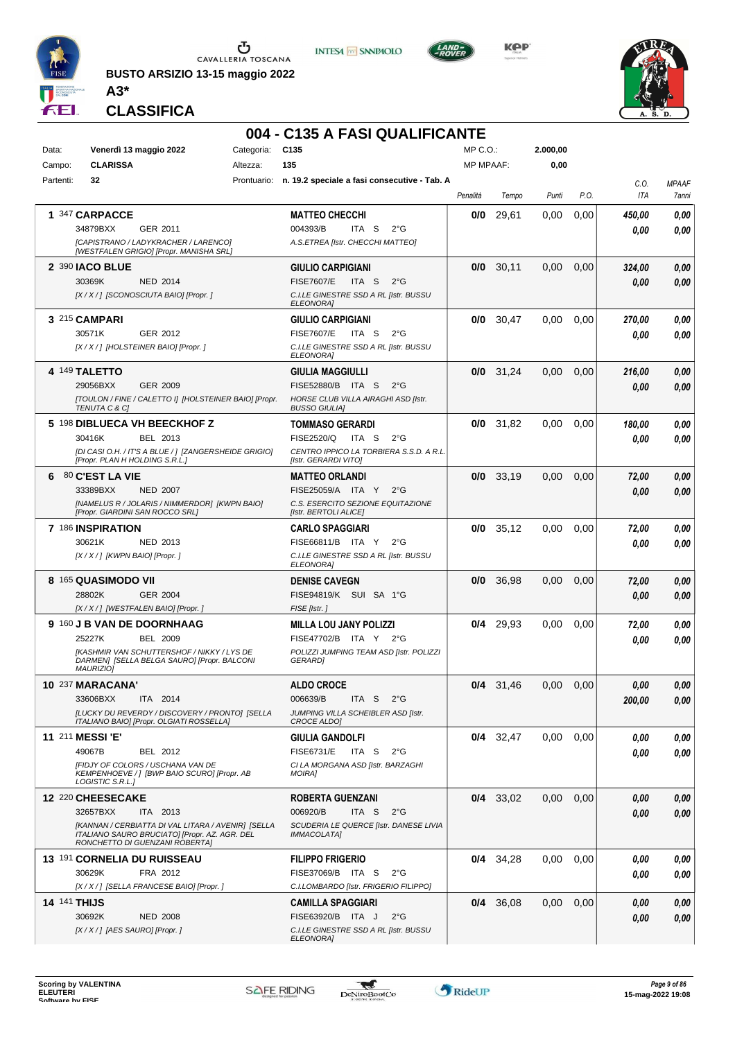BUSTO ARSIZIO 13-15 maggio 2022

**A3***

## CLASSIFICA

# 004 - C135 A FASI QUALIFICANTE

| | | | | | |
|---|---|---|---|---|---|
| Data: | **Venerdì 13 maggio 2022** | Categoria: | **C135** | MP C.O.: | **2.000,00** |
| Campo: | **CLARISSA** | Altezza: | **135** | MP MPAAF: | **0,00** |
| Partenti: | **32** | Prontuario: | **n. 19.2 speciale a fasi consecutive - Tab. A** | | |

| Pos. | Cavallo | Cavaliere | Penalità | Tempo | Punti | P.O. | C.O. ITA | MPAAF 7anni |
|---|---|---|---|---|---|---|---|---|
| 1 | 347 **CARPACCE**<br>34879BXX GER 2011<br>*[CAPISTRANO / LADYKRACHER / LARENCO] [WESTFALEN GRIGIO] [Propr. MANISHA SRL]* | **MATTEO CHECCHI**<br>004393/B ITA S 2°G<br>*A.S.ETREA [Istr. CHECCHI MATTEO]* | **0/0** | 29,61 | 0,00 | 0,00 | ***450,00***<br>***0,00*** | ***0,00***<br>***0,00*** |
| 2 | 390 **IACO BLUE**<br>30369K NED 2014<br>*[X / X / ] [SCONOSCIUTA BAIO] [Propr. ]* | **GIULIO CARPIGIANI**<br>FISE7607/E ITA S 2°G<br>*C.I.LE GINESTRE SSD A RL [Istr. BUSSU ELEONORA]* | **0/0** | 30,11 | 0,00 | 0,00 | ***324,00***<br>***0,00*** | ***0,00***<br>***0,00*** |
| 3 | 215 **CAMPARI**<br>30571K GER 2012<br>*[X / X / ] [HOLSTEINER BAIO] [Propr. ]* | **GIULIO CARPIGIANI**<br>FISE7607/E ITA S 2°G<br>*C.I.LE GINESTRE SSD A RL [Istr. BUSSU ELEONORA]* | **0/0** | 30,47 | 0,00 | 0,00 | ***270,00***<br>***0,00*** | ***0,00***<br>***0,00*** |
| 4 | 149 **TALETTO**<br>29056BXX GER 2009<br>*[TOULON / FINE / CALETTO I] [HOLSTEINER BAIO] [Propr. TENUTA C & C]* | **GIULIA MAGGIULLI**<br>FISE52880/B ITA S 2°G<br>*HORSE CLUB VILLA AIRAGHI ASD [Istr. BUSSO GIULIA]* | **0/0** | 31,24 | 0,00 | 0,00 | ***216,00***<br>***0,00*** | ***0,00***<br>***0,00*** |
| 5 | 198 **DIBLUECA VH BEECKHOF Z**<br>30416K BEL 2013<br>*[DI CASI O.H. / IT'S A BLUE / ] [ZANGERSHEIDE GRIGIO] [Propr. PLAN H HOLDING S.R.L.]* | **TOMMASO GERARDI**<br>FISE2520/Q ITA S 2°G<br>*CENTRO IPPICO LA TORBIERA S.S.D. A R.L. [Istr. GERARDI VITO]* | **0/0** | 31,82 | 0,00 | 0,00 | ***180,00***<br>***0,00*** | ***0,00***<br>***0,00*** |
| 6 | 80 **C'EST LA VIE**<br>33389BXX NED 2007<br>*[NAMELUS R / JOLARIS / NIMMERDOR] [KWPN BAIO] [Propr. GIARDINI SAN ROCCO SRL]* | **MATTEO ORLANDI**<br>FISE25059/A ITA Y 2°G<br>*C.S. ESERCITO SEZIONE EQUITAZIONE [Istr. BERTOLI ALICE]* | **0/0** | 33,19 | 0,00 | 0,00 | ***72,00***<br>***0,00*** | ***0,00***<br>***0,00*** |
| 7 | 186 **INSPIRATION**<br>30621K NED 2013<br>*[X / X / ] [KWPN BAIO] [Propr. ]* | **CARLO SPAGGIARI**<br>FISE66811/B ITA Y 2°G<br>*C.I.LE GINESTRE SSD A RL [Istr. BUSSU ELEONORA]* | **0/0** | 35,12 | 0,00 | 0,00 | ***72,00***<br>***0,00*** | ***0,00***<br>***0,00*** |
| 8 | 165 **QUASIMODO VII**<br>28802K GER 2004<br>*[X / X / ] [WESTFALEN BAIO] [Propr. ]* | **DENISE CAVEGN**<br>FISE94819/K SUI SA 1°G<br>*FISE [Istr. ]* | **0/0** | 36,98 | 0,00 | 0,00 | ***72,00***<br>***0,00*** | ***0,00***<br>***0,00*** |
| 9 | 160 **J B VAN DE DOORNHAAG**<br>25227K BEL 2009<br>*[KASHMIR VAN SCHUTTERSHOF / NIKKY / LYS DE DARMEN] [SELLA BELGA SAURO] [Propr. BALCONI MAURIZIO]* | **MILLA LOU JANY POLIZZI**<br>FISE47702/B ITA Y 2°G<br>*POLIZZI JUMPING TEAM ASD [Istr. POLIZZI GERARD]* | **0/4** | 29,93 | 0,00 | 0,00 | ***72,00***<br>***0,00*** | ***0,00***<br>***0,00*** |
| 10 | 237 **MARACANA'**<br>33606BXX ITA 2014<br>*[LUCKY DU REVERDY / DISCOVERY / PRONTO] [SELLA ITALIANO BAIO] [Propr. OLGIATI ROSSELLA]* | **ALDO CROCE**<br>006639/B ITA S 2°G<br>*JUMPING VILLA SCHEIBLER ASD [Istr. CROCE ALDO]* | **0/4** | 31,46 | 0,00 | 0,00 | ***0,00***<br>***200,00*** | ***0,00***<br>***0,00*** |
| 11 | 211 **MESSI 'E'**<br>49067B BEL 2012<br>*[FIDJY OF COLORS / USCHANA VAN DE KEMPENHOEVE / ] [BWP BAIO SCURO] [Propr. AB LOGISTIC S.R.L.]* | **GIULIA GANDOLFI**<br>FISE6731/E ITA S 2°G<br>*CI LA MORGANA ASD [Istr. BARZAGHI MOIRA]* | **0/4** | 32,47 | 0,00 | 0,00 | ***0,00***<br>***0,00*** | ***0,00***<br>***0,00*** |
| 12 | 220 **CHEESECAKE**<br>32657BXX ITA 2013<br>*[KANNAN / CERBIATTA DI VAL LITARA / AVENIR] [SELLA ITALIANO SAURO BRUCIATO] [Propr. AZ. AGR. DEL RONCHETTO DI GUENZANI ROBERTA]* | **ROBERTA GUENZANI**<br>006920/B ITA S 2°G<br>*SCUDERIA LE QUERCE [Istr. DANESE LIVIA IMMACOLATA]* | **0/4** | 33,02 | 0,00 | 0,00 | ***0,00***<br>***0,00*** | ***0,00***<br>***0,00*** |
| 13 | 191 **CORNELIA DU RUISSEAU**<br>30629K FRA 2012<br>*[X / X / ] [SELLA FRANCESE BAIO] [Propr. ]* | **FILIPPO FRIGERIO**<br>FISE37069/B ITA S 2°G<br>*C.I.LOMBARDO [Istr. FRIGERIO FILIPPO]* | **0/4** | 34,28 | 0,00 | 0,00 | ***0,00***<br>***0,00*** | ***0,00***<br>***0,00*** |
| 14 | 141 **THIJS**<br>30692K NED 2008<br>*[X / X / ] [AES SAURO] [Propr. ]* | **CAMILLA SPAGGIARI**<br>FISE63920/B ITA J 2°G<br>*C.I.LE GINESTRE SSD A RL [Istr. BUSSU ELEONORA]* | **0/4** | 36,08 | 0,00 | 0,00 | ***0,00***<br>***0,00*** | ***0,00***<br>***0,00*** |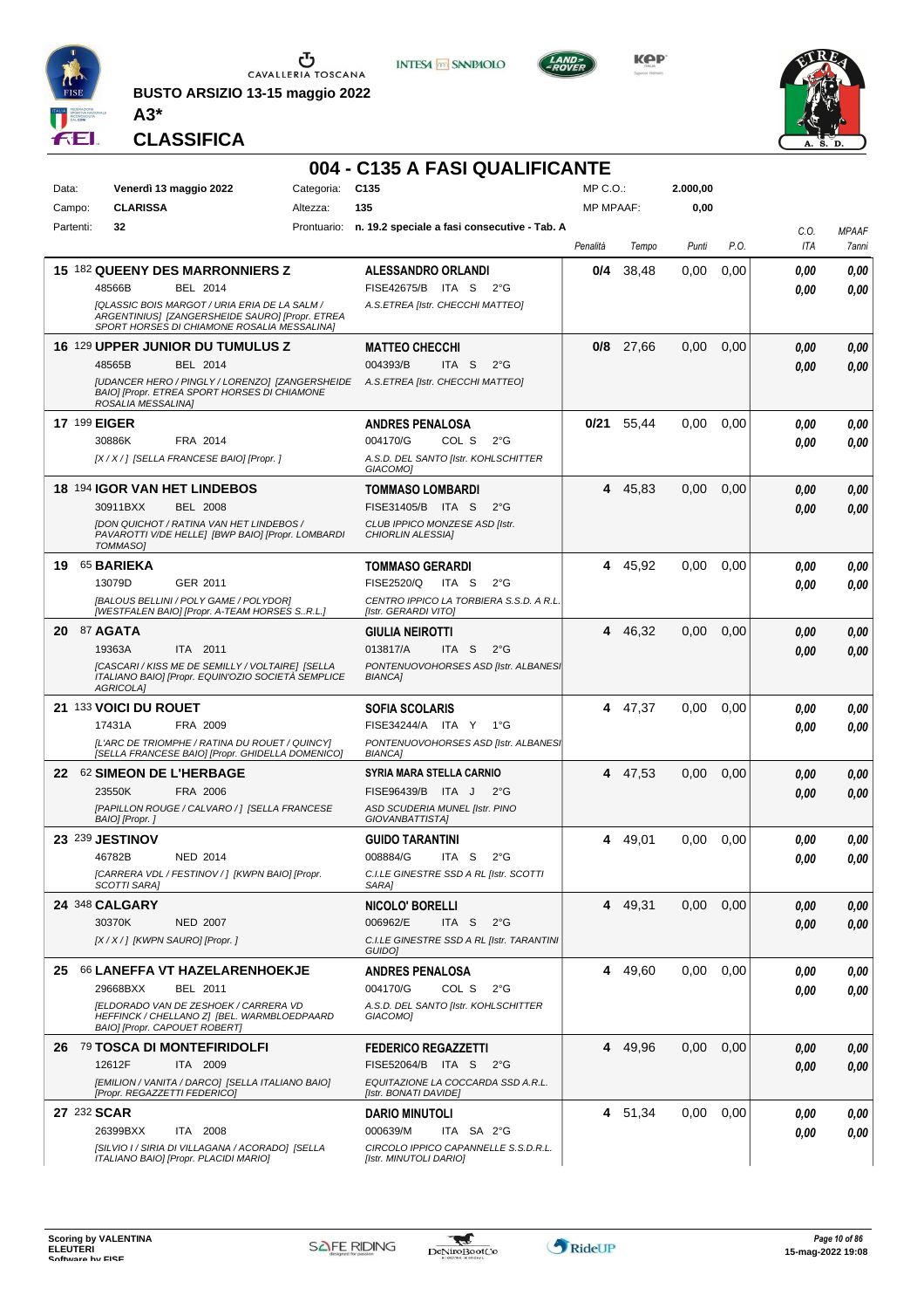CAVALLERIA TOSCANA

**BUSTO ARSIZIO 13-15 maggio 2022**

**A3***

**CLASSIFICA**

# 004 - C135 A FASI QUALIFICANTE

| | | | | | |
|---|---|---|---|---|---|
| Data: | **Venerdì 13 maggio 2022** | Categoria: | **C135** | MP C.O.: | **2.000,00** |
| Campo: | **CLARISSA** | Altezza: | **135** | MP MPAAF: | **0,00** |
| Partenti: | **32** | Prontuario: | **n. 19.2 speciale a fasi consecutive - Tab. A** | | |

| Pos. | Cavallo | Cavaliere | Penalità | Tempo | Punti | P.O. | C.O. ITA | MPAAF 7anni |
|---|---|---|---|---|---|---|---|---|
| **15** | 182 **QUEENY DES MARRONNIERS Z** 48566B BEL 2014 *[QLASSIC BOIS MARGOT / URIA ERIA DE LA SALM / ARGENTINIUS] [ZANGERSHEIDE SAURO] [Propr. ETREA SPORT HORSES DI CHIAMONE ROSALIA MESSALINA]* | **ALESSANDRO ORLANDI** FISE42675/B ITA S 2°G A.S.ETREA [Istr. CHECCHI MATTEO] | **0/4** | 38,48 | 0,00 | 0,00 | *0,00* *0,00* | *0,00* *0,00* |
| **16** | 129 **UPPER JUNIOR DU TUMULUS Z** 48565B BEL 2014 *[UDANCER HERO / PINGLY / LORENZO] [ZANGERSHEIDE BAIO] [Propr. ETREA SPORT HORSES DI CHIAMONE ROSALIA MESSALINA]* | **MATTEO CHECCHI** 004393/B ITA S 2°G A.S.ETREA [Istr. CHECCHI MATTEO] | **0/8** | 27,66 | 0,00 | 0,00 | *0,00* *0,00* | *0,00* *0,00* |
| **17** | 199 **EIGER** 30886K FRA 2014 *[X / X / ] [SELLA FRANCESE BAIO] [Propr. ]* | **ANDRES PENALOSA** 004170/G COL S 2°G A.S.D. DEL SANTO [Istr. KOHLSCHITTER GIACOMO] | **0/21** | 55,44 | 0,00 | 0,00 | *0,00* *0,00* | *0,00* *0,00* |
| **18** | 194 **IGOR VAN HET LINDEBOS** 30911BXX BEL 2008 *[DON QUICHOT / RATINA VAN HET LINDEBOS / PAVAROTTI V/DE HELLE] [BWP BAIO] [Propr. LOMBARDI TOMMASO]* | **TOMMASO LOMBARDI** FISE31405/B ITA S 2°G CLUB IPPICO MONZESE ASD [Istr. CHIORLIN ALESSIA] | **4** | 45,83 | 0,00 | 0,00 | *0,00* *0,00* | *0,00* *0,00* |
| **19** | 65 **BARIEKA** 13079D GER 2011 *[BALOUS BELLINI / POLY GAME / POLYDOR] [WESTFALEN BAIO] [Propr. A-TEAM HORSES S..R.L.]* | **TOMMASO GERARDI** FISE2520/Q ITA S 2°G CENTRO IPPICO LA TORBIERA S.S.D. A R.L. [Istr. GERARDI VITO] | **4** | 45,92 | 0,00 | 0,00 | *0,00* *0,00* | *0,00* *0,00* |
| **20** | 87 **AGATA** 19363A ITA 2011 *[CASCARI / KISS ME DE SEMILLY / VOLTAIRE] [SELLA ITALIANO BAIO] [Propr. EQUIN'OZIO SOCIETÀ SEMPLICE AGRICOLA]* | **GIULIA NEIROTTI** 013817/A ITA S 2°G PONTENUOVOHORSES ASD [Istr. ALBANESI BIANCA] | **4** | 46,32 | 0,00 | 0,00 | *0,00* *0,00* | *0,00* *0,00* |
| **21** | 133 **VOICI DU ROUET** 17431A FRA 2009 *[L'ARC DE TRIOMPHE / RATINA DU ROUET / QUINCY] [SELLA FRANCESE BAIO] [Propr. GHIDELLA DOMENICO]* | **SOFIA SCOLARIS** FISE34244/A ITA Y 1°G PONTENUOVOHORSES ASD [Istr. ALBANESI BIANCA] | **4** | 47,37 | 0,00 | 0,00 | *0,00* *0,00* | *0,00* *0,00* |
| **22** | 62 **SIMEON DE L'HERBAGE** 23550K FRA 2006 *[PAPILLON ROUGE / CALVARO / ] [SELLA FRANCESE BAIO] [Propr. ]* | **SYRIA MARA STELLA CARNIO** FISE96439/B ITA J 2°G ASD SCUDERIA MUNEL [Istr. PINO GIOVANBATTISTA] | **4** | 47,53 | 0,00 | 0,00 | *0,00* *0,00* | *0,00* *0,00* |
| **23** | 239 **JESTINOV** 46782B NED 2014 *[CARRERA VDL / FESTINOV / ] [KWPN BAIO] [Propr. SCOTTI SARA]* | **GUIDO TARANTINI** 008884/G ITA S 2°G C.I.LE GINESTRE SSD A RL [Istr. SCOTTI SARA] | **4** | 49,01 | 0,00 | 0,00 | *0,00* *0,00* | *0,00* *0,00* |
| **24** | 348 **CALGARY** 30370K NED 2007 *[X / X / ] [KWPN SAURO] [Propr. ]* | **NICOLO' BORELLI** 006962/E ITA S 2°G C.I.LE GINESTRE SSD A RL [Istr. TARANTINI GUIDO] | **4** | 49,31 | 0,00 | 0,00 | *0,00* *0,00* | *0,00* *0,00* |
| **25** | 66 **LANEFFA VT HAZELARENHOEKJE** 29668BXX BEL 2011 *[ELDORADO VAN DE ZESHOEK / CARRERA VD HEFFINCK / CHELLANO Z] [BEL. WARMBLOEDPAARD BAIO] [Propr. CAPOUET ROBERT]* | **ANDRES PENALOSA** 004170/G COL S 2°G A.S.D. DEL SANTO [Istr. KOHLSCHITTER GIACOMO] | **4** | 49,60 | 0,00 | 0,00 | *0,00* *0,00* | *0,00* *0,00* |
| **26** | 79 **TOSCA DI MONTEFIRIDOLFI** 12612F ITA 2009 *[EMILION / VANITA / DARCO] [SELLA ITALIANO BAIO] [Propr. REGAZZETTI FEDERICO]* | **FEDERICO REGAZZETTI** FISE52064/B ITA S 2°G EQUITAZIONE LA COCCARDA SSD A.R.L. [Istr. BONATI DAVIDE] | **4** | 49,96 | 0,00 | 0,00 | *0,00* *0,00* | *0,00* *0,00* |
| **27** | 232 **SCAR** 26399BXX ITA 2008 *[SILVIO I / SIRIA DI VILLAGANA / ACORADO] [SELLA ITALIANO BAIO] [Propr. PLACIDI MARIO]* | **DARIO MINUTOLI** 000639/M ITA SA 2°G CIRCOLO IPPICO CAPANNELLE S.S.D.R.L. [Istr. MINUTOLI DARIO] | **4** | 51,34 | 0,00 | 0,00 | *0,00* *0,00* | *0,00* *0,00* |

Scoring by VALENTINA ELEUTERI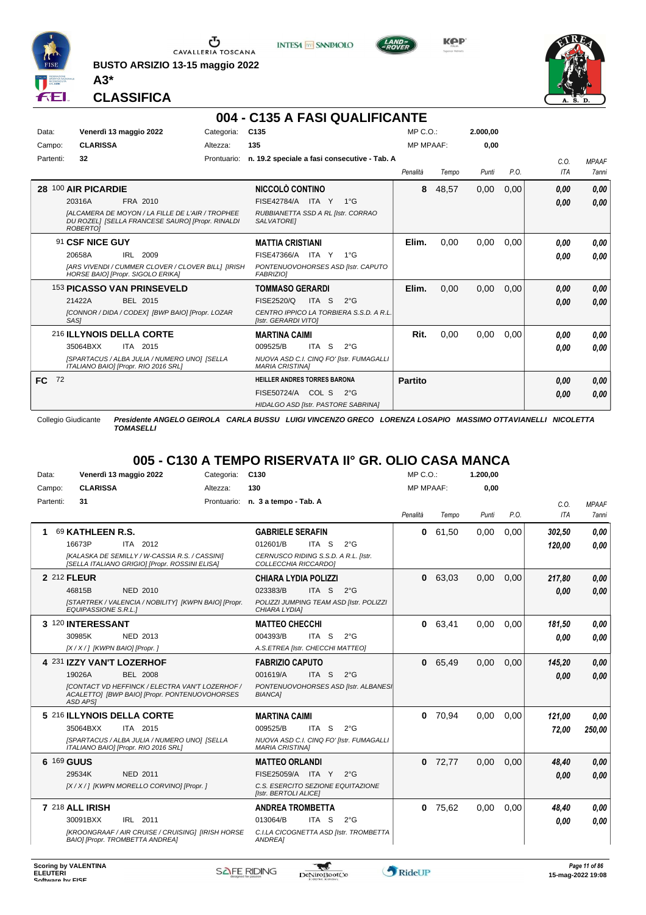BUSTO ARSIZIO 13-15 maggio 2022

**A3***

**CLASSIFICA**

## 004 - C135 A FASI QUALIFICANTE

| | | | | | |
|---|---|---|---|---|---|
| Data: | Venerdì 13 maggio 2022 | Categoria: | C135 | MP C.O.: | 2.000,00 |
| Campo: | CLARISSA | Altezza: | 135 | MP MPAAF: | 0,00 |
| Partenti: | 32 | Prontuario: | n. 19.2 speciale a fasi consecutive - Tab. A | | |

| | Cavallo | Cavaliere | Penalità | Tempo | Punti | P.O. | C.O. ITA | MPAAF 7anni |
|---|---|---|---|---|---|---|---|---|
| 28 | 100 **AIR PICARDIE**<br>20316A FRA 2010<br>*[ALCAMERA DE MOYON / LA FILLE DE L'AIR / TROPHEE DU ROZEL] [SELLA FRANCESE SAURO] [Propr. RINALDI ROBERTO]* | **NICCOLÒ CONTINO**<br>FISE42784/A ITA Y 1°G<br>*RUBBIANETTA SSD A RL [Istr. CORRAO SALVATORE]* | 8 | 48,57 | 0,00 | 0,00 | 0,00<br>0,00 | 0,00<br>0,00 |
| | 91 **CSF NICE GUY**<br>20658A IRL 2009<br>*[ARS VIVENDI / CUMMER CLOVER / CLOVER BILL] [IRISH HORSE BAIO] [Propr. SIGOLO ERIKA]* | **MATTIA CRISTIANI**<br>FISE47366/A ITA Y 1°G<br>*PONTENUOVOHORSES ASD [Istr. CAPUTO FABRIZIO]* | Elim. | 0,00 | 0,00 | 0,00 | 0,00<br>0,00 | 0,00<br>0,00 |
| | 153 **PICASSO VAN PRINSEVELD**<br>21422A BEL 2015<br>*[CONNOR / DIDA / CODEX] [BWP BAIO] [Propr. LOZAR SAS]* | **TOMMASO GERARDI**<br>FISE2520/Q ITA S 2°G<br>*CENTRO IPPICO LA TORBIERA S.S.D. A R.L. [Istr. GERARDI VITO]* | Elim. | 0,00 | 0,00 | 0,00 | 0,00<br>0,00 | 0,00<br>0,00 |
| | 216 **ILLYNOIS DELLA CORTE**<br>35064BXX ITA 2015<br>*[SPARTACUS / ALBA JULIA / NUMERO UNO] [SELLA ITALIANO BAIO] [Propr. RIO 2016 SRL]* | **MARTINA CAIMI**<br>009525/B ITA S 2°G<br>*NUOVA ASD C.I. CINQ FO' [Istr. FUMAGALLI MARIA CRISTINA]* | Rit. | 0,00 | 0,00 | 0,00 | 0,00<br>0,00 | 0,00<br>0,00 |
| FC | 72 | **HEILLER ANDRES TORRES BARONA**<br>FISE50724/A COL S 2°G<br>*HIDALGO ASD [Istr. PASTORE SABRINA]* | Partito | | | | 0,00<br>0,00 | 0,00<br>0,00 |

Collegio Giudicante *Presidente ANGELO GEIROLA CARLA BUSSU LUIGI VINCENZO GRECO LORENZA LOSAPIO MASSIMO OTTAVIANELLI NICOLETTA TOMASELLI*

## 005 - C130 A TEMPO RISERVATA II° GR. OLIO CASA MANCA

| | | | | | |
|---|---|---|---|---|---|
| Data: | Venerdì 13 maggio 2022 | Categoria: | C130 | MP C.O.: | 1.200,00 |
| Campo: | CLARISSA | Altezza: | 130 | MP MPAAF: | 0,00 |
| Partenti: | 31 | Prontuario: | n. 3 a tempo - Tab. A | | |

| | Cavallo | Cavaliere | Penalità | Tempo | Punti | P.O. | C.O. ITA | MPAAF 7anni |
|---|---|---|---|---|---|---|---|---|
| 1 | 69 **KATHLEEN R.S.**<br>16673P ITA 2012<br>*[KALASKA DE SEMILLY / W-CASSIA R.S. / CASSINI] [SELLA ITALIANO GRIGIO] [Propr. ROSSINI ELISA]* | **GABRIELE SERAFIN**<br>012601/B ITA S 2°G<br>*CERNUSCO RIDING S.S.D. A R.L. [Istr. COLLECCHIA RICCARDO]* | 0 | 61,50 | 0,00 | 0,00 | 302,50<br>120,00 | 0,00<br>0,00 |
| 2 | 212 **FLEUR**<br>46815B NED 2010<br>*[STARTREK / VALENCIA / NOBILITY] [KWPN BAIO] [Propr. EQUIPASSIONE S.R.L.]* | **CHIARA LYDIA POLIZZI**<br>023383/B ITA S 2°G<br>*POLIZZI JUMPING TEAM ASD [Istr. POLIZZI CHIARA LYDIA]* | 0 | 63,03 | 0,00 | 0,00 | 217,80<br>0,00 | 0,00<br>0,00 |
| 3 | 120 **INTERESSANT**<br>30985K NED 2013<br>*[X / X / ] [KWPN BAIO] [Propr. ]* | **MATTEO CHECCHI**<br>004393/B ITA S 2°G<br>*A.S.ETREA [Istr. CHECCHI MATTEO]* | 0 | 63,41 | 0,00 | 0,00 | 181,50<br>0,00 | 0,00<br>0,00 |
| 4 | 231 **IZZY VAN'T LOZERHOF**<br>19026A BEL 2008<br>*[CONTACT VD HEFFINCK / ELECTRA VAN'T LOZERHOF / ACALETTO] [BWP BAIO] [Propr. PONTENUOVOHORSES ASD APS]* | **FABRIZIO CAPUTO**<br>001619/A ITA S 2°G<br>*PONTENUOVOHORSES ASD [Istr. ALBANESI BIANCA]* | 0 | 65,49 | 0,00 | 0,00 | 145,20<br>0,00 | 0,00<br>0,00 |
| 5 | 216 **ILLYNOIS DELLA CORTE**<br>35064BXX ITA 2015<br>*[SPARTACUS / ALBA JULIA / NUMERO UNO] [SELLA ITALIANO BAIO] [Propr. RIO 2016 SRL]* | **MARTINA CAIMI**<br>009525/B ITA S 2°G<br>*NUOVA ASD C.I. CINQ FO' [Istr. FUMAGALLI MARIA CRISTINA]* | 0 | 70,94 | 0,00 | 0,00 | 121,00<br>72,00 | 0,00<br>250,00 |
| 6 | 169 **GUUS**<br>29534K NED 2011<br>*[X / X / ] [KWPN MORELLO CORVINO] [Propr. ]* | **MATTEO ORLANDI**<br>FISE25059/A ITA Y 2°G<br>*C.S. ESERCITO SEZIONE EQUITAZIONE [Istr. BERTOLI ALICE]* | 0 | 72,77 | 0,00 | 0,00 | 48,40<br>0,00 | 0,00<br>0,00 |
| 7 | 218 **ALL IRISH**<br>30091BXX IRL 2011<br>*[KROONGRAAF / AIR CRUISE / CRUISING] [IRISH HORSE BAIO] [Propr. TROMBETTA ANDREA]* | **ANDREA TROMBETTA**<br>013064/B ITA S 2°G<br>*C.I.LA CICOGNETTA ASD [Istr. TROMBETTA ANDREA]* | 0 | 75,62 | 0,00 | 0,00 | 48,40<br>0,00 | 0,00<br>0,00 |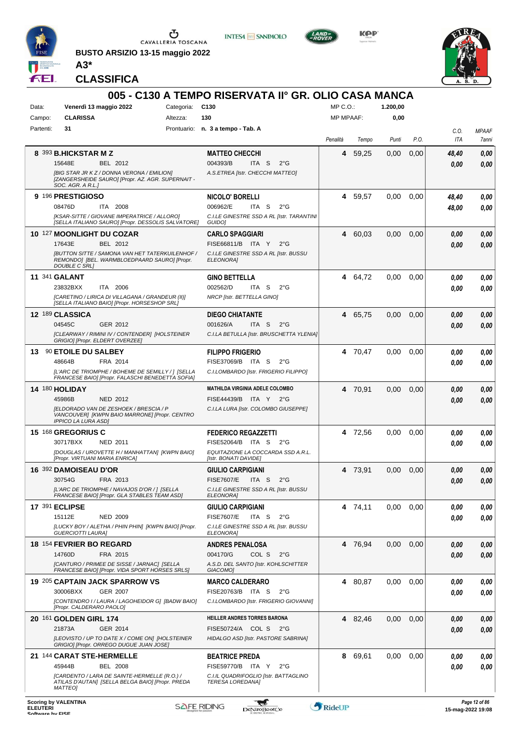BUSTO ARSIZIO 13-15 maggio 2022

**A3***

**CLASSIFICA**

## 005 - C130 A TEMPO RISERVATA II° GR. OLIO CASA MANCA

| | | | | | |
|---|---|---|---|---|---|
| Data: | **Venerdì 13 maggio 2022** | Categoria: | **C130** | MP C.O.: | **1.200,00** |
| Campo: | **CLARISSA** | Altezza: | **130** | MP MPAAF: | **0,00** |
| Partenti: | **31** | Prontuario: | **n. 3 a tempo - Tab. A** | | |

| Cl. | Cavallo | Cavaliere | Penalità | Tempo | Punti | P.O. | C.O. ITA | MPAAF 7anni |
|---|---|---|---|---|---|---|---|---|
| **8** | 393 **B.HICKSTAR M Z**<br>15648E BEL 2012<br>*[BIG STAR JR K Z / DONNA VERONA / EMILION] [ZANGERSHEIDE SAURO] [Propr. AZ. AGR. SUPERNAIT - SOC. AGR. A R.L.]* | **MATTEO CHECCHI**<br>004393/B ITA S 2°G<br>*A.S.ETREA [Istr. CHECCHI MATTEO]* | **4** | 59,25 | 0,00 | 0,00 | *48,40*<br>*0,00* | *0,00*<br>*0,00* |
| **9** | 196 **PRESTIGIOSO**<br>08476D ITA 2008<br>*[KSAR-SITTE / GIOVANE IMPERATRICE / ALLORO] [SELLA ITALIANO SAURO] [Propr. DESSOLIS SALVATORE]* | **NICOLO' BORELLI**<br>006962/E ITA S 2°G<br>*C.I.LE GINESTRE SSD A RL [Istr. TARANTINI GUIDO]* | **4** | 59,57 | 0,00 | 0,00 | *48,40*<br>*48,00* | *0,00*<br>*0,00* |
| **10** | 127 **MOONLIGHT DU COZAR**<br>17643E BEL 2012<br>*[BUTTON SITTE / SAMONA VAN HET TATERKUILENHOF / REMONDO] [BEL. WARMBLOEDPAARD SAURO] [Propr. DOUBLE C SRL]* | **CARLO SPAGGIARI**<br>FISE66811/B ITA Y 2°G<br>*C.I.LE GINESTRE SSD A RL [Istr. BUSSU ELEONORA]* | **4** | 60,03 | 0,00 | 0,00 | *0,00*<br>*0,00* | *0,00*<br>*0,00* |
| **11** | 341 **GALANT**<br>23823BXX ITA 2006<br>*[CARETINO / LIRICA DI VILLAGANA / GRANDEUR (II)] [SELLA ITALIANO BAIO] [Propr. HORSESHOP SRL]* | **GINO BETTELLA**<br>002562/D ITA S 2°G<br>*NRCP [Istr. BETTELLA GINO]* | **4** | 64,72 | 0,00 | 0,00 | *0,00*<br>*0,00* | *0,00*<br>*0,00* |
| **12** | 189 **CLASSICA**<br>04545C GER 2012<br>*[CLEARWAY / RIMINI IV / CONTENDER] [HOLSTEINER GRIGIO] [Propr. ELDERT OVERZEE]* | **DIEGO CHIATANTE**<br>001626/A ITA S 2°G<br>*C.I.LA BETULLA [Istr. BRUSCHETTA YLENIA]* | **4** | 65,75 | 0,00 | 0,00 | *0,00*<br>*0,00* | *0,00*<br>*0,00* |
| **13** | 90 **ETOILE DU SALBEY**<br>48664B FRA 2014<br>*[L'ARC DE TRIOMPHE / BOHEME DE SEMILLY / ] [SELLA FRANCESE BAIO] [Propr. FALASCHI BENEDETTA SOFIA]* | **FILIPPO FRIGERIO**<br>FISE37069/B ITA S 2°G<br>*C.I.LOMBARDO [Istr. FRIGERIO FILIPPO]* | **4** | 70,47 | 0,00 | 0,00 | *0,00*<br>*0,00* | *0,00*<br>*0,00* |
| **14** | 180 **HOLIDAY**<br>45986B NED 2012<br>*[ELDORADO VAN DE ZESHOEK / BRESCIA / P VANCOUVER] [KWPN BAIO MARRONE] [Propr. CENTRO IPPICO LA LURA ASD]* | **MATHILDA VIRGINIA ADELE COLOMBO**<br>FISE44439/B ITA Y 2°G<br>*C.I.LA LURA [Istr. COLOMBO GIUSEPPE]* | **4** | 70,91 | 0,00 | 0,00 | *0,00*<br>*0,00* | *0,00*<br>*0,00* |
| **15** | 168 **GREGORIUS C**<br>30717BXX NED 2011<br>*[DOUGLAS / UROVETTE H / MANHATTAN] [KWPN BAIO] [Propr. VIRTUANI MARIA ENRICA]* | **FEDERICO REGAZZETTI**<br>FISE52064/B ITA S 2°G<br>*EQUITAZIONE LA COCCARDA SSD A.R.L. [Istr. BONATI DAVIDE]* | **4** | 72,56 | 0,00 | 0,00 | *0,00*<br>*0,00* | *0,00*<br>*0,00* |
| **16** | 392 **DAMOISEAU D'OR**<br>30754G FRA 2013<br>*[L'ARC DE TRIOMPHE / NAVAJOS D'OR / ] [SELLA FRANCESE BAIO] [Propr. GLA STABLES TEAM ASD]* | **GIULIO CARPIGIANI**<br>FISE7607/E ITA S 2°G<br>*C.I.LE GINESTRE SSD A RL [Istr. BUSSU ELEONORA]* | **4** | 73,91 | 0,00 | 0,00 | *0,00*<br>*0,00* | *0,00*<br>*0,00* |
| **17** | 391 **ECLIPSE**<br>15112E NED 2009<br>*[LUCKY BOY / ALETHA / PHIN PHIN] [KWPN BAIO] [Propr. GUERCIOTTI LAURA]* | **GIULIO CARPIGIANI**<br>FISE7607/E ITA S 2°G<br>*C.I.LE GINESTRE SSD A RL [Istr. BUSSU ELEONORA]* | **4** | 74,11 | 0,00 | 0,00 | *0,00*<br>*0,00* | *0,00*<br>*0,00* |
| **18** | 154 **FEVRIER BO REGARD**<br>14760D FRA 2015<br>*[CANTURO / PRIMEE DE SISSE / JARNAC] [SELLA FRANCESE BAIO] [Propr. VIDA SPORT HORSES SRLS]* | **ANDRES PENALOSA**<br>004170/G COL S 2°G<br>*A.S.D. DEL SANTO [Istr. KOHLSCHITTER GIACOMO]* | **4** | 76,94 | 0,00 | 0,00 | *0,00*<br>*0,00* | *0,00*<br>*0,00* |
| **19** | 205 **CAPTAIN JACK SPARROW VS**<br>30006BXX GER 2007<br>*[CONTENDRO I / LAURA / LAGOHEIDOR G] [BADW BAIO] [Propr. CALDERARO PAOLO]* | **MARCO CALDERARO**<br>FISE20763/B ITA S 2°G<br>*C.I.LOMBARDO [Istr. FRIGERIO GIOVANNI]* | **4** | 80,87 | 0,00 | 0,00 | *0,00*<br>*0,00* | *0,00*<br>*0,00* |
| **20** | 161 **GOLDEN GIRL 174**<br>21873A GER 2014<br>*[LEOVISTO / UP TO DATE X / COME ON] [HOLSTEINER GRIGIO] [Propr. ORREGO DUGUE JUAN JOSE]* | **HEILLER ANDRES TORRES BARONA**<br>FISE50724/A COL S 2°G<br>*HIDALGO ASD [Istr. PASTORE SABRINA]* | **4** | 82,46 | 0,00 | 0,00 | *0,00*<br>*0,00* | *0,00*<br>*0,00* |
| **21** | 144 **CARAT STE-HERMELLE**<br>45944B BEL 2008<br>*[CARDENTO / LARA DE SAINTE-HERMELLE (R.O.) / ATILAS D'AUTAN] [SELLA BELGA BAIO] [Propr. PREDA MATTEO]* | **BEATRICE PREDA**<br>FISE59770/B ITA Y 2°G<br>*C.I.IL QUADRIFOGLIO [Istr. BATTAGLINO TERESA LOREDANA]* | **8** | 69,61 | 0,00 | 0,00 | *0,00*<br>*0,00* | *0,00*<br>*0,00* |

**Scoring by VALENTINA ELEUTERI**
Software by FISE

15-mag-2022 19:08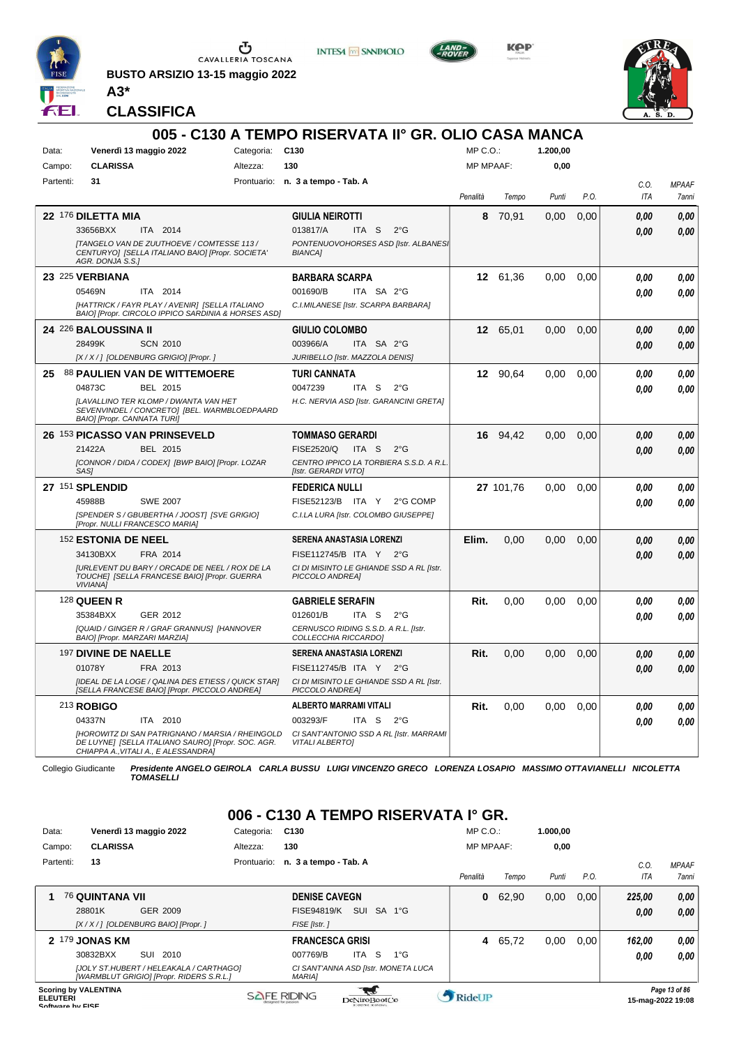BUSTO ARSIZIO 13-15 maggio 2022

A3*

CLASSIFICA

## 005 - C130 A TEMPO RISERVATA II° GR. OLIO CASA MANCA

Data: Venerdì 13 maggio 2022 | Categoria: C130 | MP C.O.: 1.200,00
Campo: CLARISSA | Altezza: 130 | MP MPAAF: 0,00
Partenti: 31 | Prontuario: n. 3 a tempo - Tab. A

| | Cavallo | Cavaliere | Penalità | Tempo | Punti | P.O. | C.O. ITA | MPAAF 7anni |
|---|---|---|---|---|---|---|---|---|
| 22 | 176 **DILETTA MIA** 33656BXX ITA 2014 *[TANGELO VAN DE ZUUTHOEVE / COMTESSE 113 / CENTURYO] [SELLA ITALIANO BAIO] [Propr. SOCIETA' AGR. DONJA S.S.]* | **GIULIA NEIROTTI** 013817/A ITA S 2°G *PONTENUOVOHORSES ASD [Istr. ALBANESI BIANCA]* | 8 | 70,91 | 0,00 | 0,00 | 0,00 / 0,00 | 0,00 / 0,00 |
| 23 | 225 **VERBIANA** 05469N ITA 2014 *[HATTRICK / FAYR PLAY / AVENIR] [SELLA ITALIANO BAIO] [Propr. CIRCOLO IPPICO SARDINIA & HORSES ASD]* | **BARBARA SCARPA** 001690/B ITA SA 2°G *C.I.MILANESE [Istr. SCARPA BARBARA]* | 12 | 61,36 | 0,00 | 0,00 | 0,00 / 0,00 | 0,00 / 0,00 |
| 24 | 226 **BALOUSSINA II** 28499K SCN 2010 *[X / X / ] [OLDENBURG GRIGIO] [Propr. ]* | **GIULIO COLOMBO** 003966/A ITA SA 2°G *JURIBELLO [Istr. MAZZOLA DENIS]* | 12 | 65,01 | 0,00 | 0,00 | 0,00 / 0,00 | 0,00 / 0,00 |
| 25 | 88 **PAULIEN VAN DE WITTEMOERE** 04873C BEL 2015 *[LAVALLINO TER KLOMP / DWANTA VAN HET SEVENVINDEL / CONCRETO] [BEL. WARMBLOEDPAARD BAIO] [Propr. CANNATA TURI]* | **TURI CANNATA** 0047239 ITA S 2°G *H.C. NERVIA ASD [Istr. GARANCINI GRETA]* | 12 | 90,64 | 0,00 | 0,00 | 0,00 / 0,00 | 0,00 / 0,00 |
| 26 | 153 **PICASSO VAN PRINSEVELD** 21422A BEL 2015 *[CONNOR / DIDA / CODEX] [BWP BAIO] [Propr. LOZAR SAS]* | **TOMMASO GERARDI** FISE2520/Q ITA S 2°G *CENTRO IPPICO LA TORBIERA S.S.D. A R.L. [Istr. GERARDI VITO]* | 16 | 94,42 | 0,00 | 0,00 | 0,00 / 0,00 | 0,00 / 0,00 |
| 27 | 151 **SPLENDID** 45988B SWE 2007 *[SPENDER S / GBUBERTHA / JOOST] [SVE GRIGIO] [Propr. NULLI FRANCESCO MARIA]* | **FEDERICA NULLI** FISE52123/B ITA Y 2°G COMP *C.I.LA LURA [Istr. COLOMBO GIUSEPPE]* | 27 | 101,76 | 0,00 | 0,00 | 0,00 / 0,00 | 0,00 / 0,00 |
| | 152 **ESTONIA DE NEEL** 34130BXX FRA 2014 *[URLEVENT DU BARY / ORCADE DE NEEL / ROX DE LA TOUCHE] [SELLA FRANCESE BAIO] [Propr. GUERRA VIVIANA]* | **SERENA ANASTASIA LORENZI** FISE112745/B ITA Y 2°G *CI DI MISINTO LE GHIANDE SSD A RL [Istr. PICCOLO ANDREA]* | Elim. | 0,00 | 0,00 | 0,00 | 0,00 / 0,00 | 0,00 / 0,00 |
| | 128 **QUEEN R** 35384BXX GER 2012 *[QUAID / GINGER R / GRAF GRANNUS] [HANNOVER BAIO] [Propr. MARZARI MARZIA]* | **GABRIELE SERAFIN** 012601/B ITA S 2°G *CERNUSCO RIDING S.S.D. A R.L. [Istr. COLLECCHIA RICCARDO]* | Rit. | 0,00 | 0,00 | 0,00 | 0,00 / 0,00 | 0,00 / 0,00 |
| | 197 **DIVINE DE NAELLE** 01078Y FRA 2013 *[IDEAL DE LA LOGE / QALINA DES ETIESS / QUICK STAR] [SELLA FRANCESE BAIO] [Propr. PICCOLO ANDREA]* | **SERENA ANASTASIA LORENZI** FISE112745/B ITA Y 2°G *CI DI MISINTO LE GHIANDE SSD A RL [Istr. PICCOLO ANDREA]* | Rit. | 0,00 | 0,00 | 0,00 | 0,00 / 0,00 | 0,00 / 0,00 |
| | 213 **ROBIGO** 04337N ITA 2010 *[HOROWITZ DI SAN PATRIGNANO / MARSIA / RHEINGOLD DE LUYNE] [SELLA ITALIANO SAURO] [Propr. SOC. AGR. CHIAPPA A.,VITALI A., E ALESSANDRA]* | **ALBERTO MARRAMI VITALI** 003293/F ITA S 2°G *CI SANT'ANTONIO SSD A RL [Istr. MARRAMI VITALI ALBERTO]* | Rit. | 0,00 | 0,00 | 0,00 | 0,00 / 0,00 | 0,00 / 0,00 |

Collegio Giudicante *Presidente ANGELO GEIROLA CARLA BUSSU LUIGI VINCENZO GRECO LORENZA LOSAPIO MASSIMO OTTAVIANELLI NICOLETTA TOMASELLI*

## 006 - C130 A TEMPO RISERVATA I° GR.

Data: Venerdì 13 maggio 2022 | Categoria: C130 | MP C.O.: 1.000,00
Campo: CLARISSA | Altezza: 130 | MP MPAAF: 0,00
Partenti: 13 | Prontuario: n. 3 a tempo - Tab. A

| | Cavallo | Cavaliere | Penalità | Tempo | Punti | P.O. | C.O. ITA | MPAAF 7anni |
|---|---|---|---|---|---|---|---|---|
| 1 | 76 **QUINTANA VII** 28801K GER 2009 *[X / X / ] [OLDENBURG BAIO] [Propr. ]* | **DENISE CAVEGN** FISE94819/K SUI SA 1°G *FISE [Istr. ]* | 0 | 62,90 | 0,00 | 0,00 | 225,00 / 0,00 | 0,00 / 0,00 |
| 2 | 179 **JONAS KM** 30832BXX SUI 2010 *[JOLY ST.HUBERT / HELEAKALA / CARTHAGO] [WARMBLUT GRIGIO] [Propr. RIDERS S.R.L.]* | **FRANCESCA GRISI** 007769/B ITA S 1°G *CI SANT'ANNA ASD [Istr. MONETA LUCA MARIA]* | 4 | 65,72 | 0,00 | 0,00 | 162,00 / 0,00 | 0,00 / 0,00 |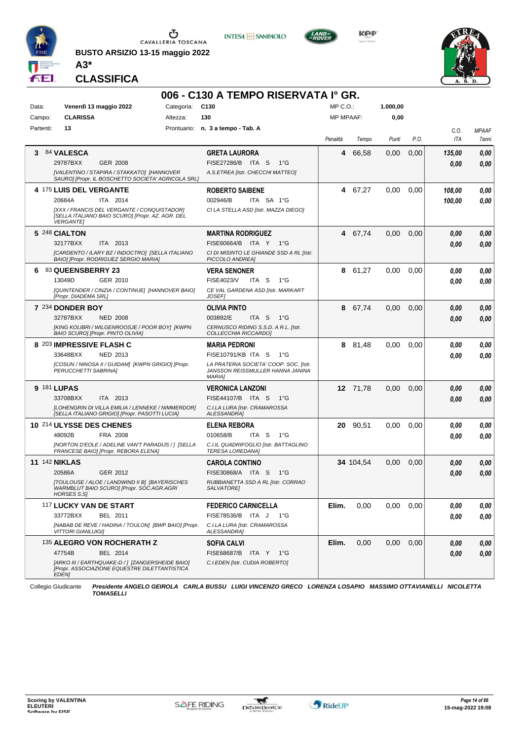BUSTO ARSIZIO 13-15 maggio 2022

**A3***

## CLASSIFICA

# 006 - C130 A TEMPO RISERVATA I° GR.

| | | | |
|---|---|---|---|
| Data: | Venerdì 13 maggio 2022 | Categoria: | C130 |
| Campo: | CLARISSA | Altezza: | 130 |
| Partenti: | 13 | Prontuario: | n. 3 a tempo - Tab. A |

MP C.O.: 1.000,00
MP MPAAF: 0,00

| Cl. | N. | Cavallo | Cavaliere | Penalità | Tempo | Punti | P.O. | C.O. ITA | MPAAF 7anni |
|---|---|---|---|---|---|---|---|---|---|
| 3 | 84 | **VALESCA** 29787BXX GER 2008 *[VALENTINO / STAPIRA / STAKKATO] [HANNOVER SAURO] [Propr. IL BOSCHETTO SOCIETA' AGRICOLA SRL]* | **GRETA LAURORA** FISE27286/B ITA S 1°G *A.S.ETREA [Istr. CHECCHI MATTEO]* | 4 | 66,58 | 0,00 | 0,00 | 135,00 / 0,00 | 0,00 / 0,00 |
| 4 | 175 | **LUIS DEL VERGANTE** 20684A ITA 2014 *[XXX / FRANCIS DEL VERGANTE / CONQUISTADOR] [SELLA ITALIANO BAIO SCURO] [Propr. AZ. AGR. DEL VERGANTE]* | **ROBERTO SAIBENE** 002946/B ITA SA 1°G *CI LA STELLA ASD [Istr. MAZZA DIEGO]* | 4 | 67,27 | 0,00 | 0,00 | 108,00 / 100,00 | 0,00 / 0,00 |
| 5 | 248 | **CIALTON** 32177BXX ITA 2013 *[CARDENTO / ILARY BZ / INDOCTRO] [SELLA ITALIANO BAIO] [Propr. RODRIGUEZ SERGIO MARIA]* | **MARTINA RODRIGUEZ** FISE60664/B ITA Y 1°G *CI DI MISINTO LE GHIANDE SSD A RL [Istr. PICCOLO ANDREA]* | 4 | 67,74 | 0,00 | 0,00 | 0,00 / 0,00 | 0,00 / 0,00 |
| 6 | 83 | **QUEENSBERRY 23** 13049D GER 2010 *[QUINTENDER / CINZIA / CONTINUE] [HANNOVER BAIO] [Propr. DIADEMA SRL]* | **VERA SENONER** FISE4023/V ITA S 1°G *CE VAL GARDENA ASD [Istr. MARKART JOSEF]* | 8 | 61,27 | 0,00 | 0,00 | 0,00 / 0,00 | 0,00 / 0,00 |
| 7 | 234 | **DONDER BOY** 32787BXX NED 2008 *[KING KOLIBRI / WILGENROOSJE / POOR BOY] [KWPN BAIO SCURO] [Propr. PINTO OLIVIA]* | **OLIVIA PINTO** 003892/E ITA S 1°G *CERNUSCO RIDING S.S.D. A R.L. [Istr. COLLECCHIA RICCARDO]* | 8 | 67,74 | 0,00 | 0,00 | 0,00 / 0,00 | 0,00 / 0,00 |
| 8 | 203 | **IMPRESSIVE FLASH C** 33648BXX NED 2013 *[COSUN / NINOSA II / GUIDAM] [KWPN GRIGIO] [Propr. PERUCCHETTI SABRINA]* | **MARIA PEDRONI** FISE10791/KB ITA S 1°G *LA PRATERIA SOCIETA' COOP. SOC. [Istr. JANSSON REISSMULLER HANNA JANINA MARIA]* | 8 | 81,48 | 0,00 | 0,00 | 0,00 / 0,00 | 0,00 / 0,00 |
| 9 | 181 | **LUPAS** 33708BXX ITA 2013 *[LOHENGRIN DI VILLA EMILIA / LENNEKE / NIMMERDOR] [SELLA ITALIANO GRIGIO] [Propr. PASOTTI LUCIA]* | **VERONICA LANZONI** FISE44107/B ITA S 1°G *C.I.LA LURA [Istr. CRAMAROSSA ALESSANDRA]* | 12 | 71,78 | 0,00 | 0,00 | 0,00 / 0,00 | 0,00 / 0,00 |
| 10 | 214 | **ULYSSE DES CHENES** 48092B FRA 2008 *[NORTON D'EOLE / ADELINE VAN'T PARADIJS / ] [SELLA FRANCESE BAIO] [Propr. REBORA ELENA]* | **ELENA REBORA** 010658/B ITA S 1°G *C.I.IL QUADRIFOGLIO [Istr. BATTAGLINO TERESA LOREDANA]* | 20 | 90,51 | 0,00 | 0,00 | 0,00 / 0,00 | 0,00 / 0,00 |
| 11 | 142 | **NIKLAS** 20586A GER 2012 *[TOULOUSE / ALOE / LANDWIND II B] [BAYERISCHES WARMBLUT BAIO SCURO] [Propr. SOC.AGR.AGRI HORSES S.S]* | **CAROLA CONTINO** FISE30868/A ITA S 1°G *RUBBIANETTA SSD A RL [Istr. CORRAO SALVATORE]* | 34 | 104,54 | 0,00 | 0,00 | 0,00 / 0,00 | 0,00 / 0,00 |
| | 117 | **LUCKY VAN DE START** 33772BXX BEL 2011 *[NABAB DE REVE / HADINA / TOULON] [BWP BAIO] [Propr. VITTORI GIANLUIGI]* | **FEDERICO CARNICELLA** FISE78536/B ITA J 1°G *C.I.LA LURA [Istr. CRAMAROSSA ALESSANDRA]* | Elim. | 0,00 | 0,00 | 0,00 | 0,00 / 0,00 | 0,00 / 0,00 |
| | 135 | **ALEGRO VON ROCHERATH Z** 47754B BEL 2014 *[ARKO III / EARTHQUAKE-D / ] [ZANGERSHEIDE BAIO] [Propr. ASSOCIAZIONE EQUESTRE DILETTANTISTICA EDEN]* | **SOFIA CALVI** FISE68687/B ITA Y 1°G *C.I.EDEN [Istr. CUDIA ROBERTO]* | Elim. | 0,00 | 0,00 | 0,00 | 0,00 / 0,00 | 0,00 / 0,00 |

Collegio Giudicante *Presidente ANGELO GEIROLA CARLA BUSSU LUIGI VINCENZO GRECO LORENZA LOSAPIO MASSIMO OTTAVIANELLI NICOLETTA TOMASELLI*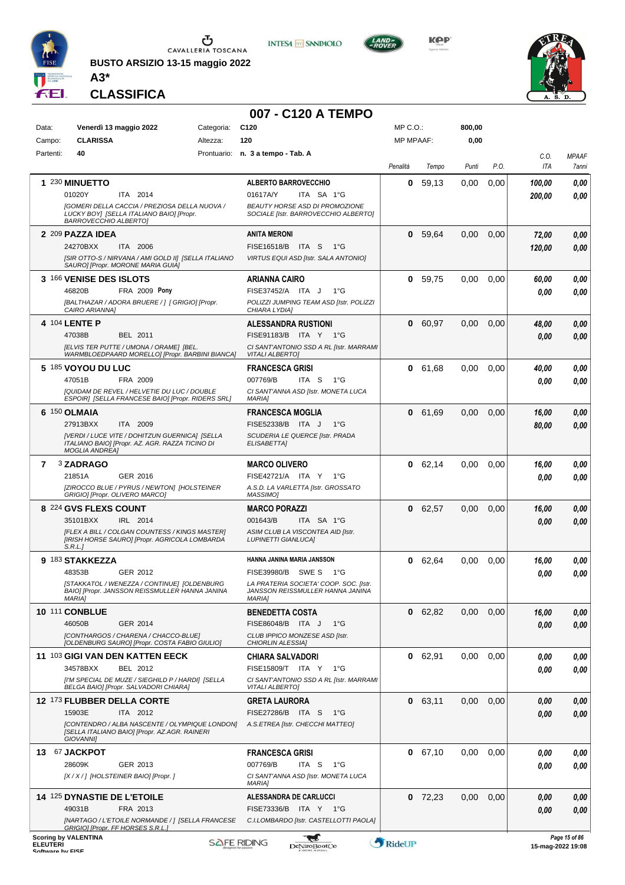CAVALLERIA TOSCANA

**BUSTO ARSIZIO 13-15 maggio 2022**

**A3***

**CLASSIFICA**

## 007 - C120 A TEMPO

| | | | | | |
|---|---|---|---|---|---|
| Data: | **Venerdì 13 maggio 2022** | Categoria: | **C120** | MP C.O.: | **800,00** |
| Campo: | **CLARISSA** | Altezza: | **120** | MP MPAAF: | **0,00** |
| Partenti: | **40** | Prontuario: | **n. 3 a tempo - Tab. A** | | |

| Pos. | N. Cavallo | Cavaliere | Penalità | Tempo | Punti | P.O. | C.O. ITA | MPAAF 7anni |
|---|---|---|---|---|---|---|---|---|
| 1 | 230 **MINUETTO** 01020Y ITA 2014 *[GOMERI DELLA CACCIA / PREZIOSA DELLA NUOVA / LUCKY BOY] [SELLA ITALIANO BAIO] [Propr. BARROVECCHIO ALBERTO]* | **ALBERTO BARROVECCHIO** 01617A/Y ITA SA 1°G *BEAUTY HORSE ASD DI PROMOZIONE SOCIALE [Istr. BARROVECCHIO ALBERTO]* | **0** | 59,13 | 0,00 | 0,00 | *100,00* *200,00* | *0,00* *0,00* |
| 2 | 209 **PAZZA IDEA** 24270BXX ITA 2006 *[SIR OTTO-S / NIRVANA / AMI GOLD II] [SELLA ITALIANO SAURO] [Propr. MORONE MARIA GUIA]* | **ANITA MERONI** FISE16518/B ITA S 1°G *VIRTUS EQUI ASD [Istr. SALA ANTONIO]* | **0** | 59,64 | 0,00 | 0,00 | *72,00* *120,00* | *0,00* *0,00* |
| 3 | 166 **VENISE DES ISLOTS** 46820B FRA 2009 **Pony** *[BALTHAZAR / ADORA BRUERE / ] [ GRIGIO] [Propr. CAIRO ARIANNA]* | **ARIANNA CAIRO** FISE37452/A ITA J 1°G *POLIZZI JUMPING TEAM ASD [Istr. POLIZZI CHIARA LYDIA]* | **0** | 59,75 | 0,00 | 0,00 | *60,00* *0,00* | *0,00* *0,00* |
| 4 | 104 **LENTE P** 47038B BEL 2011 *[ELVIS TER PUTTE / UMONA / ORAME] [BEL. WARMBLOEDPAARD MORELLO] [Propr. BARBINI BIANCA]* | **ALESSANDRA RUSTIONI** FISE91183/B ITA Y 1°G *CI SANT'ANTONIO SSD A RL [Istr. MARRAMI VITALI ALBERTO]* | **0** | 60,97 | 0,00 | 0,00 | *48,00* *0,00* | *0,00* *0,00* |
| 5 | 185 **VOYOU DU LUC** 47051B FRA 2009 *[QUIDAM DE REVEL / HELVETIE DU LUC / DOUBLE ESPOIR] [SELLA FRANCESE BAIO] [Propr. RIDERS SRL]* | **FRANCESCA GRISI** 007769/B ITA S 1°G *CI SANT'ANNA ASD [Istr. MONETA LUCA MARIA]* | **0** | 61,68 | 0,00 | 0,00 | *40,00* *0,00* | *0,00* *0,00* |
| 6 | 150 **OLMAIA** 27913BXX ITA 2009 *[VERDI / LUCE VITE / DOHITZUN GUERNICA] [SELLA ITALIANO BAIO] [Propr. AZ. AGR. RAZZA TICINO DI MOGLIA ANDREA]* | **FRANCESCA MOGLIA** FISE52338/B ITA J 1°G *SCUDERIA LE QUERCE [Istr. PRADA ELISABETTA]* | **0** | 61,69 | 0,00 | 0,00 | *16,00* *80,00* | *0,00* *0,00* |
| 7 | 3 **ZADRAGO** 21851A GER 2016 *[ZIROCCO BLUE / PYRUS / NEWTON] [HOLSTEINER GRIGIO] [Propr. OLIVERO MARCO]* | **MARCO OLIVERO** FISE42721/A ITA Y 1°G *A.S.D. LA VARLETTA [Istr. GROSSATO MASSIMO]* | **0** | 62,14 | 0,00 | 0,00 | *16,00* *0,00* | *0,00* *0,00* |
| 8 | 224 **GVS FLEXS COUNT** 35101BXX IRL 2014 *[FLEX A BILL / COLGAN COUNTESS / KINGS MASTER] [IRISH HORSE SAURO] [Propr. AGRICOLA LOMBARDA S.R.L.]* | **MARCO PORAZZI** 001643/B ITA SA 1°G *ASIM CLUB LA VISCONTEA AID [Istr. LUPINETTI GIANLUCA]* | **0** | 62,57 | 0,00 | 0,00 | *16,00* *0,00* | *0,00* *0,00* |
| 9 | 183 **STAKKEZZA** 48353B GER 2012 *[STAKKATOL / WENEZZA / CONTINUE] [OLDENBURG BAIO] [Propr. JANSSON REISSMULLER HANNA JANINA MARIA]* | **HANNA JANINA MARIA JANSSON** FISE39980/B SWE S 1°G *LA PRATERIA SOCIETA' COOP. SOC. [Istr. JANSSON REISSMULLER HANNA JANINA MARIA]* | **0** | 62,64 | 0,00 | 0,00 | *16,00* *0,00* | *0,00* *0,00* |
| 10 | 111 **CONBLUE** 46050B GER 2014 *[CONTHARGOS / CHARENA / CHACCO-BLUE] [OLDENBURG SAURO] [Propr. COSTA FABIO GIULIO]* | **BENEDETTA COSTA** FISE86048/B ITA J 1°G *CLUB IPPICO MONZESE ASD [Istr. CHIORLIN ALESSIA]* | **0** | 62,82 | 0,00 | 0,00 | *16,00* *0,00* | *0,00* *0,00* |
| 11 | 103 **GIGI VAN DEN KATTEN EECK** 34578BXX BEL 2012 *[I'M SPECIAL DE MUZE / SIEGHILD P / HARDI] [SELLA BELGA BAIO] [Propr. SALVADORI CHIARA]* | **CHIARA SALVADORI** FISE15809/T ITA Y 1°G *CI SANT'ANTONIO SSD A RL [Istr. MARRAMI VITALI ALBERTO]* | **0** | 62,91 | 0,00 | 0,00 | *0,00* *0,00* | *0,00* *0,00* |
| 12 | 173 **FLUBBER DELLA CORTE** 15903E ITA 2012 *[CONTENDRO / ALBA NASCENTE / OLYMPIQUE LONDON] [SELLA ITALIANO BAIO] [Propr. AZ.AGR. RAINERI GIOVANNI]* | **GRETA LAURORA** FISE27286/B ITA S 1°G *A.S.ETREA [Istr. CHECCHI MATTEO]* | **0** | 63,11 | 0,00 | 0,00 | *0,00* *0,00* | *0,00* *0,00* |
| 13 | 67 **JACKPOT** 28609K GER 2013 *[X / X / ] [HOLSTEINER BAIO] [Propr. ]* | **FRANCESCA GRISI** 007769/B ITA S 1°G *CI SANT'ANNA ASD [Istr. MONETA LUCA MARIA]* | **0** | 67,10 | 0,00 | 0,00 | *0,00* *0,00* | *0,00* *0,00* |
| 14 | 125 **DYNASTIE DE L'ETOILE** 49031B FRA 2013 *[NARTAGO / L'ETOILE NORMANDE / ] [SELLA FRANCESE GRIGIO] [Propr. FF HORSES S.R.L.]* | **ALESSANDRA DE CARLUCCI** FISE73336/B ITA Y 1°G *C.I.LOMBARDO [Istr. CASTELLOTTI PAOLA]* | **0** | 72,23 | 0,00 | 0,00 | *0,00* *0,00* | *0,00* *0,00* |

Scoring by VALENTINA ELEUTERI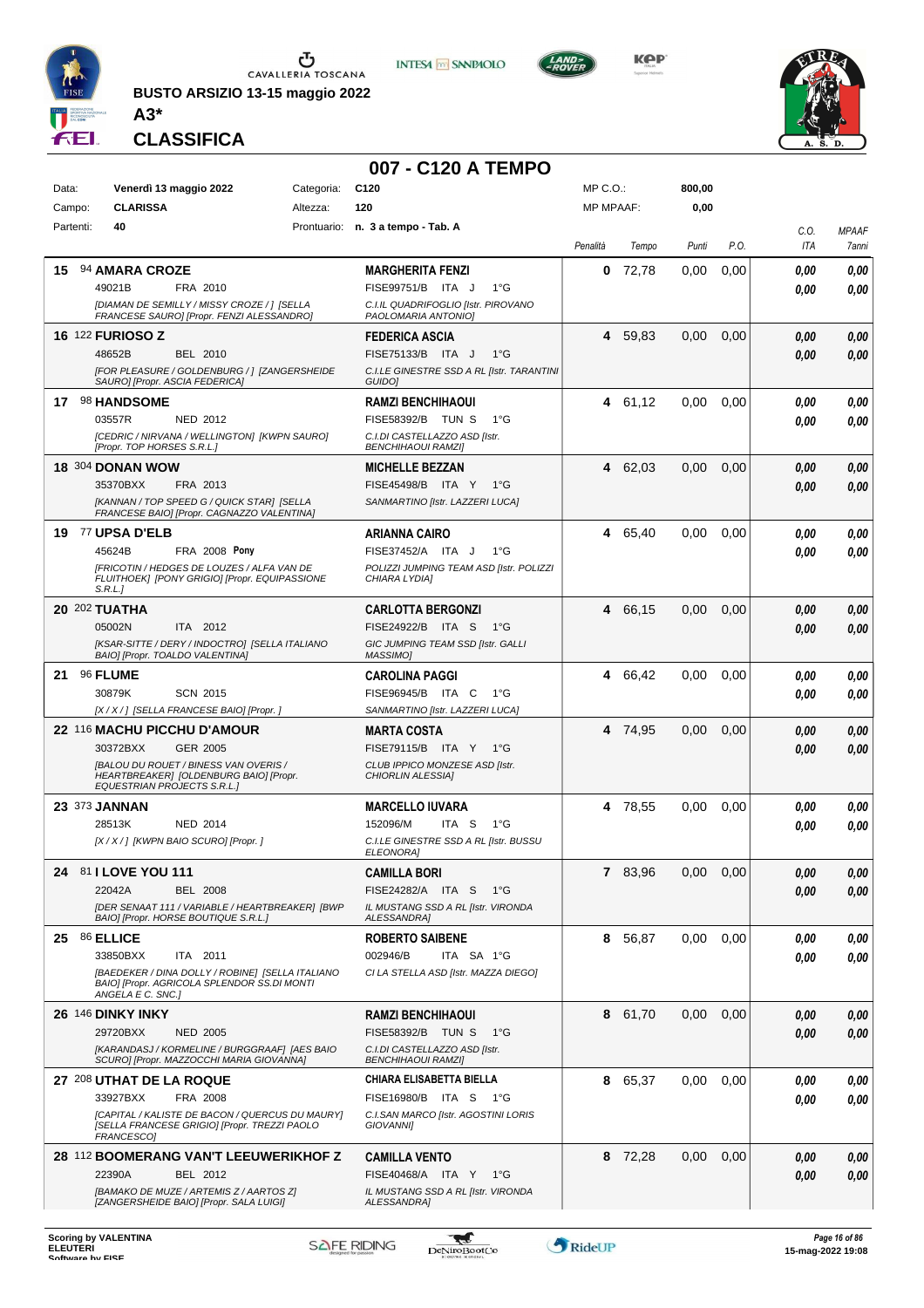BUSTO ARSIZIO 13-15 maggio 2022

**A3\***

## CLASSIFICA

# 007 - C120 A TEMPO

| Data: | Venerdì 13 maggio 2022 | Categoria: | C120 | MP C.O.: | 800,00 |
|---|---|---|---|---|---|
| Campo: | CLARISSA | Altezza: | 120 | MP MPAAF: | 0,00 |
| Partenti: | 40 | Prontuario: | n. 3 a tempo - Tab. A | | |

| Pos. | Cavallo | Cavaliere | Penalità | Tempo | Punti | P.O. | C.O. ITA | MPAAF 7anni |
|---|---|---|---|---|---|---|---|---|
| 15 | 94 **AMARA CROZE** 49021B FRA 2010 [DIAMAN DE SEMILLY / MISSY CROZE / ] [SELLA FRANCESE SAURO] [Propr. FENZI ALESSANDRO] | **MARGHERITA FENZI** FISE99751/B ITA J 1°G C.I.IL QUADRIFOGLIO [Istr. PIROVANO PAOLOMARIA ANTONIO] | 0 | 72,78 | 0,00 | 0,00 | 0,00 / 0,00 | 0,00 / 0,00 |
| 16 | 122 **FURIOSO Z** 48652B BEL 2010 [FOR PLEASURE / GOLDENBURG / ] [ZANGERSHEIDE SAURO] [Propr. ASCIA FEDERICA] | **FEDERICA ASCIA** FISE75133/B ITA J 1°G C.I.LE GINESTRE SSD A RL [Istr. TARANTINI GUIDO] | 4 | 59,83 | 0,00 | 0,00 | 0,00 / 0,00 | 0,00 / 0,00 |
| 17 | 98 **HANDSOME** 03557R NED 2012 [CEDRIC / NIRVANA / WELLINGTON] [KWPN SAURO] [Propr. TOP HORSES S.R.L.] | **RAMZI BENCHIHAOUI** FISE58392/B TUN S 1°G C.I.DI CASTELLAZZO ASD [Istr. BENCHIHAOUI RAMZI] | 4 | 61,12 | 0,00 | 0,00 | 0,00 / 0,00 | 0,00 / 0,00 |
| 18 | 304 **DONAN WOW** 35370BXX FRA 2013 [KANNAN / TOP SPEED G / QUICK STAR] [SELLA FRANCESE BAIO] [Propr. CAGNAZZO VALENTINA] | **MICHELLE BEZZAN** FISE45498/B ITA Y 1°G SANMARTINO [Istr. LAZZERI LUCA] | 4 | 62,03 | 0,00 | 0,00 | 0,00 / 0,00 | 0,00 / 0,00 |
| 19 | 77 **UPSA D'ELB** 45624B FRA 2008 **Pony** [FRICOTIN / HEDGES DE LOUZES / ALFA VAN DE FLUITHOEK] [PONY GRIGIO] [Propr. EQUIPASSIONE S.R.L.] | **ARIANNA CAIRO** FISE37452/A ITA J 1°G POLIZZI JUMPING TEAM ASD [Istr. POLIZZI CHIARA LYDIA] | 4 | 65,40 | 0,00 | 0,00 | 0,00 / 0,00 | 0,00 / 0,00 |
| 20 | 202 **TUATHA** 05002N ITA 2012 [KSAR-SITTE / DERY / INDOCTRO] [SELLA ITALIANO BAIO] [Propr. TOALDO VALENTINA] | **CARLOTTA BERGONZI** FISE24922/B ITA S 1°G GIC JUMPING TEAM SSD [Istr. GALLI MASSIMO] | 4 | 66,15 | 0,00 | 0,00 | 0,00 / 0,00 | 0,00 / 0,00 |
| 21 | 96 **FLUME** 30879K SCN 2015 [X / X / ] [SELLA FRANCESE BAIO] [Propr. ] | **CAROLINA PAGGI** FISE96945/B ITA C 1°G SANMARTINO [Istr. LAZZERI LUCA] | 4 | 66,42 | 0,00 | 0,00 | 0,00 / 0,00 | 0,00 / 0,00 |
| 22 | 116 **MACHU PICCHU D'AMOUR** 30372BXX GER 2005 [BALOU DU ROUET / BINESS VAN OVERIS / HEARTBREAKER] [OLDENBURG BAIO] [Propr. EQUESTRIAN PROJECTS S.R.L.] | **MARTA COSTA** FISE79115/B ITA Y 1°G CLUB IPPICO MONZESE ASD [Istr. CHIORLIN ALESSIA] | 4 | 74,95 | 0,00 | 0,00 | 0,00 / 0,00 | 0,00 / 0,00 |
| 23 | 373 **JANNAN** 28513K NED 2014 [X / X / ] [KWPN BAIO SCURO] [Propr. ] | **MARCELLO IUVARA** 152096/M ITA S 1°G C.I.LE GINESTRE SSD A RL [Istr. BUSSU ELEONORA] | 4 | 78,55 | 0,00 | 0,00 | 0,00 / 0,00 | 0,00 / 0,00 |
| 24 | 81 **I LOVE YOU 111** 22042A BEL 2008 [DER SENAAT 111 / VARIABLE / HEARTBREAKER] [BWP BAIO] [Propr. HORSE BOUTIQUE S.R.L.] | **CAMILLA BORI** FISE24282/A ITA S 1°G IL MUSTANG SSD A RL [Istr. VIRONDA ALESSANDRA] | 7 | 83,96 | 0,00 | 0,00 | 0,00 / 0,00 | 0,00 / 0,00 |
| 25 | 86 **ELLICE** 33850BXX ITA 2011 [BAEDEKER / DINA DOLLY / ROBINE] [SELLA ITALIANO BAIO] [Propr. AGRICOLA SPLENDOR SS.DI MONTI ANGELA E C. SNC.] | **ROBERTO SAIBENE** 002946/B ITA SA 1°G CI LA STELLA ASD [Istr. MAZZA DIEGO] | 8 | 56,87 | 0,00 | 0,00 | 0,00 / 0,00 | 0,00 / 0,00 |
| 26 | 146 **DINKY INKY** 29720BXX NED 2005 [KARANDASJ / KORMELINE / BURGGRAAF] [AES BAIO SCURO] [Propr. MAZZOCCHI MARIA GIOVANNA] | **RAMZI BENCHIHAOUI** FISE58392/B TUN S 1°G C.I.DI CASTELLAZZO ASD [Istr. BENCHIHAOUI RAMZI] | 8 | 61,70 | 0,00 | 0,00 | 0,00 / 0,00 | 0,00 / 0,00 |
| 27 | 208 **UTHAT DE LA ROQUE** 33927BXX FRA 2008 [CAPITAL / KALISTE DE BACON / QUERCUS DU MAURY] [SELLA FRANCESE GRIGIO] [Propr. TREZZI PAOLO FRANCESCO] | **CHIARA ELISABETTA BIELLA** FISE16980/B ITA S 1°G C.I.SAN MARCO [Istr. AGOSTINI LORIS GIOVANNI] | 8 | 65,37 | 0,00 | 0,00 | 0,00 / 0,00 | 0,00 / 0,00 |
| 28 | 112 **BOOMERANG VAN'T LEEUWERIKHOF Z** 22390A BEL 2012 [BAMAKO DE MUZE / ARTEMIS Z / AARTOS Z] [ZANGERSHEIDE BAIO] [Propr. SALA LUIGI] | **CAMILLA VENTO** FISE40468/A ITA Y 1°G IL MUSTANG SSD A RL [Istr. VIRONDA ALESSANDRA] | 8 | 72,28 | 0,00 | 0,00 | 0,00 / 0,00 | 0,00 / 0,00 |

Scoring by VALENTINA ELEUTERI
Software by FISE

15-mag-2022 19:08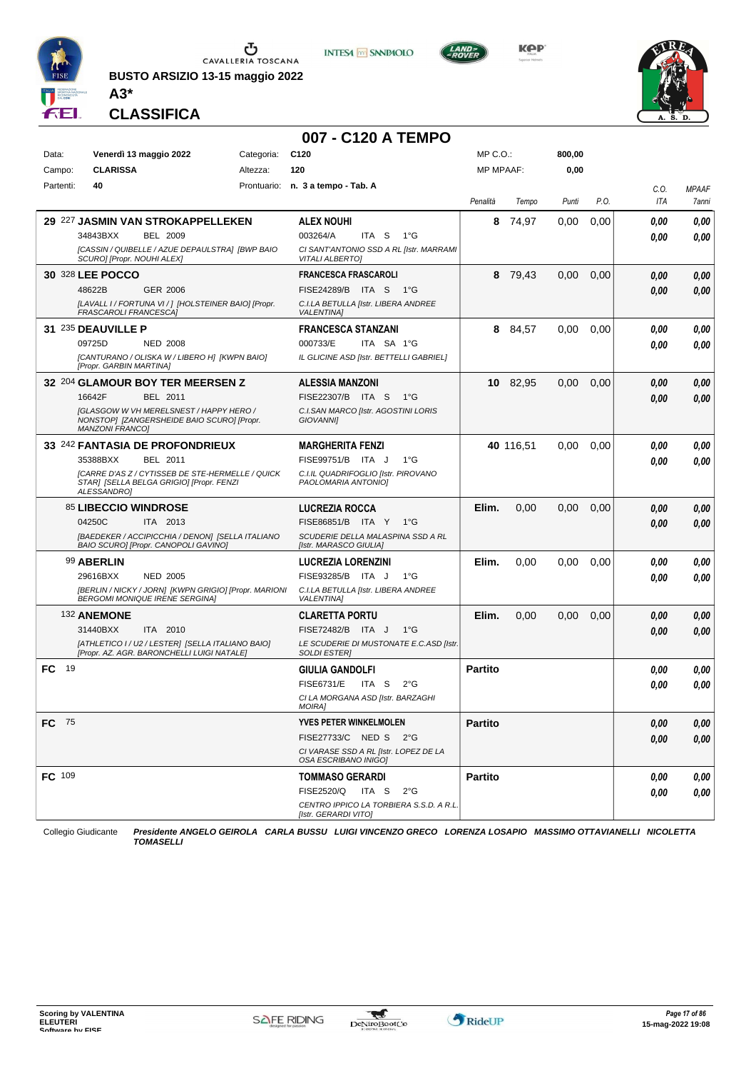BUSTO ARSIZIO 13-15 maggio 2022

**A3***

**CLASSIFICA**

## 007 - C120 A TEMPO

| Data: | Venerdì 13 maggio 2022 | Categoria: | C120 | MP C.O.: | 800,00 |
|---|---|---|---|---|---|
| Campo: | CLARISSA | Altezza: | 120 | MP MPAAF: | 0,00 |
| Partenti: | 40 | Prontuario: | n. 3 a tempo - Tab. A | | |

| Cl. | N. | Cavallo | Cavaliere | Penalità | Tempo | Punti | P.O. | C.O. ITA | MPAAF 7anni |
|---|---|---|---|---|---|---|---|---|---|
| 29 | 227 | **JASMIN VAN STROKAPPELLEKEN** 34843BXX BEL 2009 *[CASSIN / QUIBELLE / AZUE DEPAULSTRA] [BWP BAIO SCURO] [Propr. NOUHI ALEX]* | **ALEX NOUHI** 003264/A ITA S 1°G *CI SANT'ANTONIO SSD A RL [Istr. MARRAMI VITALI ALBERTO]* | 8 | 74,97 | 0,00 | 0,00 | 0,00 / 0,00 | 0,00 / 0,00 |
| 30 | 328 | **LEE POCCO** 48622B GER 2006 *[LAVALL I / FORTUNA VI / ] [HOLSTEINER BAIO] [Propr. FRASCAROLI FRANCESCA]* | **FRANCESCA FRASCAROLI** FISE24289/B ITA S 1°G *C.I.LA BETULLA [Istr. LIBERA ANDREE VALENTINA]* | 8 | 79,43 | 0,00 | 0,00 | 0,00 / 0,00 | 0,00 / 0,00 |
| 31 | 235 | **DEAUVILLE P** 09725D NED 2008 *[CANTURANO / OLISKA W / LIBERO H] [KWPN BAIO] [Propr. GARBIN MARTINA]* | **FRANCESCA STANZANI** 000733/E ITA SA 1°G *IL GLICINE ASD [Istr. BETTELLI GABRIEL]* | 8 | 84,57 | 0,00 | 0,00 | 0,00 / 0,00 | 0,00 / 0,00 |
| 32 | 204 | **GLAMOUR BOY TER MEERSEN Z** 16642F BEL 2011 *[GLASGOW W VH MERELSNEST / HAPPY HERO / NONSTOP] [ZANGERSHEIDE BAIO SCURO] [Propr. MANZONI FRANCO]* | **ALESSIA MANZONI** FISE22307/B ITA S 1°G *C.I.SAN MARCO [Istr. AGOSTINI LORIS GIOVANNI]* | 10 | 82,95 | 0,00 | 0,00 | 0,00 / 0,00 | 0,00 / 0,00 |
| 33 | 242 | **FANTASIA DE PROFONDRIEUX** 35388BXX BEL 2011 *[CARRE D'AS Z / CYTISSEB DE STE-HERMELLE / QUICK STAR] [SELLA BELGA GRIGIO] [Propr. FENZI ALESSANDRO]* | **MARGHERITA FENZI** FISE99751/B ITA J 1°G *C.I.IL QUADRIFOGLIO [Istr. PIROVANO PAOLOMARIA ANTONIO]* | 40 | 116,51 | 0,00 | 0,00 | 0,00 / 0,00 | 0,00 / 0,00 |
| | 85 | **LIBECCIO WINDROSE** 04250C ITA 2013 *[BAEDEKER / ACCIPICCHIA / DENON] [SELLA ITALIANO BAIO SCURO] [Propr. CANOPOLI GAVINO]* | **LUCREZIA ROCCA** FISE86851/B ITA Y 1°G *SCUDERIE DELLA MALASPINA SSD A RL [Istr. MARASCO GIULIA]* | Elim. | 0,00 | 0,00 | 0,00 | 0,00 / 0,00 | 0,00 / 0,00 |
| | 99 | **ABERLIN** 29616BXX NED 2005 *[BERLIN / NICKY / JORN] [KWPN GRIGIO] [Propr. MARIONI BERGOMI MONIQUE IRENE SERGINA]* | **LUCREZIA LORENZINI** FISE93285/B ITA J 1°G *C.I.LA BETULLA [Istr. LIBERA ANDREE VALENTINA]* | Elim. | 0,00 | 0,00 | 0,00 | 0,00 / 0,00 | 0,00 / 0,00 |
| | 132 | **ANEMONE** 31440BXX ITA 2010 *[ATHLETICO I / U2 / LESTER] [SELLA ITALIANO BAIO] [Propr. AZ. AGR. BARONCHELLI LUIGI NATALE]* | **CLARETTA PORTU** FISE72482/B ITA J 1°G *LE SCUDERIE DI MUSTONATE E.C.ASD [Istr. SOLDI ESTER]* | Elim. | 0,00 | 0,00 | 0,00 | 0,00 / 0,00 | 0,00 / 0,00 |
| FC | 19 | | **GIULIA GANDOLFI** FISE6731/E ITA S 2°G *CI LA MORGANA ASD [Istr. BARZAGHI MOIRA]* | Partito | | | | 0,00 / 0,00 | 0,00 / 0,00 |
| FC | 75 | | **YVES PETER WINKELMOLEN** FISE27733/C NED S 2°G *CI VARASE SSD A RL [Istr. LOPEZ DE LA OSA ESCRIBANO INIGO]* | Partito | | | | 0,00 / 0,00 | 0,00 / 0,00 |
| FC | 109 | | **TOMMASO GERARDI** FISE2520/Q ITA S 2°G *CENTRO IPPICO LA TORBIERA S.S.D. A R.L. [Istr. GERARDI VITO]* | Partito | | | | 0,00 / 0,00 | 0,00 / 0,00 |

Collegio Giudicante *Presidente ANGELO GEIROLA CARLA BUSSU LUIGI VINCENZO GRECO LORENZA LOSAPIO MASSIMO OTTAVIANELLI NICOLETTA TOMASELLI*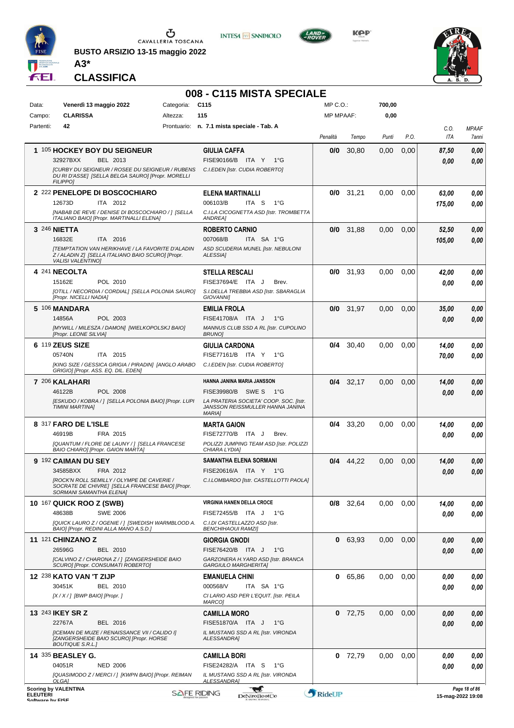BUSTO ARSIZIO 13-15 maggio 2022

**A3***

**CLASSIFICA**

# 008 - C115 MISTA SPECIALE

| | | | | | |
|---|---|---|---|---|---|
| Data: | **Venerdì 13 maggio 2022** | Categoria: | **C115** | MP C.O.: | **700,00** |
| Campo: | **CLARISSA** | Altezza: | **115** | MP MPAAF: | **0,00** |
| Partenti: | **42** | Prontuario: | **n. 7.1 mista speciale - Tab. A** | | |

| Pos. | Cavallo | Cavaliere | Penalità | Tempo | Punti | P.O. | C.O. ITA | MPAAF 7anni |
|---|---|---|---|---|---|---|---|---|
| 1 | 105 **HOCKEY BOY DU SEIGNEUR**<br>32927BXX BEL 2013<br>*[CURBY DU SEIGNEUR / ROSEE DU SEIGNEUR / RUBENS DU RI D'ASSE] [SELLA BELGA SAURO] [Propr. MORELLI FILIPPO]* | **GIULIA CAFFA**<br>FISE90166/B ITA Y 1°G<br>*C.I.EDEN [Istr. CUDIA ROBERTO]* | **0/0** | 30,80 | 0,00 | 0,00 | ***87,50***<br>***0,00*** | ***0,00***<br>***0,00*** |
| 2 | 222 **PENELOPE DI BOSCOCHIARO**<br>12673D ITA 2012<br>*[NABAB DE REVE / DENISE DI BOSCOCHIARO / ] [SELLA ITALIANO BAIO] [Propr. MARTINALLI ELENA]* | **ELENA MARTINALLI**<br>006103/B ITA S 1°G<br>*C.I.LA CICOGNETTA ASD [Istr. TROMBETTA ANDREA]* | **0/0** | 31,21 | 0,00 | 0,00 | ***63,00***<br>***175,00*** | ***0,00***<br>***0,00*** |
| 3 | 246 **NIETTA**<br>16832E ITA 2016<br>*[TEMPTATION VAN HERIKHAVE / LA FAVORITE D'ALADIN Z / ALADIN Z] [SELLA ITALIANO BAIO SCURO] [Propr. VALISI VALENTINO]* | **ROBERTO CARNIO**<br>007068/B ITA SA 1°G<br>*ASD SCUDERIA MUNEL [Istr. NEBULONI ALESSIA]* | **0/0** | 31,88 | 0,00 | 0,00 | ***52,50***<br>***105,00*** | ***0,00***<br>***0,00*** |
| 4 | 241 **NECOLTA**<br>15162E POL 2010<br>*[OTILL / NECORDIA / CORDIAL] [SELLA POLONIA SAURO] [Propr. NICELLI NADIA]* | **STELLA RESCALI**<br>FISE37694/E ITA J Brev.<br>*S.I.DELLA TREBBIA ASD [Istr. SBARAGLIA GIOVANNI]* | **0/0** | 31,93 | 0,00 | 0,00 | ***42,00***<br>***0,00*** | ***0,00***<br>***0,00*** |
| 5 | 106 **MANDARA**<br>14856A POL 2003<br>*[MYWILL / MILESZA / DAMON] [WIELKOPOLSKJ BAIO] [Propr. LEONE SILVIA]* | **EMILIA FROLA**<br>FISE41708/A ITA J 1°G<br>*MANNUS CLUB SSD A RL [Istr. CUPOLINO BRUNO]* | **0/0** | 31,97 | 0,00 | 0,00 | ***35,00***<br>***0,00*** | ***0,00***<br>***0,00*** |
| 6 | 119 **ZEUS SIZE**<br>05740N ITA 2015<br>*[KING SIZE / GESSICA GRIGIA / PIRADIN] [ANGLO ARABO GRIGIO] [Propr. ASS. EQ. DIL. EDEN]* | **GIULIA CARDONA**<br>FISE77161/B ITA Y 1°G<br>*C.I.EDEN [Istr. CUDIA ROBERTO]* | **0/4** | 30,40 | 0,00 | 0,00 | ***14,00***<br>***70,00*** | ***0,00***<br>***0,00*** |
| 7 | 206 **KALAHARI**<br>46122B POL 2008<br>*[ESKUDO / KOBRA / ] [SELLA POLONIA BAIO] [Propr. LUPI TIMINI MARTINA]* | **HANNA JANINA MARIA JANSSON**<br>FISE39980/B SWE S 1°G<br>*LA PRATERIA SOCIETA' COOP. SOC. [Istr. JANSSON REISSMULLER HANNA JANINA MARIA]* | **0/4** | 32,17 | 0,00 | 0,00 | ***14,00***<br>***0,00*** | ***0,00***<br>***0,00*** |
| 8 | 317 **FARO DE L'ISLE**<br>46919B FRA 2015<br>*[QUANTUM / FLORE DE LAUNY / ] [SELLA FRANCESE BAIO CHIARO] [Propr. GAION MARTA]* | **MARTA GAION**<br>FISE72770/B ITA J Brev.<br>*POLIZZI JUMPING TEAM ASD [Istr. POLIZZI CHIARA LYDIA]* | **0/4** | 33,20 | 0,00 | 0,00 | ***14,00***<br>***0,00*** | ***0,00***<br>***0,00*** |
| 9 | 192 **CAIMAN DU SEY**<br>34585BXX FRA 2012<br>*[ROCK'N ROLL SEMILLY / OLYMPE DE CAVERIE / SOCRATE DE CHIVRE] [SELLA FRANCESE BAIO] [Propr. SORMANI SAMANTHA ELENA]* | **SAMANTHA ELENA SORMANI**<br>FISE20616/A ITA Y 1°G<br>*C.I.LOMBARDO [Istr. CASTELLOTTI PAOLA]* | **0/4** | 44,22 | 0,00 | 0,00 | ***14,00***<br>***0,00*** | ***0,00***<br>***0,00*** |
| 10 | 167 **QUICK ROO Z (SWB)**<br>48638B SWE 2006<br>*[QUICK LAURO Z / OGENIE / ] [SWEDISH WARMBLOOD A. BAIO] [Propr. REDINI ALLA MANO A.S.D.]* | **VIRGINIA HANEN DELLA CROCE**<br>FISE72455/B ITA J 1°G<br>*C.I.DI CASTELLAZZO ASD [Istr. BENCHIHAOUI RAMZI]* | **0/8** | 32,64 | 0,00 | 0,00 | ***14,00***<br>***0,00*** | ***0,00***<br>***0,00*** |
| 11 | 121 **CHINZANO Z**<br>26596G BEL 2010<br>*[CALVINO Z / CHARONA Z / ] [ZANGERSHEIDE BAIO SCURO] [Propr. CONSUMATI ROBERTO]* | **GIORGIA GNODI**<br>FISE76420/B ITA J 1°G<br>*GARZONERA H.YARD ASD [Istr. BRANCA GARGIULO MARGHERITA]* | **0** | 63,93 | 0,00 | 0,00 | ***0,00***<br>***0,00*** | ***0,00***<br>***0,00*** |
| 12 | 238 **KATO VAN 'T ZIJP**<br>30451K BEL 2010<br>*[X / X / ] [BWP BAIO] [Propr. ]* | **EMANUELA CHINI**<br>000568/V ITA SA 1°G<br>*CI LARIO ASD PER L'EQUIT. [Istr. PEILA MARCO]* | **0** | 65,86 | 0,00 | 0,00 | ***0,00***<br>***0,00*** | ***0,00***<br>***0,00*** |
| 13 | 243 **IKEY SR Z**<br>22767A BEL 2016<br>*[ICEMAN DE MUZE / RENAISSANCE VII / CALIDO I] [ZANGERSHEIDE BAIO SCURO] [Propr. HORSE BOUTIQUE S.R.L.]* | **CAMILLA MORO**<br>FISE51870/A ITA J 1°G<br>*IL MUSTANG SSD A RL [Istr. VIRONDA ALESSANDRA]* | **0** | 72,75 | 0,00 | 0,00 | ***0,00***<br>***0,00*** | ***0,00***<br>***0,00*** |
| 14 | 335 **BEASLEY G.**<br>04051R NED 2006<br>*[QUASIMODO Z / MERCI / ] [KWPN BAIO] [Propr. REIMAN OLGA]* | **CAMILLA BORI**<br>FISE24282/A ITA S 1°G<br>*IL MUSTANG SSD A RL [Istr. VIRONDA ALESSANDRA]* | **0** | 72,79 | 0,00 | 0,00 | ***0,00***<br>***0,00*** | ***0,00***<br>***0,00*** |

Scoring by VALENTINA
ELEUTERI

15-mag-2022 19:08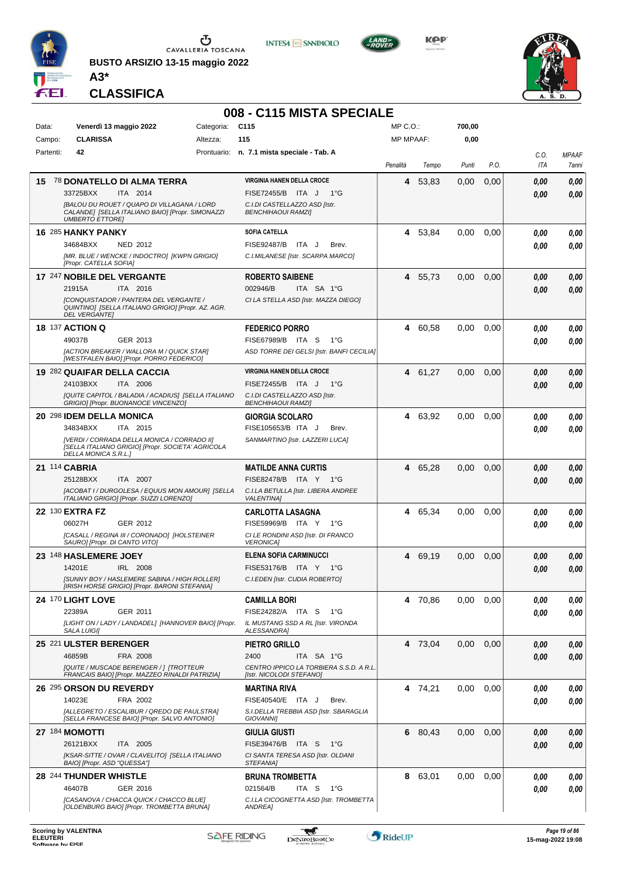BUSTO ARSIZIO 13-15 maggio 2022

**A3***

**CLASSIFICA**

# 008 - C115 MISTA SPECIALE

| | | | |
|---|---|---|---|
| Data: | Venerdì 13 maggio 2022 | Categoria: | C115 |
| Campo: | CLARISSA | Altezza: | 115 |
| Partenti: | 42 | Prontuario: | n. 7.1 mista speciale - Tab. A |

MP C.O.: 700,00
MP MPAAF: 0,00

| Pos. | Cavallo | Cavaliere | Penalità | Tempo | Punti | P.O. | C.O. ITA | MPAAF 7anni |
|---|---|---|---|---|---|---|---|---|
| 15 | 78 **DONATELLO DI ALMA TERRA** 33725BXX ITA 2014 *[BALOU DU ROUET / QUAPO DI VILLAGANA / LORD CALANDE] [SELLA ITALIANO BAIO] [Propr. SIMONAZZI UMBERTO ETTORE]* | **VIRGINIA HANEN DELLA CROCE** FISE72455/B ITA J 1°G *C.I.DI CASTELLAZZO ASD [Istr. BENCHIHAOUI RAMZI]* | 4 | 53,83 | 0,00 | 0,00 | 0,00 / 0,00 | 0,00 / 0,00 |
| 16 | 285 **HANKY PANKY** 34684BXX NED 2012 *[MR. BLUE / WENCKE / INDOCTRO] [KWPN GRIGIO] [Propr. CATELLA SOFIA]* | **SOFIA CATELLA** FISE92487/B ITA J Brev. *C.I.MILANESE [Istr. SCARPA MARCO]* | 4 | 53,84 | 0,00 | 0,00 | 0,00 / 0,00 | 0,00 / 0,00 |
| 17 | 247 **NOBILE DEL VERGANTE** 21915A ITA 2016 *[CONQUISTADOR / PANTERA DEL VERGANTE / QUINTINO] [SELLA ITALIANO GRIGIO] [Propr. AZ. AGR. DEL VERGANTE]* | **ROBERTO SAIBENE** 002946/B ITA SA 1°G *CI LA STELLA ASD [Istr. MAZZA DIEGO]* | 4 | 55,73 | 0,00 | 0,00 | 0,00 / 0,00 | 0,00 / 0,00 |
| 18 | 137 **ACTION Q** 49037B GER 2013 *[ACTION BREAKER / WALLORA M / QUICK STAR] [WESTFALEN BAIO] [Propr. PORRO FEDERICO]* | **FEDERICO PORRO** FISE67989/B ITA S 1°G *ASD TORRE DEI GELSI [Istr. BANFI CECILIA]* | 4 | 60,58 | 0,00 | 0,00 | 0,00 / 0,00 | 0,00 / 0,00 |
| 19 | 282 **QUAIFAR DELLA CACCIA** 24103BXX ITA 2006 *[QUITE CAPITOL / BALADIA / ACADIUS] [SELLA ITALIANO GRIGIO] [Propr. BUONANOCE VINCENZO]* | **VIRGINIA HANEN DELLA CROCE** FISE72455/B ITA J 1°G *C.I.DI CASTELLAZZO ASD [Istr. BENCHIHAOUI RAMZI]* | 4 | 61,27 | 0,00 | 0,00 | 0,00 / 0,00 | 0,00 / 0,00 |
| 20 | 298 **IDEM DELLA MONICA** 34834BXX ITA 2015 *[VERDI / CORRADA DELLA MONICA / CORRADO II] [SELLA ITALIANO GRIGIO] [Propr. SOCIETA' AGRICOLA DELLA MONICA S.R.L.]* | **GIORGIA SCOLARO** FISE105653/B ITA J Brev. *SANMARTINO [Istr. LAZZERI LUCA]* | 4 | 63,92 | 0,00 | 0,00 | 0,00 / 0,00 | 0,00 / 0,00 |
| 21 | 114 **CABRIA** 25128BXX ITA 2007 *[ACOBAT I / DURGOLESA / EQUUS MON AMOUR] [SELLA ITALIANO GRIGIO] [Propr. SUZZI LORENZO]* | **MATILDE ANNA CURTIS** FISE82478/B ITA Y 1°G *C.I.LA BETULLA [Istr. LIBERA ANDREE VALENTINA]* | 4 | 65,28 | 0,00 | 0,00 | 0,00 / 0,00 | 0,00 / 0,00 |
| 22 | 130 **EXTRA FZ** 06027H GER 2012 *[CASALL / REGINA III / CORONADO] [HOLSTEINER SAURO] [Propr. DI CANTO VITO]* | **CARLOTTA LASAGNA** FISE59969/B ITA Y 1°G *CI LE RONDINI ASD [Istr. DI FRANCO VERONICA]* | 4 | 65,34 | 0,00 | 0,00 | 0,00 / 0,00 | 0,00 / 0,00 |
| 23 | 148 **HASLEMERE JOEY** 14201E IRL 2008 *[SUNNY BOY / HASLEMERE SABINA / HIGH ROLLER] [IRISH HORSE GRIGIO] [Propr. BARONI STEFANIA]* | **ELENA SOFIA CARMINUCCI** FISE53176/B ITA Y 1°G *C.I.EDEN [Istr. CUDIA ROBERTO]* | 4 | 69,19 | 0,00 | 0,00 | 0,00 / 0,00 | 0,00 / 0,00 |
| 24 | 170 **LIGHT LOVE** 22389A GER 2011 *[LIGHT ON / LADY / LANDADEL] [HANNOVER BAIO] [Propr. SALA LUIGI]* | **CAMILLA BORI** FISE24282/A ITA S 1°G *IL MUSTANG SSD A RL [Istr. VIRONDA ALESSANDRA]* | 4 | 70,86 | 0,00 | 0,00 | 0,00 / 0,00 | 0,00 / 0,00 |
| 25 | 221 **ULSTER BERENGER** 46859B FRA 2008 *[QUITE / MUSCADE BERENGER / ] [TROTTEUR FRANCAIS BAIO] [Propr. MAZZEO RINALDI PATRIZIA]* | **PIETRO GRILLO** 2400 ITA SA 1°G *CENTRO IPPICO LA TORBIERA S.S.D. A R.L. [Istr. NICOLODI STEFANO]* | 4 | 73,04 | 0,00 | 0,00 | 0,00 / 0,00 | 0,00 / 0,00 |
| 26 | 295 **ORSON DU REVERDY** 14023E FRA 2002 *[ALLEGRETO / ESCALIBUR / QREDO DE PAULSTRA] [SELLA FRANCESE BAIO] [Propr. SALVO ANTONIO]* | **MARTINA RIVA** FISE40540/E ITA J Brev. *S.I.DELLA TREBBIA ASD [Istr. SBARAGLIA GIOVANNI]* | 4 | 74,21 | 0,00 | 0,00 | 0,00 / 0,00 | 0,00 / 0,00 |
| 27 | 184 **MOMOTTI** 26121BXX ITA 2005 *[KSAR-SITTE / OVAR / CLAVELITO] [SELLA ITALIANO BAIO] [Propr. ASD "QUESSA"]* | **GIULIA GIUSTI** FISE39476/B ITA S 1°G *CI SANTA TERESA ASD [Istr. OLDANI STEFANIA]* | 6 | 80,43 | 0,00 | 0,00 | 0,00 / 0,00 | 0,00 / 0,00 |
| 28 | 244 **THUNDER WHISTLE** 46407B GER 2016 *[CASANOVA / CHACCA QUICK / CHACCO BLUE] [OLDENBURG BAIO] [Propr. TROMBETTA BRUNA]* | **BRUNA TROMBETTA** 021564/B ITA S 1°G *C.I.LA CICOGNETTA ASD [Istr. TROMBETTA ANDREA]* | 8 | 63,01 | 0,00 | 0,00 | 0,00 / 0,00 | 0,00 / 0,00 |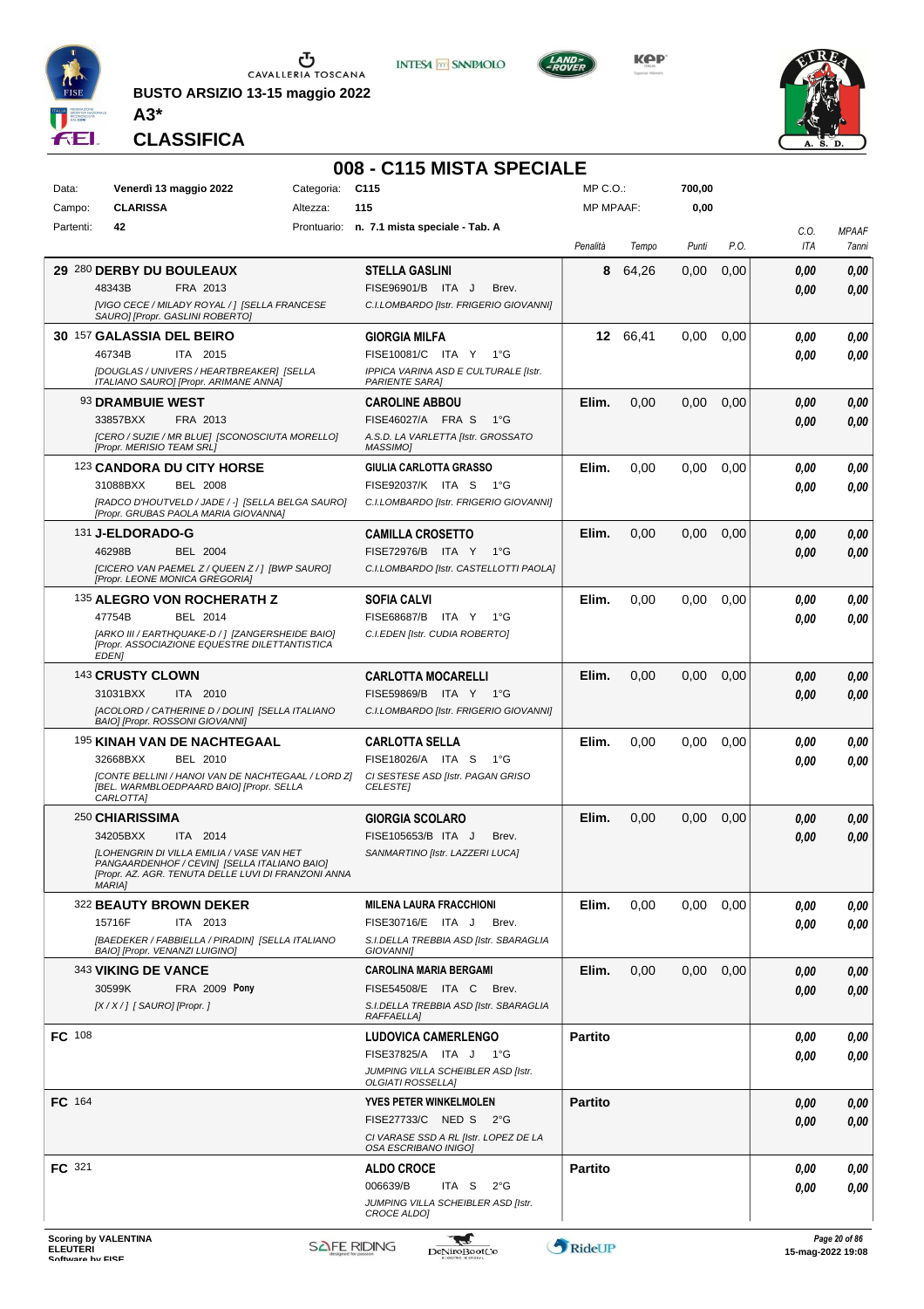BUSTO ARSIZIO 13-15 maggio 2022

**A3***

**CLASSIFICA**

## 008 - C115 MISTA SPECIALE

| Data: | Venerdì 13 maggio 2022 | Categoria: | C115 | MP C.O.: | 700,00 |
|---|---|---|---|---|---|
| Campo: | CLARISSA | Altezza: | 115 | MP MPAAF: | 0,00 |
| Partenti: | 42 | Prontuario: | n. 7.1 mista speciale - Tab. A | | |

| Pos. | Cavallo | Cavaliere | Penalità | Tempo | Punti | P.O. | C.O. ITA | MPAAF 7anni |
|---|---|---|---|---|---|---|---|---|
| 29 | 280 **DERBY DU BOULEAUX** 48343B FRA 2013 *[VIGO CECE / MILADY ROYAL / ] [SELLA FRANCESE SAURO] [Propr. GASLINI ROBERTO]* | **STELLA GASLINI** FISE96901/B ITA J Brev. *C.I.LOMBARDO [Istr. FRIGERIO GIOVANNI]* | 8 | 64,26 | 0,00 | 0,00 | 0,00 / 0,00 | 0,00 / 0,00 |
| 30 | 157 **GALASSIA DEL BEIRO** 46734B ITA 2015 *[DOUGLAS / UNIVERS / HEARTBREAKER] [SELLA ITALIANO SAURO] [Propr. ARIMANE ANNA]* | **GIORGIA MILFA** FISE10081/C ITA Y 1°G *IPPICA VARINA ASD E CULTURALE [Istr. PARIENTE SARA]* | 12 | 66,41 | 0,00 | 0,00 | 0,00 / 0,00 | 0,00 / 0,00 |
| | 93 **DRAMBUIE WEST** 33857BXX FRA 2013 *[CERO / SUZIE / MR BLUE] [SCONOSCIUTA MORELLO] [Propr. MERISIO TEAM SRL]* | **CAROLINE ABBOU** FISE46027/A FRA S 1°G *A.S.D. LA VARLETTA [Istr. GROSSATO MASSIMO]* | Elim. | 0,00 | 0,00 | 0,00 | 0,00 / 0,00 | 0,00 / 0,00 |
| | 123 **CANDORA DU CITY HORSE** 31088BXX BEL 2008 *[RADCO D'HOUTVELD / JADE / -] [SELLA BELGA SAURO] [Propr. GRUBAS PAOLA MARIA GIOVANNA]* | **GIULIA CARLOTTA GRASSO** FISE92037/K ITA S 1°G *C.I.LOMBARDO [Istr. FRIGERIO GIOVANNI]* | Elim. | 0,00 | 0,00 | 0,00 | 0,00 / 0,00 | 0,00 / 0,00 |
| | 131 **J-ELDORADO-G** 46298B BEL 2004 *[CICERO VAN PAEMEL Z / QUEEN Z / ] [BWP SAURO] [Propr. LEONE MONICA GREGORIA]* | **CAMILLA CROSETTO** FISE72976/B ITA Y 1°G *C.I.LOMBARDO [Istr. CASTELLOTTI PAOLA]* | Elim. | 0,00 | 0,00 | 0,00 | 0,00 / 0,00 | 0,00 / 0,00 |
| | 135 **ALEGRO VON ROCHERATH Z** 47754B BEL 2014 *[ARKO III / EARTHQUAKE-D / ] [ZANGERSHEIDE BAIO] [Propr. ASSOCIAZIONE EQUESTRE DILETTANTISTICA EDEN]* | **SOFIA CALVI** FISE68687/B ITA Y 1°G *C.I.EDEN [Istr. CUDIA ROBERTO]* | Elim. | 0,00 | 0,00 | 0,00 | 0,00 / 0,00 | 0,00 / 0,00 |
| | 143 **CRUSTY CLOWN** 31031BXX ITA 2010 *[ACOLORD / CATHERINE D / DOLIN] [SELLA ITALIANO BAIO] [Propr. ROSSONI GIOVANNI]* | **CARLOTTA MOCARELLI** FISE59869/B ITA Y 1°G *C.I.LOMBARDO [Istr. FRIGERIO GIOVANNI]* | Elim. | 0,00 | 0,00 | 0,00 | 0,00 / 0,00 | 0,00 / 0,00 |
| | 195 **KINAH VAN DE NACHTEGAAL** 32668BXX BEL 2010 *[CONTE BELLINI / HANOI VAN DE NACHTEGAAL / LORD Z] [BEL. WARMBLOEDPAARD BAIO] [Propr. SELLA CARLOTTA]* | **CARLOTTA SELLA** FISE18026/A ITA S 1°G *CI SESTESE ASD [Istr. PAGAN GRISO CELESTE]* | Elim. | 0,00 | 0,00 | 0,00 | 0,00 / 0,00 | 0,00 / 0,00 |
| | 250 **CHIARISSIMA** 34205BXX ITA 2014 *[LOHENGRIN DI VILLA EMILIA / VASE VAN HET PANGAARDENHOF / CEVIN] [SELLA ITALIANO BAIO] [Propr. AZ. AGR. TENUTA DELLE LUVI DI FRANZONI ANNA MARIA]* | **GIORGIA SCOLARO** FISE105653/B ITA J Brev. *SANMARTINO [Istr. LAZZERI LUCA]* | Elim. | 0,00 | 0,00 | 0,00 | 0,00 / 0,00 | 0,00 / 0,00 |
| | 322 **BEAUTY BROWN DEKER** 15716F ITA 2013 *[BAEDEKER / FABBIELLA / PIRADIN] [SELLA ITALIANO BAIO] [Propr. VENANZI LUIGINO]* | **MILENA LAURA FRACCHIONI** FISE30716/E ITA J Brev. *S.I.DELLA TREBBIA ASD [Istr. SBARAGLIA GIOVANNI]* | Elim. | 0,00 | 0,00 | 0,00 | 0,00 / 0,00 | 0,00 / 0,00 |
| | 343 **VIKING DE VANCE** 30599K FRA 2009 **Pony** *[X / X / ] [ SAURO] [Propr. ]* | **CAROLINA MARIA BERGAMI** FISE54508/E ITA C Brev. *S.I.DELLA TREBBIA ASD [Istr. SBARAGLIA RAFFAELLA]* | Elim. | 0,00 | 0,00 | 0,00 | 0,00 / 0,00 | 0,00 / 0,00 |
| FC | 108 | **LUDOVICA CAMERLENGO** FISE37825/A ITA J 1°G *JUMPING VILLA SCHEIBLER ASD [Istr. OLGIATI ROSSELLA]* | Partito | | | | 0,00 / 0,00 | 0,00 / 0,00 |
| FC | 164 | **YVES PETER WINKELMOLEN** FISE27733/C NED S 2°G *CI VARASE SSD A RL [Istr. LOPEZ DE LA OSA ESCRIBANO INIGO]* | Partito | | | | 0,00 / 0,00 | 0,00 / 0,00 |
| FC | 321 | **ALDO CROCE** 006639/B ITA S 2°G *JUMPING VILLA SCHEIBLER ASD [Istr. CROCE ALDO]* | Partito | | | | 0,00 / 0,00 | 0,00 / 0,00 |

Scoring by VALENTINA ELEUTERI

15-mag-2022 19:08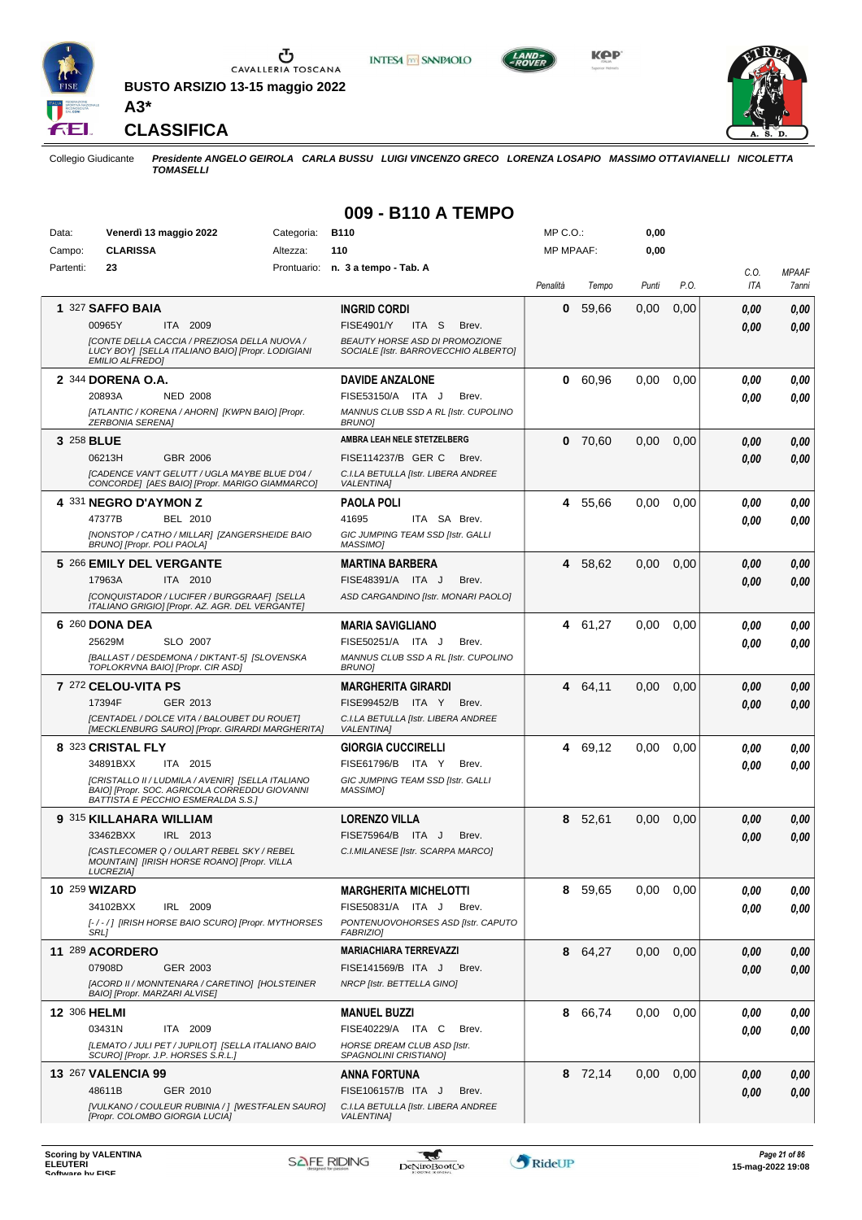BUSTO ARSIZIO 13-15 maggio 2022

A3*

# CLASSIFICA

Collegio Giudicante *Presidente ANGELO GEIROLA CARLA BUSSU LUIGI VINCENZO GRECO LORENZA LOSAPIO MASSIMO OTTAVIANELLI NICOLETTA TOMASELLI*

## 009 - B110 A TEMPO

Data: **Venerdì 13 maggio 2022** Categoria: **B110** MP C.O.: **0,00**
Campo: **CLARISSA** Altezza: **110** MP MPAAF: **0,00**
Partenti: **23** Prontuario: **n. 3 a tempo - Tab. A**

| Pos. | Cavallo | Cavaliere | Penalità | Tempo | Punti | P.O. | C.O. ITA | MPAAF 7anni |
|---|---|---|---|---|---|---|---|---|
| 1 | 327 **SAFFO BAIA**<br>00965Y ITA 2009<br>*[CONTE DELLA CACCIA / PREZIOSA DELLA NUOVA / LUCY BOY] [SELLA ITALIANO BAIO] [Propr. LODIGIANI EMILIO ALFREDO]* | **INGRID CORDI**<br>FISE4901/Y ITA S Brev.<br>*BEAUTY HORSE ASD DI PROMOZIONE SOCIALE [Istr. BARROVECCHIO ALBERTO]* | 0 | 59,66 | 0,00 | 0,00 | 0,00<br>0,00 | 0,00<br>0,00 |
| 2 | 344 **DORENA O.A.**<br>20893A NED 2008<br>*[ATLANTIC / KORENA / AHORN] [KWPN BAIO] [Propr. ZERBONIA SERENA]* | **DAVIDE ANZALONE**<br>FISE53150/A ITA J Brev.<br>*MANNUS CLUB SSD A RL [Istr. CUPOLINO BRUNO]* | 0 | 60,96 | 0,00 | 0,00 | 0,00<br>0,00 | 0,00<br>0,00 |
| 3 | 258 **BLUE**<br>06213H GBR 2006<br>*[CADENCE VAN'T GELUTT / UGLA MAYBE BLUE D'04 / CONCORDE] [AES BAIO] [Propr. MARIGO GIAMMARCO]* | **AMBRA LEAH NELE STETZELBERG**<br>FISE114237/B GER C Brev.<br>*C.I.LA BETULLA [Istr. LIBERA ANDREE VALENTINA]* | 0 | 70,60 | 0,00 | 0,00 | 0,00<br>0,00 | 0,00<br>0,00 |
| 4 | 331 **NEGRO D'AYMON Z**<br>47377B BEL 2010<br>*[NONSTOP / CATHO / MILLAR] [ZANGERSHEIDE BAIO BRUNO] [Propr. POLI PAOLA]* | **PAOLA POLI**<br>41695 ITA SA Brev.<br>*GIC JUMPING TEAM SSD [Istr. GALLI MASSIMO]* | 4 | 55,66 | 0,00 | 0,00 | 0,00<br>0,00 | 0,00<br>0,00 |
| 5 | 266 **EMILY DEL VERGANTE**<br>17963A ITA 2010<br>*[CONQUISTADOR / LUCIFER / BURGGRAAF] [SELLA ITALIANO GRIGIO] [Propr. AZ. AGR. DEL VERGANTE]* | **MARTINA BARBERA**<br>FISE48391/A ITA J Brev.<br>*ASD CARGANDINO [Istr. MONARI PAOLO]* | 4 | 58,62 | 0,00 | 0,00 | 0,00<br>0,00 | 0,00<br>0,00 |
| 6 | 260 **DONA DEA**<br>25629M SLO 2007<br>*[BALLAST / DESDEMONA / DIKTANT-5] [SLOVENSKA TOPLOKRVNA BAIO] [Propr. CIR ASD]* | **MARIA SAVIGLIANO**<br>FISE50251/A ITA J Brev.<br>*MANNUS CLUB SSD A RL [Istr. CUPOLINO BRUNO]* | 4 | 61,27 | 0,00 | 0,00 | 0,00<br>0,00 | 0,00<br>0,00 |
| 7 | 272 **CELOU-VITA PS**<br>17394F GER 2013<br>*[CENTADEL / DOLCE VITA / BALOUBET DU ROUET] [MECKLENBURG SAURO] [Propr. GIRARDI MARGHERITA]* | **MARGHERITA GIRARDI**<br>FISE99452/B ITA Y Brev.<br>*C.I.LA BETULLA [Istr. LIBERA ANDREE VALENTINA]* | 4 | 64,11 | 0,00 | 0,00 | 0,00<br>0,00 | 0,00<br>0,00 |
| 8 | 323 **CRISTAL FLY**<br>34891BXX ITA 2015<br>*[CRISTALLO II / LUDMILA / AVENIR] [SELLA ITALIANO BAIO] [Propr. SOC. AGRICOLA CORREDDU GIOVANNI BATTISTA E PECCHIO ESMERALDA S.S.]* | **GIORGIA CUCCIRELLI**<br>FISE61796/B ITA Y Brev.<br>*GIC JUMPING TEAM SSD [Istr. GALLI MASSIMO]* | 4 | 69,12 | 0,00 | 0,00 | 0,00<br>0,00 | 0,00<br>0,00 |
| 9 | 315 **KILLAHARA WILLIAM**<br>33462BXX IRL 2013<br>*[CASTLECOMER Q / OULART REBEL SKY / REBEL MOUNTAIN] [IRISH HORSE ROANO] [Propr. VILLA LUCREZIA]* | **LORENZO VILLA**<br>FISE75964/B ITA J Brev.<br>*C.I.MILANESE [Istr. SCARPA MARCO]* | 8 | 52,61 | 0,00 | 0,00 | 0,00<br>0,00 | 0,00<br>0,00 |
| 10 | 259 **WIZARD**<br>34102BXX IRL 2009<br>*[- / - / ] [IRISH HORSE BAIO SCURO] [Propr. MYTHORSES SRL]* | **MARGHERITA MICHELOTTI**<br>FISE50831/A ITA J Brev.<br>*PONTENUOVOHORSES ASD [Istr. CAPUTO FABRIZIO]* | 8 | 59,65 | 0,00 | 0,00 | 0,00<br>0,00 | 0,00<br>0,00 |
| 11 | 289 **ACORDERO**<br>07908D GER 2003<br>*[ACORD II / MONNTENARA / CARETINO] [HOLSTEINER BAIO] [Propr. MARZARI ALVISE]* | **MARIACHIARA TERREVAZZI**<br>FISE141569/B ITA J Brev.<br>*NRCP [Istr. BETTELLA GINO]* | 8 | 64,27 | 0,00 | 0,00 | 0,00<br>0,00 | 0,00<br>0,00 |
| 12 | 306 **HELMI**<br>03431N ITA 2009<br>*[LEMATO / JULI PET / JUPILOT] [SELLA ITALIANO BAIO SCURO] [Propr. J.P. HORSES S.R.L.]* | **MANUEL BUZZI**<br>FISE40229/A ITA C Brev.<br>*HORSE DREAM CLUB ASD [Istr. SPAGNOLINI CRISTIANO]* | 8 | 66,74 | 0,00 | 0,00 | 0,00<br>0,00 | 0,00<br>0,00 |
| 13 | 267 **VALENCIA 99**<br>48611B GER 2010<br>*[VULKANO / COULEUR RUBINIA / ] [WESTFALEN SAURO] [Propr. COLOMBO GIORGIA LUCIA]* | **ANNA FORTUNA**<br>FISE106157/B ITA J Brev.<br>*C.I.LA BETULLA [Istr. LIBERA ANDREE VALENTINA]* | 8 | 72,14 | 0,00 | 0,00 | 0,00<br>0,00 | 0,00<br>0,00 |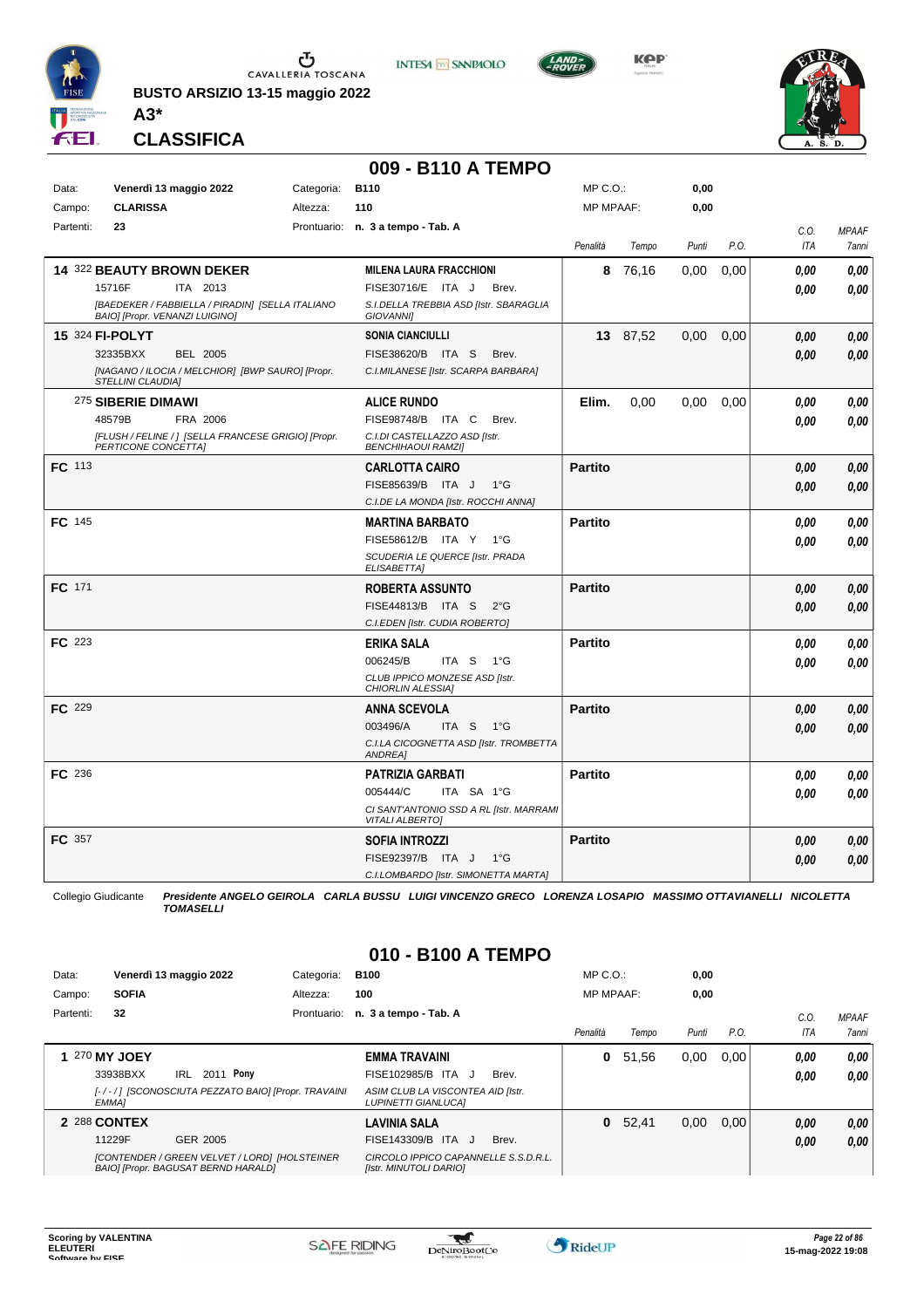BUSTO ARSIZIO 13-15 maggio 2022

A3*

# CLASSIFICA

## 009 - B110 A TEMPO

| Data: | Venerdì 13 maggio 2022 | Categoria: | B110 | MP C.O.: | 0,00 |
|---|---|---|---|---|---|
| Campo: | CLARISSA | Altezza: | 110 | MP MPAAF: | 0,00 |
| Partenti: | 23 | Prontuario: | n. 3 a tempo - Tab. A | | |

| Pos. | Cavallo | Cavaliere | Penalità | Tempo | Punti | P.O. | C.O. ITA | MPAAF 7anni |
|---|---|---|---|---|---|---|---|---|
| 14 | 322 **BEAUTY BROWN DEKER** 15716F ITA 2013 [BAEDEKER / FABBIELLA / PIRADIN] [SELLA ITALIANO BAIO] [Propr. VENANZI LUIGINO] | **MILENA LAURA FRACCHIONI** FISE30716/E ITA J Brev. S.I.DELLA TREBBIA ASD [Istr. SBARAGLIA GIOVANNI] | 8 | 76,16 | 0,00 | 0,00 | 0,00 / 0,00 | 0,00 / 0,00 |
| 15 | 324 **FI-POLYT** 32335BXX BEL 2005 [NAGANO / ILOCIA / MELCHIOR] [BWP SAURO] [Propr. STELLINI CLAUDIA] | **SONIA CIANCIULLI** FISE38620/B ITA S Brev. C.I.MILANESE [Istr. SCARPA BARBARA] | 13 | 87,52 | 0,00 | 0,00 | 0,00 / 0,00 | 0,00 / 0,00 |
| | 275 **SIBERIE DIMAWI** 48579B FRA 2006 [FLUSH / FELINE / ] [SELLA FRANCESE GRIGIO] [Propr. PERTICONE CONCETTA] | **ALICE RUNDO** FISE98748/B ITA C Brev. C.I.DI CASTELLAZZO ASD [Istr. BENCHIHAOUI RAMZI] | Elim. | 0,00 | 0,00 | 0,00 | 0,00 / 0,00 | 0,00 / 0,00 |
| FC | 113 | **CARLOTTA CAIRO** FISE85639/B ITA J 1°G C.I.DE LA MONDA [Istr. ROCCHI ANNA] | Partito | | | | 0,00 / 0,00 | 0,00 / 0,00 |
| FC | 145 | **MARTINA BARBATO** FISE58612/B ITA Y 1°G SCUDERIA LE QUERCE [Istr. PRADA ELISABETTA] | Partito | | | | 0,00 / 0,00 | 0,00 / 0,00 |
| FC | 171 | **ROBERTA ASSUNTO** FISE44813/B ITA S 2°G C.I.EDEN [Istr. CUDIA ROBERTO] | Partito | | | | 0,00 / 0,00 | 0,00 / 0,00 |
| FC | 223 | **ERIKA SALA** 006245/B ITA S 1°G CLUB IPPICO MONZESE ASD [Istr. CHIORLIN ALESSIA] | Partito | | | | 0,00 / 0,00 | 0,00 / 0,00 |
| FC | 229 | **ANNA SCEVOLA** 003496/A ITA S 1°G C.I.LA CICOGNETTA ASD [Istr. TROMBETTA ANDREA] | Partito | | | | 0,00 / 0,00 | 0,00 / 0,00 |
| FC | 236 | **PATRIZIA GARBATI** 005444/C ITA SA 1°G CI SANT'ANTONIO SSD A RL [Istr. MARRAMI VITALI ALBERTO] | Partito | | | | 0,00 / 0,00 | 0,00 / 0,00 |
| FC | 357 | **SOFIA INTROZZI** FISE92397/B ITA J 1°G C.I.LOMBARDO [Istr. SIMONETTA MARTA] | Partito | | | | 0,00 / 0,00 | 0,00 / 0,00 |

Collegio Giudicante *Presidente ANGELO GEIROLA CARLA BUSSU LUIGI VINCENZO GRECO LORENZA LOSAPIO MASSIMO OTTAVIANELLI NICOLETTA TOMASELLI*

## 010 - B100 A TEMPO

| Data: | Venerdì 13 maggio 2022 | Categoria: | B100 | MP C.O.: | 0,00 |
|---|---|---|---|---|---|
| Campo: | SOFIA | Altezza: | 100 | MP MPAAF: | 0,00 |
| Partenti: | 32 | Prontuario: | n. 3 a tempo - Tab. A | | |

| Pos. | Cavallo | Cavaliere | Penalità | Tempo | Punti | P.O. | C.O. ITA | MPAAF 7anni |
|---|---|---|---|---|---|---|---|---|
| 1 | 270 **MY JOEY** 33938BXX IRL 2011 **Pony** [- / - / ] [SCONOSCIUTA PEZZATO BAIO] [Propr. TRAVAINI EMMA] | **EMMA TRAVAINI** FISE102985/B ITA J Brev. ASIM CLUB LA VISCONTEA AID [Istr. LUPINETTI GIANLUCA] | 0 | 51,56 | 0,00 | 0,00 | 0,00 / 0,00 | 0,00 / 0,00 |
| 2 | 288 **CONTEX** 11229F GER 2005 [CONTENDER / GREEN VELVET / LORD] [HOLSTEINER BAIO] [Propr. BAGUSAT BERND HARALD] | **LAVINIA SALA** FISE143309/B ITA J Brev. CIRCOLO IPPICO CAPANNELLE S.S.D.R.L. [Istr. MINUTOLI DARIO] | 0 | 52,41 | 0,00 | 0,00 | 0,00 / 0,00 | 0,00 / 0,00 |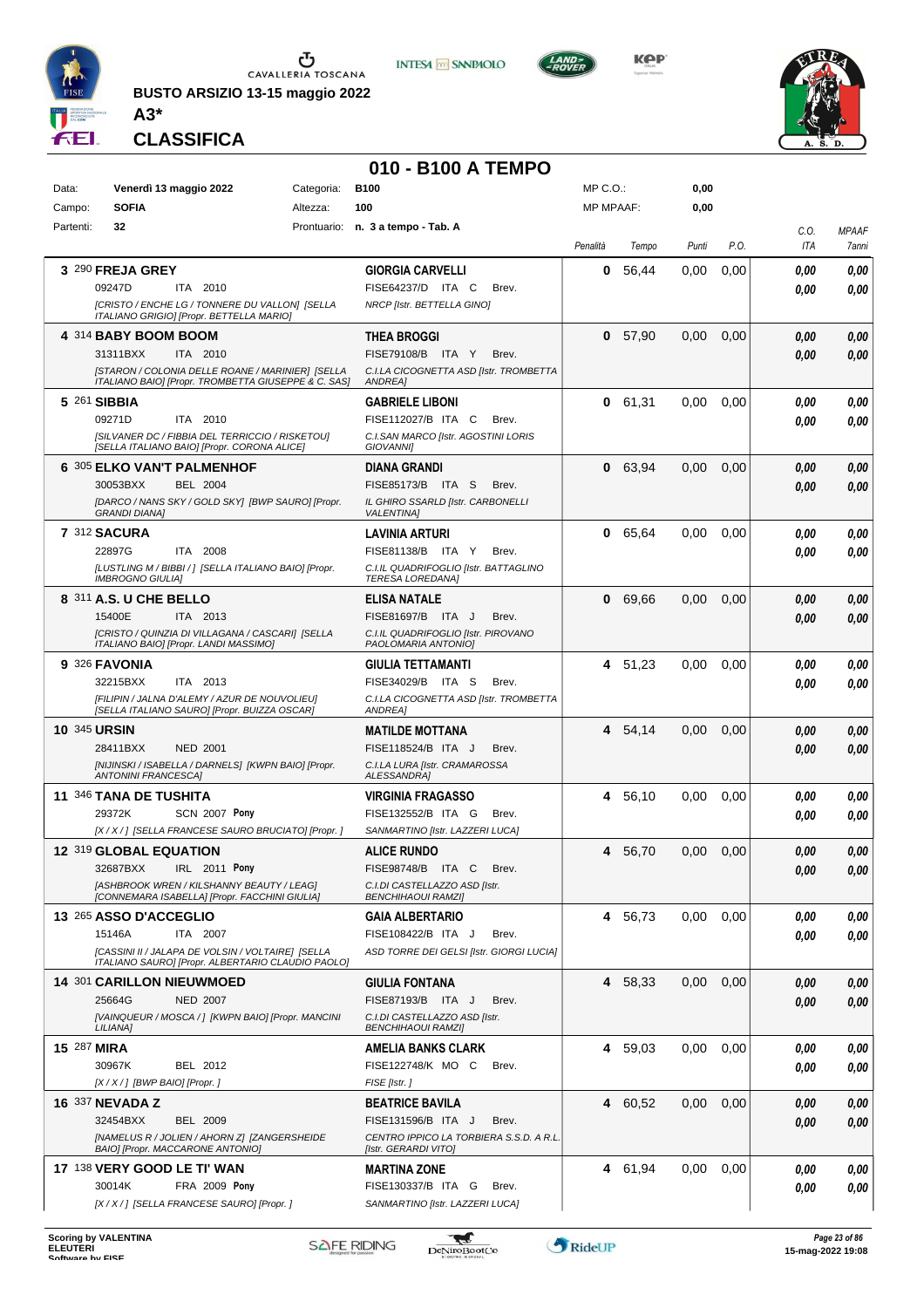BUSTO ARSIZIO 13-15 maggio 2022

**A3***

**CLASSIFICA**

## 010 - B100 A TEMPO

| Data: | Venerdì 13 maggio 2022 | Categoria: | B100 | MP C.O.: | 0,00 |
|---|---|---|---|---|---|
| Campo: | SOFIA | Altezza: | 100 | MP MPAAF: | 0,00 |
| Partenti: | 32 | Prontuario: | n. 3 a tempo - Tab. A | | |

| Pos. | Cavallo | Cavaliere | Penalità | Tempo | Punti | P.O. | C.O. ITA | MPAAF 7anni |
|---|---|---|---|---|---|---|---|---|
| 3 | 290 **FREJA GREY** 09247D ITA 2010 *[CRISTO / ENCHE LG / TONNERE DU VALLON] [SELLA ITALIANO GRIGIO] [Propr. BETTELLA MARIO]* | **GIORGIA CARVELLI** FISE64237/D ITA C Brev. *NRCP [Istr. BETTELLA GINO]* | 0 | 56,44 | 0,00 | 0,00 | 0,00 / 0,00 | 0,00 / 0,00 |
| 4 | 314 **BABY BOOM BOOM** 31311BXX ITA 2010 *[STARON / COLONIA DELLE ROANE / MARINIER] [SELLA ITALIANO BAIO] [Propr. TROMBETTA GIUSEPPE & C. SAS]* | **THEA BROGGI** FISE79108/B ITA Y Brev. *C.I.LA CICOGNETTA ASD [Istr. TROMBETTA ANDREA]* | 0 | 57,90 | 0,00 | 0,00 | 0,00 / 0,00 | 0,00 / 0,00 |
| 5 | 261 **SIBBIA** 09271D ITA 2010 *[SILVANER DC / FIBBIA DEL TERRICCIO / RISKETOU] [SELLA ITALIANO BAIO] [Propr. CORONA ALICE]* | **GABRIELE LIBONI** FISE112027/B ITA C Brev. *C.I.SAN MARCO [Istr. AGOSTINI LORIS GIOVANNI]* | 0 | 61,31 | 0,00 | 0,00 | 0,00 / 0,00 | 0,00 / 0,00 |
| 6 | 305 **ELKO VAN'T PALMENHOF** 30053BXX BEL 2004 *[DARCO / NANS SKY / GOLD SKY] [BWP SAURO] [Propr. GRANDI DIANA]* | **DIANA GRANDI** FISE85173/B ITA S Brev. *IL GHIRO SSARLD [Istr. CARBONELLI VALENTINA]* | 0 | 63,94 | 0,00 | 0,00 | 0,00 / 0,00 | 0,00 / 0,00 |
| 7 | 312 **SACURA** 22897G ITA 2008 *[LUSTLING M / BIBBI / ] [SELLA ITALIANO BAIO] [Propr. IMBROGNO GIULIA]* | **LAVINIA ARTURI** FISE81138/B ITA Y Brev. *C.I.IL QUADRIFOGLIO [Istr. BATTAGLINO TERESA LOREDANA]* | 0 | 65,64 | 0,00 | 0,00 | 0,00 / 0,00 | 0,00 / 0,00 |
| 8 | 311 **A.S. U CHE BELLO** 15400E ITA 2013 *[CRISTO / QUINZIA DI VILLAGANA / CASCARI] [SELLA ITALIANO BAIO] [Propr. LANDI MASSIMO]* | **ELISA NATALE** FISE81697/B ITA J Brev. *C.I.IL QUADRIFOGLIO [Istr. PIROVANO PAOLOMARIA ANTONIO]* | 0 | 69,66 | 0,00 | 0,00 | 0,00 / 0,00 | 0,00 / 0,00 |
| 9 | 326 **FAVONIA** 32215BXX ITA 2013 *[FILIPIN / JALNA D'ALEMY / AZUR DE NOUVOLIEU] [SELLA ITALIANO SAURO] [Propr. BUIZZA OSCAR]* | **GIULIA TETTAMANTI** FISE34029/B ITA S Brev. *C.I.LA CICOGNETTA ASD [Istr. TROMBETTA ANDREA]* | 4 | 51,23 | 0,00 | 0,00 | 0,00 / 0,00 | 0,00 / 0,00 |
| 10 | 345 **URSIN** 28411BXX NED 2001 *[NIJINSKI / ISABELLA / DARNELS] [KWPN BAIO] [Propr. ANTONINI FRANCESCA]* | **MATILDE MOTTANA** FISE118524/B ITA J Brev. *C.I.LA LURA [Istr. CRAMAROSSA ALESSANDRA]* | 4 | 54,14 | 0,00 | 0,00 | 0,00 / 0,00 | 0,00 / 0,00 |
| 11 | 346 **TANA DE TUSHITA** 29372K SCN 2007 **Pony** *[X / X / ] [SELLA FRANCESE SAURO BRUCIATO] [Propr. ]* | **VIRGINIA FRAGASSO** FISE132552/B ITA G Brev. *SANMARTINO [Istr. LAZZERI LUCA]* | 4 | 56,10 | 0,00 | 0,00 | 0,00 / 0,00 | 0,00 / 0,00 |
| 12 | 319 **GLOBAL EQUATION** 32687BXX IRL 2011 **Pony** *[ASHBROOK WREN / KILSHANNY BEAUTY / LEAG] [CONNEMARA ISABELLA] [Propr. FACCHINI GIULIA]* | **ALICE RUNDO** FISE98748/B ITA C Brev. *C.I.DI CASTELLAZZO ASD [Istr. BENCHIHAOUI RAMZI]* | 4 | 56,70 | 0,00 | 0,00 | 0,00 / 0,00 | 0,00 / 0,00 |
| 13 | 265 **ASSO D'ACCEGLIO** 15146A ITA 2007 *[CASSINI II / JALAPA DE VOLSIN / VOLTAIRE] [SELLA ITALIANO SAURO] [Propr. ALBERTARIO CLAUDIO PAOLO]* | **GAIA ALBERTARIO** FISE108422/B ITA J Brev. *ASD TORRE DEI GELSI [Istr. GIORGI LUCIA]* | 4 | 56,73 | 0,00 | 0,00 | 0,00 / 0,00 | 0,00 / 0,00 |
| 14 | 301 **CARILLON NIEUWMOED** 25664G NED 2007 *[VAINQUEUR / MOSCA / ] [KWPN BAIO] [Propr. MANCINI LILIANA]* | **GIULIA FONTANA** FISE87193/B ITA J Brev. *C.I.DI CASTELLAZZO ASD [Istr. BENCHIHAOUI RAMZI]* | 4 | 58,33 | 0,00 | 0,00 | 0,00 / 0,00 | 0,00 / 0,00 |
| 15 | 287 **MIRA** 30967K BEL 2012 *[X / X / ] [BWP BAIO] [Propr. ]* | **AMELIA BANKS CLARK** FISE122748/K MO C Brev. *FISE [Istr. ]* | 4 | 59,03 | 0,00 | 0,00 | 0,00 / 0,00 | 0,00 / 0,00 |
| 16 | 337 **NEVADA Z** 32454BXX BEL 2009 *[NAMELUS R / JOLIEN / AHORN Z] [ZANGERSHEIDE BAIO] [Propr. MACCARONE ANTONIO]* | **BEATRICE BAVILA** FISE131596/B ITA J Brev. *CENTRO IPPICO LA TORBIERA S.S.D. A R.L. [Istr. GERARDI VITO]* | 4 | 60,52 | 0,00 | 0,00 | 0,00 / 0,00 | 0,00 / 0,00 |
| 17 | 138 **VERY GOOD LE TI' WAN** 30014K FRA 2009 **Pony** *[X / X / ] [SELLA FRANCESE SAURO] [Propr. ]* | **MARTINA ZONE** FISE130337/B ITA G Brev. *SANMARTINO [Istr. LAZZERI LUCA]* | 4 | 61,94 | 0,00 | 0,00 | 0,00 / 0,00 | 0,00 / 0,00 |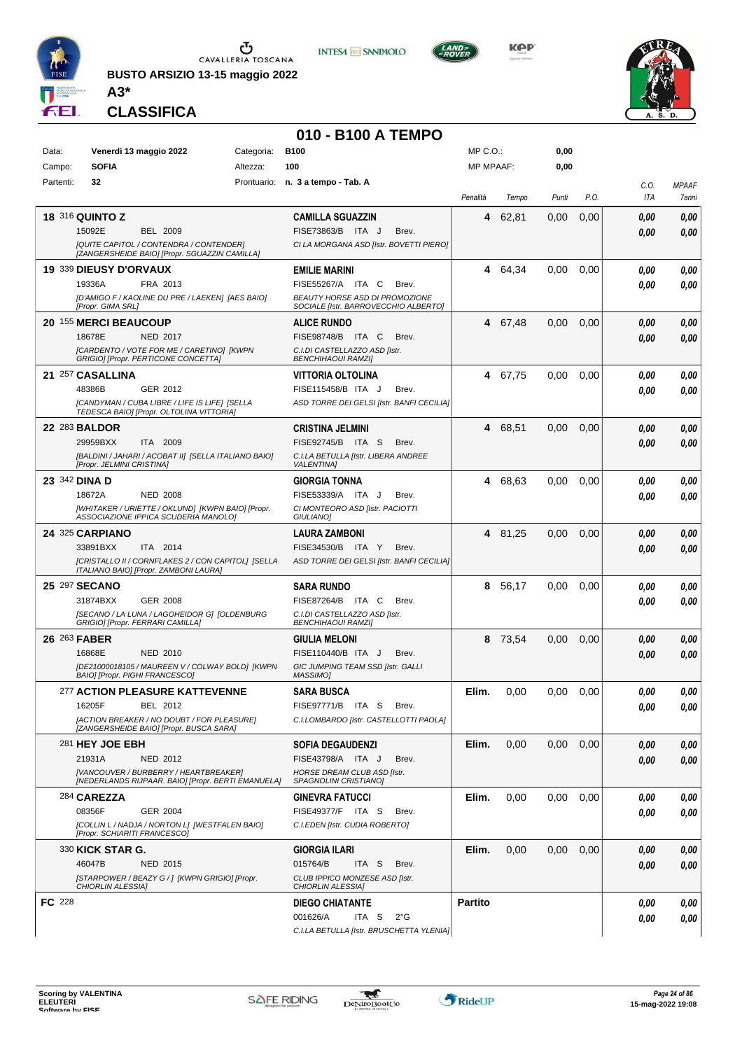**BUSTO ARSIZIO 13-15 maggio 2022**

**A3***

**CLASSIFICA**

## 010 - B100 A TEMPO

| | | | | | |
|---|---|---|---|---|---|
| Data: | **Venerdì 13 maggio 2022** | Categoria: | **B100** | MP C.O.: | **0,00** |
| Campo: | **SOFIA** | Altezza: | **100** | MP MPAAF: | **0,00** |
| Partenti: | **32** | Prontuario: | **n. 3 a tempo - Tab. A** | | |

| Cl. | Cavallo | Cavaliere | Penalità | Tempo | Punti | P.O. | C.O. ITA | MPAAF 7anni |
|---|---|---|---|---|---|---|---|---|
| **18** | 316 **QUINTO Z** 15092E BEL 2009 *[QUITE CAPITOL / CONTENDRA / CONTENDER] [ZANGERSHEIDE BAIO] [Propr. SGUAZZIN CAMILLA]* | **CAMILLA SGUAZZIN** FISE73863/B ITA J Brev. *CI LA MORGANA ASD [Istr. BOVETTI PIERO]* | **4** | 62,81 | 0,00 | 0,00 | ***0,00*** ***0,00*** | ***0,00*** ***0,00*** |
| **19** | 339 **DIEUSY D'ORVAUX** 19336A FRA 2013 *[D'AMIGO F / KAOLINE DU PRE / LAEKEN] [AES BAIO] [Propr. GIMA SRL]* | **EMILIE MARINI** FISE55267/A ITA C Brev. *BEAUTY HORSE ASD DI PROMOZIONE SOCIALE [Istr. BARROVECCHIO ALBERTO]* | **4** | 64,34 | 0,00 | 0,00 | ***0,00*** ***0,00*** | ***0,00*** ***0,00*** |
| **20** | 155 **MERCI BEAUCOUP** 18678E NED 2017 *[CARDENTO / VOTE FOR ME / CARETINO] [KWPN GRIGIO] [Propr. PERTICONE CONCETTA]* | **ALICE RUNDO** FISE98748/B ITA C Brev. *C.I.DI CASTELLAZZO ASD [Istr. BENCHIHAOUI RAMZI]* | **4** | 67,48 | 0,00 | 0,00 | ***0,00*** ***0,00*** | ***0,00*** ***0,00*** |
| **21** | 257 **CASALLINA** 48386B GER 2012 *[CANDYMAN / CUBA LIBRE / LIFE IS LIFE] [SELLA TEDESCA BAIO] [Propr. OLTOLINA VITTORIA]* | **VITTORIA OLTOLINA** FISE115458/B ITA J Brev. *ASD TORRE DEI GELSI [Istr. BANFI CECILIA]* | **4** | 67,75 | 0,00 | 0,00 | ***0,00*** ***0,00*** | ***0,00*** ***0,00*** |
| **22** | 283 **BALDOR** 29959BXX ITA 2009 *[BALDINI / JAHARI / ACOBAT II] [SELLA ITALIANO BAIO] [Propr. JELMINI CRISTINA]* | **CRISTINA JELMINI** FISE92745/B ITA S Brev. *C.I.LA BETULLA [Istr. LIBERA ANDREE VALENTINA]* | **4** | 68,51 | 0,00 | 0,00 | ***0,00*** ***0,00*** | ***0,00*** ***0,00*** |
| **23** | 342 **DINA D** 18672A NED 2008 *[WHITAKER / URIETTE / OKLUND] [KWPN BAIO] [Propr. ASSOCIAZIONE IPPICA SCUDERIA MANOLO]* | **GIORGIA TONNA** FISE53339/A ITA J Brev. *CI MONTEORO ASD [Istr. PACIOTTI GIULIANO]* | **4** | 68,63 | 0,00 | 0,00 | ***0,00*** ***0,00*** | ***0,00*** ***0,00*** |
| **24** | 325 **CARPIANO** 33891BXX ITA 2014 *[CRISTALLO II / CORNFLAKES 2 / CON CAPITOL] [SELLA ITALIANO BAIO] [Propr. ZAMBONI LAURA]* | **LAURA ZAMBONI** FISE34530/B ITA Y Brev. *ASD TORRE DEI GELSI [Istr. BANFI CECILIA]* | **4** | 81,25 | 0,00 | 0,00 | ***0,00*** ***0,00*** | ***0,00*** ***0,00*** |
| **25** | 297 **SECANO** 31874BXX GER 2008 *[SECANO / LA LUNA / LAGOHEIDOR G] [OLDENBURG GRIGIO] [Propr. FERRARI CAMILLA]* | **SARA RUNDO** FISE87264/B ITA C Brev. *C.I.DI CASTELLAZZO ASD [Istr. BENCHIHAOUI RAMZI]* | **8** | 56,17 | 0,00 | 0,00 | ***0,00*** ***0,00*** | ***0,00*** ***0,00*** |
| **26** | 263 **FABER** 16868E NED 2010 *[DE21000018105 / MAUREEN V / COLWAY BOLD] [KWPN BAIO] [Propr. PIGHI FRANCESCO]* | **GIULIA MELONI** FISE110440/B ITA J Brev. *GIC JUMPING TEAM SSD [Istr. GALLI MASSIMO]* | **8** | 73,54 | 0,00 | 0,00 | ***0,00*** ***0,00*** | ***0,00*** ***0,00*** |
| | 277 **ACTION PLEASURE KATTEVENNE** 16205F BEL 2012 *[ACTION BREAKER / NO DOUBT / FOR PLEASURE] [ZANGERSHEIDE BAIO] [Propr. BUSCA SARA]* | **SARA BUSCA** FISE97771/B ITA S Brev. *C.I.LOMBARDO [Istr. CASTELLOTTI PAOLA]* | **Elim.** | 0,00 | 0,00 | 0,00 | ***0,00*** ***0,00*** | ***0,00*** ***0,00*** |
| | 281 **HEY JOE EBH** 21931A NED 2012 *[VANCOUVER / BURBERRY / HEARTBREAKER] [NEDERLANDS RIJPAAR. BAIO] [Propr. BERTI EMANUELA]* | **SOFIA DEGAUDENZI** FISE43798/A ITA J Brev. *HORSE DREAM CLUB ASD [Istr. SPAGNOLINI CRISTIANO]* | **Elim.** | 0,00 | 0,00 | 0,00 | ***0,00*** ***0,00*** | ***0,00*** ***0,00*** |
| | 284 **CAREZZA** 08356F GER 2004 *[COLLIN L / NADJA / NORTON L] [WESTFALEN BAIO] [Propr. SCHIARITI FRANCESCO]* | **GINEVRA FATUCCI** FISE49377/F ITA S Brev. *C.I.EDEN [Istr. CUDIA ROBERTO]* | **Elim.** | 0,00 | 0,00 | 0,00 | ***0,00*** ***0,00*** | ***0,00*** ***0,00*** |
| | 330 **KICK STAR G.** 46047B NED 2015 *[STARPOWER / BEAZY G / ] [KWPN GRIGIO] [Propr. CHIORLIN ALESSIA]* | **GIORGIA ILARI** 015764/B ITA S Brev. *CLUB IPPICO MONZESE ASD [Istr. CHIORLIN ALESSIA]* | **Elim.** | 0,00 | 0,00 | 0,00 | ***0,00*** ***0,00*** | ***0,00*** ***0,00*** |
| **FC** | 228 | **DIEGO CHIATANTE** 001626/A ITA S 2°G *C.I.LA BETULLA [Istr. BRUSCHETTA YLENIA]* | **Partito** | | | | ***0,00*** ***0,00*** | ***0,00*** ***0,00*** |

**Scoring by VALENTINA ELEUTERI**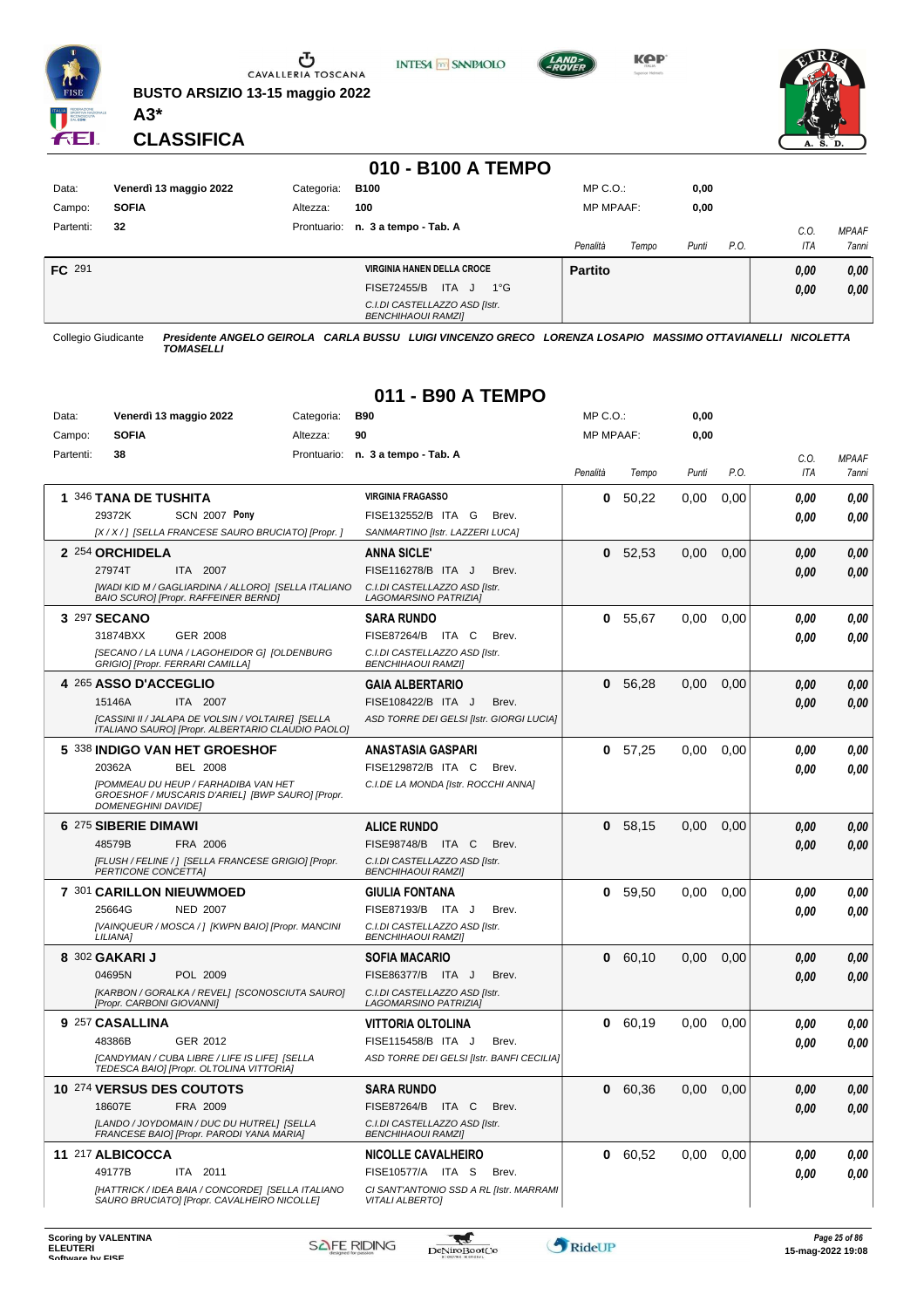BUSTO ARSIZIO 13-15 maggio 2022

A3*

CLASSIFICA

## 010 - B100 A TEMPO

| Data: | Venerdì 13 maggio 2022 | Categoria: | B100 | MP C.O.: | 0,00 |
|---|---|---|---|---|---|
| Campo: | SOFIA | Altezza: | 100 | MP MPAAF: | 0,00 |
| Partenti: | 32 | Prontuario: | n. 3 a tempo - Tab. A | | |

| | Cavallo | Cavaliere | Penalità | Tempo | Punti | P.O. | C.O. ITA | MPAAF 7anni |
|---|---|---|---|---|---|---|---|---|
| FC 291 | | VIRGINIA HANEN DELLA CROCE<br>FISE72455/B ITA J 1°G<br>C.I.DI CASTELLAZZO ASD [Istr. BENCHIHAOUI RAMZI] | Partito | | | | 0,00<br>0,00 | 0,00<br>0,00 |

Collegio Giudicante *Presidente ANGELO GEIROLA CARLA BUSSU LUIGI VINCENZO GRECO LORENZA LOSAPIO MASSIMO OTTAVIANELLI NICOLETTA TOMASELLI*

## 011 - B90 A TEMPO

| Data: | Venerdì 13 maggio 2022 | Categoria: | B90 | MP C.O.: | 0,00 |
|---|---|---|---|---|---|
| Campo: | SOFIA | Altezza: | 90 | MP MPAAF: | 0,00 |
| Partenti: | 38 | Prontuario: | n. 3 a tempo - Tab. A | | |

| Pos. | Cavallo | Cavaliere | Penalità | Tempo | Punti | P.O. | C.O. ITA | MPAAF 7anni |
|---|---|---|---|---|---|---|---|---|
| 1 | 346 TANA DE TUSHITA<br>29372K SCN 2007 Pony<br>*[X / X / ] [SELLA FRANCESE SAURO BRUCIATO] [Propr. ]* | VIRGINIA FRAGASSO<br>FISE132552/B ITA G Brev.<br>SANMARTINO [Istr. LAZZERI LUCA] | 0 | 50,22 | 0,00 | 0,00 | 0,00<br>0,00 | 0,00<br>0,00 |
| 2 | 254 ORCHIDELA<br>27974T ITA 2007<br>*[WADI KID M / GAGLIARDINA / ALLORO] [SELLA ITALIANO BAIO SCURO] [Propr. RAFFEINER BERND]* | ANNA SICLE'<br>FISE116278/B ITA J Brev.<br>C.I.DI CASTELLAZZO ASD [Istr. LAGOMARSINO PATRIZIA] | 0 | 52,53 | 0,00 | 0,00 | 0,00<br>0,00 | 0,00<br>0,00 |
| 3 | 297 SECANO<br>31874BXX GER 2008<br>*[SECANO / LA LUNA / LAGOHEIDOR G] [OLDENBURG GRIGIO] [Propr. FERRARI CAMILLA]* | SARA RUNDO<br>FISE87264/B ITA C Brev.<br>C.I.DI CASTELLAZZO ASD [Istr. BENCHIHAOUI RAMZI] | 0 | 55,67 | 0,00 | 0,00 | 0,00<br>0,00 | 0,00<br>0,00 |
| 4 | 265 ASSO D'ACCEGLIO<br>15146A ITA 2007<br>*[CASSINI II / JALAPA DE VOLSIN / VOLTAIRE] [SELLA ITALIANO SAURO] [Propr. ALBERTARIO CLAUDIO PAOLO]* | GAIA ALBERTARIO<br>FISE108422/B ITA J Brev.<br>ASD TORRE DEI GELSI [Istr. GIORGI LUCIA] | 0 | 56,28 | 0,00 | 0,00 | 0,00<br>0,00 | 0,00<br>0,00 |
| 5 | 338 INDIGO VAN HET GROESHOF<br>20362A BEL 2008<br>*[POMMEAU DU HEUP / FARHADIBA VAN HET GROESHOF / MUSCARIS D'ARIEL] [BWP SAURO] [Propr. DOMENEGHINI DAVIDE]* | ANASTASIA GASPARI<br>FISE129872/B ITA C Brev.<br>C.I.DE LA MONDA [Istr. ROCCHI ANNA] | 0 | 57,25 | 0,00 | 0,00 | 0,00<br>0,00 | 0,00<br>0,00 |
| 6 | 275 SIBERIE DIMAWI<br>48579B FRA 2006<br>*[FLUSH / FELINE / ] [SELLA FRANCESE GRIGIO] [Propr. PERTICONE CONCETTA]* | ALICE RUNDO<br>FISE98748/B ITA C Brev.<br>C.I.DI CASTELLAZZO ASD [Istr. BENCHIHAOUI RAMZI] | 0 | 58,15 | 0,00 | 0,00 | 0,00<br>0,00 | 0,00<br>0,00 |
| 7 | 301 CARILLON NIEUWMOED<br>25664G NED 2007<br>*[VAINQUEUR / MOSCA / ] [KWPN BAIO] [Propr. MANCINI LILIANA]* | GIULIA FONTANA<br>FISE87193/B ITA J Brev.<br>C.I.DI CASTELLAZZO ASD [Istr. BENCHIHAOUI RAMZI] | 0 | 59,50 | 0,00 | 0,00 | 0,00<br>0,00 | 0,00<br>0,00 |
| 8 | 302 GAKARI J<br>04695N POL 2009<br>*[KARBON / GORALKA / REVEL] [SCONOSCIUTA SAURO] [Propr. CARBONI GIOVANNI]* | SOFIA MACARIO<br>FISE86377/B ITA J Brev.<br>C.I.DI CASTELLAZZO ASD [Istr. LAGOMARSINO PATRIZIA] | 0 | 60,10 | 0,00 | 0,00 | 0,00<br>0,00 | 0,00<br>0,00 |
| 9 | 257 CASALLINA<br>48386B GER 2012<br>*[CANDYMAN / CUBA LIBRE / LIFE IS LIFE] [SELLA TEDESCA BAIO] [Propr. OLTOLINA VITTORIA]* | VITTORIA OLTOLINA<br>FISE115458/B ITA J Brev.<br>ASD TORRE DEI GELSI [Istr. BANFI CECILIA] | 0 | 60,19 | 0,00 | 0,00 | 0,00<br>0,00 | 0,00<br>0,00 |
| 10 | 274 VERSUS DES COUTOTS<br>18607E FRA 2009<br>*[LANDO / JOYDOMAIN / DUC DU HUTREL] [SELLA FRANCESE BAIO] [Propr. PARODI YANA MARIA]* | SARA RUNDO<br>FISE87264/B ITA C Brev.<br>C.I.DI CASTELLAZZO ASD [Istr. BENCHIHAOUI RAMZI] | 0 | 60,36 | 0,00 | 0,00 | 0,00<br>0,00 | 0,00<br>0,00 |
| 11 | 217 ALBICOCCA<br>49177B ITA 2011<br>*[HATTRICK / IDEA BAIA / CONCORDE] [SELLA ITALIANO SAURO BRUCIATO] [Propr. CAVALHEIRO NICOLLE]* | NICOLLE CAVALHEIRO<br>FISE10577/A ITA S Brev.<br>CI SANT'ANTONIO SSD A RL [Istr. MARRAMI VITALI ALBERTO] | 0 | 60,52 | 0,00 | 0,00 | 0,00<br>0,00 | 0,00<br>0,00 |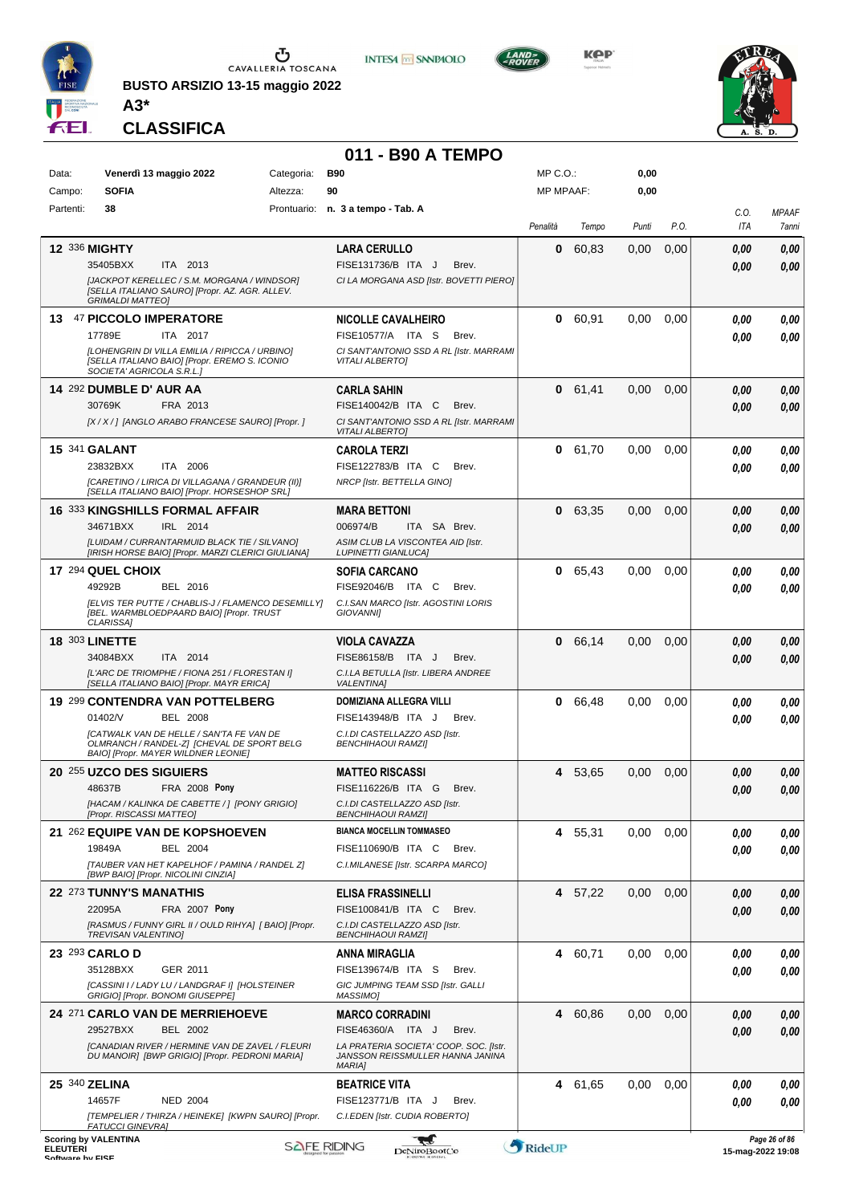BUSTO ARSIZIO 13-15 maggio 2022

**A3***

**CLASSIFICA**

## 011 - B90 A TEMPO

| Data: | Venerdì 13 maggio 2022 | Categoria: | B90 | MP C.O.: | 0,00 |
|---|---|---|---|---|---|
| Campo: | SOFIA | Altezza: | 90 | MP MPAAF: | 0,00 |
| Partenti: | 38 | Prontuario: | n. 3 a tempo - Tab. A | | |

| Cl. | N. | Cavallo | Cavaliere | Penalità | Tempo | Punti | P.O. | C.O. ITA | MPAAF 7anni |
|---|---|---|---|---|---|---|---|---|---|
| 12 | 336 | **MIGHTY**<br>35405BXX ITA 2013<br>*[JACKPOT KERELLEC / S.M. MORGANA / WINDSOR] [SELLA ITALIANO SAURO] [Propr. AZ. AGR. ALLEV. GRIMALDI MATTEO]* | **LARA CERULLO**<br>FISE131736/B ITA J Brev.<br>*CI LA MORGANA ASD [Istr. BOVETTI PIERO]* | 0 | 60,83 | 0,00 | 0,00 | 0,00<br>0,00 | 0,00<br>0,00 |
| 13 | 47 | **PICCOLO IMPERATORE**<br>17789E ITA 2017<br>*[LOHENGRIN DI VILLA EMILIA / RIPICCA / URBINO] [SELLA ITALIANO BAIO] [Propr. EREMO S. ICONIO SOCIETA' AGRICOLA S.R.L.]* | **NICOLLE CAVALHEIRO**<br>FISE10577/A ITA S Brev.<br>*CI SANT'ANTONIO SSD A RL [Istr. MARRAMI VITALI ALBERTO]* | 0 | 60,91 | 0,00 | 0,00 | 0,00<br>0,00 | 0,00<br>0,00 |
| 14 | 292 | **DUMBLE D' AUR AA**<br>30769K FRA 2013<br>*[X / X / ] [ANGLO ARABO FRANCESE SAURO] [Propr. ]* | **CARLA SAHIN**<br>FISE140042/B ITA C Brev.<br>*CI SANT'ANTONIO SSD A RL [Istr. MARRAMI VITALI ALBERTO]* | 0 | 61,41 | 0,00 | 0,00 | 0,00<br>0,00 | 0,00<br>0,00 |
| 15 | 341 | **GALANT**<br>23832BXX ITA 2006<br>*[CARETINO / LIRICA DI VILLAGANA / GRANDEUR (II)] [SELLA ITALIANO BAIO] [Propr. HORSESHOP SRL]* | **CAROLA TERZI**<br>FISE122783/B ITA C Brev.<br>*NRCP [Istr. BETTELLA GINO]* | 0 | 61,70 | 0,00 | 0,00 | 0,00<br>0,00 | 0,00<br>0,00 |
| 16 | 333 | **KINGSHILLS FORMAL AFFAIR**<br>34671BXX IRL 2014<br>*[LUIDAM / CURRANTARMUID BLACK TIE / SILVANO] [IRISH HORSE BAIO] [Propr. MARZI CLERICI GIULIANA]* | **MARA BETTONI**<br>006974/B ITA SA Brev.<br>*ASIM CLUB LA VISCONTEA AID [Istr. LUPINETTI GIANLUCA]* | 0 | 63,35 | 0,00 | 0,00 | 0,00<br>0,00 | 0,00<br>0,00 |
| 17 | 294 | **QUEL CHOIX**<br>49292B BEL 2016<br>*[ELVIS TER PUTTE / CHABLIS-J / FLAMENCO DESEMILLY] [BEL. WARMBLOEDPAARD BAIO] [Propr. TRUST CLARISSA]* | **SOFIA CARCANO**<br>FISE92046/B ITA C Brev.<br>*C.I.SAN MARCO [Istr. AGOSTINI LORIS GIOVANNI]* | 0 | 65,43 | 0,00 | 0,00 | 0,00<br>0,00 | 0,00<br>0,00 |
| 18 | 303 | **LINETTE**<br>34084BXX ITA 2014<br>*[L'ARC DE TRIOMPHE / FIONA 251 / FLORESTAN I] [SELLA ITALIANO BAIO] [Propr. MAYR ERICA]* | **VIOLA CAVAZZA**<br>FISE86158/B ITA J Brev.<br>*C.I.LA BETULLA [Istr. LIBERA ANDREE VALENTINA]* | 0 | 66,14 | 0,00 | 0,00 | 0,00<br>0,00 | 0,00<br>0,00 |
| 19 | 299 | **CONTENDRA VAN POTTELBERG**<br>01402/V BEL 2008<br>*[CATWALK VAN DE HELLE / SAN'TA FE VAN DE OLMRANCH / RANDEL-Z] [CHEVAL DE SPORT BELG BAIO] [Propr. MAYER WILDNER LEONIE]* | **DOMIZIANA ALLEGRA VILLI**<br>FISE143948/B ITA J Brev.<br>*C.I.DI CASTELLAZZO ASD [Istr. BENCHIHAOUI RAMZI]* | 0 | 66,48 | 0,00 | 0,00 | 0,00<br>0,00 | 0,00<br>0,00 |
| 20 | 255 | **UZCO DES SIGUIERS**<br>48637B FRA 2008 **Pony**<br>*[HACAM / KALINKA DE CABETTE / ] [PONY GRIGIO] [Propr. RISCASSI MATTEO]* | **MATTEO RISCASSI**<br>FISE116226/B ITA G Brev.<br>*C.I.DI CASTELLAZZO ASD [Istr. BENCHIHAOUI RAMZI]* | 4 | 53,65 | 0,00 | 0,00 | 0,00<br>0,00 | 0,00<br>0,00 |
| 21 | 262 | **EQUIPE VAN DE KOPSHOEVEN**<br>19849A BEL 2004<br>*[TAUBER VAN HET KAPELHOF / PAMINA / RANDEL Z] [BWP BAIO] [Propr. NICOLINI CINZIA]* | **BIANCA MOCELLIN TOMMASEO**<br>FISE110690/B ITA C Brev.<br>*C.I.MILANESE [Istr. SCARPA MARCO]* | 4 | 55,31 | 0,00 | 0,00 | 0,00<br>0,00 | 0,00<br>0,00 |
| 22 | 273 | **TUNNY'S MANATHIS**<br>22095A FRA 2007 **Pony**<br>*[RASMUS / FUNNY GIRL II / OULD RIHYA] [ BAIO] [Propr. TREVISAN VALENTINO]* | **ELISA FRASSINELLI**<br>FISE100841/B ITA C Brev.<br>*C.I.DI CASTELLAZZO ASD [Istr. BENCHIHAOUI RAMZI]* | 4 | 57,22 | 0,00 | 0,00 | 0,00<br>0,00 | 0,00<br>0,00 |
| 23 | 293 | **CARLO D**<br>35128BXX GER 2011<br>*[CASSINI I / LADY LU / LANDGRAF I] [HOLSTEINER GRIGIO] [Propr. BONOMI GIUSEPPE]* | **ANNA MIRAGLIA**<br>FISE139674/B ITA S Brev.<br>*GIC JUMPING TEAM SSD [Istr. GALLI MASSIMO]* | 4 | 60,71 | 0,00 | 0,00 | 0,00<br>0,00 | 0,00<br>0,00 |
| 24 | 271 | **CARLO VAN DE MERRIEHOEVE**<br>29527BXX BEL 2002<br>*[CANADIAN RIVER / HERMINE VAN DE ZAVEL / FLEURI DU MANOIR] [BWP GRIGIO] [Propr. PEDRONI MARIA]* | **MARCO CORRADINI**<br>FISE46360/A ITA J Brev.<br>*LA PRATERIA SOCIETA' COOP. SOC. [Istr. JANSSON REISSMULLER HANNA JANINA MARIA]* | 4 | 60,86 | 0,00 | 0,00 | 0,00<br>0,00 | 0,00<br>0,00 |
| 25 | 340 | **ZELINA**<br>14657F NED 2004<br>*[TEMPELIER / THIRZA / HEINEKE] [KWPN SAURO] [Propr. FATUCCI GINEVRA]* | **BEATRICE VITA**<br>FISE123771/B ITA J Brev.<br>*C.I.EDEN [Istr. CUDIA ROBERTO]* | 4 | 61,65 | 0,00 | 0,00 | 0,00<br>0,00 | 0,00<br>0,00 |

Scoring by VALENTINA ELEUTERI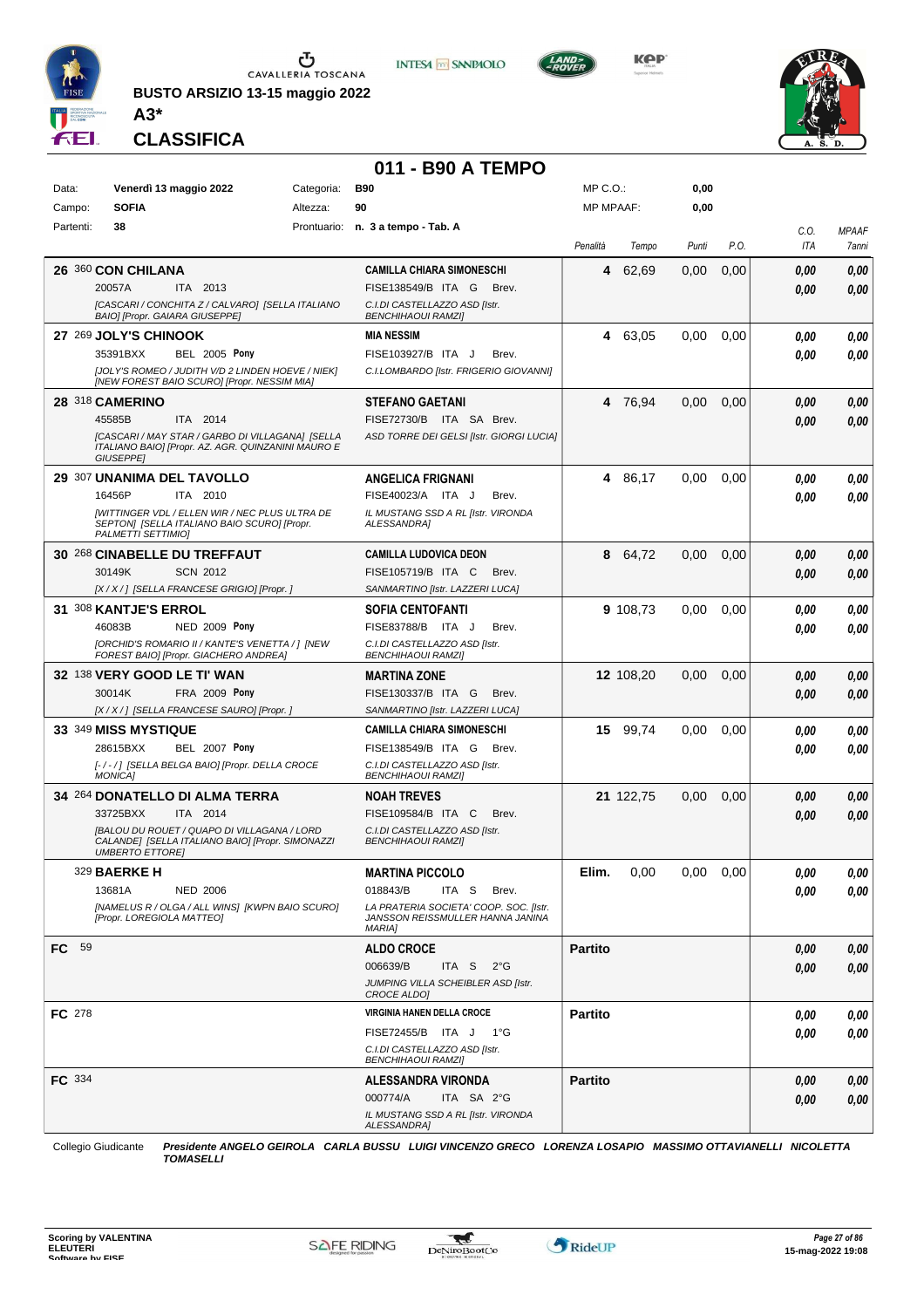**BUSTO ARSIZIO 13-15 maggio 2022**

**A3***

**CLASSIFICA**

# 011 - B90 A TEMPO

| Data: | Venerdì 13 maggio 2022 | Categoria: | B90 | MP C.O.: | 0,00 |
|---|---|---|---|---|---|
| Campo: | SOFIA | Altezza: | 90 | MP MPAAF: | 0,00 |
| Partenti: | 38 | Prontuario: | n. 3 a tempo - Tab. A | | |

| | Cavallo | Cavaliere | Penalità | Tempo | Punti | P.O. | C.O. ITA | MPAAF 7anni |
|---|---|---|---|---|---|---|---|---|
| 26 | 360 **CON CHILANA** 20057A ITA 2013 [CASCARI / CONCHITA Z / CALVARO] [SELLA ITALIANO BAIO] [Propr. GAIARA GIUSEPPE] | **CAMILLA CHIARA SIMONESCHI** FISE138549/B ITA G Brev. C.I.DI CASTELLAZZO ASD [Istr. BENCHIHAOUI RAMZI] | 4 | 62,69 | 0,00 | 0,00 | 0,00 / 0,00 | 0,00 / 0,00 |
| 27 | 269 **JOLY'S CHINOOK** 35391BXX BEL 2005 **Pony** [JOLY'S ROMEO / JUDITH V/D 2 LINDEN HOEVE / NIEK] [NEW FOREST BAIO SCURO] [Propr. NESSIM MIA] | **MIA NESSIM** FISE103927/B ITA J Brev. C.I.LOMBARDO [Istr. FRIGERIO GIOVANNI] | 4 | 63,05 | 0,00 | 0,00 | 0,00 / 0,00 | 0,00 / 0,00 |
| 28 | 318 **CAMERINO** 45585B ITA 2014 [CASCARI / MAY STAR / GARBO DI VILLAGANA] [SELLA ITALIANO BAIO] [Propr. AZ. AGR. QUINZANINI MAURO E GIUSEPPE] | **STEFANO GAETANI** FISE72730/B ITA SA Brev. ASD TORRE DEI GELSI [Istr. GIORGI LUCIA] | 4 | 76,94 | 0,00 | 0,00 | 0,00 / 0,00 | 0,00 / 0,00 |
| 29 | 307 **UNANIMA DEL TAVOLLO** 16456P ITA 2010 [WITTINGER VDL / ELLEN WIR / NEC PLUS ULTRA DE SEPTON] [SELLA ITALIANO BAIO SCURO] [Propr. PALMETTI SETTIMIO] | **ANGELICA FRIGNANI** FISE40023/A ITA J Brev. IL MUSTANG SSD A RL [Istr. VIRONDA ALESSANDRA] | 4 | 86,17 | 0,00 | 0,00 | 0,00 / 0,00 | 0,00 / 0,00 |
| 30 | 268 **CINABELLE DU TREFFAUT** 30149K SCN 2012 [X / X / ] [SELLA FRANCESE GRIGIO] [Propr. ] | **CAMILLA LUDOVICA DEON** FISE105719/B ITA C Brev. SANMARTINO [Istr. LAZZERI LUCA] | 8 | 64,72 | 0,00 | 0,00 | 0,00 / 0,00 | 0,00 / 0,00 |
| 31 | 308 **KANTJE'S ERROL** 46083B NED 2009 **Pony** [ORCHID'S ROMARIO II / KANTE'S VENETTA / ] [NEW FOREST BAIO] [Propr. GIACHERO ANDREA] | **SOFIA CENTOFANTI** FISE83788/B ITA J Brev. C.I.DI CASTELLAZZO ASD [Istr. BENCHIHAOUI RAMZI] | 9 | 108,73 | 0,00 | 0,00 | 0,00 / 0,00 | 0,00 / 0,00 |
| 32 | 138 **VERY GOOD LE TI' WAN** 30014K FRA 2009 **Pony** [X / X / ] [SELLA FRANCESE SAURO] [Propr. ] | **MARTINA ZONE** FISE130337/B ITA G Brev. SANMARTINO [Istr. LAZZERI LUCA] | 12 | 108,20 | 0,00 | 0,00 | 0,00 / 0,00 | 0,00 / 0,00 |
| 33 | 349 **MISS MYSTIQUE** 28615BXX BEL 2007 **Pony** [- / - / ] [SELLA BELGA BAIO] [Propr. DELLA CROCE MONICA] | **CAMILLA CHIARA SIMONESCHI** FISE138549/B ITA G Brev. C.I.DI CASTELLAZZO ASD [Istr. BENCHIHAOUI RAMZI] | 15 | 99,74 | 0,00 | 0,00 | 0,00 / 0,00 | 0,00 / 0,00 |
| 34 | 264 **DONATELLO DI ALMA TERRA** 33725BXX ITA 2014 [BALOU DU ROUET / QUAPO DI VILLAGANA / LORD CALANDE] [SELLA ITALIANO BAIO] [Propr. SIMONAZZI UMBERTO ETTORE] | **NOAH TREVES** FISE109584/B ITA C Brev. C.I.DI CASTELLAZZO ASD [Istr. BENCHIHAOUI RAMZI] | 21 | 122,75 | 0,00 | 0,00 | 0,00 / 0,00 | 0,00 / 0,00 |
| | 329 **BAERKE H** 13681A NED 2006 [NAMELUS R / OLGA / ALL WINS] [KWPN BAIO SCURO] [Propr. LOREGIOLA MATTEO] | **MARTINA PICCOLO** 018843/B ITA S Brev. LA PRATERIA SOCIETA' COOP. SOC. [Istr. JANSSON REISSMULLER HANNA JANINA MARIA] | Elim. | 0,00 | 0,00 | 0,00 | 0,00 / 0,00 | 0,00 / 0,00 |
| FC | 59 | **ALDO CROCE** 006639/B ITA S 2°G JUMPING VILLA SCHEIBLER ASD [Istr. CROCE ALDO] | Partito | | | | 0,00 / 0,00 | 0,00 / 0,00 |
| FC | 278 | **VIRGINIA HANEN DELLA CROCE** FISE72455/B ITA J 1°G C.I.DI CASTELLAZZO ASD [Istr. BENCHIHAOUI RAMZI] | Partito | | | | 0,00 / 0,00 | 0,00 / 0,00 |
| FC | 334 | **ALESSANDRA VIRONDA** 000774/A ITA SA 2°G IL MUSTANG SSD A RL [Istr. VIRONDA ALESSANDRA] | Partito | | | | 0,00 / 0,00 | 0,00 / 0,00 |

Collegio Giudicante *Presidente ANGELO GEIROLA CARLA BUSSU LUIGI VINCENZO GRECO LORENZA LOSAPIO MASSIMO OTTAVIANELLI NICOLETTA TOMASELLI*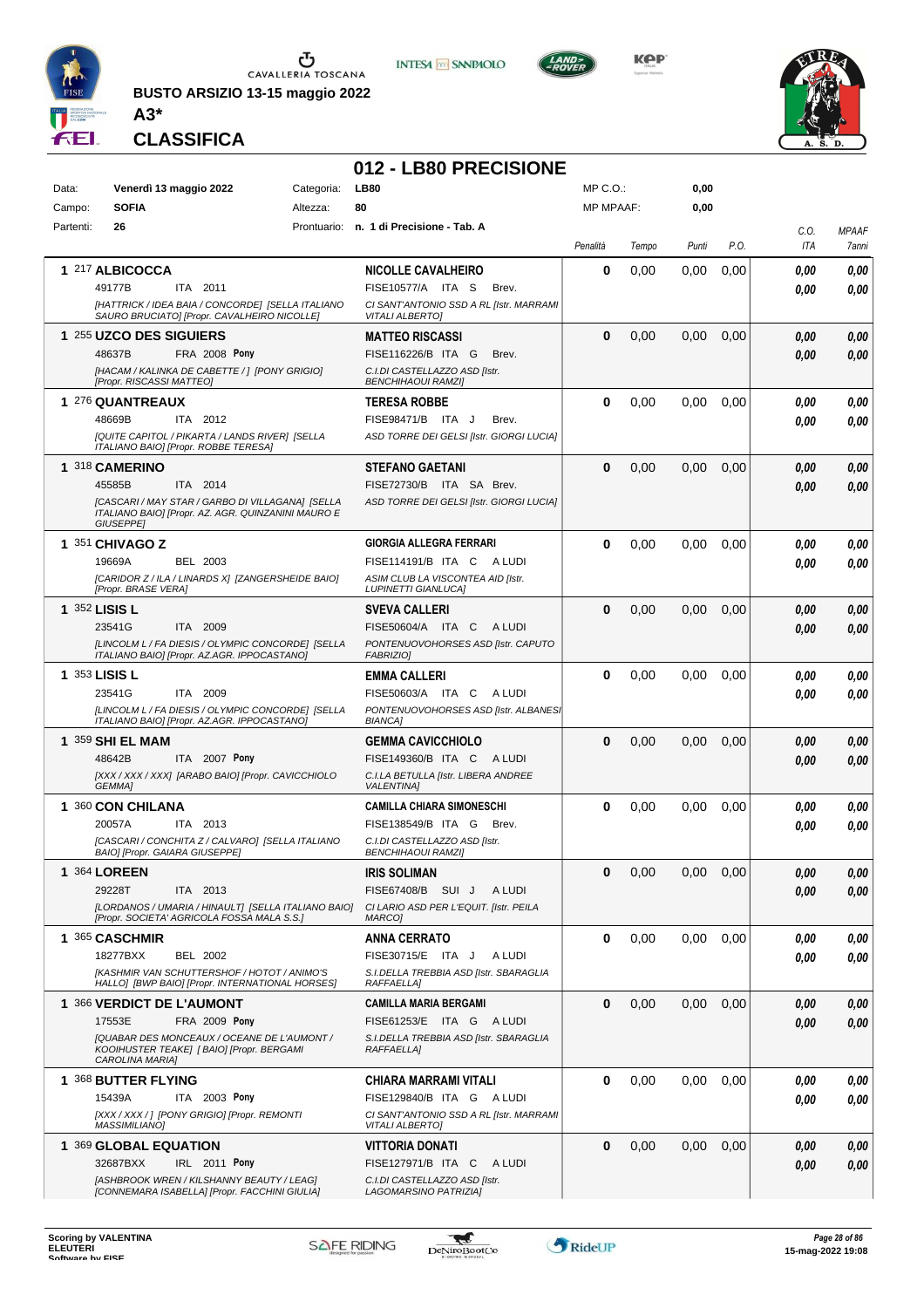BUSTO ARSIZIO 13-15 maggio 2022

**A3***

## CLASSIFICA

# 012 - LB80 PRECISIONE

| Data: | Venerdì 13 maggio 2022 | Categoria: | LB80 | MP C.O.: | 0,00 |
|---|---|---|---|---|---|
| Campo: | SOFIA | Altezza: | 80 | MP MPAAF: | 0,00 |
| Partenti: | 26 | Prontuario: | n. 1 di Precisione - Tab. A | | |

| | Cavallo | Cavaliere | Penalità | Tempo | Punti | P.O. | C.O. ITA | MPAAF 7anni |
|---|---|---|---|---|---|---|---|---|
| 1 | 217 **ALBICOCCA**<br>49177B ITA 2011<br>*[HATTRICK / IDEA BAIA / CONCORDE] [SELLA ITALIANO SAURO BRUCIATO] [Propr. CAVALHEIRO NICOLLE]* | **NICOLLE CAVALHEIRO**<br>FISE10577/A ITA S Brev.<br>*CI SANT'ANTONIO SSD A RL [Istr. MARRAMI VITALI ALBERTO]* | 0 | 0,00 | 0,00 | 0,00 | 0,00<br>0,00 | 0,00<br>0,00 |
| 1 | 255 **UZCO DES SIGUIERS**<br>48637B FRA 2008 Pony<br>*[HACAM / KALINKA DE CABETTE / ] [PONY GRIGIO] [Propr. RISCASSI MATTEO]* | **MATTEO RISCASSI**<br>FISE116226/B ITA G Brev.<br>*C.I.DI CASTELLAZZO ASD [Istr. BENCHIHAOUI RAMZI]* | 0 | 0,00 | 0,00 | 0,00 | 0,00<br>0,00 | 0,00<br>0,00 |
| 1 | 276 **QUANTREAUX**<br>48669B ITA 2012<br>*[QUITE CAPITOL / PIKARTA / LANDS RIVER] [SELLA ITALIANO BAIO] [Propr. ROBBE TERESA]* | **TERESA ROBBE**<br>FISE98471/B ITA J Brev.<br>*ASD TORRE DEI GELSI [Istr. GIORGI LUCIA]* | 0 | 0,00 | 0,00 | 0,00 | 0,00<br>0,00 | 0,00<br>0,00 |
| 1 | 318 **CAMERINO**<br>45585B ITA 2014<br>*[CASCARI / MAY STAR / GARBO DI VILLAGANA] [SELLA ITALIANO BAIO] [Propr. AZ. AGR. QUINZANINI MAURO E GIUSEPPE]* | **STEFANO GAETANI**<br>FISE72730/B ITA SA Brev.<br>*ASD TORRE DEI GELSI [Istr. GIORGI LUCIA]* | 0 | 0,00 | 0,00 | 0,00 | 0,00<br>0,00 | 0,00<br>0,00 |
| 1 | 351 **CHIVAGO Z**<br>19669A BEL 2003<br>*[CARIDOR Z / ILA / LINARDS X] [ZANGERSHEIDE BAIO] [Propr. BRASE VERA]* | **GIORGIA ALLEGRA FERRARI**<br>FISE114191/B ITA C A LUDI<br>*ASIM CLUB LA VISCONTEA AID [Istr. LUPINETTI GIANLUCA]* | 0 | 0,00 | 0,00 | 0,00 | 0,00<br>0,00 | 0,00<br>0,00 |
| 1 | 352 **LISIS L**<br>23541G ITA 2009<br>*[LINCOLM L / FA DIESIS / OLYMPIC CONCORDE] [SELLA ITALIANO BAIO] [Propr. AZ.AGR. IPPOCASTANO]* | **SVEVA CALLERI**<br>FISE50604/A ITA C A LUDI<br>*PONTENUOVOHORSES ASD [Istr. CAPUTO FABRIZIO]* | 0 | 0,00 | 0,00 | 0,00 | 0,00<br>0,00 | 0,00<br>0,00 |
| 1 | 353 **LISIS L**<br>23541G ITA 2009<br>*[LINCOLM L / FA DIESIS / OLYMPIC CONCORDE] [SELLA ITALIANO BAIO] [Propr. AZ.AGR. IPPOCASTANO]* | **EMMA CALLERI**<br>FISE50603/A ITA C A LUDI<br>*PONTENUOVOHORSES ASD [Istr. ALBANESI BIANCA]* | 0 | 0,00 | 0,00 | 0,00 | 0,00<br>0,00 | 0,00<br>0,00 |
| 1 | 359 **SHI EL MAM**<br>48642B ITA 2007 Pony<br>*[XXX / XXX / XXX] [ARABO BAIO] [Propr. CAVICCHIOLO GEMMA]* | **GEMMA CAVICCHIOLO**<br>FISE149360/B ITA C A LUDI<br>*C.I.LA BETULLA [Istr. LIBERA ANDREE VALENTINA]* | 0 | 0,00 | 0,00 | 0,00 | 0,00<br>0,00 | 0,00<br>0,00 |
| 1 | 360 **CON CHILANA**<br>20057A ITA 2013<br>*[CASCARI / CONCHITA Z / CALVARO] [SELLA ITALIANO BAIO] [Propr. GAIARA GIUSEPPE]* | **CAMILLA CHIARA SIMONESCHI**<br>FISE138549/B ITA G Brev.<br>*C.I.DI CASTELLAZZO ASD [Istr. BENCHIHAOUI RAMZI]* | 0 | 0,00 | 0,00 | 0,00 | 0,00<br>0,00 | 0,00<br>0,00 |
| 1 | 364 **LOREEN**<br>29228T ITA 2013<br>*[LORDANOS / UMARIA / HINAULT] [SELLA ITALIANO BAIO] [Propr. SOCIETA' AGRICOLA FOSSA MALA S.S.]* | **IRIS SOLIMAN**<br>FISE67408/B SUI J A LUDI<br>*CI LARIO ASD PER L'EQUIT. [Istr. PEILA MARCO]* | 0 | 0,00 | 0,00 | 0,00 | 0,00<br>0,00 | 0,00<br>0,00 |
| 1 | 365 **CASCHMIR**<br>18277BXX BEL 2002<br>*[KASHMIR VAN SCHUTTERSHOF / HOTOT / ANIMO'S HALLO] [BWP BAIO] [Propr. INTERNATIONAL HORSES]* | **ANNA CERRATO**<br>FISE30715/E ITA J A LUDI<br>*S.I.DELLA TREBBIA ASD [Istr. SBARAGLIA RAFFAELLA]* | 0 | 0,00 | 0,00 | 0,00 | 0,00<br>0,00 | 0,00<br>0,00 |
| 1 | 366 **VERDICT DE L'AUMONT**<br>17553E FRA 2009 Pony<br>*[QUABAR DES MONCEAUX / OCEANE DE L'AUMONT / KOOIHUSTER TEAKE] [ BAIO] [Propr. BERGAMI CAROLINA MARIA]* | **CAMILLA MARIA BERGAMI**<br>FISE61253/E ITA G A LUDI<br>*S.I.DELLA TREBBIA ASD [Istr. SBARAGLIA RAFFAELLA]* | 0 | 0,00 | 0,00 | 0,00 | 0,00<br>0,00 | 0,00<br>0,00 |
| 1 | 368 **BUTTER FLYING**<br>15439A ITA 2003 Pony<br>*[XXX / XXX / ] [PONY GRIGIO] [Propr. REMONTI MASSIMILIANO]* | **CHIARA MARRAMI VITALI**<br>FISE129840/B ITA G A LUDI<br>*CI SANT'ANTONIO SSD A RL [Istr. MARRAMI VITALI ALBERTO]* | 0 | 0,00 | 0,00 | 0,00 | 0,00<br>0,00 | 0,00<br>0,00 |
| 1 | 369 **GLOBAL EQUATION**<br>32687BXX IRL 2011 Pony<br>*[ASHBROOK WREN / KILSHANNY BEAUTY / LEAG] [CONNEMARA ISABELLA] [Propr. FACCHINI GIULIA]* | **VITTORIA DONATI**<br>FISE127971/B ITA C A LUDI<br>*C.I.DI CASTELLAZZO ASD [Istr. LAGOMARSINO PATRIZIA]* | 0 | 0,00 | 0,00 | 0,00 | 0,00<br>0,00 | 0,00<br>0,00 |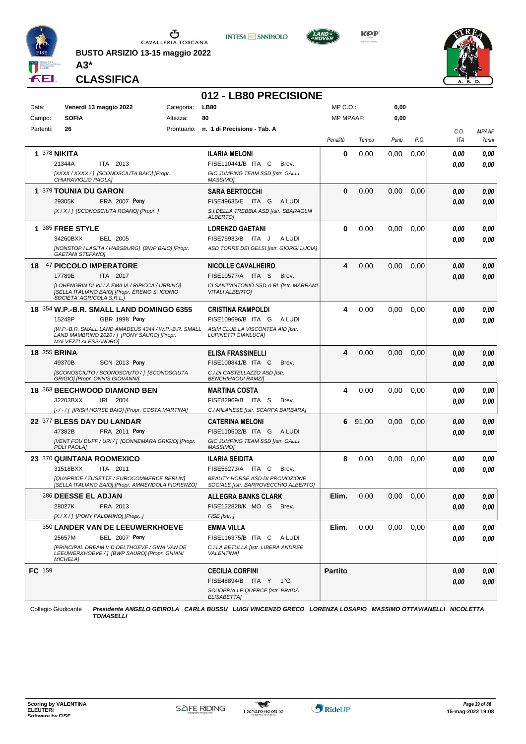CAVALLERIA TOSCANA

**BUSTO ARSIZIO 13-15 maggio 2022**

**A3***

**CLASSIFICA**

# 012 - LB80 PRECISIONE

| | | | | | |
|---|---|---|---|---|---|
| Data: | **Venerdì 13 maggio 2022** | Categoria: | **LB80** | MP C.O.: | **0,00** |
| Campo: | **SOFIA** | Altezza: | **80** | MP MPAAF: | **0,00** |
| Partenti: | **26** | Prontuario: | **n. 1 di Precisione - Tab. A** | | |

| Cl. | Cavallo | Cavaliere | Penalità | Tempo | Punti | P.O. | C.O. ITA | MPAAF 7anni |
|---|---|---|---|---|---|---|---|---|
| 1 | 378 **NIKITA**<br>21344A ITA 2013<br>*[XXXX / XXXX / ] [SCONOSCIUTA BAIO] [Propr. CHIARAVIGLIO PAOLA]* | **ILARIA MELONI**<br>FISE110441/B ITA C Brev.<br>*GIC JUMPING TEAM SSD [Istr. GALLI MASSIMO]* | **0** | 0,00 | 0,00 | 0,00 | *0,00*<br>*0,00* | *0,00*<br>*0,00* |
| 1 | 379 **TOUNIA DU GARON**<br>29305K FRA 2007 **Pony**<br>*[X / X / ] [SCONOSCIUTA ROANO] [Propr. ]* | **SARA BERTOCCHI**<br>FISE49635/E ITA G A LUDI<br>*S.I.DELLA TREBBIA ASD [Istr. SBARAGLIA ALBERTO]* | **0** | 0,00 | 0,00 | 0,00 | *0,00*<br>*0,00* | *0,00*<br>*0,00* |
| 1 | 385 **FREE STYLE**<br>34260BXX BEL 2005<br>*[NONSTOP / LASITA / HABSBURG] [BWP BAIO] [Propr. GAETANI STEFANO]* | **LORENZO GAETANI**<br>FISE75933/B ITA J A LUDI<br>*ASD TORRE DEI GELSI [Istr. GIORGI LUCIA]* | **0** | 0,00 | 0,00 | 0,00 | *0,00*<br>*0,00* | *0,00*<br>*0,00* |
| 18 | 47 **PICCOLO IMPERATORE**<br>17789E ITA 2017<br>*[LOHENGRIN DI VILLA EMILIA / RIPICCA / URBINO] [SELLA ITALIANO BAIO] [Propr. EREMO S. ICONIO SOCIETA' AGRICOLA S.R.L.]* | **NICOLLE CAVALHEIRO**<br>FISE10577/A ITA S Brev.<br>*CI SANT'ANTONIO SSD A RL [Istr. MARRAMI VITALI ALBERTO]* | **4** | 0,00 | 0,00 | 0,00 | *0,00*<br>*0,00* | *0,00*<br>*0,00* |
| 18 | 354 **W.P.-B.R. SMALL LAND DOMINGO 6355**<br>15248P GBR 1998 **Pony**<br>*[W.P.-B.R. SMALL LAND AMADEUS 4344 / W.P.-B.R. SMALL LAND MAMBRINO 2020 / ] [PONY SAURO] [Propr. MALVEZZI ALESSANDRO]* | **CRISTINA RAMPOLDI**<br>FISE109696/B ITA G A LUDI<br>*ASIM CLUB LA VISCONTEA AID [Istr. LUPINETTI GIANLUCA]* | **4** | 0,00 | 0,00 | 0,00 | *0,00*<br>*0,00* | *0,00*<br>*0,00* |
| 18 | 355 **BRINA**<br>49370B SCN 2013 **Pony**<br>*[SCONOSCIUTO / SCONOSCIUTO / ] [SCONOSCIUTA GRIGIO] [Propr. ONNIS GIOVANNI]* | **ELISA FRASSINELLI**<br>FISE100841/B ITA C Brev.<br>*C.I.DI CASTELLAZZO ASD [Istr. BENCHIHAOUI RAMZI]* | **4** | 0,00 | 0,00 | 0,00 | *0,00*<br>*0,00* | *0,00*<br>*0,00* |
| 18 | 363 **BEECHWOOD DIAMOND BEN**<br>32203BXX IRL 2004<br>*[- / - / ] [IRISH HORSE BAIO] [Propr. COSTA MARTINA]* | **MARTINA COSTA**<br>FISE82969/B ITA S Brev.<br>*C.I.MILANESE [Istr. SCARPA BARBARA]* | **4** | 0,00 | 0,00 | 0,00 | *0,00*<br>*0,00* | *0,00*<br>*0,00* |
| 22 | 377 **BLESS DAY DU LANDAR**<br>47382B FRA 2011 **Pony**<br>*[VENT FOU DUFF / URI / ] [CONNEMARA GRIGIO] [Propr. POLI PAOLA]* | **CATERINA MELONI**<br>FISE110502/B ITA G A LUDI<br>*GIC JUMPING TEAM SSD [Istr. GALLI MASSIMO]* | **6** | 91,00 | 0,00 | 0,00 | *0,00*<br>*0,00* | *0,00*<br>*0,00* |
| 23 | 370 **QUINTANA ROOMEXICO**<br>31518BXX ITA 2011<br>*[QUAPRICE / ZUSETTE / EUROCOMMERCE BERLIN] [SELLA ITALIANO BAIO] [Propr. AMMENDOLA FIORENZO]* | **ILARIA SEIDITA**<br>FISE56273/A ITA C Brev.<br>*BEAUTY HORSE ASD DI PROMOZIONE SOCIALE [Istr. BARROVECCHIO ALBERTO]* | **8** | 0,00 | 0,00 | 0,00 | *0,00*<br>*0,00* | *0,00*<br>*0,00* |
| | 286 **DEESSE EL ADJAN**<br>28027K FRA 2013<br>*[X / X / ] [PONY PALOMINO] [Propr. ]* | **ALLEGRA BANKS CLARK**<br>FISE122828/K MO G Brev.<br>*FISE [Istr. ]* | **Elim.** | 0,00 | 0,00 | 0,00 | *0,00*<br>*0,00* | *0,00*<br>*0,00* |
| | 350 **LANDER VAN DE LEEUWERKHOEVE**<br>25657M BEL 2007 **Pony**<br>*[PRINCIPAL DREAM V D DELTHOEVE / GINA VAN DE LEEUWERKHOEVE / ] [BWP SAURO] [Propr. GHIANI MICHELA]* | **EMMA VILLA**<br>FISE116375/B ITA C A LUDI<br>*C.I.LA BETULLA [Istr. LIBERA ANDREE VALENTINA]* | **Elim.** | 0,00 | 0,00 | 0,00 | *0,00*<br>*0,00* | *0,00*<br>*0,00* |
| FC | 159 | **CECILIA CORFINI**<br>FISE48894/B ITA Y 1°G<br>*SCUDERIA LE QUERCE [Istr. PRADA ELISABETTA]* | **Partito** | | | | *0,00*<br>*0,00* | *0,00*<br>*0,00* |

Collegio Giudicante *Presidente ANGELO GEIROLA CARLA BUSSU LUIGI VINCENZO GRECO LORENZA LOSAPIO MASSIMO OTTAVIANELLI NICOLETTA TOMASELLI*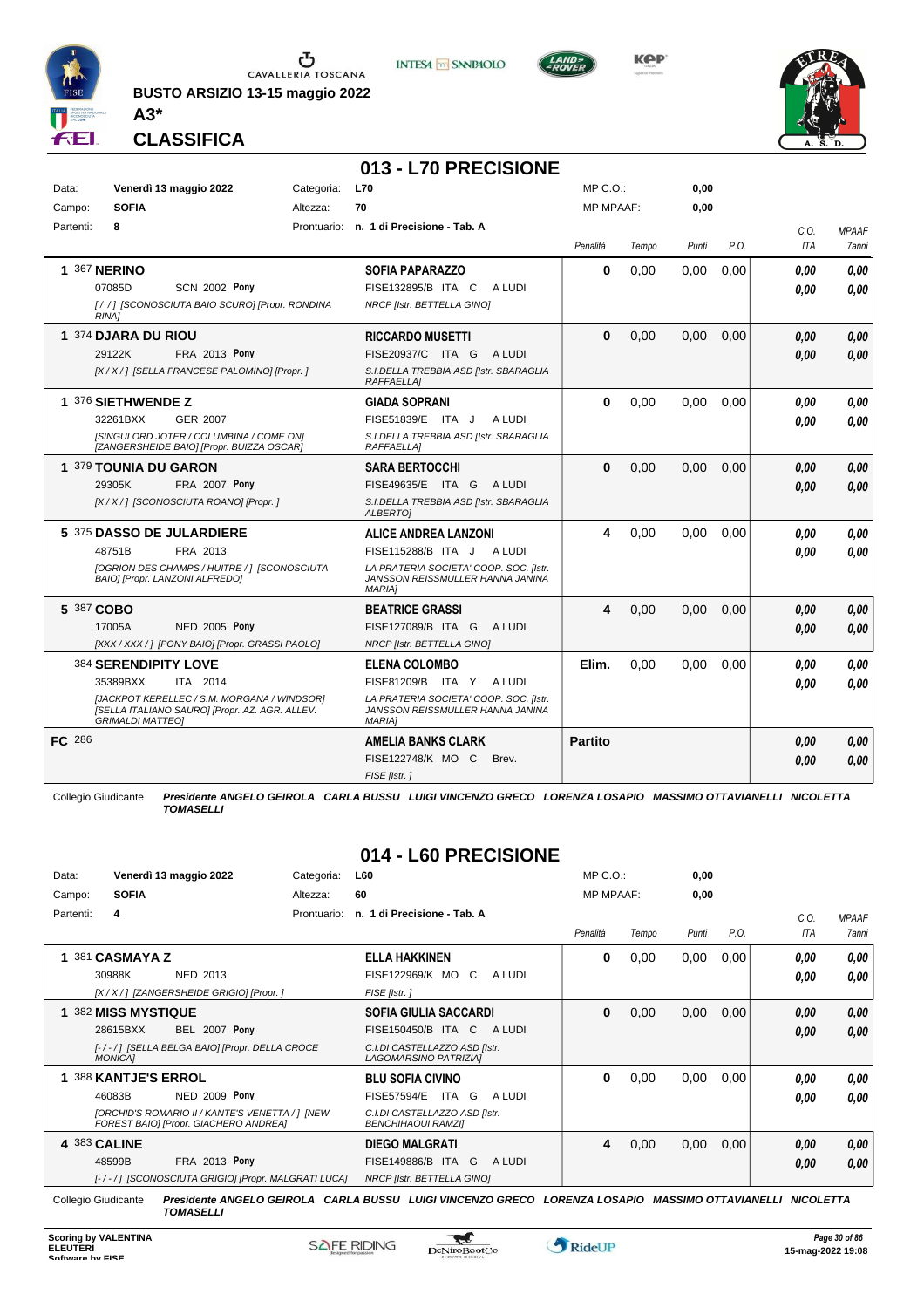**BUSTO ARSIZIO 13-15 maggio 2022**

**A3***

**CLASSIFICA**

## 013 - L70 PRECISIONE

| Data: | Venerdì 13 maggio 2022 | Categoria: | L70 | MP C.O.: | 0,00 |
|---|---|---|---|---|---|
| Campo: | SOFIA | Altezza: | 70 | MP MPAAF: | 0,00 |
| Partenti: | 8 | Prontuario: | n. 1 di Precisione - Tab. A | | |

| Cl. | Cavallo | Cavaliere | Penalità | Tempo | Punti | P.O. | C.O. ITA | MPAAF 7anni |
|---|---|---|---|---|---|---|---|---|
| 1 | 367 **NERINO**<br>07085D SCN 2002 **Pony**<br>*[/ / ] [SCONOSCIUTA BAIO SCURO] [Propr. RONDINA RINA]* | **SOFIA PAPARAZZO**<br>FISE132895/B ITA C A LUDI<br>*NRCP [Istr. BETTELLA GINO]* | **0** | 0,00 | 0,00 | 0,00 | ***0,00***<br>***0,00*** | ***0,00***<br>***0,00*** |
| 1 | 374 **DJARA DU RIOU**<br>29122K FRA 2013 **Pony**<br>*[X / X / ] [SELLA FRANCESE PALOMINO] [Propr. ]* | **RICCARDO MUSETTI**<br>FISE20937/C ITA G A LUDI<br>*S.I.DELLA TREBBIA ASD [Istr. SBARAGLIA RAFFAELLA]* | **0** | 0,00 | 0,00 | 0,00 | ***0,00***<br>***0,00*** | ***0,00***<br>***0,00*** |
| 1 | 376 **SIETHWENDE Z**<br>32261BXX GER 2007<br>*[SINGULORD JOTER / COLUMBINA / COME ON] [ZANGERSHEIDE BAIO] [Propr. BUIZZA OSCAR]* | **GIADA SOPRANI**<br>FISE51839/E ITA J A LUDI<br>*S.I.DELLA TREBBIA ASD [Istr. SBARAGLIA RAFFAELLA]* | **0** | 0,00 | 0,00 | 0,00 | ***0,00***<br>***0,00*** | ***0,00***<br>***0,00*** |
| 1 | 379 **TOUNIA DU GARON**<br>29305K FRA 2007 **Pony**<br>*[X / X / ] [SCONOSCIUTA ROANO] [Propr. ]* | **SARA BERTOCCHI**<br>FISE49635/E ITA G A LUDI<br>*S.I.DELLA TREBBIA ASD [Istr. SBARAGLIA ALBERTO]* | **0** | 0,00 | 0,00 | 0,00 | ***0,00***<br>***0,00*** | ***0,00***<br>***0,00*** |
| 5 | 375 **DASSO DE JULARDIERE**<br>48751B FRA 2013<br>*[OGRION DES CHAMPS / HUITRE / ] [SCONOSCIUTA BAIO] [Propr. LANZONI ALFREDO]* | **ALICE ANDREA LANZONI**<br>FISE115288/B ITA J A LUDI<br>*LA PRATERIA SOCIETA' COOP. SOC. [Istr. JANSSON REISSMULLER HANNA JANINA MARIA]* | **4** | 0,00 | 0,00 | 0,00 | ***0,00***<br>***0,00*** | ***0,00***<br>***0,00*** |
| 5 | 387 **COBO**<br>17005A NED 2005 **Pony**<br>*[XXX / XXX / ] [PONY BAIO] [Propr. GRASSI PAOLO]* | **BEATRICE GRASSI**<br>FISE127089/B ITA G A LUDI<br>*NRCP [Istr. BETTELLA GINO]* | **4** | 0,00 | 0,00 | 0,00 | ***0,00***<br>***0,00*** | ***0,00***<br>***0,00*** |
| | 384 **SERENDIPITY LOVE**<br>35389BXX ITA 2014<br>*[JACKPOT KERELLEC / S.M. MORGANA / WINDSOR] [SELLA ITALIANO SAURO] [Propr. AZ. AGR. ALLEV. GRIMALDI MATTEO]* | **ELENA COLOMBO**<br>FISE81209/B ITA Y A LUDI<br>*LA PRATERIA SOCIETA' COOP. SOC. [Istr. JANSSON REISSMULLER HANNA JANINA MARIA]* | **Elim.** | 0,00 | 0,00 | 0,00 | ***0,00***<br>***0,00*** | ***0,00***<br>***0,00*** |
| **FC** | 286 | **AMELIA BANKS CLARK**<br>FISE122748/K MO C Brev.<br>*FISE [Istr. ]* | **Partito** | | | | ***0,00***<br>***0,00*** | ***0,00***<br>***0,00*** |

Collegio Giudicante ***Presidente ANGELO GEIROLA CARLA BUSSU LUIGI VINCENZO GRECO LORENZA LOSAPIO MASSIMO OTTAVIANELLI NICOLETTA TOMASELLI***

## 014 - L60 PRECISIONE

| Data: | Venerdì 13 maggio 2022 | Categoria: | L60 | MP C.O.: | 0,00 |
|---|---|---|---|---|---|
| Campo: | SOFIA | Altezza: | 60 | MP MPAAF: | 0,00 |
| Partenti: | 4 | Prontuario: | n. 1 di Precisione - Tab. A | | |

| Cl. | Cavallo | Cavaliere | Penalità | Tempo | Punti | P.O. | C.O. ITA | MPAAF 7anni |
|---|---|---|---|---|---|---|---|---|
| 1 | 381 **CASMAYA Z**<br>30988K NED 2013<br>*[X / X / ] [ZANGERSHEIDE GRIGIO] [Propr. ]* | **ELLA HAKKINEN**<br>FISE122969/K MO C A LUDI<br>*FISE [Istr. ]* | **0** | 0,00 | 0,00 | 0,00 | ***0,00***<br>***0,00*** | ***0,00***<br>***0,00*** |
| 1 | 382 **MISS MYSTIQUE**<br>28615BXX BEL 2007 **Pony**<br>*[- / - / ] [SELLA BELGA BAIO] [Propr. DELLA CROCE MONICA]* | **SOFIA GIULIA SACCARDI**<br>FISE150450/B ITA C A LUDI<br>*C.I.DI CASTELLAZZO ASD [Istr. LAGOMARSINO PATRIZIA]* | **0** | 0,00 | 0,00 | 0,00 | ***0,00***<br>***0,00*** | ***0,00***<br>***0,00*** |
| 1 | 388 **KANTJE'S ERROL**<br>46083B NED 2009 **Pony**<br>*[ORCHID'S ROMARIO II / KANTE'S VENETTA / ] [NEW FOREST BAIO] [Propr. GIACHERO ANDREA]* | **BLU SOFIA CIVINO**<br>FISE57594/E ITA G A LUDI<br>*C.I.DI CASTELLAZZO ASD [Istr. BENCHIHAOUI RAMZI]* | **0** | 0,00 | 0,00 | 0,00 | ***0,00***<br>***0,00*** | ***0,00***<br>***0,00*** |
| 4 | 383 **CALINE**<br>48599B FRA 2013 **Pony**<br>*[- / - / ] [SCONOSCIUTA GRIGIO] [Propr. MALGRATI LUCA]* | **DIEGO MALGRATI**<br>FISE149886/B ITA G A LUDI<br>*NRCP [Istr. BETTELLA GINO]* | **4** | 0,00 | 0,00 | 0,00 | ***0,00***<br>***0,00*** | ***0,00***<br>***0,00*** |

Collegio Giudicante ***Presidente ANGELO GEIROLA CARLA BUSSU LUIGI VINCENZO GRECO LORENZA LOSAPIO MASSIMO OTTAVIANELLI NICOLETTA TOMASELLI***

**Scoring by VALENTINA ELEUTERI**
**Software by FISE**

*15-mag-2022 19:08*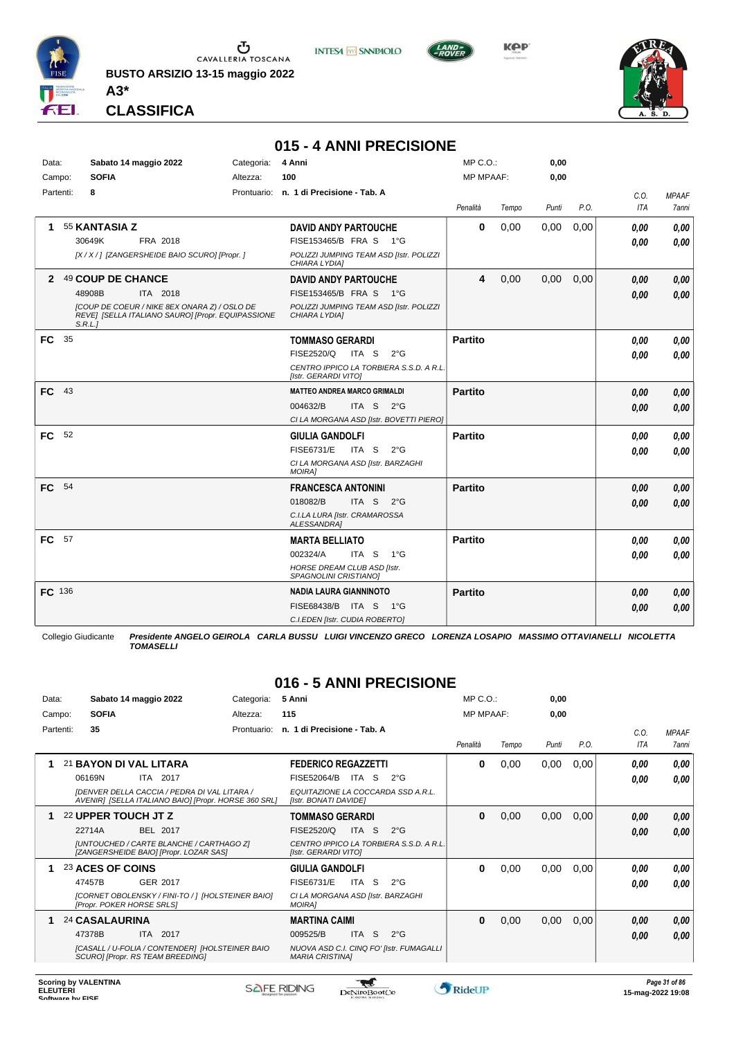CAVALLERIA TOSCANA

**BUSTO ARSIZIO 13-15 maggio 2022**

**A3***

**CLASSIFICA**

## 015 - 4 ANNI PRECISIONE

Data: **Sabato 14 maggio 2022** — Categoria: **4 Anni** — MP C.O.: **0,00**

Campo: **SOFIA** — Altezza: **100** — MP MPAAF: **0,00**

Partenti: **8** — Prontuario: **n. 1 di Precisione - Tab. A**

| | Cavallo | Cavaliere | Penalità | Tempo | Punti | P.O. | C.O. ITA | MPAAF 7anni |
|---|---|---|---|---|---|---|---|---|
| **1** | 55 **KANTASIA Z**<br>30649K FRA 2018<br>*[X / X / ] [ZANGERSHEIDE BAIO SCURO] [Propr. ]* | **DAVID ANDY PARTOUCHE**<br>FISE153465/B FRA S 1°G<br>*POLIZZI JUMPING TEAM ASD [Istr. POLIZZI CHIARA LYDIA]* | **0** | 0,00 | 0,00 | 0,00 | ***0,00***<br>***0,00*** | ***0,00***<br>***0,00*** |
| **2** | 49 **COUP DE CHANCE**<br>48908B ITA 2018<br>*[COUP DE COEUR / NIKE 8EX ONARA Z) / OSLO DE REVE] [SELLA ITALIANO SAURO] [Propr. EQUIPASSIONE S.R.L.]* | **DAVID ANDY PARTOUCHE**<br>FISE153465/B FRA S 1°G<br>*POLIZZI JUMPING TEAM ASD [Istr. POLIZZI CHIARA LYDIA]* | **4** | 0,00 | 0,00 | 0,00 | ***0,00***<br>***0,00*** | ***0,00***<br>***0,00*** |
| **FC** | 35 | **TOMMASO GERARDI**<br>FISE2520/Q ITA S 2°G<br>*CENTRO IPPICO LA TORBIERA S.S.D. A R.L. [Istr. GERARDI VITO]* | **Partito** | | | | ***0,00***<br>***0,00*** | ***0,00***<br>***0,00*** |
| **FC** | 43 | **MATTEO ANDREA MARCO GRIMALDI**<br>004632/B ITA S 2°G<br>*CI LA MORGANA ASD [Istr. BOVETTI PIERO]* | **Partito** | | | | ***0,00***<br>***0,00*** | ***0,00***<br>***0,00*** |
| **FC** | 52 | **GIULIA GANDOLFI**<br>FISE6731/E ITA S 2°G<br>*CI LA MORGANA ASD [Istr. BARZAGHI MOIRA]* | **Partito** | | | | ***0,00***<br>***0,00*** | ***0,00***<br>***0,00*** |
| **FC** | 54 | **FRANCESCA ANTONINI**<br>018082/B ITA S 2°G<br>*C.I.LA LURA [Istr. CRAMAROSSA ALESSANDRA]* | **Partito** | | | | ***0,00***<br>***0,00*** | ***0,00***<br>***0,00*** |
| **FC** | 57 | **MARTA BELLIATO**<br>002324/A ITA S 1°G<br>*HORSE DREAM CLUB ASD [Istr. SPAGNOLINI CRISTIANO]* | **Partito** | | | | ***0,00***<br>***0,00*** | ***0,00***<br>***0,00*** |
| **FC** | 136 | **NADIA LAURA GIANNINOTO**<br>FISE68438/B ITA S 1°G<br>*C.I.EDEN [Istr. CUDIA ROBERTO]* | **Partito** | | | | ***0,00***<br>***0,00*** | ***0,00***<br>***0,00*** |

Collegio Giudicante ***Presidente ANGELO GEIROLA CARLA BUSSU LUIGI VINCENZO GRECO LORENZA LOSAPIO MASSIMO OTTAVIANELLI NICOLETTA TOMASELLI***

## 016 - 5 ANNI PRECISIONE

Data: **Sabato 14 maggio 2022** — Categoria: **5 Anni** — MP C.O.: **0,00**

Campo: **SOFIA** — Altezza: **115** — MP MPAAF: **0,00**

Partenti: **35** — Prontuario: **n. 1 di Precisione - Tab. A**

| | Cavallo | Cavaliere | Penalità | Tempo | Punti | P.O. | C.O. ITA | MPAAF 7anni |
|---|---|---|---|---|---|---|---|---|
| **1** | 21 **BAYON DI VAL LITARA**<br>06169N ITA 2017<br>*[DENVER DELLA CACCIA / PEDRA DI VAL LITARA / AVENIR] [SELLA ITALIANO BAIO] [Propr. HORSE 360 SRL]* | **FEDERICO REGAZZETTI**<br>FISE52064/B ITA S 2°G<br>*EQUITAZIONE LA COCCARDA SSD A.R.L. [Istr. BONATI DAVIDE]* | **0** | 0,00 | 0,00 | 0,00 | ***0,00***<br>***0,00*** | ***0,00***<br>***0,00*** |
| **1** | 22 **UPPER TOUCH JT Z**<br>22714A BEL 2017<br>*[UNTOUCHED / CARTE BLANCHE / CARTHAGO Z] [ZANGERSHEIDE BAIO] [Propr. LOZAR SAS]* | **TOMMASO GERARDI**<br>FISE2520/Q ITA S 2°G<br>*CENTRO IPPICO LA TORBIERA S.S.D. A R.L. [Istr. GERARDI VITO]* | **0** | 0,00 | 0,00 | 0,00 | ***0,00***<br>***0,00*** | ***0,00***<br>***0,00*** |
| **1** | 23 **ACES OF COINS**<br>47457B GER 2017<br>*[CORNET OBOLENSKY / FINI-TO / ] [HOLSTEINER BAIO] [Propr. POKER HORSE SRLS]* | **GIULIA GANDOLFI**<br>FISE6731/E ITA S 2°G<br>*CI LA MORGANA ASD [Istr. BARZAGHI MOIRA]* | **0** | 0,00 | 0,00 | 0,00 | ***0,00***<br>***0,00*** | ***0,00***<br>***0,00*** |
| **1** | 24 **CASALAURINA**<br>47378B ITA 2017<br>*[CASALL / U-FOLIA / CONTENDER] [HOLSTEINER BAIO SCURO] [Propr. RS TEAM BREEDING]* | **MARTINA CAIMI**<br>009525/B ITA S 2°G<br>*NUOVA ASD C.I. CINQ FO' [Istr. FUMAGALLI MARIA CRISTINA]* | **0** | 0,00 | 0,00 | 0,00 | ***0,00***<br>***0,00*** | ***0,00***<br>***0,00*** |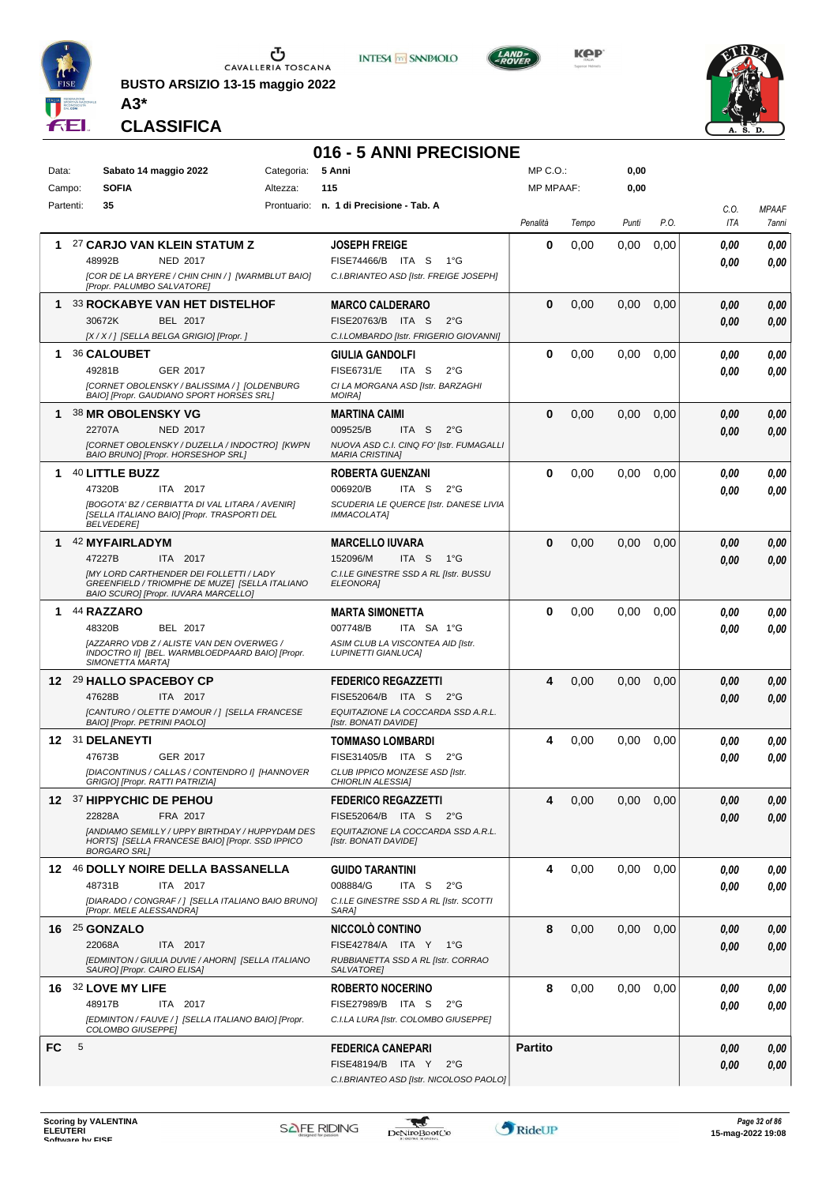BUSTO ARSIZIO 13-15 maggio 2022

**A3***

**CLASSIFICA**

# 016 - 5 ANNI PRECISIONE

| Data: | Sabato 14 maggio 2022 | Categoria: | 5 Anni | MP C.O.: | 0,00 |
|---|---|---|---|---|---|
| Campo: | SOFIA | Altezza: | 115 | MP MPAAF: | 0,00 |
| Partenti: | 35 | Prontuario: | n. 1 di Precisione - Tab. A | | |

| | Cavallo | Cavaliere | Penalità | Tempo | Punti | P.O. | C.O. ITA | MPAAF 7anni |
|---|---|---|---|---|---|---|---|---|
| 1 | 27 **CARJO VAN KLEIN STATUM Z** 48992B NED 2017 *[COR DE LA BRYERE / CHIN CHIN / ] [WARMBLUT BAIO] [Propr. PALUMBO SALVATORE]* | **JOSEPH FREIGE** FISE74466/B ITA S 1°G *C.I.BRIANTEO ASD [Istr. FREIGE JOSEPH]* | 0 | 0,00 | 0,00 | 0,00 | 0,00 / 0,00 | 0,00 / 0,00 |
| 1 | 33 **ROCKABYE VAN HET DISTELHOF** 30672K BEL 2017 *[X / X / ] [SELLA BELGA GRIGIO] [Propr. ]* | **MARCO CALDERARO** FISE20763/B ITA S 2°G *C.I.LOMBARDO [Istr. FRIGERIO GIOVANNI]* | 0 | 0,00 | 0,00 | 0,00 | 0,00 / 0,00 | 0,00 / 0,00 |
| 1 | 36 **CALOUBET** 49281B GER 2017 *[CORNET OBOLENSKY / BALISSIMA / ] [OLDENBURG BAIO] [Propr. GAUDIANO SPORT HORSES SRL]* | **GIULIA GANDOLFI** FISE6731/E ITA S 2°G *CI LA MORGANA ASD [Istr. BARZAGHI MOIRA]* | 0 | 0,00 | 0,00 | 0,00 | 0,00 / 0,00 | 0,00 / 0,00 |
| 1 | 38 **MR OBOLENSKY VG** 22707A NED 2017 *[CORNET OBOLENSKY / DUZELLA / INDOCTRO] [KWPN BAIO BRUNO] [Propr. HORSESHOP SRL]* | **MARTINA CAIMI** 009525/B ITA S 2°G *NUOVA ASD C.I. CINQ FO' [Istr. FUMAGALLI MARIA CRISTINA]* | 0 | 0,00 | 0,00 | 0,00 | 0,00 / 0,00 | 0,00 / 0,00 |
| 1 | 40 **LITTLE BUZZ** 47320B ITA 2017 *[BOGOTA' BZ / CERBIATTA DI VAL LITARA / AVENIR] [SELLA ITALIANO BAIO] [Propr. TRASPORTI DEL BELVEDERE]* | **ROBERTA GUENZANI** 006920/B ITA S 2°G *SCUDERIA LE QUERCE [Istr. DANESE LIVIA IMMACOLATA]* | 0 | 0,00 | 0,00 | 0,00 | 0,00 / 0,00 | 0,00 / 0,00 |
| 1 | 42 **MYFAIRLADYM** 47227B ITA 2017 *[MY LORD CARTHENDER DEI FOLLETTI / LADY GREENFIELD / TRIOMPHE DE MUZE] [SELLA ITALIANO BAIO SCURO] [Propr. IUVARA MARCELLO]* | **MARCELLO IUVARA** 152096/M ITA S 1°G *C.I.LE GINESTRE SSD A RL [Istr. BUSSU ELEONORA]* | 0 | 0,00 | 0,00 | 0,00 | 0,00 / 0,00 | 0,00 / 0,00 |
| 1 | 44 **RAZZARO** 48320B BEL 2017 *[AZZARRO VDB Z / ALISTE VAN DEN OVERWEG / INDOCTRO II] [BEL. WARMBLOEDPAARD BAIO] [Propr. SIMONETTA MARTA]* | **MARTA SIMONETTA** 007748/B ITA SA 1°G *ASIM CLUB LA VISCONTEA AID [Istr. LUPINETTI GIANLUCA]* | 0 | 0,00 | 0,00 | 0,00 | 0,00 / 0,00 | 0,00 / 0,00 |
| 12 | 29 **HALLO SPACEBOY CP** 47628B ITA 2017 *[CANTURO / OLETTE D'AMOUR / ] [SELLA FRANCESE BAIO] [Propr. PETRINI PAOLO]* | **FEDERICO REGAZZETTI** FISE52064/B ITA S 2°G *EQUITAZIONE LA COCCARDA SSD A.R.L. [Istr. BONATI DAVIDE]* | 4 | 0,00 | 0,00 | 0,00 | 0,00 / 0,00 | 0,00 / 0,00 |
| 12 | 31 **DELANEYTI** 47673B GER 2017 *[DIACONTINUS / CALLAS / CONTENDRO I] [HANNOVER GRIGIO] [Propr. RATTI PATRIZIA]* | **TOMMASO LOMBARDI** FISE31405/B ITA S 2°G *CLUB IPPICO MONZESE ASD [Istr. CHIORLIN ALESSIA]* | 4 | 0,00 | 0,00 | 0,00 | 0,00 / 0,00 | 0,00 / 0,00 |
| 12 | 37 **HIPPYCHIC DE PEHOU** 22828A FRA 2017 *[ANDIAMO SEMILLY / UPPY BIRTHDAY / HUPPYDAM DES HORTS] [SELLA FRANCESE BAIO] [Propr. SSD IPPICO BORGARO SRL]* | **FEDERICO REGAZZETTI** FISE52064/B ITA S 2°G *EQUITAZIONE LA COCCARDA SSD A.R.L. [Istr. BONATI DAVIDE]* | 4 | 0,00 | 0,00 | 0,00 | 0,00 / 0,00 | 0,00 / 0,00 |
| 12 | 46 **DOLLY NOIRE DELLA BASSANELLA** 48731B ITA 2017 *[DIARADO / CONGRAF / ] [SELLA ITALIANO BAIO BRUNO] [Propr. MELE ALESSANDRA]* | **GUIDO TARANTINI** 008884/G ITA S 2°G *C.I.LE GINESTRE SSD A RL [Istr. SCOTTI SARA]* | 4 | 0,00 | 0,00 | 0,00 | 0,00 / 0,00 | 0,00 / 0,00 |
| 16 | 25 **GONZALO** 22068A ITA 2017 *[EDMINTON / GIULIA DUVIE / AHORN] [SELLA ITALIANO SAURO] [Propr. CAIRO ELISA]* | **NICCOLÒ CONTINO** FISE42784/A ITA Y 1°G *RUBBIANETTA SSD A RL [Istr. CORRAO SALVATORE]* | 8 | 0,00 | 0,00 | 0,00 | 0,00 / 0,00 | 0,00 / 0,00 |
| 16 | 32 **LOVE MY LIFE** 48917B ITA 2017 *[EDMINTON / FAUVE / ] [SELLA ITALIANO BAIO] [Propr. COLOMBO GIUSEPPE]* | **ROBERTO NOCERINO** FISE27989/B ITA S 2°G *C.I.LA LURA [Istr. COLOMBO GIUSEPPE]* | 8 | 0,00 | 0,00 | 0,00 | 0,00 / 0,00 | 0,00 / 0,00 |
| FC | 5 | **FEDERICA CANEPARI** FISE48194/B ITA Y 2°G *C.I.BRIANTEO ASD [Istr. NICOLOSO PAOLO]* | Partito | | | | 0,00 / 0,00 | 0,00 / 0,00 |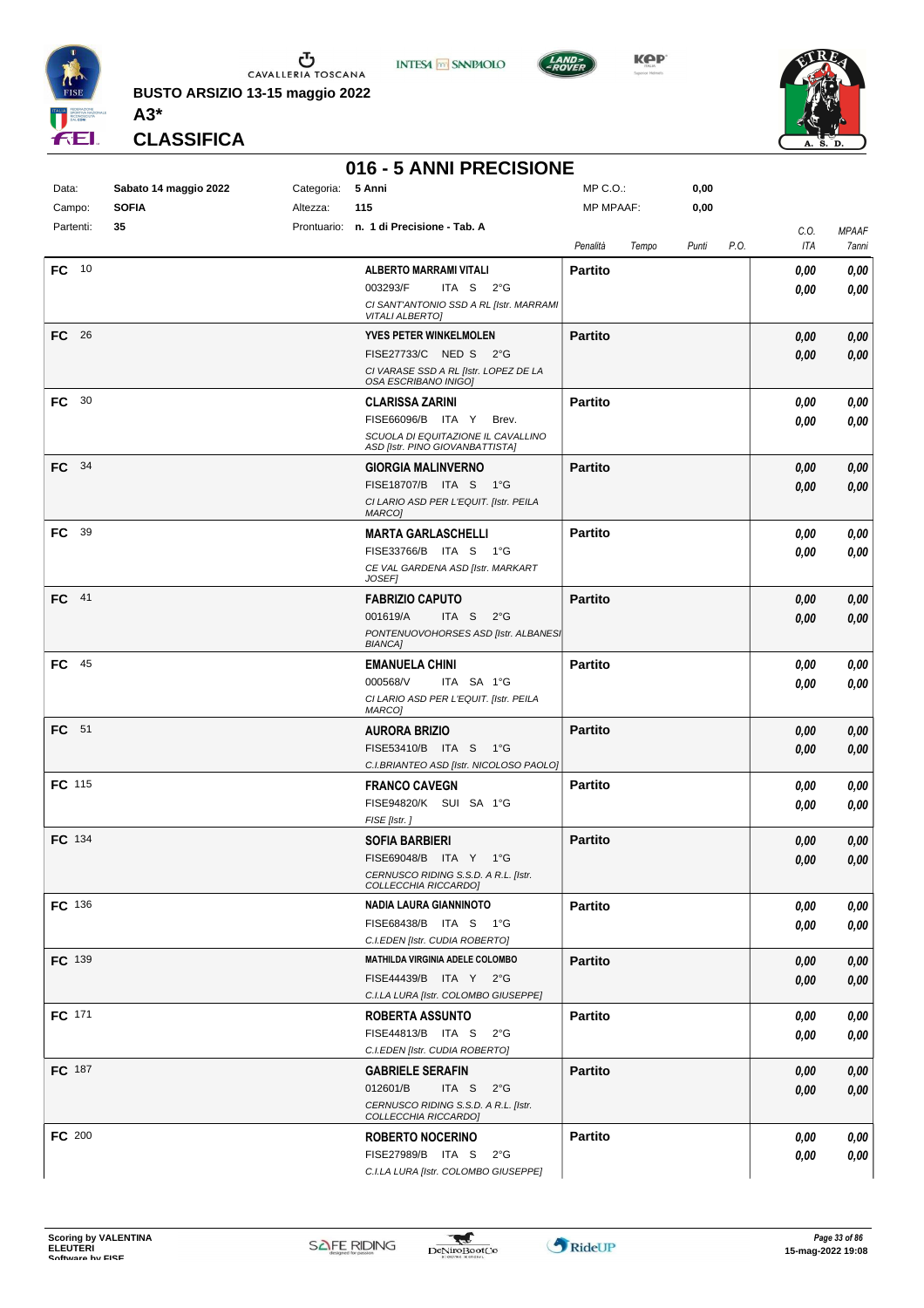**BUSTO ARSIZIO 13-15 maggio 2022**

**A3***

## CLASSIFICA

# 016 - 5 ANNI PRECISIONE

| | | | | | |
|---|---|---|---|---|---|
| Data: | Sabato 14 maggio 2022 | Categoria: | 5 Anni | MP C.O.: | 0,00 |
| Campo: | SOFIA | Altezza: | 115 | MP MPAAF: | 0,00 |
| Partenti: | 35 | Prontuario: | n. 1 di Precisione - Tab. A | | |

| | Cavaliere | Penalità | Tempo | Punti | P.O. | C.O. ITA | MPAAF 7anni |
|---|---|---|---|---|---|---|---|
| FC 10 | **ALBERTO MARRAMI VITALI** 003293/F ITA S 2°G *CI SANT'ANTONIO SSD A RL [Istr. MARRAMI VITALI ALBERTO]* | **Partito** | | | | 0,00 / 0,00 | 0,00 / 0,00 |
| FC 26 | **YVES PETER WINKELMOLEN** FISE27733/C NED S 2°G *CI VARASE SSD A RL [Istr. LOPEZ DE LA OSA ESCRIBANO INIGO]* | **Partito** | | | | 0,00 / 0,00 | 0,00 / 0,00 |
| FC 30 | **CLARISSA ZARINI** FISE66096/B ITA Y Brev. *SCUOLA DI EQUITAZIONE IL CAVALLINO ASD [Istr. PINO GIOVANBATTISTA]* | **Partito** | | | | 0,00 / 0,00 | 0,00 / 0,00 |
| FC 34 | **GIORGIA MALINVERNO** FISE18707/B ITA S 1°G *CI LARIO ASD PER L'EQUIT. [Istr. PEILA MARCO]* | **Partito** | | | | 0,00 / 0,00 | 0,00 / 0,00 |
| FC 39 | **MARTA GARLASCHELLI** FISE33766/B ITA S 1°G *CE VAL GARDENA ASD [Istr. MARKART JOSEF]* | **Partito** | | | | 0,00 / 0,00 | 0,00 / 0,00 |
| FC 41 | **FABRIZIO CAPUTO** 001619/A ITA S 2°G *PONTENUOVOHORSES ASD [Istr. ALBANESI BIANCA]* | **Partito** | | | | 0,00 / 0,00 | 0,00 / 0,00 |
| FC 45 | **EMANUELA CHINI** 000568/V ITA SA 1°G *CI LARIO ASD PER L'EQUIT. [Istr. PEILA MARCO]* | **Partito** | | | | 0,00 / 0,00 | 0,00 / 0,00 |
| FC 51 | **AURORA BRIZIO** FISE53410/B ITA S 1°G *C.I.BRIANTEO ASD [Istr. NICOLOSO PAOLO]* | **Partito** | | | | 0,00 / 0,00 | 0,00 / 0,00 |
| FC 115 | **FRANCO CAVEGN** FISE94820/K SUI SA 1°G *FISE [Istr. ]* | **Partito** | | | | 0,00 / 0,00 | 0,00 / 0,00 |
| FC 134 | **SOFIA BARBIERI** FISE69048/B ITA Y 1°G *CERNUSCO RIDING S.S.D. A R.L. [Istr. COLLECCHIA RICCARDO]* | **Partito** | | | | 0,00 / 0,00 | 0,00 / 0,00 |
| FC 136 | **NADIA LAURA GIANNINOTO** FISE68438/B ITA S 1°G *C.I.EDEN [Istr. CUDIA ROBERTO]* | **Partito** | | | | 0,00 / 0,00 | 0,00 / 0,00 |
| FC 139 | **MATHILDA VIRGINIA ADELE COLOMBO** FISE44439/B ITA Y 2°G *C.I.LA LURA [Istr. COLOMBO GIUSEPPE]* | **Partito** | | | | 0,00 / 0,00 | 0,00 / 0,00 |
| FC 171 | **ROBERTA ASSUNTO** FISE44813/B ITA S 2°G *C.I.EDEN [Istr. CUDIA ROBERTO]* | **Partito** | | | | 0,00 / 0,00 | 0,00 / 0,00 |
| FC 187 | **GABRIELE SERAFIN** 012601/B ITA S 2°G *CERNUSCO RIDING S.S.D. A R.L. [Istr. COLLECCHIA RICCARDO]* | **Partito** | | | | 0,00 / 0,00 | 0,00 / 0,00 |
| FC 200 | **ROBERTO NOCERINO** FISE27989/B ITA S 2°G *C.I.LA LURA [Istr. COLOMBO GIUSEPPE]* | **Partito** | | | | 0,00 / 0,00 | 0,00 / 0,00 |

Scoring by VALENTINA ELEUTERI
Software by FISE

15-mag-2022 19:08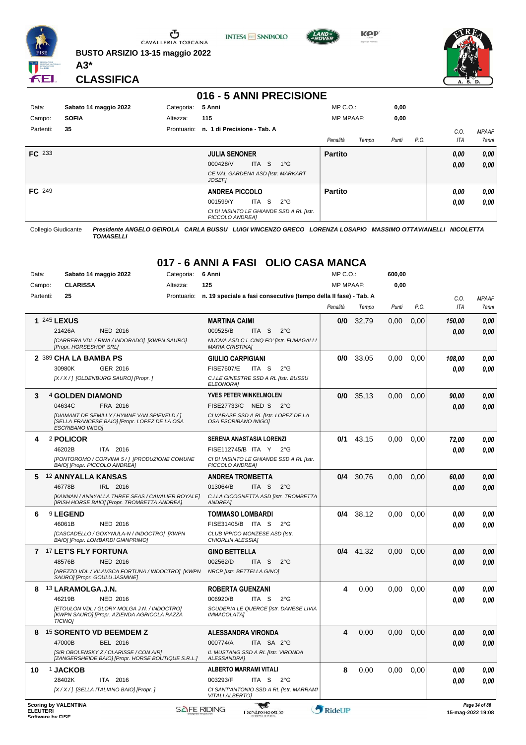BUSTO ARSIZIO 13-15 maggio 2022

**A3***

**CLASSIFICA**

## 016 - 5 ANNI PRECISIONE

| Data: | Sabato 14 maggio 2022 | Categoria: | 5 Anni | MP C.O.: | 0,00 |
|---|---|---|---|---|---|
| Campo: | SOFIA | Altezza: | 115 | MP MPAAF: | 0,00 |
| Partenti: | 35 | Prontuario: | n. 1 di Precisione - Tab. A | | |

| | Cavallo | Cavaliere | Penalità | Tempo | Punti | P.O. | C.O. ITA | MPAAF 7anni |
|---|---|---|---|---|---|---|---|---|
| FC 233 | | **JULIA SENONER** 000428/V ITA S 1°G CE VAL GARDENA ASD [Istr. MARKART JOSEF] | **Partito** | | | | 0,00 / 0,00 | 0,00 / 0,00 |
| FC 249 | | **ANDREA PICCOLO** 001599/Y ITA S 2°G CI DI MISINTO LE GHIANDE SSD A RL [Istr. PICCOLO ANDREA] | **Partito** | | | | 0,00 / 0,00 | 0,00 / 0,00 |

Collegio Giudicante *Presidente ANGELO GEIROLA CARLA BUSSU LUIGI VINCENZO GRECO LORENZA LOSAPIO MASSIMO OTTAVIANELLI NICOLETTA TOMASELLI*

## 017 - 6 ANNI A FASI OLIO CASA MANCA

| Data: | Sabato 14 maggio 2022 | Categoria: | 6 Anni | MP C.O.: | 600,00 |
|---|---|---|---|---|---|
| Campo: | CLARISSA | Altezza: | 125 | MP MPAAF: | 0,00 |
| Partenti: | 25 | Prontuario: | n. 19 speciale a fasi consecutive (tempo della II fase) - Tab. A | | |

| Cl. | Cavallo | Cavaliere | Penalità | Tempo | Punti | P.O. | C.O. ITA | MPAAF 7anni |
|---|---|---|---|---|---|---|---|---|
| 1 | 245 **LEXUS** 21426A NED 2016 [CARRERA VDL / RINA / INDORADO] [KWPN SAURO] [Propr. HORSESHOP SRL] | **MARTINA CAIMI** 009525/B ITA S 2°G NUOVA ASD C.I. CINQ FO' [Istr. FUMAGALLI MARIA CRISTINA] | 0/0 | 32,79 | 0,00 | 0,00 | 150,00 / 0,00 | 0,00 / 0,00 |
| 2 | 389 **CHA LA BAMBA PS** 30980K GER 2016 [X / X / ] [OLDENBURG SAURO] [Propr. ] | **GIULIO CARPIGIANI** FISE7607/E ITA S 2°G C.I.LE GINESTRE SSD A RL [Istr. BUSSU ELEONORA] | 0/0 | 33,05 | 0,00 | 0,00 | 108,00 / 0,00 | 0,00 / 0,00 |
| 3 | 4 **GOLDEN DIAMOND** 04634C FRA 2016 [DIAMANT DE SEMILLY / HYMNE VAN SPIEVELD / ] [SELLA FRANCESE BAIO] [Propr. LOPEZ DE LA OSA ESCRIBANO INIGO] | **YVES PETER WINKELMOLEN** FISE27733/C NED S 2°G CI VARASE SSD A RL [Istr. LOPEZ DE LA OSA ESCRIBANO INIGO] | 0/0 | 35,13 | 0,00 | 0,00 | 90,00 / 0,00 | 0,00 / 0,00 |
| 4 | 2 **POLICOR** 46202B ITA 2016 [PONTOROMO / CORVINA 5 / ] [PRODUZIONE COMUNE BAIO] [Propr. PICCOLO ANDREA] | **SERENA ANASTASIA LORENZI** FISE112745/B ITA Y 2°G CI DI MISINTO LE GHIANDE SSD A RL [Istr. PICCOLO ANDREA] | 0/1 | 43,15 | 0,00 | 0,00 | 72,00 / 0,00 | 0,00 / 0,00 |
| 5 | 12 **ANNYALLA KANSAS** 46778B IRL 2016 [KANNAN / ANNYALLA THREE SEAS / CAVALIER ROYALE] [IRISH HORSE BAIO] [Propr. TROMBETTA ANDREA] | **ANDREA TROMBETTA** 013064/B ITA S 2°G C.I.LA CICOGNETTA ASD [Istr. TROMBETTA ANDREA] | 0/4 | 30,76 | 0,00 | 0,00 | 60,00 / 0,00 | 0,00 / 0,00 |
| 6 | 9 **LEGEND** 46061B NED 2016 [CASCADELLO / GOXYNULA-N / INDOCTRO] [KWPN BAIO] [Propr. LOMBARDI GIANPRIMO] | **TOMMASO LOMBARDI** FISE31405/B ITA S 2°G CLUB IPPICO MONZESE ASD [Istr. CHIORLIN ALESSIA] | 0/4 | 38,12 | 0,00 | 0,00 | 0,00 / 0,00 | 0,00 / 0,00 |
| 7 | 17 **LET'S FLY FORTUNA** 48576B NED 2016 [AREZZO VDL / VILAVSCA FORTUNA / INDOCTRO] [KWPN SAURO] [Propr. GOULU JASMINE] | **GINO BETTELLA** 002562/D ITA S 2°G NRCP [Istr. BETTELLA GINO] | 0/4 | 41,32 | 0,00 | 0,00 | 0,00 / 0,00 | 0,00 / 0,00 |
| 8 | 13 **LARAMOLGA.J.N.** 46219B NED 2016 [ETOULON VDL / GLORY MOLGA J.N. / INDOCTRO] [KWPN SAURO] [Propr. AZIENDA AGRICOLA RAZZA TICINO] | **ROBERTA GUENZANI** 006920/B ITA S 2°G SCUDERIA LE QUERCE [Istr. DANESE LIVIA IMMACOLATA] | 4 | 0,00 | 0,00 | 0,00 | 0,00 / 0,00 | 0,00 / 0,00 |
| 8 | 15 **SORENTO VD BEEMDEM Z** 47000B BEL 2016 [SIR OBOLENSKY Z / CLARISSE / CON AIR] [ZANGERSHEIDE BAIO] [Propr. HORSE BOUTIQUE S.R.L.] | **ALESSANDRA VIRONDA** 000774/A ITA SA 2°G IL MUSTANG SSD A RL [Istr. VIRONDA ALESSANDRA] | 4 | 0,00 | 0,00 | 0,00 | 0,00 / 0,00 | 0,00 / 0,00 |
| 10 | 1 **JACKOB** 28402K ITA 2016 [X / X / ] [SELLA ITALIANO BAIO] [Propr. ] | **ALBERTO MARRAMI VITALI** 003293/F ITA S 2°G CI SANT'ANTONIO SSD A RL [Istr. MARRAMI VITALI ALBERTO] | 8 | 0,00 | 0,00 | 0,00 | 0,00 / 0,00 | 0,00 / 0,00 |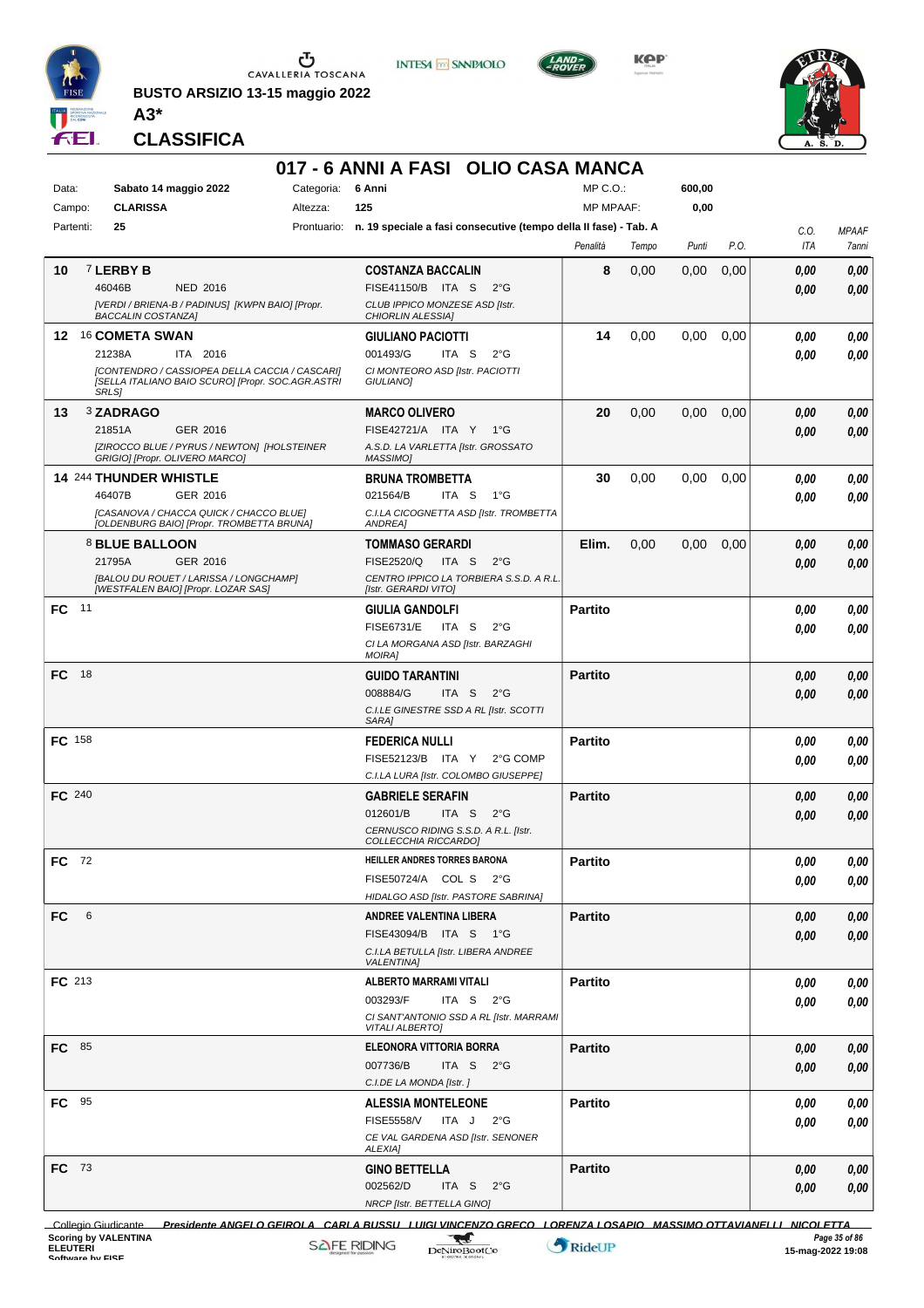BUSTO ARSIZIO 13-15 maggio 2022

**A3***

**CLASSIFICA**

## 017 - 6 ANNI A FASI OLIO CASA MANCA

| Data: | Sabato 14 maggio 2022 | Categoria: | 6 Anni | MP C.O.: | 600,00 |
|---|---|---|---|---|---|
| Campo: | CLARISSA | Altezza: | 125 | MP MPAAF: | 0,00 |
| Partenti: | 25 | Prontuario: | n. 19 speciale a fasi consecutive (tempo della II fase) - Tab. A | | |

| Cl. | Cavallo | Cavaliere | Penalità | Tempo | Punti | P.O. | C.O. ITA | MPAAF 7anni |
|---|---|---|---|---|---|---|---|---|
| 10 | 7 **LERBY B** 46046B NED 2016 *[VERDI / BRIENA-B / PADINUS] [KWPN BAIO] [Propr. BACCALIN COSTANZA]* | **COSTANZA BACCALIN** FISE41150/B ITA S 2°G *CLUB IPPICO MONZESE ASD [Istr. CHIORLIN ALESSIA]* | 8 | 0,00 | 0,00 | 0,00 | 0,00 / 0,00 | 0,00 / 0,00 |
| 12 | 16 **COMETA SWAN** 21238A ITA 2016 *[CONTENDRO / CASSIOPEA DELLA CACCIA / CASCARI] [SELLA ITALIANO BAIO SCURO] [Propr. SOC.AGR.ASTRI SRLS]* | **GIULIANO PACIOTTI** 001493/G ITA S 2°G *CI MONTEORO ASD [Istr. PACIOTTI GIULIANO]* | 14 | 0,00 | 0,00 | 0,00 | 0,00 / 0,00 | 0,00 / 0,00 |
| 13 | 3 **ZADRAGO** 21851A GER 2016 *[ZIROCCO BLUE / PYRUS / NEWTON] [HOLSTEINER GRIGIO] [Propr. OLIVERO MARCO]* | **MARCO OLIVERO** FISE42721/A ITA Y 1°G *A.S.D. LA VARLETTA [Istr. GROSSATO MASSIMO]* | 20 | 0,00 | 0,00 | 0,00 | 0,00 / 0,00 | 0,00 / 0,00 |
| 14 | 244 **THUNDER WHISTLE** 46407B GER 2016 *[CASANOVA / CHACCA QUICK / CHACCO BLUE] [OLDENBURG BAIO] [Propr. TROMBETTA BRUNA]* | **BRUNA TROMBETTA** 021564/B ITA S 1°G *C.I.LA CICOGNETTA ASD [Istr. TROMBETTA ANDREA]* | 30 | 0,00 | 0,00 | 0,00 | 0,00 / 0,00 | 0,00 / 0,00 |
| | 8 **BLUE BALLOON** 21795A GER 2016 *[BALOU DU ROUET / LARISSA / LONGCHAMP] [WESTFALEN BAIO] [Propr. LOZAR SAS]* | **TOMMASO GERARDI** FISE2520/Q ITA S 2°G *CENTRO IPPICO LA TORBIERA S.S.D. A R.L. [Istr. GERARDI VITO]* | Elim. | 0,00 | 0,00 | 0,00 | 0,00 / 0,00 | 0,00 / 0,00 |
| FC | 11 | **GIULIA GANDOLFI** FISE6731/E ITA S 2°G *CI LA MORGANA ASD [Istr. BARZAGHI MOIRA]* | Partito | | | | 0,00 / 0,00 | 0,00 / 0,00 |
| FC | 18 | **GUIDO TARANTINI** 008884/G ITA S 2°G *C.I.LE GINESTRE SSD A RL [Istr. SCOTTI SARA]* | Partito | | | | 0,00 / 0,00 | 0,00 / 0,00 |
| FC | 158 | **FEDERICA NULLI** FISE52123/B ITA Y 2°G COMP *C.I.LA LURA [Istr. COLOMBO GIUSEPPE]* | Partito | | | | 0,00 / 0,00 | 0,00 / 0,00 |
| FC | 240 | **GABRIELE SERAFIN** 012601/B ITA S 2°G *CERNUSCO RIDING S.S.D. A R.L. [Istr. COLLECCHIA RICCARDO]* | Partito | | | | 0,00 / 0,00 | 0,00 / 0,00 |
| FC | 72 | **HEILLER ANDRES TORRES BARONA** FISE50724/A COL S 2°G *HIDALGO ASD [Istr. PASTORE SABRINA]* | Partito | | | | 0,00 / 0,00 | 0,00 / 0,00 |
| FC | 6 | **ANDREE VALENTINA LIBERA** FISE43094/B ITA S 1°G *C.I.LA BETULLA [Istr. LIBERA ANDREE VALENTINA]* | Partito | | | | 0,00 / 0,00 | 0,00 / 0,00 |
| FC | 213 | **ALBERTO MARRAMI VITALI** 003293/F ITA S 2°G *CI SANT'ANTONIO SSD A RL [Istr. MARRAMI VITALI ALBERTO]* | Partito | | | | 0,00 / 0,00 | 0,00 / 0,00 |
| FC | 85 | **ELEONORA VITTORIA BORRA** 007736/B ITA S 2°G *C.I.DE LA MONDA [Istr. ]* | Partito | | | | 0,00 / 0,00 | 0,00 / 0,00 |
| FC | 95 | **ALESSIA MONTELEONE** FISE5558/V ITA J 2°G *CE VAL GARDENA ASD [Istr. SENONER ALEXIA]* | Partito | | | | 0,00 / 0,00 | 0,00 / 0,00 |
| FC | 73 | **GINO BETTELLA** 002562/D ITA S 2°G *NRCP [Istr. BETTELLA GINO]* | Partito | | | | 0,00 / 0,00 | 0,00 / 0,00 |

Collegio Giudicante *Presidente ANGELO GEIROLA CARLA BUSSU LUIGI VINCENZO GRECO LORENZA LOSAPIO MASSIMO OTTAVIANELLI NICOLETTA*

Scoring by VALENTINA ELEUTERI
Software by FISE

15-mag-2022 19:08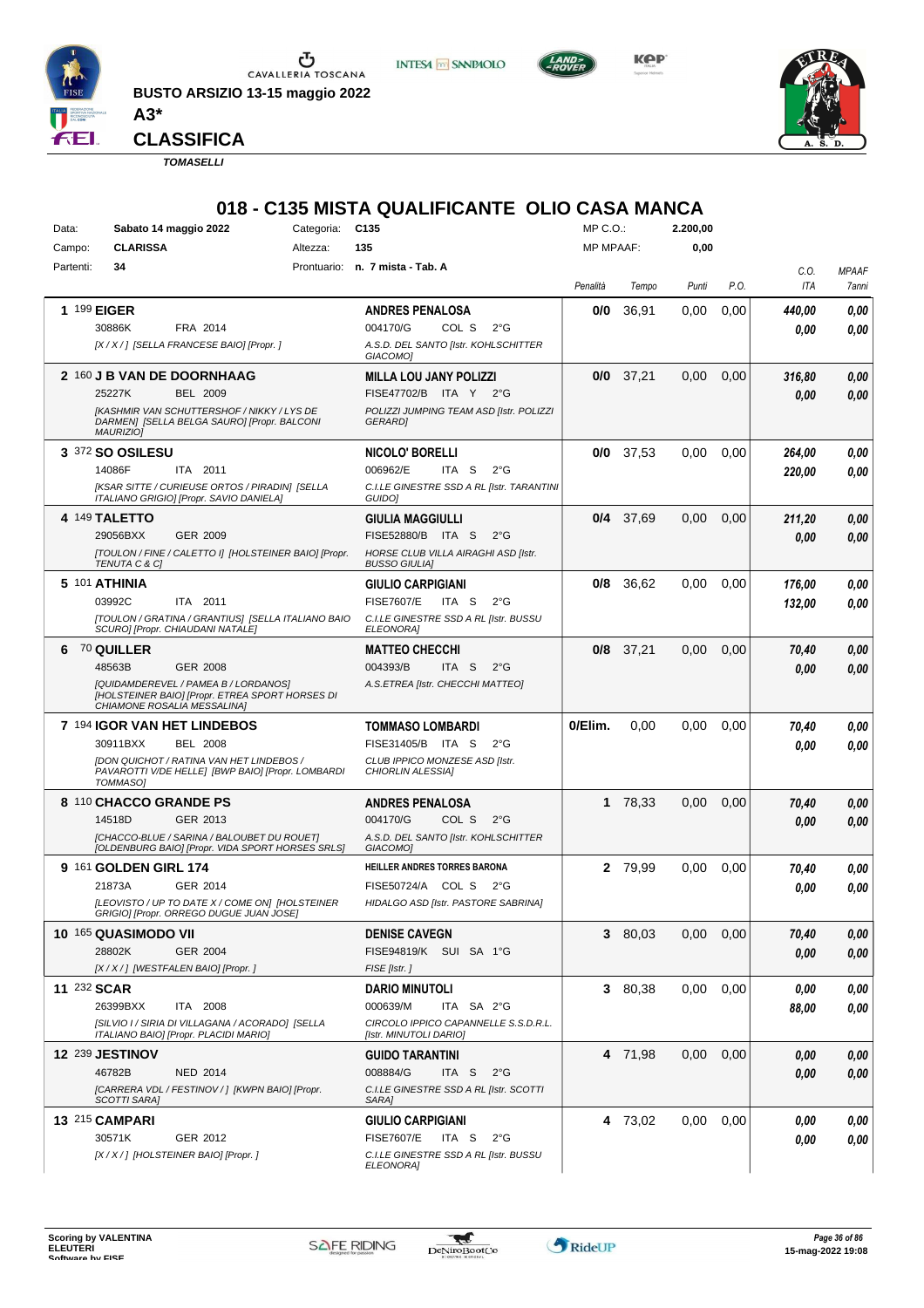**BUSTO ARSIZIO 13-15 maggio 2022**

**A3***

**CLASSIFICA**

*TOMASELLI*

# 018 - C135 MISTA QUALIFICANTE OLIO CASA MANCA

| Data: | Sabato 14 maggio 2022 | Categoria: | C135 | MP C.O.: | 2.200,00 |
|---|---|---|---|---|---|
| Campo: | CLARISSA | Altezza: | 135 | MP MPAAF: | 0,00 |
| Partenti: | 34 | Prontuario: | n. 7 mista - Tab. A | | |

| Cl. | N. | Cavallo | Cavaliere | Penalità | Tempo | Punti | P.O. | C.O. ITA | MPAAF 7anni |
|---|---|---|---|---|---|---|---|---|---|
| 1 | 199 | **EIGER** 30886K FRA 2014 *[X / X / ] [SELLA FRANCESE BAIO] [Propr. ]* | **ANDRES PENALOSA** 004170/G COL S 2°G *A.S.D. DEL SANTO [Istr. KOHLSCHITTER GIACOMO]* | **0/0** | 36,91 | 0,00 | 0,00 | ***440,00*** ***0,00*** | ***0,00*** ***0,00*** |
| 2 | 160 | **J B VAN DE DOORNHAAG** 25227K BEL 2009 *[KASHMIR VAN SCHUTTERSHOF / NIKKY / LYS DE DARMEN] [SELLA BELGA SAURO] [Propr. BALCONI MAURIZIO]* | **MILLA LOU JANY POLIZZI** FISE47702/B ITA Y 2°G *POLIZZI JUMPING TEAM ASD [Istr. POLIZZI GERARD]* | **0/0** | 37,21 | 0,00 | 0,00 | ***316,80*** ***0,00*** | ***0,00*** ***0,00*** |
| 3 | 372 | **SO OSILESU** 14086F ITA 2011 *[KSAR SITTE / CURIEUSE ORTOS / PIRADIN] [SELLA ITALIANO GRIGIO] [Propr. SAVIO DANIELA]* | **NICOLO' BORELLI** 006962/E ITA S 2°G *C.I.LE GINESTRE SSD A RL [Istr. TARANTINI GUIDO]* | **0/0** | 37,53 | 0,00 | 0,00 | ***264,00*** ***220,00*** | ***0,00*** ***0,00*** |
| 4 | 149 | **TALETTO** 29056BXX GER 2009 *[TOULON / FINE / CALETTO I] [HOLSTEINER BAIO] [Propr. TENUTA C & C]* | **GIULIA MAGGIULLI** FISE52880/B ITA S 2°G *HORSE CLUB VILLA AIRAGHI ASD [Istr. BUSSO GIULIA]* | **0/4** | 37,69 | 0,00 | 0,00 | ***211,20*** ***0,00*** | ***0,00*** ***0,00*** |
| 5 | 101 | **ATHINIA** 03992C ITA 2011 *[TOULON / GRATINA / GRANTIUS] [SELLA ITALIANO BAIO SCURO] [Propr. CHIAUDANI NATALE]* | **GIULIO CARPIGIANI** FISE7607/E ITA S 2°G *C.I.LE GINESTRE SSD A RL [Istr. BUSSU ELEONORA]* | **0/8** | 36,62 | 0,00 | 0,00 | ***176,00*** ***132,00*** | ***0,00*** ***0,00*** |
| 6 | 70 | **QUILLER** 48563B GER 2008 *[QUIDAMDEREVEL / PAMEA B / LORDANOS] [HOLSTEINER BAIO] [Propr. ETREA SPORT HORSES DI CHIAMONE ROSALIA MESSALINA]* | **MATTEO CHECCHI** 004393/B ITA S 2°G *A.S.ETREA [Istr. CHECCHI MATTEO]* | **0/8** | 37,21 | 0,00 | 0,00 | ***70,40*** ***0,00*** | ***0,00*** ***0,00*** |
| 7 | 194 | **IGOR VAN HET LINDEBOS** 30911BXX BEL 2008 *[DON QUICHOT / RATINA VAN HET LINDEBOS / PAVAROTTI V/DE HELLE] [BWP BAIO] [Propr. LOMBARDI TOMMASO]* | **TOMMASO LOMBARDI** FISE31405/B ITA S 2°G *CLUB IPPICO MONZESE ASD [Istr. CHIORLIN ALESSIA]* | **0/Elim.** | 0,00 | 0,00 | 0,00 | ***70,40*** ***0,00*** | ***0,00*** ***0,00*** |
| 8 | 110 | **CHACCO GRANDE PS** 14518D GER 2013 *[CHACCO-BLUE / SARINA / BALOUBET DU ROUET] [OLDENBURG BAIO] [Propr. VIDA SPORT HORSES SRLS]* | **ANDRES PENALOSA** 004170/G COL S 2°G *A.S.D. DEL SANTO [Istr. KOHLSCHITTER GIACOMO]* | **1** | 78,33 | 0,00 | 0,00 | ***70,40*** ***0,00*** | ***0,00*** ***0,00*** |
| 9 | 161 | **GOLDEN GIRL 174** 21873A GER 2014 *[LEOVISTO / UP TO DATE X / COME ON] [HOLSTEINER GRIGIO] [Propr. ORREGO DUGUE JUAN JOSE]* | **HEILLER ANDRES TORRES BARONA** FISE50724/A COL S 2°G *HIDALGO ASD [Istr. PASTORE SABRINA]* | **2** | 79,99 | 0,00 | 0,00 | ***70,40*** ***0,00*** | ***0,00*** ***0,00*** |
| 10 | 165 | **QUASIMODO VII** 28802K GER 2004 *[X / X / ] [WESTFALEN BAIO] [Propr. ]* | **DENISE CAVEGN** FISE94819/K SUI SA 1°G *FISE [Istr. ]* | **3** | 80,03 | 0,00 | 0,00 | ***70,40*** ***0,00*** | ***0,00*** ***0,00*** |
| 11 | 232 | **SCAR** 26399BXX ITA 2008 *[SILVIO I / SIRIA DI VILLAGANA / ACORADO] [SELLA ITALIANO BAIO] [Propr. PLACIDI MARIO]* | **DARIO MINUTOLI** 000639/M ITA SA 2°G *CIRCOLO IPPICO CAPANNELLE S.S.D.R.L. [Istr. MINUTOLI DARIO]* | **3** | 80,38 | 0,00 | 0,00 | ***0,00*** ***88,00*** | ***0,00*** ***0,00*** |
| 12 | 239 | **JESTINOV** 46782B NED 2014 *[CARRERA VDL / FESTINOV / ] [KWPN BAIO] [Propr. SCOTTI SARA]* | **GUIDO TARANTINI** 008884/G ITA S 2°G *C.I.LE GINESTRE SSD A RL [Istr. SCOTTI SARA]* | **4** | 71,98 | 0,00 | 0,00 | ***0,00*** ***0,00*** | ***0,00*** ***0,00*** |
| 13 | 215 | **CAMPARI** 30571K GER 2012 *[X / X / ] [HOLSTEINER BAIO] [Propr. ]* | **GIULIO CARPIGIANI** FISE7607/E ITA S 2°G *C.I.LE GINESTRE SSD A RL [Istr. BUSSU ELEONORA]* | **4** | 73,02 | 0,00 | 0,00 | ***0,00*** ***0,00*** | ***0,00*** ***0,00*** |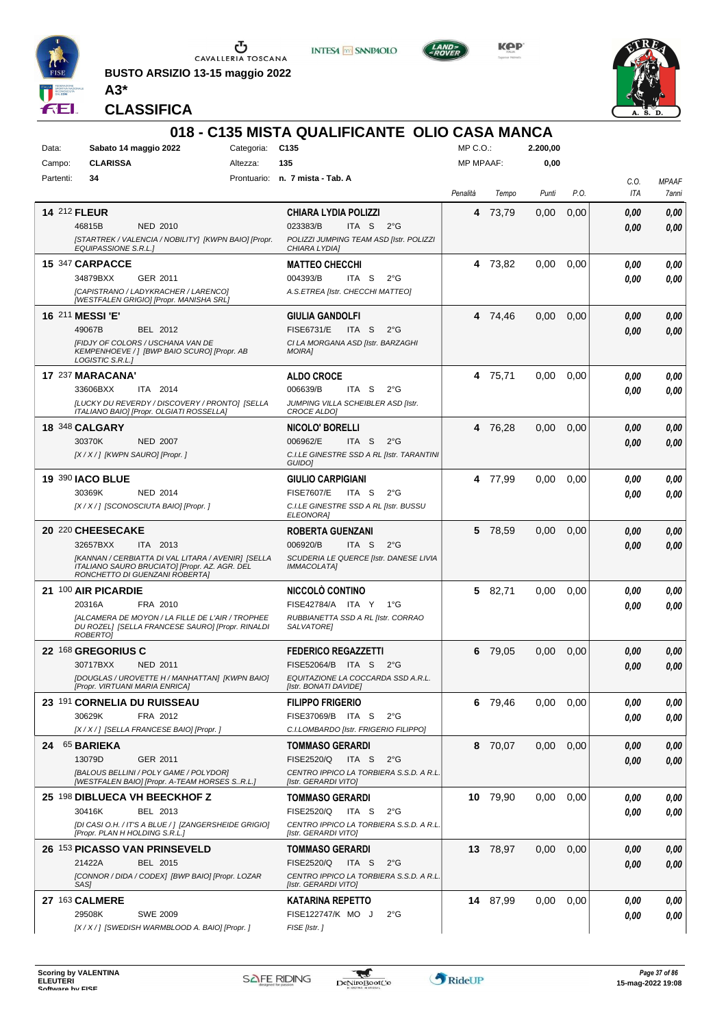BUSTO ARSIZIO 13-15 maggio 2022

A3*

# CLASSIFICA

## 018 - C135 MISTA QUALIFICANTE OLIO CASA MANCA

| Data: | Sabato 14 maggio 2022 | Categoria: | C135 | MP C.O.: | 2.200,00 |
|---|---|---|---|---|---|
| Campo: | CLARISSA | Altezza: | 135 | MP MPAAF: | 0,00 |
| Partenti: | 34 | Prontuario: | n. 7 mista - Tab. A | | |

| Cl. | Cavallo | Cavaliere | Penalità | Tempo | Punti | P.O. | C.O. ITA | MPAAF 7anni |
|---|---|---|---|---|---|---|---|---|
| 14 | 212 **FLEUR** 46815B NED 2010 [STARTREK / VALENCIA / NOBILITY] [KWPN BAIO] [Propr. EQUIPASSIONE S.R.L.] | **CHIARA LYDIA POLIZZI** 023383/B ITA S 2°G POLIZZI JUMPING TEAM ASD [Istr. POLIZZI CHIARA LYDIA] | 4 | 73,79 | 0,00 | 0,00 | 0,00 / 0,00 | 0,00 / 0,00 |
| 15 | 347 **CARPACCE** 34879BXX GER 2011 [CAPISTRANO / LADYKRACHER / LARENCO] [WESTFALEN GRIGIO] [Propr. MANISHA SRL] | **MATTEO CHECCHI** 004393/B ITA S 2°G A.S.ETREA [Istr. CHECCHI MATTEO] | 4 | 73,82 | 0,00 | 0,00 | 0,00 / 0,00 | 0,00 / 0,00 |
| 16 | 211 **MESSI 'E'** 49067B BEL 2012 [FIDJY OF COLORS / USCHANA VAN DE KEMPENHOEVE / ] [BWP BAIO SCURO] [Propr. AB LOGISTIC S.R.L.] | **GIULIA GANDOLFI** FISE6731/E ITA S 2°G CI LA MORGANA ASD [Istr. BARZAGHI MOIRA] | 4 | 74,46 | 0,00 | 0,00 | 0,00 / 0,00 | 0,00 / 0,00 |
| 17 | 237 **MARACANA'** 33606BXX ITA 2014 [LUCKY DU REVERDY / DISCOVERY / PRONTO] [SELLA ITALIANO BAIO] [Propr. OLGIATI ROSSELLA] | **ALDO CROCE** 006639/B ITA S 2°G JUMPING VILLA SCHEIBLER ASD [Istr. CROCE ALDO] | 4 | 75,71 | 0,00 | 0,00 | 0,00 / 0,00 | 0,00 / 0,00 |
| 18 | 348 **CALGARY** 30370K NED 2007 [X / X / ] [KWPN SAURO] [Propr. ] | **NICOLO' BORELLI** 006962/E ITA S 2°G C.I.LE GINESTRE SSD A RL [Istr. TARANTINI GUIDO] | 4 | 76,28 | 0,00 | 0,00 | 0,00 / 0,00 | 0,00 / 0,00 |
| 19 | 390 **IACO BLUE** 30369K NED 2014 [X / X / ] [SCONOSCIUTA BAIO] [Propr. ] | **GIULIO CARPIGIANI** FISE7607/E ITA S 2°G C.I.LE GINESTRE SSD A RL [Istr. BUSSU ELEONORA] | 4 | 77,99 | 0,00 | 0,00 | 0,00 / 0,00 | 0,00 / 0,00 |
| 20 | 220 **CHEESECAKE** 32657BXX ITA 2013 [KANNAN / CERBIATTA DI VAL LITARA / AVENIR] [SELLA ITALIANO SAURO BRUCIATO] [Propr. AZ. AGR. DEL RONCHETTO DI GUENZANI ROBERTA] | **ROBERTA GUENZANI** 006920/B ITA S 2°G SCUDERIA LE QUERCE [Istr. DANESE LIVIA IMMACOLATA] | 5 | 78,59 | 0,00 | 0,00 | 0,00 / 0,00 | 0,00 / 0,00 |
| 21 | 100 **AIR PICARDIE** 20316A FRA 2010 [ALCAMERA DE MOYON / LA FILLE DE L'AIR / TROPHEE DU ROZEL] [SELLA FRANCESE SAURO] [Propr. RINALDI ROBERTO] | **NICCOLÒ CONTINO** FISE42784/A ITA Y 1°G RUBBIANETTA SSD A RL [Istr. CORRAO SALVATORE] | 5 | 82,71 | 0,00 | 0,00 | 0,00 / 0,00 | 0,00 / 0,00 |
| 22 | 168 **GREGORIUS C** 30717BXX NED 2011 [DOUGLAS / UROVETTE H / MANHATTAN] [KWPN BAIO] [Propr. VIRTUANI MARIA ENRICA] | **FEDERICO REGAZZETTI** FISE52064/B ITA S 2°G EQUITAZIONE LA COCCARDA SSD A.R.L. [Istr. BONATI DAVIDE] | 6 | 79,05 | 0,00 | 0,00 | 0,00 / 0,00 | 0,00 / 0,00 |
| 23 | 191 **CORNELIA DU RUISSEAU** 30629K FRA 2012 [X / X / ] [SELLA FRANCESE BAIO] [Propr. ] | **FILIPPO FRIGERIO** FISE37069/B ITA S 2°G C.I.LOMBARDO [Istr. FRIGERIO FILIPPO] | 6 | 79,46 | 0,00 | 0,00 | 0,00 / 0,00 | 0,00 / 0,00 |
| 24 | 65 **BARIEKA** 13079D GER 2011 [BALOUS BELLINI / POLY GAME / POLYDOR] [WESTFALEN BAIO] [Propr. A-TEAM HORSES S..R.L.] | **TOMMASO GERARDI** FISE2520/Q ITA S 2°G CENTRO IPPICO LA TORBIERA S.S.D. A R.L. [Istr. GERARDI VITO] | 8 | 70,07 | 0,00 | 0,00 | 0,00 / 0,00 | 0,00 / 0,00 |
| 25 | 198 **DIBLUECA VH BEECKHOF Z** 30416K BEL 2013 [DI CASI O.H. / IT'S A BLUE / ] [ZANGERSHEIDE GRIGIO] [Propr. PLAN H HOLDING S.R.L.] | **TOMMASO GERARDI** FISE2520/Q ITA S 2°G CENTRO IPPICO LA TORBIERA S.S.D. A R.L. [Istr. GERARDI VITO] | 10 | 79,90 | 0,00 | 0,00 | 0,00 / 0,00 | 0,00 / 0,00 |
| 26 | 153 **PICASSO VAN PRINSEVELD** 21422A BEL 2015 [CONNOR / DIDA / CODEX] [BWP BAIO] [Propr. LOZAR SAS] | **TOMMASO GERARDI** FISE2520/Q ITA S 2°G CENTRO IPPICO LA TORBIERA S.S.D. A R.L. [Istr. GERARDI VITO] | 13 | 78,97 | 0,00 | 0,00 | 0,00 / 0,00 | 0,00 / 0,00 |
| 27 | 163 **CALMERE** 29508K SWE 2009 [X / X / ] [SWEDISH WARMBLOOD A. BAIO] [Propr. ] | **KATARINA REPETTO** FISE122747/K MO J 2°G FISE [Istr. ] | 14 | 87,99 | 0,00 | 0,00 | 0,00 / 0,00 | 0,00 / 0,00 |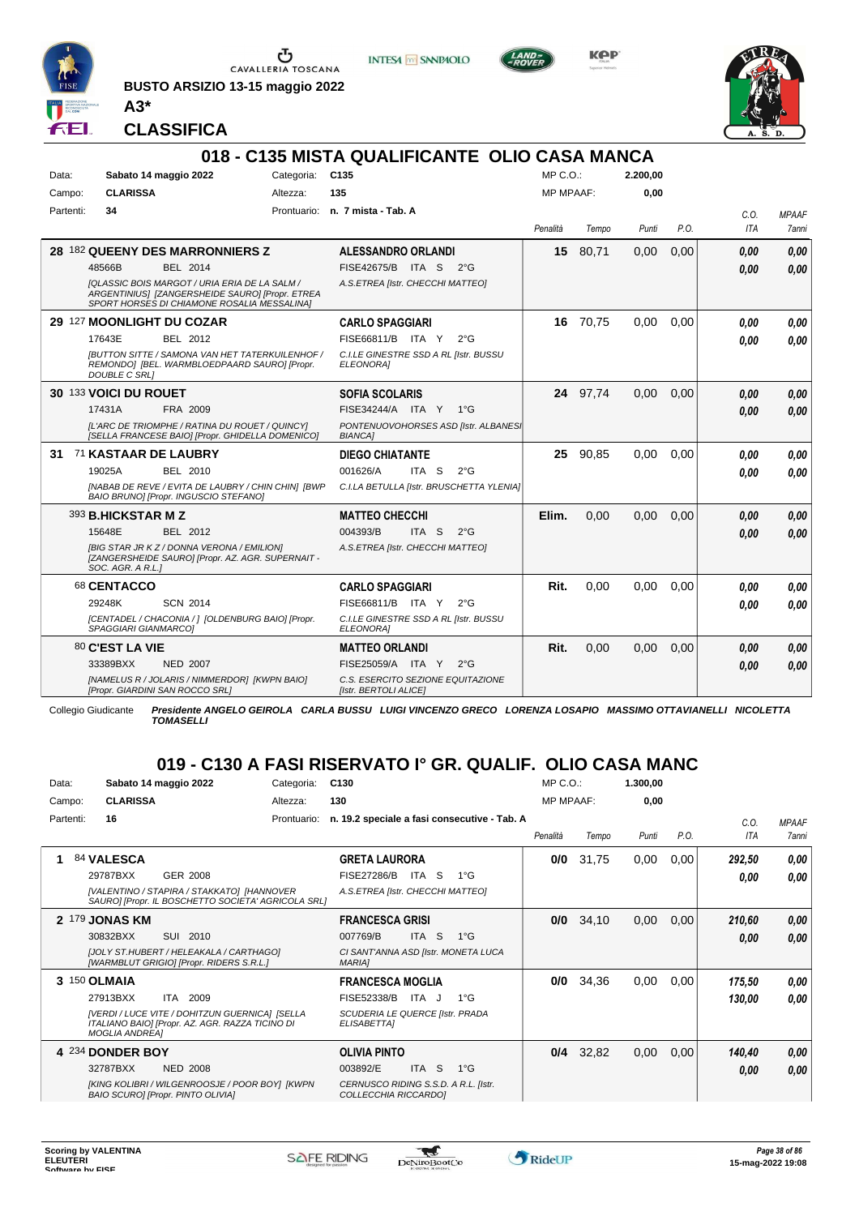BUSTO ARSIZIO 13-15 maggio 2022

A3*

CLASSIFICA

## 018 - C135 MISTA QUALIFICANTE OLIO CASA MANCA

Data: Sabato 14 maggio 2022 | Categoria: C135 | MP C.O.: 2.200,00
Campo: CLARISSA | Altezza: 135 | MP MPAAF: 0,00
Partenti: 34 | Prontuario: n. 7 mista - Tab. A

| Cl. | N. Cavallo | Cavaliere | Penalità | Tempo | Punti | P.O. | C.O. ITA | MPAAF 7anni |
|---|---|---|---|---|---|---|---|---|
| 28 | 182 **QUEENY DES MARRONNIERS Z** 48566B BEL 2014 *[QLASSIC BOIS MARGOT / URIA ERIA DE LA SALM / ARGENTINIUS] [ZANGERSHEIDE SAURO] [Propr. ETREA SPORT HORSES DI CHIAMONE ROSALIA MESSALINA]* | **ALESSANDRO ORLANDI** FISE42675/B ITA S 2°G A.S.ETREA [Istr. CHECCHI MATTEO] | 15 | 80,71 | 0,00 | 0,00 | 0,00 / 0,00 | 0,00 / 0,00 |
| 29 | 127 **MOONLIGHT DU COZAR** 17643E BEL 2012 *[BUTTON SITTE / SAMONA VAN HET TATERKUILENHOF / REMONDO] [BEL. WARMBLOEDPAARD SAURO] [Propr. DOUBLE C SRL]* | **CARLO SPAGGIARI** FISE66811/B ITA Y 2°G C.I.LE GINESTRE SSD A RL [Istr. BUSSU ELEONORA] | 16 | 70,75 | 0,00 | 0,00 | 0,00 / 0,00 | 0,00 / 0,00 |
| 30 | 133 **VOICI DU ROUET** 17431A FRA 2009 *[L'ARC DE TRIOMPHE / RATINA DU ROUET / QUINCY] [SELLA FRANCESE BAIO] [Propr. GHIDELLA DOMENICO]* | **SOFIA SCOLARIS** FISE34244/A ITA Y 1°G PONTENUOVOHORSES ASD [Istr. ALBANESI BIANCA] | 24 | 97,74 | 0,00 | 0,00 | 0,00 / 0,00 | 0,00 / 0,00 |
| 31 | 71 **KASTAAR DE LAUBRY** 19025A BEL 2010 *[NABAB DE REVE / EVITA DE LAUBRY / CHIN CHIN] [BWP BAIO BRUNO] [Propr. INGUSCIO STEFANO]* | **DIEGO CHIATANTE** 001626/A ITA S 2°G C.I.LA BETULLA [Istr. BRUSCHETTA YLENIA] | 25 | 90,85 | 0,00 | 0,00 | 0,00 / 0,00 | 0,00 / 0,00 |
| | 393 **B.HICKSTAR M Z** 15648E BEL 2012 *[BIG STAR JR K Z / DONNA VERONA / EMILION] [ZANGERSHEIDE SAURO] [Propr. AZ. AGR. SUPERNAIT - SOC. AGR. A R.L.]* | **MATTEO CHECCHI** 004393/B ITA S 2°G A.S.ETREA [Istr. CHECCHI MATTEO] | Elim. | 0,00 | 0,00 | 0,00 | 0,00 / 0,00 | 0,00 / 0,00 |
| | 68 **CENTACCO** 29248K SCN 2014 *[CENTADEL / CHACONIA / ] [OLDENBURG BAIO] [Propr. SPAGGIARI GIANMARCO]* | **CARLO SPAGGIARI** FISE66811/B ITA Y 2°G C.I.LE GINESTRE SSD A RL [Istr. BUSSU ELEONORA] | Rit. | 0,00 | 0,00 | 0,00 | 0,00 / 0,00 | 0,00 / 0,00 |
| | 80 **C'EST LA VIE** 33389BXX NED 2007 *[NAMELUS R / JOLARIS / NIMMERDOR] [KWPN BAIO] [Propr. GIARDINI SAN ROCCO SRL]* | **MATTEO ORLANDI** FISE25059/A ITA Y 2°G C.S. ESERCITO SEZIONE EQUITAZIONE [Istr. BERTOLI ALICE] | Rit. | 0,00 | 0,00 | 0,00 | 0,00 / 0,00 | 0,00 / 0,00 |

Collegio Giudicante *Presidente ANGELO GEIROLA CARLA BUSSU LUIGI VINCENZO GRECO LORENZA LOSAPIO MASSIMO OTTAVIANELLI NICOLETTA TOMASELLI*

## 019 - C130 A FASI RISERVATO I° GR. QUALIF. OLIO CASA MANC

Data: Sabato 14 maggio 2022 | Categoria: C130 | MP C.O.: 1.300,00
Campo: CLARISSA | Altezza: 130 | MP MPAAF: 0,00
Partenti: 16 | Prontuario: n. 19.2 speciale a fasi consecutive - Tab. A

| Cl. | N. Cavallo | Cavaliere | Penalità | Tempo | Punti | P.O. | C.O. ITA | MPAAF 7anni |
|---|---|---|---|---|---|---|---|---|
| 1 | 84 **VALESCA** 29787BXX GER 2008 *[VALENTINO / STAPIRA / STAKKATO] [HANNOVER SAURO] [Propr. IL BOSCHETTO SOCIETA' AGRICOLA SRL]* | **GRETA LAURORA** FISE27286/B ITA S 1°G A.S.ETREA [Istr. CHECCHI MATTEO] | 0/0 | 31,75 | 0,00 | 0,00 | 292,50 / 0,00 | 0,00 / 0,00 |
| 2 | 179 **JONAS KM** 30832BXX SUI 2010 *[JOLY ST.HUBERT / HELEAKALA / CARTHAGO] [WARMBLUT GRIGIO] [Propr. RIDERS S.R.L.]* | **FRANCESCA GRISI** 007769/B ITA S 1°G CI SANT'ANNA ASD [Istr. MONETA LUCA MARIA] | 0/0 | 34,10 | 0,00 | 0,00 | 210,60 / 0,00 | 0,00 / 0,00 |
| 3 | 150 **OLMAIA** 27913BXX ITA 2009 *[VERDI / LUCE VITE / DOHITZUN GUERNICA] [SELLA ITALIANO BAIO] [Propr. AZ. AGR. RAZZA TICINO DI MOGLIA ANDREA]* | **FRANCESCA MOGLIA** FISE52338/B ITA J 1°G SCUDERIA LE QUERCE [Istr. PRADA ELISABETTA] | 0/0 | 34,36 | 0,00 | 0,00 | 175,50 / 130,00 | 0,00 / 0,00 |
| 4 | 234 **DONDER BOY** 32787BXX NED 2008 *[KING KOLIBRI / WILGENROOSJE / POOR BOY] [KWPN BAIO SCURO] [Propr. PINTO OLIVIA]* | **OLIVIA PINTO** 003892/E ITA S 1°G CERNUSCO RIDING S.S.D. A R.L. [Istr. COLLECCHIA RICCARDO] | 0/4 | 32,82 | 0,00 | 0,00 | 140,40 / 0,00 | 0,00 / 0,00 |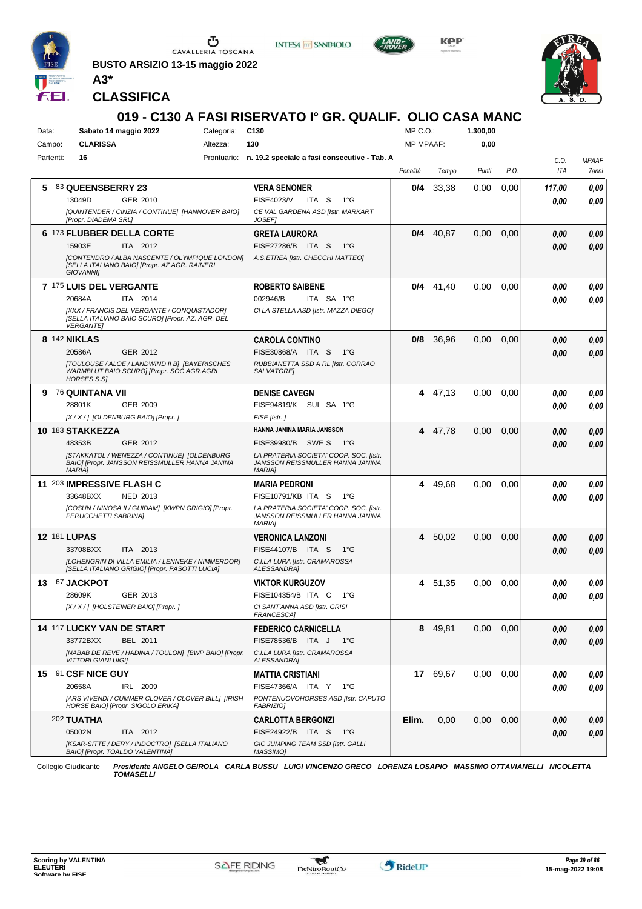BUSTO ARSIZIO 13-15 maggio 2022

**A3***

## CLASSIFICA

### 019 - C130 A FASI RISERVATO I° GR. QUALIF. OLIO CASA MANC

Data: **Sabato 14 maggio 2022** Categoria: **C130** MP C.O.: **1.300,00**

Campo: **CLARISSA** Altezza: **130** MP MPAAF: **0,00**

Partenti: **16** Prontuario: **n. 19.2 speciale a fasi consecutive - Tab. A**

| Cl. | N. | Cavallo | Cavaliere | Penalità | Tempo | Punti | P.O. | C.O. ITA | MPAAF 7anni |
|---|---|---|---|---|---|---|---|---|---|
| 5 | 83 | **QUEENSBERRY 23** 13049D GER 2010 [QUINTENDER / CINZIA / CONTINUE] [HANNOVER BAIO] [Propr. DIADEMA SRL] | **VERA SENONER** FISE4023/V ITA S 1°G CE VAL GARDENA ASD [Istr. MARKART JOSEF] | **0/4** | 33,38 | 0,00 | 0,00 | 117,00 / 0,00 | 0,00 / 0,00 |
| 6 | 173 | **FLUBBER DELLA CORTE** 15903E ITA 2012 [CONTENDRO / ALBA NASCENTE / OLYMPIQUE LONDON] [SELLA ITALIANO BAIO] [Propr. AZ.AGR. RAINERI GIOVANNI] | **GRETA LAURORA** FISE27286/B ITA S 1°G A.S.ETREA [Istr. CHECCHI MATTEO] | **0/4** | 40,87 | 0,00 | 0,00 | 0,00 / 0,00 | 0,00 / 0,00 |
| 7 | 175 | **LUIS DEL VERGANTE** 20684A ITA 2014 [XXX / FRANCIS DEL VERGANTE / CONQUISTADOR] [SELLA ITALIANO BAIO SCURO] [Propr. AZ. AGR. DEL VERGANTE] | **ROBERTO SAIBENE** 002946/B ITA SA 1°G CI LA STELLA ASD [Istr. MAZZA DIEGO] | **0/4** | 41,40 | 0,00 | 0,00 | 0,00 / 0,00 | 0,00 / 0,00 |
| 8 | 142 | **NIKLAS** 20586A GER 2012 [TOULOUSE / ALOE / LANDWIND II B] [BAYERISCHES WARMBLUT BAIO SCURO] [Propr. SOC.AGR.AGRI HORSES S.S] | **CAROLA CONTINO** FISE30868/A ITA S 1°G RUBBIANETTA SSD A RL [Istr. CORRAO SALVATORE] | **0/8** | 36,96 | 0,00 | 0,00 | 0,00 / 0,00 | 0,00 / 0,00 |
| 9 | 76 | **QUINTANA VII** 28801K GER 2009 [X / X / ] [OLDENBURG BAIO] [Propr. ] | **DENISE CAVEGN** FISE94819/K SUI SA 1°G FISE [Istr. ] | **4** | 47,13 | 0,00 | 0,00 | 0,00 / 0,00 | 0,00 / 0,00 |
| 10 | 183 | **STAKKEZZA** 48353B GER 2012 [STAKKATOL / WENEZZA / CONTINUE] [OLDENBURG BAIO] [Propr. JANSSON REISSMULLER HANNA JANINA MARIA] | **HANNA JANINA MARIA JANSSON** FISE39980/B SWE S 1°G LA PRATERIA SOCIETA' COOP. SOC. [Istr. JANSSON REISSMULLER HANNA JANINA MARIA] | **4** | 47,78 | 0,00 | 0,00 | 0,00 / 0,00 | 0,00 / 0,00 |
| 11 | 203 | **IMPRESSIVE FLASH C** 33648BXX NED 2013 [COSUN / NINOSA II / GUIDAM] [KWPN GRIGIO] [Propr. PERUCCHETTI SABRINA] | **MARIA PEDRONI** FISE10791/KB ITA S 1°G LA PRATERIA SOCIETA' COOP. SOC. [Istr. JANSSON REISSMULLER HANNA JANINA MARIA] | **4** | 49,68 | 0,00 | 0,00 | 0,00 / 0,00 | 0,00 / 0,00 |
| 12 | 181 | **LUPAS** 33708BXX ITA 2013 [LOHENGRIN DI VILLA EMILIA / LENNEKE / NIMMERDOR] [SELLA ITALIANO GRIGIO] [Propr. PASOTTI LUCIA] | **VERONICA LANZONI** FISE44107/B ITA S 1°G C.I.LA LURA [Istr. CRAMAROSSA ALESSANDRA] | **4** | 50,02 | 0,00 | 0,00 | 0,00 / 0,00 | 0,00 / 0,00 |
| 13 | 67 | **JACKPOT** 28609K GER 2013 [X / X / ] [HOLSTEINER BAIO] [Propr. ] | **VIKTOR KURGUZOV** FISE104354/B ITA C 1°G CI SANT'ANNA ASD [Istr. GRISI FRANCESCA] | **4** | 51,35 | 0,00 | 0,00 | 0,00 / 0,00 | 0,00 / 0,00 |
| 14 | 117 | **LUCKY VAN DE START** 33772BXX BEL 2011 [NABAB DE REVE / HADINA / TOULON] [BWP BAIO] [Propr. VITTORI GIANLUIGI] | **FEDERICO CARNICELLA** FISE78536/B ITA J 1°G C.I.LA LURA [Istr. CRAMAROSSA ALESSANDRA] | **8** | 49,81 | 0,00 | 0,00 | 0,00 / 0,00 | 0,00 / 0,00 |
| 15 | 91 | **CSF NICE GUY** 20658A IRL 2009 [ARS VIVENDI / CUMMER CLOVER / CLOVER BILL] [IRISH HORSE BAIO] [Propr. SIGOLO ERIKA] | **MATTIA CRISTIANI** FISE47366/A ITA Y 1°G PONTENUOVOHORSES ASD [Istr. CAPUTO FABRIZIO] | **17** | 69,67 | 0,00 | 0,00 | 0,00 / 0,00 | 0,00 / 0,00 |
| | 202 | **TUATHA** 05002N ITA 2012 [KSAR-SITTE / DERY / INDOCTRO] [SELLA ITALIANO BAIO] [Propr. TOALDO VALENTINA] | **CARLOTTA BERGONZI** FISE24922/B ITA S 1°G GIC JUMPING TEAM SSD [Istr. GALLI MASSIMO] | **Elim.** | 0,00 | 0,00 | 0,00 | 0,00 / 0,00 | 0,00 / 0,00 |

Collegio Giudicante *Presidente ANGELO GEIROLA CARLA BUSSU LUIGI VINCENZO GRECO LORENZA LOSAPIO MASSIMO OTTAVIANELLI NICOLETTA TOMASELLI*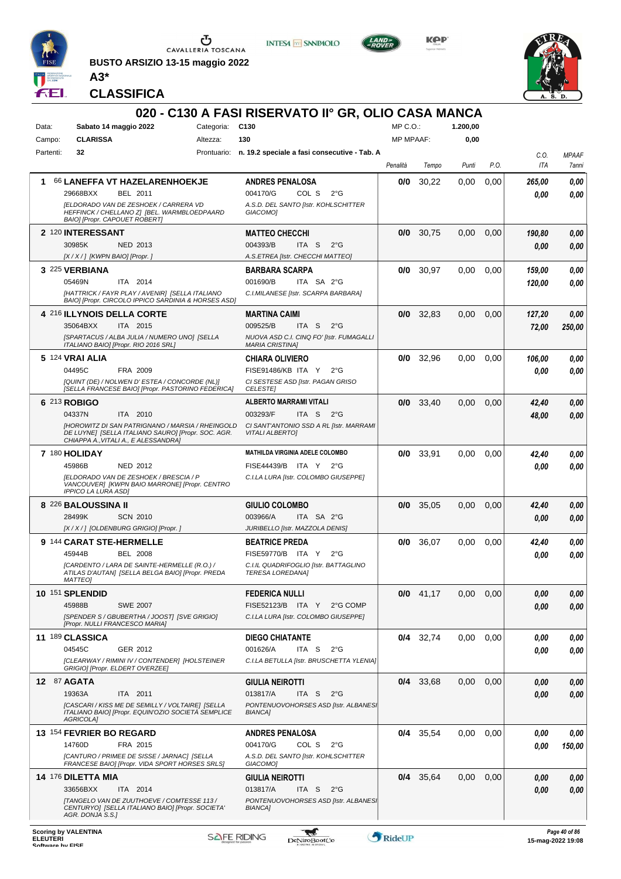BUSTO ARSIZIO 13-15 maggio 2022

**A3***

## CLASSIFICA

# 020 - C130 A FASI RISERVATO II° GR, OLIO CASA MANCA

| | | | | | |
|---|---|---|---|---|---|
| Data: | Sabato 14 maggio 2022 | Categoria: | C130 | MP C.O.: | 1.200,00 |
| Campo: | CLARISSA | Altezza: | 130 | MP MPAAF: | 0,00 |
| Partenti: | 32 | Prontuario: | n. 19.2 speciale a fasi consecutive - Tab. A | | |

| Pos. | Cavallo | Cavaliere | Penalità | Tempo | Punti | P.O. | C.O. ITA | MPAAF 7anni |
|---|---|---|---|---|---|---|---|---|
| 1 | 66 **LANEFFA VT HAZELARENHOEKJE** 29668BXX BEL 2011 *[ELDORADO VAN DE ZESHOEK / CARRERA VD HEFFINCK / CHELLANO Z] [BEL. WARMBLOEDPAARD BAIO] [Propr. CAPOUET ROBERT]* | **ANDRES PENALOSA** 004170/G COL S 2°G *A.S.D. DEL SANTO [Istr. KOHLSCHITTER GIACOMO]* | 0/0 | 30,22 | 0,00 | 0,00 | 265,00 / 0,00 | 0,00 / 0,00 |
| 2 | 120 **INTERESSANT** 30985K NED 2013 *[X / X / ] [KWPN BAIO] [Propr. ]* | **MATTEO CHECCHI** 004393/B ITA S 2°G *A.S.ETREA [Istr. CHECCHI MATTEO]* | 0/0 | 30,75 | 0,00 | 0,00 | 190,80 / 0,00 | 0,00 / 0,00 |
| 3 | 225 **VERBIANA** 05469N ITA 2014 *[HATTRICK / FAYR PLAY / AVENIR] [SELLA ITALIANO BAIO] [Propr. CIRCOLO IPPICO SARDINIA & HORSES ASD]* | **BARBARA SCARPA** 001690/B ITA SA 2°G *C.I.MILANESE [Istr. SCARPA BARBARA]* | 0/0 | 30,97 | 0,00 | 0,00 | 159,00 / 120,00 | 0,00 / 0,00 |
| 4 | 216 **ILLYNOIS DELLA CORTE** 35064BXX ITA 2015 *[SPARTACUS / ALBA JULIA / NUMERO UNO] [SELLA ITALIANO BAIO] [Propr. RIO 2016 SRL]* | **MARTINA CAIMI** 009525/B ITA S 2°G *NUOVA ASD C.I. CINQ FO' [Istr. FUMAGALLI MARIA CRISTINA]* | 0/0 | 32,83 | 0,00 | 0,00 | 127,20 / 72,00 | 0,00 / 250,00 |
| 5 | 124 **VRAI ALIA** 04495C FRA 2009 *[QUINT (DE) / NOLWEN D' ESTEA / CONCORDE (NL)] [SELLA FRANCESE BAIO] [Propr. PASTORINO FEDERICA]* | **CHIARA OLIVIERO** FISE91486/KB ITA Y 2°G *CI SESTESE ASD [Istr. PAGAN GRISO CELESTE]* | 0/0 | 32,96 | 0,00 | 0,00 | 106,00 / 0,00 | 0,00 / 0,00 |
| 6 | 213 **ROBIGO** 04337N ITA 2010 *[HOROWITZ DI SAN PATRIGNANO / MARSIA / RHEINGOLD DE LUYNE] [SELLA ITALIANO SAURO] [Propr. SOC. AGR. CHIAPPA A.,VITALI A., E ALESSANDRA]* | **ALBERTO MARRAMI VITALI** 003293/F ITA S 2°G *CI SANT'ANTONIO SSD A RL [Istr. MARRAMI VITALI ALBERTO]* | 0/0 | 33,40 | 0,00 | 0,00 | 42,40 / 48,00 | 0,00 / 0,00 |
| 7 | 180 **HOLIDAY** 45986B NED 2012 *[ELDORADO VAN DE ZESHOEK / BRESCIA / P VANCOUVER] [KWPN BAIO MARRONE] [Propr. CENTRO IPPICO LA LURA ASD]* | **MATHILDA VIRGINIA ADELE COLOMBO** FISE44439/B ITA Y 2°G *C.I.LA LURA [Istr. COLOMBO GIUSEPPE]* | 0/0 | 33,91 | 0,00 | 0,00 | 42,40 / 0,00 | 0,00 / 0,00 |
| 8 | 226 **BALOUSSINA II** 28499K SCN 2010 *[X / X / ] [OLDENBURG GRIGIO] [Propr. ]* | **GIULIO COLOMBO** 003966/A ITA SA 2°G *JURIBELLO [Istr. MAZZOLA DENIS]* | 0/0 | 35,05 | 0,00 | 0,00 | 42,40 / 0,00 | 0,00 / 0,00 |
| 9 | 144 **CARAT STE-HERMELLE** 45944B BEL 2008 *[CARDENTO / LARA DE SAINTE-HERMELLE (R.O.) / ATILAS D'AUTAN] [SELLA BELGA BAIO] [Propr. PREDA MATTEO]* | **BEATRICE PREDA** FISE59770/B ITA Y 2°G *C.I.IL QUADRIFOGLIO [Istr. BATTAGLINO TERESA LOREDANA]* | 0/0 | 36,07 | 0,00 | 0,00 | 42,40 / 0,00 | 0,00 / 0,00 |
| 10 | 151 **SPLENDID** 45988B SWE 2007 *[SPENDER S / GBUBERTHA / JOOST] [SVE GRIGIO] [Propr. NULLI FRANCESCO MARIA]* | **FEDERICA NULLI** FISE52123/B ITA Y 2°G COMP *C.I.LA LURA [Istr. COLOMBO GIUSEPPE]* | 0/0 | 41,17 | 0,00 | 0,00 | 0,00 / 0,00 | 0,00 / 0,00 |
| 11 | 189 **CLASSICA** 04545C GER 2012 *[CLEARWAY / RIMINI IV / CONTENDER] [HOLSTEINER GRIGIO] [Propr. ELDERT OVERZEE]* | **DIEGO CHIATANTE** 001626/A ITA S 2°G *C.I.LA BETULLA [Istr. BRUSCHETTA YLENIA]* | 0/4 | 32,74 | 0,00 | 0,00 | 0,00 / 0,00 | 0,00 / 0,00 |
| 12 | 87 **AGATA** 19363A ITA 2011 *[CASCARI / KISS ME DE SEMILLY / VOLTAIRE] [SELLA ITALIANO BAIO] [Propr. EQUIN'OZIO SOCIETÀ SEMPLICE AGRICOLA]* | **GIULIA NEIROTTI** 013817/A ITA S 2°G *PONTENUOVOHORSES ASD [Istr. ALBANESI BIANCA]* | 0/4 | 33,68 | 0,00 | 0,00 | 0,00 / 0,00 | 0,00 / 0,00 |
| 13 | 154 **FEVRIER BO REGARD** 14760D FRA 2015 *[CANTURO / PRIMEE DE SISSE / JARNAC] [SELLA FRANCESE BAIO] [Propr. VIDA SPORT HORSES SRLS]* | **ANDRES PENALOSA** 004170/G COL S 2°G *A.S.D. DEL SANTO [Istr. KOHLSCHITTER GIACOMO]* | 0/4 | 35,54 | 0,00 | 0,00 | 0,00 / 0,00 | 0,00 / 150,00 |
| 14 | 176 **DILETTA MIA** 33656BXX ITA 2014 *[TANGELO VAN DE ZUUTHOEVE / COMTESSE 113 / CENTURYO] [SELLA ITALIANO BAIO] [Propr. SOCIETA' AGR. DONJA S.S.]* | **GIULIA NEIROTTI** 013817/A ITA S 2°G *PONTENUOVOHORSES ASD [Istr. ALBANESI BIANCA]* | 0/4 | 35,64 | 0,00 | 0,00 | 0,00 / 0,00 | 0,00 / 0,00 |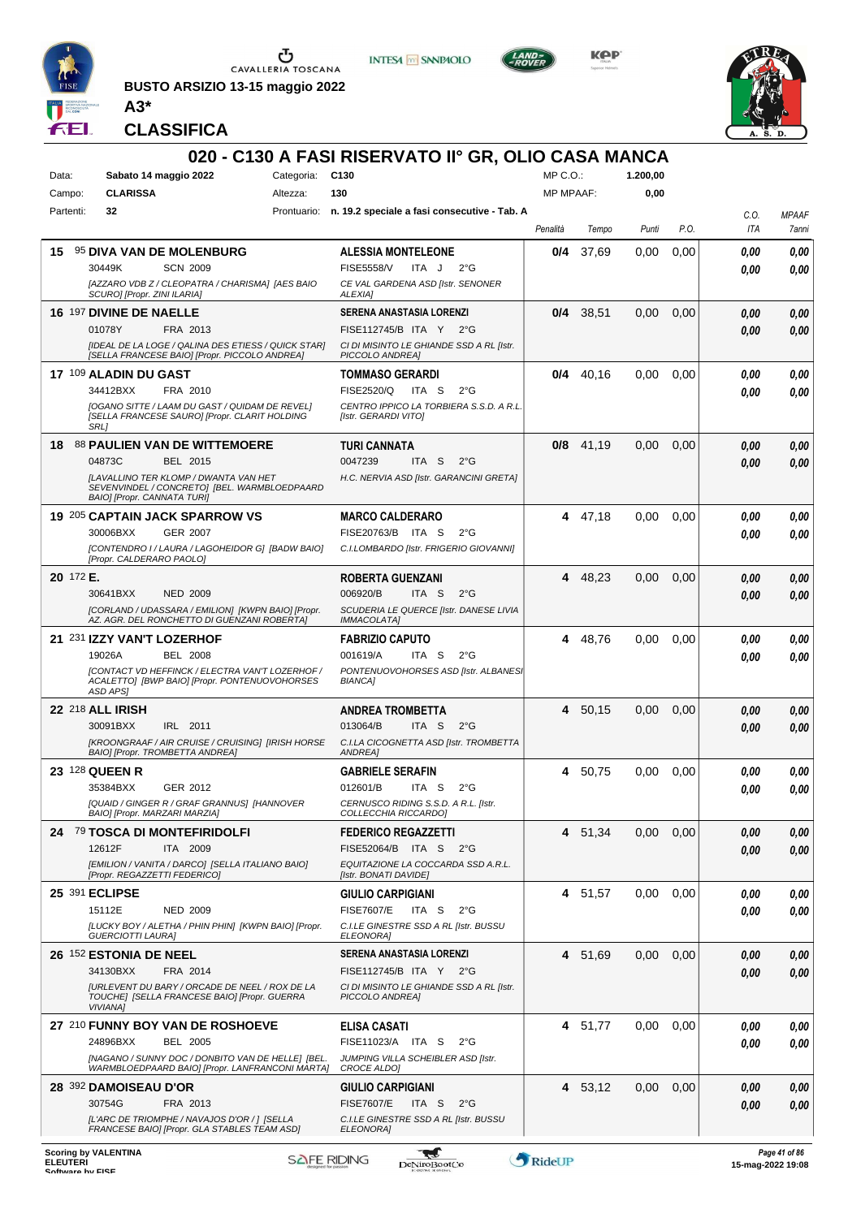BUSTO ARSIZIO 13-15 maggio 2022

**A3***

**CLASSIFICA**

# 020 - C130 A FASI RISERVATO II° GR, OLIO CASA MANCA

| | | | |
|---|---|---|---|
| Data: | Sabato 14 maggio 2022 | Categoria: | C130 |
| Campo: | CLARISSA | Altezza: | 130 |
| Partenti: | 32 | Prontuario: | n. 19.2 speciale a fasi consecutive - Tab. A |

MP C.O.: 1.200,00 — MP MPAAF: 0,00

| Cl. | Cavallo | Cavaliere | Penalità | Tempo | Punti | P.O. | C.O. ITA | MPAAF 7anni |
|---|---|---|---|---|---|---|---|---|
| 15 | 95 **DIVA VAN DE MOLENBURG** 30449K SCN 2009 [AZZARO VDB Z / CLEOPATRA / CHARISMA] [AES BAIO SCURO] [Propr. ZINI ILARIA] | **ALESSIA MONTELEONE** FISE5558/V ITA J 2°G CE VAL GARDENA ASD [Istr. SENONER ALEXIA] | 0/4 | 37,69 | 0,00 | 0,00 | 0,00 / 0,00 | 0,00 / 0,00 |
| 16 | 197 **DIVINE DE NAELLE** 01078Y FRA 2013 [IDEAL DE LA LOGE / QALINA DES ETIESS / QUICK STAR] [SELLA FRANCESE BAIO] [Propr. PICCOLO ANDREA] | **SERENA ANASTASIA LORENZI** FISE112745/B ITA Y 2°G CI DI MISINTO LE GHIANDE SSD A RL [Istr. PICCOLO ANDREA] | 0/4 | 38,51 | 0,00 | 0,00 | 0,00 / 0,00 | 0,00 / 0,00 |
| 17 | 109 **ALADIN DU GAST** 34412BXX FRA 2010 [OGANO SITTE / LAAM DU GAST / QUIDAM DE REVEL] [SELLA FRANCESE SAURO] [Propr. CLARIT HOLDING SRL] | **TOMMASO GERARDI** FISE2520/Q ITA S 2°G CENTRO IPPICO LA TORBIERA S.S.D. A R.L. [Istr. GERARDI VITO] | 0/4 | 40,16 | 0,00 | 0,00 | 0,00 / 0,00 | 0,00 / 0,00 |
| 18 | 88 **PAULIEN VAN DE WITTEMOERE** 04873C BEL 2015 [AVALLINO TER KLOMP / DWANTA VAN HET SEVENVINDEL / CONCRETO] [BEL. WARMBLOEDPAARD BAIO] [Propr. CANNATA TURI] | **TURI CANNATA** 0047239 ITA S 2°G H.C. NERVIA ASD [Istr. GARANCINI GRETA] | 0/8 | 41,19 | 0,00 | 0,00 | 0,00 / 0,00 | 0,00 / 0,00 |
| 19 | 205 **CAPTAIN JACK SPARROW VS** 30006BXX GER 2007 [CONTENDRO I / LAURA / LAGOHEIDOR G] [BADW BAIO] [Propr. CALDERARO PAOLO] | **MARCO CALDERARO** FISE20763/B ITA S 2°G C.I.LOMBARDO [Istr. FRIGERIO GIOVANNI] | 4 | 47,18 | 0,00 | 0,00 | 0,00 / 0,00 | 0,00 / 0,00 |
| 20 | 172 **E.** 30641BXX NED 2009 [CORLAND / UDASSARA / EMILION] [KWPN BAIO] [Propr. AZ. AGR. DEL RONCHETTO DI GUENZANI ROBERTA] | **ROBERTA GUENZANI** 006920/B ITA S 2°G SCUDERIA LE QUERCE [Istr. DANESE LIVIA IMMACOLATA] | 4 | 48,23 | 0,00 | 0,00 | 0,00 / 0,00 | 0,00 / 0,00 |
| 21 | 231 **IZZY VAN'T LOZERHOF** 19026A BEL 2008 [CONTACT VD HEFFINCK / ELECTRA VAN'T LOZERHOF / ACALETTO] [BWP BAIO] [Propr. PONTENUOVOHORSES ASD APS] | **FABRIZIO CAPUTO** 001619/A ITA S 2°G PONTENUOVOHORSES ASD [Istr. ALBANESI BIANCA] | 4 | 48,76 | 0,00 | 0,00 | 0,00 / 0,00 | 0,00 / 0,00 |
| 22 | 218 **ALL IRISH** 30091BXX IRL 2011 [KROONGRAAF / AIR CRUISE / CRUISING] [IRISH HORSE BAIO] [Propr. TROMBETTA ANDREA] | **ANDREA TROMBETTA** 013064/B ITA S 2°G C.I.LA CICOGNETTA ASD [Istr. TROMBETTA ANDREA] | 4 | 50,15 | 0,00 | 0,00 | 0,00 / 0,00 | 0,00 / 0,00 |
| 23 | 128 **QUEEN R** 35384BXX GER 2012 [QUAID / GINGER R / GRAF GRANNUS] [HANNOVER BAIO] [Propr. MARZARI MARZIA] | **GABRIELE SERAFIN** 012601/B ITA S 2°G CERNUSCO RIDING S.S.D. A R.L. [Istr. COLLECCHIA RICCARDO] | 4 | 50,75 | 0,00 | 0,00 | 0,00 / 0,00 | 0,00 / 0,00 |
| 24 | 79 **TOSCA DI MONTEFIRIDOLFI** 12612F ITA 2009 [EMILION / VANITA / DARCO] [SELLA ITALIANO BAIO] [Propr. REGAZZETTI FEDERICO] | **FEDERICO REGAZZETTI** FISE52064/B ITA S 2°G EQUITAZIONE LA COCCARDA SSD A.R.L. [Istr. BONATI DAVIDE] | 4 | 51,34 | 0,00 | 0,00 | 0,00 / 0,00 | 0,00 / 0,00 |
| 25 | 391 **ECLIPSE** 15112E NED 2009 [LUCKY BOY / ALETHA / PHIN PHIN] [KWPN BAIO] [Propr. GUERCIOTTI LAURA] | **GIULIO CARPIGIANI** FISE7607/E ITA S 2°G C.I.LE GINESTRE SSD A RL [Istr. BUSSU ELEONORA] | 4 | 51,57 | 0,00 | 0,00 | 0,00 / 0,00 | 0,00 / 0,00 |
| 26 | 152 **ESTONIA DE NEEL** 34130BXX FRA 2014 [URLEVENT DU BARY / ORCADE DE NEEL / ROX DE LA TOUCHE] [SELLA FRANCESE BAIO] [Propr. GUERRA VIVIANA] | **SERENA ANASTASIA LORENZI** FISE112745/B ITA Y 2°G CI DI MISINTO LE GHIANDE SSD A RL [Istr. PICCOLO ANDREA] | 4 | 51,69 | 0,00 | 0,00 | 0,00 / 0,00 | 0,00 / 0,00 |
| 27 | 210 **FUNNY BOY VAN DE ROSHOEVE** 24896BXX BEL 2005 [NAGANO / SUNNY DOC / DONBITO VAN DE HELLE] [BEL. WARMBLOEDPAARD BAIO] [Propr. LANFRANCONI MARTA] | **ELISA CASATI** FISE11023/A ITA S 2°G JUMPING VILLA SCHEIBLER ASD [Istr. CROCE ALDO] | 4 | 51,77 | 0,00 | 0,00 | 0,00 / 0,00 | 0,00 / 0,00 |
| 28 | 392 **DAMOISEAU D'OR** 30754G FRA 2013 [L'ARC DE TRIOMPHE / NAVAJOS D'OR / ] [SELLA FRANCESE BAIO] [Propr. GLA STABLES TEAM ASD] | **GIULIO CARPIGIANI** FISE7607/E ITA S 2°G C.I.LE GINESTRE SSD A RL [Istr. BUSSU ELEONORA] | 4 | 53,12 | 0,00 | 0,00 | 0,00 / 0,00 | 0,00 / 0,00 |

Scoring by VALENTINA ELEUTERI — Software by FISE — 15-mag-2022 19:08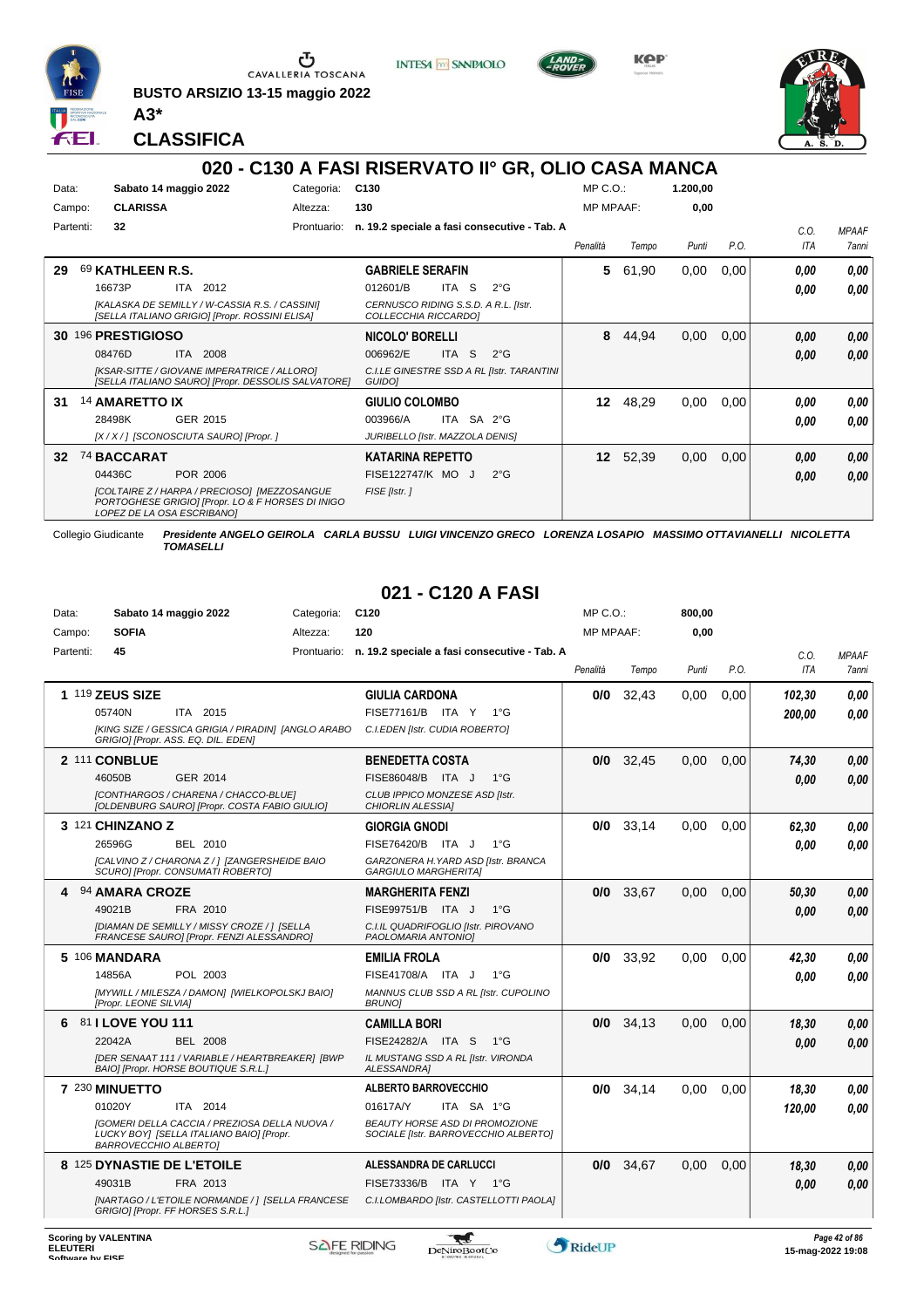BUSTO ARSIZIO 13-15 maggio 2022

**A3***

**CLASSIFICA**

## 020 - C130 A FASI RISERVATO II° GR, OLIO CASA MANCA

| | | | | | |
|---|---|---|---|---|---|
| Data: | Sabato 14 maggio 2022 | Categoria: | C130 | MP C.O.: | 1.200,00 |
| Campo: | CLARISSA | Altezza: | 130 | MP MPAAF: | 0,00 |
| Partenti: | 32 | Prontuario: | n. 19.2 speciale a fasi consecutive - Tab. A | | |

| | Cavallo | Cavaliere | Penalità | Tempo | Punti | P.O. | C.O. ITA | MPAAF 7anni |
|---|---|---|---|---|---|---|---|---|
| 29 | 69 **KATHLEEN R.S.** 16673P ITA 2012 *[KALASKA DE SEMILLY / W-CASSIA R.S. / CASSINI] [SELLA ITALIANO GRIGIO] [Propr. ROSSINI ELISA]* | **GABRIELE SERAFIN** 012601/B ITA S 2°G *CERNUSCO RIDING S.S.D. A R.L. [Istr. COLLECCHIA RICCARDO]* | 5 | 61,90 | 0,00 | 0,00 | 0,00 / 0,00 | 0,00 / 0,00 |
| 30 | 196 **PRESTIGIOSO** 08476D ITA 2008 *[KSAR-SITTE / GIOVANE IMPERATRICE / ALLORO] [SELLA ITALIANO SAURO] [Propr. DESSOLIS SALVATORE]* | **NICOLO' BORELLI** 006962/E ITA S 2°G *C.I.LE GINESTRE SSD A RL [Istr. TARANTINI GUIDO]* | 8 | 44,94 | 0,00 | 0,00 | 0,00 / 0,00 | 0,00 / 0,00 |
| 31 | 14 **AMARETTO IX** 28498K GER 2015 *[X / X / ] [SCONOSCIUTA SAURO] [Propr. ]* | **GIULIO COLOMBO** 003966/A ITA SA 2°G *JURIBELLO [Istr. MAZZOLA DENIS]* | 12 | 48,29 | 0,00 | 0,00 | 0,00 / 0,00 | 0,00 / 0,00 |
| 32 | 74 **BACCARAT** 04436C POR 2006 *[COLTAIRE Z / HARPA / PRECIOSO] [MEZZOSANGUE PORTOGHESE GRIGIO] [Propr. LO & F HORSES DI INIGO LOPEZ DE LA OSA ESCRIBANO]* | **KATARINA REPETTO** FISE122747/K MO J 2°G *FISE [Istr. ]* | 12 | 52,39 | 0,00 | 0,00 | 0,00 / 0,00 | 0,00 / 0,00 |

Collegio Giudicante *Presidente ANGELO GEIROLA CARLA BUSSU LUIGI VINCENZO GRECO LORENZA LOSAPIO MASSIMO OTTAVIANELLI NICOLETTA TOMASELLI*

## 021 - C120 A FASI

| | | | | | |
|---|---|---|---|---|---|
| Data: | Sabato 14 maggio 2022 | Categoria: | C120 | MP C.O.: | 800,00 |
| Campo: | SOFIA | Altezza: | 120 | MP MPAAF: | 0,00 |
| Partenti: | 45 | Prontuario: | n. 19.2 speciale a fasi consecutive - Tab. A | | |

| | Cavallo | Cavaliere | Penalità | Tempo | Punti | P.O. | C.O. ITA | MPAAF 7anni |
|---|---|---|---|---|---|---|---|---|
| 1 | 119 **ZEUS SIZE** 05740N ITA 2015 *[KING SIZE / GESSICA GRIGIA / PIRADIN] [ANGLO ARABO GRIGIO] [Propr. ASS. EQ. DIL. EDEN]* | **GIULIA CARDONA** FISE77161/B ITA Y 1°G *C.I.EDEN [Istr. CUDIA ROBERTO]* | 0/0 | 32,43 | 0,00 | 0,00 | 102,30 / 200,00 | 0,00 / 0,00 |
| 2 | 111 **CONBLUE** 46050B GER 2014 *[CONTHARGOS / CHARENA / CHACCO-BLUE] [OLDENBURG SAURO] [Propr. COSTA FABIO GIULIO]* | **BENEDETTA COSTA** FISE86048/B ITA J 1°G *CLUB IPPICO MONZESE ASD [Istr. CHIORLIN ALESSIA]* | 0/0 | 32,45 | 0,00 | 0,00 | 74,30 / 0,00 | 0,00 / 0,00 |
| 3 | 121 **CHINZANO Z** 26596G BEL 2010 *[CALVINO Z / CHARONA Z / ] [ZANGERSHEIDE BAIO SCURO] [Propr. CONSUMATI ROBERTO]* | **GIORGIA GNODI** FISE76420/B ITA J 1°G *GARZONERA H.YARD ASD [Istr. BRANCA GARGIULO MARGHERITA]* | 0/0 | 33,14 | 0,00 | 0,00 | 62,30 / 0,00 | 0,00 / 0,00 |
| 4 | 94 **AMARA CROZE** 49021B FRA 2010 *[DIAMAN DE SEMILLY / MISSY CROZE / ] [SELLA FRANCESE SAURO] [Propr. FENZI ALESSANDRO]* | **MARGHERITA FENZI** FISE99751/B ITA J 1°G *C.I.IL QUADRIFOGLIO [Istr. PIROVANO PAOLOMARIA ANTONIO]* | 0/0 | 33,67 | 0,00 | 0,00 | 50,30 / 0,00 | 0,00 / 0,00 |
| 5 | 106 **MANDARA** 14856A POL 2003 *[MYWILL / MILESZA / DAMON] [WIELKOPOLSKJ BAIO] [Propr. LEONE SILVIA]* | **EMILIA FROLA** FISE41708/A ITA J 1°G *MANNUS CLUB SSD A RL [Istr. CUPOLINO BRUNO]* | 0/0 | 33,92 | 0,00 | 0,00 | 42,30 / 0,00 | 0,00 / 0,00 |
| 6 | 81 **I LOVE YOU 111** 22042A BEL 2008 *[DER SENAAT 111 / VARIABLE / HEARTBREAKER] [BWP BAIO] [Propr. HORSE BOUTIQUE S.R.L.]* | **CAMILLA BORI** FISE24282/A ITA S 1°G *IL MUSTANG SSD A RL [Istr. VIRONDA ALESSANDRA]* | 0/0 | 34,13 | 0,00 | 0,00 | 18,30 / 0,00 | 0,00 / 0,00 |
| 7 | 230 **MINUETTO** 01020Y ITA 2014 *[GOMERI DELLA CACCIA / PREZIOSA DELLA NUOVA / LUCKY BOY] [SELLA ITALIANO BAIO] [Propr. BARROVECCHIO ALBERTO]* | **ALBERTO BARROVECCHIO** 01617A/Y ITA SA 1°G *BEAUTY HORSE ASD DI PROMOZIONE SOCIALE [Istr. BARROVECCHIO ALBERTO]* | 0/0 | 34,14 | 0,00 | 0,00 | 18,30 / 120,00 | 0,00 / 0,00 |
| 8 | 125 **DYNASTIE DE L'ETOILE** 49031B FRA 2013 *[NARTAGO / L'ETOILE NORMANDE / ] [SELLA FRANCESE GRIGIO] [Propr. FF HORSES S.R.L.]* | **ALESSANDRA DE CARLUCCI** FISE73336/B ITA Y 1°G *C.I.LOMBARDO [Istr. CASTELLOTTI PAOLA]* | 0/0 | 34,67 | 0,00 | 0,00 | 18,30 / 0,00 | 0,00 / 0,00 |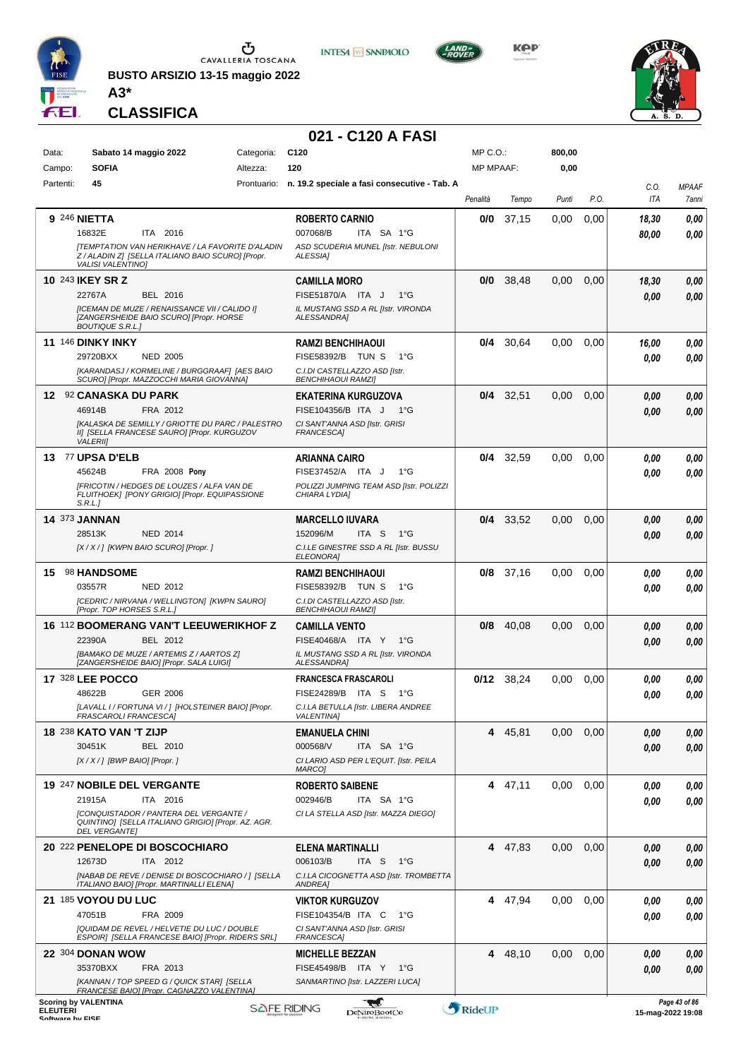BUSTO ARSIZIO 13-15 maggio 2022

**A3***

# CLASSIFICA

## 021 - C120 A FASI

| | | | | | |
|---|---|---|---|---|---|
| Data: | Sabato 14 maggio 2022 | Categoria: | C120 | MP C.O.: | 800,00 |
| Campo: | SOFIA | Altezza: | 120 | MP MPAAF: | 0,00 |
| Partenti: | 45 | Prontuario: | n. 19.2 speciale a fasi consecutive - Tab. A | | |

| Pos. | Cavallo | Cavaliere | Penalità | Tempo | Punti | P.O. | C.O. ITA | MPAAF 7anni |
|---|---|---|---|---|---|---|---|---|
| 9 | 246 **NIETTA**<br>16832E ITA 2016<br>*[TEMPTATION VAN HERIKHAVE / LA FAVORITE D'ALADIN Z / ALADIN Z] [SELLA ITALIANO BAIO SCURO] [Propr. VALISI VALENTINO]* | **ROBERTO CARNIO**<br>007068/B ITA SA 1°G<br>*ASD SCUDERIA MUNEL [Istr. NEBULONI ALESSIA]* | 0/0 | 37,15 | 0,00 | 0,00 | 18,30<br>80,00 | 0,00<br>0,00 |
| 10 | 243 **IKEY SR Z**<br>22767A BEL 2016<br>*[ICEMAN DE MUZE / RENAISSANCE VII / CALIDO I] [ZANGERSHEIDE BAIO SCURO] [Propr. HORSE BOUTIQUE S.R.L.]* | **CAMILLA MORO**<br>FISE51870/A ITA J 1°G<br>*IL MUSTANG SSD A RL [Istr. VIRONDA ALESSANDRA]* | 0/0 | 38,48 | 0,00 | 0,00 | 18,30<br>0,00 | 0,00<br>0,00 |
| 11 | 146 **DINKY INKY**<br>29720BXX NED 2005<br>*[KARANDASJ / KORMELINE / BURGGRAAF] [AES BAIO SCURO] [Propr. MAZZOCCHI MARIA GIOVANNA]* | **RAMZI BENCHIHAOUI**<br>FISE58392/B TUN S 1°G<br>*C.I.DI CASTELLAZZO ASD [Istr. BENCHIHAOUI RAMZI]* | 0/4 | 30,64 | 0,00 | 0,00 | 16,00<br>0,00 | 0,00<br>0,00 |
| 12 | 92 **CANASKA DU PARK**<br>46914B FRA 2012<br>*[KALASKA DE SEMILLY / GRIOTTE DU PARC / PALESTRO II] [SELLA FRANCESE SAURO] [Propr. KURGUZOV VALERII]* | **EKATERINA KURGUZOVA**<br>FISE104356/B ITA J 1°G<br>*CI SANT'ANNA ASD [Istr. GRISI FRANCESCA]* | 0/4 | 32,51 | 0,00 | 0,00 | 0,00<br>0,00 | 0,00<br>0,00 |
| 13 | 77 **UPSA D'ELB**<br>45624B FRA 2008 **Pony**<br>*[FRICOTIN / HEDGES DE LOUZES / ALFA VAN DE FLUITHOEK] [PONY GRIGIO] [Propr. EQUIPASSIONE S.R.L.]* | **ARIANNA CAIRO**<br>FISE37452/A ITA J 1°G<br>*POLIZZI JUMPING TEAM ASD [Istr. POLIZZI CHIARA LYDIA]* | 0/4 | 32,59 | 0,00 | 0,00 | 0,00<br>0,00 | 0,00<br>0,00 |
| 14 | 373 **JANNAN**<br>28513K NED 2014<br>*[X / X / ] [KWPN BAIO SCURO] [Propr. ]* | **MARCELLO IUVARA**<br>152096/M ITA S 1°G<br>*C.I.LE GINESTRE SSD A RL [Istr. BUSSU ELEONORA]* | 0/4 | 33,52 | 0,00 | 0,00 | 0,00<br>0,00 | 0,00<br>0,00 |
| 15 | 98 **HANDSOME**<br>03557R NED 2012<br>*[CEDRIC / NIRVANA / WELLINGTON] [KWPN SAURO] [Propr. TOP HORSES S.R.L.]* | **RAMZI BENCHIHAOUI**<br>FISE58392/B TUN S 1°G<br>*C.I.DI CASTELLAZZO ASD [Istr. BENCHIHAOUI RAMZI]* | 0/8 | 37,16 | 0,00 | 0,00 | 0,00<br>0,00 | 0,00<br>0,00 |
| 16 | 112 **BOOMERANG VAN'T LEEUWERIKHOF Z**<br>22390A BEL 2012<br>*[BAMAKO DE MUZE / ARTEMIS Z / AARTOS Z] [ZANGERSHEIDE BAIO] [Propr. SALA LUIGI]* | **CAMILLA VENTO**<br>FISE40468/A ITA Y 1°G<br>*IL MUSTANG SSD A RL [Istr. VIRONDA ALESSANDRA]* | 0/8 | 40,08 | 0,00 | 0,00 | 0,00<br>0,00 | 0,00<br>0,00 |
| 17 | 328 **LEE POCCO**<br>48622B GER 2006<br>*[LAVALL I / FORTUNA VI / ] [HOLSTEINER BAIO] [Propr. FRASCAROLI FRANCESCA]* | **FRANCESCA FRASCAROLI**<br>FISE24289/B ITA S 1°G<br>*C.I.LA BETULLA [Istr. LIBERA ANDREE VALENTINA]* | 0/12 | 38,24 | 0,00 | 0,00 | 0,00<br>0,00 | 0,00<br>0,00 |
| 18 | 238 **KATO VAN 'T ZIJP**<br>30451K BEL 2010<br>*[X / X / ] [BWP BAIO] [Propr. ]* | **EMANUELA CHINI**<br>000568/V ITA SA 1°G<br>*CI LARIO ASD PER L'EQUIT. [Istr. PEILA MARCO]* | 4 | 45,81 | 0,00 | 0,00 | 0,00<br>0,00 | 0,00<br>0,00 |
| 19 | 247 **NOBILE DEL VERGANTE**<br>21915A ITA 2016<br>*[CONQUISTADOR / PANTERA DEL VERGANTE / QUINTINO] [SELLA ITALIANO GRIGIO] [Propr. AZ. AGR. DEL VERGANTE]* | **ROBERTO SAIBENE**<br>002946/B ITA SA 1°G<br>*CI LA STELLA ASD [Istr. MAZZA DIEGO]* | 4 | 47,11 | 0,00 | 0,00 | 0,00<br>0,00 | 0,00<br>0,00 |
| 20 | 222 **PENELOPE DI BOSCOCHIARO**<br>12673D ITA 2012<br>*[NABAB DE REVE / DENISE DI BOSCOCHIARO / ] [SELLA ITALIANO BAIO] [Propr. MARTINALLI ELENA]* | **ELENA MARTINALLI**<br>006103/B ITA S 1°G<br>*C.I.LA CICOGNETTA ASD [Istr. TROMBETTA ANDREA]* | 4 | 47,83 | 0,00 | 0,00 | 0,00<br>0,00 | 0,00<br>0,00 |
| 21 | 185 **VOYOU DU LUC**<br>47051B FRA 2009<br>*[QUIDAM DE REVEL / HELVETIE DU LUC / DOUBLE ESPOIR] [SELLA FRANCESE BAIO] [Propr. RIDERS SRL]* | **VIKTOR KURGUZOV**<br>FISE104354/B ITA C 1°G<br>*CI SANT'ANNA ASD [Istr. GRISI FRANCESCA]* | 4 | 47,94 | 0,00 | 0,00 | 0,00<br>0,00 | 0,00<br>0,00 |
| 22 | 304 **DONAN WOW**<br>35370BXX FRA 2013<br>*[KANNAN / TOP SPEED G / QUICK STAR] [SELLA FRANCESE BAIO] [Propr. CAGNAZZO VALENTINA]* | **MICHELLE BEZZAN**<br>FISE45498/B ITA Y 1°G<br>*SANMARTINO [Istr. LAZZERI LUCA]* | 4 | 48,10 | 0,00 | 0,00 | 0,00<br>0,00 | 0,00<br>0,00 |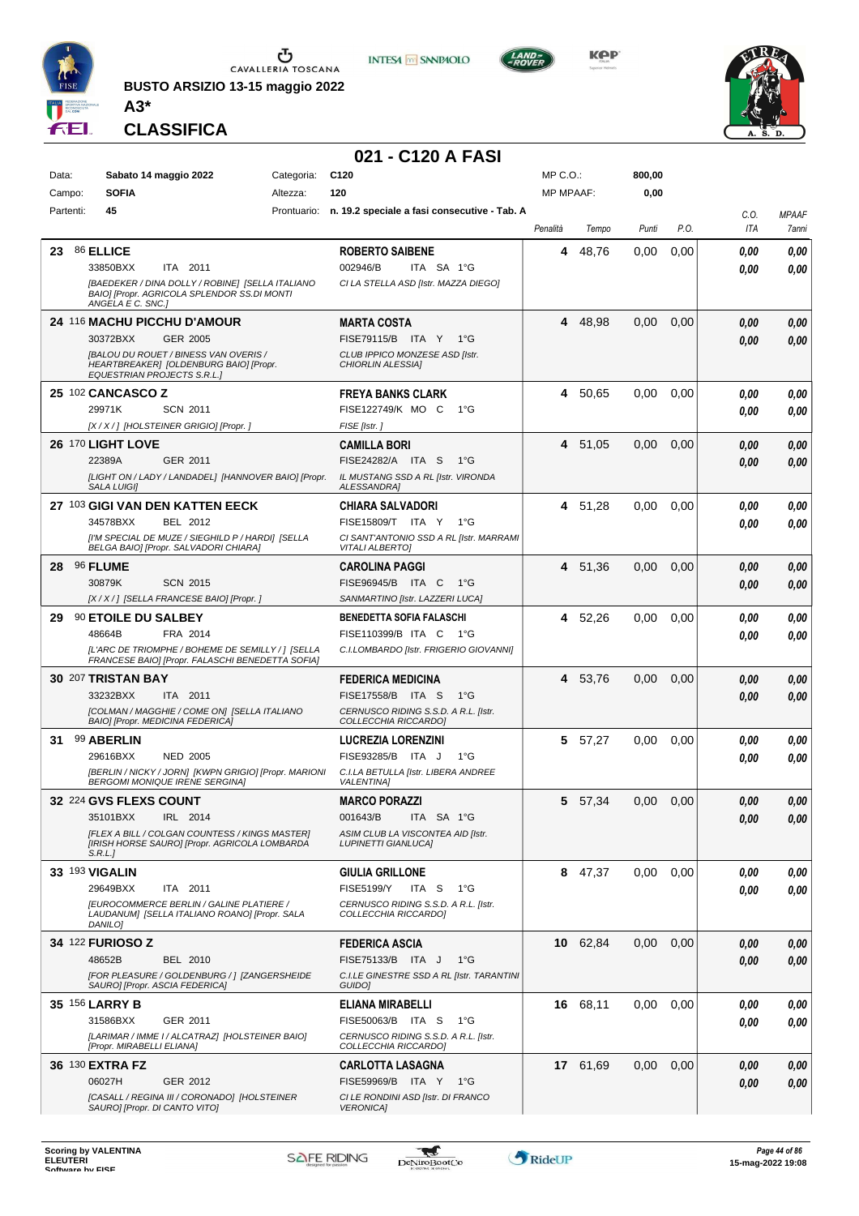BUSTO ARSIZIO 13-15 maggio 2022

**A3***

**CLASSIFICA**

# 021 - C120 A FASI

| Data: | Sabato 14 maggio 2022 | Categoria: | C120 | MP C.O.: | 800,00 |
|---|---|---|---|---|---|
| Campo: | SOFIA | Altezza: | 120 | MP MPAAF: | 0,00 |
| Partenti: | 45 | Prontuario: | n. 19.2 speciale a fasi consecutive - Tab. A | | |

| Pos. | Cavallo | Cavaliere | Penalità | Tempo | Punti | P.O. | C.O. ITA | MPAAF 7anni |
|---|---|---|---|---|---|---|---|---|
| 23 | 86 **ELLICE** 33850BXX ITA 2011 *[BAEDEKER / DINA DOLLY / ROBINE] [SELLA ITALIANO BAIO] [Propr. AGRICOLA SPLENDOR SS.DI MONTI ANGELA E C. SNC.]* | **ROBERTO SAIBENE** 002946/B ITA SA 1°G *CI LA STELLA ASD [Istr. MAZZA DIEGO]* | 4 | 48,76 | 0,00 | 0,00 | 0,00 / 0,00 | 0,00 / 0,00 |
| 24 | 116 **MACHU PICCHU D'AMOUR** 30372BXX GER 2005 *[BALOU DU ROUET / BINESS VAN OVERIS / HEARTBREAKER] [OLDENBURG BAIO] [Propr. EQUESTRIAN PROJECTS S.R.L.]* | **MARTA COSTA** FISE79115/B ITA Y 1°G *CLUB IPPICO MONZESE ASD [Istr. CHIORLIN ALESSIA]* | 4 | 48,98 | 0,00 | 0,00 | 0,00 / 0,00 | 0,00 / 0,00 |
| 25 | 102 **CANCASCO Z** 29971K SCN 2011 *[X / X / ] [HOLSTEINER GRIGIO] [Propr. ]* | **FREYA BANKS CLARK** FISE122749/K MO C 1°G *FISE [Istr. ]* | 4 | 50,65 | 0,00 | 0,00 | 0,00 / 0,00 | 0,00 / 0,00 |
| 26 | 170 **LIGHT LOVE** 22389A GER 2011 *[LIGHT ON / LADY / LANDADEL] [HANNOVER BAIO] [Propr. SALA LUIGI]* | **CAMILLA BORI** FISE24282/A ITA S 1°G *IL MUSTANG SSD A RL [Istr. VIRONDA ALESSANDRA]* | 4 | 51,05 | 0,00 | 0,00 | 0,00 / 0,00 | 0,00 / 0,00 |
| 27 | 103 **GIGI VAN DEN KATTEN EECK** 34578BXX BEL 2012 *[I'M SPECIAL DE MUZE / SIEGHILD P / HARDI] [SELLA BELGA BAIO] [Propr. SALVADORI CHIARA]* | **CHIARA SALVADORI** FISE15809/T ITA Y 1°G *CI SANT'ANTONIO SSD A RL [Istr. MARRAMI VITALI ALBERTO]* | 4 | 51,28 | 0,00 | 0,00 | 0,00 / 0,00 | 0,00 / 0,00 |
| 28 | 96 **FLUME** 30879K SCN 2015 *[X / X / ] [SELLA FRANCESE BAIO] [Propr. ]* | **CAROLINA PAGGI** FISE96945/B ITA C 1°G *SANMARTINO [Istr. LAZZERI LUCA]* | 4 | 51,36 | 0,00 | 0,00 | 0,00 / 0,00 | 0,00 / 0,00 |
| 29 | 90 **ETOILE DU SALBEY** 48664B FRA 2014 *[L'ARC DE TRIOMPHE / BOHEME DE SEMILLY / ] [SELLA FRANCESE BAIO] [Propr. FALASCHI BENEDETTA SOFIA]* | **BENEDETTA SOFIA FALASCHI** FISE110399/B ITA C 1°G *C.I.LOMBARDO [Istr. FRIGERIO GIOVANNI]* | 4 | 52,26 | 0,00 | 0,00 | 0,00 / 0,00 | 0,00 / 0,00 |
| 30 | 207 **TRISTAN BAY** 33232BXX ITA 2011 *[COLMAN / MAGGHIE / COME ON] [SELLA ITALIANO BAIO] [Propr. MEDICINA FEDERICA]* | **FEDERICA MEDICINA** FISE17558/B ITA S 1°G *CERNUSCO RIDING S.S.D. A R.L. [Istr. COLLECCHIA RICCARDO]* | 4 | 53,76 | 0,00 | 0,00 | 0,00 / 0,00 | 0,00 / 0,00 |
| 31 | 99 **ABERLIN** 29616BXX NED 2005 *[BERLIN / NICKY / JORN] [KWPN GRIGIO] [Propr. MARIONI BERGOMI MONIQUE IRENE SERGINA]* | **LUCREZIA LORENZINI** FISE93285/B ITA J 1°G *C.I.LA BETULLA [Istr. LIBERA ANDREE VALENTINA]* | 5 | 57,27 | 0,00 | 0,00 | 0,00 / 0,00 | 0,00 / 0,00 |
| 32 | 224 **GVS FLEXS COUNT** 35101BXX IRL 2014 *[FLEX A BILL / COLGAN COUNTESS / KINGS MASTER] [IRISH HORSE SAURO] [Propr. AGRICOLA LOMBARDA S.R.L.]* | **MARCO PORAZZI** 001643/B ITA SA 1°G *ASIM CLUB LA VISCONTEA AID [Istr. LUPINETTI GIANLUCA]* | 5 | 57,34 | 0,00 | 0,00 | 0,00 / 0,00 | 0,00 / 0,00 |
| 33 | 193 **VIGALIN** 29649BXX ITA 2011 *[EUROCOMMERCE BERLIN / GALINE PLATIERE / LAUDANUM] [SELLA ITALIANO ROANO] [Propr. SALA DANILO]* | **GIULIA GRILLONE** FISE5199/Y ITA S 1°G *CERNUSCO RIDING S.S.D. A R.L. [Istr. COLLECCHIA RICCARDO]* | 8 | 47,37 | 0,00 | 0,00 | 0,00 / 0,00 | 0,00 / 0,00 |
| 34 | 122 **FURIOSO Z** 48652B BEL 2010 *[FOR PLEASURE / GOLDENBURG / ] [ZANGERSHEIDE SAURO] [Propr. ASCIA FEDERICA]* | **FEDERICA ASCIA** FISE75133/B ITA J 1°G *C.I.LE GINESTRE SSD A RL [Istr. TARANTINI GUIDO]* | 10 | 62,84 | 0,00 | 0,00 | 0,00 / 0,00 | 0,00 / 0,00 |
| 35 | 156 **LARRY B** 31586BXX GER 2011 *[LARIMAR / IMME I / ALCATRAZ] [HOLSTEINER BAIO] [Propr. MIRABELLI ELIANA]* | **ELIANA MIRABELLI** FISE50063/B ITA S 1°G *CERNUSCO RIDING S.S.D. A R.L. [Istr. COLLECCHIA RICCARDO]* | 16 | 68,11 | 0,00 | 0,00 | 0,00 / 0,00 | 0,00 / 0,00 |
| 36 | 130 **EXTRA FZ** 06027H GER 2012 *[CASALL / REGINA III / CORONADO] [HOLSTEINER SAURO] [Propr. DI CANTO VITO]* | **CARLOTTA LASAGNA** FISE59969/B ITA Y 1°G *CI LE RONDINI ASD [Istr. DI FRANCO VERONICA]* | 17 | 61,69 | 0,00 | 0,00 | 0,00 / 0,00 | 0,00 / 0,00 |

Scoring by VALENTINA ELEUTERI

15-mag-2022 19:08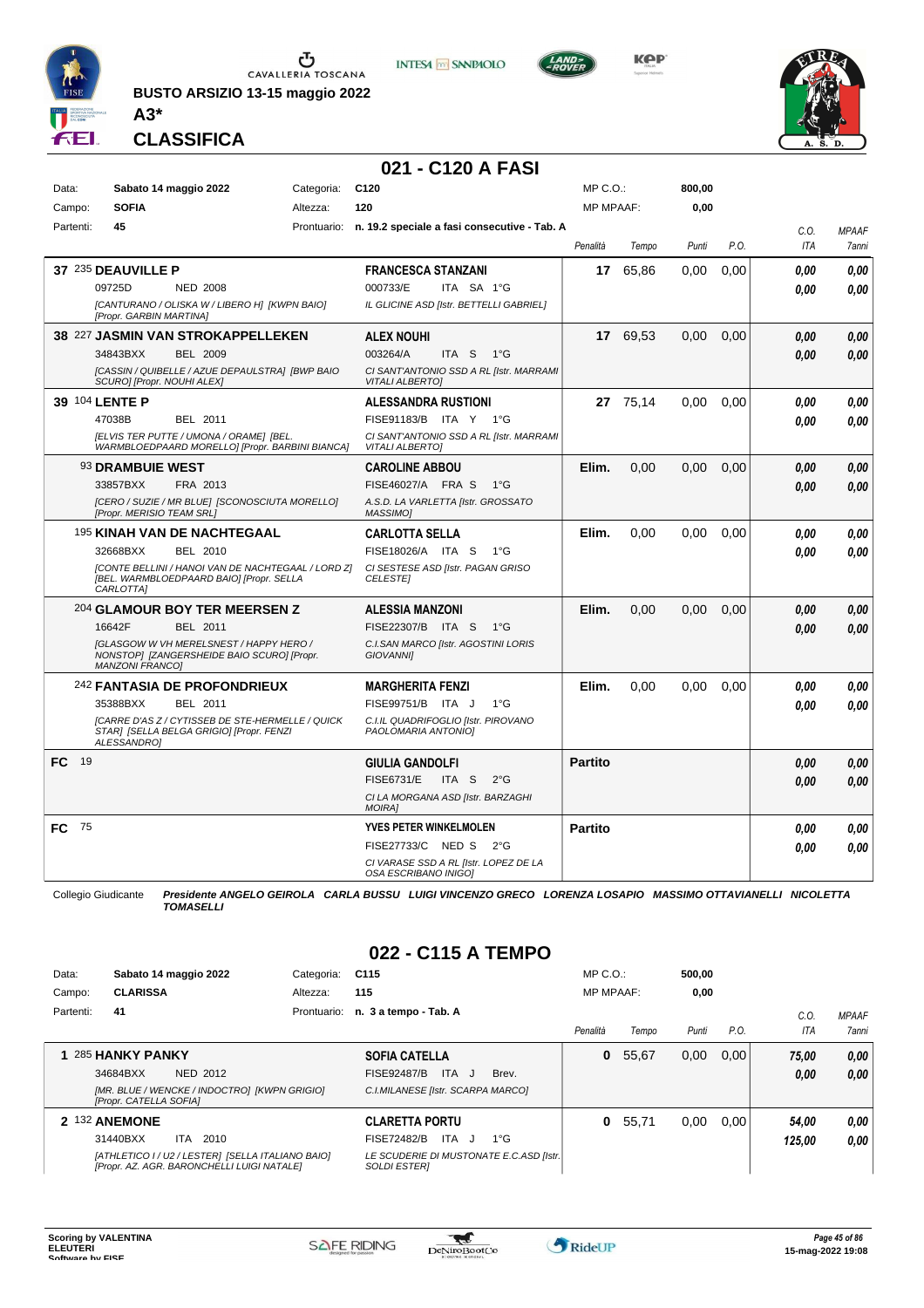BUSTO ARSIZIO 13-15 maggio 2022

**A3***

**CLASSIFICA**

## 021 - C120 A FASI

| | | | | | |
|---|---|---|---|---|---|
| Data: | Sabato 14 maggio 2022 | Categoria: | C120 | MP C.O.: | 800,00 |
| Campo: | SOFIA | Altezza: | 120 | MP MPAAF: | 0,00 |
| Partenti: | 45 | Prontuario: | n. 19.2 speciale a fasi consecutive - Tab. A | | |

| Pos. | Cavallo | Cavaliere | Penalità | Tempo | Punti | P.O. | C.O. ITA | MPAAF 7anni |
|---|---|---|---|---|---|---|---|---|
| 37 | 235 **DEAUVILLE P** 09725D NED 2008 [CANTURANO / OLISKA W / LIBERO H] [KWPN BAIO] [Propr. GARBIN MARTINA] | **FRANCESCA STANZANI** 000733/E ITA SA 1°G IL GLICINE ASD [Istr. BETTELLI GABRIEL] | 17 | 65,86 | 0,00 | 0,00 | 0,00 / 0,00 | 0,00 / 0,00 |
| 38 | 227 **JASMIN VAN STROKAPPELLEKEN** 34843BXX BEL 2009 [CASSIN / QUIBELLE / AZUE DEPAULSTRA] [BWP BAIO SCURO] [Propr. NOUHI ALEX] | **ALEX NOUHI** 003264/A ITA S 1°G CI SANT'ANTONIO SSD A RL [Istr. MARRAMI VITALI ALBERTO] | 17 | 69,53 | 0,00 | 0,00 | 0,00 / 0,00 | 0,00 / 0,00 |
| 39 | 104 **LENTE P** 47038B BEL 2011 [ELVIS TER PUTTE / UMONA / ORAME] [BEL. WARMBLOEDPAARD MORELLO] [Propr. BARBINI BIANCA] | **ALESSANDRA RUSTIONI** FISE91183/B ITA Y 1°G CI SANT'ANTONIO SSD A RL [Istr. MARRAMI VITALI ALBERTO] | 27 | 75,14 | 0,00 | 0,00 | 0,00 / 0,00 | 0,00 / 0,00 |
| | 93 **DRAMBUIE WEST** 33857BXX FRA 2013 [CERO / SUZIE / MR BLUE] [SCONOSCIUTA MORELLO] [Propr. MERISIO TEAM SRL] | **CAROLINE ABBOU** FISE46027/A FRA S 1°G A.S.D. LA VARLETTA [Istr. GROSSATO MASSIMO] | Elim. | 0,00 | 0,00 | 0,00 | 0,00 / 0,00 | 0,00 / 0,00 |
| | 195 **KINAH VAN DE NACHTEGAAL** 32668BXX BEL 2010 [CONTE BELLINI / HANOI VAN DE NACHTEGAAL / LORD Z] [BEL. WARMBLOEDPAARD BAIO] [Propr. SELLA CARLOTTA] | **CARLOTTA SELLA** FISE18026/A ITA S 1°G CI SESTESE ASD [Istr. PAGAN GRISO CELESTE] | Elim. | 0,00 | 0,00 | 0,00 | 0,00 / 0,00 | 0,00 / 0,00 |
| | 204 **GLAMOUR BOY TER MEERSEN Z** 16642F BEL 2011 [GLASGOW W VH MERELSNEST / HAPPY HERO / NONSTOP] [ZANGERSHEIDE BAIO SCURO] [Propr. MANZONI FRANCO] | **ALESSIA MANZONI** FISE22307/B ITA S 1°G C.I.SAN MARCO [Istr. AGOSTINI LORIS GIOVANNI] | Elim. | 0,00 | 0,00 | 0,00 | 0,00 / 0,00 | 0,00 / 0,00 |
| | 242 **FANTASIA DE PROFONDRIEUX** 35388BXX BEL 2011 [CARRE D'AS Z / CYTISSEB DE STE-HERMELLE / QUICK STAR] [SELLA BELGA GRIGIO] [Propr. FENZI ALESSANDRO] | **MARGHERITA FENZI** FISE99751/B ITA J 1°G C.I.IL QUADRIFOGLIO [Istr. PIROVANO PAOLOMARIA ANTONIO] | Elim. | 0,00 | 0,00 | 0,00 | 0,00 / 0,00 | 0,00 / 0,00 |
| FC | 19 | **GIULIA GANDOLFI** FISE6731/E ITA S 2°G CI LA MORGANA ASD [Istr. BARZAGHI MOIRA] | Partito | | | | 0,00 / 0,00 | 0,00 / 0,00 |
| FC | 75 | **YVES PETER WINKELMOLEN** FISE27733/C NED S 2°G CI VARASE SSD A RL [Istr. LOPEZ DE LA OSA ESCRIBANO INIGO] | Partito | | | | 0,00 / 0,00 | 0,00 / 0,00 |

Collegio Giudicante *Presidente ANGELO GEIROLA CARLA BUSSU LUIGI VINCENZO GRECO LORENZA LOSAPIO MASSIMO OTTAVIANELLI NICOLETTA TOMASELLI*

## 022 - C115 A TEMPO

| | | | | | |
|---|---|---|---|---|---|
| Data: | Sabato 14 maggio 2022 | Categoria: | C115 | MP C.O.: | 500,00 |
| Campo: | CLARISSA | Altezza: | 115 | MP MPAAF: | 0,00 |
| Partenti: | 41 | Prontuario: | n. 3 a tempo - Tab. A | | |

| Pos. | Cavallo | Cavaliere | Penalità | Tempo | Punti | P.O. | C.O. ITA | MPAAF 7anni |
|---|---|---|---|---|---|---|---|---|
| 1 | 285 **HANKY PANKY** 34684BXX NED 2012 [MR. BLUE / WENCKE / INDOCTRO] [KWPN GRIGIO] [Propr. CATELLA SOFIA] | **SOFIA CATELLA** FISE92487/B ITA J Brev. C.I.MILANESE [Istr. SCARPA MARCO] | 0 | 55,67 | 0,00 | 0,00 | 75,00 / 0,00 | 0,00 / 0,00 |
| 2 | 132 **ANEMONE** 31440BXX ITA 2010 [ATHLETICO I / U2 / LESTER] [SELLA ITALIANO BAIO] [Propr. AZ. AGR. BARONCHELLI LUIGI NATALE] | **CLARETTA PORTU** FISE72482/B ITA J 1°G LE SCUDERIE DI MUSTONATE E.C.ASD [Istr. SOLDI ESTER] | 0 | 55,71 | 0,00 | 0,00 | 54,00 / 125,00 | 0,00 / 0,00 |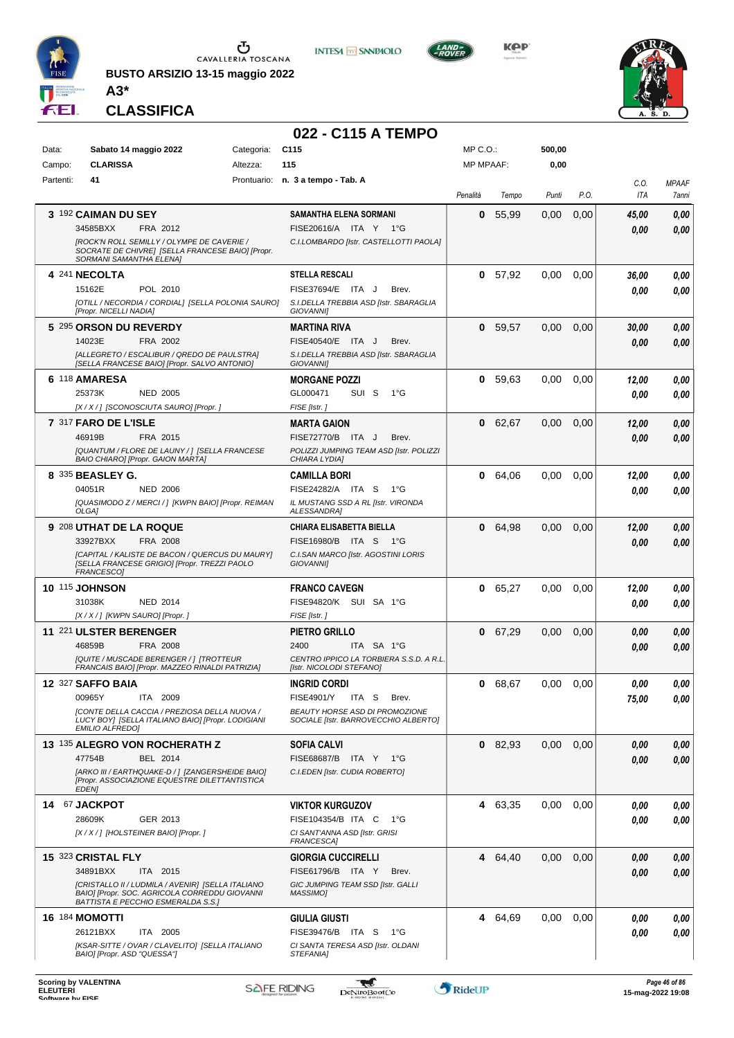**BUSTO ARSIZIO 13-15 maggio 2022**

**A3***

**CLASSIFICA**

# 022 - C115 A TEMPO

| Data: | Sabato 14 maggio 2022 | Categoria: | C115 | MP C.O.: | 500,00 |
|---|---|---|---|---|---|
| Campo: | CLARISSA | Altezza: | 115 | MP MPAAF: | 0,00 |
| Partenti: | 41 | Prontuario: | n. 3 a tempo - Tab. A | | |

| Cl. | N. | Cavallo | Cavaliere | Penalità | Tempo | Punti | P.O. | C.O. ITA | MPAAF 7anni |
|---|---|---|---|---|---|---|---|---|---|
| 3 | 192 | **CAIMAN DU SEY** 34585BXX FRA 2012 *[ROCK'N ROLL SEMILLY / OLYMPE DE CAVERIE / SOCRATE DE CHIVRE] [SELLA FRANCESE BAIO] [Propr. SORMANI SAMANTHA ELENA]* | **SAMANTHA ELENA SORMANI** FISE20616/A ITA Y 1°G *C.I.LOMBARDO [Istr. CASTELLOTTI PAOLA]* | 0 | 55,99 | 0,00 | 0,00 | 45,00 / 0,00 | 0,00 / 0,00 |
| 4 | 241 | **NECOLTA** 15162E POL 2010 *[OTILL / NECORDIA / CORDIAL] [SELLA POLONIA SAURO] [Propr. NICELLI NADIA]* | **STELLA RESCALI** FISE37694/E ITA J Brev. *S.I.DELLA TREBBIA ASD [Istr. SBARAGLIA GIOVANNI]* | 0 | 57,92 | 0,00 | 0,00 | 36,00 / 0,00 | 0,00 / 0,00 |
| 5 | 295 | **ORSON DU REVERDY** 14023E FRA 2002 *[ALLEGRETO / ESCALIBUR / QREDO DE PAULSTRA] [SELLA FRANCESE BAIO] [Propr. SALVO ANTONIO]* | **MARTINA RIVA** FISE40540/E ITA J Brev. *S.I.DELLA TREBBIA ASD [Istr. SBARAGLIA GIOVANNI]* | 0 | 59,57 | 0,00 | 0,00 | 30,00 / 0,00 | 0,00 / 0,00 |
| 6 | 118 | **AMARESA** 25373K NED 2005 *[X / X / ] [SCONOSCIUTA SAURO] [Propr. ]* | **MORGANE POZZI** GL000471 SUI S 1°G *FISE [Istr. ]* | 0 | 59,63 | 0,00 | 0,00 | 12,00 / 0,00 | 0,00 / 0,00 |
| 7 | 317 | **FARO DE L'ISLE** 46919B FRA 2015 *[QUANTUM / FLORE DE LAUNY / ] [SELLA FRANCESE BAIO CHIARO] [Propr. GAION MARTA]* | **MARTA GAION** FISE72770/B ITA J Brev. *POLIZZI JUMPING TEAM ASD [Istr. POLIZZI CHIARA LYDIA]* | 0 | 62,67 | 0,00 | 0,00 | 12,00 / 0,00 | 0,00 / 0,00 |
| 8 | 335 | **BEASLEY G.** 04051R NED 2006 *[QUASIMODO Z / MERCI / ] [KWPN BAIO] [Propr. REIMAN OLGA]* | **CAMILLA BORI** FISE24282/A ITA S 1°G *IL MUSTANG SSD A RL [Istr. VIRONDA ALESSANDRA]* | 0 | 64,06 | 0,00 | 0,00 | 12,00 / 0,00 | 0,00 / 0,00 |
| 9 | 208 | **UTHAT DE LA ROQUE** 33927BXX FRA 2008 *[CAPITAL / KALISTE DE BACON / QUERCUS DU MAURY] [SELLA FRANCESE GRIGIO] [Propr. TREZZI PAOLO FRANCESCO]* | **CHIARA ELISABETTA BIELLA** FISE16980/B ITA S 1°G *C.I.SAN MARCO [Istr. AGOSTINI LORIS GIOVANNI]* | 0 | 64,98 | 0,00 | 0,00 | 12,00 / 0,00 | 0,00 / 0,00 |
| 10 | 115 | **JOHNSON** 31038K NED 2014 *[X / X / ] [KWPN SAURO] [Propr. ]* | **FRANCO CAVEGN** FISE94820/K SUI SA 1°G *FISE [Istr. ]* | 0 | 65,27 | 0,00 | 0,00 | 12,00 / 0,00 | 0,00 / 0,00 |
| 11 | 221 | **ULSTER BERENGER** 46859B FRA 2008 *[QUITE / MUSCADE BERENGER / ] [TROTTEUR FRANCAIS BAIO] [Propr. MAZZEO RINALDI PATRIZIA]* | **PIETRO GRILLO** 2400 ITA SA 1°G *CENTRO IPPICO LA TORBIERA S.S.D. A R.L. [Istr. NICOLODI STEFANO]* | 0 | 67,29 | 0,00 | 0,00 | 0,00 / 0,00 | 0,00 / 0,00 |
| 12 | 327 | **SAFFO BAIA** 00965Y ITA 2009 *[CONTE DELLA CACCIA / PREZIOSA DELLA NUOVA / LUCY BOY] [SELLA ITALIANO BAIO] [Propr. LODIGIANI EMILIO ALFREDO]* | **INGRID CORDI** FISE4901/Y ITA S Brev. *BEAUTY HORSE ASD DI PROMOZIONE SOCIALE [Istr. BARROVECCHIO ALBERTO]* | 0 | 68,67 | 0,00 | 0,00 | 0,00 / 75,00 | 0,00 / 0,00 |
| 13 | 135 | **ALEGRO VON ROCHERATH Z** 47754B BEL 2014 *[ARKO III / EARTHQUAKE-D / ] [ZANGERSHEIDE BAIO] [Propr. ASSOCIAZIONE EQUESTRE DILETTANTISTICA EDEN]* | **SOFIA CALVI** FISE68687/B ITA Y 1°G *C.I.EDEN [Istr. CUDIA ROBERTO]* | 0 | 82,93 | 0,00 | 0,00 | 0,00 / 0,00 | 0,00 / 0,00 |
| 14 | 67 | **JACKPOT** 28609K GER 2013 *[X / X / ] [HOLSTEINER BAIO] [Propr. ]* | **VIKTOR KURGUZOV** FISE104354/B ITA C 1°G *CI SANT'ANNA ASD [Istr. GRISI FRANCESCA]* | 4 | 63,35 | 0,00 | 0,00 | 0,00 / 0,00 | 0,00 / 0,00 |
| 15 | 323 | **CRISTAL FLY** 34891BXX ITA 2015 *[CRISTALLO II / LUDMILA / AVENIR] [SELLA ITALIANO BAIO] [Propr. SOC. AGRICOLA CORREDDU GIOVANNI BATTISTA E PECCHIO ESMERALDA S.S.]* | **GIORGIA CUCCIRELLI** FISE61796/B ITA Y Brev. *GIC JUMPING TEAM SSD [Istr. GALLI MASSIMO]* | 4 | 64,40 | 0,00 | 0,00 | 0,00 / 0,00 | 0,00 / 0,00 |
| 16 | 184 | **MOMOTTI** 26121BXX ITA 2005 *[KSAR-SITTE / OVAR / CLAVELITO] [SELLA ITALIANO BAIO] [Propr. ASD "QUESSA"]* | **GIULIA GIUSTI** FISE39476/B ITA S 1°G *CI SANTA TERESA ASD [Istr. OLDANI STEFANIA]* | 4 | 64,69 | 0,00 | 0,00 | 0,00 / 0,00 | 0,00 / 0,00 |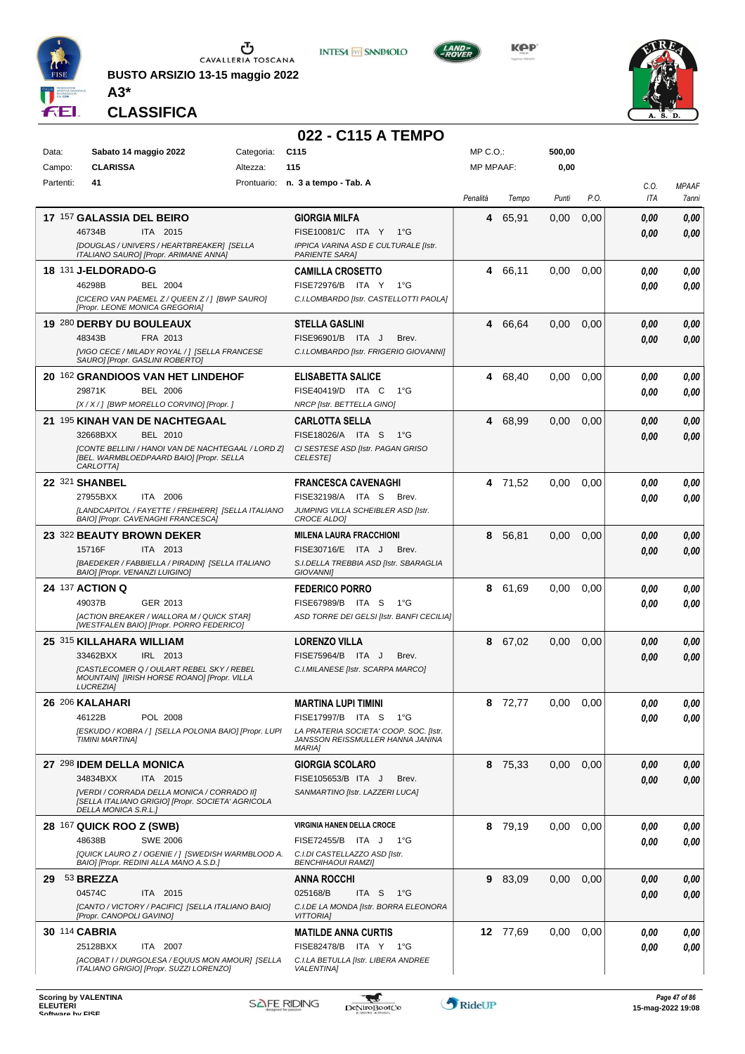CAVALLERIA TOSCANA

**BUSTO ARSIZIO 13-15 maggio 2022**

**A3***

**CLASSIFICA**

## 022 - C115 A TEMPO

| | | | | | |
|---|---|---|---|---|---|
| Data: | Sabato 14 maggio 2022 | Categoria: | C115 | MP C.O.: | 500,00 |
| Campo: | CLARISSA | Altezza: | 115 | MP MPAAF: | 0,00 |
| Partenti: | 41 | Prontuario: | n. 3 a tempo - Tab. A | | |

| Pos. | Cavallo | Cavaliere | Penalità | Tempo | Punti | P.O. | C.O. ITA | MPAAF 7anni |
|---|---|---|---|---|---|---|---|---|
| 17 | 157 **GALASSIA DEL BEIRO** 46734B ITA 2015 *[DOUGLAS / UNIVERS / HEARTBREAKER] [SELLA ITALIANO SAURO] [Propr. ARIMANE ANNA]* | **GIORGIA MILFA** FISE10081/C ITA Y 1°G *IPPICA VARINA ASD E CULTURALE [Istr. PARIENTE SARA]* | 4 | 65,91 | 0,00 | 0,00 | 0,00 / 0,00 | 0,00 / 0,00 |
| 18 | 131 **J-ELDORADO-G** 46298B BEL 2004 *[CICERO VAN PAEMEL Z / QUEEN Z / ] [BWP SAURO] [Propr. LEONE MONICA GREGORIA]* | **CAMILLA CROSETTO** FISE72976/B ITA Y 1°G *C.I.LOMBARDO [Istr. CASTELLOTTI PAOLA]* | 4 | 66,11 | 0,00 | 0,00 | 0,00 / 0,00 | 0,00 / 0,00 |
| 19 | 280 **DERBY DU BOULEAUX** 48343B FRA 2013 *[VIGO CECE / MILADY ROYAL / ] [SELLA FRANCESE SAURO] [Propr. GASLINI ROBERTO]* | **STELLA GASLINI** FISE96901/B ITA J Brev. *C.I.LOMBARDO [Istr. FRIGERIO GIOVANNI]* | 4 | 66,64 | 0,00 | 0,00 | 0,00 / 0,00 | 0,00 / 0,00 |
| 20 | 162 **GRANDIOOS VAN HET LINDEHOF** 29871K BEL 2006 *[X / X / ] [BWP MORELLO CORVINO] [Propr. ]* | **ELISABETTA SALICE** FISE40419/D ITA C 1°G *NRCP [Istr. BETTELLA GINO]* | 4 | 68,40 | 0,00 | 0,00 | 0,00 / 0,00 | 0,00 / 0,00 |
| 21 | 195 **KINAH VAN DE NACHTEGAAL** 32668BXX BEL 2010 *[CONTE BELLINI / HANOI VAN DE NACHTEGAAL / LORD Z] [BEL. WARMBLOEDPAARD BAIO] [Propr. SELLA CARLOTTA]* | **CARLOTTA SELLA** FISE18026/A ITA S 1°G *CI SESTESE ASD [Istr. PAGAN GRISO CELESTE]* | 4 | 68,99 | 0,00 | 0,00 | 0,00 / 0,00 | 0,00 / 0,00 |
| 22 | 321 **SHANBEL** 27955BXX ITA 2006 *[LANDCAPITOL / FAYETTE / FREIHERR] [SELLA ITALIANO BAIO] [Propr. CAVENAGHI FRANCESCA]* | **FRANCESCA CAVENAGHI** FISE32198/A ITA S Brev. *JUMPING VILLA SCHEIBLER ASD [Istr. CROCE ALDO]* | 4 | 71,52 | 0,00 | 0,00 | 0,00 / 0,00 | 0,00 / 0,00 |
| 23 | 322 **BEAUTY BROWN DEKER** 15716F ITA 2013 *[BAEDEKER / FABBIELLA / PIRADIN] [SELLA ITALIANO BAIO] [Propr. VENANZI LUIGINO]* | **MILENA LAURA FRACCHIONI** FISE30716/E ITA J Brev. *S.I.DELLA TREBBIA ASD [Istr. SBARAGLIA GIOVANNI]* | 8 | 56,81 | 0,00 | 0,00 | 0,00 / 0,00 | 0,00 / 0,00 |
| 24 | 137 **ACTION Q** 49037B GER 2013 *[ACTION BREAKER / WALLORA M / QUICK STAR] [WESTFALEN BAIO] [Propr. PORRO FEDERICO]* | **FEDERICO PORRO** FISE67989/B ITA S 1°G *ASD TORRE DEI GELSI [Istr. BANFI CECILIA]* | 8 | 61,69 | 0,00 | 0,00 | 0,00 / 0,00 | 0,00 / 0,00 |
| 25 | 315 **KILLAHARA WILLIAM** 33462BXX IRL 2013 *[CASTLECOMER Q / OULART REBEL SKY / REBEL MOUNTAIN] [IRISH HORSE ROANO] [Propr. VILLA LUCREZIA]* | **LORENZO VILLA** FISE75964/B ITA J Brev. *C.I.MILANESE [Istr. SCARPA MARCO]* | 8 | 67,02 | 0,00 | 0,00 | 0,00 / 0,00 | 0,00 / 0,00 |
| 26 | 206 **KALAHARI** 46122B POL 2008 *[ESKUDO / KOBRA / ] [SELLA POLONIA BAIO] [Propr. LUPI TIMINI MARTINA]* | **MARTINA LUPI TIMINI** FISE17997/B ITA S 1°G *LA PRATERIA SOCIETA' COOP. SOC. [Istr. JANSSON REISSMULLER HANNA JANINA MARIA]* | 8 | 72,77 | 0,00 | 0,00 | 0,00 / 0,00 | 0,00 / 0,00 |
| 27 | 298 **IDEM DELLA MONICA** 34834BXX ITA 2015 *[VERDI / CORRADA DELLA MONICA / CORRADO II] [SELLA ITALIANO GRIGIO] [Propr. SOCIETA' AGRICOLA DELLA MONICA S.R.L.]* | **GIORGIA SCOLARO** FISE105653/B ITA J Brev. *SANMARTINO [Istr. LAZZERI LUCA]* | 8 | 75,33 | 0,00 | 0,00 | 0,00 / 0,00 | 0,00 / 0,00 |
| 28 | 167 **QUICK ROO Z (SWB)** 48638B SWE 2006 *[QUICK LAURO Z / OGENIE / ] [SWEDISH WARMBLOOD A. BAIO] [Propr. REDINI ALLA MANO A.S.D.]* | **VIRGINIA HANEN DELLA CROCE** FISE72455/B ITA J 1°G *C.I.DI CASTELLAZZO ASD [Istr. BENCHIHAOUI RAMZI]* | 8 | 79,19 | 0,00 | 0,00 | 0,00 / 0,00 | 0,00 / 0,00 |
| 29 | 53 **BREZZA** 04574C ITA 2015 *[CANTO / VICTORY / PACIFIC] [SELLA ITALIANO BAIO] [Propr. CANOPOLI GAVINO]* | **ANNA ROCCHI** 025168/B ITA S 1°G *C.I.DE LA MONDA [Istr. BORRA ELEONORA VITTORIA]* | 9 | 83,09 | 0,00 | 0,00 | 0,00 / 0,00 | 0,00 / 0,00 |
| 30 | 114 **CABRIA** 25128BXX ITA 2007 *[ACOBAT I / DURGOLESA / EQUUS MON AMOUR] [SELLA ITALIANO GRIGIO] [Propr. SUZZI LORENZO]* | **MATILDE ANNA CURTIS** FISE82478/B ITA Y 1°G *C.I.LA BETULLA [Istr. LIBERA ANDREE VALENTINA]* | 12 | 77,69 | 0,00 | 0,00 | 0,00 / 0,00 | 0,00 / 0,00 |

Scoring by VALENTINA ELEUTERI
Software by FISE

15-mag-2022 19:08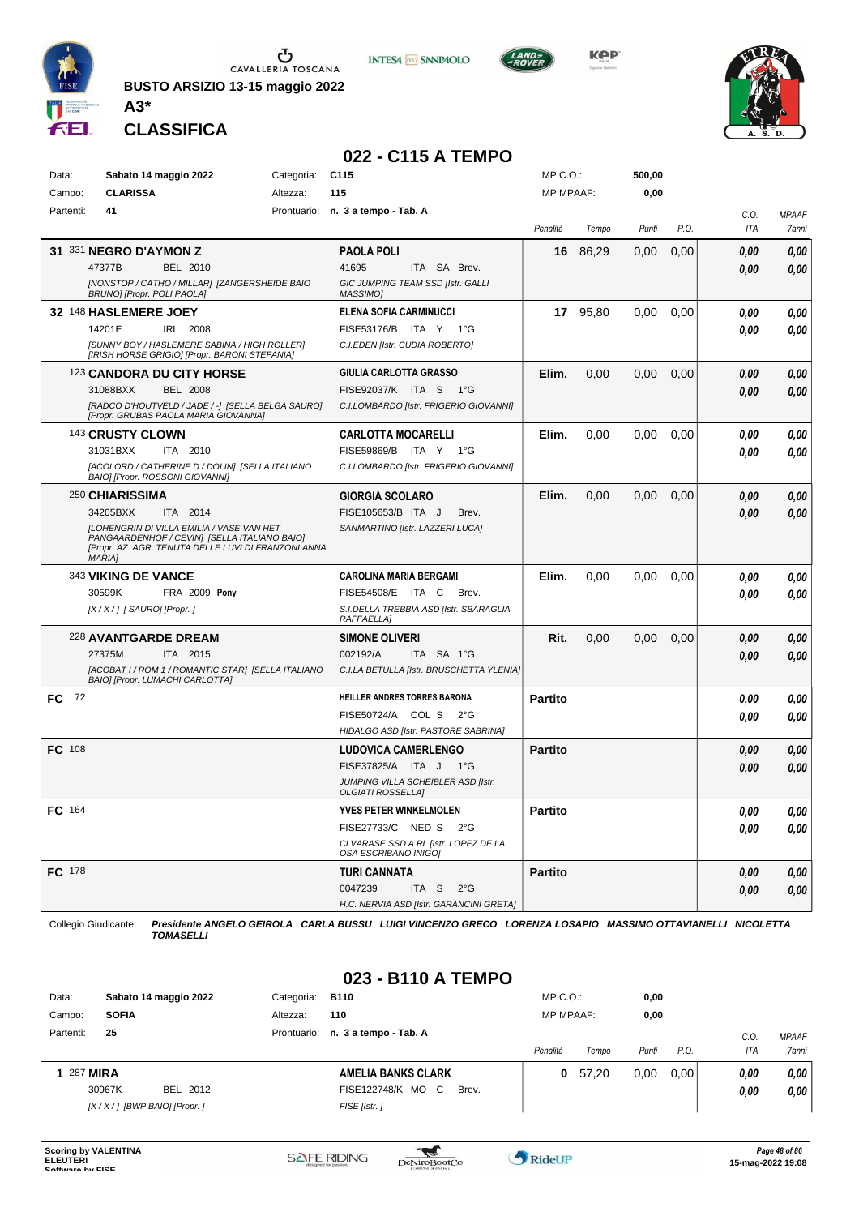BUSTO ARSIZIO 13-15 maggio 2022

A3*

CLASSIFICA

## 022 - C115 A TEMPO

| Data: | Sabato 14 maggio 2022 | Categoria: | C115 | MP C.O.: | 500,00 |
|---|---|---|---|---|---|
| Campo: | CLARISSA | Altezza: | 115 | MP MPAAF: | 0,00 |
| Partenti: | 41 | Prontuario: | n. 3 a tempo - Tab. A | | |

| Pos. | Cavallo | Cavaliere | Penalità | Tempo | Punti | P.O. | C.O. ITA | MPAAF 7anni |
|---|---|---|---|---|---|---|---|---|
| 31 | 331 **NEGRO D'AYMON Z** 47377B BEL 2010 *[NONSTOP / CATHO / MILLAR] [ZANGERSHEIDE BAIO BRUNO] [Propr. POLI PAOLA]* | **PAOLA POLI** 41695 ITA SA Brev. *GIC JUMPING TEAM SSD [Istr. GALLI MASSIMO]* | 16 | 86,29 | 0,00 | 0,00 | 0,00 / 0,00 | 0,00 / 0,00 |
| 32 | 148 **HASLEMERE JOEY** 14201E IRL 2008 *[SUNNY BOY / HASLEMERE SABINA / HIGH ROLLER] [IRISH HORSE GRIGIO] [Propr. BARONI STEFANIA]* | **ELENA SOFIA CARMINUCCI** FISE53176/B ITA Y 1°G *C.I.EDEN [Istr. CUDIA ROBERTO]* | 17 | 95,80 | 0,00 | 0,00 | 0,00 / 0,00 | 0,00 / 0,00 |
| | 123 **CANDORA DU CITY HORSE** 31088BXX BEL 2008 *[RADCO D'HOUTVELD / JADE / -] [SELLA BELGA SAURO] [Propr. GRUBAS PAOLA MARIA GIOVANNA]* | **GIULIA CARLOTTA GRASSO** FISE92037/K ITA S 1°G *C.I.LOMBARDO [Istr. FRIGERIO GIOVANNI]* | Elim. | 0,00 | 0,00 | 0,00 | 0,00 / 0,00 | 0,00 / 0,00 |
| | 143 **CRUSTY CLOWN** 31031BXX ITA 2010 *[ACOLORD / CATHERINE D / DOLIN] [SELLA ITALIANO BAIO] [Propr. ROSSONI GIOVANNI]* | **CARLOTTA MOCARELLI** FISE59869/B ITA Y 1°G *C.I.LOMBARDO [Istr. FRIGERIO GIOVANNI]* | Elim. | 0,00 | 0,00 | 0,00 | 0,00 / 0,00 | 0,00 / 0,00 |
| | 250 **CHIARISSIMA** 34205BXX ITA 2014 *[LOHENGRIN DI VILLA EMILIA / VASE VAN HET PANGAARDENHOF / CEVIN] [SELLA ITALIANO BAIO] [Propr. AZ. AGR. TENUTA DELLE LUVI DI FRANZONI ANNA MARIA]* | **GIORGIA SCOLARO** FISE105653/B ITA J Brev. *SANMARTINO [Istr. LAZZERI LUCA]* | Elim. | 0,00 | 0,00 | 0,00 | 0,00 / 0,00 | 0,00 / 0,00 |
| | 343 **VIKING DE VANCE** 30599K FRA 2009 **Pony** *[X / X / ] [ SAURO] [Propr. ]* | **CAROLINA MARIA BERGAMI** FISE54508/E ITA C Brev. *S.I.DELLA TREBBIA ASD [Istr. SBARAGLIA RAFFAELLA]* | Elim. | 0,00 | 0,00 | 0,00 | 0,00 / 0,00 | 0,00 / 0,00 |
| | 228 **AVANTGARDE DREAM** 27375M ITA 2015 *[ACOBAT I / ROM 1 / ROMANTIC STAR] [SELLA ITALIANO BAIO] [Propr. LUMACHI CARLOTTA]* | **SIMONE OLIVERI** 002192/A ITA SA 1°G *C.I.LA BETULLA [Istr. BRUSCHETTA YLENIA]* | Rit. | 0,00 | 0,00 | 0,00 | 0,00 / 0,00 | 0,00 / 0,00 |
| FC | 72 | **HEILLER ANDRES TORRES BARONA** FISE50724/A COL S 2°G *HIDALGO ASD [Istr. PASTORE SABRINA]* | Partito | | | | 0,00 / 0,00 | 0,00 / 0,00 |
| FC | 108 | **LUDOVICA CAMERLENGO** FISE37825/A ITA J 1°G *JUMPING VILLA SCHEIBLER ASD [Istr. OLGIATI ROSSELLA]* | Partito | | | | 0,00 / 0,00 | 0,00 / 0,00 |
| FC | 164 | **YVES PETER WINKELMOLEN** FISE27733/C NED S 2°G *CI VARASE SSD A RL [Istr. LOPEZ DE LA OSA ESCRIBANO INIGO]* | Partito | | | | 0,00 / 0,00 | 0,00 / 0,00 |
| FC | 178 | **TURI CANNATA** 0047239 ITA S 2°G *H.C. NERVIA ASD [Istr. GARANCINI GRETA]* | Partito | | | | 0,00 / 0,00 | 0,00 / 0,00 |

Collegio Giudicante *Presidente ANGELO GEIROLA CARLA BUSSU LUIGI VINCENZO GRECO LORENZA LOSAPIO MASSIMO OTTAVIANELLI NICOLETTA TOMASELLI*

## 023 - B110 A TEMPO

| Data: | Sabato 14 maggio 2022 | Categoria: | B110 | MP C.O.: | 0,00 |
|---|---|---|---|---|---|
| Campo: | SOFIA | Altezza: | 110 | MP MPAAF: | 0,00 |
| Partenti: | 25 | Prontuario: | n. 3 a tempo - Tab. A | | |

| Pos. | Cavallo | Cavaliere | Penalità | Tempo | Punti | P.O. | C.O. ITA | MPAAF 7anni |
|---|---|---|---|---|---|---|---|---|
| 1 | 287 **MIRA** 30967K BEL 2012 *[X / X / ] [BWP BAIO] [Propr. ]* | **AMELIA BANKS CLARK** FISE122748/K MO C Brev. *FISE [Istr. ]* | 0 | 57,20 | 0,00 | 0,00 | 0,00 / 0,00 | 0,00 / 0,00 |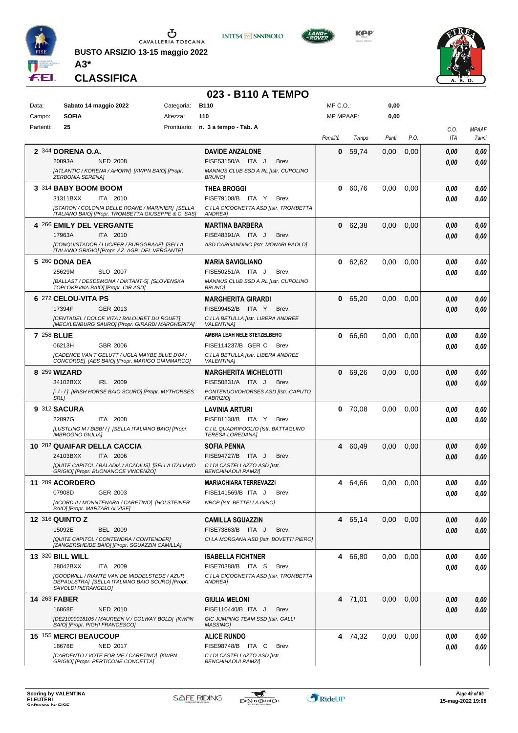**BUSTO ARSIZIO 13-15 maggio 2022**

**A3***

**CLASSIFICA**

# 023 - B110 A TEMPO

| | | | | | |
|---|---|---|---|---|---|
| Data: | Sabato 14 maggio 2022 | Categoria: | B110 | MP C.O.: | 0,00 |
| Campo: | SOFIA | Altezza: | 110 | MP MPAAF: | 0,00 |
| Partenti: | 25 | Prontuario: | n. 3 a tempo - Tab. A | | |

| Cl. | Cavallo | Cavaliere | Penalità | Tempo | Punti | P.O. | C.O. ITA | MPAAF 7anni |
|---|---|---|---|---|---|---|---|---|
| 2 | 344 **DORENA O.A.** 20893A NED 2008 *[ATLANTIC / KORENA / AHORN] [KWPN BAIO] [Propr. ZERBONIA SERENA]* | **DAVIDE ANZALONE** FISE53150/A ITA J Brev. *MANNUS CLUB SSD A RL [Istr. CUPOLINO BRUNO]* | 0 | 59,74 | 0,00 | 0,00 | 0,00 / 0,00 | 0,00 / 0,00 |
| 3 | 314 **BABY BOOM BOOM** 31311BXX ITA 2010 *[STARON / COLONIA DELLE ROANE / MARINIER] [SELLA ITALIANO BAIO] [Propr. TROMBETTA GIUSEPPE & C. SAS]* | **THEA BROGGI** FISE79108/B ITA Y Brev. *C.I.LA CICOGNETTA ASD [Istr. TROMBETTA ANDREA]* | 0 | 60,76 | 0,00 | 0,00 | 0,00 / 0,00 | 0,00 / 0,00 |
| 4 | 266 **EMILY DEL VERGANTE** 17963A ITA 2010 *[CONQUISTADOR / LUCIFER / BURGGRAAF] [SELLA ITALIANO GRIGIO] [Propr. AZ. AGR. DEL VERGANTE]* | **MARTINA BARBERA** FISE48391/A ITA J Brev. *ASD CARGANDINO [Istr. MONARI PAOLO]* | 0 | 62,38 | 0,00 | 0,00 | 0,00 / 0,00 | 0,00 / 0,00 |
| 5 | 260 **DONA DEA** 25629M SLO 2007 *[BALLAST / DESDEMONA / DIKTANT-5] [SLOVENSKA TOPLOKRVNA BAIO] [Propr. CIR ASD]* | **MARIA SAVIGLIANO** FISE50251/A ITA J Brev. *MANNUS CLUB SSD A RL [Istr. CUPOLINO BRUNO]* | 0 | 62,62 | 0,00 | 0,00 | 0,00 / 0,00 | 0,00 / 0,00 |
| 6 | 272 **CELOU-VITA PS** 17394F GER 2013 *[CENTADEL / DOLCE VITA / BALOUBET DU ROUET] [MECKLENBURG SAURO] [Propr. GIRARDI MARGHERITA]* | **MARGHERITA GIRARDI** FISE99452/B ITA Y Brev. *C.I.LA BETULLA [Istr. LIBERA ANDREE VALENTINA]* | 0 | 65,20 | 0,00 | 0,00 | 0,00 / 0,00 | 0,00 / 0,00 |
| 7 | 258 **BLUE** 06213H GBR 2006 *[CADENCE VAN'T GELUTT / UGLA MAYBE BLUE D'04 / CONCORDE] [AES BAIO] [Propr. MARIGO GIAMMARCO]* | **AMBRA LEAH NELE STETZELBERG** FISE114237/B GER C Brev. *C.I.LA BETULLA [Istr. LIBERA ANDREE VALENTINA]* | 0 | 66,60 | 0,00 | 0,00 | 0,00 / 0,00 | 0,00 / 0,00 |
| 8 | 259 **WIZARD** 34102BXX IRL 2009 *[- / - / ] [IRISH HORSE BAIO SCURO] [Propr. MYTHORSES SRL]* | **MARGHERITA MICHELOTTI** FISE50831/A ITA J Brev. *PONTENUOVOHORSES ASD [Istr. CAPUTO FABRIZIO]* | 0 | 69,26 | 0,00 | 0,00 | 0,00 / 0,00 | 0,00 / 0,00 |
| 9 | 312 **SACURA** 22897G ITA 2008 *[LUSTLING M / BIBBI / ] [SELLA ITALIANO BAIO] [Propr. IMBROGNO GIULIA]* | **LAVINIA ARTURI** FISE81138/B ITA Y Brev. *C.I.IL QUADRIFOGLIO [Istr. BATTAGLINO TERESA LOREDANA]* | 0 | 70,08 | 0,00 | 0,00 | 0,00 / 0,00 | 0,00 / 0,00 |
| 10 | 282 **QUAIFAR DELLA CACCIA** 24103BXX ITA 2006 *[QUITE CAPITOL / BALADIA / ACADIUS] [SELLA ITALIANO GRIGIO] [Propr. BUONANOCE VINCENZO]* | **SOFIA PENNA** FISE94727/B ITA J Brev. *C.I.DI CASTELLAZZO ASD [Istr. BENCHIHAOUI RAMZI]* | 4 | 60,49 | 0,00 | 0,00 | 0,00 / 0,00 | 0,00 / 0,00 |
| 11 | 289 **ACORDERO** 07908D GER 2003 *[ACORD II / MONNTENARA / CARETINO] [HOLSTEINER BAIO] [Propr. MARZARI ALVISE]* | **MARIACHIARA TERREVAZZI** FISE141569/B ITA J Brev. *NRCP [Istr. BETTELLA GINO]* | 4 | 64,66 | 0,00 | 0,00 | 0,00 / 0,00 | 0,00 / 0,00 |
| 12 | 316 **QUINTO Z** 15092E BEL 2009 *[QUITE CAPITOL / CONTENDRA / CONTENDER] [ZANGERSHEIDE BAIO] [Propr. SGUAZZIN CAMILLA]* | **CAMILLA SGUAZZIN** FISE73863/B ITA J Brev. *CI LA MORGANA ASD [Istr. BOVETTI PIERO]* | 4 | 65,14 | 0,00 | 0,00 | 0,00 / 0,00 | 0,00 / 0,00 |
| 13 | 320 **BILL WILL** 28042BXX ITA 2009 *[GOODWILL / RIANTE VAN DE MIDDELSTEDE / AZUR DEPAULSTRA] [SELLA ITALIANO BAIO SCURO] [Propr. SAVOLDI PIERANGELO]* | **ISABELLA FICHTNER** FISE70388/B ITA S Brev. *C.I.LA CICOGNETTA ASD [Istr. TROMBETTA ANDREA]* | 4 | 66,80 | 0,00 | 0,00 | 0,00 / 0,00 | 0,00 / 0,00 |
| 14 | 263 **FABER** 16868E NED 2010 *[DE21000018105 / MAUREEN V / COLWAY BOLD] [KWPN BAIO] [Propr. PIGHI FRANCESCO]* | **GIULIA MELONI** FISE110440/B ITA J Brev. *GIC JUMPING TEAM SSD [Istr. GALLI MASSIMO]* | 4 | 71,01 | 0,00 | 0,00 | 0,00 / 0,00 | 0,00 / 0,00 |
| 15 | 155 **MERCI BEAUCOUP** 18678E NED 2017 *[CARDENTO / VOTE FOR ME / CARETINO] [KWPN GRIGIO] [Propr. PERTICONE CONCETTA]* | **ALICE RUNDO** FISE98748/B ITA C Brev. *C.I.DI CASTELLAZZO ASD [Istr. BENCHIHAOUI RAMZI]* | 4 | 74,32 | 0,00 | 0,00 | 0,00 / 0,00 | 0,00 / 0,00 |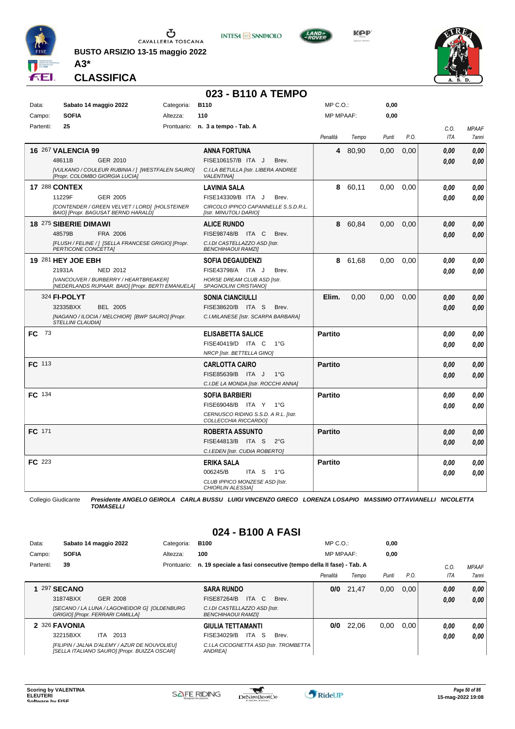BUSTO ARSIZIO 13-15 maggio 2022

A3*

# CLASSIFICA

## 023 - B110 A TEMPO

| Data: | Sabato 14 maggio 2022 | Categoria: | B110 | MP C.O.: | 0,00 |
|---|---|---|---|---|---|
| Campo: | SOFIA | Altezza: | 110 | MP MPAAF: | 0,00 |
| Partenti: | 25 | Prontuario: | n. 3 a tempo - Tab. A | | |

| Pos. | Cavallo | Cavaliere | Penalità | Tempo | Punti | P.O. | C.O. ITA | MPAAF 7anni |
|---|---|---|---|---|---|---|---|---|
| 16 | 267 **VALENCIA 99** 48611B GER 2010 *[VULKANO / COULEUR RUBINIA / ] [WESTFALEN SAURO] [Propr. COLOMBO GIORGIA LUCIA]* | **ANNA FORTUNA** FISE106157/B ITA J Brev. *C.I.LA BETULLA [Istr. LIBERA ANDREE VALENTINA]* | 4 | 80,90 | 0,00 | 0,00 | 0,00 / 0,00 | 0,00 / 0,00 |
| 17 | 288 **CONTEX** 11229F GER 2005 *[CONTENDER / GREEN VELVET / LORD] [HOLSTEINER BAIO] [Propr. BAGUSAT BERND HARALD]* | **LAVINIA SALA** FISE143309/B ITA J Brev. *CIRCOLO IPPICO CAPANNELLE S.S.D.R.L. [Istr. MINUTOLI DARIO]* | 8 | 60,11 | 0,00 | 0,00 | 0,00 / 0,00 | 0,00 / 0,00 |
| 18 | 275 **SIBERIE DIMAWI** 48579B FRA 2006 *[FLUSH / FELINE / ] [SELLA FRANCESE GRIGIO] [Propr. PERTICONE CONCETTA]* | **ALICE RUNDO** FISE98748/B ITA C Brev. *C.I.DI CASTELLAZZO ASD [Istr. BENCHIHAOUI RAMZI]* | 8 | 60,84 | 0,00 | 0,00 | 0,00 / 0,00 | 0,00 / 0,00 |
| 19 | 281 **HEY JOE EBH** 21931A NED 2012 *[VANCOUVER / BURBERRY / HEARTBREAKER] [NEDERLANDS RIJPAAR. BAIO] [Propr. BERTI EMANUELA]* | **SOFIA DEGAUDENZI** FISE43798/A ITA J Brev. *HORSE DREAM CLUB ASD [Istr. SPAGNOLINI CRISTIANO]* | 8 | 61,68 | 0,00 | 0,00 | 0,00 / 0,00 | 0,00 / 0,00 |
| | 324 **FI-POLYT** 32335BXX BEL 2005 *[NAGANO / ILOCIA / MELCHIOR] [BWP SAURO] [Propr. STELLINI CLAUDIA]* | **SONIA CIANCIULLI** FISE38620/B ITA S Brev. *C.I.MILANESE [Istr. SCARPA BARBARA]* | Elim. | 0,00 | 0,00 | 0,00 | 0,00 / 0,00 | 0,00 / 0,00 |
| FC | 73 | **ELISABETTA SALICE** FISE40419/D ITA C 1°G *NRCP [Istr. BETTELLA GINO]* | Partito | | | | 0,00 / 0,00 | 0,00 / 0,00 |
| FC | 113 | **CARLOTTA CAIRO** FISE85639/B ITA J 1°G *C.I.DE LA MONDA [Istr. ROCCHI ANNA]* | Partito | | | | 0,00 / 0,00 | 0,00 / 0,00 |
| FC | 134 | **SOFIA BARBIERI** FISE69048/B ITA Y 1°G *CERNUSCO RIDING S.S.D. A R.L. [Istr. COLLECCHIA RICCARDO]* | Partito | | | | 0,00 / 0,00 | 0,00 / 0,00 |
| FC | 171 | **ROBERTA ASSUNTO** FISE44813/B ITA S 2°G *C.I.EDEN [Istr. CUDIA ROBERTO]* | Partito | | | | 0,00 / 0,00 | 0,00 / 0,00 |
| FC | 223 | **ERIKA SALA** 006245/B ITA S 1°G *CLUB IPPICO MONZESE ASD [Istr. CHIORLIN ALESSIA]* | Partito | | | | 0,00 / 0,00 | 0,00 / 0,00 |

Collegio Giudicante ***Presidente ANGELO GEIROLA CARLA BUSSU LUIGI VINCENZO GRECO LORENZA LOSAPIO MASSIMO OTTAVIANELLI NICOLETTA TOMASELLI***

## 024 - B100 A FASI

| Data: | Sabato 14 maggio 2022 | Categoria: | B100 | MP C.O.: | 0,00 |
|---|---|---|---|---|---|
| Campo: | SOFIA | Altezza: | 100 | MP MPAAF: | 0,00 |
| Partenti: | 39 | Prontuario: | n. 19 speciale a fasi consecutive (tempo della II fase) - Tab. A | | |

| Pos. | Cavallo | Cavaliere | Penalità | Tempo | Punti | P.O. | C.O. ITA | MPAAF 7anni |
|---|---|---|---|---|---|---|---|---|
| 1 | 297 **SECANO** 31874BXX GER 2008 *[SECANO / LA LUNA / LAGOHEIDOR G] [OLDENBURG GRIGIO] [Propr. FERRARI CAMILLA]* | **SARA RUNDO** FISE87264/B ITA C Brev. *C.I.DI CASTELLAZZO ASD [Istr. BENCHIHAOUI RAMZI]* | 0/0 | 21,47 | 0,00 | 0,00 | 0,00 / 0,00 | 0,00 / 0,00 |
| 2 | 326 **FAVONIA** 32215BXX ITA 2013 *[FILIPIN / JALNA D'ALEMY / AZUR DE NOUVOLIEU] [SELLA ITALIANO SAURO] [Propr. BUIZZA OSCAR]* | **GIULIA TETTAMANTI** FISE34029/B ITA S Brev. *C.I.LA CICOGNETTA ASD [Istr. TROMBETTA ANDREA]* | 0/0 | 22,06 | 0,00 | 0,00 | 0,00 / 0,00 | 0,00 / 0,00 |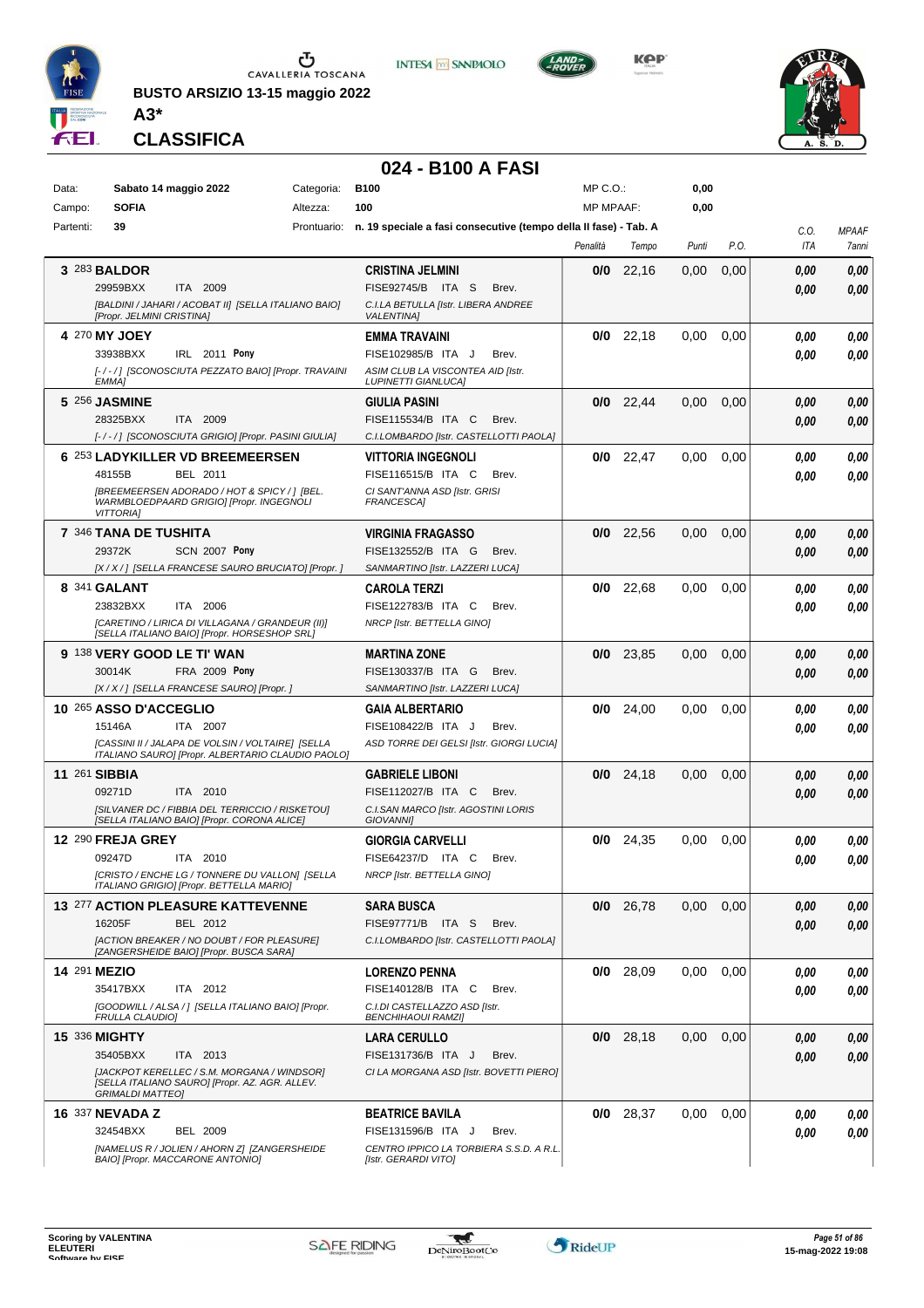BUSTO ARSIZIO 13-15 maggio 2022

**A3***

**CLASSIFICA**

# 024 - B100 A FASI

| | | | | | |
|---|---|---|---|---|---|
| Data: | Sabato 14 maggio 2022 | Categoria: | B100 | MP C.O.: | 0,00 |
| Campo: | SOFIA | Altezza: | 100 | MP MPAAF: | 0,00 |
| Partenti: | 39 | Prontuario: | n. 19 speciale a fasi consecutive (tempo della II fase) - Tab. A | | |

| Cl. | Cavallo | Cavaliere | Penalità | Tempo | Punti | P.O. | C.O. ITA | MPAAF 7anni |
|---|---|---|---|---|---|---|---|---|
| 3 | 283 **BALDOR** 29959BXX ITA 2009 [BALDINI / JAHARI / ACOBAT II] [SELLA ITALIANO BAIO] [Propr. JELMINI CRISTINA] | **CRISTINA JELMINI** FISE92745/B ITA S Brev. C.I.LA BETULLA [Istr. LIBERA ANDREE VALENTINA] | 0/0 | 22,16 | 0,00 | 0,00 | 0,00 / 0,00 | 0,00 / 0,00 |
| 4 | 270 **MY JOEY** 33938BXX IRL 2011 Pony [-/-/] [SCONOSCIUTA PEZZATO BAIO] [Propr. TRAVAINI EMMA] | **EMMA TRAVAINI** FISE102985/B ITA J Brev. ASIM CLUB LA VISCONTEA AID [Istr. LUPINETTI GIANLUCA] | 0/0 | 22,18 | 0,00 | 0,00 | 0,00 / 0,00 | 0,00 / 0,00 |
| 5 | 256 **JASMINE** 28325BXX ITA 2009 [-/-/] [SCONOSCIUTA GRIGIO] [Propr. PASINI GIULIA] | **GIULIA PASINI** FISE115534/B ITA C Brev. C.I.LOMBARDO [Istr. CASTELLOTTI PAOLA] | 0/0 | 22,44 | 0,00 | 0,00 | 0,00 / 0,00 | 0,00 / 0,00 |
| 6 | 253 **LADYKILLER VD BREEMEERSEN** 48155B BEL 2011 [BREEMEERSEN ADORADO / HOT & SPICY / ] [BEL. WARMBLOEDPAARD GRIGIO] [Propr. INGEGNOLI VITTORIA] | **VITTORIA INGEGNOLI** FISE116515/B ITA C Brev. CI SANT'ANNA ASD [Istr. GRISI FRANCESCA] | 0/0 | 22,47 | 0,00 | 0,00 | 0,00 / 0,00 | 0,00 / 0,00 |
| 7 | 346 **TANA DE TUSHITA** 29372K SCN 2007 Pony [X / X / ] [SELLA FRANCESE SAURO BRUCIATO] [Propr. ] | **VIRGINIA FRAGASSO** FISE132552/B ITA G Brev. SANMARTINO [Istr. LAZZERI LUCA] | 0/0 | 22,56 | 0,00 | 0,00 | 0,00 / 0,00 | 0,00 / 0,00 |
| 8 | 341 **GALANT** 23832BXX ITA 2006 [CARETINO / LIRICA DI VILLAGANA / GRANDEUR (II)] [SELLA ITALIANO BAIO] [Propr. HORSESHOP SRL] | **CAROLA TERZI** FISE122783/B ITA C Brev. NRCP [Istr. BETTELLA GINO] | 0/0 | 22,68 | 0,00 | 0,00 | 0,00 / 0,00 | 0,00 / 0,00 |
| 9 | 138 **VERY GOOD LE TI' WAN** 30014K FRA 2009 Pony [X / X / ] [SELLA FRANCESE SAURO] [Propr. ] | **MARTINA ZONE** FISE130337/B ITA G Brev. SANMARTINO [Istr. LAZZERI LUCA] | 0/0 | 23,85 | 0,00 | 0,00 | 0,00 / 0,00 | 0,00 / 0,00 |
| 10 | 265 **ASSO D'ACCEGLIO** 15146A ITA 2007 [CASSINI II / JALAPA DE VOLSIN / VOLTAIRE] [SELLA ITALIANO SAURO] [Propr. ALBERTARIO CLAUDIO PAOLO] | **GAIA ALBERTARIO** FISE108422/B ITA J Brev. ASD TORRE DEI GELSI [Istr. GIORGI LUCIA] | 0/0 | 24,00 | 0,00 | 0,00 | 0,00 / 0,00 | 0,00 / 0,00 |
| 11 | 261 **SIBBIA** 09271D ITA 2010 [SILVANER DC / FIBBIA DEL TERRICCIO / RISKETOU] [SELLA ITALIANO BAIO] [Propr. CORONA ALICE] | **GABRIELE LIBONI** FISE112027/B ITA C Brev. C.I.SAN MARCO [Istr. AGOSTINI LORIS GIOVANNI] | 0/0 | 24,18 | 0,00 | 0,00 | 0,00 / 0,00 | 0,00 / 0,00 |
| 12 | 290 **FREJA GREY** 09247D ITA 2010 [CRISTO / ENCHE LG / TONNERE DU VALLON] [SELLA ITALIANO GRIGIO] [Propr. BETTELLA MARIO] | **GIORGIA CARVELLI** FISE64237/D ITA C Brev. NRCP [Istr. BETTELLA GINO] | 0/0 | 24,35 | 0,00 | 0,00 | 0,00 / 0,00 | 0,00 / 0,00 |
| 13 | 277 **ACTION PLEASURE KATTEVENNE** 16205F BEL 2012 [ACTION BREAKER / NO DOUBT / FOR PLEASURE] [ZANGERSHEIDE BAIO] [Propr. BUSCA SARA] | **SARA BUSCA** FISE97771/B ITA S Brev. C.I.LOMBARDO [Istr. CASTELLOTTI PAOLA] | 0/0 | 26,78 | 0,00 | 0,00 | 0,00 / 0,00 | 0,00 / 0,00 |
| 14 | 291 **MEZIO** 35417BXX ITA 2012 [GOODWILL / ALSA / ] [SELLA ITALIANO BAIO] [Propr. FRULLA CLAUDIO] | **LORENZO PENNA** FISE140128/B ITA C Brev. C.I.DI CASTELLAZZO ASD [Istr. BENCHIHAOUI RAMZI] | 0/0 | 28,09 | 0,00 | 0,00 | 0,00 / 0,00 | 0,00 / 0,00 |
| 15 | 336 **MIGHTY** 35405BXX ITA 2013 [JACKPOT KERELLEC / S.M. MORGANA / WINDSOR] [SELLA ITALIANO SAURO] [Propr. AZ. AGR. ALLEV. GRIMALDI MATTEO] | **LARA CERULLO** FISE131736/B ITA J Brev. CI LA MORGANA ASD [Istr. BOVETTI PIERO] | 0/0 | 28,18 | 0,00 | 0,00 | 0,00 / 0,00 | 0,00 / 0,00 |
| 16 | 337 **NEVADA Z** 32454BXX BEL 2009 [NAMELUS R / JOLIEN / AHORN Z] [ZANGERSHEIDE BAIO] [Propr. MACCARONE ANTONIO] | **BEATRICE BAVILA** FISE131596/B ITA J Brev. CENTRO IPPICO LA TORBIERA S.S.D. A R.L. [Istr. GERARDI VITO] | 0/0 | 28,37 | 0,00 | 0,00 | 0,00 / 0,00 | 0,00 / 0,00 |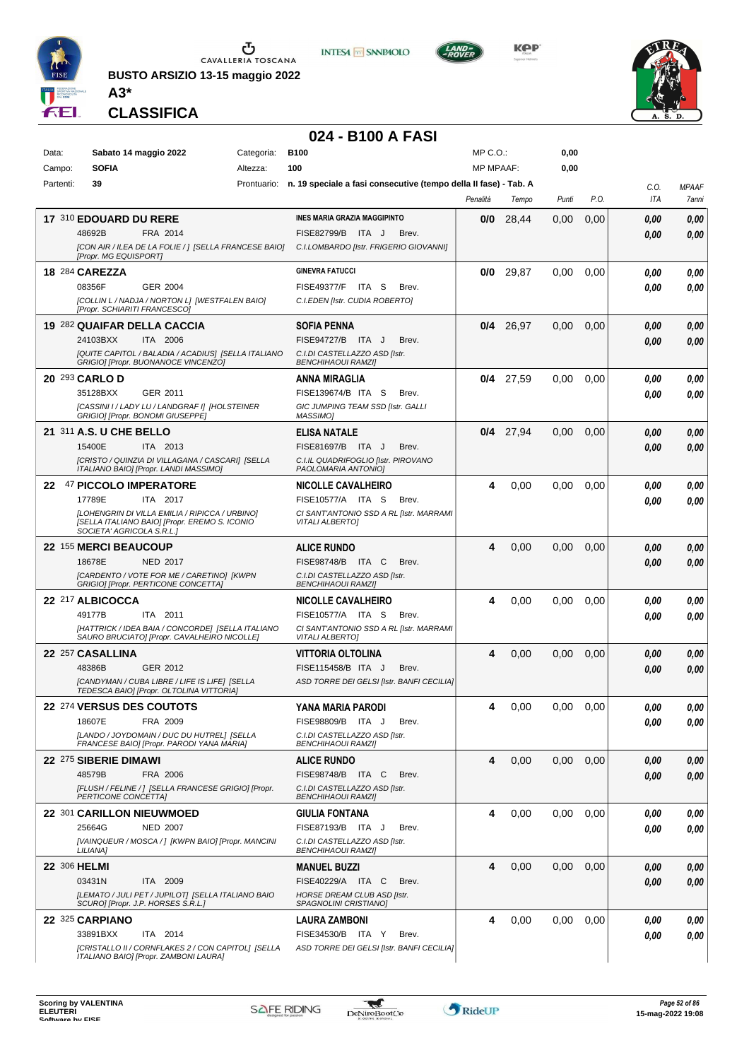BUSTO ARSIZIO 13-15 maggio 2022

**A3***

**CLASSIFICA**

# 024 - B100 A FASI

| Data: | Sabato 14 maggio 2022 | Categoria: | B100 | MP C.O.: | 0,00 |
|---|---|---|---|---|---|
| Campo: | SOFIA | Altezza: | 100 | MP MPAAF: | 0,00 |
| Partenti: | 39 | Prontuario: | n. 19 speciale a fasi consecutive (tempo della II fase) - Tab. A | | |

| Pos. | N. | Cavallo | Cavaliere | Penalità | Tempo | Punti | P.O. | C.O. ITA | MPAAF 7anni |
|---|---|---|---|---|---|---|---|---|---|
| 17 | 310 | **EDOUARD DU RERE** 48692B FRA 2014 *[CON AIR / ILEA DE LA FOLIE / ] [SELLA FRANCESE BAIO] [Propr. MG EQUISPORT]* | **INES MARIA GRAZIA MAGGIPINTO** FISE82799/B ITA J Brev. *C.I.LOMBARDO [Istr. FRIGERIO GIOVANNI]* | **0/0** | 28,44 | 0,00 | 0,00 | *0,00* *0,00* | *0,00* *0,00* |
| 18 | 284 | **CAREZZA** 08356F GER 2004 *[COLLIN L / NADJA / NORTON L] [WESTFALEN BAIO] [Propr. SCHIARITI FRANCESCO]* | **GINEVRA FATUCCI** FISE49377/F ITA S Brev. *C.I.EDEN [Istr. CUDIA ROBERTO]* | **0/0** | 29,87 | 0,00 | 0,00 | *0,00* *0,00* | *0,00* *0,00* |
| 19 | 282 | **QUAIFAR DELLA CACCIA** 24103BXX ITA 2006 *[QUITE CAPITOL / BALADIA / ACADIUS] [SELLA ITALIANO GRIGIO] [Propr. BUONANOCE VINCENZO]* | **SOFIA PENNA** FISE94727/B ITA J Brev. *C.I.DI CASTELLAZZO ASD [Istr. BENCHIHAOUI RAMZI]* | **0/4** | 26,97 | 0,00 | 0,00 | *0,00* *0,00* | *0,00* *0,00* |
| 20 | 293 | **CARLO D** 35128BXX GER 2011 *[CASSINI I / LADY LU / LANDGRAF I] [HOLSTEINER GRIGIO] [Propr. BONOMI GIUSEPPE]* | **ANNA MIRAGLIA** FISE139674/B ITA S Brev. *GIC JUMPING TEAM SSD [Istr. GALLI MASSIMO]* | **0/4** | 27,59 | 0,00 | 0,00 | *0,00* *0,00* | *0,00* *0,00* |
| 21 | 311 | **A.S. U CHE BELLO** 15400E ITA 2013 *[CRISTO / QUINZIA DI VILLAGANA / CASCARI] [SELLA ITALIANO BAIO] [Propr. LANDI MASSIMO]* | **ELISA NATALE** FISE81697/B ITA J Brev. *C.I.IL QUADRIFOGLIO [Istr. PIROVANO PAOLOMARIA ANTONIO]* | **0/4** | 27,94 | 0,00 | 0,00 | *0,00* *0,00* | *0,00* *0,00* |
| 22 | 47 | **PICCOLO IMPERATORE** 17789E ITA 2017 *[LOHENGRIN DI VILLA EMILIA / RIPICCA / URBINO] [SELLA ITALIANO BAIO] [Propr. EREMO S. ICONIO SOCIETA' AGRICOLA S.R.L.]* | **NICOLLE CAVALHEIRO** FISE10577/A ITA S Brev. *CI SANT'ANTONIO SSD A RL [Istr. MARRAMI VITALI ALBERTO]* | **4** | 0,00 | 0,00 | 0,00 | *0,00* *0,00* | *0,00* *0,00* |
| 22 | 155 | **MERCI BEAUCOUP** 18678E NED 2017 *[CARDENTO / VOTE FOR ME / CARETINO] [KWPN GRIGIO] [Propr. PERTICONE CONCETTA]* | **ALICE RUNDO** FISE98748/B ITA C Brev. *C.I.DI CASTELLAZZO ASD [Istr. BENCHIHAOUI RAMZI]* | **4** | 0,00 | 0,00 | 0,00 | *0,00* *0,00* | *0,00* *0,00* |
| 22 | 217 | **ALBICOCCA** 49177B ITA 2011 *[HATTRICK / IDEA BAIA / CONCORDE] [SELLA ITALIANO SAURO BRUCIATO] [Propr. CAVALHEIRO NICOLLE]* | **NICOLLE CAVALHEIRO** FISE10577/A ITA S Brev. *CI SANT'ANTONIO SSD A RL [Istr. MARRAMI VITALI ALBERTO]* | **4** | 0,00 | 0,00 | 0,00 | *0,00* *0,00* | *0,00* *0,00* |
| 22 | 257 | **CASALLINA** 48386B GER 2012 *[CANDYMAN / CUBA LIBRE / LIFE IS LIFE] [SELLA TEDESCA BAIO] [Propr. OLTOLINA VITTORIA]* | **VITTORIA OLTOLINA** FISE115458/B ITA J Brev. *ASD TORRE DEI GELSI [Istr. BANFI CECILIA]* | **4** | 0,00 | 0,00 | 0,00 | *0,00* *0,00* | *0,00* *0,00* |
| 22 | 274 | **VERSUS DES COUTOTS** 18607E FRA 2009 *[LANDO / JOYDOMAIN / DUC DU HUTREL] [SELLA FRANCESE BAIO] [Propr. PARODI YANA MARIA]* | **YANA MARIA PARODI** FISE98809/B ITA J Brev. *C.I.DI CASTELLAZZO ASD [Istr. BENCHIHAOUI RAMZI]* | **4** | 0,00 | 0,00 | 0,00 | *0,00* *0,00* | *0,00* *0,00* |
| 22 | 275 | **SIBERIE DIMAWI** 48579B FRA 2006 *[FLUSH / FELINE / ] [SELLA FRANCESE GRIGIO] [Propr. PERTICONE CONCETTA]* | **ALICE RUNDO** FISE98748/B ITA C Brev. *C.I.DI CASTELLAZZO ASD [Istr. BENCHIHAOUI RAMZI]* | **4** | 0,00 | 0,00 | 0,00 | *0,00* *0,00* | *0,00* *0,00* |
| 22 | 301 | **CARILLON NIEUWMOED** 25664G NED 2007 *[VAINQUEUR / MOSCA / ] [KWPN BAIO] [Propr. MANCINI LILIANA]* | **GIULIA FONTANA** FISE87193/B ITA J Brev. *C.I.DI CASTELLAZZO ASD [Istr. BENCHIHAOUI RAMZI]* | **4** | 0,00 | 0,00 | 0,00 | *0,00* *0,00* | *0,00* *0,00* |
| 22 | 306 | **HELMI** 03431N ITA 2009 *[LEMATO / JULI PET / JUPILOT] [SELLA ITALIANO BAIO SCURO] [Propr. J.P. HORSES S.R.L.]* | **MANUEL BUZZI** FISE40229/A ITA C Brev. *HORSE DREAM CLUB ASD [Istr. SPAGNOLINI CRISTIANO]* | **4** | 0,00 | 0,00 | 0,00 | *0,00* *0,00* | *0,00* *0,00* |
| 22 | 325 | **CARPIANO** 33891BXX ITA 2014 *[CRISTALLO II / CORNFLAKES 2 / CON CAPITOL] [SELLA ITALIANO BAIO] [Propr. ZAMBONI LAURA]* | **LAURA ZAMBONI** FISE34530/B ITA Y Brev. *ASD TORRE DEI GELSI [Istr. BANFI CECILIA]* | **4** | 0,00 | 0,00 | 0,00 | *0,00* *0,00* | *0,00* *0,00* |

Scoring by VALENTINA ELEUTERI

15-mag-2022 19:08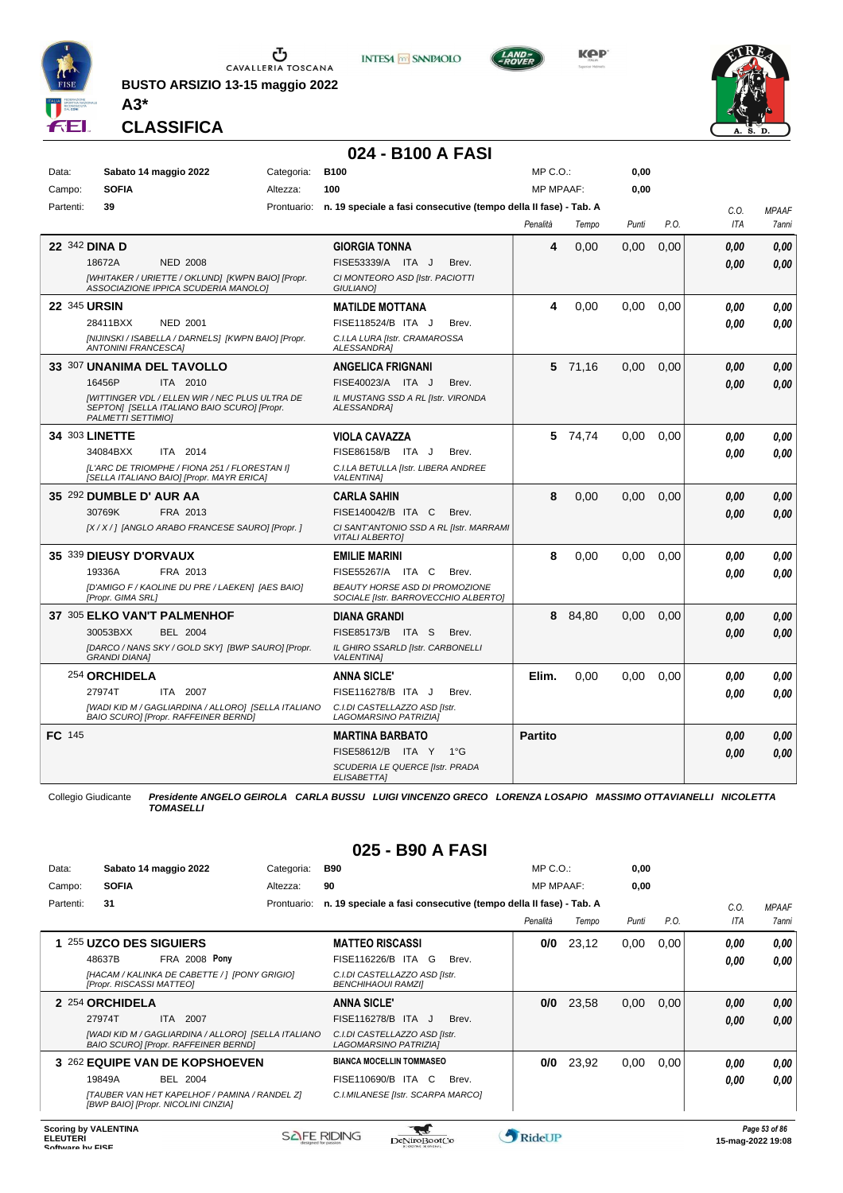BUSTO ARSIZIO 13-15 maggio 2022

**A3***

## CLASSIFICA

## 024 - B100 A FASI

| | | | |
|---|---|---|---|
| Data: | **Sabato 14 maggio 2022** | Categoria: | **B100** |
| Campo: | **SOFIA** | Altezza: | **100** |
| Partenti: | **39** | Prontuario: | **n. 19 speciale a fasi consecutive (tempo della II fase) - Tab. A** |

MP C.O.: **0,00**
MP MPAAF: **0,00**

| Cl. | Cavallo | Cavaliere | Penalità | Tempo | Punti | P.O. | C.O. ITA | MPAAF 7anni |
|---|---|---|---|---|---|---|---|---|
| **22** | 342 **DINA D** 18672A NED 2008 *[WHITAKER / URIETTE / OKLUND] [KWPN BAIO] [Propr. ASSOCIAZIONE IPPICA SCUDERIA MANOLO]* | **GIORGIA TONNA** FISE53339/A ITA J Brev. *CI MONTEORO ASD [Istr. PACIOTTI GIULIANO]* | **4** | 0,00 | 0,00 | 0,00 | **0,00** **0,00** | **0,00** **0,00** |
| **22** | 345 **URSIN** 28411BXX NED 2001 *[NIJINSKI / ISABELLA / DARNELS] [KWPN BAIO] [Propr. ANTONINI FRANCESCA]* | **MATILDE MOTTANA** FISE118524/B ITA J Brev. *C.I.LA LURA [Istr. CRAMAROSSA ALESSANDRA]* | **4** | 0,00 | 0,00 | 0,00 | **0,00** **0,00** | **0,00** **0,00** |
| **33** | 307 **UNANIMA DEL TAVOLLO** 16456P ITA 2010 *[WITTINGER VDL / ELLEN WIR / NEC PLUS ULTRA DE SEPTON] [SELLA ITALIANO BAIO SCURO] [Propr. PALMETTI SETTIMIO]* | **ANGELICA FRIGNANI** FISE40023/A ITA J Brev. *IL MUSTANG SSD A RL [Istr. VIRONDA ALESSANDRA]* | **5** | 71,16 | 0,00 | 0,00 | **0,00** **0,00** | **0,00** **0,00** |
| **34** | 303 **LINETTE** 34084BXX ITA 2014 *[L'ARC DE TRIOMPHE / FIONA 251 / FLORESTAN I] [SELLA ITALIANO BAIO] [Propr. MAYR ERICA]* | **VIOLA CAVAZZA** FISE86158/B ITA J Brev. *C.I.LA BETULLA [Istr. LIBERA ANDREE VALENTINA]* | **5** | 74,74 | 0,00 | 0,00 | **0,00** **0,00** | **0,00** **0,00** |
| **35** | 292 **DUMBLE D' AUR AA** 30769K FRA 2013 *[X / X / ] [ANGLO ARABO FRANCESE SAURO] [Propr. ]* | **CARLA SANNA** FISE140042/B ITA C Brev. *CI SANT'ANTONIO SSD A RL [Istr. MARRAMI VITALI ALBERTO]* | **8** | 0,00 | 0,00 | 0,00 | **0,00** **0,00** | **0,00** **0,00** |
| **35** | 339 **DIEUSY D'ORVAUX** 19336A FRA 2013 *[D'AMIGO F / KAOLINE DU PRE / LAEKEN] [AES BAIO] [Propr. GIMA SRL]* | **EMILIE MARINI** FISE55267/A ITA C Brev. *BEAUTY HORSE ASD DI PROMOZIONE SOCIALE [Istr. BARROVECCHIO ALBERTO]* | **8** | 0,00 | 0,00 | 0,00 | **0,00** **0,00** | **0,00** **0,00** |
| **37** | 305 **ELKO VAN'T PALMENHOF** 30053BXX BEL 2004 *[DARCO / NANS SKY / GOLD SKY] [BWP SAURO] [Propr. GRANDI DIANA]* | **DIANA GRANDI** FISE85173/B ITA S Brev. *IL GHIRO SSARLD [Istr. CARBONELLI VALENTINA]* | **8** | 84,80 | 0,00 | 0,00 | **0,00** **0,00** | **0,00** **0,00** |
| | 254 **ORCHIDELA** 27974T ITA 2007 *[WADI KID M / GAGLIARDINA / ALLORO] [SELLA ITALIANO BAIO SCURO] [Propr. RAFFEINER BERND]* | **ANNA SICLE'** FISE116278/B ITA J Brev. *C.I.DI CASTELLAZZO ASD [Istr. LAGOMARSINO PATRIZIA]* | **Elim.** | 0,00 | 0,00 | 0,00 | **0,00** **0,00** | **0,00** **0,00** |
| **FC** | 145 | **MARTINA BARBATO** FISE58612/B ITA Y 1°G *SCUDERIA LE QUERCE [Istr. PRADA ELISABETTA]* | **Partito** | | | | **0,00** **0,00** | **0,00** **0,00** |

Collegio Giudicante *Presidente ANGELO GEIROLA CARLA BUSSU LUIGI VINCENZO GRECO LORENZA LOSAPIO MASSIMO OTTAVIANELLI NICOLETTA TOMASELLI*

## 025 - B90 A FASI

| | | | |
|---|---|---|---|
| Data: | **Sabato 14 maggio 2022** | Categoria: | **B90** |
| Campo: | **SOFIA** | Altezza: | **90** |
| Partenti: | **31** | Prontuario: | **n. 19 speciale a fasi consecutive (tempo della II fase) - Tab. A** |

MP C.O.: **0,00**
MP MPAAF: **0,00**

| Cl. | Cavallo | Cavaliere | Penalità | Tempo | Punti | P.O. | C.O. ITA | MPAAF 7anni |
|---|---|---|---|---|---|---|---|---|
| **1** | 255 **UZCO DES SIGUIERS** 48637B FRA 2008 **Pony** *[HACAM / KALINKA DE CABETTE / ] [PONY GRIGIO] [Propr. RISCASSI MATTEO]* | **MATTEO RISCASSI** FISE116226/B ITA G Brev. *C.I.DI CASTELLAZZO ASD [Istr. BENCHIHAOUI RAMZI]* | **0/0** | 23,12 | 0,00 | 0,00 | **0,00** **0,00** | **0,00** **0,00** |
| **2** | 254 **ORCHIDELA** 27974T ITA 2007 *[WADI KID M / GAGLIARDINA / ALLORO] [SELLA ITALIANO BAIO SCURO] [Propr. RAFFEINER BERND]* | **ANNA SICLE'** FISE116278/B ITA J Brev. *C.I.DI CASTELLAZZO ASD [Istr. LAGOMARSINO PATRIZIA]* | **0/0** | 23,58 | 0,00 | 0,00 | **0,00** **0,00** | **0,00** **0,00** |
| **3** | 262 **EQUIPE VAN DE KOPSHOEVEN** 19849A BEL 2004 *[TAUBER VAN HET KAPELHOF / PAMINA / RANDEL Z] [BWP BAIO] [Propr. NICOLINI CINZIA]* | **BIANCA MOCELLIN TOMMASEO** FISE110690/B ITA C Brev. *C.I.MILANESE [Istr. SCARPA MARCO]* | **0/0** | 23,92 | 0,00 | 0,00 | **0,00** **0,00** | **0,00** **0,00** |

Scoring by VALENTINA ELEUTERI
15-mag-2022 19:08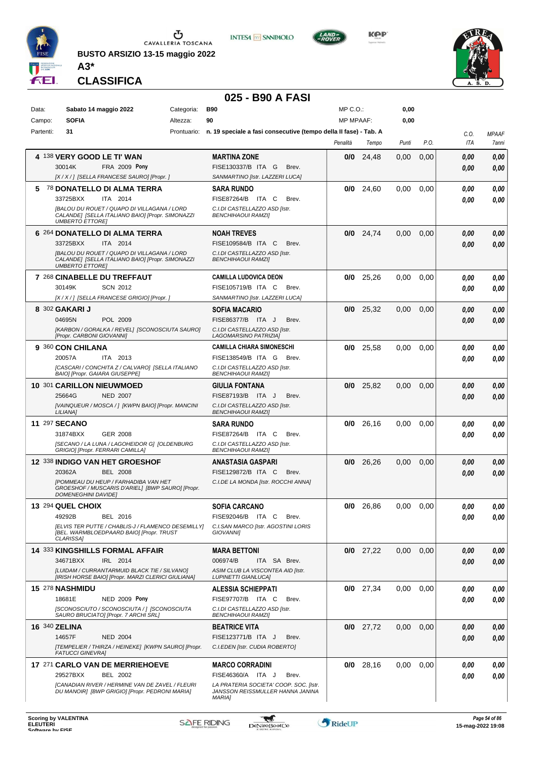**BUSTO ARSIZIO 13-15 maggio 2022**

**A3***

**CLASSIFICA**

## 025 - B90 A FASI

| Data: | Sabato 14 maggio 2022 | Categoria: | B90 | MP C.O.: | 0,00 |
|---|---|---|---|---|---|
| Campo: | SOFIA | Altezza: | 90 | MP MPAAF: | 0,00 |
| Partenti: | 31 | Prontuario: | n. 19 speciale a fasi consecutive (tempo della II fase) - Tab. A | | |

| Cl. | Cavallo | Cavaliere | Penalità | Tempo | Punti | P.O. | C.O. ITA | MPAAF 7anni |
|---|---|---|---|---|---|---|---|---|
| 4 | 138 **VERY GOOD LE TI' WAN**<br>30014K FRA 2009 **Pony**<br>*[X / X / ] [SELLA FRANCESE SAURO] [Propr. ]* | **MARTINA ZONE**<br>FISE130337/B ITA G Brev.<br>*SANMARTINO [Istr. LAZZERI LUCA]* | **0/0** | 24,48 | 0,00 | 0,00 | *0,00*<br>*0,00* | *0,00*<br>*0,00* |
| 5 | 78 **DONATELLO DI ALMA TERRA**<br>33725BXX ITA 2014<br>*[BALOU DU ROUET / QUAPO DI VILLAGANA / LORD CALANDE] [SELLA ITALIANO BAIO] [Propr. SIMONAZZI UMBERTO ETTORE]* | **SARA RUNDO**<br>FISE87264/B ITA C Brev.<br>*C.I.DI CASTELLAZZO ASD [Istr. BENCHIHAOUI RAMZI]* | **0/0** | 24,60 | 0,00 | 0,00 | *0,00*<br>*0,00* | *0,00*<br>*0,00* |
| 6 | 264 **DONATELLO DI ALMA TERRA**<br>33725BXX ITA 2014<br>*[BALOU DU ROUET / QUAPO DI VILLAGANA / LORD CALANDE] [SELLA ITALIANO BAIO] [Propr. SIMONAZZI UMBERTO ETTORE]* | **NOAH TREVES**<br>FISE109584/B ITA C Brev.<br>*C.I.DI CASTELLAZZO ASD [Istr. BENCHIHAOUI RAMZI]* | **0/0** | 24,74 | 0,00 | 0,00 | *0,00*<br>*0,00* | *0,00*<br>*0,00* |
| 7 | 268 **CINABELLE DU TREFFAUT**<br>30149K SCN 2012<br>*[X / X / ] [SELLA FRANCESE GRIGIO] [Propr. ]* | **CAMILLA LUDOVICA DEON**<br>FISE105719/B ITA C Brev.<br>*SANMARTINO [Istr. LAZZERI LUCA]* | **0/0** | 25,26 | 0,00 | 0,00 | *0,00*<br>*0,00* | *0,00*<br>*0,00* |
| 8 | 302 **GAKARI J**<br>04695N POL 2009<br>*[KARBON / GORALKA / REVEL] [SCONOSCIUTA SAURO] [Propr. CARBONI GIOVANNI]* | **SOFIA MACARIO**<br>FISE86377/B ITA J Brev.<br>*C.I.DI CASTELLAZZO ASD [Istr. LAGOMARSINO PATRIZIA]* | **0/0** | 25,32 | 0,00 | 0,00 | *0,00*<br>*0,00* | *0,00*<br>*0,00* |
| 9 | 360 **CON CHILANA**<br>20057A ITA 2013<br>*[CASCARI / CONCHITA Z / CALVARO] [SELLA ITALIANO BAIO] [Propr. GAIARA GIUSEPPE]* | **CAMILLA CHIARA SIMONESCHI**<br>FISE138549/B ITA G Brev.<br>*C.I.DI CASTELLAZZO ASD [Istr. BENCHIHAOUI RAMZI]* | **0/0** | 25,58 | 0,00 | 0,00 | *0,00*<br>*0,00* | *0,00*<br>*0,00* |
| 10 | 301 **CARILLON NIEUWMOED**<br>25664G NED 2007<br>*[VAINQUEUR / MOSCA / ] [KWPN BAIO] [Propr. MANCINI LILIANA]* | **GIULIA FONTANA**<br>FISE87193/B ITA J Brev.<br>*C.I.DI CASTELLAZZO ASD [Istr. BENCHIHAOUI RAMZI]* | **0/0** | 25,82 | 0,00 | 0,00 | *0,00*<br>*0,00* | *0,00*<br>*0,00* |
| 11 | 297 **SECANO**<br>31874BXX GER 2008<br>*[SECANO / LA LUNA / LAGOHEIDOR G] [OLDENBURG GRIGIO] [Propr. FERRARI CAMILLA]* | **SARA RUNDO**<br>FISE87264/B ITA C Brev.<br>*C.I.DI CASTELLAZZO ASD [Istr. BENCHIHAOUI RAMZI]* | **0/0** | 26,16 | 0,00 | 0,00 | *0,00*<br>*0,00* | *0,00*<br>*0,00* |
| 12 | 338 **INDIGO VAN HET GROESHOF**<br>20362A BEL 2008<br>*[POMMEAU DU HEUP / FARHADIBA VAN HET GROESHOF / MUSCARIS D'ARIEL] [BWP SAURO] [Propr. DOMENEGHINI DAVIDE]* | **ANASTASIA GASPARI**<br>FISE129872/B ITA C Brev.<br>*C.I.DE LA MONDA [Istr. ROCCHI ANNA]* | **0/0** | 26,26 | 0,00 | 0,00 | *0,00*<br>*0,00* | *0,00*<br>*0,00* |
| 13 | 294 **QUEL CHOIX**<br>49292B BEL 2016<br>*[ELVIS TER PUTTE / CHABLIS-J / FLAMENCO DESEMILLY] [BEL. WARMBLOEDPAARD BAIO] [Propr. TRUST CLARISSA]* | **SOFIA CARCANO**<br>FISE92046/B ITA C Brev.<br>*C.I.SAN MARCO [Istr. AGOSTINI LORIS GIOVANNI]* | **0/0** | 26,86 | 0,00 | 0,00 | *0,00*<br>*0,00* | *0,00*<br>*0,00* |
| 14 | 333 **KINGSHILLS FORMAL AFFAIR**<br>34671BXX IRL 2014<br>*[LUIDAM / CURRANTARMUID BLACK TIE / SILVANO] [IRISH HORSE BAIO] [Propr. MARZI CLERICI GIULIANA]* | **MARA BETTONI**<br>006974/B ITA SA Brev.<br>*ASIM CLUB LA VISCONTEA AID [Istr. LUPINETTI GIANLUCA]* | **0/0** | 27,22 | 0,00 | 0,00 | *0,00*<br>*0,00* | *0,00*<br>*0,00* |
| 15 | 278 **NASHMIDU**<br>18681E NED 2009 **Pony**<br>*[SCONOSCIUTO / SCONOSCIUTA / ] [SCONOSCIUTA SAURO BRUCIATO] [Propr. 7 ARCHI SRL]* | **ALESSIA SCHIEPPATI**<br>FISE97707/B ITA C Brev.<br>*C.I.DI CASTELLAZZO ASD [Istr. BENCHIHAOUI RAMZI]* | **0/0** | 27,34 | 0,00 | 0,00 | *0,00*<br>*0,00* | *0,00*<br>*0,00* |
| 16 | 340 **ZELINA**<br>14657F NED 2004<br>*[TEMPELIER / THIRZA / HEINEKE] [KWPN SAURO] [Propr. FATUCCI GINEVRA]* | **BEATRICE VITA**<br>FISE123771/B ITA J Brev.<br>*C.I.EDEN [Istr. CUDIA ROBERTO]* | **0/0** | 27,72 | 0,00 | 0,00 | *0,00*<br>*0,00* | *0,00*<br>*0,00* |
| 17 | 271 **CARLO VAN DE MERRIEHOEVE**<br>29527BXX BEL 2002<br>*[CANADIAN RIVER / HERMINE VAN DE ZAVEL / FLEURI DU MANOIR] [BWP GRIGIO] [Propr. PEDRONI MARIA]* | **MARCO CORRADINI**<br>FISE46360/A ITA J Brev.<br>*LA PRATERIA SOCIETA' COOP. SOC. [Istr. JANSSON REISSMULLER HANNA JANINA MARIA]* | **0/0** | 28,16 | 0,00 | 0,00 | *0,00*<br>*0,00* | *0,00*<br>*0,00* |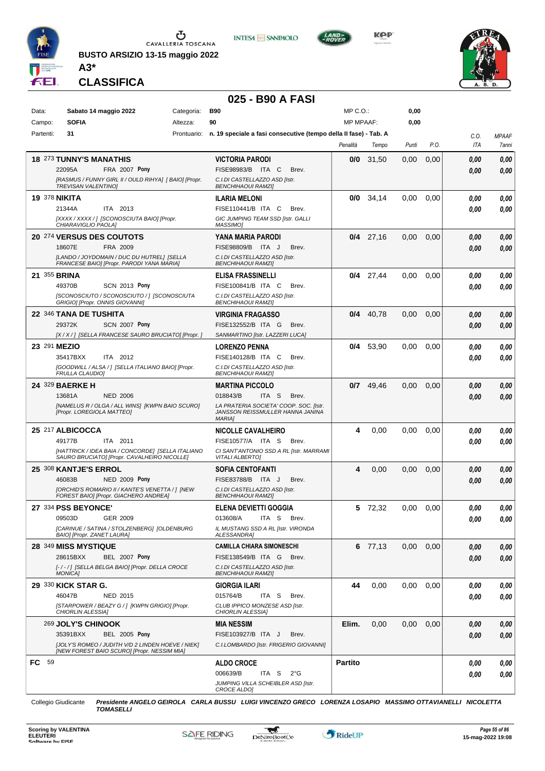BUSTO ARSIZIO 13-15 maggio 2022

**A3***

**CLASSIFICA**

## 025 - B90 A FASI

| Data: | Sabato 14 maggio 2022 | Categoria: | B90 | MP C.O.: | 0,00 |
|---|---|---|---|---|---|
| Campo: | SOFIA | Altezza: | 90 | MP MPAAF: | 0,00 |
| Partenti: | 31 | Prontuario: | n. 19 speciale a fasi consecutive (tempo della II fase) - Tab. A | | |

| Cl. | N. | Cavallo | Cavaliere | Penalità | Tempo | Punti | P.O. | C.O. ITA | MPAAF 7anni |
|---|---|---|---|---|---|---|---|---|---|
| 18 | 273 | **TUNNY'S MANATHIS** 22095A FRA 2007 **Pony** *[RASMUS / FUNNY GIRL II / OULD RIHYA] [ BAIO] [Propr. TREVISAN VALENTINO]* | **VICTORIA PARODI** FISE98983/B ITA C Brev. *C.I.DI CASTELLAZZO ASD [Istr. BENCHIHAOUI RAMZI]* | 0/0 | 31,50 | 0,00 | 0,00 | 0,00 / 0,00 | 0,00 / 0,00 |
| 19 | 378 | **NIKITA** 21344A ITA 2013 *[XXXX / XXXX / ] [SCONOSCIUTA BAIO] [Propr. CHIARAVIGLIO PAOLA]* | **ILARIA MELONI** FISE110441/B ITA C Brev. *GIC JUMPING TEAM SSD [Istr. GALLI MASSIMO]* | 0/0 | 34,14 | 0,00 | 0,00 | 0,00 / 0,00 | 0,00 / 0,00 |
| 20 | 274 | **VERSUS DES COUTOTS** 18607E FRA 2009 *[LANDO / JOYDOMAIN / DUC DU HUTREL] [SELLA FRANCESE BAIO] [Propr. PARODI YANA MARIA]* | **YANA MARIA PARODI** FISE98809/B ITA J Brev. *C.I.DI CASTELLAZZO ASD [Istr. BENCHIHAOUI RAMZI]* | 0/4 | 27,16 | 0,00 | 0,00 | 0,00 / 0,00 | 0,00 / 0,00 |
| 21 | 355 | **BRINA** 49370B SCN 2013 **Pony** *[SCONOSCIUTO / SCONOSCIUTO / ] [SCONOSCIUTA GRIGIO] [Propr. ONNIS GIOVANNI]* | **ELISA FRASSINELLI** FISE100841/B ITA C Brev. *C.I.DI CASTELLAZZO ASD [Istr. BENCHIHAOUI RAMZI]* | 0/4 | 27,44 | 0,00 | 0,00 | 0,00 / 0,00 | 0,00 / 0,00 |
| 22 | 346 | **TANA DE TUSHITA** 29372K SCN 2007 **Pony** *[X / X / ] [SELLA FRANCESE SAURO BRUCIATO] [Propr. ]* | **VIRGINIA FRAGASSO** FISE132552/B ITA G Brev. *SANMARTINO [Istr. LAZZERI LUCA]* | 0/4 | 40,78 | 0,00 | 0,00 | 0,00 / 0,00 | 0,00 / 0,00 |
| 23 | 291 | **MEZIO** 35417BXX ITA 2012 *[GOODWILL / ALSA / ] [SELLA ITALIANO BAIO] [Propr. FRULLA CLAUDIO]* | **LORENZO PENNA** FISE140128/B ITA C Brev. *C.I.DI CASTELLAZZO ASD [Istr. BENCHIHAOUI RAMZI]* | 0/4 | 53,90 | 0,00 | 0,00 | 0,00 / 0,00 | 0,00 / 0,00 |
| 24 | 329 | **BAERKE H** 13681A NED 2006 *[NAMELUS R / OLGA / ALL WINS] [KWPN BAIO SCURO] [Propr. LOREGIOLA MATTEO]* | **MARTINA PICCOLO** 018843/B ITA S Brev. *LA PRATERIA SOCIETA' COOP. SOC. [Istr. JANSSON REISSMULLER HANNA JANINA MARIA]* | 0/7 | 49,46 | 0,00 | 0,00 | 0,00 / 0,00 | 0,00 / 0,00 |
| 25 | 217 | **ALBICOCCA** 49177B ITA 2011 *[HATTRICK / IDEA BAIA / CONCORDE] [SELLA ITALIANO SAURO BRUCIATO] [Propr. CAVALHEIRO NICOLLE]* | **NICOLLE CAVALHEIRO** FISE10577/A ITA S Brev. *CI SANT'ANTONIO SSD A RL [Istr. MARRAMI VITALI ALBERTO]* | 4 | 0,00 | 0,00 | 0,00 | 0,00 / 0,00 | 0,00 / 0,00 |
| 25 | 308 | **KANTJE'S ERROL** 46083B NED 2009 **Pony** *[ORCHID'S ROMARIO II / KANTE'S VENETTA / ] [NEW FOREST BAIO] [Propr. GIACHERO ANDREA]* | **SOFIA CENTOFANTI** FISE83788/B ITA J Brev. *C.I.DI CASTELLAZZO ASD [Istr. BENCHIHAOUI RAMZI]* | 4 | 0,00 | 0,00 | 0,00 | 0,00 / 0,00 | 0,00 / 0,00 |
| 27 | 334 | **PSS BEYONCE'** 09503D GER 2009 *[CARINUE / SATINA / STOLZENBERG] [OLDENBURG BAIO] [Propr. ZANET LAURA]* | **ELENA DEVIETTI GOGGIA** 013608/A ITA S Brev. *IL MUSTANG SSD A RL [Istr. VIRONDA ALESSANDRA]* | 5 | 72,32 | 0,00 | 0,00 | 0,00 / 0,00 | 0,00 / 0,00 |
| 28 | 349 | **MISS MYSTIQUE** 28615BXX BEL 2007 **Pony** *[- / - / ] [SELLA BELGA BAIO] [Propr. DELLA CROCE MONICA]* | **CAMILLA CHIARA SIMONESCHI** FISE138549/B ITA G Brev. *C.I.DI CASTELLAZZO ASD [Istr. BENCHIHAOUI RAMZI]* | 6 | 77,13 | 0,00 | 0,00 | 0,00 / 0,00 | 0,00 / 0,00 |
| 29 | 330 | **KICK STAR G.** 46047B NED 2015 *[STARPOWER / BEAZY G / ] [KWPN GRIGIO] [Propr. CHIORLIN ALESSIA]* | **GIORGIA ILARI** 015764/B ITA S Brev. *CLUB IPPICO MONZESE ASD [Istr. CHIORLIN ALESSIA]* | 44 | 0,00 | 0,00 | 0,00 | 0,00 / 0,00 | 0,00 / 0,00 |
| | 269 | **JOLY'S CHINOOK** 35391BXX BEL 2005 **Pony** *[JOLY'S ROMEO / JUDITH V/D 2 LINDEN HOEVE / NIEK] [NEW FOREST BAIO SCURO] [Propr. NESSIM MIA]* | **MIA NESSIM** FISE103927/B ITA J Brev. *C.I.LOMBARDO [Istr. FRIGERIO GIOVANNI]* | Elim. | 0,00 | 0,00 | 0,00 | 0,00 / 0,00 | 0,00 / 0,00 |
| FC | 59 | | **ALDO CROCE** 006639/B ITA S 2°G *JUMPING VILLA SCHEIBLER ASD [Istr. CROCE ALDO]* | Partito | | | | 0,00 / 0,00 | 0,00 / 0,00 |

Collegio Giudicante *Presidente ANGELO GEIROLA CARLA BUSSU LUIGI VINCENZO GRECO LORENZA LOSAPIO MASSIMO OTTAVIANELLI NICOLETTA TOMASELLI*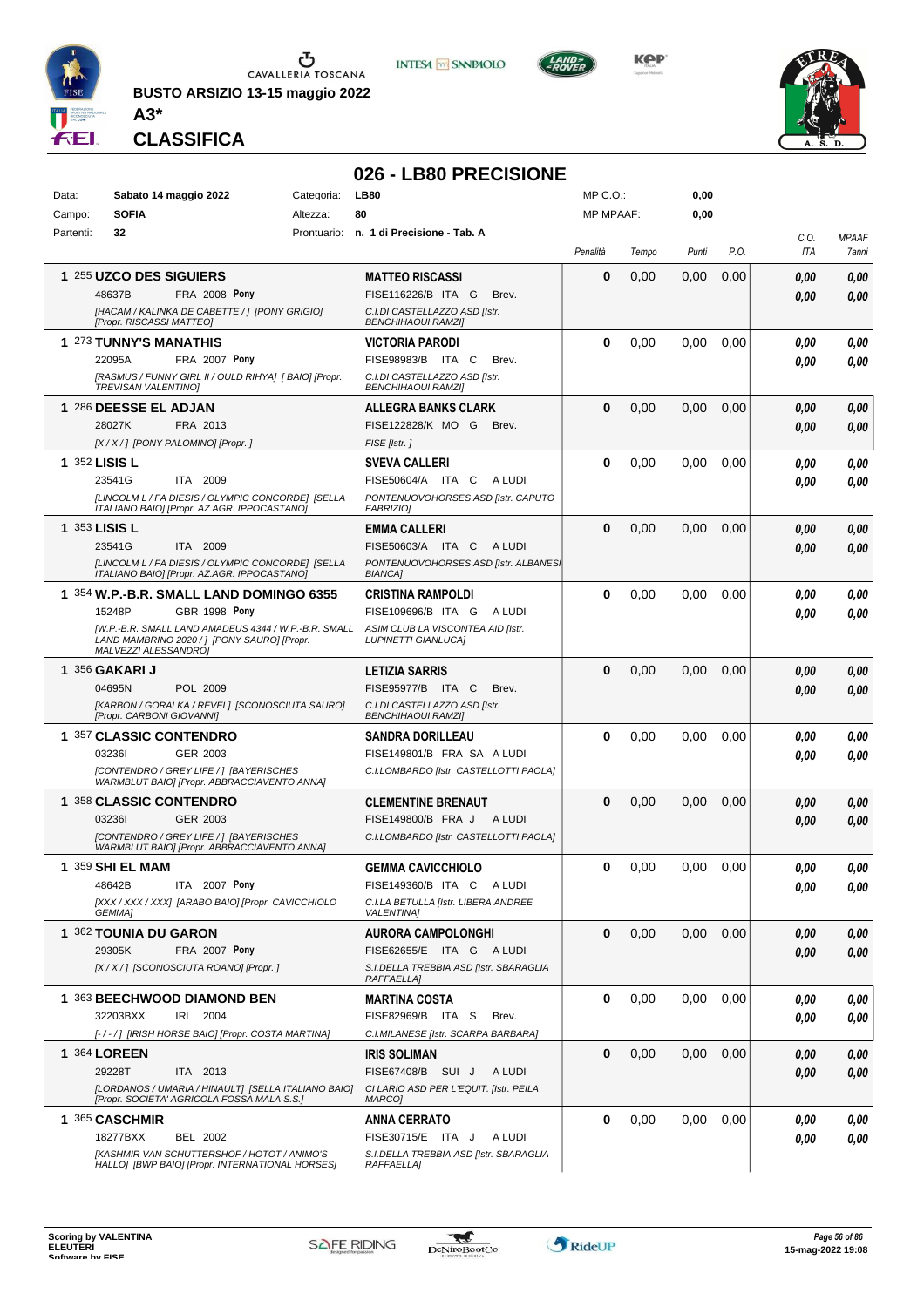BUSTO ARSIZIO 13-15 maggio 2022

A3*

CLASSIFICA

# 026 - LB80 PRECISIONE

| | | | | | |
|---|---|---|---|---|---|
| Data: | Sabato 14 maggio 2022 | Categoria: | LB80 | MP C.O.: | 0,00 |
| Campo: | SOFIA | Altezza: | 80 | MP MPAAF: | 0,00 |
| Partenti: | 32 | Prontuario: | n. 1 di Precisione - Tab. A | | |

| Cl. | Cavallo | Cavaliere | Penalità | Tempo | Punti | P.O. | C.O. ITA | MPAAF 7anni |
|---|---|---|---|---|---|---|---|---|
| 1 | 255 **UZCO DES SIGUIERS** 48637B FRA 2008 **Pony** *[HACAM / KALINKA DE CABETTE / ] [PONY GRIGIO] [Propr. RISCASSI MATTEO]* | **MATTEO RISCASSI** FISE116226/B ITA G Brev. *C.I.DI CASTELLAZZO ASD [Istr. BENCHIHAOUI RAMZI]* | 0 | 0,00 | 0,00 | 0,00 | 0,00 / 0,00 | 0,00 / 0,00 |
| 1 | 273 **TUNNY'S MANATHIS** 22095A FRA 2007 **Pony** *[RASMUS / FUNNY GIRL II / OULD RIHYA] [ BAIO] [Propr. TREVISAN VALENTINO]* | **VICTORIA PARODI** FISE98983/B ITA C Brev. *C.I.DI CASTELLAZZO ASD [Istr. BENCHIHAOUI RAMZI]* | 0 | 0,00 | 0,00 | 0,00 | 0,00 / 0,00 | 0,00 / 0,00 |
| 1 | 286 **DEESSE EL ADJAN** 28027K FRA 2013 *[X / X / ] [PONY PALOMINO] [Propr. ]* | **ALLEGRA BANKS CLARK** FISE122828/K MO G Brev. *FISE [Istr. ]* | 0 | 0,00 | 0,00 | 0,00 | 0,00 / 0,00 | 0,00 / 0,00 |
| 1 | 352 **LISIS L** 23541G ITA 2009 *[LINCOLM L / FA DIESIS / OLYMPIC CONCORDE] [SELLA ITALIANO BAIO] [Propr. AZ.AGR. IPPOCASTANO]* | **SVEVA CALLERI** FISE50604/A ITA C A LUDI *PONTENUOVOHORSES ASD [Istr. CAPUTO FABRIZIO]* | 0 | 0,00 | 0,00 | 0,00 | 0,00 / 0,00 | 0,00 / 0,00 |
| 1 | 353 **LISIS L** 23541G ITA 2009 *[LINCOLM L / FA DIESIS / OLYMPIC CONCORDE] [SELLA ITALIANO BAIO] [Propr. AZ.AGR. IPPOCASTANO]* | **EMMA CALLERI** FISE50603/A ITA C A LUDI *PONTENUOVOHORSES ASD [Istr. ALBANESI BIANCA]* | 0 | 0,00 | 0,00 | 0,00 | 0,00 / 0,00 | 0,00 / 0,00 |
| 1 | 354 **W.P.-B.R. SMALL LAND DOMINGO 6355** 15248P GBR 1998 **Pony** *[W.P.-B.R. SMALL LAND AMADEUS 4344 / W.P.-B.R. SMALL LAND MAMBRINO 2020 / ] [PONY SAURO] [Propr. MALVEZZI ALESSANDRO]* | **CRISTINA RAMPOLDI** FISE109696/B ITA G A LUDI *ASIM CLUB LA VISCONTEA AID [Istr. LUPINETTI GIANLUCA]* | 0 | 0,00 | 0,00 | 0,00 | 0,00 / 0,00 | 0,00 / 0,00 |
| 1 | 356 **GAKARI J** 04695N POL 2009 *[KARBON / GORALKA / REVEL] [SCONOSCIUTA SAURO] [Propr. CARBONI GIOVANNI]* | **LETIZIA SARRIS** FISE95977/B ITA C Brev. *C.I.DI CASTELLAZZO ASD [Istr. BENCHIHAOUI RAMZI]* | 0 | 0,00 | 0,00 | 0,00 | 0,00 / 0,00 | 0,00 / 0,00 |
| 1 | 357 **CLASSIC CONTENDRO** 03236I GER 2003 *[CONTENDRO / GREY LIFE / ] [BAYERISCHES WARMBLUT BAIO] [Propr. ABBRACCIAVENTO ANNA]* | **SANDRA DORILLEAU** FISE149801/B FRA SA A LUDI *C.I.LOMBARDO [Istr. CASTELLOTTI PAOLA]* | 0 | 0,00 | 0,00 | 0,00 | 0,00 / 0,00 | 0,00 / 0,00 |
| 1 | 358 **CLASSIC CONTENDRO** 03236I GER 2003 *[CONTENDRO / GREY LIFE / ] [BAYERISCHES WARMBLUT BAIO] [Propr. ABBRACCIAVENTO ANNA]* | **CLEMENTINE BRENAUT** FISE149800/B FRA J A LUDI *C.I.LOMBARDO [Istr. CASTELLOTTI PAOLA]* | 0 | 0,00 | 0,00 | 0,00 | 0,00 / 0,00 | 0,00 / 0,00 |
| 1 | 359 **SHI EL MAM** 48642B ITA 2007 **Pony** *[XXX / XXX / XXX] [ARABO BAIO] [Propr. CAVICCHIOLO GEMMA]* | **GEMMA CAVICCHIOLO** FISE149360/B ITA C A LUDI *C.I.LA BETULLA [Istr. LIBERA ANDREE VALENTINA]* | 0 | 0,00 | 0,00 | 0,00 | 0,00 / 0,00 | 0,00 / 0,00 |
| 1 | 362 **TOUNIA DU GARON** 29305K FRA 2007 **Pony** *[X / X / ] [SCONOSCIUTA ROANO] [Propr. ]* | **AURORA CAMPOLONGHI** FISE62655/E ITA G A LUDI *S.I.DELLA TREBBIA ASD [Istr. SBARAGLIA RAFFAELLA]* | 0 | 0,00 | 0,00 | 0,00 | 0,00 / 0,00 | 0,00 / 0,00 |
| 1 | 363 **BEECHWOOD DIAMOND BEN** 32203BXX IRL 2004 *[- / - / ] [IRISH HORSE BAIO] [Propr. COSTA MARTINA]* | **MARTINA COSTA** FISE82969/B ITA S Brev. *C.I.MILANESE [Istr. SCARPA BARBARA]* | 0 | 0,00 | 0,00 | 0,00 | 0,00 / 0,00 | 0,00 / 0,00 |
| 1 | 364 **LOREEN** 29228T ITA 2013 *[LORDANOS / UMARIA / HINAULT] [SELLA ITALIANO BAIO] [Propr. SOCIETA' AGRICOLA FOSSA MALA S.S.]* | **IRIS SOLIMAN** FISE67408/B SUI J A LUDI *CI LARIO ASD PER L'EQUIT. [Istr. PEILA MARCO]* | 0 | 0,00 | 0,00 | 0,00 | 0,00 / 0,00 | 0,00 / 0,00 |
| 1 | 365 **CASCHMIR** 18277BXX BEL 2002 *[KASHMIR VAN SCHUTTERSHOF / HOTOT / ANIMO'S HALLO] [BWP BAIO] [Propr. INTERNATIONAL HORSES]* | **ANNA CERRATO** FISE30715/E ITA J A LUDI *S.I.DELLA TREBBIA ASD [Istr. SBARAGLIA RAFFAELLA]* | 0 | 0,00 | 0,00 | 0,00 | 0,00 / 0,00 | 0,00 / 0,00 |

Scoring by VALENTINA ELEUTERI

15-mag-2022 19:08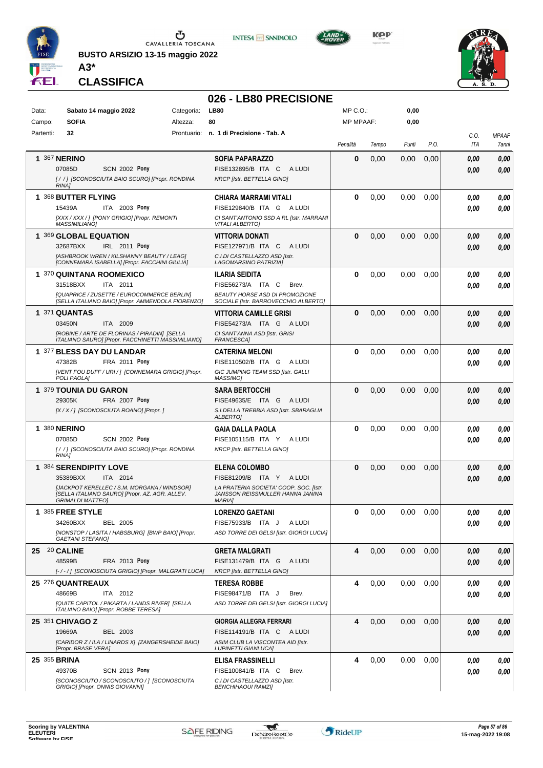BUSTO ARSIZIO 13-15 maggio 2022

A3*

CLASSIFICA

# 026 - LB80 PRECISIONE

| Data: | Sabato 14 maggio 2022 | Categoria: | LB80 | MP C.O.: | 0,00 |
|---|---|---|---|---|---|
| Campo: | SOFIA | Altezza: | 80 | MP MPAAF: | 0,00 |
| Partenti: | 32 | Prontuario: | n. 1 di Precisione - Tab. A | | |

| Cl. | N. | Cavallo | Cavaliere | Penalità | Tempo | Punti | P.O. | C.O. ITA | MPAAF 7anni |
|---|---|---|---|---|---|---|---|---|---|
| 1 | 367 | **NERINO** 07085D SCN 2002 **Pony** *[ / / ] [SCONOSCIUTA BAIO SCURO] [Propr. RONDINA RINA]* | **SOFIA PAPARAZZO** FISE132895/B ITA C A LUDI *NRCP [Istr. BETTELLA GINO]* | 0 | 0,00 | 0,00 | 0,00 | 0,00 / 0,00 | 0,00 / 0,00 |
| 1 | 368 | **BUTTER FLYING** 15439A ITA 2003 **Pony** *[XXX / XXX / ] [PONY GRIGIO] [Propr. REMONTI MASSIMILIANO]* | **CHIARA MARRAMI VITALI** FISE129840/B ITA G A LUDI *CI SANT'ANTONIO SSD A RL [Istr. MARRAMI VITALI ALBERTO]* | 0 | 0,00 | 0,00 | 0,00 | 0,00 / 0,00 | 0,00 / 0,00 |
| 1 | 369 | **GLOBAL EQUATION** 32687BXX IRL 2011 **Pony** *[ASHBROOK WREN / KILSHANNY BEAUTY / LEAG] [CONNEMARA ISABELLA] [Propr. FACCHINI GIULIA]* | **VITTORIA DONATI** FISE127971/B ITA C A LUDI *C.I.DI CASTELLAZZO ASD [Istr. LAGOMARSINO PATRIZIA]* | 0 | 0,00 | 0,00 | 0,00 | 0,00 / 0,00 | 0,00 / 0,00 |
| 1 | 370 | **QUINTANA ROOMEXICO** 31518BXX ITA 2011 *[QUAPRICE / ZUSETTE / EUROCOMMERCE BERLIN] [SELLA ITALIANO BAIO] [Propr. AMMENDOLA FIORENZO]* | **ILARIA SEIDITA** FISE56273/A ITA C Brev. *BEAUTY HORSE ASD DI PROMOZIONE SOCIALE [Istr. BARROVECCHIO ALBERTO]* | 0 | 0,00 | 0,00 | 0,00 | 0,00 / 0,00 | 0,00 / 0,00 |
| 1 | 371 | **QUANTAS** 03450N ITA 2009 *[ROBINE / ARTE DE FLORINAS / PIRADIN] [SELLA ITALIANO SAURO] [Propr. FACCHINETTI MASSIMILIANO]* | **VITTORIA CAMILLE GRISI** FISE54273/A ITA G A LUDI *CI SANT'ANNA ASD [Istr. GRISI FRANCESCA]* | 0 | 0,00 | 0,00 | 0,00 | 0,00 / 0,00 | 0,00 / 0,00 |
| 1 | 377 | **BLESS DAY DU LANDAR** 47382B FRA 2011 **Pony** *[VENT FOU DUFF / URI / ] [CONNEMARA GRIGIO] [Propr. POLI PAOLA]* | **CATERINA MELONI** FISE110502/B ITA G A LUDI *GIC JUMPING TEAM SSD [Istr. GALLI MASSIMO]* | 0 | 0,00 | 0,00 | 0,00 | 0,00 / 0,00 | 0,00 / 0,00 |
| 1 | 379 | **TOUNIA DU GARON** 29305K FRA 2007 **Pony** *[X / X / ] [SCONOSCIUTA ROANO] [Propr. ]* | **SARA BERTOCCHI** FISE49635/E ITA G A LUDI *S.I.DELLA TREBBIA ASD [Istr. SBARAGLIA ALBERTO]* | 0 | 0,00 | 0,00 | 0,00 | 0,00 / 0,00 | 0,00 / 0,00 |
| 1 | 380 | **NERINO** 07085D SCN 2002 **Pony** *[ / / ] [SCONOSCIUTA BAIO SCURO] [Propr. RONDINA RINA]* | **GAIA DALLA PAOLA** FISE105115/B ITA Y A LUDI *NRCP [Istr. BETTELLA GINO]* | 0 | 0,00 | 0,00 | 0,00 | 0,00 / 0,00 | 0,00 / 0,00 |
| 1 | 384 | **SERENDIPITY LOVE** 35389BXX ITA 2014 *[JACKPOT KERELLEC / S.M. MORGANA / WINDSOR] [SELLA ITALIANO SAURO] [Propr. AZ. AGR. ALLEV. GRIMALDI MATTEO]* | **ELENA COLOMBO** FISE81209/B ITA Y A LUDI *LA PRATERIA SOCIETA' COOP. SOC. [Istr. JANSSON REISSMULLER HANNA JANINA MARIA]* | 0 | 0,00 | 0,00 | 0,00 | 0,00 / 0,00 | 0,00 / 0,00 |
| 1 | 385 | **FREE STYLE** 34260BXX BEL 2005 *[NONSTOP / LASITA / HABSBURG] [BWP BAIO] [Propr. GAETANI STEFANO]* | **LORENZO GAETANI** FISE75933/B ITA J A LUDI *ASD TORRE DEI GELSI [Istr. GIORGI LUCIA]* | 0 | 0,00 | 0,00 | 0,00 | 0,00 / 0,00 | 0,00 / 0,00 |
| 25 | 20 | **CALINE** 48599B FRA 2013 **Pony** *[- / - / ] [SCONOSCIUTA GRIGIO] [Propr. MALGRATI LUCA]* | **GRETA MALGRATI** FISE131479/B ITA G A LUDI *NRCP [Istr. BETTELLA GINO]* | 4 | 0,00 | 0,00 | 0,00 | 0,00 / 0,00 | 0,00 / 0,00 |
| 25 | 276 | **QUANTREAUX** 48669B ITA 2012 *[QUITE CAPITOL / PIKARTA / LANDS RIVER] [SELLA ITALIANO BAIO] [Propr. ROBBE TERESA]* | **TERESA ROBBE** FISE98471/B ITA J Brev. *ASD TORRE DEI GELSI [Istr. GIORGI LUCIA]* | 4 | 0,00 | 0,00 | 0,00 | 0,00 / 0,00 | 0,00 / 0,00 |
| 25 | 351 | **CHIVAGO Z** 19669A BEL 2003 *[CARIDOR Z / ILA / LINARDS X] [ZANGERSHEIDE BAIO] [Propr. BRASE VERA]* | **GIORGIA ALLEGRA FERRARI** FISE114191/B ITA C A LUDI *ASIM CLUB LA VISCONTEA AID [Istr. LUPINETTI GIANLUCA]* | 4 | 0,00 | 0,00 | 0,00 | 0,00 / 0,00 | 0,00 / 0,00 |
| 25 | 355 | **BRINA** 49370B SCN 2013 **Pony** *[SCONOSCIUTO / SCONOSCIUTO / ] [SCONOSCIUTA GRIGIO] [Propr. ONNIS GIOVANNI]* | **ELISA FRASSINELLI** FISE100841/B ITA C Brev. *C.I.DI CASTELLAZZO ASD [Istr. BENCHIHAOUI RAMZI]* | 4 | 0,00 | 0,00 | 0,00 | 0,00 / 0,00 | 0,00 / 0,00 |

Scoring by VALENTINA ELEUTERI

15-mag-2022 19:08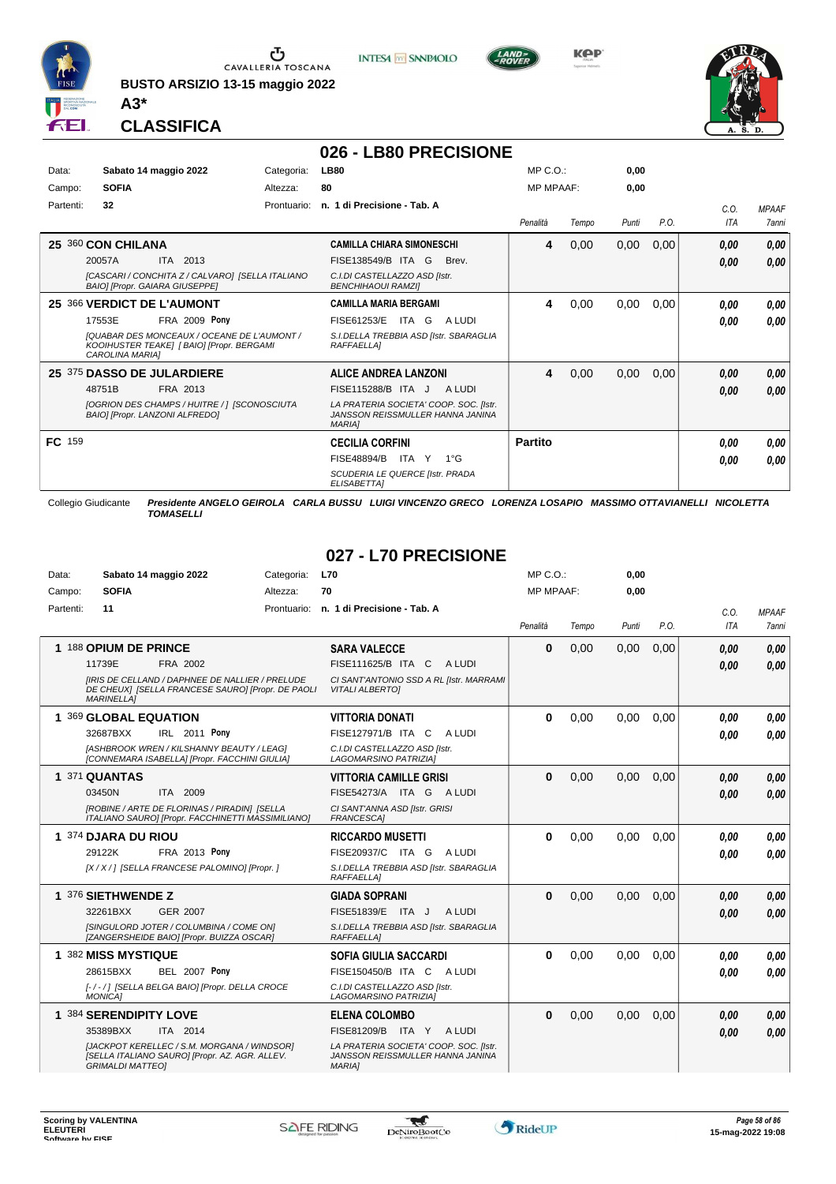CAVALLERIA TOSCANA

**BUSTO ARSIZIO 13-15 maggio 2022**

**A3***

## CLASSIFICA

# 026 - LB80 PRECISIONE

| Data: | Sabato 14 maggio 2022 | Categoria: | LB80 | MP C.O.: | 0,00 |
|---|---|---|---|---|---|
| Campo: | SOFIA | Altezza: | 80 | MP MPAAF: | 0,00 |
| Partenti: | 32 | Prontuario: | n. 1 di Precisione - Tab. A | | |

| Cl. | Cavallo | Cavaliere | Penalità | Tempo | Punti | P.O. | C.O. ITA | MPAAF 7anni |
|---|---|---|---|---|---|---|---|---|
| 25 | 360 **CON CHILANA** 20057A ITA 2013 *[CASCARI / CONCHITA Z / CALVARO] [SELLA ITALIANO BAIO] [Propr. GAIARA GIUSEPPE]* | **CAMILLA CHIARA SIMONESCHI** FISE138549/B ITA G Brev. *C.I.DI CASTELLAZZO ASD [Istr. BENCHIHAOUI RAMZI]* | 4 | 0,00 | 0,00 | 0,00 | 0,00 / 0,00 | 0,00 / 0,00 |
| 25 | 366 **VERDICT DE L'AUMONT** 17553E FRA 2009 **Pony** *[QUABAR DES MONCEAUX / OCEANE DE L'AUMONT / KOOIHUSTER TEAKE] [ BAIO] [Propr. BERGAMI CAROLINA MARIA]* | **CAMILLA MARIA BERGAMI** FISE61253/E ITA G A LUDI *S.I.DELLA TREBBIA ASD [Istr. SBARAGLIA RAFFAELLA]* | 4 | 0,00 | 0,00 | 0,00 | 0,00 / 0,00 | 0,00 / 0,00 |
| 25 | 375 **DASSO DE JULARDIERE** 48751B FRA 2013 *[OGRION DES CHAMPS / HUITRE / ] [SCONOSCIUTA BAIO] [Propr. LANZONI ALFREDO]* | **ALICE ANDREA LANZONI** FISE115288/B ITA J A LUDI *LA PRATERIA SOCIETA' COOP. SOC. [Istr. JANSSON REISSMULLER HANNA JANINA MARIA]* | 4 | 0,00 | 0,00 | 0,00 | 0,00 / 0,00 | 0,00 / 0,00 |
| FC | 159 | **CECILIA CORFINI** FISE48894/B ITA Y 1°G *SCUDERIA LE QUERCE [Istr. PRADA ELISABETTA]* | **Partito** | | | | 0,00 / 0,00 | 0,00 / 0,00 |

Collegio Giudicante *Presidente ANGELO GEIROLA CARLA BUSSU LUIGI VINCENZO GRECO LORENZA LOSAPIO MASSIMO OTTAVIANELLI NICOLETTA TOMASELLI*

# 027 - L70 PRECISIONE

| Data: | Sabato 14 maggio 2022 | Categoria: | L70 | MP C.O.: | 0,00 |
|---|---|---|---|---|---|
| Campo: | SOFIA | Altezza: | 70 | MP MPAAF: | 0,00 |
| Partenti: | 11 | Prontuario: | n. 1 di Precisione - Tab. A | | |

| Cl. | Cavallo | Cavaliere | Penalità | Tempo | Punti | P.O. | C.O. ITA | MPAAF 7anni |
|---|---|---|---|---|---|---|---|---|
| 1 | 188 **OPIUM DE PRINCE** 11739E FRA 2002 *[IRIS DE CELLAND / DAPHNEE DE NALLIER / PRELUDE DE CHEUX] [SELLA FRANCESE SAURO] [Propr. DE PAOLI MARINELLA]* | **SARA VALECCE** FISE111625/B ITA C A LUDI *CI SANT'ANTONIO SSD A RL [Istr. MARRAMI VITALI ALBERTO]* | 0 | 0,00 | 0,00 | 0,00 | 0,00 / 0,00 | 0,00 / 0,00 |
| 1 | 369 **GLOBAL EQUATION** 32687BXX IRL 2011 **Pony** *[ASHBROOK WREN / KILSHANNY BEAUTY / LEAG] [CONNEMARA ISABELLA] [Propr. FACCHINI GIULIA]* | **VITTORIA DONATI** FISE127971/B ITA C A LUDI *C.I.DI CASTELLAZZO ASD [Istr. LAGOMARSINO PATRIZIA]* | 0 | 0,00 | 0,00 | 0,00 | 0,00 / 0,00 | 0,00 / 0,00 |
| 1 | 371 **QUANTAS** 03450N ITA 2009 *[ROBINE / ARTE DE FLORINAS / PIRADIN] [SELLA ITALIANO SAURO] [Propr. FACCHINETTI MASSIMILIANO]* | **VITTORIA CAMILLE GRISI** FISE54273/A ITA G A LUDI *CI SANT'ANNA ASD [Istr. GRISI FRANCESCA]* | 0 | 0,00 | 0,00 | 0,00 | 0,00 / 0,00 | 0,00 / 0,00 |
| 1 | 374 **DJARA DU RIOU** 29122K FRA 2013 **Pony** *[X / X / ] [SELLA FRANCESE PALOMINO] [Propr. ]* | **RICCARDO MUSETTI** FISE20937/C ITA G A LUDI *S.I.DELLA TREBBIA ASD [Istr. SBARAGLIA RAFFAELLA]* | 0 | 0,00 | 0,00 | 0,00 | 0,00 / 0,00 | 0,00 / 0,00 |
| 1 | 376 **SIETHWENDE Z** 32261BXX GER 2007 *[SINGULORD JOTER / COLUMBINA / COME ON] [ZANGERSHEIDE BAIO] [Propr. BUIZZA OSCAR]* | **GIADA SOPRANI** FISE51839/E ITA J A LUDI *S.I.DELLA TREBBIA ASD [Istr. SBARAGLIA RAFFAELLA]* | 0 | 0,00 | 0,00 | 0,00 | 0,00 / 0,00 | 0,00 / 0,00 |
| 1 | 382 **MISS MYSTIQUE** 28615BXX BEL 2007 **Pony** *[- / - / ] [SELLA BELGA BAIO] [Propr. DELLA CROCE MONICA]* | **SOFIA GIULIA SACCARDI** FISE150450/B ITA C A LUDI *C.I.DI CASTELLAZZO ASD [Istr. LAGOMARSINO PATRIZIA]* | 0 | 0,00 | 0,00 | 0,00 | 0,00 / 0,00 | 0,00 / 0,00 |
| 1 | 384 **SERENDIPITY LOVE** 35389BXX ITA 2014 *[JACKPOT KERELLEC / S.M. MORGANA / WINDSOR] [SELLA ITALIANO SAURO] [Propr. AZ. AGR. ALLEV. GRIMALDI MATTEO]* | **ELENA COLOMBO** FISE81209/B ITA Y A LUDI *LA PRATERIA SOCIETA' COOP. SOC. [Istr. JANSSON REISSMULLER HANNA JANINA MARIA]* | 0 | 0,00 | 0,00 | 0,00 | 0,00 / 0,00 | 0,00 / 0,00 |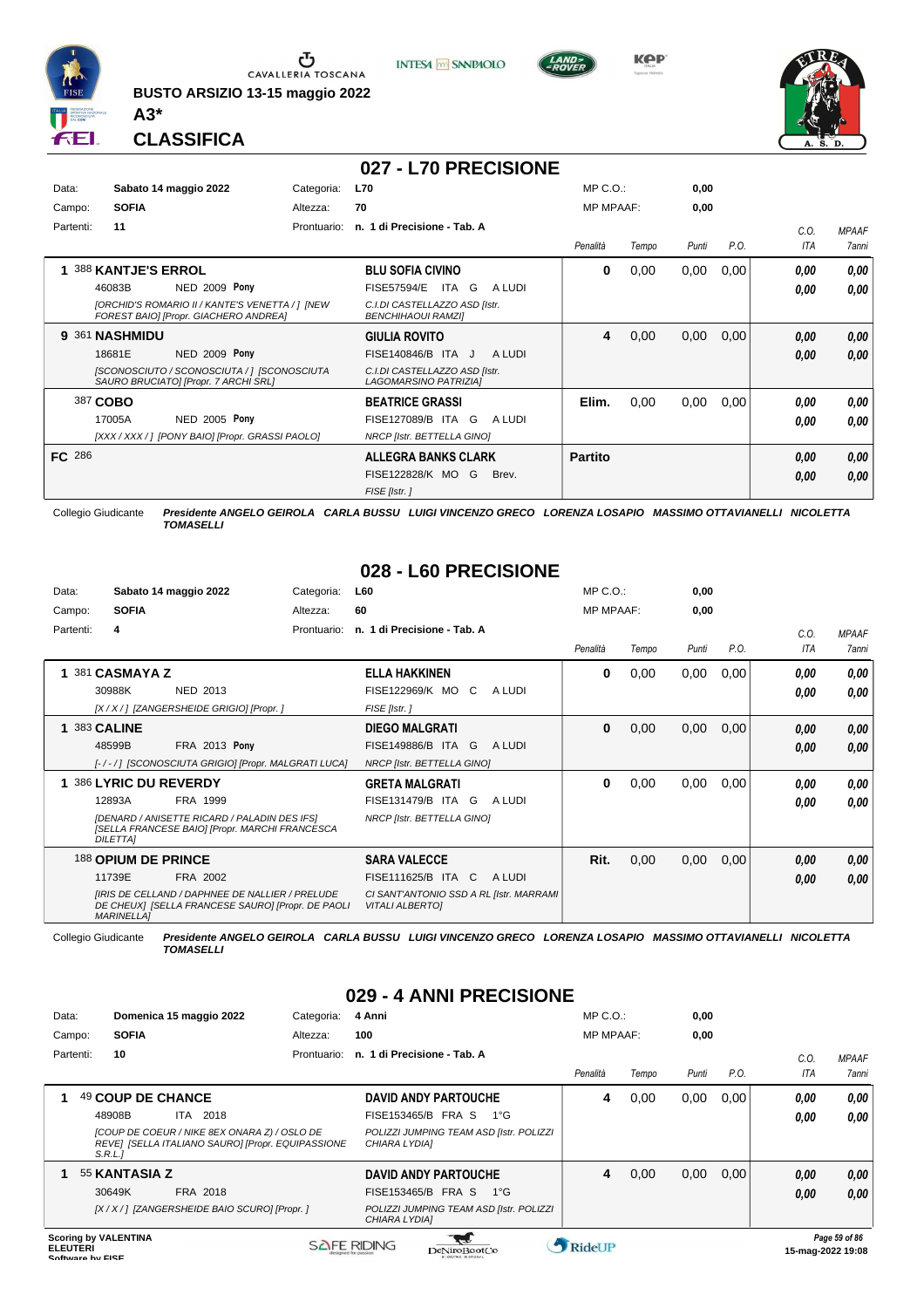BUSTO ARSIZIO 13-15 maggio 2022

A3*

CLASSIFICA

## 027 - L70 PRECISIONE

| Data: | Sabato 14 maggio 2022 | Categoria: | L70 | MP C.O.: | 0,00 |
|---|---|---|---|---|---|
| Campo: | SOFIA | Altezza: | 70 | MP MPAAF: | 0,00 |
| Partenti: | 11 | Prontuario: | n. 1 di Precisione - Tab. A | | |

| Pos. | Cavallo | Cavaliere | Penalità | Tempo | Punti | P.O. | C.O. ITA | MPAAF 7anni |
|---|---|---|---|---|---|---|---|---|
| 1 | 388 **KANTJE'S ERROL** 46083B NED 2009 Pony *[ORCHID'S ROMARIO II / KANTE'S VENETTA / ] [NEW FOREST BAIO] [Propr. GIACHERO ANDREA]* | **BLU SOFIA CIVINO** FISE57594/E ITA G A LUDI *C.I.DI CASTELLAZZO ASD [Istr. BENCHIHAOUI RAMZI]* | 0 | 0,00 | 0,00 | 0,00 | 0,00 / 0,00 | 0,00 / 0,00 |
| 9 | 361 **NASHMIDU** 18681E NED 2009 Pony *[SCONOSCIUTO / SCONOSCIUTA / ] [SCONOSCIUTA SAURO BRUCIATO] [Propr. 7 ARCHI SRL]* | **GIULIA ROVITO** FISE140846/B ITA J A LUDI *C.I.DI CASTELLAZZO ASD [Istr. LAGOMARSINO PATRIZIA]* | 4 | 0,00 | 0,00 | 0,00 | 0,00 / 0,00 | 0,00 / 0,00 |
| | 387 **COBO** 17005A NED 2005 Pony *[XXX / XXX / ] [PONY BAIO] [Propr. GRASSI PAOLO]* | **BEATRICE GRASSI** FISE127089/B ITA G A LUDI *NRCP [Istr. BETTELLA GINO]* | Elim. | 0,00 | 0,00 | 0,00 | 0,00 / 0,00 | 0,00 / 0,00 |
| FC | 286 | **ALLEGRA BANKS CLARK** FISE122828/K MO G Brev. *FISE [Istr. ]* | Partito | | | | 0,00 / 0,00 | 0,00 / 0,00 |

Collegio Giudicante *Presidente ANGELO GEIROLA CARLA BUSSU LUIGI VINCENZO GRECO LORENZA LOSAPIO MASSIMO OTTAVIANELLI NICOLETTA TOMASELLI*

## 028 - L60 PRECISIONE

| Data: | Sabato 14 maggio 2022 | Categoria: | L60 | MP C.O.: | 0,00 |
|---|---|---|---|---|---|
| Campo: | SOFIA | Altezza: | 60 | MP MPAAF: | 0,00 |
| Partenti: | 4 | Prontuario: | n. 1 di Precisione - Tab. A | | |

| Pos. | Cavallo | Cavaliere | Penalità | Tempo | Punti | P.O. | C.O. ITA | MPAAF 7anni |
|---|---|---|---|---|---|---|---|---|
| 1 | 381 **CASMAYA Z** 30988K NED 2013 *[X / X / ] [ZANGERSHEIDE GRIGIO] [Propr. ]* | **ELLA HAKKINEN** FISE122969/K MO C A LUDI *FISE [Istr. ]* | 0 | 0,00 | 0,00 | 0,00 | 0,00 / 0,00 | 0,00 / 0,00 |
| 1 | 383 **CALINE** 48599B FRA 2013 Pony *[- / - / ] [SCONOSCIUTA GRIGIO] [Propr. MALGRATI LUCA]* | **DIEGO MALGRATI** FISE149886/B ITA G A LUDI *NRCP [Istr. BETTELLA GINO]* | 0 | 0,00 | 0,00 | 0,00 | 0,00 / 0,00 | 0,00 / 0,00 |
| 1 | 386 **LYRIC DU REVERDY** 12893A FRA 1999 *[DENARD / ANISETTE RICARD / PALADIN DES IFS] [SELLA FRANCESE BAIO] [Propr. MARCHI FRANCESCA DILETTA]* | **GRETA MALGRATI** FISE131479/B ITA G A LUDI *NRCP [Istr. BETTELLA GINO]* | 0 | 0,00 | 0,00 | 0,00 | 0,00 / 0,00 | 0,00 / 0,00 |
| | 188 **OPIUM DE PRINCE** 11739E FRA 2002 *[IRIS DE CELLAND / DAPHNEE DE NALLIER / PRELUDE DE CHEUX] [SELLA FRANCESE SAURO] [Propr. DE PAOLI MARINELLA]* | **SARA VALECCE** FISE111625/B ITA C A LUDI *CI SANT'ANTONIO SSD A RL [Istr. MARRAMI VITALI ALBERTO]* | Rit. | 0,00 | 0,00 | 0,00 | 0,00 / 0,00 | 0,00 / 0,00 |

Collegio Giudicante *Presidente ANGELO GEIROLA CARLA BUSSU LUIGI VINCENZO GRECO LORENZA LOSAPIO MASSIMO OTTAVIANELLI NICOLETTA TOMASELLI*

## 029 - 4 ANNI PRECISIONE

| Data: | Domenica 15 maggio 2022 | Categoria: | 4 Anni | MP C.O.: | 0,00 |
|---|---|---|---|---|---|
| Campo: | SOFIA | Altezza: | 100 | MP MPAAF: | 0,00 |
| Partenti: | 10 | Prontuario: | n. 1 di Precisione - Tab. A | | |

| Pos. | Cavallo | Cavaliere | Penalità | Tempo | Punti | P.O. | C.O. ITA | MPAAF 7anni |
|---|---|---|---|---|---|---|---|---|
| 1 | 49 **COUP DE CHANCE** 48908B ITA 2018 *[COUP DE COEUR / NIKE 8EX ONARA Z / OSLO DE REVE] [SELLA ITALIANO SAURO] [Propr. EQUIPASSIONE S.R.L.]* | **DAVID ANDY PARTOUCHE** FISE153465/B FRA S 1°G *POLIZZI JUMPING TEAM ASD [Istr. POLIZZI CHIARA LYDIA]* | 4 | 0,00 | 0,00 | 0,00 | 0,00 / 0,00 | 0,00 / 0,00 |
| 1 | 55 **KANTASIA Z** 30649K FRA 2018 *[X / X / ] [ZANGERSHEIDE BAIO SCURO] [Propr. ]* | **DAVID ANDY PARTOUCHE** FISE153465/B FRA S 1°G *POLIZZI JUMPING TEAM ASD [Istr. POLIZZI CHIARA LYDIA]* | 4 | 0,00 | 0,00 | 0,00 | 0,00 / 0,00 | 0,00 / 0,00 |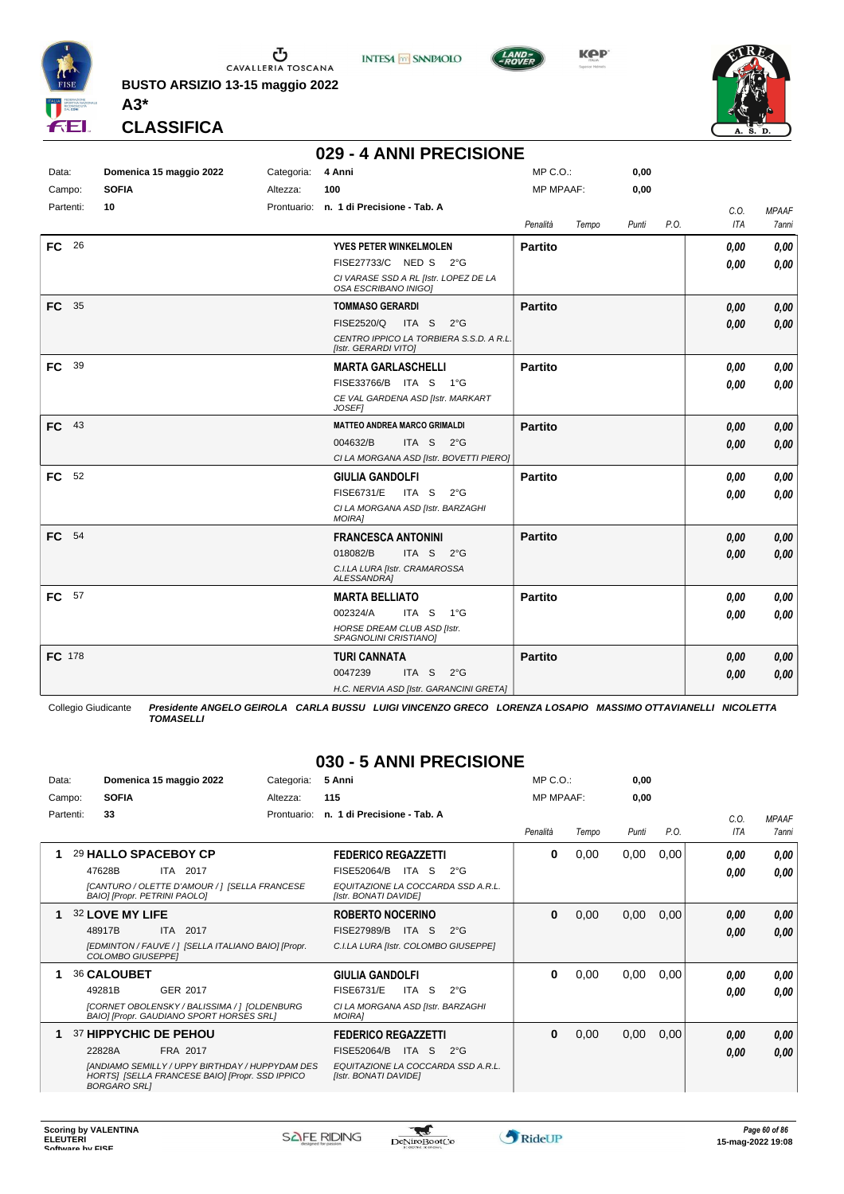BUSTO ARSIZIO 13-15 maggio 2022

A3*

**CLASSIFICA**

## 029 - 4 ANNI PRECISIONE

| | | | |
|---|---|---|---|
| Data: | Domenica 15 maggio 2022 | Categoria: | 4 Anni |
| Campo: | SOFIA | Altezza: | 100 |
| Partenti: | 10 | Prontuario: | n. 1 di Precisione - Tab. A |

MP C.O.: 0,00
MP MPAAF: 0,00

| | | Cavaliere | Penalità | Tempo | Punti | P.O. | C.O. ITA | MPAAF 7anni |
|---|---|---|---|---|---|---|---|---|
| FC | 26 | **YVES PETER WINKELMOLEN** FISE27733/C NED S 2°G *CI VARASE SSD A RL [Istr. LOPEZ DE LA OSA ESCRIBANO INIGO]* | Partito | | | | 0,00 / 0,00 | 0,00 / 0,00 |
| FC | 35 | **TOMMASO GERARDI** FISE2520/Q ITA S 2°G *CENTRO IPPICO LA TORBIERA S.S.D. A R.L. [Istr. GERARDI VITO]* | Partito | | | | 0,00 / 0,00 | 0,00 / 0,00 |
| FC | 39 | **MARTA GARLASCHELLI** FISE33766/B ITA S 1°G *CE VAL GARDENA ASD [Istr. MARKART JOSEF]* | Partito | | | | 0,00 / 0,00 | 0,00 / 0,00 |
| FC | 43 | **MATTEO ANDREA MARCO GRIMALDI** 004632/B ITA S 2°G *CI LA MORGANA ASD [Istr. BOVETTI PIERO]* | Partito | | | | 0,00 / 0,00 | 0,00 / 0,00 |
| FC | 52 | **GIULIA GANDOLFI** FISE6731/E ITA S 2°G *CI LA MORGANA ASD [Istr. BARZAGHI MOIRA]* | Partito | | | | 0,00 / 0,00 | 0,00 / 0,00 |
| FC | 54 | **FRANCESCA ANTONINI** 018082/B ITA S 2°G *C.I.LA LURA [Istr. CRAMAROSSA ALESSANDRA]* | Partito | | | | 0,00 / 0,00 | 0,00 / 0,00 |
| FC | 57 | **MARTA BELLIATO** 002324/A ITA S 1°G *HORSE DREAM CLUB ASD [Istr. SPAGNOLINI CRISTIANO]* | Partito | | | | 0,00 / 0,00 | 0,00 / 0,00 |
| FC | 178 | **TURI CANNATA** 0047239 ITA S 2°G *H.C. NERVIA ASD [Istr. GARANCINI GRETA]* | Partito | | | | 0,00 / 0,00 | 0,00 / 0,00 |

Collegio Giudicante *Presidente ANGELO GEIROLA CARLA BUSSU LUIGI VINCENZO GRECO LORENZA LOSAPIO MASSIMO OTTAVIANELLI NICOLETTA TOMASELLI*

## 030 - 5 ANNI PRECISIONE

| | | | |
|---|---|---|---|
| Data: | Domenica 15 maggio 2022 | Categoria: | 5 Anni |
| Campo: | SOFIA | Altezza: | 115 |
| Partenti: | 33 | Prontuario: | n. 1 di Precisione - Tab. A |

MP C.O.: 0,00
MP MPAAF: 0,00

| Cl. | Cavallo | Cavaliere | Penalità | Tempo | Punti | P.O. | C.O. ITA | MPAAF 7anni |
|---|---|---|---|---|---|---|---|---|
| 1 | 29 **HALLO SPACEBOY CP** 47628B ITA 2017 *[CANTURO / OLETTE D'AMOUR / ] [SELLA FRANCESE BAIO] [Propr. PETRINI PAOLO]* | **FEDERICO REGAZZETTI** FISE52064/B ITA S 2°G *EQUITAZIONE LA COCCARDA SSD A.R.L. [Istr. BONATI DAVIDE]* | 0 | 0,00 | 0,00 | 0,00 | 0,00 / 0,00 | 0,00 / 0,00 |
| 1 | 32 **LOVE MY LIFE** 48917B ITA 2017 *[EDMINTON / FAUVE / ] [SELLA ITALIANO BAIO] [Propr. COLOMBO GIUSEPPE]* | **ROBERTO NOCERINO** FISE27989/B ITA S 2°G *C.I.LA LURA [Istr. COLOMBO GIUSEPPE]* | 0 | 0,00 | 0,00 | 0,00 | 0,00 / 0,00 | 0,00 / 0,00 |
| 1 | 36 **CALOUBET** 49281B GER 2017 *[CORNET OBOLENSKY / BALISSIMA / ] [OLDENBURG BAIO] [Propr. GAUDIANO SPORT HORSES SRL]* | **GIULIA GANDOLFI** FISE6731/E ITA S 2°G *CI LA MORGANA ASD [Istr. BARZAGHI MOIRA]* | 0 | 0,00 | 0,00 | 0,00 | 0,00 / 0,00 | 0,00 / 0,00 |
| 1 | 37 **HIPPYCHIC DE PEHOU** 22828A FRA 2017 *[ANDIAMO SEMILLY / UPPY BIRTHDAY / HUPPYDAM DES HORTS] [SELLA FRANCESE BAIO] [Propr. SSD IPPICO BORGARO SRL]* | **FEDERICO REGAZZETTI** FISE52064/B ITA S 2°G *EQUITAZIONE LA COCCARDA SSD A.R.L. [Istr. BONATI DAVIDE]* | 0 | 0,00 | 0,00 | 0,00 | 0,00 / 0,00 | 0,00 / 0,00 |

Scoring by VALENTINA ELEUTERI
Software by FISE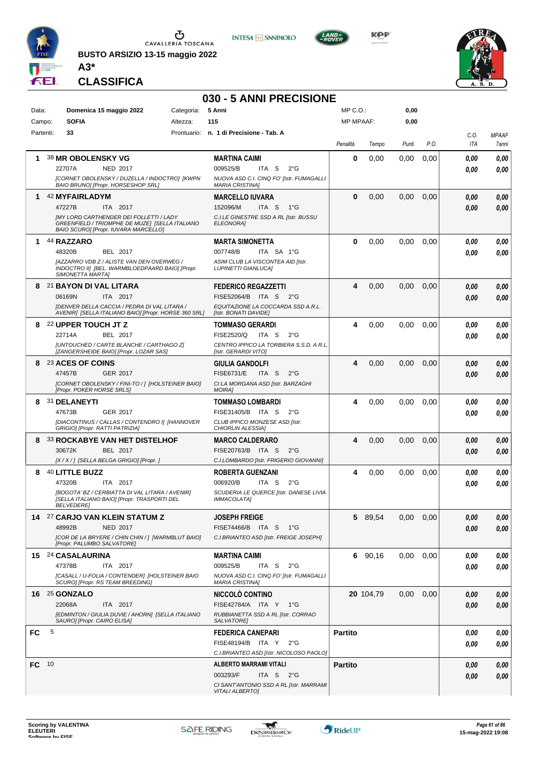CAVALLERIA TOSCANA

**BUSTO ARSIZIO 13-15 maggio 2022**

**A3***

**CLASSIFICA**

# 030 - 5 ANNI PRECISIONE

| | | | | | |
|---|---|---|---|---|---|
| Data: | **Domenica 15 maggio 2022** | Categoria: | **5 Anni** | MP C.O.: | **0,00** |
| Campo: | **SOFIA** | Altezza: | **115** | MP MPAAF: | **0,00** |
| Partenti: | **33** | Prontuario: | **n. 1 di Precisione - Tab. A** | | |

| | Cavallo | Cavaliere | Penalità | Tempo | Punti | P.O. | C.O. ITA | MPAAF 7anni |
|---|---|---|---|---|---|---|---|---|
| **1** | 38 **MR OBOLENSKY VG**<br>22707A NED 2017<br>*[CORNET OBOLENSKY / DUZELLA / INDOCTRO] [KWPN BAIO BRUNO] [Propr. HORSESHOP SRL]* | **MARTINA CAIMI**<br>009525/B ITA S 2°G<br>*NUOVA ASD C.I. CINQ FO' [Istr. FUMAGALLI MARIA CRISTINA]* | **0** | 0,00 | 0,00 | 0,00 | ***0,00***<br>***0,00*** | ***0,00***<br>***0,00*** |
| **1** | 42 **MYFAIRLADYM**<br>47227B ITA 2017<br>*[MY LORD CARTHENDER DEI FOLLETTI / LADY GREENFIELD / TRIOMPHE DE MUZE] [SELLA ITALIANO BAIO SCURO] [Propr. IUVARA MARCELLO]* | **MARCELLO IUVARA**<br>152096/M ITA S 1°G<br>*C.I.LE GINESTRE SSD A RL [Istr. BUSSU ELEONORA]* | **0** | 0,00 | 0,00 | 0,00 | ***0,00***<br>***0,00*** | ***0,00***<br>***0,00*** |
| **1** | 44 **RAZZARO**<br>48320B BEL 2017<br>*[AZZARRO VDB Z / ALISTE VAN DEN OVERWEG / INDOCTRO II] [BEL. WARMBLOEDPAARD BAIO] [Propr. SIMONETTA MARTA]* | **MARTA SIMONETTA**<br>007748/B ITA SA 1°G<br>*ASIM CLUB LA VISCONTEA AID [Istr. LUPINETTI GIANLUCA]* | **0** | 0,00 | 0,00 | 0,00 | ***0,00***<br>***0,00*** | ***0,00***<br>***0,00*** |
| **8** | 21 **BAYON DI VAL LITARA**<br>06169N ITA 2017<br>*[DENVER DELLA CACCIA / PEDRA DI VAL LITARA / AVENIR] [SELLA ITALIANO BAIO] [Propr. HORSE 360 SRL]* | **FEDERICO REGAZZETTI**<br>FISE52064/B ITA S 2°G<br>*EQUITAZIONE LA COCCARDA SSD A.R.L. [Istr. BONATI DAVIDE]* | **4** | 0,00 | 0,00 | 0,00 | ***0,00***<br>***0,00*** | ***0,00***<br>***0,00*** |
| **8** | 22 **UPPER TOUCH JT Z**<br>22714A BEL 2017<br>*[UNTOUCHED / CARTE BLANCHE / CARTHAGO Z] [ZANGERSHEIDE BAIO] [Propr. LOZAR SAS]* | **TOMMASO GERARDI**<br>FISE2520/Q ITA S 2°G<br>*CENTRO IPPICO LA TORBIERA S.S.D. A R.L. [Istr. GERARDI VITO]* | **4** | 0,00 | 0,00 | 0,00 | ***0,00***<br>***0,00*** | ***0,00***<br>***0,00*** |
| **8** | 23 **ACES OF COINS**<br>47457B GER 2017<br>*[CORNET OBOLENSKY / FINI-TO / ] [HOLSTEINER BAIO] [Propr. POKER HORSE SRLS]* | **GIULIA GANDOLFI**<br>FISE6731/E ITA S 2°G<br>*CI LA MORGANA ASD [Istr. BARZAGHI MOIRA]* | **4** | 0,00 | 0,00 | 0,00 | ***0,00***<br>***0,00*** | ***0,00***<br>***0,00*** |
| **8** | 31 **DELANEYTI**<br>47673B GER 2017<br>*[DIACONTINUS / CALLAS / CONTENDRO I] [HANNOVER GRIGIO] [Propr. RATTI PATRIZIA]* | **TOMMASO LOMBARDI**<br>FISE31405/B ITA S 2°G<br>*CLUB IPPICO MONZESE ASD [Istr. CHIORLIN ALESSIA]* | **4** | 0,00 | 0,00 | 0,00 | ***0,00***<br>***0,00*** | ***0,00***<br>***0,00*** |
| **8** | 33 **ROCKABYE VAN HET DISTELHOF**<br>30672K BEL 2017<br>*[X / X / ] [SELLA BELGA GRIGIO] [Propr. ]* | **MARCO CALDERARO**<br>FISE20763/B ITA S 2°G<br>*C.I.LOMBARDO [Istr. FRIGERIO GIOVANNI]* | **4** | 0,00 | 0,00 | 0,00 | ***0,00***<br>***0,00*** | ***0,00***<br>***0,00*** |
| **8** | 40 **LITTLE BUZZ**<br>47320B ITA 2017<br>*[BOGOTA' BZ / CERBIATTA DI VAL LITARA / AVENIR] [SELLA ITALIANO BAIO] [Propr. TRASPORTI DEL BELVEDERE]* | **ROBERTA GUENZANI**<br>006920/B ITA S 2°G<br>*SCUDERIA LE QUERCE [Istr. DANESE LIVIA IMMACOLATA]* | **4** | 0,00 | 0,00 | 0,00 | ***0,00***<br>***0,00*** | ***0,00***<br>***0,00*** |
| **14** | 27 **CARJO VAN KLEIN STATUM Z**<br>48992B NED 2017<br>*[COR DE LA BRYERE / CHIN CHIN / ] [WARMBLUT BAIO] [Propr. PALUMBO SALVATORE]* | **JOSEPH FREIGE**<br>FISE74466/B ITA S 1°G<br>*C.I.BRIANTEO ASD [Istr. FREIGE JOSEPH]* | **5** | 89,54 | 0,00 | 0,00 | ***0,00***<br>***0,00*** | ***0,00***<br>***0,00*** |
| **15** | 24 **CASALAURINA**<br>47378B ITA 2017<br>*[CASALL / U-FOLIA / CONTENDER] [HOLSTEINER BAIO SCURO] [Propr. RS TEAM BREEDING]* | **MARTINA CAIMI**<br>009525/B ITA S 2°G<br>*NUOVA ASD C.I. CINQ FO' [Istr. FUMAGALLI MARIA CRISTINA]* | **6** | 90,16 | 0,00 | 0,00 | ***0,00***<br>***0,00*** | ***0,00***<br>***0,00*** |
| **16** | 25 **GONZALO**<br>22068A ITA 2017<br>*[EDMINTON / GIULIA DUVIE / AHORN] [SELLA ITALIANO SAURO] [Propr. CAIRO ELISA]* | **NICCOLÒ CONTINO**<br>FISE42784/A ITA Y 1°G<br>*RUBBIANETTA SSD A RL [Istr. CORRAO SALVATORE]* | **20** | 104,79 | 0,00 | 0,00 | ***0,00***<br>***0,00*** | ***0,00***<br>***0,00*** |
| **FC** | 5 | **FEDERICA CANEPARI**<br>FISE48194/B ITA Y 2°G<br>*C.I.BRIANTEO ASD [Istr. NICOLOSO PAOLO]* | **Partito** | | | | ***0,00***<br>***0,00*** | ***0,00***<br>***0,00*** |
| **FC** | 10 | **ALBERTO MARRAMI VITALI**<br>003293/F ITA S 2°G<br>*CI SANT'ANTONIO SSD A RL [Istr. MARRAMI VITALI ALBERTO]* | **Partito** | | | | ***0,00***<br>***0,00*** | ***0,00***<br>***0,00*** |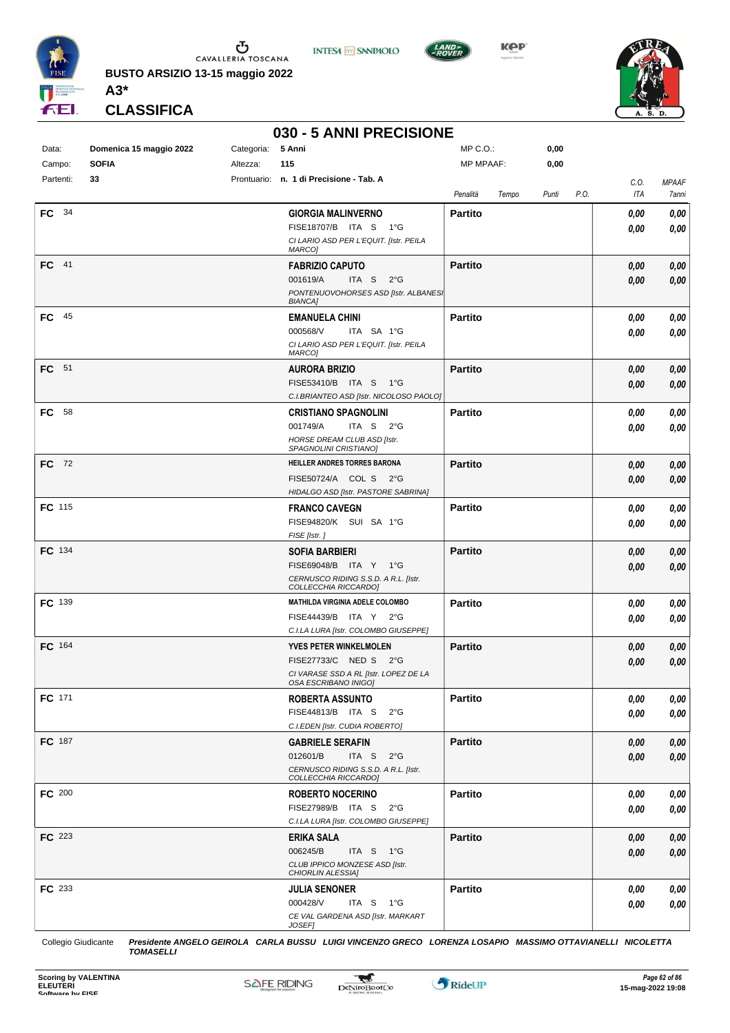**BUSTO ARSIZIO 13-15 maggio 2022**

**A3***

**CLASSIFICA**

## 030 - 5 ANNI PRECISIONE

| Data: | Domenica 15 maggio 2022 | Categoria: | 5 Anni | MP C.O.: | 0,00 |
|---|---|---|---|---|---|
| Campo: | SOFIA | Altezza: | 115 | MP MPAAF: | 0,00 |
| Partenti: | 33 | Prontuario: | n. 1 di Precisione - Tab. A | | |

| Pos. | Cavaliere | Penalità | Tempo | Punti | P.O. | C.O. ITA | MPAAF 7anni |
|---|---|---|---|---|---|---|---|
| FC 34 | **GIORGIA MALINVERNO** FISE18707/B ITA S 1°G *CI LARIO ASD PER L'EQUIT. [Istr. PEILA MARCO]* | **Partito** | | | | 0,00 / 0,00 | 0,00 / 0,00 |
| FC 41 | **FABRIZIO CAPUTO** 001619/A ITA S 2°G *PONTENUOVOHORSES ASD [Istr. ALBANESI BIANCA]* | **Partito** | | | | 0,00 / 0,00 | 0,00 / 0,00 |
| FC 45 | **EMANUELA CHINI** 000568/V ITA SA 1°G *CI LARIO ASD PER L'EQUIT. [Istr. PEILA MARCO]* | **Partito** | | | | 0,00 / 0,00 | 0,00 / 0,00 |
| FC 51 | **AURORA BRIZIO** FISE53410/B ITA S 1°G *C.I.BRIANTEO ASD [Istr. NICOLOSO PAOLO]* | **Partito** | | | | 0,00 / 0,00 | 0,00 / 0,00 |
| FC 58 | **CRISTIANO SPAGNOLINI** 001749/A ITA S 2°G *HORSE DREAM CLUB ASD [Istr. SPAGNOLINI CRISTIANO]* | **Partito** | | | | 0,00 / 0,00 | 0,00 / 0,00 |
| FC 72 | **HEILLER ANDRES TORRES BARONA** FISE50724/A COL S 2°G *HIDALGO ASD [Istr. PASTORE SABRINA]* | **Partito** | | | | 0,00 / 0,00 | 0,00 / 0,00 |
| FC 115 | **FRANCO CAVEGN** FISE94820/K SUI SA 1°G *FISE [Istr. ]* | **Partito** | | | | 0,00 / 0,00 | 0,00 / 0,00 |
| FC 134 | **SOFIA BARBIERI** FISE69048/B ITA Y 1°G *CERNUSCO RIDING S.S.D. A R.L. [Istr. COLLECCHIA RICCARDO]* | **Partito** | | | | 0,00 / 0,00 | 0,00 / 0,00 |
| FC 139 | **MATHILDA VIRGINIA ADELE COLOMBO** FISE44439/B ITA Y 2°G *C.I.LA LURA [Istr. COLOMBO GIUSEPPE]* | **Partito** | | | | 0,00 / 0,00 | 0,00 / 0,00 |
| FC 164 | **YVES PETER WINKELMOLEN** FISE27733/C NED S 2°G *CI VARASE SSD A RL [Istr. LOPEZ DE LA OSA ESCRIBANO INIGO]* | **Partito** | | | | 0,00 / 0,00 | 0,00 / 0,00 |
| FC 171 | **ROBERTA ASSUNTO** FISE44813/B ITA S 2°G *C.I.EDEN [Istr. CUDIA ROBERTO]* | **Partito** | | | | 0,00 / 0,00 | 0,00 / 0,00 |
| FC 187 | **GABRIELE SERAFIN** 012601/B ITA S 2°G *CERNUSCO RIDING S.S.D. A R.L. [Istr. COLLECCHIA RICCARDO]* | **Partito** | | | | 0,00 / 0,00 | 0,00 / 0,00 |
| FC 200 | **ROBERTO NOCERINO** FISE27989/B ITA S 2°G *C.I.LA LURA [Istr. COLOMBO GIUSEPPE]* | **Partito** | | | | 0,00 / 0,00 | 0,00 / 0,00 |
| FC 223 | **ERIKA SALA** 006245/B ITA S 1°G *CLUB IPPICO MONZESE ASD [Istr. CHIORLIN ALESSIA]* | **Partito** | | | | 0,00 / 0,00 | 0,00 / 0,00 |
| FC 233 | **JULIA SENONER** 000428/V ITA S 1°G *CE VAL GARDENA ASD [Istr. MARKART JOSEF]* | **Partito** | | | | 0,00 / 0,00 | 0,00 / 0,00 |

Collegio Giudicante *Presidente ANGELO GEIROLA CARLA BUSSU LUIGI VINCENZO GRECO LORENZA LOSAPIO MASSIMO OTTAVIANELLI NICOLETTA TOMASELLI*

Scoring by VALENTINA ELEUTERI Software by FISE

15-mag-2022 19:08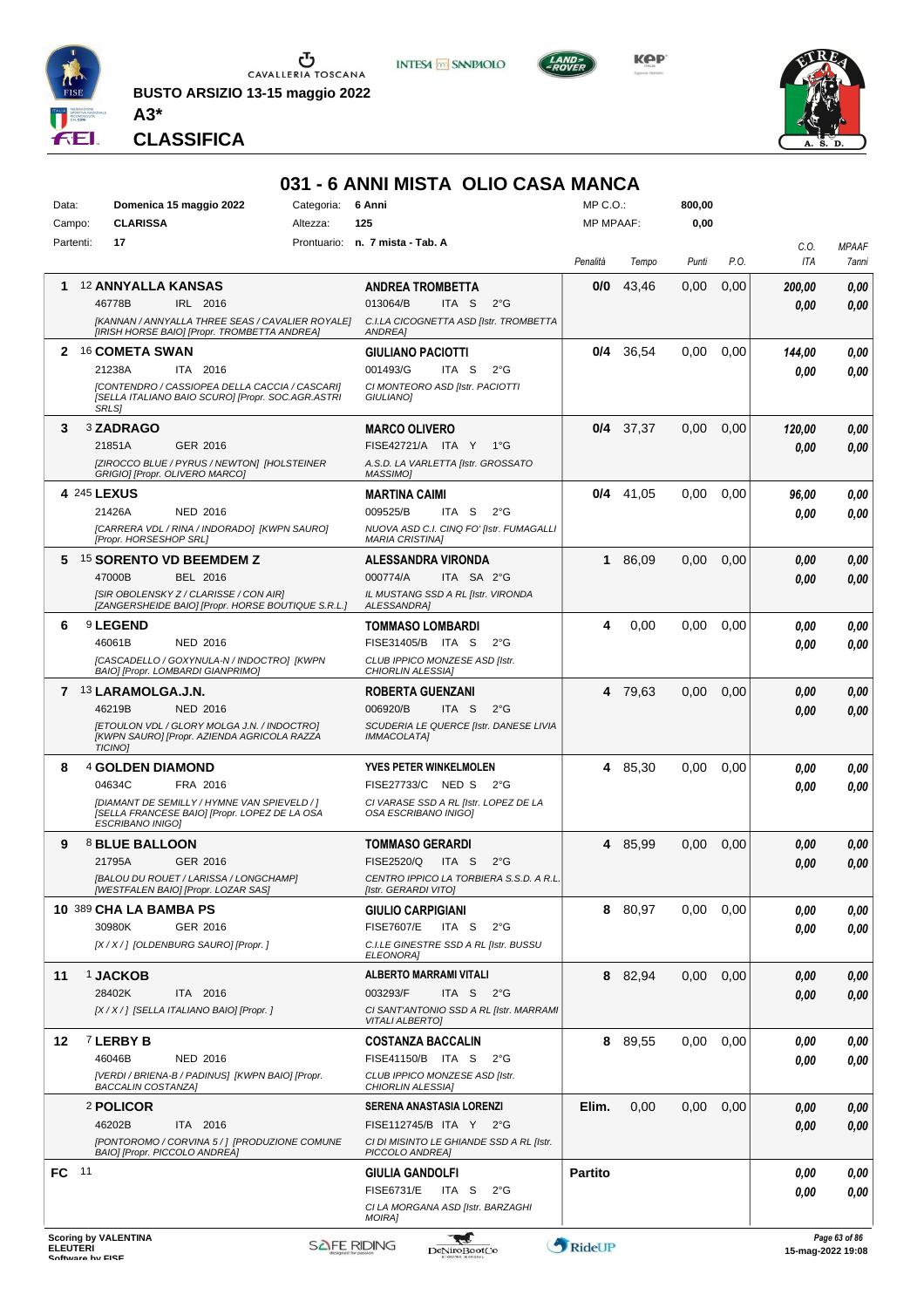**BUSTO ARSIZIO 13-15 maggio 2022**

**A3***

**CLASSIFICA**

# 031 - 6 ANNI MISTA OLIO CASA MANCA

| | | | | | |
|---|---|---|---|---|---|
| Data: | Domenica 15 maggio 2022 | Categoria: | 6 Anni | MP C.O.: | 800,00 |
| Campo: | CLARISSA | Altezza: | 125 | MP MPAAF: | 0,00 |
| Partenti: | 17 | Prontuario: | n. 7 mista - Tab. A | | |

| | Cavallo | Cavaliere | Penalità | Tempo | Punti | P.O. | C.O. ITA | MPAAF 7anni |
|---|---|---|---|---|---|---|---|---|
| 1 | 12 **ANNYALLA KANSAS** 46778B IRL 2016 *[KANNAN / ANNYALLA THREE SEAS / CAVALIER ROYALE] [IRISH HORSE BAIO] [Propr. TROMBETTA ANDREA]* | **ANDREA TROMBETTA** 013064/B ITA S 2°G *C.I.LA CICOGNETTA ASD [Istr. TROMBETTA ANDREA]* | **0/0** | 43,46 | 0,00 | 0,00 | *200,00* *0,00* | *0,00* *0,00* |
| 2 | 16 **COMETA SWAN** 21238A ITA 2016 *[CONTENDRO / CASSIOPEA DELLA CACCIA / CASCARI] [SELLA ITALIANO BAIO SCURO] [Propr. SOC.AGR.ASTRI SRLS]* | **GIULIANO PACIOTTI** 001493/G ITA S 2°G *CI MONTEORO ASD [Istr. PACIOTTI GIULIANO]* | **0/4** | 36,54 | 0,00 | 0,00 | *144,00* *0,00* | *0,00* *0,00* |
| 3 | 3 **ZADRAGO** 21851A GER 2016 *[ZIROCCO BLUE / PYRUS / NEWTON] [HOLSTEINER GRIGIO] [Propr. OLIVERO MARCO]* | **MARCO OLIVERO** FISE42721/A ITA Y 1°G *A.S.D. LA VARLETTA [Istr. GROSSATO MASSIMO]* | **0/4** | 37,37 | 0,00 | 0,00 | *120,00* *0,00* | *0,00* *0,00* |
| 4 | 245 **LEXUS** 21426A NED 2016 *[CARRERA VDL / RINA / INDORADO] [KWPN SAURO] [Propr. HORSESHOP SRL]* | **MARTINA CAIMI** 009525/B ITA S 2°G *NUOVA ASD C.I. CINQ FO' [Istr. FUMAGALLI MARIA CRISTINA]* | **0/4** | 41,05 | 0,00 | 0,00 | *96,00* *0,00* | *0,00* *0,00* |
| 5 | 15 **SORENTO VD BEEMDEM Z** 47000B BEL 2016 *[SIR OBOLENSKY Z / CLARISSE / CON AIR] [ZANGERSHEIDE BAIO] [Propr. HORSE BOUTIQUE S.R.L.]* | **ALESSANDRA VIRONDA** 000774/A ITA SA 2°G *IL MUSTANG SSD A RL [Istr. VIRONDA ALESSANDRA]* | **1** | 86,09 | 0,00 | 0,00 | *0,00* *0,00* | *0,00* *0,00* |
| 6 | 9 **LEGEND** 46061B NED 2016 *[CASCADELLO / GOXYNULA-N / INDOCTRO] [KWPN BAIO] [Propr. LOMBARDI GIANPRIMO]* | **TOMMASO LOMBARDI** FISE31405/B ITA S 2°G *CLUB IPPICO MONZESE ASD [Istr. CHIORLIN ALESSIA]* | **4** | 0,00 | 0,00 | 0,00 | *0,00* *0,00* | *0,00* *0,00* |
| 7 | 13 **LARAMOLGA.J.N.** 46219B NED 2016 *[ETOULON VDL / GLORY MOLGA J.N. / INDOCTRO] [KWPN SAURO] [Propr. AZIENDA AGRICOLA RAZZA TICINO]* | **ROBERTA GUENZANI** 006920/B ITA S 2°G *SCUDERIA LE QUERCE [Istr. DANESE LIVIA IMMACOLATA]* | **4** | 79,63 | 0,00 | 0,00 | *0,00* *0,00* | *0,00* *0,00* |
| 8 | 4 **GOLDEN DIAMOND** 04634C FRA 2016 *[DIAMANT DE SEMILLY / HYMNE VAN SPIEVELD / ] [SELLA FRANCESE BAIO] [Propr. LOPEZ DE LA OSA ESCRIBANO INIGO]* | **YVES PETER WINKELMOLEN** FISE27733/C NED S 2°G *CI VARASE SSD A RL [Istr. LOPEZ DE LA OSA ESCRIBANO INIGO]* | **4** | 85,30 | 0,00 | 0,00 | *0,00* *0,00* | *0,00* *0,00* |
| 9 | 8 **BLUE BALLOON** 21795A GER 2016 *[BALOU DU ROUET / LARISSA / LONGCHAMP] [WESTFALEN BAIO] [Propr. LOZAR SAS]* | **TOMMASO GERARDI** FISE2520/Q ITA S 2°G *CENTRO IPPICO LA TORBIERA S.S.D. A R.L. [Istr. GERARDI VITO]* | **4** | 85,99 | 0,00 | 0,00 | *0,00* *0,00* | *0,00* *0,00* |
| 10 | 389 **CHA LA BAMBA PS** 30980K GER 2016 *[X / X / ] [OLDENBURG SAURO] [Propr. ]* | **GIULIO CARPIGIANI** FISE7607/E ITA S 2°G *C.I.LE GINESTRE SSD A RL [Istr. BUSSU ELEONORA]* | **8** | 80,97 | 0,00 | 0,00 | *0,00* *0,00* | *0,00* *0,00* |
| 11 | 1 **JACKOB** 28402K ITA 2016 *[X / X / ] [SELLA ITALIANO BAIO] [Propr. ]* | **ALBERTO MARRAMI VITALI** 003293/F ITA S 2°G *CI SANT'ANTONIO SSD A RL [Istr. MARRAMI VITALI ALBERTO]* | **8** | 82,94 | 0,00 | 0,00 | *0,00* *0,00* | *0,00* *0,00* |
| 12 | 7 **LERBY B** 46046B NED 2016 *[VERDI / BRIENA-B / PADINUS] [KWPN BAIO] [Propr. BACCALIN COSTANZA]* | **COSTANZA BACCALIN** FISE41150/B ITA S 2°G *CLUB IPPICO MONZESE ASD [Istr. CHIORLIN ALESSIA]* | **8** | 89,55 | 0,00 | 0,00 | *0,00* *0,00* | *0,00* *0,00* |
| | 2 **POLICOR** 46202B ITA 2016 *[PONTOROMO / CORVINA 5 / ] [PRODUZIONE COMUNE BAIO] [Propr. PICCOLO ANDREA]* | **SERENA ANASTASIA LORENZI** FISE112745/B ITA Y 2°G *CI DI MISINTO LE GHIANDE SSD A RL [Istr. PICCOLO ANDREA]* | **Elim.** | 0,00 | 0,00 | 0,00 | *0,00* *0,00* | *0,00* *0,00* |
| FC | 11 | **GIULIA GANDOLFI** FISE6731/E ITA S 2°G *CI LA MORGANA ASD [Istr. BARZAGHI MOIRA]* | **Partito** | | | | *0,00* *0,00* | *0,00* *0,00* |

**Scoring by VALENTINA ELEUTERI**

15-mag-2022 19:08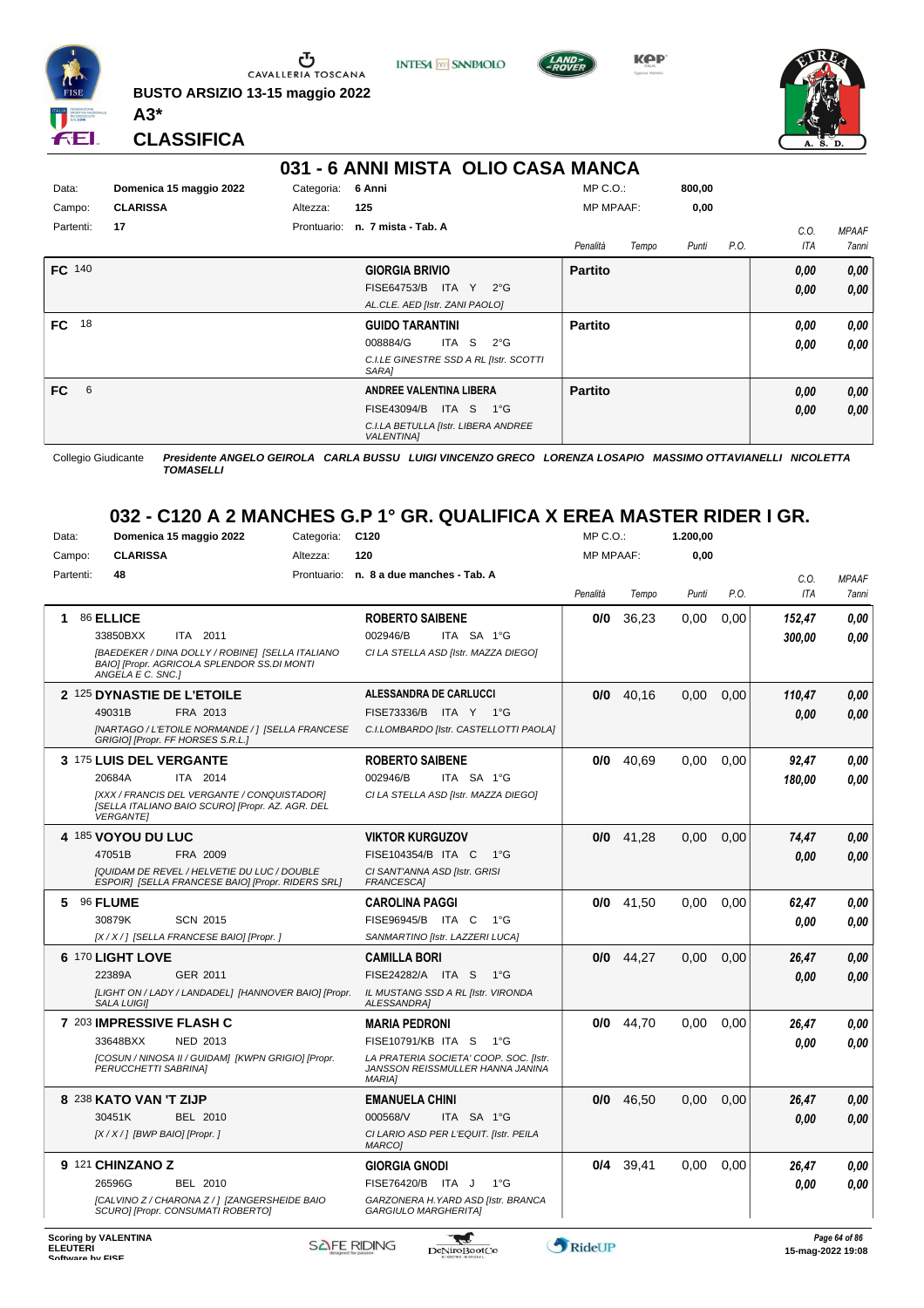BUSTO ARSIZIO 13-15 maggio 2022

**A3***

**CLASSIFICA**

## 031 - 6 ANNI MISTA OLIO CASA MANCA

| | | | | | |
|---|---|---|---|---|---|
| Data: | Domenica 15 maggio 2022 | Categoria: | 6 Anni | MP C.O.: | 800,00 |
| Campo: | CLARISSA | Altezza: | 125 | MP MPAAF: | 0,00 |
| Partenti: | 17 | Prontuario: | n. 7 mista - Tab. A | | |

| | Cavallo | Cavaliere | Penalità | Tempo | Punti | P.O. | C.O. ITA | MPAAF 7anni |
|---|---|---|---|---|---|---|---|---|
| FC 140 | | GIORGIA BRIVIO<br>FISE64753/B ITA Y 2°G<br>AL.CLE. AED [Istr. ZANI PAOLO] | Partito | | | | 0,00<br>0,00 | 0,00<br>0,00 |
| FC 18 | | GUIDO TARANTINI<br>008884/G ITA S 2°G<br>C.I.LE GINESTRE SSD A RL [Istr. SCOTTI SARA] | Partito | | | | 0,00<br>0,00 | 0,00<br>0,00 |
| FC 6 | | ANDREE VALENTINA LIBERA<br>FISE43094/B ITA S 1°G<br>C.I.LA BETULLA [Istr. LIBERA ANDREE VALENTINA] | Partito | | | | 0,00<br>0,00 | 0,00<br>0,00 |

Collegio Giudicante *Presidente ANGELO GEIROLA CARLA BUSSU LUIGI VINCENZO GRECO LORENZA LOSAPIO MASSIMO OTTAVIANELLI NICOLETTA TOMASELLI*

## 032 - C120 A 2 MANCHES G.P 1° GR. QUALIFICA X EREA MASTER RIDER I GR.

| | | | | | |
|---|---|---|---|---|---|
| Data: | Domenica 15 maggio 2022 | Categoria: | C120 | MP C.O.: | 1.200,00 |
| Campo: | CLARISSA | Altezza: | 120 | MP MPAAF: | 0,00 |
| Partenti: | 48 | Prontuario: | n. 8 a due manches - Tab. A | | |

| | Cavallo | Cavaliere | Penalità | Tempo | Punti | P.O. | C.O. ITA | MPAAF 7anni |
|---|---|---|---|---|---|---|---|---|
| 1 | 86 **ELLICE**<br>33850BXX ITA 2011<br>*[BAEDEKER / DINA DOLLY / ROBINE] [SELLA ITALIANO BAIO] [Propr. AGRICOLA SPLENDOR SS.DI MONTI ANGELA E C. SNC.]* | ROBERTO SAIBENE<br>002946/B ITA SA 1°G<br>CI LA STELLA ASD [Istr. MAZZA DIEGO] | 0/0 | 36,23 | 0,00 | 0,00 | 152,47<br>300,00 | 0,00<br>0,00 |
| 2 | 125 **DYNASTIE DE L'ETOILE**<br>49031B FRA 2013<br>*[NARTAGO / L'ETOILE NORMANDE / ] [SELLA FRANCESE GRIGIO] [Propr. FF HORSES S.R.L.]* | ALESSANDRA DE CARLUCCI<br>FISE73336/B ITA Y 1°G<br>C.I.LOMBARDO [Istr. CASTELLOTTI PAOLA] | 0/0 | 40,16 | 0,00 | 0,00 | 110,47<br>0,00 | 0,00<br>0,00 |
| 3 | 175 **LUIS DEL VERGANTE**<br>20684A ITA 2014<br>*[XXX / FRANCIS DEL VERGANTE / CONQUISTADOR] [SELLA ITALIANO BAIO SCURO] [Propr. AZ. AGR. DEL VERGANTE]* | ROBERTO SAIBENE<br>002946/B ITA SA 1°G<br>CI LA STELLA ASD [Istr. MAZZA DIEGO] | 0/0 | 40,69 | 0,00 | 0,00 | 92,47<br>180,00 | 0,00<br>0,00 |
| 4 | 185 **VOYOU DU LUC**<br>47051B FRA 2009<br>*[QUIDAM DE REVEL / HELVETIE DU LUC / DOUBLE ESPOIR] [SELLA FRANCESE BAIO] [Propr. RIDERS SRL]* | VIKTOR KURGUZOV<br>FISE104354/B ITA C 1°G<br>CI SANT'ANNA ASD [Istr. GRISI FRANCESCA] | 0/0 | 41,28 | 0,00 | 0,00 | 74,47<br>0,00 | 0,00<br>0,00 |
| 5 | 96 **FLUME**<br>30879K SCN 2015<br>*[X / X / ] [SELLA FRANCESE BAIO] [Propr. ]* | CAROLINA PAGGI<br>FISE96945/B ITA C 1°G<br>SANMARTINO [Istr. LAZZERI LUCA] | 0/0 | 41,50 | 0,00 | 0,00 | 62,47<br>0,00 | 0,00<br>0,00 |
| 6 | 170 **LIGHT LOVE**<br>22389A GER 2011<br>*[LIGHT ON / LADY / LANDADEL] [HANNOVER BAIO] [Propr. SALA LUIGI]* | CAMILLA BORI<br>FISE24282/A ITA S 1°G<br>IL MUSTANG SSD A RL [Istr. VIRONDA ALESSANDRA] | 0/0 | 44,27 | 0,00 | 0,00 | 26,47<br>0,00 | 0,00<br>0,00 |
| 7 | 203 **IMPRESSIVE FLASH C**<br>33648BXX NED 2013<br>*[COSUN / NINOSA II / GUIDAM] [KWPN GRIGIO] [Propr. PERUCCHETTI SABRINA]* | MARIA PEDRONI<br>FISE10791/KB ITA S 1°G<br>LA PRATERIA SOCIETA' COOP. SOC. [Istr. JANSSON REISSMULLER HANNA JANINA MARIA] | 0/0 | 44,70 | 0,00 | 0,00 | 26,47<br>0,00 | 0,00<br>0,00 |
| 8 | 238 **KATO VAN 'T ZIJP**<br>30451K BEL 2010<br>*[X / X / ] [BWP BAIO] [Propr. ]* | EMANUELA CHINI<br>000568/V ITA SA 1°G<br>CI LARIO ASD PER L'EQUIT. [Istr. PEILA MARCO] | 0/0 | 46,50 | 0,00 | 0,00 | 26,47<br>0,00 | 0,00<br>0,00 |
| 9 | 121 **CHINZANO Z**<br>26596G BEL 2010<br>*[CALVINO Z / CHARONA Z / ] [ZANGERSHEIDE BAIO SCURO] [Propr. CONSUMATI ROBERTO]* | GIORGIA GNODI<br>FISE76420/B ITA J 1°G<br>GARZONERA H.YARD ASD [Istr. BRANCA GARGIULO MARGHERITA] | 0/4 | 39,41 | 0,00 | 0,00 | 26,47<br>0,00 | 0,00<br>0,00 |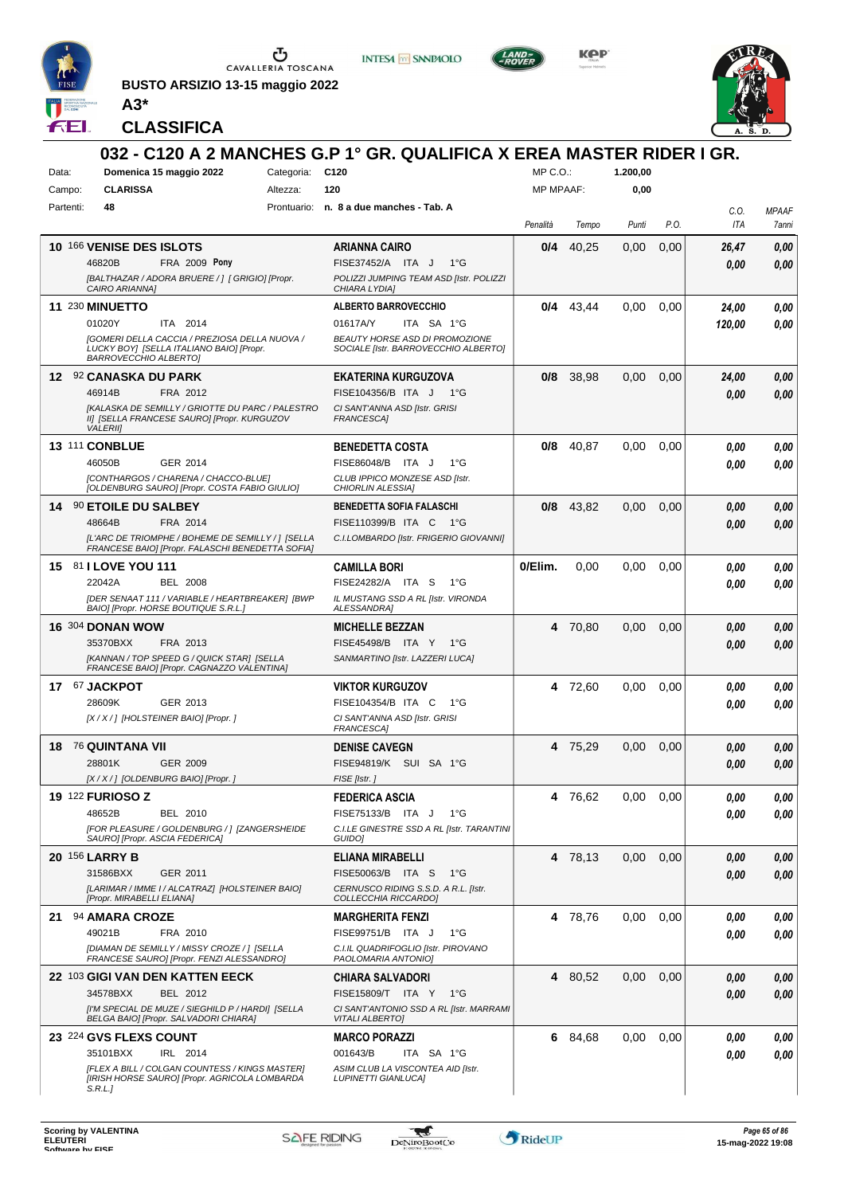BUSTO ARSIZIO 13-15 maggio 2022

**A3***

## CLASSIFICA

# 032 - C120 A 2 MANCHES G.P 1° GR. QUALIFICA X EREA MASTER RIDER I GR.

| | | | | | |
|---|---|---|---|---|---|
| Data: | Domenica 15 maggio 2022 | Categoria: | C120 | MP C.O.: | 1.200,00 |
| Campo: | CLARISSA | Altezza: | 120 | MP MPAAF: | 0,00 |
| Partenti: | 48 | Prontuario: | n. 8 a due manches - Tab. A | | |

| Pos. | Cavallo | Cavaliere | Penalità | Tempo | Punti | P.O. | C.O. ITA | MPAAF 7anni |
|---|---|---|---|---|---|---|---|---|
| 10 | 166 **VENISE DES ISLOTS** 46820B FRA 2009 **Pony** *[BALTHAZAR / ADORA BRUERE / ] [ GRIGIO] [Propr. CAIRO ARIANNA]* | **ARIANNA CAIRO** FISE37452/A ITA J 1°G *POLIZZI JUMPING TEAM ASD [Istr. POLIZZI CHIARA LYDIA]* | **0/4** | 40,25 | 0,00 | 0,00 | ***26,47*** ***0,00*** | ***0,00*** ***0,00*** |
| 11 | 230 **MINUETTO** 01020Y ITA 2014 *[GOMERI DELLA CACCIA / PREZIOSA DELLA NUOVA / LUCKY BOY] [SELLA ITALIANO BAIO] [Propr. BARROVECCHIO ALBERTO]* | **ALBERTO BARROVECCHIO** 01617A/Y ITA SA 1°G *BEAUTY HORSE ASD DI PROMOZIONE SOCIALE [Istr. BARROVECCHIO ALBERTO]* | **0/4** | 43,44 | 0,00 | 0,00 | ***24,00*** ***120,00*** | ***0,00*** ***0,00*** |
| 12 | 92 **CANASKA DU PARK** 46914B FRA 2012 *[KALASKA DE SEMILLY / GRIOTTE DU PARC / PALESTRO II] [SELLA FRANCESE SAURO] [Propr. KURGUZOV VALERII]* | **EKATERINA KURGUZOVA** FISE104356/B ITA J 1°G *CI SANT'ANNA ASD [Istr. GRISI FRANCESCA]* | **0/8** | 38,98 | 0,00 | 0,00 | ***24,00*** ***0,00*** | ***0,00*** ***0,00*** |
| 13 | 111 **CONBLUE** 46050B GER 2014 *[CONTHARGOS / CHARENA / CHACCO-BLUE] [OLDENBURG SAURO] [Propr. COSTA FABIO GIULIO]* | **BENEDETTA COSTA** FISE86048/B ITA J 1°G *CLUB IPPICO MONZESE ASD [Istr. CHIORLIN ALESSIA]* | **0/8** | 40,87 | 0,00 | 0,00 | ***0,00*** ***0,00*** | ***0,00*** ***0,00*** |
| 14 | 90 **ETOILE DU SALBEY** 48664B FRA 2014 *[L'ARC DE TRIOMPHE / BOHEME DE SEMILLY / ] [SELLA FRANCESE BAIO] [Propr. FALASCHI BENEDETTA SOFIA]* | **BENEDETTA SOFIA FALASCHI** FISE110399/B ITA C 1°G *C.I.LOMBARDO [Istr. FRIGERIO GIOVANNI]* | **0/8** | 43,82 | 0,00 | 0,00 | ***0,00*** ***0,00*** | ***0,00*** ***0,00*** |
| 15 | 81 **I LOVE YOU 111** 22042A BEL 2008 *[DER SENAAT 111 / VARIABLE / HEARTBREAKER] [BWP BAIO] [Propr. HORSE BOUTIQUE S.R.L.]* | **CAMILLA BORI** FISE24282/A ITA S 1°G *IL MUSTANG SSD A RL [Istr. VIRONDA ALESSANDRA]* | **0/Elim.** | 0,00 | 0,00 | 0,00 | ***0,00*** ***0,00*** | ***0,00*** ***0,00*** |
| 16 | 304 **DONAN WOW** 35370BXX FRA 2013 *[KANNAN / TOP SPEED G / QUICK STAR] [SELLA FRANCESE BAIO] [Propr. CAGNAZZO VALENTINA]* | **MICHELLE BEZZAN** FISE45498/B ITA Y 1°G *SANMARTINO [Istr. LAZZERI LUCA]* | **4** | 70,80 | 0,00 | 0,00 | ***0,00*** ***0,00*** | ***0,00*** ***0,00*** |
| 17 | 67 **JACKPOT** 28609K GER 2013 *[X / X / ] [HOLSTEINER BAIO] [Propr. ]* | **VIKTOR KURGUZOV** FISE104354/B ITA C 1°G *CI SANT'ANNA ASD [Istr. GRISI FRANCESCA]* | **4** | 72,60 | 0,00 | 0,00 | ***0,00*** ***0,00*** | ***0,00*** ***0,00*** |
| 18 | 76 **QUINTANA VII** 28801K GER 2009 *[X / X / ] [OLDENBURG BAIO] [Propr. ]* | **DENISE CAVEGN** FISE94819/K SUI SA 1°G *FISE [Istr. ]* | **4** | 75,29 | 0,00 | 0,00 | ***0,00*** ***0,00*** | ***0,00*** ***0,00*** |
| 19 | 122 **FURIOSO Z** 48652B BEL 2010 *[FOR PLEASURE / GOLDENBURG / ] [ZANGERSHEIDE SAURO] [Propr. ASCIA FEDERICA]* | **FEDERICA ASCIA** FISE75133/B ITA J 1°G *C.I.LE GINESTRE SSD A RL [Istr. TARANTINI GUIDO]* | **4** | 76,62 | 0,00 | 0,00 | ***0,00*** ***0,00*** | ***0,00*** ***0,00*** |
| 20 | 156 **LARRY B** 31586BXX GER 2011 *[LARIMAR / IMME I / ALCATRAZ] [HOLSTEINER BAIO] [Propr. MIRABELLI ELIANA]* | **ELIANA MIRABELLI** FISE50063/B ITA S 1°G *CERNUSCO RIDING S.S.D. A R.L. [Istr. COLLECCHIA RICCARDO]* | **4** | 78,13 | 0,00 | 0,00 | ***0,00*** ***0,00*** | ***0,00*** ***0,00*** |
| 21 | 94 **AMARA CROZE** 49021B FRA 2010 *[DIAMAN DE SEMILLY / MISSY CROZE / ] [SELLA FRANCESE SAURO] [Propr. FENZI ALESSANDRO]* | **MARGHERITA FENZI** FISE99751/B ITA J 1°G *C.I.IL QUADRIFOGLIO [Istr. PIROVANO PAOLOMARIA ANTONIO]* | **4** | 78,76 | 0,00 | 0,00 | ***0,00*** ***0,00*** | ***0,00*** ***0,00*** |
| 22 | 103 **GIGI VAN DEN KATTEN EECK** 34578BXX BEL 2012 *[I'M SPECIAL DE MUZE / SIEGHILD P / HARDI] [SELLA BELGA BAIO] [Propr. SALVADORI CHIARA]* | **CHIARA SALVADORI** FISE15809/T ITA Y 1°G *CI SANT'ANTONIO SSD A RL [Istr. MARRAMI VITALI ALBERTO]* | **4** | 80,52 | 0,00 | 0,00 | ***0,00*** ***0,00*** | ***0,00*** ***0,00*** |
| 23 | 224 **GVS FLEXS COUNT** 35101BXX IRL 2014 *[FLEX A BILL / COLGAN COUNTESS / KINGS MASTER] [IRISH HORSE SAURO] [Propr. AGRICOLA LOMBARDA S.R.L.]* | **MARCO PORAZZI** 001643/B ITA SA 1°G *ASIM CLUB LA VISCONTEA AID [Istr. LUPINETTI GIANLUCA]* | **6** | 84,68 | 0,00 | 0,00 | ***0,00*** ***0,00*** | ***0,00*** ***0,00*** |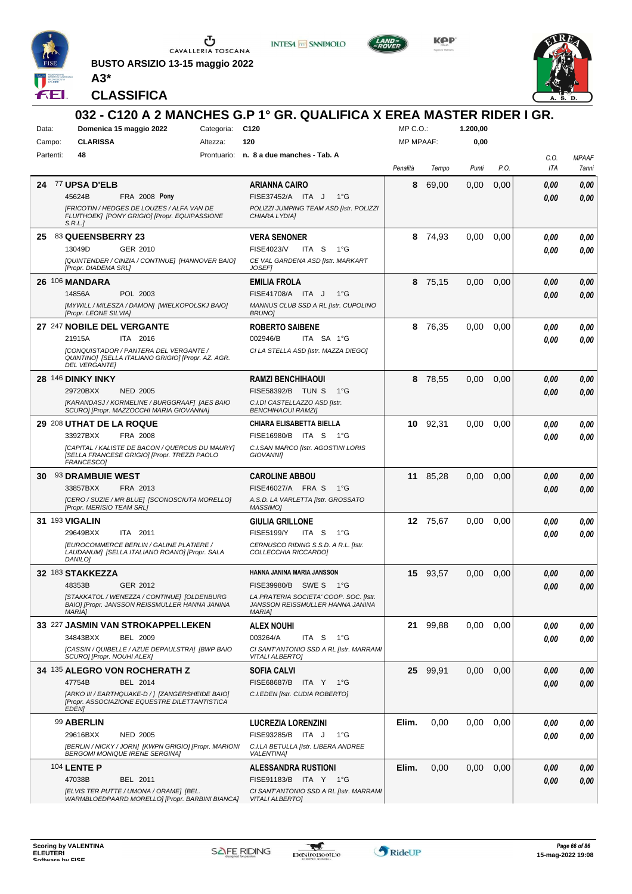**BUSTO ARSIZIO 13-15 maggio 2022**

**A3***

**CLASSIFICA**

## 032 - C120 A 2 MANCHES G.P 1° GR. QUALIFICA X EREA MASTER RIDER I GR.

| Data: | Domenica 15 maggio 2022 | Categoria: | C120 | MP C.O.: | 1.200,00 |
|---|---|---|---|---|---|
| Campo: | CLARISSA | Altezza: | 120 | MP MPAAF: | 0,00 |
| Partenti: | 48 | Prontuario: | n. 8 a due manches - Tab. A | | |

| Pos. | Cavallo | Cavaliere | Penalità | Tempo | Punti | P.O. | C.O. ITA | MPAAF 7anni |
|---|---|---|---|---|---|---|---|---|
| 24 | 77 **UPSA D'ELB** 45624B FRA 2008 **Pony** *[FRICOTIN / HEDGES DE LOUZES / ALFA VAN DE FLUITHOEK] [PONY GRIGIO] [Propr. EQUIPASSIONE S.R.L.]* | **ARIANNA CAIRO** FISE37452/A ITA J 1°G *POLIZZI JUMPING TEAM ASD [Istr. POLIZZI CHIARA LYDIA]* | 8 | 69,00 | 0,00 | 0,00 | 0,00 / 0,00 | 0,00 / 0,00 |
| 25 | 83 **QUEENSBERRY 23** 13049D GER 2010 *[QUINTENDER / CINZIA / CONTINUE] [HANNOVER BAIO] [Propr. DIADEMA SRL]* | **VERA SENONER** FISE4023/V ITA S 1°G *CE VAL GARDENA ASD [Istr. MARKART JOSEF]* | 8 | 74,93 | 0,00 | 0,00 | 0,00 / 0,00 | 0,00 / 0,00 |
| 26 | 106 **MANDARA** 14856A POL 2003 *[MYWILL / MILESZA / DAMON] [WIELKOPOLSKJ BAIO] [Propr. LEONE SILVIA]* | **EMILIA FROLA** FISE41708/A ITA J 1°G *MANNUS CLUB SSD A RL [Istr. CUPOLINO BRUNO]* | 8 | 75,15 | 0,00 | 0,00 | 0,00 / 0,00 | 0,00 / 0,00 |
| 27 | 247 **NOBILE DEL VERGANTE** 21915A ITA 2016 *[CONQUISTADOR / PANTERA DEL VERGANTE / QUINTINO] [SELLA ITALIANO GRIGIO] [Propr. AZ. AGR. DEL VERGANTE]* | **ROBERTO SAIBENE** 002946/B ITA SA 1°G *CI LA STELLA ASD [Istr. MAZZA DIEGO]* | 8 | 76,35 | 0,00 | 0,00 | 0,00 / 0,00 | 0,00 / 0,00 |
| 28 | 146 **DINKY INKY** 29720BXX NED 2005 *[KARANDASJ / KORMELINE / BURGGRAAF] [AES BAIO SCURO] [Propr. MAZZOCCHI MARIA GIOVANNA]* | **RAMZI BENCHIHAOUI** FISE58392/B TUN S 1°G *C.I.DI CASTELLAZZO ASD [Istr. BENCHIHAOUI RAMZI]* | 8 | 78,55 | 0,00 | 0,00 | 0,00 / 0,00 | 0,00 / 0,00 |
| 29 | 208 **UTHAT DE LA ROQUE** 33927BXX FRA 2008 *[CAPITAL / KALISTE DE BACON / QUERCUS DU MAURY] [SELLA FRANCESE GRIGIO] [Propr. TREZZI PAOLO FRANCESCO]* | **CHIARA ELISABETTA BIELLA** FISE16980/B ITA S 1°G *C.I.SAN MARCO [Istr. AGOSTINI LORIS GIOVANNI]* | 10 | 92,31 | 0,00 | 0,00 | 0,00 / 0,00 | 0,00 / 0,00 |
| 30 | 93 **DRAMBUIE WEST** 33857BXX FRA 2013 *[CERO / SUZIE / MR BLUE] [SCONOSCIUTA MORELLO] [Propr. MERISIO TEAM SRL]* | **CAROLINE ABBOU** FISE46027/A FRA S 1°G *A.S.D. LA VARLETTA [Istr. GROSSATO MASSIMO]* | 11 | 85,28 | 0,00 | 0,00 | 0,00 / 0,00 | 0,00 / 0,00 |
| 31 | 193 **VIGALIN** 29649BXX ITA 2011 *[EUROCOMMERCE BERLIN / GALINE PLATIERE / LAUDANUM] [SELLA ITALIANO ROANO] [Propr. SALA DANILO]* | **GIULIA GRILLONE** FISE5199/Y ITA S 1°G *CERNUSCO RIDING S.S.D. A R.L. [Istr. COLLECCHIA RICCARDO]* | 12 | 75,67 | 0,00 | 0,00 | 0,00 / 0,00 | 0,00 / 0,00 |
| 32 | 183 **STAKKEZZA** 48353B GER 2012 *[STAKKATOL / WENEZZA / CONTINUE] [OLDENBURG BAIO] [Propr. JANSSON REISSMULLER HANNA JANINA MARIA]* | **HANNA JANINA MARIA JANSSON** FISE39980/B SWE S 1°G *LA PRATERIA SOCIETA' COOP. SOC. [Istr. JANSSON REISSMULLER HANNA JANINA MARIA]* | 15 | 93,57 | 0,00 | 0,00 | 0,00 / 0,00 | 0,00 / 0,00 |
| 33 | 227 **JASMIN VAN STROKAPPELLEKEN** 34843BXX BEL 2009 *[CASSIN / QUIBELLE / AZUE DEPAULSTRA] [BWP BAIO SCURO] [Propr. NOUHI ALEX]* | **ALEX NOUHI** 003264/A ITA S 1°G *CI SANT'ANTONIO SSD A RL [Istr. MARRAMI VITALI ALBERTO]* | 21 | 99,88 | 0,00 | 0,00 | 0,00 / 0,00 | 0,00 / 0,00 |
| 34 | 135 **ALEGRO VON ROCHERATH Z** 47754B BEL 2014 *[ARKO III / EARTHQUAKE-D / ] [ZANGERSHEIDE BAIO] [Propr. ASSOCIAZIONE EQUESTRE DILETTANTISTICA EDEN]* | **SOFIA CALVI** FISE68687/B ITA Y 1°G *C.I.EDEN [Istr. CUDIA ROBERTO]* | 25 | 99,91 | 0,00 | 0,00 | 0,00 / 0,00 | 0,00 / 0,00 |
| | 99 **ABERLIN** 29616BXX NED 2005 *[BERLIN / NICKY / JORN] [KWPN GRIGIO] [Propr. MARIONI BERGOMI MONIQUE IRENE SERGINA]* | **LUCREZIA LORENZINI** FISE93285/B ITA J 1°G *C.I.LA BETULLA [Istr. LIBERA ANDREE VALENTINA]* | Elim. | 0,00 | 0,00 | 0,00 | 0,00 / 0,00 | 0,00 / 0,00 |
| | 104 **LENTE P** 47038B BEL 2011 *[ELVIS TER PUTTE / UMONA / ORAME] [BEL. WARMBLOEDPAARD MORELLO] [Propr. BARBINI BIANCA]* | **ALESSANDRA RUSTIONI** FISE91183/B ITA Y 1°G *CI SANT'ANTONIO SSD A RL [Istr. MARRAMI VITALI ALBERTO]* | Elim. | 0,00 | 0,00 | 0,00 | 0,00 / 0,00 | 0,00 / 0,00 |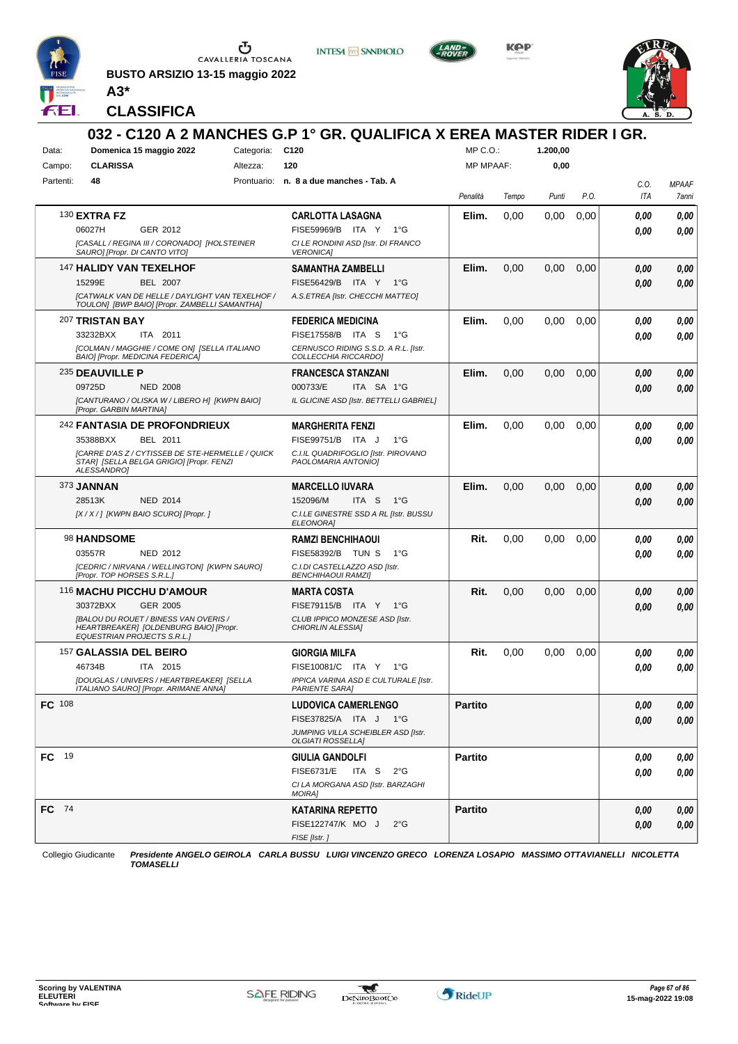BUSTO ARSIZIO 13-15 maggio 2022

**A3***

## CLASSIFICA

# 032 - C120 A 2 MANCHES G.P 1° GR. QUALIFICA X EREA MASTER RIDER I GR.

| Data: | Domenica 15 maggio 2022 | Categoria: | C120 | MP C.O.: | 1.200,00 |
|---|---|---|---|---|---|
| Campo: | CLARISSA | Altezza: | 120 | MP MPAAF: | 0,00 |
| Partenti: | 48 | Prontuario: | n. 8 a due manches - Tab. A | | |

| Cavallo | Cavaliere | Penalità | Tempo | Punti | P.O. | C.O. ITA | MPAAF 7anni |
|---|---|---|---|---|---|---|---|
| 130 **EXTRA FZ**<br>06027H GER 2012<br>*[CASALL / REGINA III / CORONADO] [HOLSTEINER SAURO] [Propr. DI CANTO VITO]* | **CARLOTTA LASAGNA**<br>FISE59969/B ITA Y 1°G<br>*CI LE RONDINI ASD [Istr. DI FRANCO VERONICA]* | **Elim.** | 0,00 | 0,00 | 0,00 | *0,00*<br>*0,00* | *0,00*<br>*0,00* |
| 147 **HALIDY VAN TEXELHOF**<br>15299E BEL 2007<br>*[CATWALK VAN DE HELLE / DAYLIGHT VAN TEXELHOF / TOULON] [BWP BAIO] [Propr. ZAMBELLI SAMANTHA]* | **SAMANTHA ZAMBELLI**<br>FISE56429/B ITA Y 1°G<br>*A.S.ETREA [Istr. CHECCHI MATTEO]* | **Elim.** | 0,00 | 0,00 | 0,00 | *0,00*<br>*0,00* | *0,00*<br>*0,00* |
| 207 **TRISTAN BAY**<br>33232BXX ITA 2011<br>*[COLMAN / MAGGHIE / COME ON] [SELLA ITALIANO BAIO] [Propr. MEDICINA FEDERICA]* | **FEDERICA MEDICINA**<br>FISE17558/B ITA S 1°G<br>*CERNUSCO RIDING S.S.D. A R.L. [Istr. COLLECCHIA RICCARDO]* | **Elim.** | 0,00 | 0,00 | 0,00 | *0,00*<br>*0,00* | *0,00*<br>*0,00* |
| 235 **DEAUVILLE P**<br>09725D NED 2008<br>*[CANTURANO / OLISKA W / LIBERO H] [KWPN BAIO] [Propr. GARBIN MARTINA]* | **FRANCESCA STANZANI**<br>000733/E ITA SA 1°G<br>*IL GLICINE ASD [Istr. BETTELLI GABRIEL]* | **Elim.** | 0,00 | 0,00 | 0,00 | *0,00*<br>*0,00* | *0,00*<br>*0,00* |
| 242 **FANTASIA DE PROFONDRIEUX**<br>35388BXX BEL 2011<br>*[CARRE D'AS Z / CYTISSED DE STE-HERMELLE / QUICK STAR] [SELLA BELGA GRIGIO] [Propr. FENZI ALESSANDRO]* | **MARGHERITA FENZI**<br>FISE99751/B ITA J 1°G<br>*C.I.IL QUADRIFOGLIO [Istr. PIROVANO PAOLOMARIA ANTONIO]* | **Elim.** | 0,00 | 0,00 | 0,00 | *0,00*<br>*0,00* | *0,00*<br>*0,00* |
| 373 **JANNAN**<br>28513K NED 2014<br>*[X / X / ] [KWPN BAIO SCURO] [Propr. ]* | **MARCELLO IUVARA**<br>152096/M ITA S 1°G<br>*C.I.LE GINESTRE SSD A RL [Istr. BUSSU ELEONORA]* | **Elim.** | 0,00 | 0,00 | 0,00 | *0,00*<br>*0,00* | *0,00*<br>*0,00* |
| 98 **HANDSOME**<br>03557R NED 2012<br>*[CEDRIC / NIRVANA / WELLINGTON] [KWPN SAURO] [Propr. TOP HORSES S.R.L.]* | **RAMZI BENCHIHAOUI**<br>FISE58392/B TUN S 1°G<br>*C.I.DI CASTELLAZZO ASD [Istr. BENCHIHAOUI RAMZI]* | **Rit.** | 0,00 | 0,00 | 0,00 | *0,00*<br>*0,00* | *0,00*<br>*0,00* |
| 116 **MACHU PICCHU D'AMOUR**<br>30372BXX GER 2005<br>*[BALOU DU ROUET / BINESS VAN OVERIS / HEARTBREAKER] [OLDENBURG BAIO] [Propr. EQUESTRIAN PROJECTS S.R.L.]* | **MARTA COSTA**<br>FISE79115/B ITA Y 1°G<br>*CLUB IPPICO MONZESE ASD [Istr. CHIORLIN ALESSIA]* | **Rit.** | 0,00 | 0,00 | 0,00 | *0,00*<br>*0,00* | *0,00*<br>*0,00* |
| 157 **GALASSIA DEL BEIRO**<br>46734B ITA 2015<br>*[DOUGLAS / UNIVERS / HEARTBREAKER] [SELLA ITALIANO SAURO] [Propr. ARIMANE ANNA]* | **GIORGIA MILFA**<br>FISE10081/C ITA Y 1°G<br>*IPPICA VARINA ASD E CULTURALE [Istr. PARIENTE SARA]* | **Rit.** | 0,00 | 0,00 | 0,00 | *0,00*<br>*0,00* | *0,00*<br>*0,00* |
| **FC** 108 | **LUDOVICA CAMERLENGO**<br>FISE37825/A ITA J 1°G<br>*JUMPING VILLA SCHEIBLER ASD [Istr. OLGIATI ROSSELLA]* | **Partito** | | | | *0,00*<br>*0,00* | *0,00*<br>*0,00* |
| **FC** 19 | **GIULIA GANDOLFI**<br>FISE6731/E ITA S 2°G<br>*CI LA MORGANA ASD [Istr. BARZAGHI MOIRA]* | **Partito** | | | | *0,00*<br>*0,00* | *0,00*<br>*0,00* |
| **FC** 74 | **KATARINA REPETTO**<br>FISE122747/K MO J 2°G<br>*FISE [Istr. ]* | **Partito** | | | | *0,00*<br>*0,00* | *0,00*<br>*0,00* |

Collegio Giudicante *Presidente ANGELO GEIROLA CARLA BUSSU LUIGI VINCENZO GRECO LORENZA LOSAPIO MASSIMO OTTAVIANELLI NICOLETTA TOMASELLI*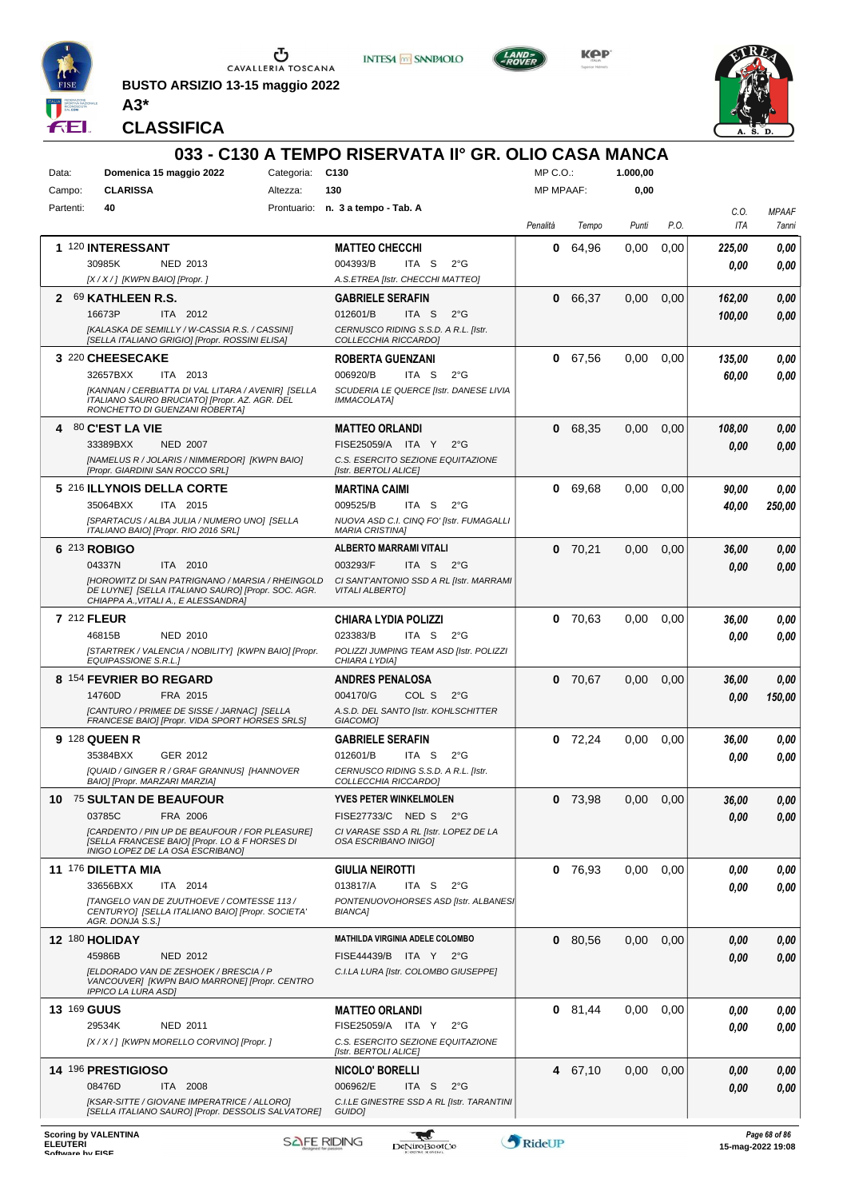CAVALLERIA TOSCANA

**BUSTO ARSIZIO 13-15 maggio 2022**

**A3***

## CLASSIFICA

# 033 - C130 A TEMPO RISERVATA II° GR. OLIO CASA MANCA

| | | | | | |
|---|---|---|---|---|---|
| Data: | **Domenica 15 maggio 2022** | Categoria: | **C130** | MP C.O.: | **1.000,00** |
| Campo: | **CLARISSA** | Altezza: | **130** | MP MPAAF: | **0,00** |
| Partenti: | **40** | Prontuario: | **n. 3 a tempo - Tab. A** | | |

| Pos. | Cavallo | Cavaliere | Penalità | Tempo | Punti | P.O. | C.O. ITA | MPAAF 7anni |
|---|---|---|---|---|---|---|---|---|
| 1 | 120 **INTERESSANT**<br>30985K NED 2013<br>*[X / X / ] [KWPN BAIO] [Propr. ]* | **MATTEO CHECCHI**<br>004393/B ITA S 2°G<br>*A.S.ETREA [Istr. CHECCHI MATTEO]* | **0** | 64,96 | 0,00 | 0,00 | ***225,00***<br>***0,00*** | ***0,00***<br>***0,00*** |
| 2 | 69 **KATHLEEN R.S.**<br>16673P ITA 2012<br>*[KALASKA DE SEMILLY / W-CASSIA R.S. / CASSINI] [SELLA ITALIANO GRIGIO] [Propr. ROSSINI ELISA]* | **GABRIELE SERAFIN**<br>012601/B ITA S 2°G<br>*CERNUSCO RIDING S.S.D. A R.L. [Istr. COLLECCHIA RICCARDO]* | **0** | 66,37 | 0,00 | 0,00 | ***162,00***<br>***100,00*** | ***0,00***<br>***0,00*** |
| 3 | 220 **CHEESECAKE**<br>32657BXX ITA 2013<br>*[KANNAN / CERBIATTA DI VAL LITARA / AVENIR] [SELLA ITALIANO SAURO BRUCIATO] [Propr. AZ. AGR. DEL RONCHETTO DI GUENZANI ROBERTA]* | **ROBERTA GUENZANI**<br>006920/B ITA S 2°G<br>*SCUDERIA LE QUERCE [Istr. DANESE LIVIA IMMACOLATA]* | **0** | 67,56 | 0,00 | 0,00 | ***135,00***<br>***60,00*** | ***0,00***<br>***0,00*** |
| 4 | 80 **C'EST LA VIE**<br>33389BXX NED 2007<br>*[NAMELUS R / JOLARIS / NIMMERDOR] [KWPN BAIO] [Propr. GIARDINI SAN ROCCO SRL]* | **MATTEO ORLANDI**<br>FISE25059/A ITA Y 2°G<br>*C.S. ESERCITO SEZIONE EQUITAZIONE [Istr. BERTOLI ALICE]* | **0** | 68,35 | 0,00 | 0,00 | ***108,00***<br>***0,00*** | ***0,00***<br>***0,00*** |
| 5 | 216 **ILLYNOIS DELLA CORTE**<br>35064BXX ITA 2015<br>*[SPARTACUS / ALBA JULIA / NUMERO UNO] [SELLA ITALIANO BAIO] [Propr. RIO 2016 SRL]* | **MARTINA CAIMI**<br>009525/B ITA S 2°G<br>*NUOVA ASD C.I. CINQ FO' [Istr. FUMAGALLI MARIA CRISTINA]* | **0** | 69,68 | 0,00 | 0,00 | ***90,00***<br>***40,00*** | ***0,00***<br>***250,00*** |
| 6 | 213 **ROBIGO**<br>04337N ITA 2010<br>*[HOROWITZ DI SAN PATRIGNANO / MARSIA / RHEINGOLD DE LUYNE] [SELLA ITALIANO SAURO] [Propr. SOC. AGR. CHIAPPA A.,VITALI A., E ALESSANDRA]* | **ALBERTO MARRAMI VITALI**<br>003293/F ITA S 2°G<br>*CI SANT'ANTONIO SSD A RL [Istr. MARRAMI VITALI ALBERTO]* | **0** | 70,21 | 0,00 | 0,00 | ***36,00***<br>***0,00*** | ***0,00***<br>***0,00*** |
| 7 | 212 **FLEUR**<br>46815B NED 2010<br>*[STARTREK / VALENCIA / NOBILITY] [KWPN BAIO] [Propr. EQUIPASSIONE S.R.L.]* | **CHIARA LYDIA POLIZZI**<br>023383/B ITA S 2°G<br>*POLIZZI JUMPING TEAM ASD [Istr. POLIZZI CHIARA LYDIA]* | **0** | 70,63 | 0,00 | 0,00 | ***36,00***<br>***0,00*** | ***0,00***<br>***0,00*** |
| 8 | 154 **FEVRIER BO REGARD**<br>14760D FRA 2015<br>*[CANTURO / PRIMEE DE SISSE / JARNAC] [SELLA FRANCESE BAIO] [Propr. VIDA SPORT HORSES SRLS]* | **ANDRES PENALOSA**<br>004170/G COL S 2°G<br>*A.S.D. DEL SANTO [Istr. KOHLSCHITTER GIACOMO]* | **0** | 70,67 | 0,00 | 0,00 | ***36,00***<br>***0,00*** | ***0,00***<br>***150,00*** |
| 9 | 128 **QUEEN R**<br>35384BXX GER 2012<br>*[QUAID / GINGER R / GRAF GRANNUS] [HANNOVER BAIO] [Propr. MARZARI MARZIA]* | **GABRIELE SERAFIN**<br>012601/B ITA S 2°G<br>*CERNUSCO RIDING S.S.D. A R.L. [Istr. COLLECCHIA RICCARDO]* | **0** | 72,24 | 0,00 | 0,00 | ***36,00***<br>***0,00*** | ***0,00***<br>***0,00*** |
| 10 | 75 **SULTAN DE BEAUFOUR**<br>03785C FRA 2006<br>*[CARDENTO / PIN UP DE BEAUFOUR / FOR PLEASURE] [SELLA FRANCESE BAIO] [Propr. LO & F HORSES DI INIGO LOPEZ DE LA OSA ESCRIBANO]* | **YVES PETER WINKELMOLEN**<br>FISE27733/C NED S 2°G<br>*CI VARASE SSD A RL [Istr. LOPEZ DE LA OSA ESCRIBANO INIGO]* | **0** | 73,98 | 0,00 | 0,00 | ***36,00***<br>***0,00*** | ***0,00***<br>***0,00*** |
| 11 | 176 **DILETTA MIA**<br>33656BXX ITA 2014<br>*[TANGELO VAN DE ZUUTHOEVE / COMTESSE 113 / CENTURYO] [SELLA ITALIANO BAIO] [Propr. SOCIETA' AGR. DONJA S.S.]* | **GIULIA NEIROTTI**<br>013817/A ITA S 2°G<br>*PONTENUOVOHORSES ASD [Istr. ALBANESI BIANCA]* | **0** | 76,93 | 0,00 | 0,00 | ***0,00***<br>***0,00*** | ***0,00***<br>***0,00*** |
| 12 | 180 **HOLIDAY**<br>45986B NED 2012<br>*[ELDORADO VAN DE ZESHOEK / BRESCIA / P VANCOUVER] [KWPN BAIO MARRONE] [Propr. CENTRO IPPICO LA LURA ASD]* | **MATHILDA VIRGINIA ADELE COLOMBO**<br>FISE44439/B ITA Y 2°G<br>*C.I.LA LURA [Istr. COLOMBO GIUSEPPE]* | **0** | 80,56 | 0,00 | 0,00 | ***0,00***<br>***0,00*** | ***0,00***<br>***0,00*** |
| 13 | 169 **GUUS**<br>29534K NED 2011<br>*[X / X / ] [KWPN MORELLO CORVINO] [Propr. ]* | **MATTEO ORLANDI**<br>FISE25059/A ITA Y 2°G<br>*C.S. ESERCITO SEZIONE EQUITAZIONE [Istr. BERTOLI ALICE]* | **0** | 81,44 | 0,00 | 0,00 | ***0,00***<br>***0,00*** | ***0,00***<br>***0,00*** |
| 14 | 196 **PRESTIGIOSO**<br>08476D ITA 2008<br>*[KSAR-SITTE / GIOVANE IMPERATRICE / ALLORO] [SELLA ITALIANO SAURO] [Propr. DESSOLIS SALVATORE]* | **NICOLO' BORELLI**<br>006962/E ITA S 2°G<br>*C.I.LE GINESTRE SSD A RL [Istr. TARANTINI GUIDO]* | **4** | 67,10 | 0,00 | 0,00 | ***0,00***<br>***0,00*** | ***0,00***<br>***0,00*** |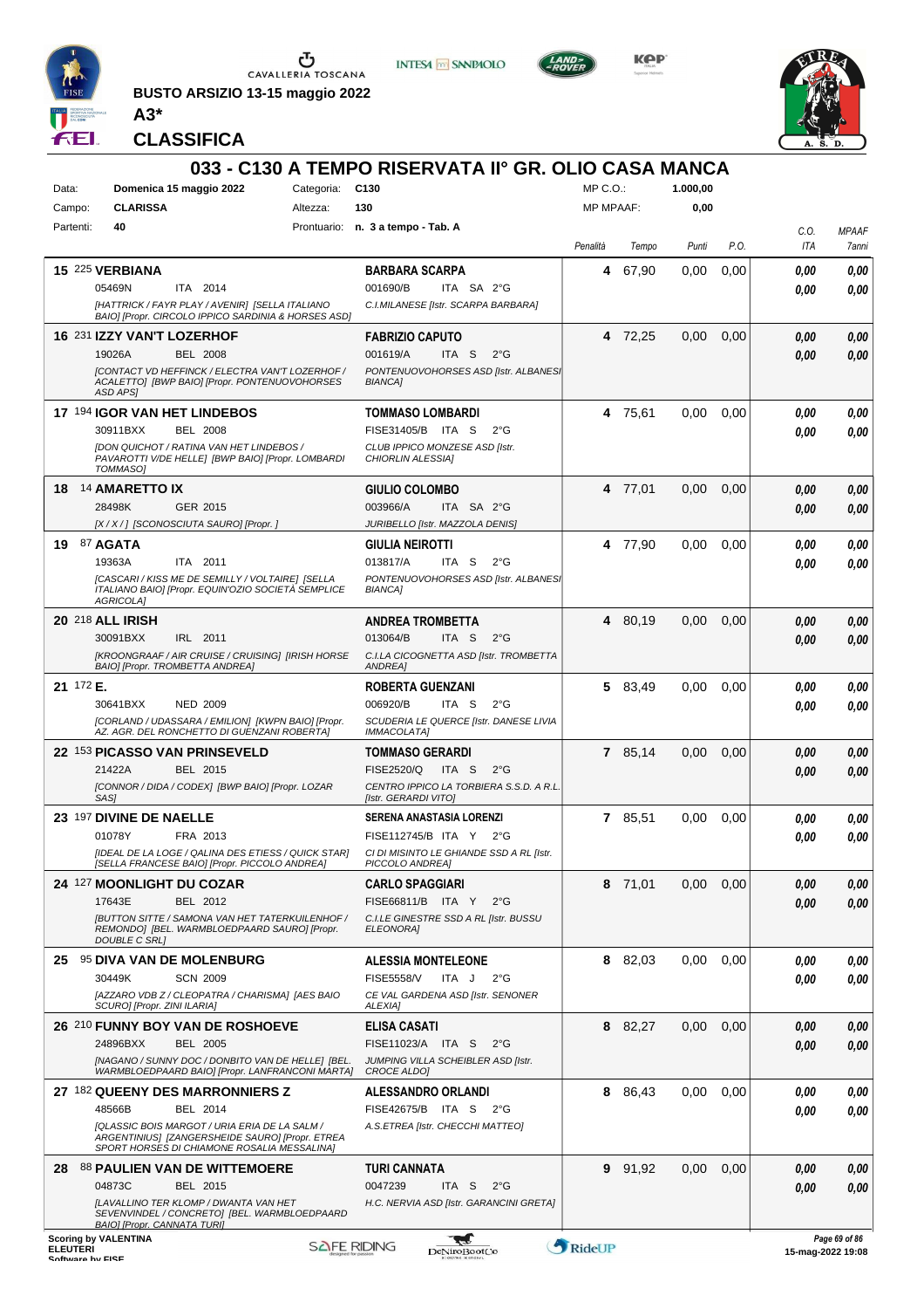BUSTO ARSIZIO 13-15 maggio 2022

A3*

CLASSIFICA

# 033 - C130 A TEMPO RISERVATA II° GR. OLIO CASA MANCA

| | | | | | |
|---|---|---|---|---|---|
| Data: | Domenica 15 maggio 2022 | Categoria: | C130 | MP C.O.: | 1.000,00 |
| Campo: | CLARISSA | Altezza: | 130 | MP MPAAF: | 0,00 |
| Partenti: | 40 | Prontuario: | n. 3 a tempo - Tab. A | | |

| Pos. | Cavallo | Cavaliere | Penalità | Tempo | Punti | P.O. | C.O. ITA | MPAAF 7anni |
|---|---|---|---|---|---|---|---|---|
| 15 | 225 **VERBIANA**<br>05469N ITA 2014<br>*[HATTRICK / FAYR PLAY / AVENIR] [SELLA ITALIANO BAIO] [Propr. CIRCOLO IPPICO SARDINIA & HORSES ASD]* | **BARBARA SCARPA**<br>001690/B ITA SA 2°G<br>*C.I.MILANESE [Istr. SCARPA BARBARA]* | 4 | 67,90 | 0,00 | 0,00 | 0,00<br>0,00 | 0,00<br>0,00 |
| 16 | 231 **IZZY VAN'T LOZERHOF**<br>19026A BEL 2008<br>*[CONTACT VD HEFFINCK / ELECTRA VAN'T LOZERHOF / ACALETTO] [BWP BAIO] [Propr. PONTENUOVOHORSES ASD APS]* | **FABRIZIO CAPUTO**<br>001619/A ITA S 2°G<br>*PONTENUOVOHORSES ASD [Istr. ALBANESI BIANCA]* | 4 | 72,25 | 0,00 | 0,00 | 0,00<br>0,00 | 0,00<br>0,00 |
| 17 | 194 **IGOR VAN HET LINDEBOS**<br>30911BXX BEL 2008<br>*[DON QUICHOT / RATINA VAN HET LINDEBOS / PAVAROTTI V/DE HELLE] [BWP BAIO] [Propr. LOMBARDI TOMMASO]* | **TOMMASO LOMBARDI**<br>FISE31405/B ITA S 2°G<br>*CLUB IPPICO MONZESE ASD [Istr. CHIORLIN ALESSIA]* | 4 | 75,61 | 0,00 | 0,00 | 0,00<br>0,00 | 0,00<br>0,00 |
| 18 | 14 **AMARETTO IX**<br>28498K GER 2015<br>*[X / X / ] [SCONOSCIUTA SAURO] [Propr. ]* | **GIULIO COLOMBO**<br>003966/A ITA SA 2°G<br>*JURIBELLO [Istr. MAZZOLA DENIS]* | 4 | 77,01 | 0,00 | 0,00 | 0,00<br>0,00 | 0,00<br>0,00 |
| 19 | 87 **AGATA**<br>19363A ITA 2011<br>*[CASCARI / KISS ME DE SEMILLY / VOLTAIRE] [SELLA ITALIANO BAIO] [Propr. EQUIN'OZIO SOCIETÀ SEMPLICE AGRICOLA]* | **GIULIA NEIROTTI**<br>013817/A ITA S 2°G<br>*PONTENUOVOHORSES ASD [Istr. ALBANESI BIANCA]* | 4 | 77,90 | 0,00 | 0,00 | 0,00<br>0,00 | 0,00<br>0,00 |
| 20 | 218 **ALL IRISH**<br>30091BXX IRL 2011<br>*[KROONGRAAF / AIR CRUISE / CRUISING] [IRISH HORSE BAIO] [Propr. TROMBETTA ANDREA]* | **ANDREA TROMBETTA**<br>013064/B ITA S 2°G<br>*C.I.LA CICOGNETTA ASD [Istr. TROMBETTA ANDREA]* | 4 | 80,19 | 0,00 | 0,00 | 0,00<br>0,00 | 0,00<br>0,00 |
| 21 | 172 **E.**<br>30641BXX NED 2009<br>*[CORLAND / UDASSARA / EMILION] [KWPN BAIO] [Propr. AZ. AGR. DEL RONCHETTO DI GUENZANI ROBERTA]* | **ROBERTA GUENZANI**<br>006920/B ITA S 2°G<br>*SCUDERIA LE QUERCE [Istr. DANESE LIVIA IMMACOLATA]* | 5 | 83,49 | 0,00 | 0,00 | 0,00<br>0,00 | 0,00<br>0,00 |
| 22 | 153 **PICASSO VAN PRINSEVELD**<br>21422A BEL 2015<br>*[CONNOR / DIDA / CODEX] [BWP BAIO] [Propr. LOZAR SAS]* | **TOMMASO GERARDI**<br>FISE2520/Q ITA S 2°G<br>*CENTRO IPPICO LA TORBIERA S.S.D. A R.L. [Istr. GERARDI VITO]* | 7 | 85,14 | 0,00 | 0,00 | 0,00<br>0,00 | 0,00<br>0,00 |
| 23 | 197 **DIVINE DE NAELLE**<br>01078Y FRA 2013<br>*[IDEAL DE LA LOGE / QALINA DES ETIESS / QUICK STAR] [SELLA FRANCESE BAIO] [Propr. PICCOLO ANDREA]* | **SERENA ANASTASIA LORENZI**<br>FISE112745/B ITA Y 2°G<br>*CI DI MISINTO LE GHIANDE SSD A RL [Istr. PICCOLO ANDREA]* | 7 | 85,51 | 0,00 | 0,00 | 0,00<br>0,00 | 0,00<br>0,00 |
| 24 | 127 **MOONLIGHT DU COZAR**<br>17643E BEL 2012<br>*[BUTTON SITTE / SAMONA VAN HET TATERKUILENHOF / REMONDO] [BEL. WARMBLOEDPAARD SAURO] [Propr. DOUBLE C SRL]* | **CARLO SPAGGIARI**<br>FISE66811/B ITA Y 2°G<br>*C.I.LE GINESTRE SSD A RL [Istr. BUSSU ELEONORA]* | 8 | 71,01 | 0,00 | 0,00 | 0,00<br>0,00 | 0,00<br>0,00 |
| 25 | 95 **DIVA VAN DE MOLENBURG**<br>30449K SCN 2009<br>*[AZZARO VDB Z / CLEOPATRA / CHARISMA] [AES BAIO SCURO] [Propr. ZINI ILARIA]* | **ALESSIA MONTELEONE**<br>FISE5558/V ITA J 2°G<br>*CE VAL GARDENA ASD [Istr. SENONER ALEXIA]* | 8 | 82,03 | 0,00 | 0,00 | 0,00<br>0,00 | 0,00<br>0,00 |
| 26 | 210 **FUNNY BOY VAN DE ROSHOEVE**<br>24896BXX BEL 2005<br>*[NAGANO / SUNNY DOC / DONBITO VAN DE HELLE] [BEL. WARMBLOEDPAARD BAIO] [Propr. LANFRANCONI MARTA]* | **ELISA CASATI**<br>FISE11023/A ITA S 2°G<br>*JUMPING VILLA SCHEIBLER ASD [Istr. CROCE ALDO]* | 8 | 82,27 | 0,00 | 0,00 | 0,00<br>0,00 | 0,00<br>0,00 |
| 27 | 182 **QUEENY DES MARRONNIERS Z**<br>48566B BEL 2014<br>*[QLASSIC BOIS MARGOT / URIA ERIA DE LA SALM / ARGENTINIUS] [ZANGERSHEIDE SAURO] [Propr. ETREA SPORT HORSES DI CHIAMONE ROSALIA MESSALINA]* | **ALESSANDRO ORLANDI**<br>FISE42675/B ITA S 2°G<br>*A.S.ETREA [Istr. CHECCHI MATTEO]* | 8 | 86,43 | 0,00 | 0,00 | 0,00<br>0,00 | 0,00<br>0,00 |
| 28 | 88 **PAULIEN VAN DE WITTEMOERE**<br>04873C BEL 2015<br>*[LAVALLINO TER KLOMP / DWANTA VAN HET SEVENVINDEL / CONCRETO] [BEL. WARMBLOEDPAARD BAIO] [Propr. CANNATA TURI]* | **TURI CANNATA**<br>0047239 ITA S 2°G<br>*H.C. NERVIA ASD [Istr. GARANCINI GRETA]* | 9 | 91,92 | 0,00 | 0,00 | 0,00<br>0,00 | 0,00<br>0,00 |

Scoring by VALENTINA ELEUTERI

15-mag-2022 19:08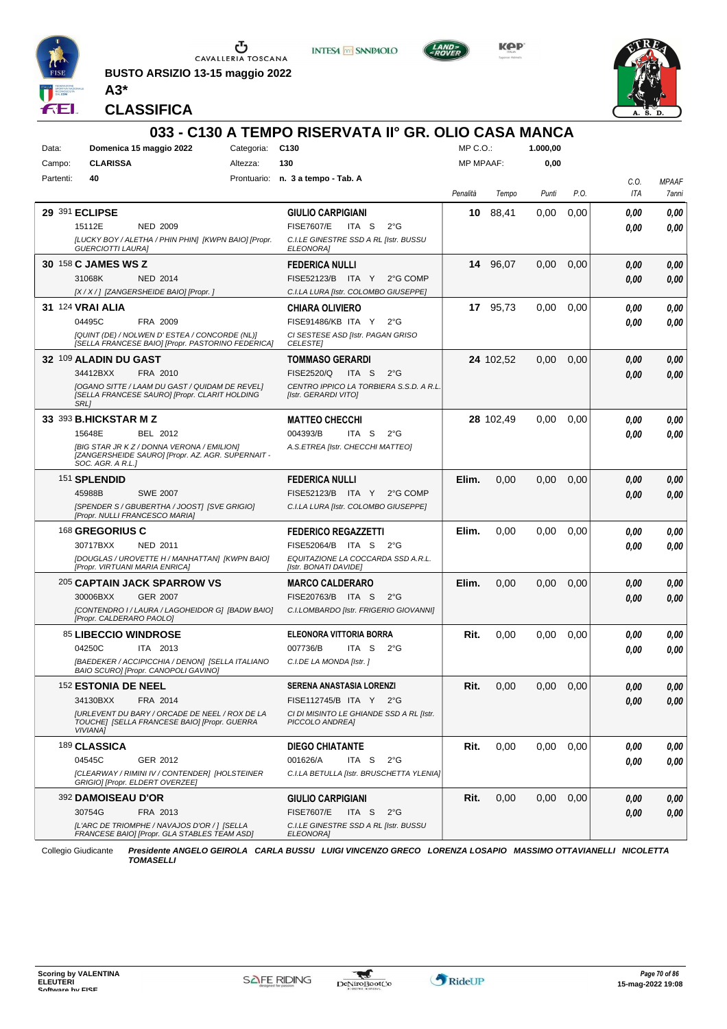BUSTO ARSIZIO 13-15 maggio 2022

**A3***

## CLASSIFICA

# 033 - C130 A TEMPO RISERVATA II° GR. OLIO CASA MANCA

| Data: | Domenica 15 maggio 2022 | Categoria: | C130 | MP C.O.: | 1.000,00 |
|---|---|---|---|---|---|
| Campo: | CLARISSA | Altezza: | 130 | MP MPAAF: | 0,00 |
| Partenti: | 40 | Prontuario: | n. 3 a tempo - Tab. A | | |

| Pos. | Cavallo | Cavaliere | Penalità | Tempo | Punti | P.O. | C.O. ITA | MPAAF 7anni |
|---|---|---|---|---|---|---|---|---|
| 29 | 391 **ECLIPSE** 15112E NED 2009 [LUCKY BOY / ALETHA / PHIN PHIN] [KWPN BAIO] [Propr. GUERCIOTTI LAURA] | **GIULIO CARPIGIANI** FISE7607/E ITA S 2°G C.I.LE GINESTRE SSD A RL [Istr. BUSSU ELEONORA] | 10 | 88,41 | 0,00 | 0,00 | 0,00 / 0,00 | 0,00 / 0,00 |
| 30 | 158 **C JAMES WS Z** 31068K NED 2014 [X / X / ] [ZANGERSHEIDE BAIO] [Propr. ] | **FEDERICA NULLI** FISE52123/B ITA Y 2°G COMP C.I.LA LURA [Istr. COLOMBO GIUSEPPE] | 14 | 96,07 | 0,00 | 0,00 | 0,00 / 0,00 | 0,00 / 0,00 |
| 31 | 124 **VRAI ALIA** 04495C FRA 2009 [QUINT (DE) / NOLWEN D' ESTEA / CONCORDE (NL)] [SELLA FRANCESE BAIO] [Propr. PASTORINO FEDERICA] | **CHIARA OLIVIERO** FISE91486/KB ITA Y 2°G CI SESTESE ASD [Istr. PAGAN GRISO CELESTE] | 17 | 95,73 | 0,00 | 0,00 | 0,00 / 0,00 | 0,00 / 0,00 |
| 32 | 109 **ALADIN DU GAST** 34412BXX FRA 2010 [OGANO SITTE / LAAM DU GAST / QUIDAM DE REVEL] [SELLA FRANCESE SAURO] [Propr. CLARIT HOLDING SRL] | **TOMMASO GERARDI** FISE2520/Q ITA S 2°G CENTRO IPPICO LA TORBIERA S.S.D. A R.L. [Istr. GERARDI VITO] | 24 | 102,52 | 0,00 | 0,00 | 0,00 / 0,00 | 0,00 / 0,00 |
| 33 | 393 **B.HICKSTAR M Z** 15648E BEL 2012 [BIG STAR JR K Z / DONNA VERONA / EMILION] [ZANGERSHEIDE SAURO] [Propr. AZ. AGR. SUPERNAIT - SOC. AGR. A R.L.] | **MATTEO CHECCHI** 004393/B ITA S 2°G A.S.ETREA [Istr. CHECCHI MATTEO] | 28 | 102,49 | 0,00 | 0,00 | 0,00 / 0,00 | 0,00 / 0,00 |
| | 151 **SPLENDID** 45988B SWE 2007 [SPENDER S / GBUBERTHA / JOOST] [SVE GRIGIO] [Propr. NULLI FRANCESCO MARIA] | **FEDERICA NULLI** FISE52123/B ITA Y 2°G COMP C.I.LA LURA [Istr. COLOMBO GIUSEPPE] | Elim. | 0,00 | 0,00 | 0,00 | 0,00 / 0,00 | 0,00 / 0,00 |
| | 168 **GREGORIUS C** 30717BXX NED 2011 [DOUGLAS / UROVETTE H / MANHATTAN] [KWPN BAIO] [Propr. VIRTUANI MARIA ENRICA] | **FEDERICO REGAZZETTI** FISE52064/B ITA S 2°G EQUITAZIONE LA COCCARDA SSD A.R.L. [Istr. BONATI DAVIDE] | Elim. | 0,00 | 0,00 | 0,00 | 0,00 / 0,00 | 0,00 / 0,00 |
| | 205 **CAPTAIN JACK SPARROW VS** 30006BXX GER 2007 [CONTENDRO I / LAURA / LAGOHEIDOR G] [BADW BAIO] [Propr. CALDERARO PAOLO] | **MARCO CALDERARO** FISE20763/B ITA S 2°G C.I.LOMBARDO [Istr. FRIGERIO GIOVANNI] | Elim. | 0,00 | 0,00 | 0,00 | 0,00 / 0,00 | 0,00 / 0,00 |
| | 85 **LIBECCIO WINDROSE** 04250C ITA 2013 [BAEDEKER / ACCIPICCHIA / DENON] [SELLA ITALIANO BAIO SCURO] [Propr. CANOPOLI GAVINO] | **ELEONORA VITTORIA BORRA** 007736/B ITA S 2°G C.I.DE LA MONDA [Istr. ] | Rit. | 0,00 | 0,00 | 0,00 | 0,00 / 0,00 | 0,00 / 0,00 |
| | 152 **ESTONIA DE NEEL** 34130BXX FRA 2014 [URLEVENT DU BARY / ORCADE DE NEEL / ROX DE LA TOUCHE] [SELLA FRANCESE BAIO] [Propr. GUERRA VIVIANA] | **SERENA ANASTASIA LORENZI** FISE112745/B ITA Y 2°G CI DI MISINTO LE GHIANDE SSD A RL [Istr. PICCOLO ANDREA] | Rit. | 0,00 | 0,00 | 0,00 | 0,00 / 0,00 | 0,00 / 0,00 |
| | 189 **CLASSICA** 04545C GER 2012 [CLEARWAY / RIMINI IV / CONTENDER] [HOLSTEINER GRIGIO] [Propr. ELDERT OVERZEE] | **DIEGO CHIATANTE** 001626/A ITA S 2°G C.I.LA BETULLA [Istr. BRUSCHETTA YLENIA] | Rit. | 0,00 | 0,00 | 0,00 | 0,00 / 0,00 | 0,00 / 0,00 |
| | 392 **DAMOISEAU D'OR** 30754G FRA 2013 [L'ARC DE TRIOMPHE / NAVAJOS D'OR / ] [SELLA FRANCESE BAIO] [Propr. GLA STABLES TEAM ASD] | **GIULIO CARPIGIANI** FISE7607/E ITA S 2°G C.I.LE GINESTRE SSD A RL [Istr. BUSSU ELEONORA] | Rit. | 0,00 | 0,00 | 0,00 | 0,00 / 0,00 | 0,00 / 0,00 |

Collegio Giudicante *Presidente ANGELO GEIROLA CARLA BUSSU LUIGI VINCENZO GRECO LORENZA LOSAPIO MASSIMO OTTAVIANELLI NICOLETTA TOMASELLI*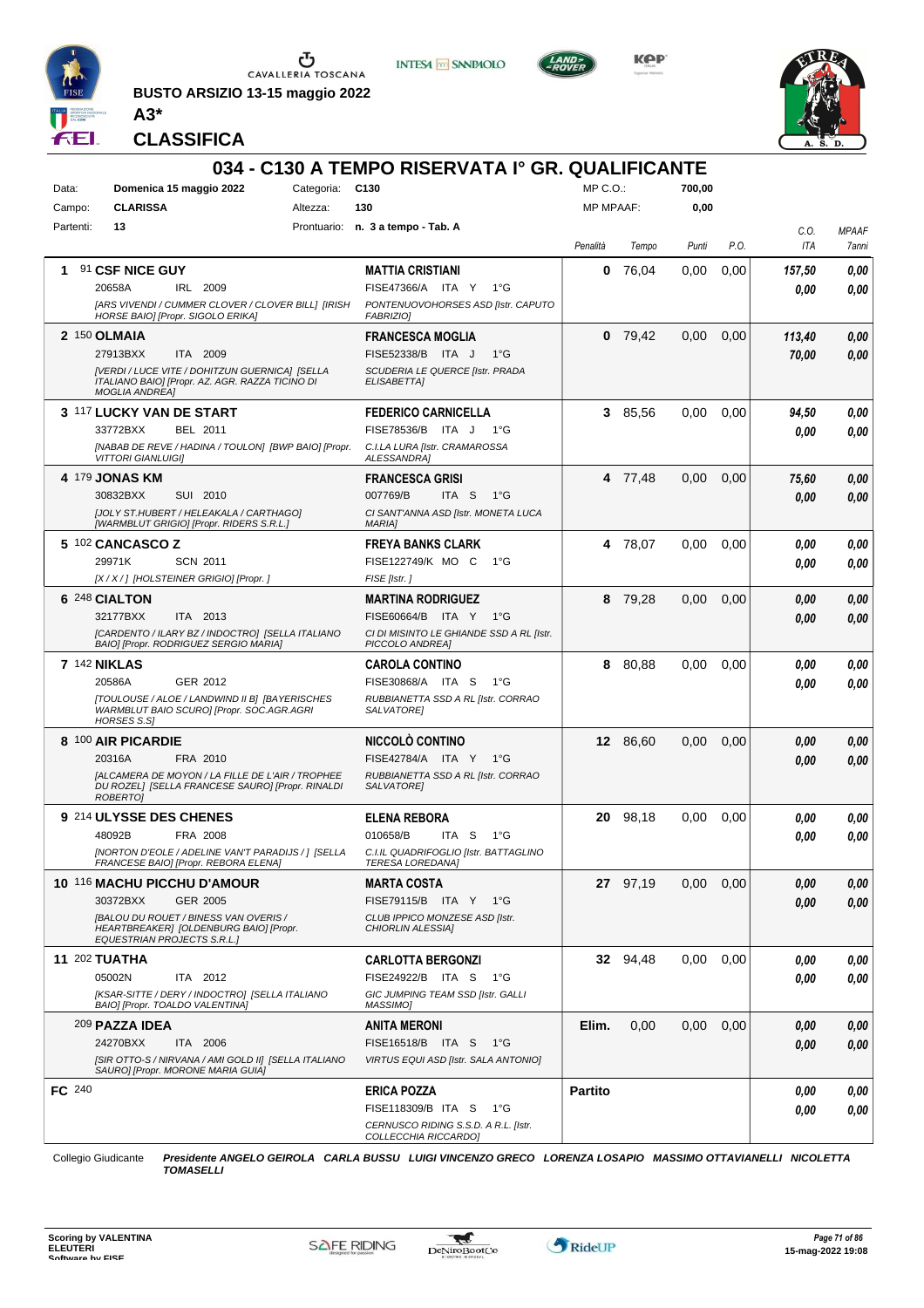**BUSTO ARSIZIO 13-15 maggio 2022**

**A3***

**CLASSIFICA**

## 034 - C130 A TEMPO RISERVATA I° GR. QUALIFICANTE

| | | | | | |
|---|---|---|---|---|---|
| Data: | **Domenica 15 maggio 2022** | Categoria: | **C130** | MP C.O.: | **700,00** |
| Campo: | **CLARISSA** | Altezza: | **130** | MP MPAAF: | **0,00** |
| Partenti: | **13** | Prontuario: | **n. 3 a tempo - Tab. A** | | |

| Pos. | Cavallo | Cavaliere | Penalità | Tempo | Punti | P.O. | C.O. ITA | MPAAF 7anni |
|---|---|---|---|---|---|---|---|---|
| **1** | 91 **CSF NICE GUY** 20658A IRL 2009 *[ARS VIVENDI / CUMMER CLOVER / CLOVER BILL] [IRISH HORSE BAIO] [Propr. SIGOLO ERIKA]* | **MATTIA CRISTIANI** FISE47366/A ITA Y 1°G *PONTENUOVOHORSES ASD [Istr. CAPUTO FABRIZIO]* | **0** | 76,04 | 0,00 | 0,00 | *157,50* / *0,00* | *0,00* / *0,00* |
| **2** | 150 **OLMAIA** 27913BXX ITA 2009 *[VERDI / LUCE VITE / DOHITZUN GUERNICA] [SELLA ITALIANO BAIO] [Propr. AZ. AGR. RAZZA TICINO DI MOGLIA ANDREA]* | **FRANCESCA MOGLIA** FISE52338/B ITA J 1°G *SCUDERIA LE QUERCE [Istr. PRADA ELISABETTA]* | **0** | 79,42 | 0,00 | 0,00 | *113,40* / *70,00* | *0,00* / *0,00* |
| **3** | 117 **LUCKY VAN DE START** 33772BXX BEL 2011 *[NABAB DE REVE / HADINA / TOULON] [BWP BAIO] [Propr. VITTORI GIANLUIGI]* | **FEDERICO CARNICELLA** FISE78536/B ITA J 1°G *C.I.LA LURA [Istr. CRAMAROSSA ALESSANDRA]* | **3** | 85,56 | 0,00 | 0,00 | *94,50* / *0,00* | *0,00* / *0,00* |
| **4** | 179 **JONAS KM** 30832BXX SUI 2010 *[JOLY ST.HUBERT / HELEAKALA / CARTHAGO] [WARMBLUT GRIGIO] [Propr. RIDERS S.R.L.]* | **FRANCESCA GRISI** 007769/B ITA S 1°G *CI SANT'ANNA ASD [Istr. MONETA LUCA MARIA]* | **4** | 77,48 | 0,00 | 0,00 | *75,60* / *0,00* | *0,00* / *0,00* |
| **5** | 102 **CANCASCO Z** 29971K SCN 2011 *[X / X / ] [HOLSTEINER GRIGIO] [Propr. ]* | **FREYA BANKS CLARK** FISE122749/K MO C 1°G *FISE [Istr. ]* | **4** | 78,07 | 0,00 | 0,00 | *0,00* / *0,00* | *0,00* / *0,00* |
| **6** | 248 **CIALTON** 32177BXX ITA 2013 *[CARDENTO / ILARY BZ / INDOCTRO] [SELLA ITALIANO BAIO] [Propr. RODRIGUEZ SERGIO MARIA]* | **MARTINA RODRIGUEZ** FISE60664/B ITA Y 1°G *CI DI MISINTO LE GHIANDE SSD A RL [Istr. PICCOLO ANDREA]* | **8** | 79,28 | 0,00 | 0,00 | *0,00* / *0,00* | *0,00* / *0,00* |
| **7** | 142 **NIKLAS** 20586A GER 2012 *[TOULOUSE / ALOE / LANDWIND II B] [BAYERISCHES WARMBLUT BAIO SCURO] [Propr. SOC.AGR.AGRI HORSES S.S]* | **CAROLA CONTINO** FISE30868/A ITA S 1°G *RUBBIANETTA SSD A RL [Istr. CORRAO SALVATORE]* | **8** | 80,88 | 0,00 | 0,00 | *0,00* / *0,00* | *0,00* / *0,00* |
| **8** | 100 **AIR PICARDIE** 20316A FRA 2010 *[ALCAMERA DE MOYON / LA FILLE DE L'AIR / TROPHEE DU ROZEL] [SELLA FRANCESE SAURO] [Propr. RINALDI ROBERTO]* | **NICCOLÒ CONTINO** FISE42784/A ITA Y 1°G *RUBBIANETTA SSD A RL [Istr. CORRAO SALVATORE]* | **12** | 86,60 | 0,00 | 0,00 | *0,00* / *0,00* | *0,00* / *0,00* |
| **9** | 214 **ULYSSE DES CHENES** 48092B FRA 2008 *[NORTON D'EOLE / ADELINE VAN'T PARADIJS / ] [SELLA FRANCESE BAIO] [Propr. REBORA ELENA]* | **ELENA REBORA** 010658/B ITA S 1°G *C.I.IL QUADRIFOGLIO [Istr. BATTAGLINO TERESA LOREDANA]* | **20** | 98,18 | 0,00 | 0,00 | *0,00* / *0,00* | *0,00* / *0,00* |
| **10** | 116 **MACHU PICCHU D'AMOUR** 30372BXX GER 2005 *[BALOU DU ROUET / BINESS VAN OVERIS / HEARTBREAKER] [OLDENBURG BAIO] [Propr. EQUESTRIAN PROJECTS S.R.L.]* | **MARTA COSTA** FISE79115/B ITA Y 1°G *CLUB IPPICO MONZESE ASD [Istr. CHIORLIN ALESSIA]* | **27** | 97,19 | 0,00 | 0,00 | *0,00* / *0,00* | *0,00* / *0,00* |
| **11** | 202 **TUATHA** 05002N ITA 2012 *[KSAR-SITTE / DERY / INDOCTRO] [SELLA ITALIANO BAIO] [Propr. TOALDO VALENTINA]* | **CARLOTTA BERGONZI** FISE24922/B ITA S 1°G *GIC JUMPING TEAM SSD [Istr. GALLI MASSIMO]* | **32** | 94,48 | 0,00 | 0,00 | *0,00* / *0,00* | *0,00* / *0,00* |
| | 209 **PAZZA IDEA** 24270BXX ITA 2006 *[SIR OTTO-S / NIRVANA / AMI GOLD II] [SELLA ITALIANO SAURO] [Propr. MORONE MARIA GUIA]* | **ANITA MERONI** FISE16518/B ITA S 1°G *VIRTUS EQUI ASD [Istr. SALA ANTONIO]* | **Elim.** | 0,00 | 0,00 | 0,00 | *0,00* / *0,00* | *0,00* / *0,00* |
| **FC** | 240 | **ERICA POZZA** FISE118309/B ITA S 1°G *CERNUSCO RIDING S.S.D. A R.L. [Istr. COLLECCHIA RICCARDO]* | **Partito** | | | | *0,00* / *0,00* | *0,00* / *0,00* |

Collegio Giudicante ***Presidente ANGELO GEIROLA CARLA BUSSU LUIGI VINCENZO GRECO LORENZA LOSAPIO MASSIMO OTTAVIANELLI NICOLETTA TOMASELLI***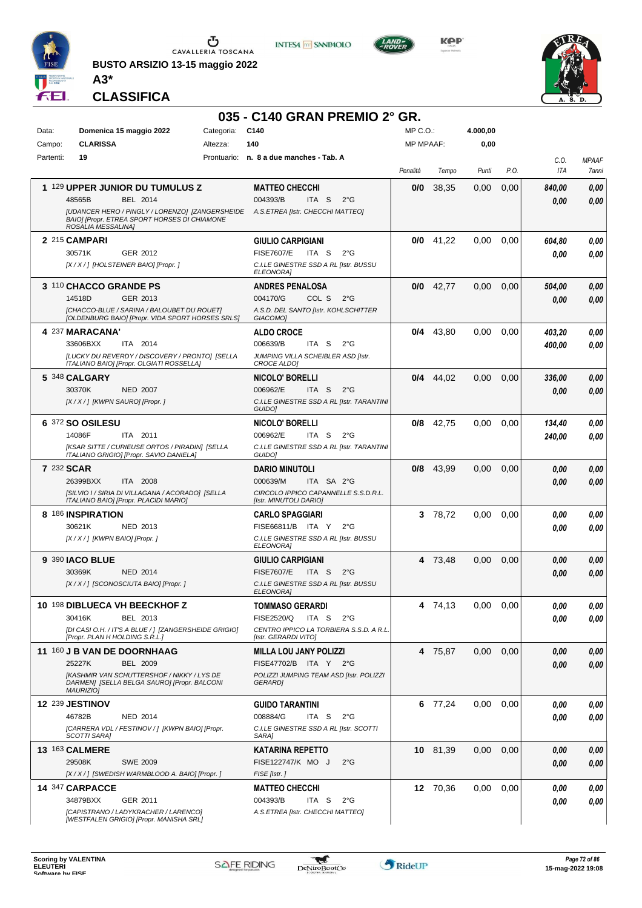BUSTO ARSIZIO 13-15 maggio 2022

**A3***

**CLASSIFICA**

# 035 - C140 GRAN PREMIO 2° GR.

| | | | | | |
|---|---|---|---|---|---|
| Data: | **Domenica 15 maggio 2022** | Categoria: | **C140** | MP C.O.: | **4.000,00** |
| Campo: | **CLARISSA** | Altezza: | **140** | MP MPAAF: | **0,00** |
| Partenti: | **19** | Prontuario: | **n. 8 a due manches - Tab. A** | | |

| Cl. | Cavallo | Cavaliere | Penalità | Tempo | Punti | P.O. | C.O. ITA | MPAAF 7anni |
|---|---|---|---|---|---|---|---|---|
| **1** | 129 **UPPER JUNIOR DU TUMULUS Z** 48565B BEL 2014 *[UDANCER HERO / PINGLY / LORENZO] [ZANGERSHEIDE BAIO] [Propr. ETREA SPORT HORSES DI CHIAMONE ROSALIA MESSALINA]* | **MATTEO CHECCHI** 004393/B ITA S 2°G *A.S.ETREA [Istr. CHECCHI MATTEO]* | **0/0** | 38,35 | 0,00 | 0,00 | **840,00** **0,00** | **0,00** **0,00** |
| **2** | 215 **CAMPARI** 30571K GER 2012 *[X / X / ] [HOLSTEINER BAIO] [Propr. ]* | **GIULIO CARPIGIANI** FISE7607/E ITA S 2°G *C.I.LE GINESTRE SSD A RL [Istr. BUSSU ELEONORA]* | **0/0** | 41,22 | 0,00 | 0,00 | **604,80** **0,00** | **0,00** **0,00** |
| **3** | 110 **CHACCO GRANDE PS** 14518D GER 2013 *[CHACCO-BLUE / SARINA / BALOUBET DU ROUET] [OLDENBURG BAIO] [Propr. VIDA SPORT HORSES SRLS]* | **ANDRES PENALOSA** 004170/G COL S 2°G *A.S.D. DEL SANTO [Istr. KOHLSCHITTER GIACOMO]* | **0/0** | 42,77 | 0,00 | 0,00 | **504,00** **0,00** | **0,00** **0,00** |
| **4** | 237 **MARACANA'** 33606BXX ITA 2014 *[LUCKY DU REVERDY / DISCOVERY / PRONTO] [SELLA ITALIANO BAIO] [Propr. OLGIATI ROSSELLA]* | **ALDO CROCE** 006639/B ITA S 2°G *JUMPING VILLA SCHEIBLER ASD [Istr. CROCE ALDO]* | **0/4** | 43,80 | 0,00 | 0,00 | **403,20** **400,00** | **0,00** **0,00** |
| **5** | 348 **CALGARY** 30370K NED 2007 *[X / X / ] [KWPN SAURO] [Propr. ]* | **NICOLO' BORELLI** 006962/E ITA S 2°G *C.I.LE GINESTRE SSD A RL [Istr. TARANTINI GUIDO]* | **0/4** | 44,02 | 0,00 | 0,00 | **336,00** **0,00** | **0,00** **0,00** |
| **6** | 372 **SO OSILESU** 14086F ITA 2011 *[KSAR SITTE / CURIEUSE ORTOS / PIRADIN] [SELLA ITALIANO GRIGIO] [Propr. SAVIO DANIELA]* | **NICOLO' BORELLI** 006962/E ITA S 2°G *C.I.LE GINESTRE SSD A RL [Istr. TARANTINI GUIDO]* | **0/8** | 42,75 | 0,00 | 0,00 | **134,40** **240,00** | **0,00** **0,00** |
| **7** | 232 **SCAR** 26399BXX ITA 2008 *[SILVIO I / SIRIA DI VILLAGANA / ACORADO] [SELLA ITALIANO BAIO] [Propr. PLACIDI MARIO]* | **DARIO MINUTOLI** 000639/M ITA SA 2°G *CIRCOLO IPPICO CAPANNELLE S.S.D.R.L. [Istr. MINUTOLI DARIO]* | **0/8** | 43,99 | 0,00 | 0,00 | **0,00** **0,00** | **0,00** **0,00** |
| **8** | 186 **INSPIRATION** 30621K NED 2013 *[X / X / ] [KWPN BAIO] [Propr. ]* | **CARLO SPAGGIARI** FISE66811/B ITA Y 2°G *C.I.LE GINESTRE SSD A RL [Istr. BUSSU ELEONORA]* | **3** | 78,72 | 0,00 | 0,00 | **0,00** **0,00** | **0,00** **0,00** |
| **9** | 390 **IACO BLUE** 30369K NED 2014 *[X / X / ] [SCONOSCIUTA BAIO] [Propr. ]* | **GIULIO CARPIGIANI** FISE7607/E ITA S 2°G *C.I.LE GINESTRE SSD A RL [Istr. BUSSU ELEONORA]* | **4** | 73,48 | 0,00 | 0,00 | **0,00** **0,00** | **0,00** **0,00** |
| **10** | 198 **DIBLUECA VH BEECKHOF Z** 30416K BEL 2013 *[DI CASI O.H. / IT'S A BLUE / ] [ZANGERSHEIDE GRIGIO] [Propr. PLAN H HOLDING S.R.L.]* | **TOMMASO GERARDI** FISE2520/Q ITA S 2°G *CENTRO IPPICO LA TORBIERA S.S.D. A R.L. [Istr. GERARDI VITO]* | **4** | 74,13 | 0,00 | 0,00 | **0,00** **0,00** | **0,00** **0,00** |
| **11** | 160 **J B VAN DE DOORNHAAG** 25227K BEL 2009 *[KASHMIR VAN SCHUTTERSHOF / NIKKY / LYS DE DARMEN] [SELLA BELGA SAURO] [Propr. BALCONI MAURIZIO]* | **MILLA LOU JANY POLIZZI** FISE47702/B ITA Y 2°G *POLIZZI JUMPING TEAM ASD [Istr. POLIZZI GERARD]* | **4** | 75,87 | 0,00 | 0,00 | **0,00** **0,00** | **0,00** **0,00** |
| **12** | 239 **JESTINOV** 46782B NED 2014 *[CARRERA VDL / FESTINOV / ] [KWPN BAIO] [Propr. SCOTTI SARA]* | **GUIDO TARANTINI** 008884/G ITA S 2°G *C.I.LE GINESTRE SSD A RL [Istr. SCOTTI SARA]* | **6** | 77,24 | 0,00 | 0,00 | **0,00** **0,00** | **0,00** **0,00** |
| **13** | 163 **CALMERE** 29508K SWE 2009 *[X / X / ] [SWEDISH WARMBLOOD A. BAIO] [Propr. ]* | **KATARINA REPETTO** FISE122747/K MO J 2°G *FISE [Istr. ]* | **10** | 81,39 | 0,00 | 0,00 | **0,00** **0,00** | **0,00** **0,00** |
| **14** | 347 **CARPACCE** 34879BXX GER 2011 *[CAPISTRANO / LADYKRACHER / LARENCO] [WESTFALEN GRIGIO] [Propr. MANISHA SRL]* | **MATTEO CHECCHI** 004393/B ITA S 2°G *A.S.ETREA [Istr. CHECCHI MATTEO]* | **12** | 70,36 | 0,00 | 0,00 | **0,00** **0,00** | **0,00** **0,00** |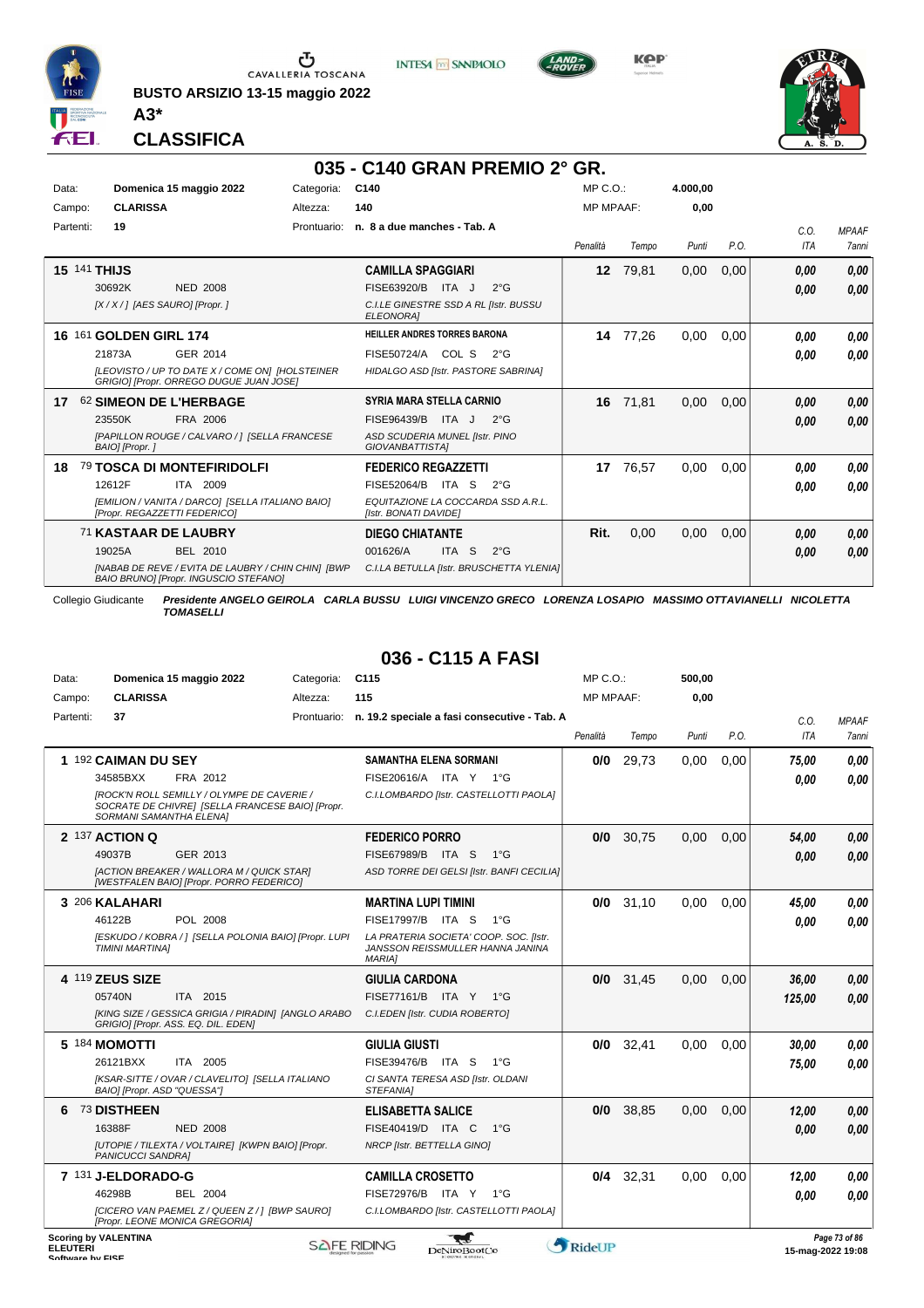BUSTO ARSIZIO 13-15 maggio 2022

A3*

CLASSIFICA

## 035 - C140 GRAN PREMIO 2° GR.

| | | | | | |
|---|---|---|---|---|---|
| Data: | Domenica 15 maggio 2022 | Categoria: | C140 | MP C.O.: | 4.000,00 |
| Campo: | CLARISSA | Altezza: | 140 | MP MPAAF: | 0,00 |
| Partenti: | 19 | Prontuario: | n. 8 a due manches - Tab. A | | |

| | Cavallo | Cavaliere | Penalità | Tempo | Punti | P.O. | C.O. ITA | MPAAF 7anni |
|---|---|---|---|---|---|---|---|---|
| 15 | 141 **THIJS** 30692K NED 2008 *[X / X / ] [AES SAURO] [Propr. ]* | **CAMILLA SPAGGIARI** FISE63920/B ITA J 2°G *C.I.LE GINESTRE SSD A RL [Istr. BUSSU ELEONORA]* | 12 | 79,81 | 0,00 | 0,00 | 0,00 / 0,00 | 0,00 / 0,00 |
| 16 | 161 **GOLDEN GIRL 174** 21873A GER 2014 *[LEOVISTO / UP TO DATE X / COME ON] [HOLSTEINER GRIGIO] [Propr. ORREGO DUGUE JUAN JOSE]* | **HEILLER ANDRES TORRES BARONA** FISE50724/A COL S 2°G *HIDALGO ASD [Istr. PASTORE SABRINA]* | 14 | 77,26 | 0,00 | 0,00 | 0,00 / 0,00 | 0,00 / 0,00 |
| 17 | 62 **SIMEON DE L'HERBAGE** 23550K FRA 2006 *[PAPILLON ROUGE / CALVARO / ] [SELLA FRANCESE BAIO] [Propr. ]* | **SYRIA MARA STELLA CARNIO** FISE96439/B ITA J 2°G *ASD SCUDERIA MUNEL [Istr. PINO GIOVANBATTISTA]* | 16 | 71,81 | 0,00 | 0,00 | 0,00 / 0,00 | 0,00 / 0,00 |
| 18 | 79 **TOSCA DI MONTEFIRIDOLFI** 12612F ITA 2009 *[EMILION / VANITA / DARCO] [SELLA ITALIANO BAIO] [Propr. REGAZZETTI FEDERICO]* | **FEDERICO REGAZZETTI** FISE52064/B ITA S 2°G *EQUITAZIONE LA COCCARDA SSD A.R.L. [Istr. BONATI DAVIDE]* | 17 | 76,57 | 0,00 | 0,00 | 0,00 / 0,00 | 0,00 / 0,00 |
| | 71 **KASTAAR DE LAUBRY** 19025A BEL 2010 *[NABAB DE REVE / EVITA DE LAUBRY / CHIN CHIN] [BWP BAIO BRUNO] [Propr. INGUSCIO STEFANO]* | **DIEGO CHIATANTE** 001626/A ITA S 2°G *C.I.LA BETULLA [Istr. BRUSCHETTA YLENIA]* | Rit. | 0,00 | 0,00 | 0,00 | 0,00 / 0,00 | 0,00 / 0,00 |

Collegio Giudicante ***Presidente ANGELO GEIROLA CARLA BUSSU LUIGI VINCENZO GRECO LORENZA LOSAPIO MASSIMO OTTAVIANELLI NICOLETTA TOMASELLI***

## 036 - C115 A FASI

| | | | | | |
|---|---|---|---|---|---|
| Data: | Domenica 15 maggio 2022 | Categoria: | C115 | MP C.O.: | 500,00 |
| Campo: | CLARISSA | Altezza: | 115 | MP MPAAF: | 0,00 |
| Partenti: | 37 | Prontuario: | n. 19.2 speciale a fasi consecutive - Tab. A | | |

| | Cavallo | Cavaliere | Penalità | Tempo | Punti | P.O. | C.O. ITA | MPAAF 7anni |
|---|---|---|---|---|---|---|---|---|
| 1 | 192 **CAIMAN DU SEY** 34585BXX FRA 2012 *[ROCK'N ROLL SEMILLY / OLYMPE DE CAVERIE / SOCRATE DE CHIVRE] [SELLA FRANCESE BAIO] [Propr. SORMANI SAMANTHA ELENA]* | **SAMANTHA ELENA SORMANI** FISE20616/A ITA Y 1°G *C.I.LOMBARDO [Istr. CASTELLOTTI PAOLA]* | 0/0 | 29,73 | 0,00 | 0,00 | 75,00 / 0,00 | 0,00 / 0,00 |
| 2 | 137 **ACTION Q** 49037B GER 2013 *[ACTION BREAKER / WALLORA M / QUICK STAR] [WESTFALEN BAIO] [Propr. PORRO FEDERICO]* | **FEDERICO PORRO** FISE67989/B ITA S 1°G *ASD TORRE DEI GELSI [Istr. BANFI CECILIA]* | 0/0 | 30,75 | 0,00 | 0,00 | 54,00 / 0,00 | 0,00 / 0,00 |
| 3 | 206 **KALAHARI** 46122B POL 2008 *[ESKUDO / KOBRA / ] [SELLA POLONIA BAIO] [Propr. LUPI TIMINI MARTINA]* | **MARTINA LUPI TIMINI** FISE17997/B ITA S 1°G *LA PRATERIA SOCIETA' COOP. SOC. [Istr. JANSSON REISSMULLER HANNA JANINA MARIA]* | 0/0 | 31,10 | 0,00 | 0,00 | 45,00 / 0,00 | 0,00 / 0,00 |
| 4 | 119 **ZEUS SIZE** 05740N ITA 2015 *[KING SIZE / GESSICA GRIGIA / PIRADIN] [ANGLO ARABO GRIGIO] [Propr. ASS. EQ. DIL. EDEN]* | **GIULIA CARDONA** FISE77161/B ITA Y 1°G *C.I.EDEN [Istr. CUDIA ROBERTO]* | 0/0 | 31,45 | 0,00 | 0,00 | 36,00 / 125,00 | 0,00 / 0,00 |
| 5 | 184 **MOMOTTI** 26121BXX ITA 2005 *[KSAR-SITTE / OVAR / CLAVELITO] [SELLA ITALIANO BAIO] [Propr. ASD "QUESSA"]* | **GIULIA GIUSTI** FISE39476/B ITA S 1°G *CI SANTA TERESA ASD [Istr. OLDANI STEFANIA]* | 0/0 | 32,41 | 0,00 | 0,00 | 30,00 / 75,00 | 0,00 / 0,00 |
| 6 | 73 **DISTHEEN** 16388F NED 2008 *[UTOPIE / TILEXTA / VOLTAIRE] [KWPN BAIO] [Propr. PANICUCCI SANDRA]* | **ELISABETTA SALICE** FISE40419/D ITA C 1°G *NRCP [Istr. BETTELLA GINO]* | 0/0 | 38,85 | 0,00 | 0,00 | 12,00 / 0,00 | 0,00 / 0,00 |
| 7 | 131 **J-ELDORADO-G** 46298B BEL 2004 *[CICERO VAN PAEMEL Z / QUEEN Z / ] [BWP SAURO] [Propr. LEONE MONICA GREGORIA]* | **CAMILLA CROSETTO** FISE72976/B ITA Y 1°G *C.I.LOMBARDO [Istr. CASTELLOTTI PAOLA]* | 0/4 | 32,31 | 0,00 | 0,00 | 12,00 / 0,00 | 0,00 / 0,00 |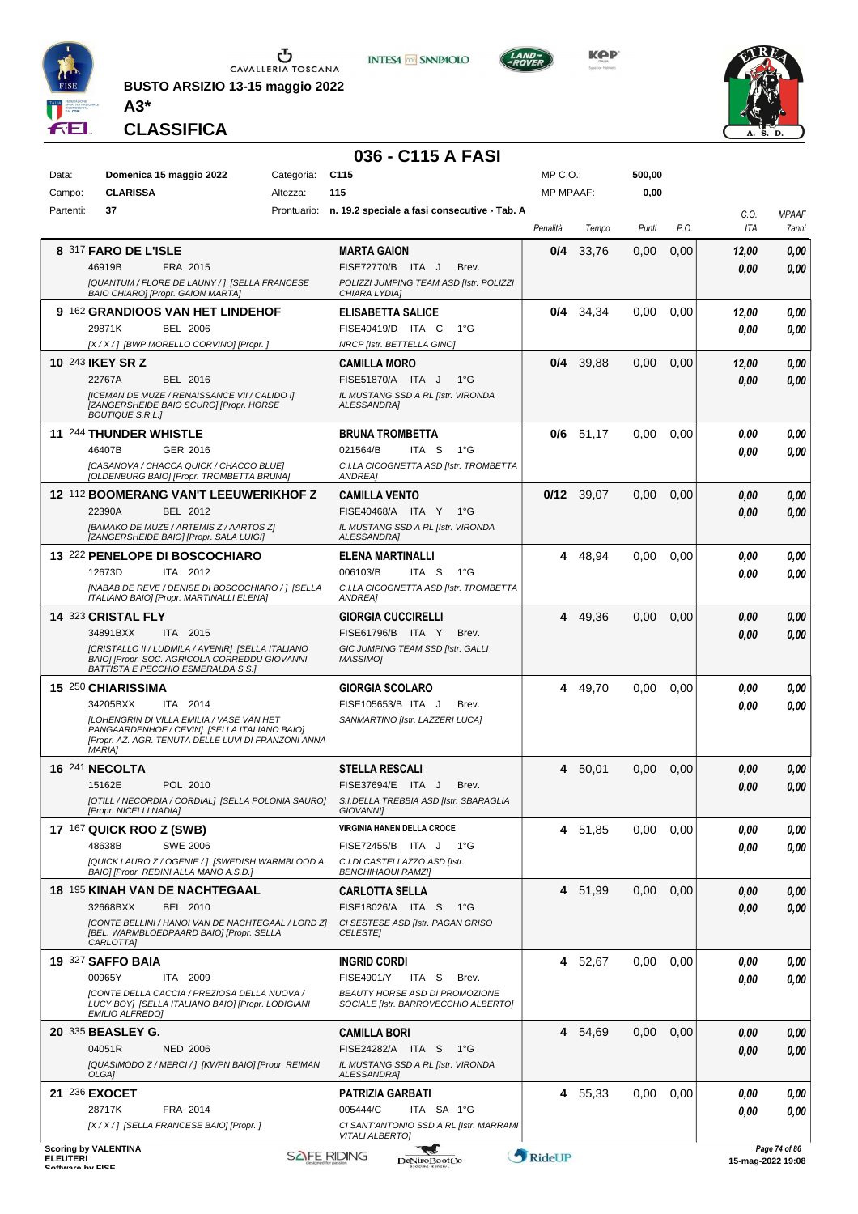BUSTO ARSIZIO 13-15 maggio 2022

**A3***

**CLASSIFICA**

# 036 - C115 A FASI

| | | | | | |
|---|---|---|---|---|---|
| Data: | **Domenica 15 maggio 2022** | Categoria: | **C115** | MP C.O.: | **500,00** |
| Campo: | **CLARISSA** | Altezza: | **115** | MP MPAAF: | **0,00** |
| Partenti: | **37** | Prontuario: | **n. 19.2 speciale a fasi consecutive - Tab. A** | | |

| Class. | Cavallo | Cavaliere | Penalità | Tempo | Punti | P.O. | C.O. ITA | MPAAF 7anni |
|---|---|---|---|---|---|---|---|---|
| 8 | 317 **FARO DE L'ISLE** 46919B FRA 2015 *[QUANTUM / FLORE DE LAUNY / ] [SELLA FRANCESE BAIO CHIARO] [Propr. GAION MARTA]* | **MARTA GAION** FISE72770/B ITA J Brev. *POLIZZI JUMPING TEAM ASD [Istr. POLIZZI CHIARA LYDIA]* | **0/4** | 33,76 | 0,00 | 0,00 | *12,00* *0,00* | *0,00* *0,00* |
| 9 | 162 **GRANDIOOS VAN HET LINDEHOF** 29871K BEL 2006 *[X / X / ] [BWP MORELLO CORVINO] [Propr. ]* | **ELISABETTA SALICE** FISE40419/D ITA C 1°G *NRCP [Istr. BETTELLA GINO]* | **0/4** | 34,34 | 0,00 | 0,00 | *12,00* *0,00* | *0,00* *0,00* |
| 10 | 243 **IKEY SR Z** 22767A BEL 2016 *[ICEMAN DE MUZE / RENAISSANCE VII / CALIDO I] [ZANGERSHEIDE BAIO SCURO] [Propr. HORSE BOUTIQUE S.R.L.]* | **CAMILLA MORO** FISE51870/A ITA J 1°G *IL MUSTANG SSD A RL [Istr. VIRONDA ALESSANDRA]* | **0/4** | 39,88 | 0,00 | 0,00 | *12,00* *0,00* | *0,00* *0,00* |
| 11 | 244 **THUNDER WHISTLE** 46407B GER 2016 *[CASANOVA / CHACCA QUICK / CHACCO BLUE] [OLDENBURG BAIO] [Propr. TROMBETTA BRUNA]* | **BRUNA TROMBETTA** 021564/B ITA S 1°G *C.I.LA CICOGNETTA ASD [Istr. TROMBETTA ANDREA]* | **0/6** | 51,17 | 0,00 | 0,00 | *0,00* *0,00* | *0,00* *0,00* |
| 12 | 112 **BOOMERANG VAN'T LEEUWERIKHOF Z** 22390A BEL 2012 *[BAMAKO DE MUZE / ARTEMIS Z / AARTOS Z] [ZANGERSHEIDE BAIO] [Propr. SALA LUIGI]* | **CAMILLA VENTO** FISE40468/A ITA Y 1°G *IL MUSTANG SSD A RL [Istr. VIRONDA ALESSANDRA]* | **0/12** | 39,07 | 0,00 | 0,00 | *0,00* *0,00* | *0,00* *0,00* |
| 13 | 222 **PENELOPE DI BOSCOCHIARO** 12673D ITA 2012 *[NABAB DE REVE / DENISE DI BOSCOCHIARO / ] [SELLA ITALIANO BAIO] [Propr. MARTINALLI ELENA]* | **ELENA MARTINALLI** 006103/B ITA S 1°G *C.I.LA CICOGNETTA ASD [Istr. TROMBETTA ANDREA]* | **4** | 48,94 | 0,00 | 0,00 | *0,00* *0,00* | *0,00* *0,00* |
| 14 | 323 **CRISTAL FLY** 34891BXX ITA 2015 *[CRISTALLO II / LUDMILA / AVENIR] [SELLA ITALIANO BAIO] [Propr. SOC. AGRICOLA CORREDDU GIOVANNI BATTISTA E PECCHIO ESMERALDA S.S.]* | **GIORGIA CUCCIRELLI** FISE61796/B ITA Y Brev. *GIC JUMPING TEAM SSD [Istr. GALLI MASSIMO]* | **4** | 49,36 | 0,00 | 0,00 | *0,00* *0,00* | *0,00* *0,00* |
| 15 | 250 **CHIARISSIMA** 34205BXX ITA 2014 *[LOHENGRIN DI VILLA EMILIA / VASE VAN HET PANGAARDENHOF / CEVIN] [SELLA ITALIANO BAIO] [Propr. AZ. AGR. TENUTA DELLE LUVI DI FRANZONI ANNA MARIA]* | **GIORGIA SCOLARO** FISE105653/B ITA J Brev. *SANMARTINO [Istr. LAZZERI LUCA]* | **4** | 49,70 | 0,00 | 0,00 | *0,00* *0,00* | *0,00* *0,00* |
| 16 | 241 **NECOLTA** 15162E POL 2010 *[OTILL / NECORDIA / CORDIAL] [SELLA POLONIA SAURO] [Propr. NICELLI NADIA]* | **STELLA RESCALI** FISE37694/E ITA J Brev. *S.I.DELLA TREBBIA ASD [Istr. SBARAGLIA GIOVANNI]* | **4** | 50,01 | 0,00 | 0,00 | *0,00* *0,00* | *0,00* *0,00* |
| 17 | 167 **QUICK ROO Z (SWB)** 48638B SWE 2006 *[QUICK LAURO Z / OGENIE / ] [SWEDISH WARMBLOOD A. BAIO] [Propr. REDINI ALLA MANO A.S.D.]* | **VIRGINIA HANEN DELLA CROCE** FISE72455/B ITA J 1°G *C.I.DI CASTELLAZZO ASD [Istr. BENCHIHAOUI RAMZI]* | **4** | 51,85 | 0,00 | 0,00 | *0,00* *0,00* | *0,00* *0,00* |
| 18 | 195 **KINAH VAN DE NACHTEGAAL** 32668BXX BEL 2010 *[CONTE BELLINI / HANOI VAN DE NACHTEGAAL / LORD Z] [BEL. WARMBLOEDPAARD BAIO] [Propr. SELLA CARLOTTA]* | **CARLOTTA SELLA** FISE18026/A ITA S 1°G *CI SESTESE ASD [Istr. PAGAN GRISO CELESTE]* | **4** | 51,99 | 0,00 | 0,00 | *0,00* *0,00* | *0,00* *0,00* |
| 19 | 327 **SAFFO BAIA** 00965Y ITA 2009 *[CONTE DELLA CACCIA / PREZIOSA DELLA NUOVA / LUCY BOY] [SELLA ITALIANO BAIO] [Propr. LODIGIANI EMILIO ALFREDO]* | **INGRID CORDI** FISE4901/Y ITA S Brev. *BEAUTY HORSE ASD DI PROMOZIONE SOCIALE [Istr. BARROVECCHIO ALBERTO]* | **4** | 52,67 | 0,00 | 0,00 | *0,00* *0,00* | *0,00* *0,00* |
| 20 | 335 **BEASLEY G.** 04051R NED 2006 *[QUASIMODO Z / MERCI / ] [KWPN BAIO] [Propr. REIMAN OLGA]* | **CAMILLA BORI** FISE24282/A ITA S 1°G *IL MUSTANG SSD A RL [Istr. VIRONDA ALESSANDRA]* | **4** | 54,69 | 0,00 | 0,00 | *0,00* *0,00* | *0,00* *0,00* |
| 21 | 236 **EXOCET** 28717K FRA 2014 *[X / X / ] [SELLA FRANCESE BAIO] [Propr. ]* | **PATRIZIA GARBATI** 005444/C ITA SA 1°G *CI SANT'ANTONIO SSD A RL [Istr. MARRAMI VITALI ALBERTO]* | **4** | 55,33 | 0,00 | 0,00 | *0,00* *0,00* | *0,00* *0,00* |

**Scoring by VALENTINA ELEUTERI**
Software by FISE

15-mag-2022 19:08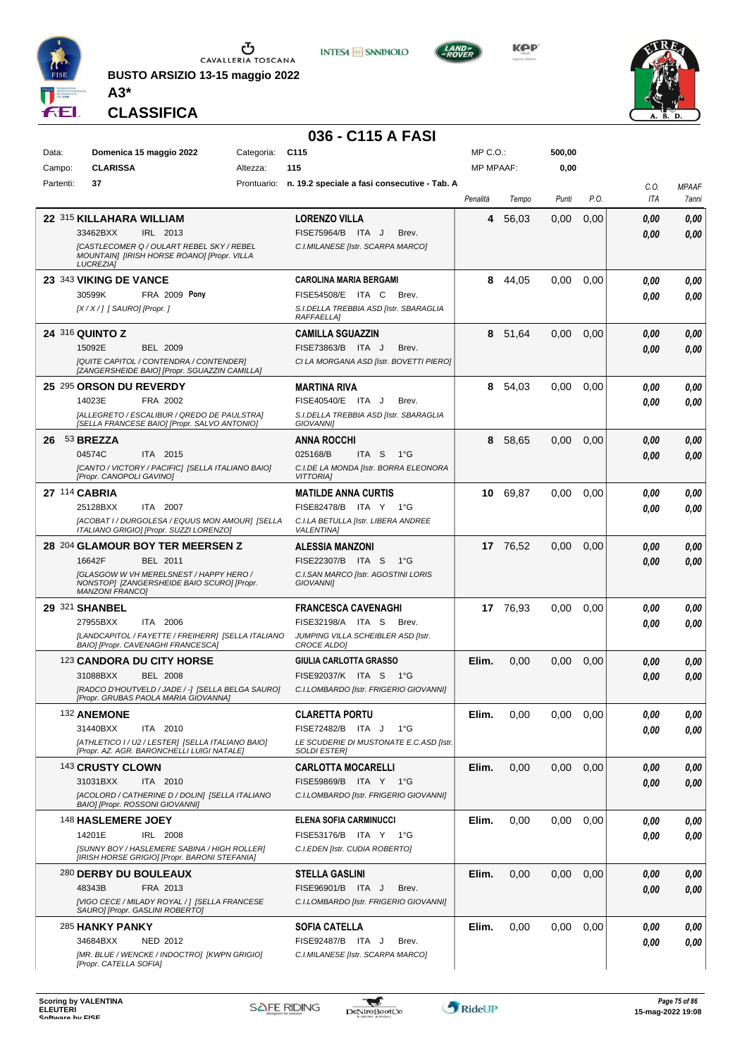**BUSTO ARSIZIO 13-15 maggio 2022**

**A3***

**CLASSIFICA**

## 036 - C115 A FASI

| | | | | | |
|---|---|---|---|---|---|
| Data: | **Domenica 15 maggio 2022** | Categoria: | **C115** | MP C.O.: | **500,00** |
| Campo: | **CLARISSA** | Altezza: | **115** | MP MPAAF: | **0,00** |
| Partenti: | **37** | Prontuario: | **n. 19.2 speciale a fasi consecutive - Tab. A** | | |

| Cl. | N. Cavallo | Cavaliere | Penalità | Tempo | Punti | P.O. | C.O. ITA | MPAAF 7anni |
|---|---|---|---|---|---|---|---|---|
| 22 | 315 **KILLAHARA WILLIAM** 33462BXX IRL 2013 *[CASTLECOMER Q / OULART REBEL SKY / REBEL MOUNTAIN] [IRISH HORSE ROANO] [Propr. VILLA LUCREZIA]* | **LORENZO VILLA** FISE75964/B ITA J Brev. *C.I.MILANESE [Istr. SCARPA MARCO]* | **4** | 56,03 | 0,00 | 0,00 | *0,00* *0,00* | *0,00* *0,00* |
| 23 | 343 **VIKING DE VANCE** 30599K FRA 2009 **Pony** *[X / X / ] [ SAURO] [Propr. ]* | **CAROLINA MARIA BERGAMI** FISE54508/E ITA C Brev. *S.I.DELLA TREBBIA ASD [Istr. SBARAGLIA RAFFAELLA]* | **8** | 44,05 | 0,00 | 0,00 | *0,00* *0,00* | *0,00* *0,00* |
| 24 | 316 **QUINTO Z** 15092E BEL 2009 *[QUITE CAPITOL / CONTENDRA / CONTENDER] [ZANGERSHEIDE BAIO] [Propr. SGUAZZIN CAMILLA]* | **CAMILLA SGUAZZIN** FISE73863/B ITA J Brev. *CI LA MORGANA ASD [Istr. BOVETTI PIERO]* | **8** | 51,64 | 0,00 | 0,00 | *0,00* *0,00* | *0,00* *0,00* |
| 25 | 295 **ORSON DU REVERDY** 14023E FRA 2002 *[ALLEGRETO / ESCALIBUR / QREDO DE PAULSTRA] [SELLA FRANCESE BAIO] [Propr. SALVO ANTONIO]* | **MARTINA RIVA** FISE40540/E ITA J Brev. *S.I.DELLA TREBBIA ASD [Istr. SBARAGLIA GIOVANNI]* | **8** | 54,03 | 0,00 | 0,00 | *0,00* *0,00* | *0,00* *0,00* |
| 26 | 53 **BREZZA** 04574C ITA 2015 *[CANTO / VICTORY / PACIFIC] [SELLA ITALIANO BAIO] [Propr. CANOPOLI GAVINO]* | **ANNA ROCCHI** 025168/B ITA S 1°G *C.I.DE LA MONDA [Istr. BORRA ELEONORA VITTORIA]* | **8** | 58,65 | 0,00 | 0,00 | *0,00* *0,00* | *0,00* *0,00* |
| 27 | 114 **CABRIA** 25128BXX ITA 2007 *[ACOBAT I / DURGOLESA / EQUUS MON AMOUR] [SELLA ITALIANO GRIGIO] [Propr. SUZZI LORENZO]* | **MATILDE ANNA CURTIS** FISE82478/B ITA Y 1°G *C.I.LA BETULLA [Istr. LIBERA ANDREE VALENTINA]* | **10** | 69,87 | 0,00 | 0,00 | *0,00* *0,00* | *0,00* *0,00* |
| 28 | 204 **GLAMOUR BOY TER MEERSEN Z** 16642F BEL 2011 *[GLASGOW W VH MERELSNEST / HAPPY HERO / NONSTOP] [ZANGERSHEIDE BAIO SCURO] [Propr. MANZONI FRANCO]* | **ALESSIA MANZONI** FISE22307/B ITA S 1°G *C.I.SAN MARCO [Istr. AGOSTINI LORIS GIOVANNI]* | **17** | 76,52 | 0,00 | 0,00 | *0,00* *0,00* | *0,00* *0,00* |
| 29 | 321 **SHANBEL** 27955BXX ITA 2006 *[LANDCAPITOL / FAYETTE / FREIHERR] [SELLA ITALIANO BAIO] [Propr. CAVENAGHI FRANCESCA]* | **FRANCESCA CAVENAGHI** FISE32198/A ITA S Brev. *JUMPING VILLA SCHEIBLER ASD [Istr. CROCE ALDO]* | **17** | 76,93 | 0,00 | 0,00 | *0,00* *0,00* | *0,00* *0,00* |
| | 123 **CANDORA DU CITY HORSE** 31088BXX BEL 2008 *[RADCO D'HOUTVELD / JADE / -] [SELLA BELGA SAURO] [Propr. GRUBAS PAOLA MARIA GIOVANNA]* | **GIULIA CARLOTTA GRASSO** FISE92037/K ITA S 1°G *C.I.LOMBARDO [Istr. FRIGERIO GIOVANNI]* | **Elim.** | 0,00 | 0,00 | 0,00 | *0,00* *0,00* | *0,00* *0,00* |
| | 132 **ANEMONE** 31440BXX ITA 2010 *[ATHLETICO I / U2 / LESTER] [SELLA ITALIANO BAIO] [Propr. AZ. AGR. BARONCHELLI LUIGI NATALE]* | **CLARETTA PORTU** FISE72482/B ITA J 1°G *LE SCUDERIE DI MUSTONATE E.C.ASD [Istr. SOLDI ESTER]* | **Elim.** | 0,00 | 0,00 | 0,00 | *0,00* *0,00* | *0,00* *0,00* |
| | 143 **CRUSTY CLOWN** 31031BXX ITA 2010 *[ACOLORD / CATHERINE D / DOLIN] [SELLA ITALIANO BAIO] [Propr. ROSSONI GIOVANNI]* | **CARLOTTA MOCARELLI** FISE59869/B ITA Y 1°G *C.I.LOMBARDO [Istr. FRIGERIO GIOVANNI]* | **Elim.** | 0,00 | 0,00 | 0,00 | *0,00* *0,00* | *0,00* *0,00* |
| | 148 **HASLEMERE JOEY** 14201E IRL 2008 *[SUNNY BOY / HASLEMERE SABINA / HIGH ROLLER] [IRISH HORSE GRIGIO] [Propr. BARONI STEFANIA]* | **ELENA SOFIA CARMINUCCI** FISE53176/B ITA Y 1°G *C.I.EDEN [Istr. CUDIA ROBERTO]* | **Elim.** | 0,00 | 0,00 | 0,00 | *0,00* *0,00* | *0,00* *0,00* |
| | 280 **DERBY DU BOULEAUX** 48343B FRA 2013 *[VIGO CECE / MILADY ROYAL / ] [SELLA FRANCESE SAURO] [Propr. GASLINI ROBERTO]* | **STELLA GASLINI** FISE96901/B ITA J Brev. *C.I.LOMBARDO [Istr. FRIGERIO GIOVANNI]* | **Elim.** | 0,00 | 0,00 | 0,00 | *0,00* *0,00* | *0,00* *0,00* |
| | 285 **HANKY PANKY** 34684BXX NED 2012 *[MR. BLUE / WENCKE / INDOCTRO] [KWPN GRIGIO] [Propr. CATELLA SOFIA]* | **SOFIA CATELLA** FISE92487/B ITA J Brev. *C.I.MILANESE [Istr. SCARPA MARCO]* | **Elim.** | 0,00 | 0,00 | 0,00 | *0,00* *0,00* | *0,00* *0,00* |

Scoring by VALENTINA ELEUTERI

15-mag-2022 19:08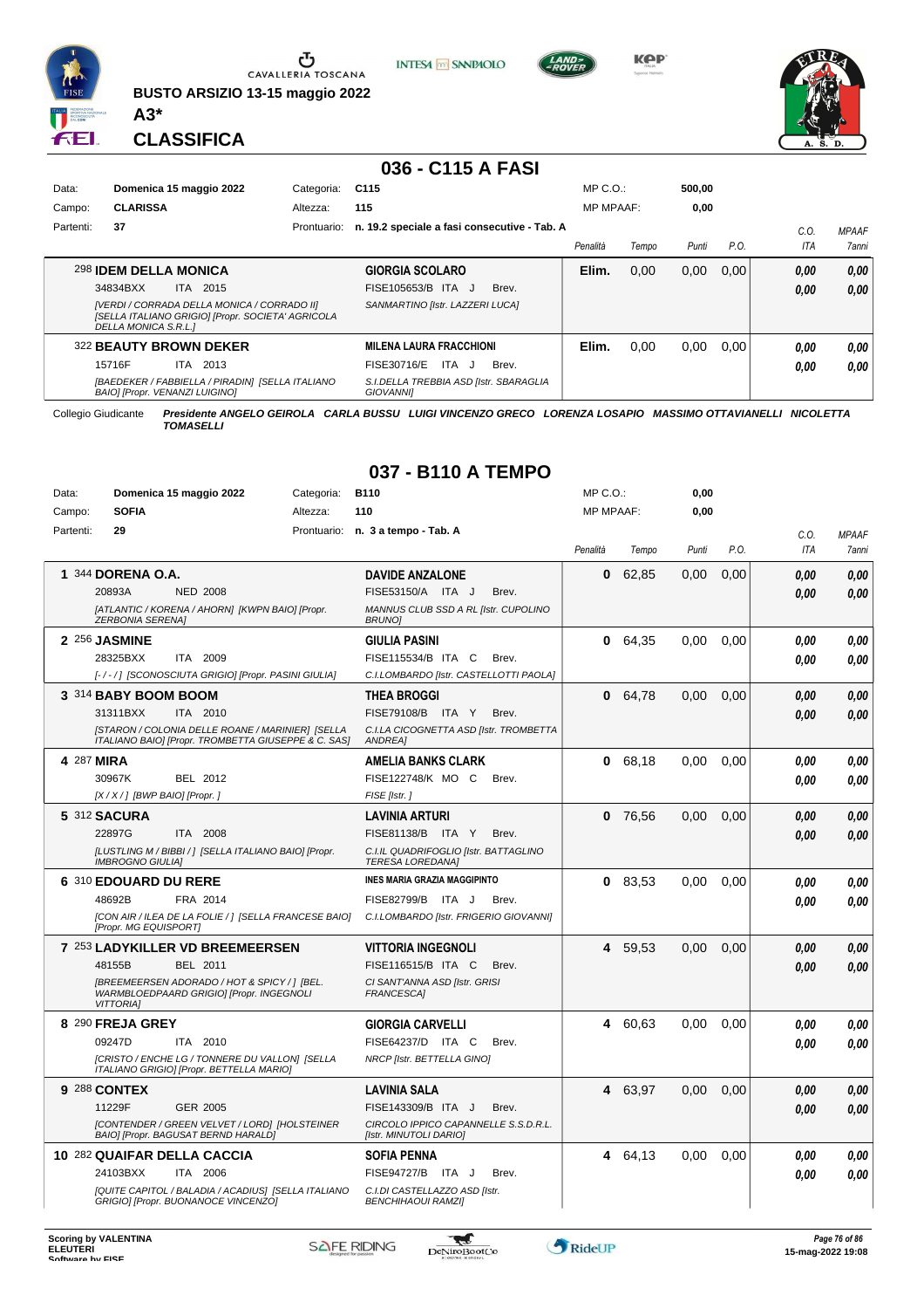BUSTO ARSIZIO 13-15 maggio 2022

**A3***

**CLASSIFICA**

## 036 - C115 A FASI

| Data: | Domenica 15 maggio 2022 | Categoria: | C115 | MP C.O.: | 500,00 |
|---|---|---|---|---|---|
| Campo: | CLARISSA | Altezza: | 115 | MP MPAAF: | 0,00 |
| Partenti: | 37 | Prontuario: | n. 19.2 speciale a fasi consecutive - Tab. A | | |

| Cavallo | Cavaliere | Penalità | Tempo | Punti | P.O. | C.O. ITA | MPAAF 7anni |
|---|---|---|---|---|---|---|---|
| 298 **IDEM DELLA MONICA**<br>34834BXX ITA 2015<br>*[VERDI / CORRADA DELLA MONICA / CORRADO II] [SELLA ITALIANO GRIGIO] [Propr. SOCIETA' AGRICOLA DELLA MONICA S.R.L.]* | **GIORGIA SCOLARO**<br>FISE105653/B ITA J Brev.<br>*SANMARTINO [Istr. LAZZERI LUCA]* | Elim. | 0,00 | 0,00 | 0,00 | 0,00<br>0,00 | 0,00<br>0,00 |
| 322 **BEAUTY BROWN DEKER**<br>15716F ITA 2013<br>*[BAEDEKER / FABBIELLA / PIRADIN] [SELLA ITALIANO BAIO] [Propr. VENANZI LUIGINO]* | **MILENA LAURA FRACCHIONI**<br>FISE30716/E ITA J Brev.<br>*S.I.DELLA TREBBIA ASD [Istr. SBARAGLIA GIOVANNI]* | Elim. | 0,00 | 0,00 | 0,00 | 0,00<br>0,00 | 0,00<br>0,00 |

Collegio Giudicante *Presidente ANGELO GEIROLA CARLA BUSSU LUIGI VINCENZO GRECO LORENZA LOSAPIO MASSIMO OTTAVIANELLI NICOLETTA TOMASELLI*

## 037 - B110 A TEMPO

| Data: | Domenica 15 maggio 2022 | Categoria: | B110 | MP C.O.: | 0,00 |
|---|---|---|---|---|---|
| Campo: | SOFIA | Altezza: | 110 | MP MPAAF: | 0,00 |
| Partenti: | 29 | Prontuario: | n. 3 a tempo - Tab. A | | |

| Cl. | Cavallo | Cavaliere | Penalità | Tempo | Punti | P.O. | C.O. ITA | MPAAF 7anni |
|---|---|---|---|---|---|---|---|---|
| 1 | 344 **DORENA O.A.**<br>20893A NED 2008<br>*[ATLANTIC / KORENA / AHORN] [KWPN BAIO] [Propr. ZERBONIA SERENA]* | **DAVIDE ANZALONE**<br>FISE53150/A ITA J Brev.<br>*MANNUS CLUB SSD A RL [Istr. CUPOLINO BRUNO]* | 0 | 62,85 | 0,00 | 0,00 | 0,00<br>0,00 | 0,00<br>0,00 |
| 2 | 256 **JASMINE**<br>28325BXX ITA 2009<br>*[- / - / ] [SCONOSCIUTA GRIGIO] [Propr. PASINI GIULIA]* | **GIULIA PASINI**<br>FISE115534/B ITA C Brev.<br>*C.I.LOMBARDO [Istr. CASTELLOTTI PAOLA]* | 0 | 64,35 | 0,00 | 0,00 | 0,00<br>0,00 | 0,00<br>0,00 |
| 3 | 314 **BABY BOOM BOOM**<br>31311BXX ITA 2010<br>*[STARON / COLONIA DELLE ROANE / MARINIER] [SELLA ITALIANO BAIO] [Propr. TROMBETTA GIUSEPPE & C. SAS]* | **THEA BROGGI**<br>FISE79108/B ITA Y Brev.<br>*C.I.LA CICOGNETTA ASD [Istr. TROMBETTA ANDREA]* | 0 | 64,78 | 0,00 | 0,00 | 0,00<br>0,00 | 0,00<br>0,00 |
| 4 | 287 **MIRA**<br>30967K BEL 2012<br>*[X / X / ] [BWP BAIO] [Propr. ]* | **AMELIA BANKS CLARK**<br>FISE122748/K MO C Brev.<br>*FISE [Istr. ]* | 0 | 68,18 | 0,00 | 0,00 | 0,00<br>0,00 | 0,00<br>0,00 |
| 5 | 312 **SACURA**<br>22897G ITA 2008<br>*[LUSTLING M / BIBBI / ] [SELLA ITALIANO BAIO] [Propr. IMBROGNO GIULIA]* | **LAVINIA ARTURI**<br>FISE81138/B ITA Y Brev.<br>*C.I.IL QUADRIFOGLIO [Istr. BATTAGLINO TERESA LOREDANA]* | 0 | 76,56 | 0,00 | 0,00 | 0,00<br>0,00 | 0,00<br>0,00 |
| 6 | 310 **EDOUARD DU RERE**<br>48692B FRA 2014<br>*[CON AIR / ILEA DE LA FOLIE / ] [SELLA FRANCESE BAIO] [Propr. MG EQUISPORT]* | **INES MARIA GRAZIA MAGGIPINTO**<br>FISE82799/B ITA J Brev.<br>*C.I.LOMBARDO [Istr. FRIGERIO GIOVANNI]* | 0 | 83,53 | 0,00 | 0,00 | 0,00<br>0,00 | 0,00<br>0,00 |
| 7 | 253 **LADYKILLER VD BREEMEERSEN**<br>48155B BEL 2011<br>*[BREEMEERSEN ADORADO / HOT & SPICY / ] [BEL. WARMBLOEDPAARD GRIGIO] [Propr. INGEGNOLI VITTORIA]* | **VITTORIA INGEGNOLI**<br>FISE116515/B ITA C Brev.<br>*CI SANT'ANNA ASD [Istr. GRISI FRANCESCA]* | 4 | 59,53 | 0,00 | 0,00 | 0,00<br>0,00 | 0,00<br>0,00 |
| 8 | 290 **FREJA GREY**<br>09247D ITA 2010<br>*[CRISTO / ENCHE LG / TONNERE DU VALLON] [SELLA ITALIANO GRIGIO] [Propr. BETTELLA MARIO]* | **GIORGIA CARVELLI**<br>FISE64237/D ITA C Brev.<br>*NRCP [Istr. BETTELLA GINO]* | 4 | 60,63 | 0,00 | 0,00 | 0,00<br>0,00 | 0,00<br>0,00 |
| 9 | 288 **CONTEX**<br>11229F GER 2005<br>*[CONTENDER / GREEN VELVET / LORD] [HOLSTEINER BAIO] [Propr. BAGUSAT BERND HARALD]* | **LAVINIA SALA**<br>FISE143309/B ITA J Brev.<br>*CIRCOLO IPPICO CAPANNELLE S.S.D.R.L. [Istr. MINUTOLI DARIO]* | 4 | 63,97 | 0,00 | 0,00 | 0,00<br>0,00 | 0,00<br>0,00 |
| 10 | 282 **QUAIFAR DELLA CACCIA**<br>24103BXX ITA 2006<br>*[QUITE CAPITOL / BALADIA / ACADIUS] [SELLA ITALIANO GRIGIO] [Propr. BUONANOCE VINCENZO]* | **SOFIA PENNA**<br>FISE94727/B ITA J Brev.<br>*C.I.DI CASTELLAZZO ASD [Istr. BENCHIHAOUI RAMZI]* | 4 | 64,13 | 0,00 | 0,00 | 0,00<br>0,00 | 0,00<br>0,00 |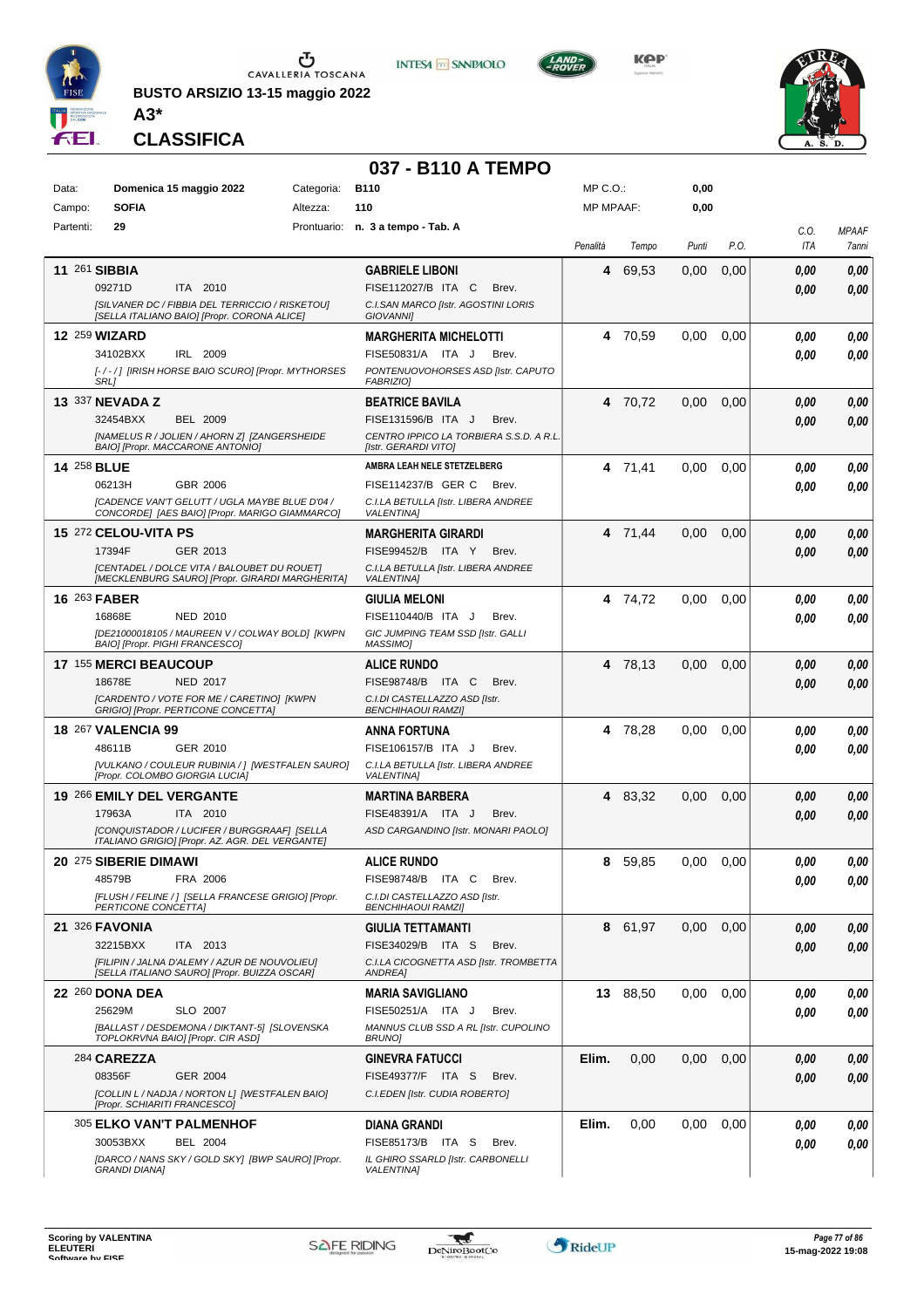BUSTO ARSIZIO 13-15 maggio 2022

**A3***

## CLASSIFICA

# 037 - B110 A TEMPO

| | | | | | |
|---|---|---|---|---|---|
| Data: | Domenica 15 maggio 2022 | Categoria: | B110 | MP C.O.: | 0,00 |
| Campo: | SOFIA | Altezza: | 110 | MP MPAAF: | 0,00 |
| Partenti: | 29 | Prontuario: | n. 3 a tempo - Tab. A | | |

| Cl. | Cavallo | Cavaliere | Penalità | Tempo | Punti | P.O. | C.O. ITA | MPAAF 7anni |
|---|---|---|---|---|---|---|---|---|
| 11 | 261 **SIBBIA** 09271D ITA 2010 *[SILVANER DC / FIBBIA DEL TERRICCIO / RISKETOU] [SELLA ITALIANO BAIO] [Propr. CORONA ALICE]* | **GABRIELE LIBONI** FISE112027/B ITA C Brev. *C.I.SAN MARCO [Istr. AGOSTINI LORIS GIOVANNI]* | 4 | 69,53 | 0,00 | 0,00 | 0,00 / 0,00 | 0,00 / 0,00 |
| 12 | 259 **WIZARD** 34102BXX IRL 2009 *[-/-/] [IRISH HORSE BAIO SCURO] [Propr. MYTHORSES SRL]* | **MARGHERITA MICHELOTTI** FISE50831/A ITA J Brev. *PONTENUOVOHORSES ASD [Istr. CAPUTO FABRIZIO]* | 4 | 70,59 | 0,00 | 0,00 | 0,00 / 0,00 | 0,00 / 0,00 |
| 13 | 337 **NEVADA Z** 32454BXX BEL 2009 *[NAMELUS R / JOLIEN / AHORN Z] [ZANGERSHEIDE BAIO] [Propr. MACCARONE ANTONIO]* | **BEATRICE BAVILA** FISE131596/B ITA J Brev. *CENTRO IPPICO LA TORBIERA S.S.D. A R.L. [Istr. GERARDI VITO]* | 4 | 70,72 | 0,00 | 0,00 | 0,00 / 0,00 | 0,00 / 0,00 |
| 14 | 258 **BLUE** 06213H GBR 2006 *[CADENCE VAN'T GELUTT / UGLA MAYBE BLUE D'04 / CONCORDE] [AES BAIO] [Propr. MARIGO GIAMMARCO]* | **AMBRA LEAH NELE STETZELBERG** FISE114237/B GER C Brev. *C.I.LA BETULLA [Istr. LIBERA ANDREE VALENTINA]* | 4 | 71,41 | 0,00 | 0,00 | 0,00 / 0,00 | 0,00 / 0,00 |
| 15 | 272 **CELOU-VITA PS** 17394F GER 2013 *[CENTADEL / DOLCE VITA / BALOUBET DU ROUET] [MECKLENBURG SAURO] [Propr. GIRARDI MARGHERITA]* | **MARGHERITA GIRARDI** FISE99452/B ITA Y Brev. *C.I.LA BETULLA [Istr. LIBERA ANDREE VALENTINA]* | 4 | 71,44 | 0,00 | 0,00 | 0,00 / 0,00 | 0,00 / 0,00 |
| 16 | 263 **FABER** 16868E NED 2010 *[DE21000018105 / MAUREEN V / COLWAY BOLD] [KWPN BAIO] [Propr. PIGHI FRANCESCO]* | **GIULIA MELONI** FISE110440/B ITA J Brev. *GIC JUMPING TEAM SSD [Istr. GALLI MASSIMO]* | 4 | 74,72 | 0,00 | 0,00 | 0,00 / 0,00 | 0,00 / 0,00 |
| 17 | 155 **MERCI BEAUCOUP** 18678E NED 2017 *[CARDENTO / VOTE FOR ME / CARETINO] [KWPN GRIGIO] [Propr. PERTICONE CONCETTA]* | **ALICE RUNDO** FISE98748/B ITA C Brev. *C.I.DI CASTELLAZZO ASD [Istr. BENCHIHAOUI RAMZI]* | 4 | 78,13 | 0,00 | 0,00 | 0,00 / 0,00 | 0,00 / 0,00 |
| 18 | 267 **VALENCIA 99** 48611B GER 2010 *[VULKANO / COULEUR RUBINIA / ] [WESTFALEN SAURO] [Propr. COLOMBO GIORGIA LUCIA]* | **ANNA FORTUNA** FISE106157/B ITA J Brev. *C.I.LA BETULLA [Istr. LIBERA ANDREE VALENTINA]* | 4 | 78,28 | 0,00 | 0,00 | 0,00 / 0,00 | 0,00 / 0,00 |
| 19 | 266 **EMILY DEL VERGANTE** 17963A ITA 2010 *[CONQUISTADOR / LUCIFER / BURGGRAAF] [SELLA ITALIANO GRIGIO] [Propr. AZ. AGR. DEL VERGANTE]* | **MARTINA BARBERA** FISE48391/A ITA J Brev. *ASD CARGANDINO [Istr. MONARI PAOLO]* | 4 | 83,32 | 0,00 | 0,00 | 0,00 / 0,00 | 0,00 / 0,00 |
| 20 | 275 **SIBERIE DIMAWI** 48579B FRA 2006 *[FLUSH / FELINE / ] [SELLA FRANCESE GRIGIO] [Propr. PERTICONE CONCETTA]* | **ALICE RUNDO** FISE98748/B ITA C Brev. *C.I.DI CASTELLAZZO ASD [Istr. BENCHIHAOUI RAMZI]* | 8 | 59,85 | 0,00 | 0,00 | 0,00 / 0,00 | 0,00 / 0,00 |
| 21 | 326 **FAVONIA** 32215BXX ITA 2013 *[FILIPIN / JALNA D'ALEMY / AZUR DE NOUVOLIEU] [SELLA ITALIANO SAURO] [Propr. BUIZZA OSCAR]* | **GIULIA TETTAMANTI** FISE34029/B ITA S Brev. *C.I.LA CICOGNETTA ASD [Istr. TROMBETTA ANDREA]* | 8 | 61,97 | 0,00 | 0,00 | 0,00 / 0,00 | 0,00 / 0,00 |
| 22 | 260 **DONA DEA** 25629M SLO 2007 *[BALLAST / DESDEMONA / DIKTANT-5] [SLOVENSKA TOPLOKRVNA BAIO] [Propr. CIR ASD]* | **MARIA SAVIGLIANO** FISE50251/A ITA J Brev. *MANNUS CLUB SSD A RL [Istr. CUPOLINO BRUNO]* | 13 | 88,50 | 0,00 | 0,00 | 0,00 / 0,00 | 0,00 / 0,00 |
| | 284 **CAREZZA** 08356F GER 2004 *[COLLIN L / NADJA / NORTON L] [WESTFALEN BAIO] [Propr. SCHIARITI FRANCESCO]* | **GINEVRA FATUCCI** FISE49377/F ITA S Brev. *C.I.EDEN [Istr. CUDIA ROBERTO]* | Elim. | 0,00 | 0,00 | 0,00 | 0,00 / 0,00 | 0,00 / 0,00 |
| | 305 **ELKO VAN'T PALMENHOF** 30053BXX BEL 2004 *[DARCO / NANS SKY / GOLD SKY] [BWP SAURO] [Propr. GRANDI DIANA]* | **DIANA GRANDI** FISE85173/B ITA S Brev. *IL GHIRO SSARLD [Istr. CARBONELLI VALENTINA]* | Elim. | 0,00 | 0,00 | 0,00 | 0,00 / 0,00 | 0,00 / 0,00 |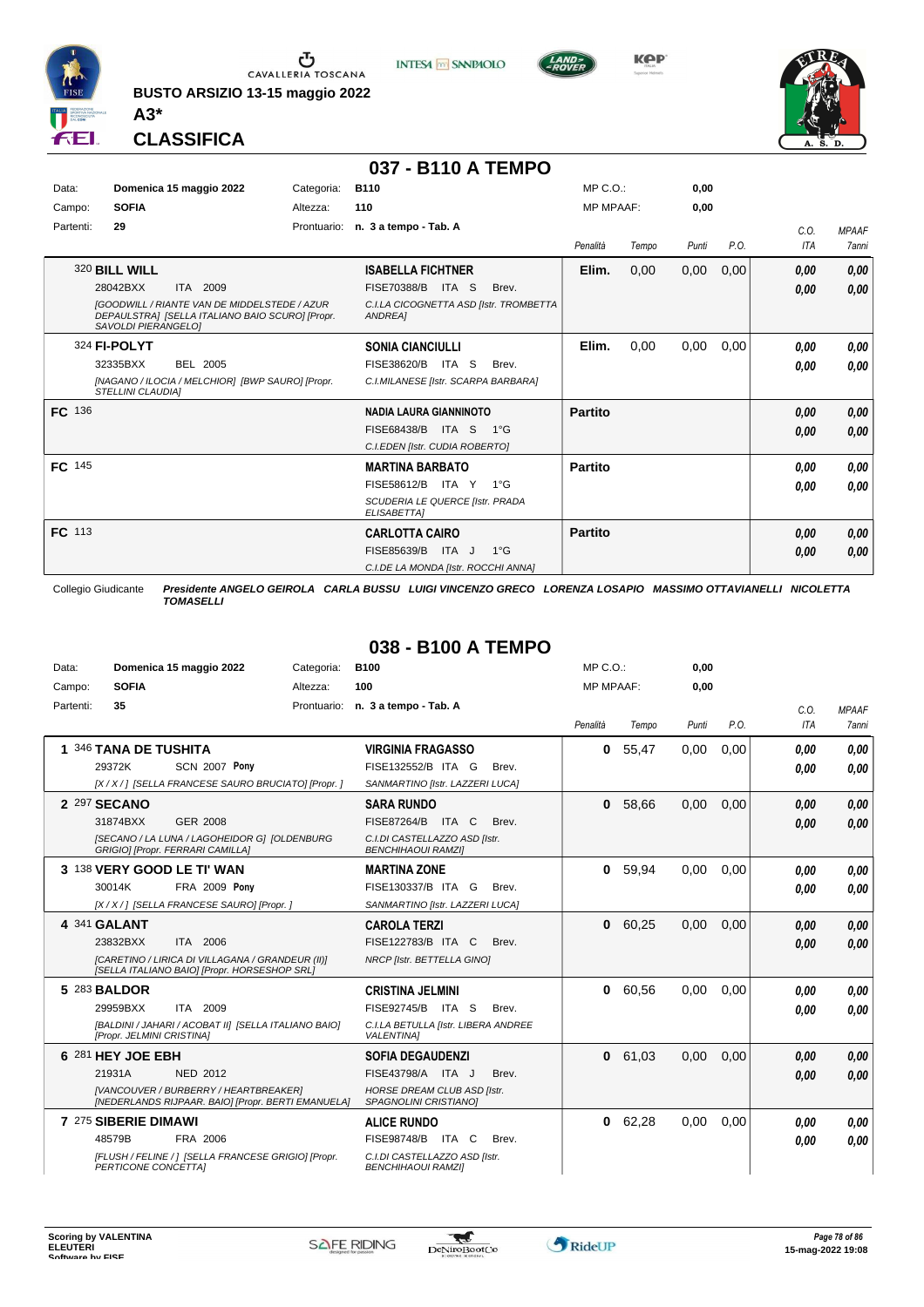CAVALLERIA TOSCANA

**BUSTO ARSIZIO 13-15 maggio 2022**

**A3***

**CLASSIFICA**

# 037 - B110 A TEMPO

| Data: | Domenica 15 maggio 2022 | Categoria: | B110 | MP C.O.: | 0,00 |
|---|---|---|---|---|---|
| Campo: | SOFIA | Altezza: | 110 | MP MPAAF: | 0,00 |
| Partenti: | 29 | Prontuario: | n. 3 a tempo - Tab. A | | |

| | Cavallo | Cavaliere | Penalità | Tempo | Punti | P.O. | C.O. ITA | MPAAF 7anni |
|---|---|---|---|---|---|---|---|---|
| | 320 **BILL WILL** 28042BXX ITA 2009 *[GOODWILL / RIANTE VAN DE MIDDELSTEDE / AZUR DEPAULSTRA] [SELLA ITALIANO BAIO SCURO] [Propr. SAVOLDI PIERANGELO]* | **ISABELLA FICHTNER** FISE70388/B ITA S Brev. *C.I.LA CICOGNETTA ASD [Istr. TROMBETTA ANDREA]* | **Elim.** | 0,00 | 0,00 | 0,00 | 0,00 / 0,00 | 0,00 / 0,00 |
| | 324 **FI-POLYT** 32335BXX BEL 2005 *[NAGANO / ILOCIA / MELCHIOR] [BWP SAURO] [Propr. STELLINI CLAUDIA]* | **SONIA CIANCIULLI** FISE38620/B ITA S Brev. *C.I.MILANESE [Istr. SCARPA BARBARA]* | **Elim.** | 0,00 | 0,00 | 0,00 | 0,00 / 0,00 | 0,00 / 0,00 |
| **FC** | 136 | **NADIA LAURA GIANNINOTO** FISE68438/B ITA S 1°G *C.I.EDEN [Istr. CUDIA ROBERTO]* | **Partito** | | | | 0,00 / 0,00 | 0,00 / 0,00 |
| **FC** | 145 | **MARTINA BARBATO** FISE58612/B ITA Y 1°G *SCUDERIA LE QUERCE [Istr. PRADA ELISABETTA]* | **Partito** | | | | 0,00 / 0,00 | 0,00 / 0,00 |
| **FC** | 113 | **CARLOTTA CAIRO** FISE85639/B ITA J 1°G *C.I.DE LA MONDA [Istr. ROCCHI ANNA]* | **Partito** | | | | 0,00 / 0,00 | 0,00 / 0,00 |

Collegio Giudicante *Presidente ANGELO GEIROLA CARLA BUSSU LUIGI VINCENZO GRECO LORENZA LOSAPIO MASSIMO OTTAVIANELLI NICOLETTA TOMASELLI*

# 038 - B100 A TEMPO

| Data: | Domenica 15 maggio 2022 | Categoria: | B100 | MP C.O.: | 0,00 |
|---|---|---|---|---|---|
| Campo: | SOFIA | Altezza: | 100 | MP MPAAF: | 0,00 |
| Partenti: | 35 | Prontuario: | n. 3 a tempo - Tab. A | | |

| | Cavallo | Cavaliere | Penalità | Tempo | Punti | P.O. | C.O. ITA | MPAAF 7anni |
|---|---|---|---|---|---|---|---|---|
| 1 | 346 **TANA DE TUSHITA** 29372K SCN 2007 **Pony** *[X / X / ] [SELLA FRANCESE SAURO BRUCIATO] [Propr. ]* | **VIRGINIA FRAGASSO** FISE132552/B ITA G Brev. *SANMARTINO [Istr. LAZZERI LUCA]* | **0** | 55,47 | 0,00 | 0,00 | 0,00 / 0,00 | 0,00 / 0,00 |
| 2 | 297 **SECANO** 31874BXX GER 2008 *[SECANO / LA LUNA / LAGOHEIDOR G] [OLDENBURG GRIGIO] [Propr. FERRARI CAMILLA]* | **SARA RUNDO** FISE87264/B ITA C Brev. *C.I.DI CASTELLAZZO ASD [Istr. BENCHIHAOUI RAMZI]* | **0** | 58,66 | 0,00 | 0,00 | 0,00 / 0,00 | 0,00 / 0,00 |
| 3 | 138 **VERY GOOD LE TI' WAN** 30014K FRA 2009 **Pony** *[X / X / ] [SELLA FRANCESE SAURO] [Propr. ]* | **MARTINA ZONE** FISE130337/B ITA G Brev. *SANMARTINO [Istr. LAZZERI LUCA]* | **0** | 59,94 | 0,00 | 0,00 | 0,00 / 0,00 | 0,00 / 0,00 |
| 4 | 341 **GALANT** 23832BXX ITA 2006 *[CARETINO / LIRICA DI VILLAGANA / GRANDEUR (II)] [SELLA ITALIANO BAIO] [Propr. HORSESHOP SRL]* | **CAROLA TERZI** FISE122783/B ITA C Brev. *NRCP [Istr. BETTELLA GINO]* | **0** | 60,25 | 0,00 | 0,00 | 0,00 / 0,00 | 0,00 / 0,00 |
| 5 | 283 **BALDOR** 29959BXX ITA 2009 *[BALDINI / JAHARI / ACOBAT II] [SELLA ITALIANO BAIO] [Propr. JELMINI CRISTINA]* | **CRISTINA JELMINI** FISE92745/B ITA S Brev. *C.I.LA BETULLA [Istr. LIBERA ANDREE VALENTINA]* | **0** | 60,56 | 0,00 | 0,00 | 0,00 / 0,00 | 0,00 / 0,00 |
| 6 | 281 **HEY JOE EBH** 21931A NED 2012 *[VANCOUVER / BURBERRY / HEARTBREAKER] [NEDERLANDS RIJPAAR. BAIO] [Propr. BERTI EMANUELA]* | **SOFIA DEGAUDENZI** FISE43798/A ITA J Brev. *HORSE DREAM CLUB ASD [Istr. SPAGNOLINI CRISTIANO]* | **0** | 61,03 | 0,00 | 0,00 | 0,00 / 0,00 | 0,00 / 0,00 |
| 7 | 275 **SIBERIE DIMAWI** 48579B FRA 2006 *[FLUSH / FELINE / ] [SELLA FRANCESE GRIGIO] [Propr. PERTICONE CONCETTA]* | **ALICE RUNDO** FISE98748/B ITA C Brev. *C.I.DI CASTELLAZZO ASD [Istr. BENCHIHAOUI RAMZI]* | **0** | 62,28 | 0,00 | 0,00 | 0,00 / 0,00 | 0,00 / 0,00 |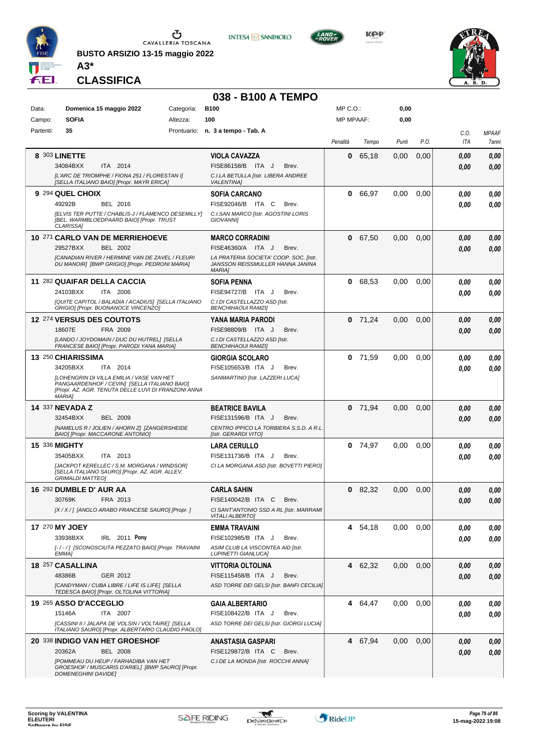# BUSTO ARSIZIO 13-15 maggio 2022

**A3***

**CLASSIFICA**

## 038 - B100 A TEMPO

| Data: | Domenica 15 maggio 2022 | Categoria: | B100 | MP C.O.: | 0,00 |
|---|---|---|---|---|---|
| Campo: | SOFIA | Altezza: | 100 | MP MPAAF: | 0,00 |
| Partenti: | 35 | Prontuario: | n. 3 a tempo - Tab. A | | |

| Cl. | N. | Cavallo | Cavaliere | Penalità | Tempo | Punti | P.O. | C.O. ITA | MPAAF 7anni |
|---|---|---|---|---|---|---|---|---|---|
| 8 | 303 | **LINETTE** 34084BXX ITA 2014 *[L'ARC DE TRIOMPHE / FIONA 251 / FLORESTAN I] [SELLA ITALIANO BAIO] [Propr. MAYR ERICA]* | **VIOLA CAVAZZA** FISE86158/B ITA J Brev. *C.I.LA BETULLA [Istr. LIBERA ANDREE VALENTINA]* | 0 | 65,18 | 0,00 | 0,00 | 0,00 / 0,00 | 0,00 / 0,00 |
| 9 | 294 | **QUEL CHOIX** 49292B BEL 2016 *[ELVIS TER PUTTE / CHABLIS-J / FLAMENCO DESEMILLY] [BEL. WARMBLOEDPAARD BAIO] [Propr. TRUST CLARISSA]* | **SOFIA CARCANO** FISE92046/B ITA C Brev. *C.I.SAN MARCO [Istr. AGOSTINI LORIS GIOVANNI]* | 0 | 66,97 | 0,00 | 0,00 | 0,00 / 0,00 | 0,00 / 0,00 |
| 10 | 271 | **CARLO VAN DE MERRIEHOEVE** 29527BXX BEL 2002 *[CANADIAN RIVER / HERMINE VAN DE ZAVEL / FLEURI DU MANOIR] [BWP GRIGIO] [Propr. PEDRONI MARIA]* | **MARCO CORRADINI** FISE46360/A ITA J Brev. *LA PRATERIA SOCIETA' COOP. SOC. [Istr. JANSSON REISSMULLER HANNA JANINA MARIA]* | 0 | 67,50 | 0,00 | 0,00 | 0,00 / 0,00 | 0,00 / 0,00 |
| 11 | 282 | **QUAIFAR DELLA CACCIA** 24103BXX ITA 2006 *[QUITE CAPITOL / BALADIA / ACADIUS] [SELLA ITALIANO GRIGIO] [Propr. BUONANOCE VINCENZO]* | **SOFIA PENNA** FISE94727/B ITA J Brev. *C.I.DI CASTELLAZZO ASD [Istr. BENCHIHAOUI RAMZI]* | 0 | 68,53 | 0,00 | 0,00 | 0,00 / 0,00 | 0,00 / 0,00 |
| 12 | 274 | **VERSUS DES COUTOTS** 18607E FRA 2009 *[LANDO / JOYDOMAIN / DUC DU HUTREL] [SELLA FRANCESE BAIO] [Propr. PARODI YANA MARIA]* | **YANA MARIA PARODI** FISE98809/B ITA J Brev. *C.I.DI CASTELLAZZO ASD [Istr. BENCHIHAOUI RAMZI]* | 0 | 71,24 | 0,00 | 0,00 | 0,00 / 0,00 | 0,00 / 0,00 |
| 13 | 250 | **CHIARISSIMA** 34205BXX ITA 2014 *[LOHENGRIN DI VILLA EMILIA / VASE VAN HET PANGAARDENHOF / CEVIN] [SELLA ITALIANO BAIO] [Propr. AZ. AGR. TENUTA DELLE LUVI DI FRANZONI ANNA MARIA]* | **GIORGIA SCOLARO** FISE105653/B ITA J Brev. *SANMARTINO [Istr. LAZZERI LUCA]* | 0 | 71,59 | 0,00 | 0,00 | 0,00 / 0,00 | 0,00 / 0,00 |
| 14 | 337 | **NEVADA Z** 32454BXX BEL 2009 *[NAMELUS R / JOLIEN / AHORN Z] [ZANGERSHEIDE BAIO] [Propr. MACCARONE ANTONIO]* | **BEATRICE BAVILA** FISE131596/B ITA J Brev. *CENTRO IPPICO LA TORBIERA S.S.D. A R.L. [Istr. GERARDI VITO]* | 0 | 71,94 | 0,00 | 0,00 | 0,00 / 0,00 | 0,00 / 0,00 |
| 15 | 336 | **MIGHTY** 35405BXX ITA 2013 *[JACKPOT KERELLEC / S.M. MORGANA / WINDSOR] [SELLA ITALIANO SAURO] [Propr. AZ. AGR. ALLEV. GRIMALDI MATTEO]* | **LARA CERULLO** FISE131736/B ITA J Brev. *CI LA MORGANA ASD [Istr. BOVETTI PIERO]* | 0 | 74,97 | 0,00 | 0,00 | 0,00 / 0,00 | 0,00 / 0,00 |
| 16 | 292 | **DUMBLE D' AUR AA** 30769K FRA 2013 *[X / X / ] [ANGLO ARABO FRANCESE SAURO] [Propr. ]* | **CARLA SAHIN** FISE140042/B ITA C Brev. *CI SANT'ANTONIO SSD A RL [Istr. MARRAMI VITALI ALBERTO]* | 0 | 82,32 | 0,00 | 0,00 | 0,00 / 0,00 | 0,00 / 0,00 |
| 17 | 270 | **MY JOEY** 33938BXX IRL 2011 **Pony** *[- / - / ] [SCONOSCIUTA PEZZATO BAIO] [Propr. TRAVAINI EMMA]* | **EMMA TRAVAINI** FISE102985/B ITA J Brev. *ASIM CLUB LA VISCONTEA AID [Istr. LUPINETTI GIANLUCA]* | 4 | 54,18 | 0,00 | 0,00 | 0,00 / 0,00 | 0,00 / 0,00 |
| 18 | 257 | **CASALLINA** 48386B GER 2012 *[CANDYMAN / CUBA LIBRE / LIFE IS LIFE] [SELLA TEDESCA BAIO] [Propr. OLTOLINA VITTORIA]* | **VITTORIA OLTOLINA** FISE115458/B ITA J Brev. *ASD TORRE DEI GELSI [Istr. BANFI CECILIA]* | 4 | 62,32 | 0,00 | 0,00 | 0,00 / 0,00 | 0,00 / 0,00 |
| 19 | 265 | **ASSO D'ACCEGLIO** 15146A ITA 2007 *[CASSINI II / JALAPA DE VOLSIN / VOLTAIRE] [SELLA ITALIANO SAURO] [Propr. ALBERTARIO CLAUDIO PAOLO]* | **GAIA ALBERTARIO** FISE108422/B ITA J Brev. *ASD TORRE DEI GELSI [Istr. GIORGI LUCIA]* | 4 | 64,47 | 0,00 | 0,00 | 0,00 / 0,00 | 0,00 / 0,00 |
| 20 | 338 | **INDIGO VAN HET GROESHOF** 20362A BEL 2008 *[POMMEAU DU HEUP / FARHADIBA VAN HET GROESHOF / MUSCARIS D'ARIEL] [BWP SAURO] [Propr. DOMENEGHINI DAVIDE]* | **ANASTASIA GASPARI** FISE129872/B ITA C Brev. *C.I.DE LA MONDA [Istr. ROCCHI ANNA]* | 4 | 67,94 | 0,00 | 0,00 | 0,00 / 0,00 | 0,00 / 0,00 |

Scoring by VALENTINA ELEUTERI
Software by FISE

15-mag-2022 19:08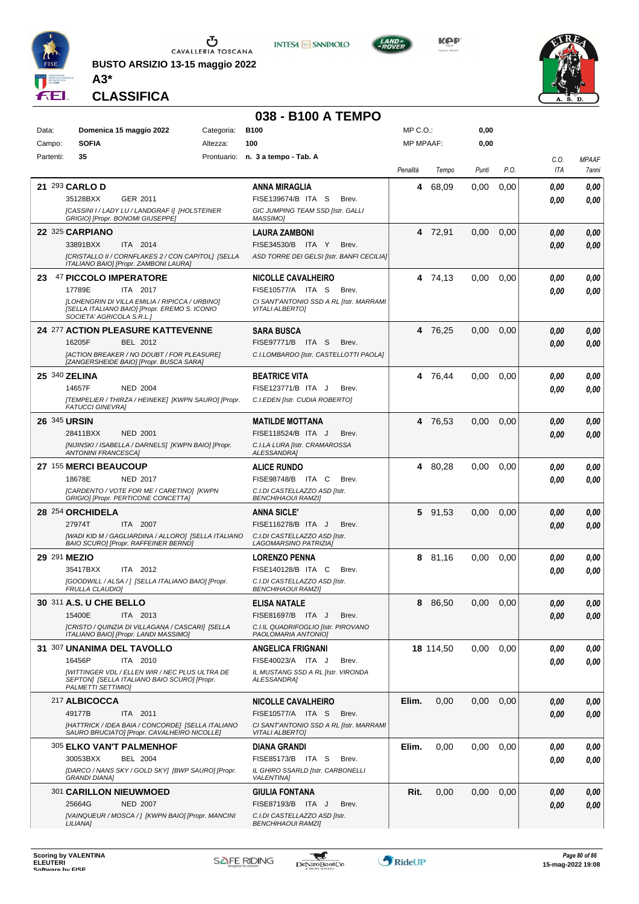**BUSTO ARSIZIO 13-15 maggio 2022**

**A3***

**CLASSIFICA**

## 038 - B100 A TEMPO

| Data: | Domenica 15 maggio 2022 | Categoria: | B100 | MP C.O.: | 0,00 |
|---|---|---|---|---|---|
| Campo: | SOFIA | Altezza: | 100 | MP MPAAF: | 0,00 |
| Partenti: | 35 | Prontuario: | n. 3 a tempo - Tab. A | | |

| Pos. | Cavallo | Cavaliere | Penalità | Tempo | Punti | P.O. | C.O. ITA | MPAAF 7anni |
|---|---|---|---|---|---|---|---|---|
| 21 | 293 **CARLO D**<br>35128BXX GER 2011<br>*[CASSINI I / LADY LU / LANDGRAF I] [HOLSTEINER GRIGIO] [Propr. BONOMI GIUSEPPE]* | **ANNA MIRAGLIA**<br>FISE139674/B ITA S Brev.<br>*GIC JUMPING TEAM SSD [Istr. GALLI MASSIMO]* | 4 | 68,09 | 0,00 | 0,00 | 0,00<br>0,00 | 0,00<br>0,00 |
| 22 | 325 **CARPIANO**<br>33891BXX ITA 2014<br>*[CRISTALLO II / CORNFLAKES 2 / CON CAPITOL] [SELLA ITALIANO BAIO] [Propr. ZAMBONI LAURA]* | **LAURA ZAMBONI**<br>FISE34530/B ITA Y Brev.<br>*ASD TORRE DEI GELSI [Istr. BANFI CECILIA]* | 4 | 72,91 | 0,00 | 0,00 | 0,00<br>0,00 | 0,00<br>0,00 |
| 23 | 47 **PICCOLO IMPERATORE**<br>17789E ITA 2017<br>*[LOHENGRIN DI VILLA EMILIA / RIPICCA / URBINO] [SELLA ITALIANO BAIO] [Propr. EREMO S. ICONIO SOCIETA' AGRICOLA S.R.L.]* | **NICOLLE CAVALHEIRO**<br>FISE10577/A ITA S Brev.<br>*CI SANT'ANTONIO SSD A RL [Istr. MARRAMI VITALI ALBERTO]* | 4 | 74,13 | 0,00 | 0,00 | 0,00<br>0,00 | 0,00<br>0,00 |
| 24 | 277 **ACTION PLEASURE KATTEVENNE**<br>16205F BEL 2012<br>*[ACTION BREAKER / NO DOUBT / FOR PLEASURE] [ZANGERSHEIDE BAIO] [Propr. BUSCA SARA]* | **SARA BUSCA**<br>FISE97771/B ITA S Brev.<br>*C.I.LOMBARDO [Istr. CASTELLOTTI PAOLA]* | 4 | 76,25 | 0,00 | 0,00 | 0,00<br>0,00 | 0,00<br>0,00 |
| 25 | 340 **ZELINA**<br>14657F NED 2004<br>*[TEMPELIER / THIRZA / HEINEKE] [KWPN SAURO] [Propr. FATUCCI GINEVRA]* | **BEATRICE VITA**<br>FISE123771/B ITA J Brev.<br>*C.I.EDEN [Istr. CUDIA ROBERTO]* | 4 | 76,44 | 0,00 | 0,00 | 0,00<br>0,00 | 0,00<br>0,00 |
| 26 | 345 **URSIN**<br>28411BXX NED 2001<br>*[NIJINSKI / ISABELLA / DARNELS] [KWPN BAIO] [Propr. ANTONINI FRANCESCA]* | **MATILDE MOTTANA**<br>FISE118524/B ITA J Brev.<br>*C.I.LA LURA [Istr. CRAMAROSSA ALESSANDRA]* | 4 | 76,53 | 0,00 | 0,00 | 0,00<br>0,00 | 0,00<br>0,00 |
| 27 | 155 **MERCI BEAUCOUP**<br>18678E NED 2017<br>*[CARDENTO / VOTE FOR ME / CARETINO] [KWPN GRIGIO] [Propr. PERTICONE CONCETTA]* | **ALICE RUNDO**<br>FISE98748/B ITA C Brev.<br>*C.I.DI CASTELLAZZO ASD [Istr. BENCHIHAOUI RAMZI]* | 4 | 80,28 | 0,00 | 0,00 | 0,00<br>0,00 | 0,00<br>0,00 |
| 28 | 254 **ORCHIDELA**<br>27974T ITA 2007<br>*[WADI KID M / GAGLIARDINA / ALLORO] [SELLA ITALIANO BAIO SCURO] [Propr. RAFFEINER BERND]* | **ANNA SICLE'**<br>FISE116278/B ITA J Brev.<br>*C.I.DI CASTELLAZZO ASD [Istr. LAGOMARSINO PATRIZIA]* | 5 | 91,53 | 0,00 | 0,00 | 0,00<br>0,00 | 0,00<br>0,00 |
| 29 | 291 **MEZIO**<br>35417BXX ITA 2012<br>*[GOODWILL / ALSA / ] [SELLA ITALIANO BAIO] [Propr. FRULLA CLAUDIO]* | **LORENZO PENNA**<br>FISE140128/B ITA C Brev.<br>*C.I.DI CASTELLAZZO ASD [Istr. BENCHIHAOUI RAMZI]* | 8 | 81,16 | 0,00 | 0,00 | 0,00<br>0,00 | 0,00<br>0,00 |
| 30 | 311 **A.S. U CHE BELLO**<br>15400E ITA 2013<br>*[CRISTO / QUINZIA DI VILLAGANA / CASCARI] [SELLA ITALIANO BAIO] [Propr. LANDI MASSIMO]* | **ELISA NATALE**<br>FISE81697/B ITA J Brev.<br>*C.I.IL QUADRIFOGLIO [Istr. PIROVANO PAOLOMARIA ANTONIO]* | 8 | 86,50 | 0,00 | 0,00 | 0,00<br>0,00 | 0,00<br>0,00 |
| 31 | 307 **UNANIMA DEL TAVOLLO**<br>16456P ITA 2010<br>*[WITTINGER VDL / ELLEN WIR / NEC PLUS ULTRA DE SEPTON] [SELLA ITALIANO BAIO SCURO] [Propr. PALMETTI SETTIMIO]* | **ANGELICA FRIGNANI**<br>FISE40023/A ITA J Brev.<br>*IL MUSTANG SSD A RL [Istr. VIRONDA ALESSANDRA]* | 18 | 114,50 | 0,00 | 0,00 | 0,00<br>0,00 | 0,00<br>0,00 |
| | 217 **ALBICOCCA**<br>49177B ITA 2011<br>*[HATTRICK / IDEA BAIA / CONCORDE] [SELLA ITALIANO SAURO BRUCIATO] [Propr. CAVALHEIRO NICOLLE]* | **NICOLLE CAVALHEIRO**<br>FISE10577/A ITA S Brev.<br>*CI SANT'ANTONIO SSD A RL [Istr. MARRAMI VITALI ALBERTO]* | Elim. | 0,00 | 0,00 | 0,00 | 0,00<br>0,00 | 0,00<br>0,00 |
| | 305 **ELKO VAN'T PALMENHOF**<br>30053BXX BEL 2004<br>*[DARCO / NANS SKY / GOLD SKY] [BWP SAURO] [Propr. GRANDI DIANA]* | **DIANA GRANDI**<br>FISE85173/B ITA S Brev.<br>*IL GHIRO SSARLD [Istr. CARBONELLI VALENTINA]* | Elim. | 0,00 | 0,00 | 0,00 | 0,00<br>0,00 | 0,00<br>0,00 |
| | 301 **CARILLON NIEUWMOED**<br>25664G NED 2007<br>*[VAINQUEUR / MOSCA / ] [KWPN BAIO] [Propr. MANCINI LILIANA]* | **GIULIA FONTANA**<br>FISE87193/B ITA J Brev.<br>*C.I.DI CASTELLAZZO ASD [Istr. BENCHIHAOUI RAMZI]* | Rit. | 0,00 | 0,00 | 0,00 | 0,00<br>0,00 | 0,00<br>0,00 |

Scoring by VALENTINA ELEUTERI
Software by FISE

15-mag-2022 19:08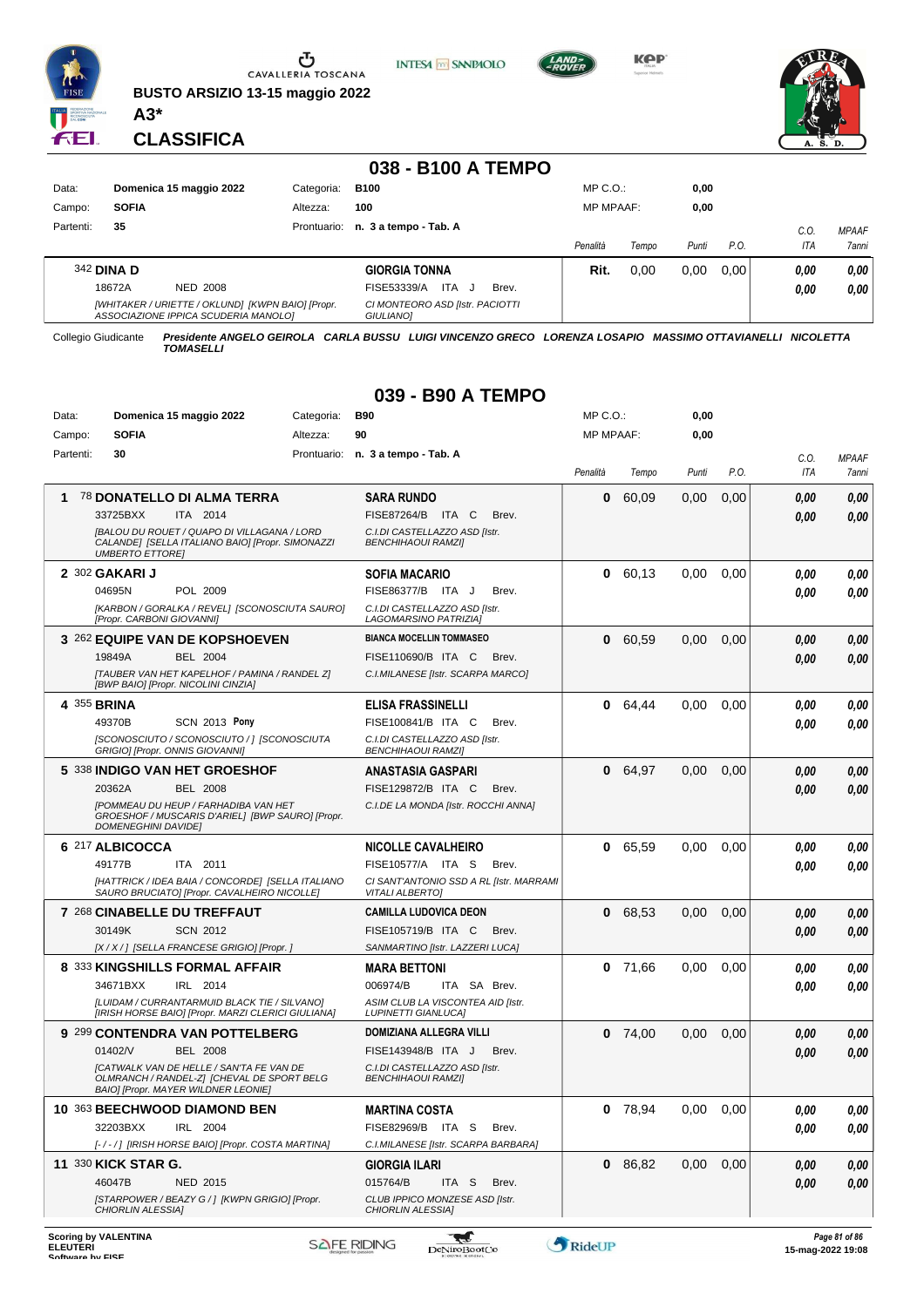**BUSTO ARSIZIO 13-15 maggio 2022**

**A3***

**CLASSIFICA**

## 038 - B100 A TEMPO

| | | | | | |
|---|---|---|---|---|---|
| Data: | Domenica 15 maggio 2022 | Categoria: | B100 | MP C.O.: | 0,00 |
| Campo: | SOFIA | Altezza: | 100 | MP MPAAF: | 0,00 |
| Partenti: | 35 | Prontuario: | n. 3 a tempo - Tab. A | | |

| Cl. | Cavallo | Cavaliere | Penalità | Tempo | Punti | P.O. | C.O. ITA | MPAAF 7anni |
|---|---|---|---|---|---|---|---|---|
| | 342 **DINA D** 18672A NED 2008 *[WHITAKER / URIETTE / OKLUND] [KWPN BAIO] [Propr. ASSOCIAZIONE IPPICA SCUDERIA MANOLO]* | **GIORGIA TONNA** FISE53339/A ITA J Brev. *CI MONTEORO ASD [Istr. PACIOTTI GIULIANO]* | **Rit.** | 0,00 | 0,00 | 0,00 | 0,00 / 0,00 | 0,00 / 0,00 |

Collegio Giudicante *Presidente ANGELO GEIROLA CARLA BUSSU LUIGI VINCENZO GRECO LORENZA LOSAPIO MASSIMO OTTAVIANELLI NICOLETTA TOMASELLI*

## 039 - B90 A TEMPO

| | | | | | |
|---|---|---|---|---|---|
| Data: | Domenica 15 maggio 2022 | Categoria: | B90 | MP C.O.: | 0,00 |
| Campo: | SOFIA | Altezza: | 90 | MP MPAAF: | 0,00 |
| Partenti: | 30 | Prontuario: | n. 3 a tempo - Tab. A | | |

| Cl. | Cavallo | Cavaliere | Penalità | Tempo | Punti | P.O. | C.O. ITA | MPAAF 7anni |
|---|---|---|---|---|---|---|---|---|
| 1 | 78 **DONATELLO DI ALMA TERRA** 33725BXX ITA 2014 *[BALOU DU ROUET / QUAPO DI VILLAGANA / LORD CALANDE] [SELLA ITALIANO BAIO] [Propr. SIMONAZZI UMBERTO ETTORE]* | **SARA RUNDO** FISE87264/B ITA C Brev. *C.I.DI CASTELLAZZO ASD [Istr. BENCHIHAOUI RAMZI]* | **0** | 60,09 | 0,00 | 0,00 | 0,00 / 0,00 | 0,00 / 0,00 |
| 2 | 302 **GAKARI J** 04695N POL 2009 *[KARBON / GORALKA / REVEL] [SCONOSCIUTA SAURO] [Propr. CARBONI GIOVANNI]* | **SOFIA MACARIO** FISE86377/B ITA J Brev. *C.I.DI CASTELLAZZO ASD [Istr. LAGOMARSINO PATRIZIA]* | **0** | 60,13 | 0,00 | 0,00 | 0,00 / 0,00 | 0,00 / 0,00 |
| 3 | 262 **EQUIPE VAN DE KOPSHOEVEN** 19849A BEL 2004 *[TAUBER VAN HET KAPELHOF / PAMINA / RANDEL Z] [BWP BAIO] [Propr. NICOLINI CINZIA]* | **BIANCA MOCELLIN TOMMASEO** FISE110690/B ITA C Brev. *C.I.MILANESE [Istr. SCARPA MARCO]* | **0** | 60,59 | 0,00 | 0,00 | 0,00 / 0,00 | 0,00 / 0,00 |
| 4 | 355 **BRINA** 49370B SCN 2013 **Pony** *[SCONOSCIUTO / SCONOSCIUTO / ] [SCONOSCIUTA GRIGIO] [Propr. ONNIS GIOVANNI]* | **ELISA FRASSINELLI** FISE100841/B ITA C Brev. *C.I.DI CASTELLAZZO ASD [Istr. BENCHIHAOUI RAMZI]* | **0** | 64,44 | 0,00 | 0,00 | 0,00 / 0,00 | 0,00 / 0,00 |
| 5 | 338 **INDIGO VAN HET GROESHOF** 20362A BEL 2008 *[POMMEAU DU HEUP / FARHADIBA VAN HET GROESHOF / MUSCARIS D'ARIEL] [BWP SAURO] [Propr. DOMENEGHINI DAVIDE]* | **ANASTASIA GASPARI** FISE129872/B ITA C Brev. *C.I.DE LA MONDA [Istr. ROCCHI ANNA]* | **0** | 64,97 | 0,00 | 0,00 | 0,00 / 0,00 | 0,00 / 0,00 |
| 6 | 217 **ALBICOCCA** 49177B ITA 2011 *[HATTRICK / IDEA BAIA / CONCORDE] [SELLA ITALIANO SAURO BRUCIATO] [Propr. CAVALHEIRO NICOLLE]* | **NICOLLE CAVALHEIRO** FISE10577/A ITA S Brev. *CI SANT'ANTONIO SSD A RL [Istr. MARRAMI VITALI ALBERTO]* | **0** | 65,59 | 0,00 | 0,00 | 0,00 / 0,00 | 0,00 / 0,00 |
| 7 | 268 **CINABELLE DU TREFFAUT** 30149K SCN 2012 *[X / X / ] [SELLA FRANCESE GRIGIO] [Propr. ]* | **CAMILLA LUDOVICA DEON** FISE105719/B ITA C Brev. *SANMARTINO [Istr. LAZZERI LUCA]* | **0** | 68,53 | 0,00 | 0,00 | 0,00 / 0,00 | 0,00 / 0,00 |
| 8 | 333 **KINGSHILLS FORMAL AFFAIR** 34671BXX IRL 2014 *[LUIDAM / CURRANTARMUID BLACK TIE / SILVANO] [IRISH HORSE BAIO] [Propr. MARZI CLERICI GIULIANA]* | **MARA BETTONI** 006974/B ITA SA Brev. *ASIM CLUB LA VISCONTEA AID [Istr. LUPINETTI GIANLUCA]* | **0** | 71,66 | 0,00 | 0,00 | 0,00 / 0,00 | 0,00 / 0,00 |
| 9 | 299 **CONTENDRA VAN POTTELBERG** 01402/V BEL 2008 *[CATWALK VAN DE HELLE / SAN'TA FE VAN DE OLMRANCH / RANDEL-Z] [CHEVAL DE SPORT BELG BAIO] [Propr. MAYER WILDNER LEONIE]* | **DOMIZIANA ALLEGRA VILLI** FISE143948/B ITA J Brev. *C.I.DI CASTELLAZZO ASD [Istr. BENCHIHAOUI RAMZI]* | **0** | 74,00 | 0,00 | 0,00 | 0,00 / 0,00 | 0,00 / 0,00 |
| 10 | 363 **BEECHWOOD DIAMOND BEN** 32203BXX IRL 2004 *[- / - / ] [IRISH HORSE BAIO] [Propr. COSTA MARTINA]* | **MARTINA COSTA** FISE82969/B ITA S Brev. *C.I.MILANESE [Istr. SCARPA BARBARA]* | **0** | 78,94 | 0,00 | 0,00 | 0,00 / 0,00 | 0,00 / 0,00 |
| 11 | 330 **KICK STAR G.** 46047B NED 2015 *[STARPOWER / BEAZY G / ] [KWPN GRIGIO] [Propr. CHIORLIN ALESSIA]* | **GIORGIA ILARI** 015764/B ITA S Brev. *CLUB IPPICO MONZESE ASD [Istr. CHIORLIN ALESSIA]* | **0** | 86,82 | 0,00 | 0,00 | 0,00 / 0,00 | 0,00 / 0,00 |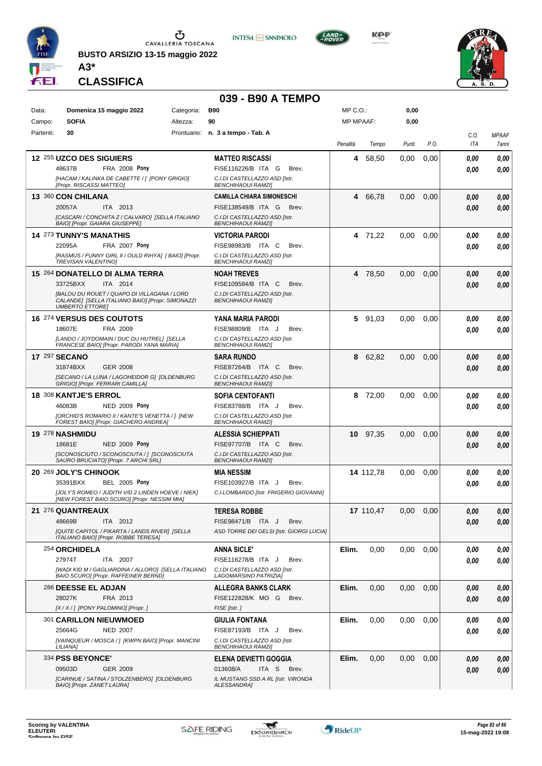BUSTO ARSIZIO 13-15 maggio 2022

**A3***

## CLASSIFICA

# 039 - B90 A TEMPO

| Data: | Domenica 15 maggio 2022 | Categoria: | B90 | MP C.O.: | 0,00 |
|---|---|---|---|---|---|
| Campo: | SOFIA | Altezza: | 90 | MP MPAAF: | 0,00 |
| Partenti: | 30 | Prontuario: | n. 3 a tempo - Tab. A | | |

| Clas. | Cavallo | Cavaliere | Penalità | Tempo | Punti | P.O. | C.O. ITA | MPAAF 7anni |
|---|---|---|---|---|---|---|---|---|
| 12 | 255 **UZCO DES SIGUIERS**<br>48637B FRA 2008 **Pony**<br>*[HACAM / KALINKA DE CABETTE / ] [PONY GRIGIO] [Propr. RISCASSI MATTEO]* | **MATTEO RISCASSI**<br>FISE116226/B ITA G Brev.<br>*C.I.DI CASTELLAZZO ASD [Istr. BENCHIHAOUI RAMZI]* | 4 | 58,50 | 0,00 | 0,00 | 0,00<br>0,00 | 0,00<br>0,00 |
| 13 | 360 **CON CHILANA**<br>20057A ITA 2013<br>*[CASCARI / CONCHITA Z / CALVARO] [SELLA ITALIANO BAIO] [Propr. GAIARA GIUSEPPE]* | **CAMILLA CHIARA SIMONESCHI**<br>FISE138549/B ITA G Brev.<br>*C.I.DI CASTELLAZZO ASD [Istr. BENCHIHAOUI RAMZI]* | 4 | 66,78 | 0,00 | 0,00 | 0,00<br>0,00 | 0,00<br>0,00 |
| 14 | 273 **TUNNY'S MANATHIS**<br>22095A FRA 2007 **Pony**<br>*[RASMUS / FUNNY GIRL II / OULD RIHYA] [ BAIO] [Propr. TREVISAN VALENTINO]* | **VICTORIA PARODI**<br>FISE98983/B ITA C Brev.<br>*C.I.DI CASTELLAZZO ASD [Istr. BENCHIHAOUI RAMZI]* | 4 | 71,22 | 0,00 | 0,00 | 0,00<br>0,00 | 0,00<br>0,00 |
| 15 | 264 **DONATELLO DI ALMA TERRA**<br>33725BXX ITA 2014<br>*[BALOU DU ROUET / QUAPO DI VILLAGANA / LORD CALANDE] [SELLA ITALIANO BAIO] [Propr. SIMONAZZI UMBERTO ETTORE]* | **NOAH TREVES**<br>FISE109584/B ITA C Brev.<br>*C.I.DI CASTELLAZZO ASD [Istr. BENCHIHAOUI RAMZI]* | 4 | 78,50 | 0,00 | 0,00 | 0,00<br>0,00 | 0,00<br>0,00 |
| 16 | 274 **VERSUS DES COUTOTS**<br>18607E FRA 2009<br>*[LANDO / JOYDOMAIN / DUC DU HUTREL] [SELLA FRANCESE BAIO] [Propr. PARODI YANA MARIA]* | **YANA MARIA PARODI**<br>FISE98809/B ITA J Brev.<br>*C.I.DI CASTELLAZZO ASD [Istr. BENCHIHAOUI RAMZI]* | 5 | 91,03 | 0,00 | 0,00 | 0,00<br>0,00 | 0,00<br>0,00 |
| 17 | 297 **SECANO**<br>31874BXX GER 2008<br>*[SECANO / LA LUNA / LAGOHEIDOR G] [OLDENBURG GRIGIO] [Propr. FERRARI CAMILLA]* | **SARA RUNDO**<br>FISE87264/B ITA C Brev.<br>*C.I.DI CASTELLAZZO ASD [Istr. BENCHIHAOUI RAMZI]* | 8 | 62,82 | 0,00 | 0,00 | 0,00<br>0,00 | 0,00<br>0,00 |
| 18 | 308 **KANTJE'S ERROL**<br>46083B NED 2009 **Pony**<br>*[ORCHID'S ROMARIO II / KANTE'S VENETTA / ] [NEW FOREST BAIO] [Propr. GIACHERO ANDREA]* | **SOFIA CENTOFANTI**<br>FISE83788/B ITA J Brev.<br>*C.I.DI CASTELLAZZO ASD [Istr. BENCHIHAOUI RAMZI]* | 8 | 72,00 | 0,00 | 0,00 | 0,00<br>0,00 | 0,00<br>0,00 |
| 19 | 278 **NASHMIDU**<br>18681E NED 2009 **Pony**<br>*[SCONOSCIUTO / SCONOSCIUTA / ] [SCONOSCIUTA SAURO BRUCIATO] [Propr. 7 ARCHI SRL]* | **ALESSIA SCHIEPPATI**<br>FISE97707/B ITA C Brev.<br>*C.I.DI CASTELLAZZO ASD [Istr. BENCHIHAOUI RAMZI]* | 10 | 97,35 | 0,00 | 0,00 | 0,00<br>0,00 | 0,00<br>0,00 |
| 20 | 269 **JOLY'S CHINOOK**<br>35391BXX BEL 2005 **Pony**<br>*[JOLY'S ROMEO / JUDITH V/D 2 LINDEN HOEVE / NIEK] [NEW FOREST BAIO SCURO] [Propr. NESSIM MIA]* | **MIA NESSIM**<br>FISE103927/B ITA J Brev.<br>*C.I.LOMBARDO [Istr. FRIGERIO GIOVANNI]* | 14 | 112,78 | 0,00 | 0,00 | 0,00<br>0,00 | 0,00<br>0,00 |
| 21 | 276 **QUANTREAUX**<br>48669B ITA 2012<br>*[QUITE CAPITOL / PIKARTA / LANDS RIVER] [SELLA ITALIANO BAIO] [Propr. ROBBE TERESA]* | **TERESA ROBBE**<br>FISE98471/B ITA J Brev.<br>*ASD TORRE DEI GELSI [Istr. GIORGI LUCIA]* | 17 | 110,47 | 0,00 | 0,00 | 0,00<br>0,00 | 0,00<br>0,00 |
| | 254 **ORCHIDELA**<br>27974T ITA 2007<br>*[WADI KID M / GAGLIARDINA / ALLORO] [SELLA ITALIANO BAIO SCURO] [Propr. RAFFEINER BERND]* | **ANNA SICLE'**<br>FISE116278/B ITA J Brev.<br>*C.I.DI CASTELLAZZO ASD [Istr. LAGOMARSINO PATRIZIA]* | Elim. | 0,00 | 0,00 | 0,00 | 0,00<br>0,00 | 0,00<br>0,00 |
| | 286 **DEESSE EL ADJAN**<br>28027K FRA 2013<br>*[X / X / ] [PONY PALOMINO] [Propr. ]* | **ALLEGRA BANKS CLARK**<br>FISE122828/K MO G Brev.<br>*FISE [Istr. ]* | Elim. | 0,00 | 0,00 | 0,00 | 0,00<br>0,00 | 0,00<br>0,00 |
| | 301 **CARILLON NIEUWMOED**<br>25664G NED 2007<br>*[VAINQUEUR / MOSCA / ] [KWPN BAIO] [Propr. MANCINI LILIANA]* | **GIULIA FONTANA**<br>FISE87193/B ITA J Brev.<br>*C.I.DI CASTELLAZZO ASD [Istr. BENCHIHAOUI RAMZI]* | Elim. | 0,00 | 0,00 | 0,00 | 0,00<br>0,00 | 0,00<br>0,00 |
| | 334 **PSS BEYONCE'**<br>09503D GER 2009<br>*[CARINUE / SATINA / STOLZENBERG] [OLDENBURG BAIO] [Propr. ZANET LAURA]* | **ELENA DEVIETTI GOGGIA**<br>013608/A ITA S Brev.<br>*IL MUSTANG SSD A RL [Istr. VIRONDA ALESSANDRA]* | Elim. | 0,00 | 0,00 | 0,00 | 0,00<br>0,00 | 0,00<br>0,00 |

Scoring by VALENTINA ELEUTERI
Software by FISE

15-mag-2022 19:08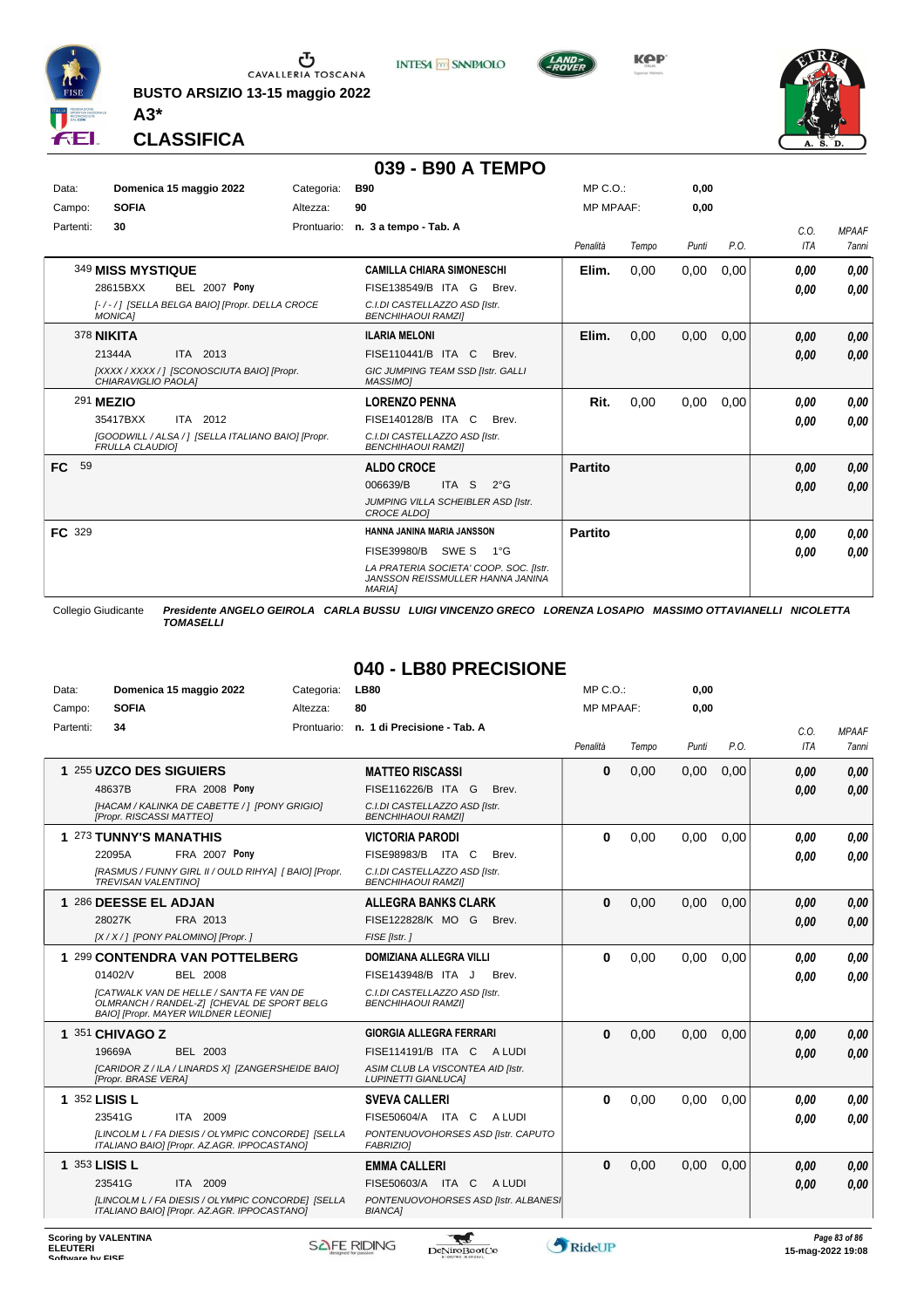BUSTO ARSIZIO 13-15 maggio 2022

A3*

CLASSIFICA

## 039 - B90 A TEMPO

| Data: | Domenica 15 maggio 2022 | Categoria: | B90 | MP C.O.: | 0,00 |
|---|---|---|---|---|---|
| Campo: | SOFIA | Altezza: | 90 | MP MPAAF: | 0,00 |
| Partenti: | 30 | Prontuario: | n. 3 a tempo - Tab. A | | |

| Cavallo | Cavaliere | Penalità | Tempo | Punti | P.O. | C.O. ITA | MPAAF 7anni |
|---|---|---|---|---|---|---|---|
| 349 **MISS MYSTIQUE** 28615BXX BEL 2007 **Pony** [-/-/] [SELLA BELGA BAIO] [Propr. DELLA CROCE MONICA] | **CAMILLA CHIARA SIMONESCHI** FISE138549/B ITA G Brev. C.I.DI CASTELLAZZO ASD [Istr. BENCHIAHOUI RAMZI] | **Elim.** | 0,00 | 0,00 | 0,00 | 0,00 / 0,00 | 0,00 / 0,00 |
| 378 **NIKITA** 21344A ITA 2013 [XXXX / XXXX / ] [SCONOSCIUTA BAIO] [Propr. CHIARAVIGLIO PAOLA] | **ILARIA MELONI** FISE110441/B ITA C Brev. GIC JUMPING TEAM SSD [Istr. GALLI MASSIMO] | **Elim.** | 0,00 | 0,00 | 0,00 | 0,00 / 0,00 | 0,00 / 0,00 |
| 291 **MEZIO** 35417BXX ITA 2012 [GOODWILL / ALSA / ] [SELLA ITALIANO BAIO] [Propr. FRULLA CLAUDIO] | **LORENZO PENNA** FISE140128/B ITA C Brev. C.I.DI CASTELLAZZO ASD [Istr. BENCHIAHOUI RAMZI] | **Rit.** | 0,00 | 0,00 | 0,00 | 0,00 / 0,00 | 0,00 / 0,00 |
| **FC** 59 | **ALDO CROCE** 006639/B ITA S 2°G JUMPING VILLA SCHEIBLER ASD [Istr. CROCE ALDO] | **Partito** | | | | 0,00 / 0,00 | 0,00 / 0,00 |
| **FC** 329 | **HANNA JANINA MARIA JANSSON** FISE39980/B SWE S 1°G LA PRATERIA SOCIETA' COOP. SOC. [Istr. JANSSON REISSMULLER HANNA JANINA MARIA] | **Partito** | | | | 0,00 / 0,00 | 0,00 / 0,00 |

Collegio Giudicante *Presidente ANGELO GEIROLA CARLA BUSSU LUIGI VINCENZO GRECO LORENZA LOSAPIO MASSIMO OTTAVIANELLI NICOLETTA TOMASELLI*

## 040 - LB80 PRECISIONE

| Data: | Domenica 15 maggio 2022 | Categoria: | LB80 | MP C.O.: | 0,00 |
|---|---|---|---|---|---|
| Campo: | SOFIA | Altezza: | 80 | MP MPAAF: | 0,00 |
| Partenti: | 34 | Prontuario: | n. 1 di Precisione - Tab. A | | |

| Cavallo | Cavaliere | Penalità | Tempo | Punti | P.O. | C.O. ITA | MPAAF 7anni |
|---|---|---|---|---|---|---|---|
| **1** 255 **UZCO DES SIGUIERS** 48637B FRA 2008 **Pony** [HACAM / KALINKA DE CABETTE / ] [PONY GRIGIO] [Propr. RISCASSI MATTEO] | **MATTEO RISCASSI** FISE116226/B ITA G Brev. C.I.DI CASTELLAZZO ASD [Istr. BENCHIAHOUI RAMZI] | **0** | 0,00 | 0,00 | 0,00 | 0,00 / 0,00 | 0,00 / 0,00 |
| **1** 273 **TUNNY'S MANATHIS** 22095A FRA 2007 **Pony** [RASMUS / FUNNY GIRL II / OULD RIHYA] [ BAIO] [Propr. TREVISAN VALENTINO] | **VICTORIA PARODI** FISE98983/B ITA C Brev. C.I.DI CASTELLAZZO ASD [Istr. BENCHIAHOUI RAMZI] | **0** | 0,00 | 0,00 | 0,00 | 0,00 / 0,00 | 0,00 / 0,00 |
| **1** 286 **DEESSE EL ADJAN** 28027K FRA 2013 [X / X / ] [PONY PALOMINO] [Propr. ] | **ALLEGRA BANKS CLARK** FISE122828/K MO G Brev. FISE [Istr. ] | **0** | 0,00 | 0,00 | 0,00 | 0,00 / 0,00 | 0,00 / 0,00 |
| **1** 299 **CONTENDRA VAN POTTELBERG** 01402/V BEL 2008 [CATWALK VAN DE HELLE / SAN'TA FE VAN DE OLMRANCH / RANDEL-Z] [CHEVAL DE SPORT BELG BAIO] [Propr. MAYER WILDNER LEONIE] | **DOMIZIANA ALLEGRA VILLI** FISE143948/B ITA J Brev. C.I.DI CASTELLAZZO ASD [Istr. BENCHIAHOUI RAMZI] | **0** | 0,00 | 0,00 | 0,00 | 0,00 / 0,00 | 0,00 / 0,00 |
| **1** 351 **CHIVAGO Z** 19669A BEL 2003 [CARIDOR Z / ILA / LINARDS X] [ZANGERSHEIDE BAIO] [Propr. BRASE VERA] | **GIORGIA ALLEGRA FERRARI** FISE114191/B ITA C A LUDI ASIM CLUB LA VISCONTEA AID [Istr. LUPINETTI GIANLUCA] | **0** | 0,00 | 0,00 | 0,00 | 0,00 / 0,00 | 0,00 / 0,00 |
| **1** 352 **LISIS L** 23541G ITA 2009 [LINCOLM L / FA DIESIS / OLYMPIC CONCORDE] [SELLA ITALIANO BAIO] [Propr. AZ.AGR. IPPOCASTANO] | **SVEVA CALLERI** FISE50604/A ITA C A LUDI PONTENUOVOHORSES ASD [Istr. CAPUTO FABRIZIO] | **0** | 0,00 | 0,00 | 0,00 | 0,00 / 0,00 | 0,00 / 0,00 |
| **1** 353 **LISIS L** 23541G ITA 2009 [LINCOLM L / FA DIESIS / OLYMPIC CONCORDE] [SELLA ITALIANO BAIO] [Propr. AZ.AGR. IPPOCASTANO] | **EMMA CALLERI** FISE50603/A ITA C A LUDI PONTENUOVOHORSES ASD [Istr. ALBANESI BIANCA] | **0** | 0,00 | 0,00 | 0,00 | 0,00 / 0,00 | 0,00 / 0,00 |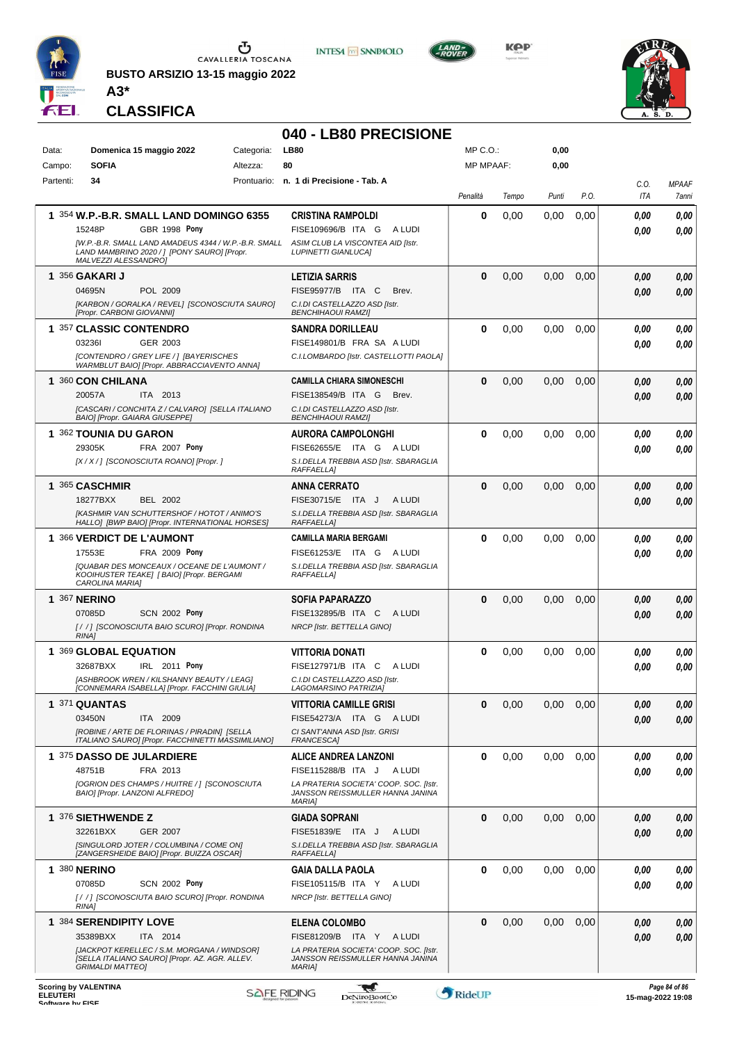BUSTO ARSIZIO 13-15 maggio 2022

**A3***

## CLASSIFICA

# 040 - LB80 PRECISIONE

| | | | | | |
|---|---|---|---|---|---|
| Data: | Domenica 15 maggio 2022 | Categoria: | LB80 | MP C.O.: | 0,00 |
| Campo: | SOFIA | Altezza: | 80 | MP MPAAF: | 0,00 |
| Partenti: | 34 | Prontuario: | n. 1 di Precisione - Tab. A | | |

| Cl. | Cavallo | Cavaliere | Penalità | Tempo | Punti | P.O. | C.O. ITA | MPAAF 7anni |
|---|---|---|---|---|---|---|---|---|
| 1 | 354 **W.P.-B.R. SMALL LAND DOMINGO 6355**<br>15248P GBR 1998 **Pony**<br>*[W.P.-B.R. SMALL LAND AMADEUS 4344 / W.P.-B.R. SMALL LAND MAMBRINO 2020 / ] [PONY SAURO] [Propr. MALVEZZI ALESSANDRO]* | **CRISTINA RAMPOLDI**<br>FISE109696/B ITA G A LUDI<br>*ASIM CLUB LA VISCONTEA AID [Istr. LUPINETTI GIANLUCA]* | 0 | 0,00 | 0,00 | 0,00 | 0,00<br>0,00 | 0,00<br>0,00 |
| 1 | 356 **GAKARI J**<br>04695N POL 2009<br>*[KARBON / GORALKA / REVEL] [SCONOSCIUTA SAURO] [Propr. CARBONI GIOVANNI]* | **LETIZIA SARRIS**<br>FISE95977/B ITA C Brev.<br>*C.I.DI CASTELLAZZO ASD [Istr. BENCHIHAOUI RAMZI]* | 0 | 0,00 | 0,00 | 0,00 | 0,00<br>0,00 | 0,00<br>0,00 |
| 1 | 357 **CLASSIC CONTENDRO**<br>03236I GER 2003<br>*[CONTENDRO / GREY LIFE / ] [BAYERISCHES WARMBLUT BAIO] [Propr. ABBRACCIAVENTO ANNA]* | **SANDRA DORILLEAU**<br>FISE149801/B FRA SA A LUDI<br>*C.I.LOMBARDO [Istr. CASTELLOTTI PAOLA]* | 0 | 0,00 | 0,00 | 0,00 | 0,00<br>0,00 | 0,00<br>0,00 |
| 1 | 360 **CON CHILANA**<br>20057A ITA 2013<br>*[CASCARI / CONCHITA Z / CALVARO] [SELLA ITALIANO BAIO] [Propr. GAIARA GIUSEPPE]* | **CAMILLA CHIARA SIMONESCHI**<br>FISE138549/B ITA G Brev.<br>*C.I.DI CASTELLAZZO ASD [Istr. BENCHIHAOUI RAMZI]* | 0 | 0,00 | 0,00 | 0,00 | 0,00<br>0,00 | 0,00<br>0,00 |
| 1 | 362 **TOUNIA DU GARON**<br>29305K FRA 2007 **Pony**<br>*[X / X / ] [SCONOSCIUTA ROANO] [Propr. ]* | **AURORA CAMPOLONGHI**<br>FISE62655/E ITA G A LUDI<br>*S.I.DELLA TREBBIA ASD [Istr. SBARAGLIA RAFFAELLA]* | 0 | 0,00 | 0,00 | 0,00 | 0,00<br>0,00 | 0,00<br>0,00 |
| 1 | 365 **CASCHMIR**<br>18277BXX BEL 2002<br>*[KASHMIR VAN SCHUTTERSHOF / HOTOT / ANIMO'S HALLO] [BWP BAIO] [Propr. INTERNATIONAL HORSES]* | **ANNA CERRATO**<br>FISE30715/E ITA J A LUDI<br>*S.I.DELLA TREBBIA ASD [Istr. SBARAGLIA RAFFAELLA]* | 0 | 0,00 | 0,00 | 0,00 | 0,00<br>0,00 | 0,00<br>0,00 |
| 1 | 366 **VERDICT DE L'AUMONT**<br>17553E FRA 2009 **Pony**<br>*[QUABAR DES MONCEAUX / OCEANE DE L'AUMONT / KOOIHUSTER TEAKE] [ BAIO] [Propr. BERGAMI CAROLINA MARIA]* | **CAMILLA MARIA BERGAMI**<br>FISE61253/E ITA G A LUDI<br>*S.I.DELLA TREBBIA ASD [Istr. SBARAGLIA RAFFAELLA]* | 0 | 0,00 | 0,00 | 0,00 | 0,00<br>0,00 | 0,00<br>0,00 |
| 1 | 367 **NERINO**<br>07085D SCN 2002 **Pony**<br>*[ / / ] [SCONOSCIUTA BAIO SCURO] [Propr. RONDINA RINA]* | **SOFIA PAPARAZZO**<br>FISE132895/B ITA C A LUDI<br>*NRCP [Istr. BETTELLA GINO]* | 0 | 0,00 | 0,00 | 0,00 | 0,00<br>0,00 | 0,00<br>0,00 |
| 1 | 369 **GLOBAL EQUATION**<br>32687BXX IRL 2011 **Pony**<br>*[ASHBROOK WREN / KILSHANNY BEAUTY / LEAG] [CONNEMARA ISABELLA] [Propr. FACCHINI GIULIA]* | **VITTORIA DONATI**<br>FISE127971/B ITA C A LUDI<br>*C.I.DI CASTELLAZZO ASD [Istr. LAGOMARSINO PATRIZIA]* | 0 | 0,00 | 0,00 | 0,00 | 0,00<br>0,00 | 0,00<br>0,00 |
| 1 | 371 **QUANTAS**<br>03450N ITA 2009<br>*[ROBINE / ARTE DE FLORINAS / PIRADIN] [SELLA ITALIANO SAURO] [Propr. FACCHINETTI MASSIMILIANO]* | **VITTORIA CAMILLE GRISI**<br>FISE54273/A ITA G A LUDI<br>*CI SANT'ANNA ASD [Istr. GRISI FRANCESCA]* | 0 | 0,00 | 0,00 | 0,00 | 0,00<br>0,00 | 0,00<br>0,00 |
| 1 | 375 **DASSO DE JULARDIERE**<br>48751B FRA 2013<br>*[OGRION DES CHAMPS / HUITRE / ] [SCONOSCIUTA BAIO] [Propr. LANZONI ALFREDO]* | **ALICE ANDREA LANZONI**<br>FISE115288/B ITA J A LUDI<br>*LA PRATERIA SOCIETA' COOP. SOC. [Istr. JANSSON REISSMULLER HANNA JANINA MARIA]* | 0 | 0,00 | 0,00 | 0,00 | 0,00<br>0,00 | 0,00<br>0,00 |
| 1 | 376 **SIETHWENDE Z**<br>32261BXX GER 2007<br>*[SINGULORD JOTER / COLUMBINA / COME ON] [ZANGERSHEIDE BAIO] [Propr. BUIZZA OSCAR]* | **GIADA SOPRANI**<br>FISE51839/E ITA J A LUDI<br>*S.I.DELLA TREBBIA ASD [Istr. SBARAGLIA RAFFAELLA]* | 0 | 0,00 | 0,00 | 0,00 | 0,00<br>0,00 | 0,00<br>0,00 |
| 1 | 380 **NERINO**<br>07085D SCN 2002 **Pony**<br>*[ / / ] [SCONOSCIUTA BAIO SCURO] [Propr. RONDINA RINA]* | **GAIA DALLA PAOLA**<br>FISE105115/B ITA Y A LUDI<br>*NRCP [Istr. BETTELLA GINO]* | 0 | 0,00 | 0,00 | 0,00 | 0,00<br>0,00 | 0,00<br>0,00 |
| 1 | 384 **SERENDIPITY LOVE**<br>35389BXX ITA 2014<br>*[JACKPOT KERELLEC / S.M. MORGANA / WINDSOR] [SELLA ITALIANO SAURO] [Propr. AZ. AGR. ALLEV. GRIMALDI MATTEO]* | **ELENA COLOMBO**<br>FISE81209/B ITA Y A LUDI<br>*LA PRATERIA SOCIETA' COOP. SOC. [Istr. JANSSON REISSMULLER HANNA JANINA MARIA]* | 0 | 0,00 | 0,00 | 0,00 | 0,00<br>0,00 | 0,00<br>0,00 |

Scoring by VALENTINA ELEUTERI
Software by FISE

15-mag-2022 19:08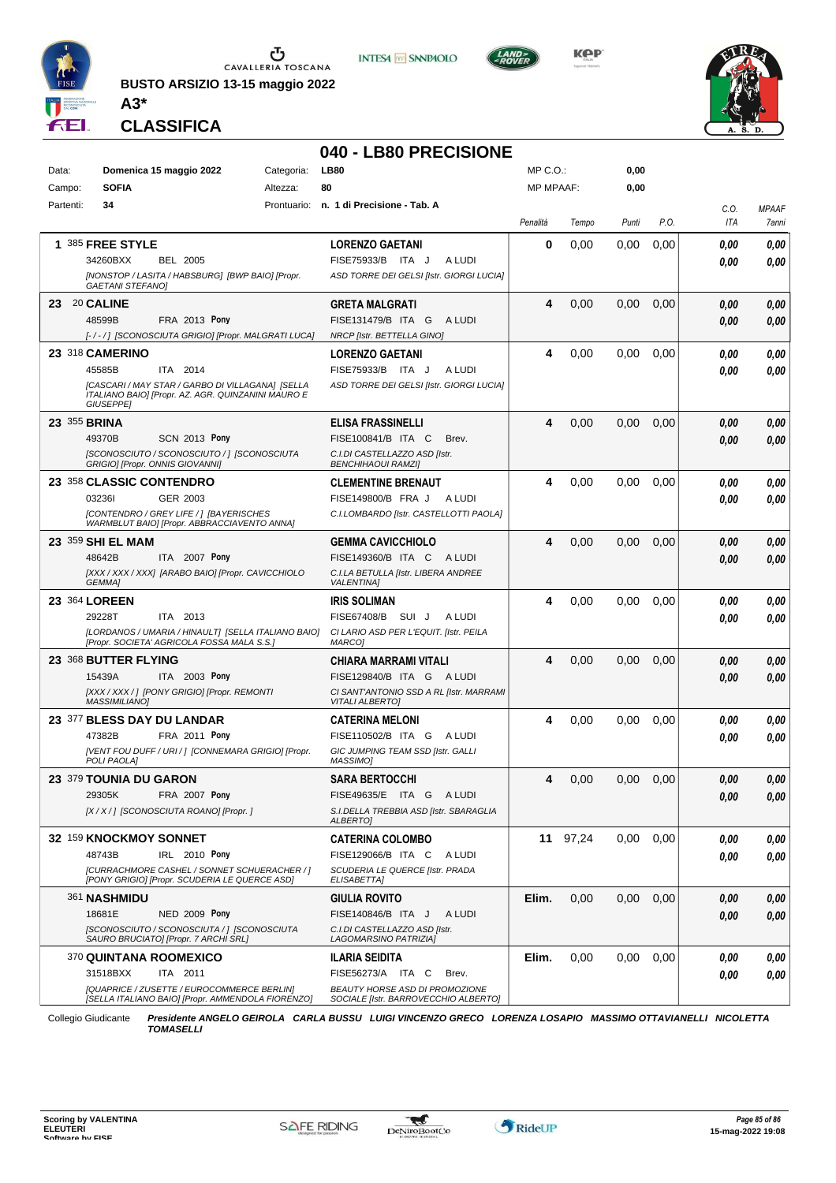**BUSTO ARSIZIO 13-15 maggio 2022**

**A3***

**CLASSIFICA**

## 040 - LB80 PRECISIONE

| | | | | | |
|---|---|---|---|---|---|
| Data: | **Domenica 15 maggio 2022** | Categoria: | **LB80** | MP C.O.: | **0,00** |
| Campo: | **SOFIA** | Altezza: | **80** | MP MPAAF: | **0,00** |
| Partenti: | **34** | Prontuario: | **n. 1 di Precisione - Tab. A** | | |

| Cl. | N. | Cavallo | Cavaliere | Penalità | Tempo | Punti | P.O. | C.O. ITA | MPAAF 7anni |
|---|---|---|---|---|---|---|---|---|---|
| 1 | 385 | **FREE STYLE**<br>34260BXX BEL 2005<br>*[NONSTOP / LASITA / HABSBURG] [BWP BAIO] [Propr. GAETANI STEFANO]* | **LORENZO GAETANI**<br>FISE75933/B ITA J A LUDI<br>*ASD TORRE DEI GELSI [Istr. GIORGI LUCIA]* | **0** | 0,00 | 0,00 | 0,00 | *0,00*<br>*0,00* | *0,00*<br>*0,00* |
| 23 | 20 | **CALINE**<br>48599B FRA 2013 **Pony**<br>*[- / - / ] [SCONOSCIUTA GRIGIO] [Propr. MALGRATI LUCA]* | **GRETA MALGRATI**<br>FISE131479/B ITA G A LUDI<br>*NRCP [Istr. BETTELLA GINO]* | **4** | 0,00 | 0,00 | 0,00 | *0,00*<br>*0,00* | *0,00*<br>*0,00* |
| 23 | 318 | **CAMERINO**<br>45585B ITA 2014<br>*[CASCARI / MAY STAR / GARBO DI VILLAGANA] [SELLA ITALIANO BAIO] [Propr. AZ. AGR. QUINZANINI MAURO E GIUSEPPE]* | **LORENZO GAETANI**<br>FISE75933/B ITA J A LUDI<br>*ASD TORRE DEI GELSI [Istr. GIORGI LUCIA]* | **4** | 0,00 | 0,00 | 0,00 | *0,00*<br>*0,00* | *0,00*<br>*0,00* |
| 23 | 355 | **BRINA**<br>49370B SCN 2013 **Pony**<br>*[SCONOSCIUTO / SCONOSCIUTO / ] [SCONOSCIUTA GRIGIO] [Propr. ONNIS GIOVANNI]* | **ELISA FRASSINELLI**<br>FISE100841/B ITA C Brev.<br>*C.I.DI CASTELLAZZO ASD [Istr. BENCHIHAOUI RAMZI]* | **4** | 0,00 | 0,00 | 0,00 | *0,00*<br>*0,00* | *0,00*<br>*0,00* |
| 23 | 358 | **CLASSIC CONTENDRO**<br>03236I GER 2003<br>*[CONTENDRO / GREY LIFE / ] [BAYERISCHES WARMBLUT BAIO] [Propr. ABBRACCIAVENTO ANNA]* | **CLEMENTINE BRENAUT**<br>FISE149800/B FRA J A LUDI<br>*C.I.LOMBARDO [Istr. CASTELLOTTI PAOLA]* | **4** | 0,00 | 0,00 | 0,00 | *0,00*<br>*0,00* | *0,00*<br>*0,00* |
| 23 | 359 | **SHI EL MAM**<br>48642B ITA 2007 **Pony**<br>*[XXX / XXX / XXX] [ARABO BAIO] [Propr. CAVICCHIOLO GEMMA]* | **GEMMA CAVICCHIOLO**<br>FISE149360/B ITA C A LUDI<br>*C.I.LA BETULLA [Istr. LIBERA ANDREE VALENTINA]* | **4** | 0,00 | 0,00 | 0,00 | *0,00*<br>*0,00* | *0,00*<br>*0,00* |
| 23 | 364 | **LOREEN**<br>29228T ITA 2013<br>*[LORDANOS / UMARIA / HINAULT] [SELLA ITALIANO BAIO] [Propr. SOCIETA' AGRICOLA FOSSA MALA S.S.]* | **IRIS SOLIMAN**<br>FISE67408/B SUI J A LUDI<br>*CI LARIO ASD PER L'EQUIT. [Istr. PEILA MARCO]* | **4** | 0,00 | 0,00 | 0,00 | *0,00*<br>*0,00* | *0,00*<br>*0,00* |
| 23 | 368 | **BUTTER FLYING**<br>15439A ITA 2003 **Pony**<br>*[XXX / XXX / ] [PONY GRIGIO] [Propr. REMONTI MASSIMILIANO]* | **CHIARA MARRAMI VITALI**<br>FISE129840/B ITA G A LUDI<br>*CI SANT'ANTONIO SSD A RL [Istr. MARRAMI VITALI ALBERTO]* | **4** | 0,00 | 0,00 | 0,00 | *0,00*<br>*0,00* | *0,00*<br>*0,00* |
| 23 | 377 | **BLESS DAY DU LANDAR**<br>47382B FRA 2011 **Pony**<br>*[VENT FOU DUFF / URI / ] [CONNEMARA GRIGIO] [Propr. POLI PAOLA]* | **CATERINA MELONI**<br>FISE110502/B ITA G A LUDI<br>*GIC JUMPING TEAM SSD [Istr. GALLI MASSIMO]* | **4** | 0,00 | 0,00 | 0,00 | *0,00*<br>*0,00* | *0,00*<br>*0,00* |
| 23 | 379 | **TOUNIA DU GARON**<br>29305K FRA 2007 **Pony**<br>*[X / X / ] [SCONOSCIUTA ROANO] [Propr. ]* | **SARA BERTOCCHI**<br>FISE49635/E ITA G A LUDI<br>*S.I.DELLA TREBBIA ASD [Istr. SBARAGLIA ALBERTO]* | **4** | 0,00 | 0,00 | 0,00 | *0,00*<br>*0,00* | *0,00*<br>*0,00* |
| 32 | 159 | **KNOCKMOY SONNET**<br>48743B IRL 2010 **Pony**<br>*[CURRACHMORE CASHEL / SONNET SCHUERACHER / ] [PONY GRIGIO] [Propr. SCUDERIA LE QUERCE ASD]* | **CATERINA COLOMBO**<br>FISE129066/B ITA C A LUDI<br>*SCUDERIA LE QUERCE [Istr. PRADA ELISABETTA]* | **11** | 97,24 | 0,00 | 0,00 | *0,00*<br>*0,00* | *0,00*<br>*0,00* |
| | 361 | **NASHMIDU**<br>18681E NED 2009 **Pony**<br>*[SCONOSCIUTO / SCONOSCIUTA / ] [SCONOSCIUTA SAURO BRUCIATO] [Propr. 7 ARCHI SRL]* | **GIULIA ROVITO**<br>FISE140846/B ITA J A LUDI<br>*C.I.DI CASTELLAZZO ASD [Istr. LAGOMARSINO PATRIZIA]* | **Elim.** | 0,00 | 0,00 | 0,00 | *0,00*<br>*0,00* | *0,00*<br>*0,00* |
| | 370 | **QUINTANA ROOMEXICO**<br>31518BXX ITA 2011<br>*[QUAPRICE / ZUSETTE / EUROCOMMERCE BERLIN] [SELLA ITALIANO BAIO] [Propr. AMMENDOLA FIORENZO]* | **ILARIA SEIDITA**<br>FISE56273/A ITA C Brev.<br>*BEAUTY HORSE ASD DI PROMOZIONE SOCIALE [Istr. BARROVECCHIO ALBERTO]* | **Elim.** | 0,00 | 0,00 | 0,00 | *0,00*<br>*0,00* | *0,00*<br>*0,00* |

Collegio Giudicante *Presidente ANGELO GEIROLA CARLA BUSSU LUIGI VINCENZO GRECO LORENZA LOSAPIO MASSIMO OTTAVIANELLI NICOLETTA TOMASELLI*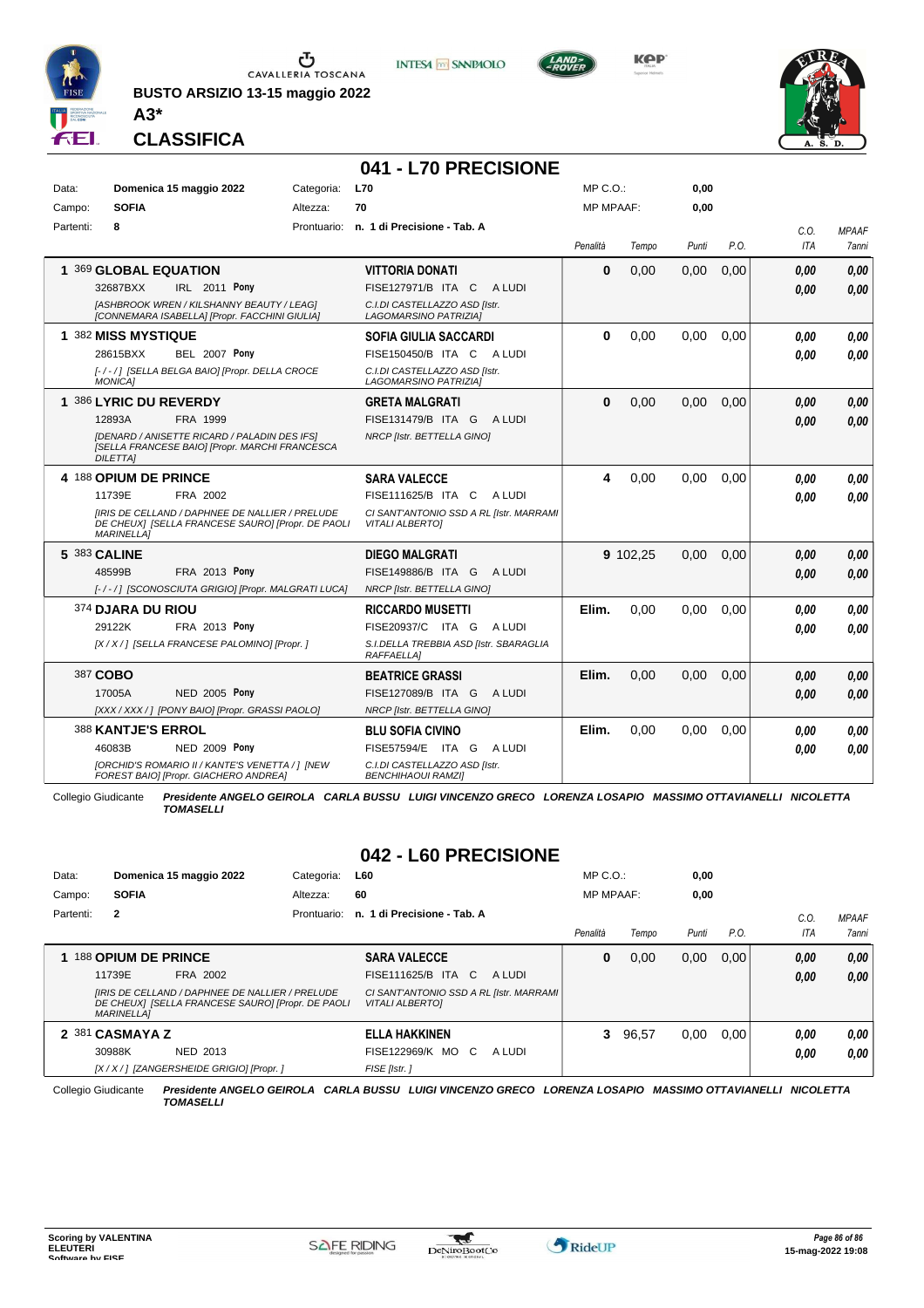CAVALLERIA TOSCANA

**BUSTO ARSIZIO 13-15 maggio 2022**

**A3***

**CLASSIFICA**

## 041 - L70 PRECISIONE

| | | | | | |
|---|---|---|---|---|---|
| Data: | **Domenica 15 maggio 2022** | Categoria: | **L70** | MP C.O.: | **0,00** |
| Campo: | **SOFIA** | Altezza: | **70** | MP MPAAF: | **0,00** |
| Partenti: | **8** | Prontuario: | **n. 1 di Precisione - Tab. A** | | |

| Pos. | Cavallo | Cavaliere | Penalità | Tempo | Punti | P.O. | C.O. ITA | MPAAF 7anni |
|---|---|---|---|---|---|---|---|---|
| 1 | 369 **GLOBAL EQUATION** 32687BXX IRL 2011 **Pony** [ASHBROOK WREN / KILSHANNY BEAUTY / LEAG] [CONNEMARA ISABELLA] [Propr. FACCHINI GIULIA] | **VITTORIA DONATI** FISE127971/B ITA C A LUDI C.I.DI CASTELLAZZO ASD [Istr. LAGOMARSINO PATRIZIA] | **0** | 0,00 | 0,00 | 0,00 | ***0,00*** ***0,00*** | ***0,00*** ***0,00*** |
| 1 | 382 **MISS MYSTIQUE** 28615BXX BEL 2007 **Pony** [-/-/] [SELLA BELGA BAIO] [Propr. DELLA CROCE MONICA] | **SOFIA GIULIA SACCARDI** FISE150450/B ITA C A LUDI C.I.DI CASTELLAZZO ASD [Istr. LAGOMARSINO PATRIZIA] | **0** | 0,00 | 0,00 | 0,00 | ***0,00*** ***0,00*** | ***0,00*** ***0,00*** |
| 1 | 386 **LYRIC DU REVERDY** 12893A FRA 1999 [DENARD / ANISETTE RICARD / PALADIN DES IFS] [SELLA FRANCESE BAIO] [Propr. MARCHI FRANCESCA DILETTA] | **GRETA MALGRATI** FISE131479/B ITA G A LUDI NRCP [Istr. BETTELLA GINO] | **0** | 0,00 | 0,00 | 0,00 | ***0,00*** ***0,00*** | ***0,00*** ***0,00*** |
| 4 | 188 **OPIUM DE PRINCE** 11739E FRA 2002 [IRIS DE CELLAND / DAPHNEE DE NALLIER / PRELUDE DE CHEUX] [SELLA FRANCESE SAURO] [Propr. DE PAOLI MARINELLA] | **SARA VALECCE** FISE111625/B ITA C A LUDI CI SANT'ANTONIO SSD A RL [Istr. MARRAMI VITALI ALBERTO] | **4** | 0,00 | 0,00 | 0,00 | ***0,00*** ***0,00*** | ***0,00*** ***0,00*** |
| 5 | 383 **CALINE** 48599B FRA 2013 **Pony** [-/-/] [SCONOSCIUTA GRIGIO] [Propr. MALGRATI LUCA] | **DIEGO MALGRATI** FISE149886/B ITA G A LUDI NRCP [Istr. BETTELLA GINO] | **9** | 102,25 | 0,00 | 0,00 | ***0,00*** ***0,00*** | ***0,00*** ***0,00*** |
| | 374 **DJARA DU RIOU** 29122K FRA 2013 **Pony** [X / X / ] [SELLA FRANCESE PALOMINO] [Propr. ] | **RICCARDO MUSETTI** FISE20937/C ITA G A LUDI S.I.DELLA TREBBIA ASD [Istr. SBARAGLIA RAFFAELLA] | **Elim.** | 0,00 | 0,00 | 0,00 | ***0,00*** ***0,00*** | ***0,00*** ***0,00*** |
| | 387 **COBO** 17005A NED 2005 **Pony** [XXX / XXX / ] [PONY BAIO] [Propr. GRASSI PAOLO] | **BEATRICE GRASSI** FISE127089/B ITA G A LUDI NRCP [Istr. BETTELLA GINO] | **Elim.** | 0,00 | 0,00 | 0,00 | ***0,00*** ***0,00*** | ***0,00*** ***0,00*** |
| | 388 **KANTJE'S ERROL** 46083B NED 2009 **Pony** [ORCHID'S ROMARIO II / KANTE'S VENETTA / ] [NEW FOREST BAIO] [Propr. GIACHERO ANDREA] | **BLU SOFIA CIVINO** FISE57594/E ITA G A LUDI C.I.DI CASTELLAZZO ASD [Istr. BENCHIHAOUI RAMZI] | **Elim.** | 0,00 | 0,00 | 0,00 | ***0,00*** ***0,00*** | ***0,00*** ***0,00*** |

Collegio Giudicante ***Presidente ANGELO GEIROLA CARLA BUSSU LUIGI VINCENZO GRECO LORENZA LOSAPIO MASSIMO OTTAVIANELLI NICOLETTA TOMASELLI***

## 042 - L60 PRECISIONE

| | | | | | |
|---|---|---|---|---|---|
| Data: | **Domenica 15 maggio 2022** | Categoria: | **L60** | MP C.O.: | **0,00** |
| Campo: | **SOFIA** | Altezza: | **60** | MP MPAAF: | **0,00** |
| Partenti: | **2** | Prontuario: | **n. 1 di Precisione - Tab. A** | | |

| Pos. | Cavallo | Cavaliere | Penalità | Tempo | Punti | P.O. | C.O. ITA | MPAAF 7anni |
|---|---|---|---|---|---|---|---|---|
| 1 | 188 **OPIUM DE PRINCE** 11739E FRA 2002 [IRIS DE CELLAND / DAPHNEE DE NALLIER / PRELUDE DE CHEUX] [SELLA FRANCESE SAURO] [Propr. DE PAOLI MARINELLA] | **SARA VALECCE** FISE111625/B ITA C A LUDI CI SANT'ANTONIO SSD A RL [Istr. MARRAMI VITALI ALBERTO] | **0** | 0,00 | 0,00 | 0,00 | ***0,00*** ***0,00*** | ***0,00*** ***0,00*** |
| 2 | 381 **CASMAYA Z** 30988K NED 2013 [X / X / ] [ZANGERSHEIDE GRIGIO] [Propr. ] | **ELLA HAKKINEN** FISE122969/K MO C A LUDI FISE [Istr. ] | **3** | 96,57 | 0,00 | 0,00 | ***0,00*** ***0,00*** | ***0,00*** ***0,00*** |

Collegio Giudicante ***Presidente ANGELO GEIROLA CARLA BUSSU LUIGI VINCENZO GRECO LORENZA LOSAPIO MASSIMO OTTAVIANELLI NICOLETTA TOMASELLI***

**Scoring by VALENTINA ELEUTERI**
Software by FISE

**15-mag-2022 19:08**